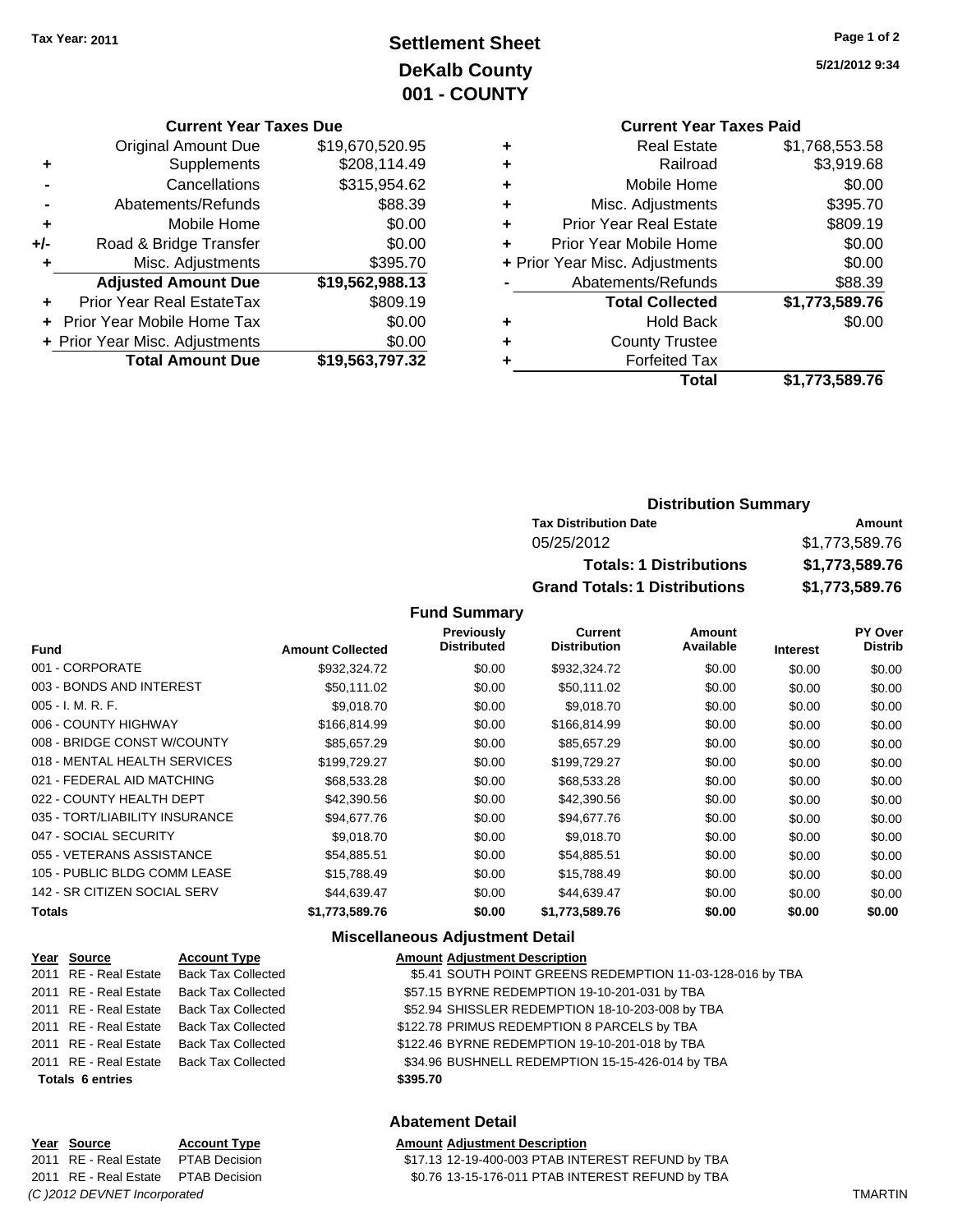Tax Year: 2011

# Settlement Sheet
## DeKalb County
## 001 - COUNTY

5/21/2012 9:34

### Current Year Taxes Due

| | | |
|---|---|---|
| | Original Amount Due | $19,670,520.95 |
| + | Supplements | $208,114.49 |
| - | Cancellations | $315,954.62 |
| - | Abatements/Refunds | $88.39 |
| + | Mobile Home | $0.00 |
| +/- | Road & Bridge Transfer | $0.00 |
| + | Misc. Adjustments | $395.70 |
| | **Adjusted Amount Due** | **$19,562,988.13** |
| + | Prior Year Real EstateTax | $809.19 |
| + | Prior Year Mobile Home Tax | $0.00 |
| + | Prior Year Misc. Adjustments | $0.00 |
| | **Total Amount Due** | **$19,563,797.32** |

### Current Year Taxes Paid

| | | |
|---|---|---|
| + | Real Estate | $1,768,553.58 |
| + | Railroad | $3,919.68 |
| + | Mobile Home | $0.00 |
| + | Misc. Adjustments | $395.70 |
| + | Prior Year Real Estate | $809.19 |
| + | Prior Year Mobile Home | $0.00 |
| + | Prior Year Misc. Adjustments | $0.00 |
| - | Abatements/Refunds | $88.39 |
| | **Total Collected** | **$1,773,589.76** |
| + | Hold Back | $0.00 |
| + | County Trustee | |
| + | Forfeited Tax | |
| | **Total** | **$1,773,589.76** |

### Distribution Summary

| Tax Distribution Date | Amount |
|---|---|
| 05/25/2012 | $1,773,589.76 |
| **Totals: 1 Distributions** | **$1,773,589.76** |
| **Grand Totals: 1 Distributions** | **$1,773,589.76** |

### Fund Summary

| Fund | Amount Collected | Previously Distributed | Current Distribution | Amount Available | Interest | PY Over Distrib |
|---|---|---|---|---|---|---|
| 001 - CORPORATE | $932,324.72 | $0.00 | $932,324.72 | $0.00 | $0.00 | $0.00 |
| 003 - BONDS AND INTEREST | $50,111.02 | $0.00 | $50,111.02 | $0.00 | $0.00 | $0.00 |
| 005 - I. M. R. F. | $9,018.70 | $0.00 | $9,018.70 | $0.00 | $0.00 | $0.00 |
| 006 - COUNTY HIGHWAY | $166,814.99 | $0.00 | $166,814.99 | $0.00 | $0.00 | $0.00 |
| 008 - BRIDGE CONST W/COUNTY | $85,657.29 | $0.00 | $85,657.29 | $0.00 | $0.00 | $0.00 |
| 018 - MENTAL HEALTH SERVICES | $199,729.27 | $0.00 | $199,729.27 | $0.00 | $0.00 | $0.00 |
| 021 - FEDERAL AID MATCHING | $68,533.28 | $0.00 | $68,533.28 | $0.00 | $0.00 | $0.00 |
| 022 - COUNTY HEALTH DEPT | $42,390.56 | $0.00 | $42,390.56 | $0.00 | $0.00 | $0.00 |
| 035 - TORT/LIABILITY INSURANCE | $94,677.76 | $0.00 | $94,677.76 | $0.00 | $0.00 | $0.00 |
| 047 - SOCIAL SECURITY | $9,018.70 | $0.00 | $9,018.70 | $0.00 | $0.00 | $0.00 |
| 055 - VETERANS ASSISTANCE | $54,885.51 | $0.00 | $54,885.51 | $0.00 | $0.00 | $0.00 |
| 105 - PUBLIC BLDG COMM LEASE | $15,788.49 | $0.00 | $15,788.49 | $0.00 | $0.00 | $0.00 |
| 142 - SR CITIZEN SOCIAL SERV | $44,639.47 | $0.00 | $44,639.47 | $0.00 | $0.00 | $0.00 |
| **Totals** | **$1,773,589.76** | **$0.00** | **$1,773,589.76** | **$0.00** | **$0.00** | **$0.00** |

### Miscellaneous Adjustment Detail

| Year | Source | Account Type | Amount | Adjustment Description |
|---|---|---|---|---|
| 2011 | RE - Real Estate | Back Tax Collected | $5.41 | SOUTH POINT GREENS REDEMPTION 11-03-128-016 by TBA |
| 2011 | RE - Real Estate | Back Tax Collected | $57.15 | BYRNE REDEMPTION 19-10-201-031 by TBA |
| 2011 | RE - Real Estate | Back Tax Collected | $52.94 | SHISSLER REDEMPTION 18-10-203-008 by TBA |
| 2011 | RE - Real Estate | Back Tax Collected | $122.78 | PRIMUS REDEMPTION 8 PARCELS by TBA |
| 2011 | RE - Real Estate | Back Tax Collected | $122.46 | BYRNE REDEMPTION 19-10-201-018 by TBA |
| 2011 | RE - Real Estate | Back Tax Collected | $34.96 | BUSHNELL REDEMPTION 15-15-426-014 by TBA |
| **Totals 6 entries** | | | **$395.70** | |

### Abatement Detail

| Year | Source | Account Type | Amount | Adjustment Description |
|---|---|---|---|---|
| 2011 | RE - Real Estate | PTAB Decision | $17.13 | 12-19-400-003 PTAB INTEREST REFUND by TBA |
| 2011 | RE - Real Estate | PTAB Decision | $0.76 | 13-15-176-011 PTAB INTEREST REFUND by TBA |

(C )2012 DEVNET Incorporated TMARTIN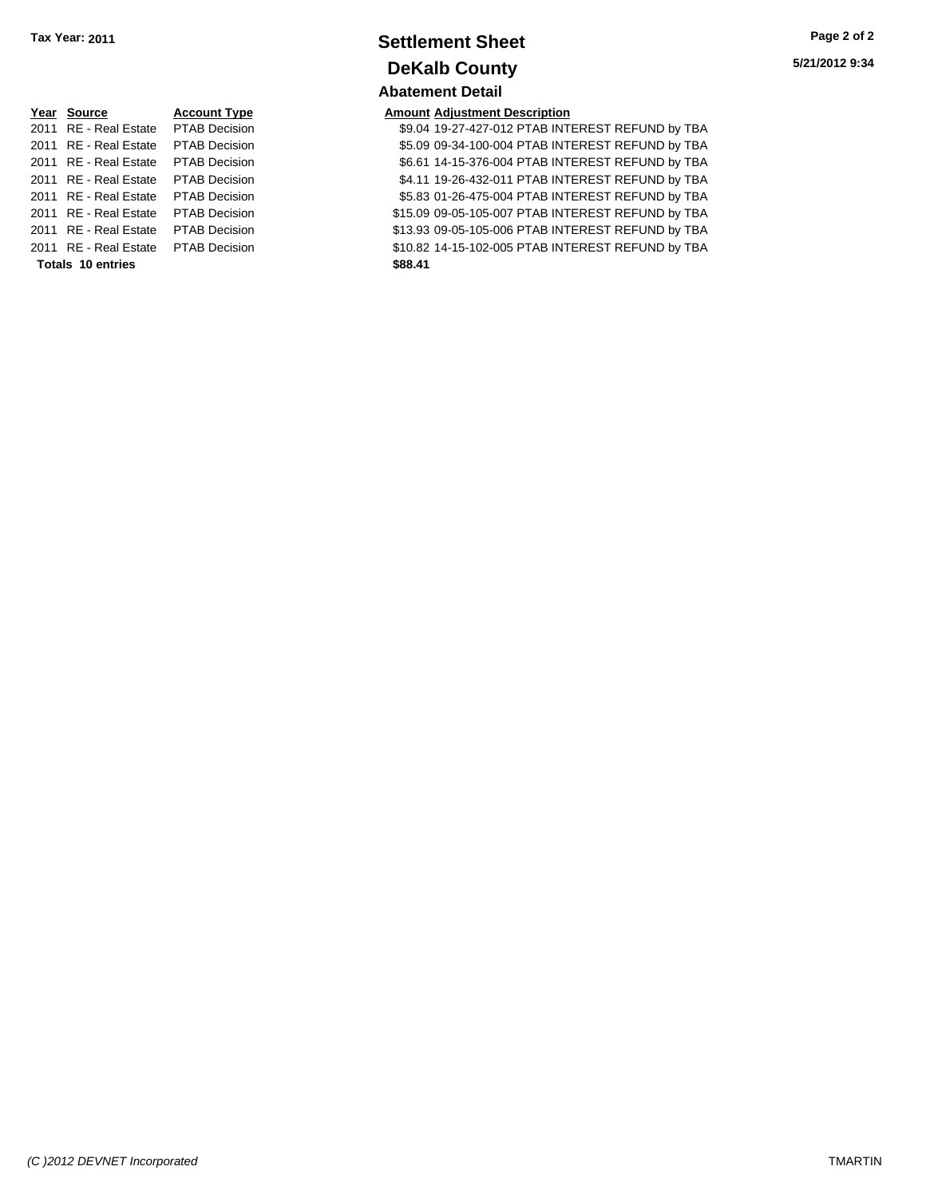**Tax Year: 2011**

# Settlement Sheet

## DeKalb County

### Abatement Detail

| Year | Source | Account Type | Amount | Adjustment Description |
|---|---|---|---|---|
| 2011 | RE - Real Estate | PTAB Decision | $9.04 | 19-27-427-012 PTAB INTEREST REFUND by TBA |
| 2011 | RE - Real Estate | PTAB Decision | $5.09 | 09-34-100-004 PTAB INTEREST REFUND by TBA |
| 2011 | RE - Real Estate | PTAB Decision | $6.61 | 14-15-376-004 PTAB INTEREST REFUND by TBA |
| 2011 | RE - Real Estate | PTAB Decision | $4.11 | 19-26-432-011 PTAB INTEREST REFUND by TBA |
| 2011 | RE - Real Estate | PTAB Decision | $5.83 | 01-26-475-004 PTAB INTEREST REFUND by TBA |
| 2011 | RE - Real Estate | PTAB Decision | $15.09 | 09-05-105-007 PTAB INTEREST REFUND by TBA |
| 2011 | RE - Real Estate | PTAB Decision | $13.93 | 09-05-105-006 PTAB INTEREST REFUND by TBA |
| 2011 | RE - Real Estate | PTAB Decision | $10.82 | 14-15-102-005 PTAB INTEREST REFUND by TBA |
| **Totals** | **10 entries** | | **$88.41** | |

5/21/2012 9:34

(C )2012 DEVNET Incorporated

TMARTIN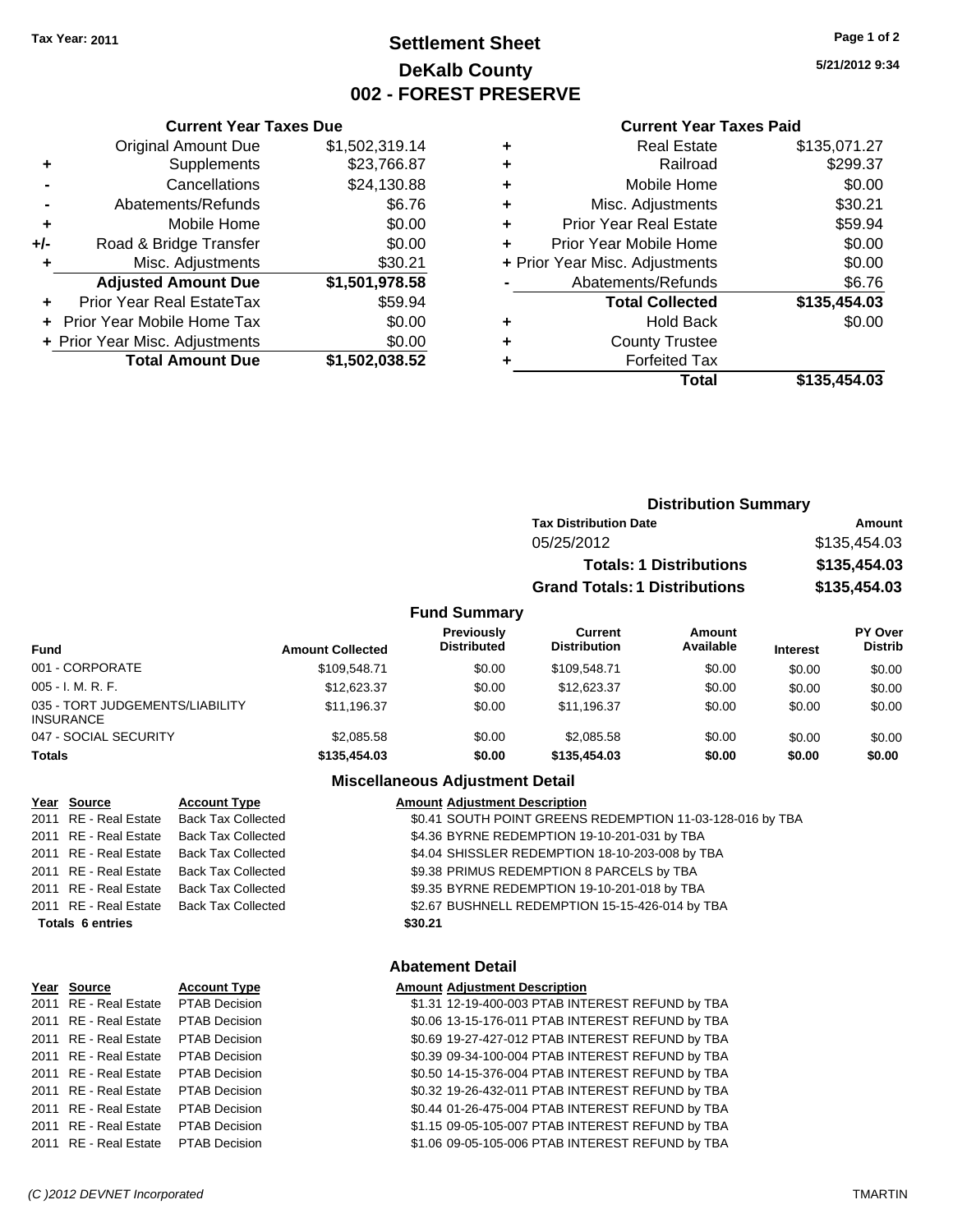**Tax Year: 2011**

# Settlement Sheet
## DeKalb County
## 002 - FOREST PRESERVE

5/21/2012 9:34

### Current Year Taxes Due

| | | |
|---|---|---|
| | Original Amount Due | $1,502,319.14 |
| + | Supplements | $23,766.87 |
| - | Cancellations | $24,130.88 |
| - | Abatements/Refunds | $6.76 |
| + | Mobile Home | $0.00 |
| +/- | Road & Bridge Transfer | $0.00 |
| + | Misc. Adjustments | $30.21 |
| | **Adjusted Amount Due** | **$1,501,978.58** |
| + | Prior Year Real EstateTax | $59.94 |
| + | Prior Year Mobile Home Tax | $0.00 |
| + | Prior Year Misc. Adjustments | $0.00 |
| | **Total Amount Due** | **$1,502,038.52** |

### Current Year Taxes Paid

| | | |
|---|---|---|
| + | Real Estate | $135,071.27 |
| + | Railroad | $299.37 |
| + | Mobile Home | $0.00 |
| + | Misc. Adjustments | $30.21 |
| + | Prior Year Real Estate | $59.94 |
| + | Prior Year Mobile Home | $0.00 |
| + | Prior Year Misc. Adjustments | $0.00 |
| - | Abatements/Refunds | $6.76 |
| | **Total Collected** | **$135,454.03** |
| + | Hold Back | $0.00 |
| + | County Trustee | |
| + | Forfeited Tax | |
| | **Total** | **$135,454.03** |

### Distribution Summary

| Tax Distribution Date | Amount |
|---|---|
| 05/25/2012 | $135,454.03 |
| **Totals: 1 Distributions** | **$135,454.03** |
| **Grand Totals: 1 Distributions** | **$135,454.03** |

### Fund Summary

| Fund | Amount Collected | Previously Distributed | Current Distribution | Amount Available | Interest | PY Over Distrib |
|---|---|---|---|---|---|---|
| 001 - CORPORATE | $109,548.71 | $0.00 | $109,548.71 | $0.00 | $0.00 | $0.00 |
| 005 - I. M. R. F. | $12,623.37 | $0.00 | $12,623.37 | $0.00 | $0.00 | $0.00 |
| 035 - TORT JUDGEMENTS/LIABILITY INSURANCE | $11,196.37 | $0.00 | $11,196.37 | $0.00 | $0.00 | $0.00 |
| 047 - SOCIAL SECURITY | $2,085.58 | $0.00 | $2,085.58 | $0.00 | $0.00 | $0.00 |
| **Totals** | **$135,454.03** | **$0.00** | **$135,454.03** | **$0.00** | **$0.00** | **$0.00** |

### Miscellaneous Adjustment Detail

| Year | Source | Account Type | Amount | Adjustment Description |
|---|---|---|---|---|
| 2011 | RE - Real Estate | Back Tax Collected | $0.41 | SOUTH POINT GREENS REDEMPTION 11-03-128-016 by TBA |
| 2011 | RE - Real Estate | Back Tax Collected | $4.36 | BYRNE REDEMPTION 19-10-201-031 by TBA |
| 2011 | RE - Real Estate | Back Tax Collected | $4.04 | SHISSLER REDEMPTION 18-10-203-008 by TBA |
| 2011 | RE - Real Estate | Back Tax Collected | $9.38 | PRIMUS REDEMPTION 8 PARCELS by TBA |
| 2011 | RE - Real Estate | Back Tax Collected | $9.35 | BYRNE REDEMPTION 19-10-201-018 by TBA |
| 2011 | RE - Real Estate | Back Tax Collected | $2.67 | BUSHNELL REDEMPTION 15-15-426-014 by TBA |
| **Totals 6 entries** | | | **$30.21** | |

### Abatement Detail

| Year | Source | Account Type | Amount | Adjustment Description |
|---|---|---|---|---|
| 2011 | RE - Real Estate | PTAB Decision | $1.31 | 12-19-400-003 PTAB INTEREST REFUND by TBA |
| 2011 | RE - Real Estate | PTAB Decision | $0.06 | 13-15-176-011 PTAB INTEREST REFUND by TBA |
| 2011 | RE - Real Estate | PTAB Decision | $0.69 | 19-27-427-012 PTAB INTEREST REFUND by TBA |
| 2011 | RE - Real Estate | PTAB Decision | $0.39 | 09-34-100-004 PTAB INTEREST REFUND by TBA |
| 2011 | RE - Real Estate | PTAB Decision | $0.50 | 14-15-376-004 PTAB INTEREST REFUND by TBA |
| 2011 | RE - Real Estate | PTAB Decision | $0.32 | 19-26-432-011 PTAB INTEREST REFUND by TBA |
| 2011 | RE - Real Estate | PTAB Decision | $0.44 | 01-26-475-004 PTAB INTEREST REFUND by TBA |
| 2011 | RE - Real Estate | PTAB Decision | $1.15 | 09-05-105-007 PTAB INTEREST REFUND by TBA |
| 2011 | RE - Real Estate | PTAB Decision | $1.06 | 09-05-105-006 PTAB INTEREST REFUND by TBA |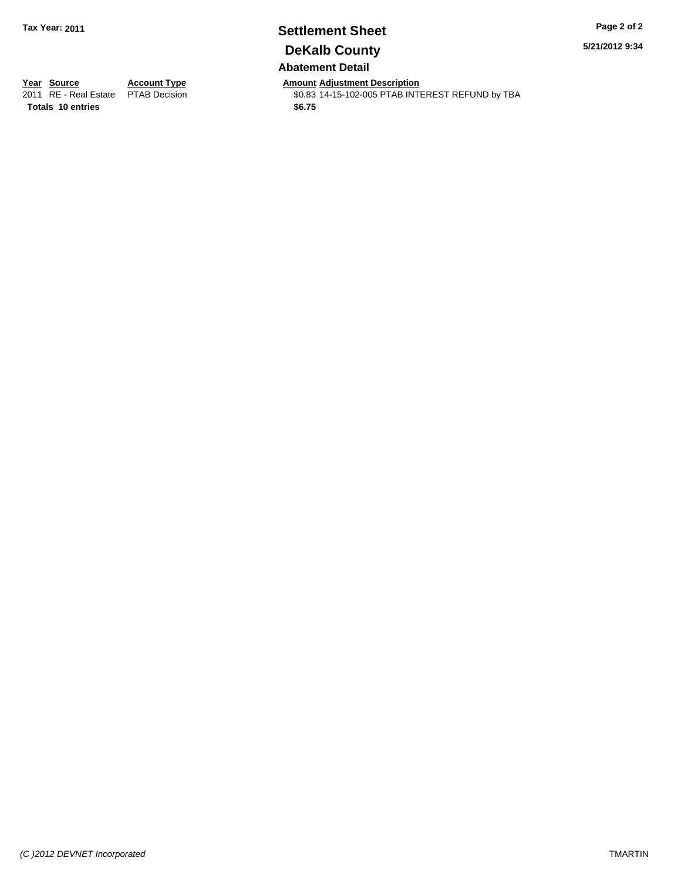**Tax Year: 2011**

# Settlement Sheet

## DeKalb County

### Abatement Detail

| Year | Source | Account Type | Amount | Adjustment Description |
|---|---|---|---|---|
| 2011 | RE - Real Estate | PTAB Decision | $0.83 | 14-15-102-005 PTAB INTEREST REFUND by TBA |
| **Totals** | **10 entries** | | **$6.75** | |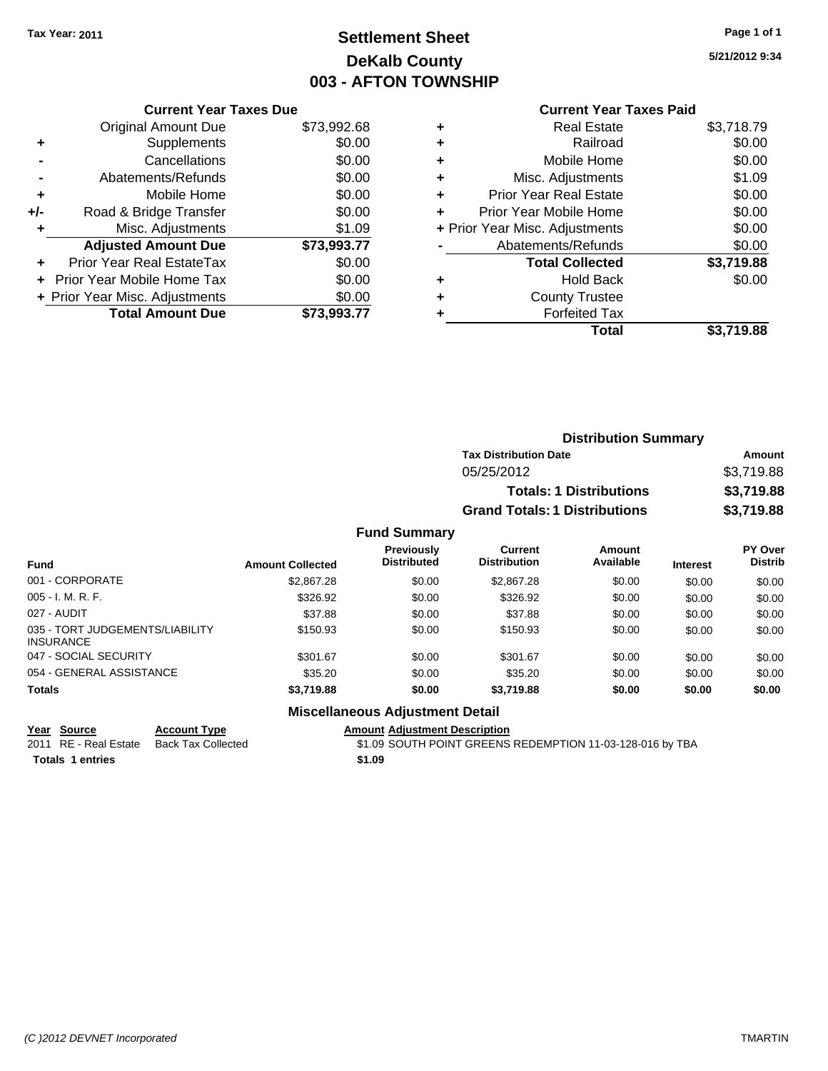Tax Year: 2011

# Settlement Sheet
## DeKalb County
## 003 - AFTON TOWNSHIP

5/21/2012 9:34

### Current Year Taxes Due

| | | |
|---|---|---|
| | Original Amount Due | $73,992.68 |
| + | Supplements | $0.00 |
| - | Cancellations | $0.00 |
| - | Abatements/Refunds | $0.00 |
| + | Mobile Home | $0.00 |
| +/- | Road & Bridge Transfer | $0.00 |
| + | Misc. Adjustments | $1.09 |
| | **Adjusted Amount Due** | **$73,993.77** |
| + | Prior Year Real EstateTax | $0.00 |
| + | Prior Year Mobile Home Tax | $0.00 |
| + | Prior Year Misc. Adjustments | $0.00 |
| | **Total Amount Due** | **$73,993.77** |

### Current Year Taxes Paid

| | | |
|---|---|---|
| + | Real Estate | $3,718.79 |
| + | Railroad | $0.00 |
| + | Mobile Home | $0.00 |
| + | Misc. Adjustments | $1.09 |
| + | Prior Year Real Estate | $0.00 |
| + | Prior Year Mobile Home | $0.00 |
| + | Prior Year Misc. Adjustments | $0.00 |
| - | Abatements/Refunds | $0.00 |
| | **Total Collected** | **$3,719.88** |
| + | Hold Back | $0.00 |
| + | County Trustee | |
| + | Forfeited Tax | |
| | **Total** | **$3,719.88** |

### Distribution Summary

| Tax Distribution Date | Amount |
|---|---|
| 05/25/2012 | $3,719.88 |
| **Totals: 1 Distributions** | **$3,719.88** |
| **Grand Totals: 1 Distributions** | **$3,719.88** |

### Fund Summary

| Fund | Amount Collected | Previously Distributed | Current Distribution | Amount Available | Interest | PY Over Distrib |
|---|---|---|---|---|---|---|
| 001 - CORPORATE | $2,867.28 | $0.00 | $2,867.28 | $0.00 | $0.00 | $0.00 |
| 005 - I. M. R. F. | $326.92 | $0.00 | $326.92 | $0.00 | $0.00 | $0.00 |
| 027 - AUDIT | $37.88 | $0.00 | $37.88 | $0.00 | $0.00 | $0.00 |
| 035 - TORT JUDGEMENTS/LIABILITY INSURANCE | $150.93 | $0.00 | $150.93 | $0.00 | $0.00 | $0.00 |
| 047 - SOCIAL SECURITY | $301.67 | $0.00 | $301.67 | $0.00 | $0.00 | $0.00 |
| 054 - GENERAL ASSISTANCE | $35.20 | $0.00 | $35.20 | $0.00 | $0.00 | $0.00 |
| **Totals** | **$3,719.88** | **$0.00** | **$3,719.88** | **$0.00** | **$0.00** | **$0.00** |

### Miscellaneous Adjustment Detail

| Year | Source | Account Type | Amount | Adjustment Description |
|---|---|---|---|---|
| 2011 | RE - Real Estate | Back Tax Collected | $1.09 | SOUTH POINT GREENS REDEMPTION 11-03-128-016 by TBA |
| **Totals** | **1 entries** | | **$1.09** | |

(C )2012 DEVNET Incorporated — TMARTIN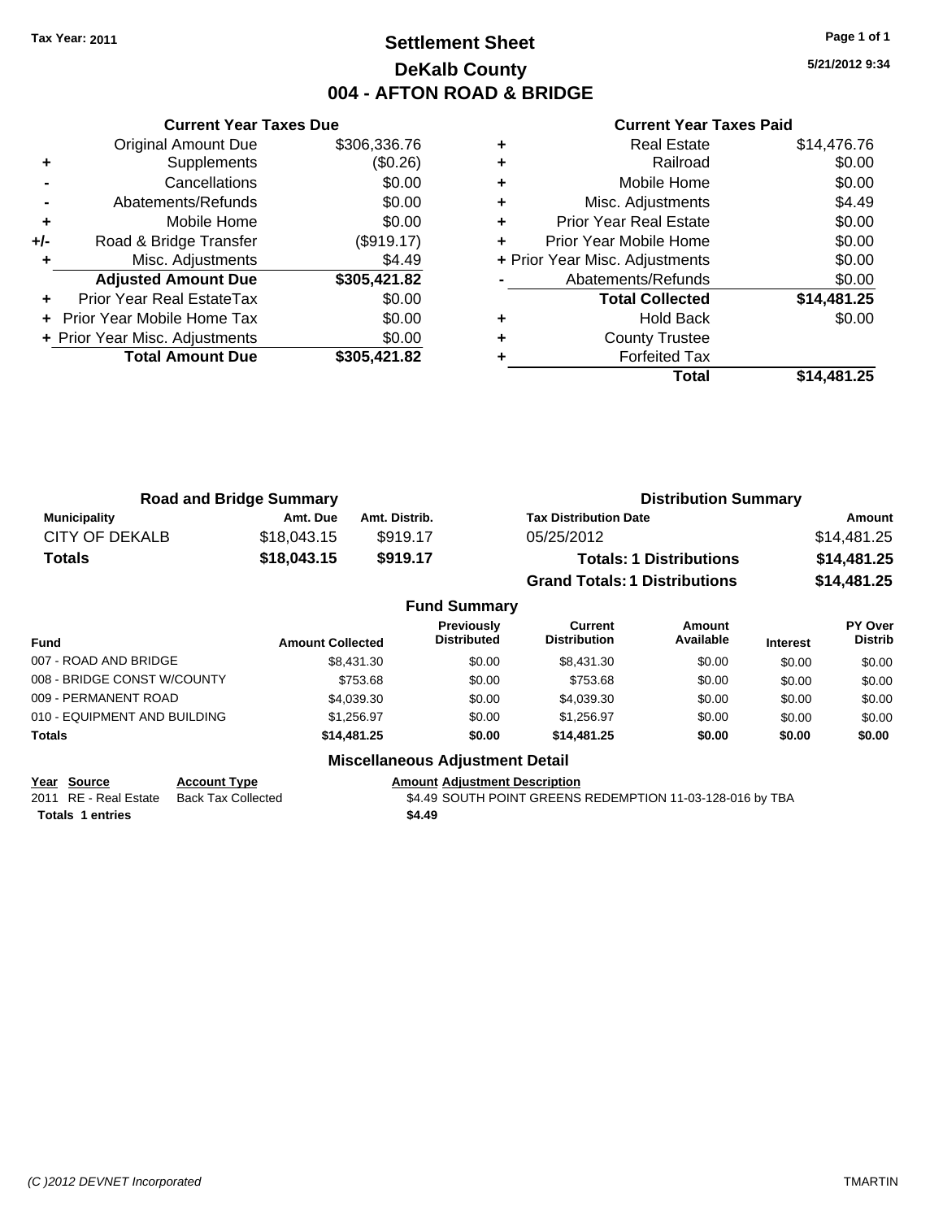Tax Year: 2011

# Settlement Sheet
## DeKalb County
## 004 - AFTON ROAD & BRIDGE

5/21/2012 9:34

| | Current Year Taxes Due | |
|---|---|---|
| | Original Amount Due | $306,336.76 |
| + | Supplements | ($0.26) |
| - | Cancellations | $0.00 |
| - | Abatements/Refunds | $0.00 |
| + | Mobile Home | $0.00 |
| +/- | Road & Bridge Transfer | ($919.17) |
| + | Misc. Adjustments | $4.49 |
| | **Adjusted Amount Due** | **$305,421.82** |
| + | Prior Year Real EstateTax | $0.00 |
| + | Prior Year Mobile Home Tax | $0.00 |
| + | Prior Year Misc. Adjustments | $0.00 |
| | **Total Amount Due** | **$305,421.82** |

| | Current Year Taxes Paid | |
|---|---|---|
| + | Real Estate | $14,476.76 |
| + | Railroad | $0.00 |
| + | Mobile Home | $0.00 |
| + | Misc. Adjustments | $4.49 |
| + | Prior Year Real Estate | $0.00 |
| + | Prior Year Mobile Home | $0.00 |
| + | Prior Year Misc. Adjustments | $0.00 |
| - | Abatements/Refunds | $0.00 |
| | **Total Collected** | **$14,481.25** |
| + | Hold Back | $0.00 |
| + | County Trustee | |
| + | Forfeited Tax | |
| | **Total** | **$14,481.25** |

### Road and Bridge Summary

| Municipality | Amt. Due | Amt. Distrib. |
|---|---|---|
| CITY OF DEKALB | $18,043.15 | $919.17 |
| **Totals** | **$18,043.15** | **$919.17** |

### Distribution Summary

| Tax Distribution Date | Amount |
|---|---|
| 05/25/2012 | $14,481.25 |
| **Totals: 1 Distributions** | **$14,481.25** |
| **Grand Totals: 1 Distributions** | **$14,481.25** |

### Fund Summary

| Fund | Amount Collected | Previously Distributed | Current Distribution | Amount Available | Interest | PY Over Distrib |
|---|---|---|---|---|---|---|
| 007 - ROAD AND BRIDGE | $8,431.30 | $0.00 | $8,431.30 | $0.00 | $0.00 | $0.00 |
| 008 - BRIDGE CONST W/COUNTY | $753.68 | $0.00 | $753.68 | $0.00 | $0.00 | $0.00 |
| 009 - PERMANENT ROAD | $4,039.30 | $0.00 | $4,039.30 | $0.00 | $0.00 | $0.00 |
| 010 - EQUIPMENT AND BUILDING | $1,256.97 | $0.00 | $1,256.97 | $0.00 | $0.00 | $0.00 |
| **Totals** | **$14,481.25** | **$0.00** | **$14,481.25** | **$0.00** | **$0.00** | **$0.00** |

### Miscellaneous Adjustment Detail

| Year | Source | Account Type | Amount | Adjustment Description |
|---|---|---|---|---|
| 2011 | RE - Real Estate | Back Tax Collected | $4.49 | SOUTH POINT GREENS REDEMPTION 11-03-128-016 by TBA |
| **Totals 1 entries** | | | **$4.49** | |

(C )2012 DEVNET Incorporated — TMARTIN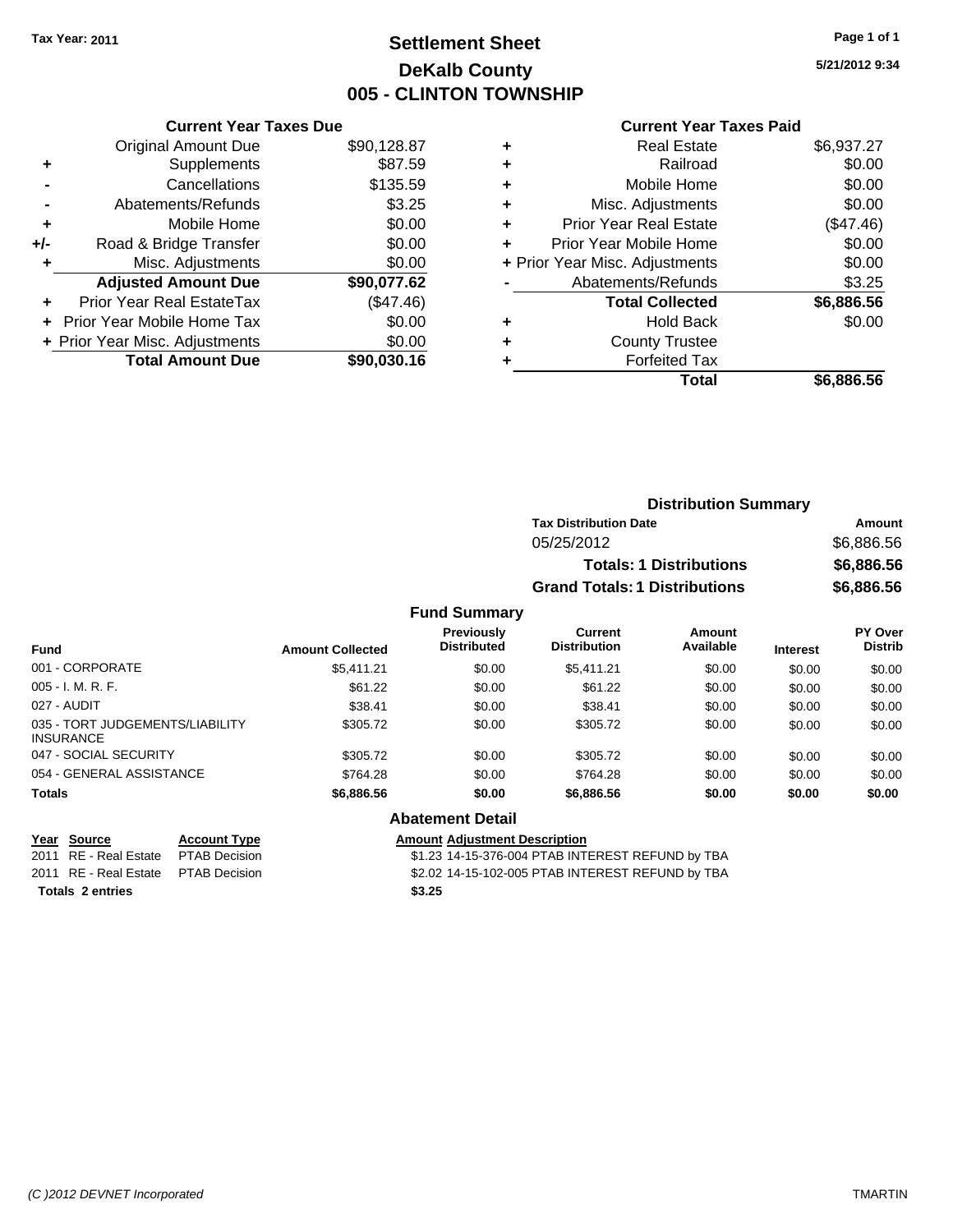Tax Year: 2011

# Settlement Sheet
## DeKalb County
## 005 - CLINTON TOWNSHIP

5/21/2012 9:34

### Current Year Taxes Due

| | | |
|---|---|---|
| | Original Amount Due | $90,128.87 |
| + | Supplements | $87.59 |
| - | Cancellations | $135.59 |
| - | Abatements/Refunds | $3.25 |
| + | Mobile Home | $0.00 |
| +/- | Road & Bridge Transfer | $0.00 |
| + | Misc. Adjustments | $0.00 |
| | **Adjusted Amount Due** | **$90,077.62** |
| + | Prior Year Real EstateTax | ($47.46) |
| + | Prior Year Mobile Home Tax | $0.00 |
| + | Prior Year Misc. Adjustments | $0.00 |
| | **Total Amount Due** | **$90,030.16** |

### Current Year Taxes Paid

| | | |
|---|---|---|
| + | Real Estate | $6,937.27 |
| + | Railroad | $0.00 |
| + | Mobile Home | $0.00 |
| + | Misc. Adjustments | $0.00 |
| + | Prior Year Real Estate | ($47.46) |
| + | Prior Year Mobile Home | $0.00 |
| + | Prior Year Misc. Adjustments | $0.00 |
| - | Abatements/Refunds | $3.25 |
| | **Total Collected** | **$6,886.56** |
| + | Hold Back | $0.00 |
| + | County Trustee | |
| + | Forfeited Tax | |
| | **Total** | **$6,886.56** |

### Distribution Summary

| Tax Distribution Date | Amount |
|---|---|
| 05/25/2012 | $6,886.56 |
| **Totals: 1 Distributions** | **$6,886.56** |
| **Grand Totals: 1 Distributions** | **$6,886.56** |

### Fund Summary

| Fund | Amount Collected | Previously Distributed | Current Distribution | Amount Available | Interest | PY Over Distrib |
|---|---|---|---|---|---|---|
| 001 - CORPORATE | $5,411.21 | $0.00 | $5,411.21 | $0.00 | $0.00 | $0.00 |
| 005 - I. M. R. F. | $61.22 | $0.00 | $61.22 | $0.00 | $0.00 | $0.00 |
| 027 - AUDIT | $38.41 | $0.00 | $38.41 | $0.00 | $0.00 | $0.00 |
| 035 - TORT JUDGEMENTS/LIABILITY INSURANCE | $305.72 | $0.00 | $305.72 | $0.00 | $0.00 | $0.00 |
| 047 - SOCIAL SECURITY | $305.72 | $0.00 | $305.72 | $0.00 | $0.00 | $0.00 |
| 054 - GENERAL ASSISTANCE | $764.28 | $0.00 | $764.28 | $0.00 | $0.00 | $0.00 |
| **Totals** | **$6,886.56** | **$0.00** | **$6,886.56** | **$0.00** | **$0.00** | **$0.00** |

### Abatement Detail

| Year | Source | Account Type | Amount | Adjustment Description |
|---|---|---|---|---|
| 2011 | RE - Real Estate | PTAB Decision | $1.23 | 14-15-376-004 PTAB INTEREST REFUND by TBA |
| 2011 | RE - Real Estate | PTAB Decision | $2.02 | 14-15-102-005 PTAB INTEREST REFUND by TBA |
| **Totals 2 entries** | | | **$3.25** | |

(C )2012 DEVNET Incorporated TMARTIN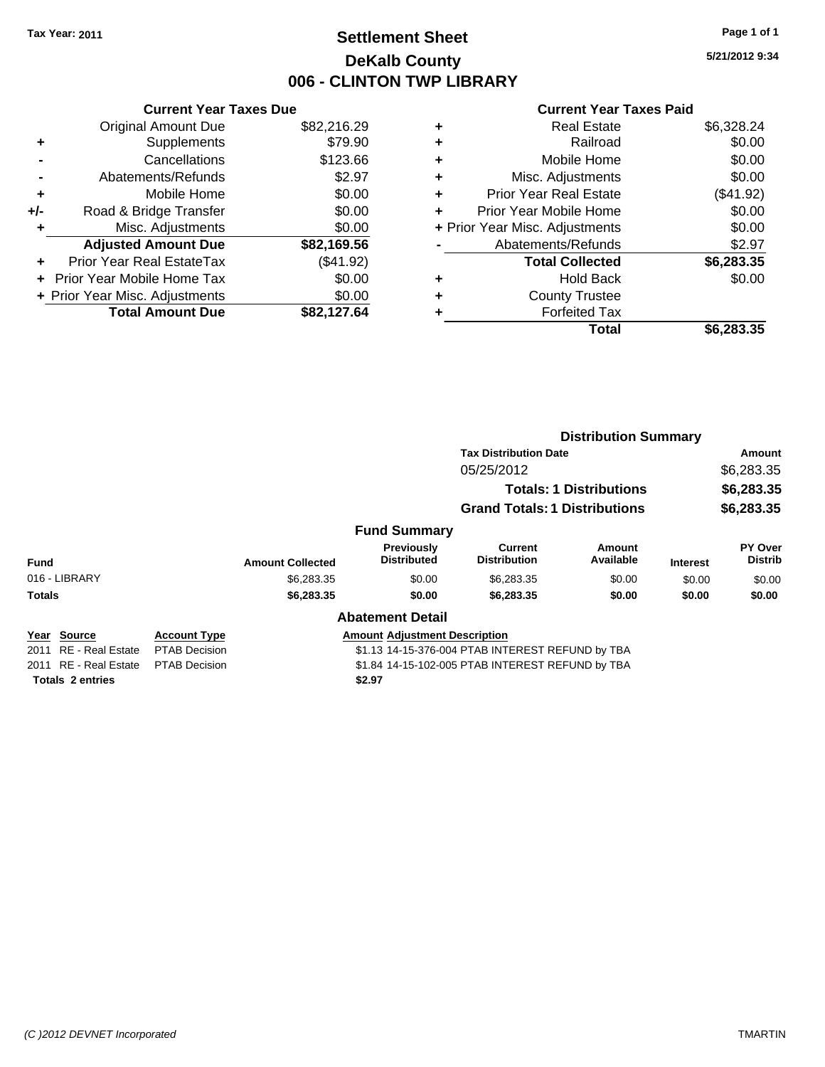Tax Year: 2011

# Settlement Sheet
## DeKalb County
## 006 - CLINTON TWP LIBRARY

5/21/2012 9:34

### Current Year Taxes Due

| | | |
|---|---|---|
| | Original Amount Due | $82,216.29 |
| + | Supplements | $79.90 |
| - | Cancellations | $123.66 |
| - | Abatements/Refunds | $2.97 |
| + | Mobile Home | $0.00 |
| +/- | Road & Bridge Transfer | $0.00 |
| + | Misc. Adjustments | $0.00 |
| | **Adjusted Amount Due** | **$82,169.56** |
| + | Prior Year Real EstateTax | ($41.92) |
| + | Prior Year Mobile Home Tax | $0.00 |
| + | Prior Year Misc. Adjustments | $0.00 |
| | **Total Amount Due** | **$82,127.64** |

### Current Year Taxes Paid

| | | |
|---|---|---|
| + | Real Estate | $6,328.24 |
| + | Railroad | $0.00 |
| + | Mobile Home | $0.00 |
| + | Misc. Adjustments | $0.00 |
| + | Prior Year Real Estate | ($41.92) |
| + | Prior Year Mobile Home | $0.00 |
| + | Prior Year Misc. Adjustments | $0.00 |
| - | Abatements/Refunds | $2.97 |
| | **Total Collected** | **$6,283.35** |
| + | Hold Back | $0.00 |
| + | County Trustee | |
| + | Forfeited Tax | |
| | **Total** | **$6,283.35** |

### Distribution Summary

| Tax Distribution Date | Amount |
|---|---|
| 05/25/2012 | $6,283.35 |
| **Totals: 1 Distributions** | **$6,283.35** |
| **Grand Totals: 1 Distributions** | **$6,283.35** |

### Fund Summary

| Fund | Amount Collected | Previously Distributed | Current Distribution | Amount Available | Interest | PY Over Distrib |
|---|---|---|---|---|---|---|
| 016 - LIBRARY | $6,283.35 | $0.00 | $6,283.35 | $0.00 | $0.00 | $0.00 |
| **Totals** | **$6,283.35** | **$0.00** | **$6,283.35** | **$0.00** | **$0.00** | **$0.00** |

### Abatement Detail

| Year | Source | Account Type | Amount | Adjustment Description |
|---|---|---|---|---|
| 2011 | RE - Real Estate | PTAB Decision | $1.13 | 14-15-376-004 PTAB INTEREST REFUND by TBA |
| 2011 | RE - Real Estate | PTAB Decision | $1.84 | 14-15-102-005 PTAB INTEREST REFUND by TBA |
| **Totals 2 entries** | | | **$2.97** | |

(C )2012 DEVNET Incorporated — TMARTIN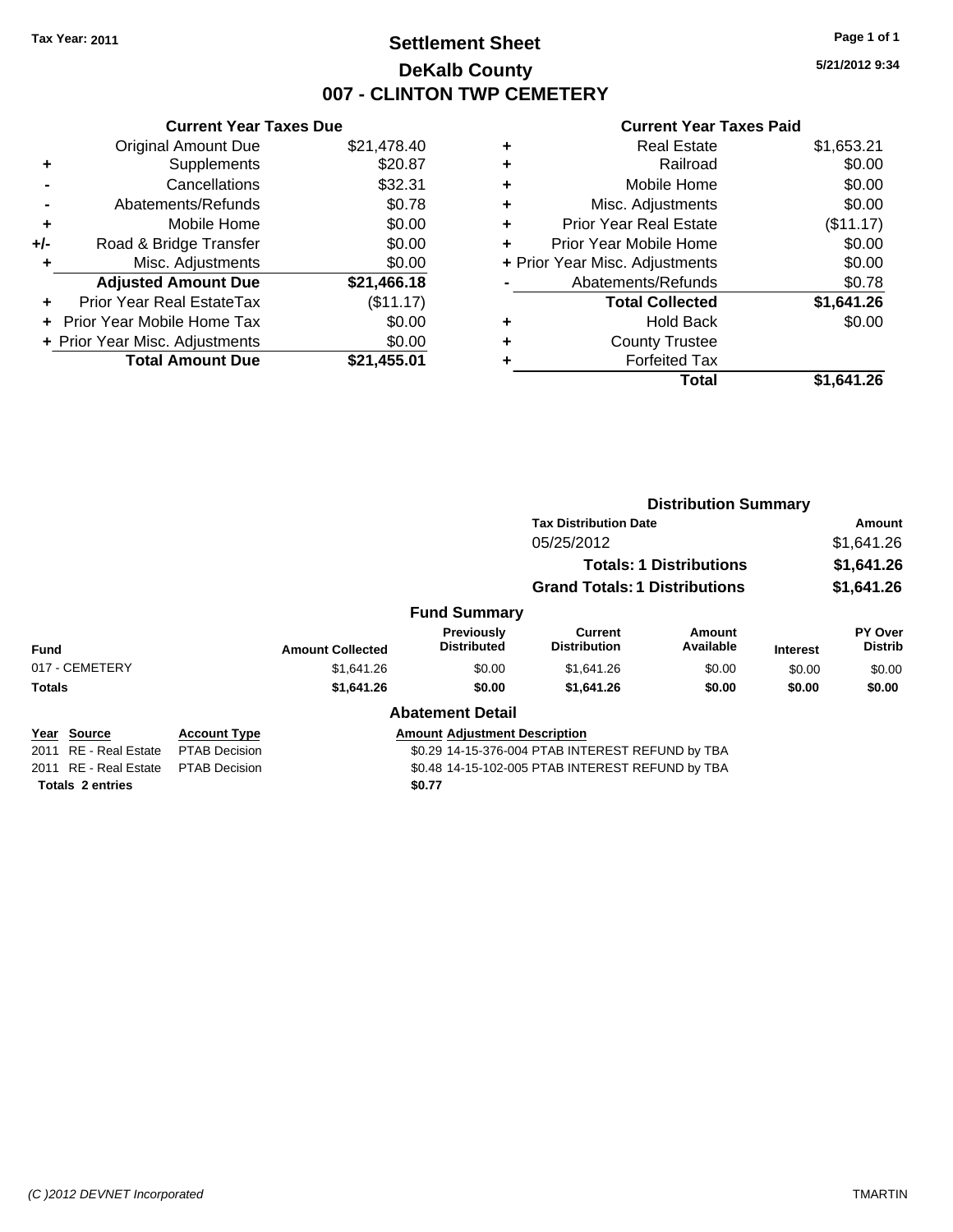Tax Year: 2011

# Settlement Sheet
## DeKalb County
## 007 - CLINTON TWP CEMETERY

5/21/2012 9:34

### Current Year Taxes Due

| | | |
|---|---|---|
| | Original Amount Due | $21,478.40 |
| + | Supplements | $20.87 |
| - | Cancellations | $32.31 |
| - | Abatements/Refunds | $0.78 |
| + | Mobile Home | $0.00 |
| +/- | Road & Bridge Transfer | $0.00 |
| + | Misc. Adjustments | $0.00 |
| | **Adjusted Amount Due** | **$21,466.18** |
| + | Prior Year Real EstateTax | ($11.17) |
| + | Prior Year Mobile Home Tax | $0.00 |
| + | Prior Year Misc. Adjustments | $0.00 |
| | **Total Amount Due** | **$21,455.01** |

### Current Year Taxes Paid

| | | |
|---|---|---|
| + | Real Estate | $1,653.21 |
| + | Railroad | $0.00 |
| + | Mobile Home | $0.00 |
| + | Misc. Adjustments | $0.00 |
| + | Prior Year Real Estate | ($11.17) |
| + | Prior Year Mobile Home | $0.00 |
| + | Prior Year Misc. Adjustments | $0.00 |
| - | Abatements/Refunds | $0.78 |
| | **Total Collected** | **$1,641.26** |
| + | Hold Back | $0.00 |
| + | County Trustee | |
| + | Forfeited Tax | |
| | **Total** | **$1,641.26** |

### Distribution Summary

| Tax Distribution Date | Amount |
|---|---|
| 05/25/2012 | $1,641.26 |
| **Totals: 1 Distributions** | **$1,641.26** |
| **Grand Totals: 1 Distributions** | **$1,641.26** |

### Fund Summary

| Fund | Amount Collected | Previously Distributed | Current Distribution | Amount Available | Interest | PY Over Distrib |
|---|---|---|---|---|---|---|
| 017 - CEMETERY | $1,641.26 | $0.00 | $1,641.26 | $0.00 | $0.00 | $0.00 |
| **Totals** | **$1,641.26** | **$0.00** | **$1,641.26** | **$0.00** | **$0.00** | **$0.00** |

### Abatement Detail

| Year | Source | Account Type | Amount | Adjustment Description |
|---|---|---|---|---|
| 2011 | RE - Real Estate | PTAB Decision | $0.29 | 14-15-376-004 PTAB INTEREST REFUND by TBA |
| 2011 | RE - Real Estate | PTAB Decision | $0.48 | 14-15-102-005 PTAB INTEREST REFUND by TBA |
| **Totals** | **2 entries** | | **$0.77** | |

(C )2012 DEVNET Incorporated — TMARTIN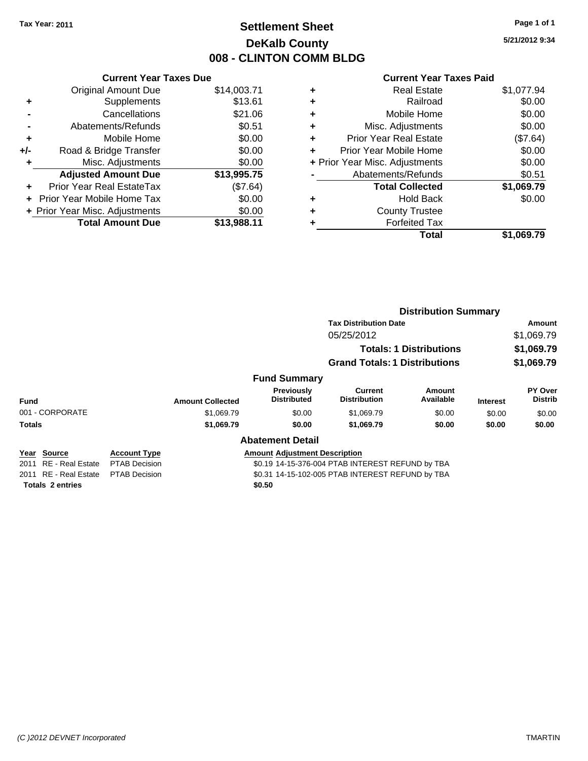**Tax Year: 2011**

# Settlement Sheet
## DeKalb County
## 008 - CLINTON COMM BLDG

5/21/2012 9:34

### Current Year Taxes Due

| | | |
|---|---|---|
| | Original Amount Due | $14,003.71 |
| + | Supplements | $13.61 |
| - | Cancellations | $21.06 |
| - | Abatements/Refunds | $0.51 |
| + | Mobile Home | $0.00 |
| +/- | Road & Bridge Transfer | $0.00 |
| + | Misc. Adjustments | $0.00 |
| | **Adjusted Amount Due** | **$13,995.75** |
| + | Prior Year Real EstateTax | ($7.64) |
| + | Prior Year Mobile Home Tax | $0.00 |
| + | Prior Year Misc. Adjustments | $0.00 |
| | **Total Amount Due** | **$13,988.11** |

### Current Year Taxes Paid

| | | |
|---|---|---|
| + | Real Estate | $1,077.94 |
| + | Railroad | $0.00 |
| + | Mobile Home | $0.00 |
| + | Misc. Adjustments | $0.00 |
| + | Prior Year Real Estate | ($7.64) |
| + | Prior Year Mobile Home | $0.00 |
| + | Prior Year Misc. Adjustments | $0.00 |
| - | Abatements/Refunds | $0.51 |
| | **Total Collected** | **$1,069.79** |
| + | Hold Back | $0.00 |
| + | County Trustee | |
| + | Forfeited Tax | |
| | **Total** | **$1,069.79** |

### Distribution Summary

| Tax Distribution Date | Amount |
|---|---|
| 05/25/2012 | $1,069.79 |
| **Totals: 1 Distributions** | **$1,069.79** |
| **Grand Totals: 1 Distributions** | **$1,069.79** |

### Fund Summary

| Fund | Amount Collected | Previously Distributed | Current Distribution | Amount Available | Interest | PY Over Distrib |
|---|---|---|---|---|---|---|
| 001 - CORPORATE | $1,069.79 | $0.00 | $1,069.79 | $0.00 | $0.00 | $0.00 |
| **Totals** | **$1,069.79** | **$0.00** | **$1,069.79** | **$0.00** | **$0.00** | **$0.00** |

### Abatement Detail

| Year | Source | Account Type | Amount | Adjustment Description |
|---|---|---|---|---|
| 2011 | RE - Real Estate | PTAB Decision | $0.19 | 14-15-376-004 PTAB INTEREST REFUND by TBA |
| 2011 | RE - Real Estate | PTAB Decision | $0.31 | 14-15-102-005 PTAB INTEREST REFUND by TBA |
| **Totals 2 entries** | | | **$0.50** | |

*(C )2012 DEVNET Incorporated* TMARTIN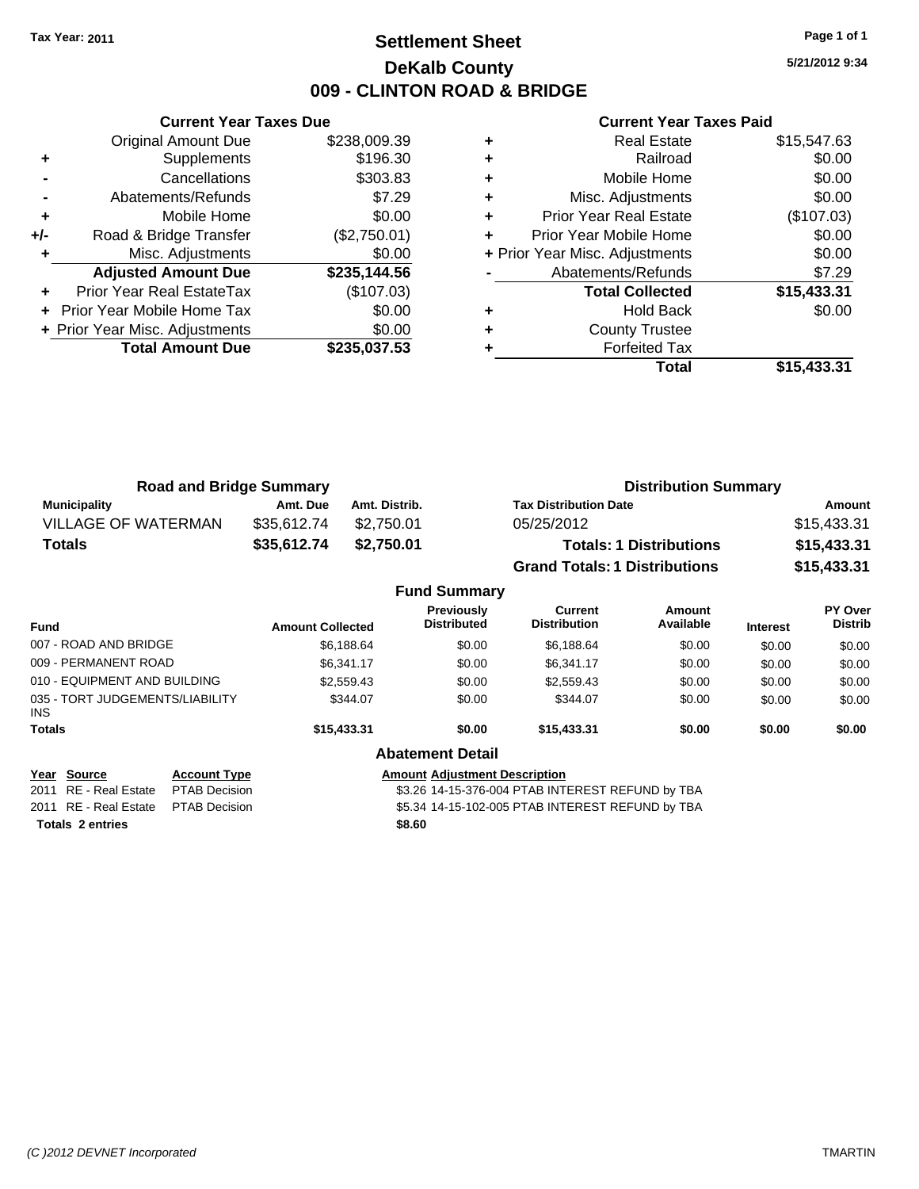Tax Year: 2011

# Settlement Sheet

## DeKalb County

## 009 - CLINTON ROAD & BRIDGE

5/21/2012 9:34

### Current Year Taxes Due

| | | |
|---|---|---|
| | Original Amount Due | $238,009.39 |
| + | Supplements | $196.30 |
| - | Cancellations | $303.83 |
| - | Abatements/Refunds | $7.29 |
| + | Mobile Home | $0.00 |
| +/- | Road & Bridge Transfer | ($2,750.01) |
| + | Misc. Adjustments | $0.00 |
| | **Adjusted Amount Due** | **$235,144.56** |
| + | Prior Year Real EstateTax | ($107.03) |
| + | Prior Year Mobile Home Tax | $0.00 |
| + | Prior Year Misc. Adjustments | $0.00 |
| | **Total Amount Due** | **$235,037.53** |

### Current Year Taxes Paid

| | | |
|---|---|---|
| + | Real Estate | $15,547.63 |
| + | Railroad | $0.00 |
| + | Mobile Home | $0.00 |
| + | Misc. Adjustments | $0.00 |
| + | Prior Year Real Estate | ($107.03) |
| + | Prior Year Mobile Home | $0.00 |
| + | Prior Year Misc. Adjustments | $0.00 |
| - | Abatements/Refunds | $7.29 |
| | **Total Collected** | **$15,433.31** |
| + | Hold Back | $0.00 |
| + | County Trustee | |
| + | Forfeited Tax | |
| | **Total** | **$15,433.31** |

### Road and Bridge Summary

| Municipality | Amt. Due | Amt. Distrib. |
|---|---|---|
| VILLAGE OF WATERMAN | $35,612.74 | $2,750.01 |
| **Totals** | **$35,612.74** | **$2,750.01** |

### Distribution Summary

| Tax Distribution Date | Amount |
|---|---|
| 05/25/2012 | $15,433.31 |
| **Totals: 1 Distributions** | **$15,433.31** |
| **Grand Totals: 1 Distributions** | **$15,433.31** |

### Fund Summary

| Fund | Amount Collected | Previously Distributed | Current Distribution | Amount Available | Interest | PY Over Distrib |
|---|---|---|---|---|---|---|
| 007 - ROAD AND BRIDGE | $6,188.64 | $0.00 | $6,188.64 | $0.00 | $0.00 | $0.00 |
| 009 - PERMANENT ROAD | $6,341.17 | $0.00 | $6,341.17 | $0.00 | $0.00 | $0.00 |
| 010 - EQUIPMENT AND BUILDING | $2,559.43 | $0.00 | $2,559.43 | $0.00 | $0.00 | $0.00 |
| 035 - TORT JUDGEMENTS/LIABILITY INS | $344.07 | $0.00 | $344.07 | $0.00 | $0.00 | $0.00 |
| **Totals** | **$15,433.31** | **$0.00** | **$15,433.31** | **$0.00** | **$0.00** | **$0.00** |

### Abatement Detail

| Year | Source | Account Type | Amount | Adjustment Description |
|---|---|---|---|---|
| 2011 | RE - Real Estate | PTAB Decision | $3.26 | 14-15-376-004 PTAB INTEREST REFUND by TBA |
| 2011 | RE - Real Estate | PTAB Decision | $5.34 | 14-15-102-005 PTAB INTEREST REFUND by TBA |
| **Totals 2 entries** | | | **$8.60** | |

(C )2012 DEVNET Incorporated TMARTIN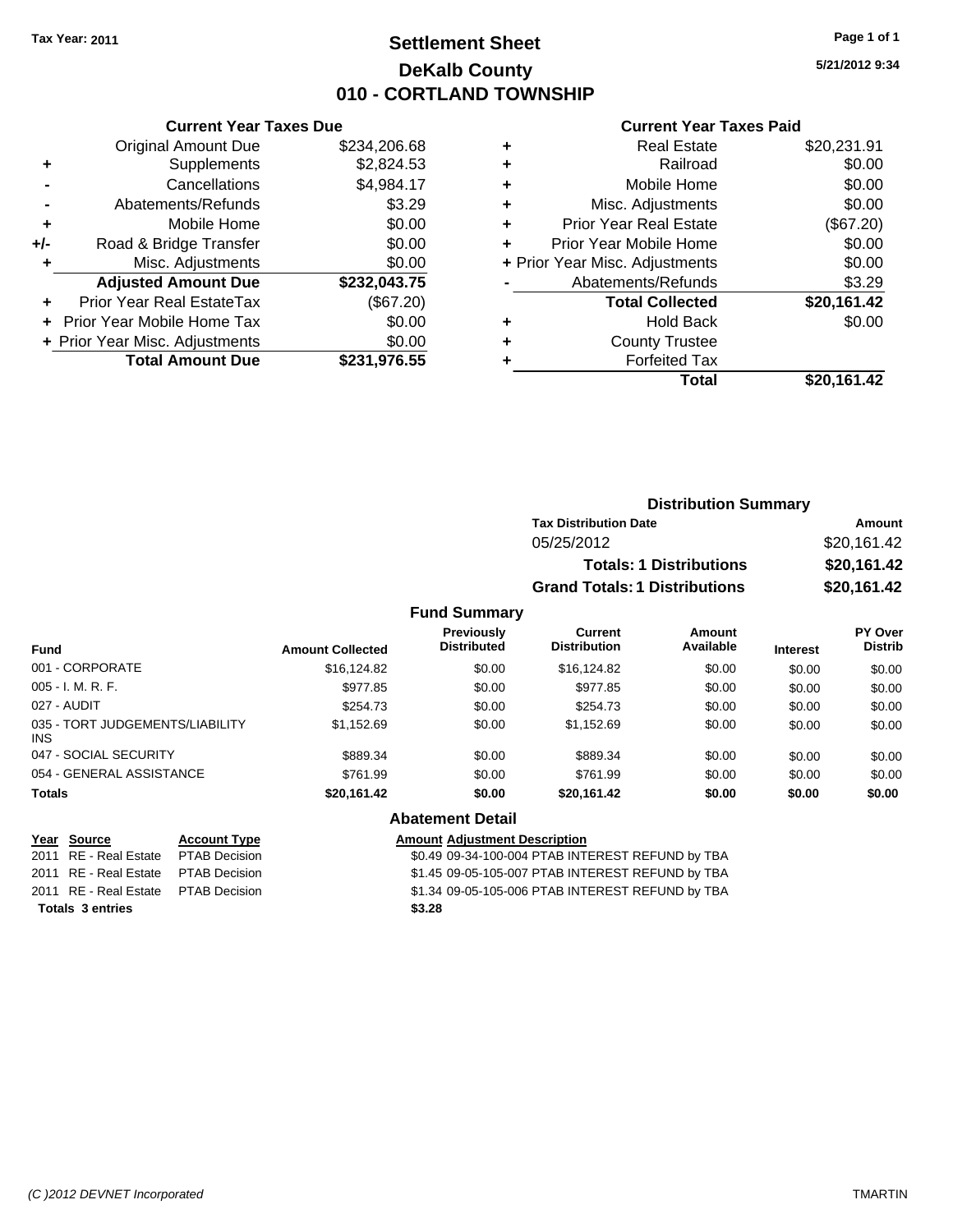**Tax Year: 2011**

# Settlement Sheet
## DeKalb County
## 010 - CORTLAND TOWNSHIP

5/21/2012 9:34

### Current Year Taxes Due

| | | |
|---|---|---|
| | Original Amount Due | $234,206.68 |
| + | Supplements | $2,824.53 |
| - | Cancellations | $4,984.17 |
| - | Abatements/Refunds | $3.29 |
| + | Mobile Home | $0.00 |
| +/- | Road & Bridge Transfer | $0.00 |
| + | Misc. Adjustments | $0.00 |
| | **Adjusted Amount Due** | **$232,043.75** |
| + | Prior Year Real EstateTax | ($67.20) |
| + | Prior Year Mobile Home Tax | $0.00 |
| + | Prior Year Misc. Adjustments | $0.00 |
| | **Total Amount Due** | **$231,976.55** |

### Current Year Taxes Paid

| | | |
|---|---|---|
| + | Real Estate | $20,231.91 |
| + | Railroad | $0.00 |
| + | Mobile Home | $0.00 |
| + | Misc. Adjustments | $0.00 |
| + | Prior Year Real Estate | ($67.20) |
| + | Prior Year Mobile Home | $0.00 |
| + | Prior Year Misc. Adjustments | $0.00 |
| - | Abatements/Refunds | $3.29 |
| | **Total Collected** | **$20,161.42** |
| + | Hold Back | $0.00 |
| + | County Trustee | |
| + | Forfeited Tax | |
| | **Total** | **$20,161.42** |

### Distribution Summary

| Tax Distribution Date | Amount |
|---|---|
| 05/25/2012 | $20,161.42 |
| **Totals: 1 Distributions** | **$20,161.42** |
| **Grand Totals: 1 Distributions** | **$20,161.42** |

### Fund Summary

| Fund | Amount Collected | Previously Distributed | Current Distribution | Amount Available | Interest | PY Over Distrib |
|---|---|---|---|---|---|---|
| 001 - CORPORATE | $16,124.82 | $0.00 | $16,124.82 | $0.00 | $0.00 | $0.00 |
| 005 - I. M. R. F. | $977.85 | $0.00 | $977.85 | $0.00 | $0.00 | $0.00 |
| 027 - AUDIT | $254.73 | $0.00 | $254.73 | $0.00 | $0.00 | $0.00 |
| 035 - TORT JUDGEMENTS/LIABILITY INS | $1,152.69 | $0.00 | $1,152.69 | $0.00 | $0.00 | $0.00 |
| 047 - SOCIAL SECURITY | $889.34 | $0.00 | $889.34 | $0.00 | $0.00 | $0.00 |
| 054 - GENERAL ASSISTANCE | $761.99 | $0.00 | $761.99 | $0.00 | $0.00 | $0.00 |
| **Totals** | **$20,161.42** | **$0.00** | **$20,161.42** | **$0.00** | **$0.00** | **$0.00** |

### Abatement Detail

| Year | Source | Account Type | Amount | Adjustment Description |
|---|---|---|---|---|
| 2011 | RE - Real Estate | PTAB Decision | $0.49 | 09-34-100-004 PTAB INTEREST REFUND by TBA |
| 2011 | RE - Real Estate | PTAB Decision | $1.45 | 09-05-105-007 PTAB INTEREST REFUND by TBA |
| 2011 | RE - Real Estate | PTAB Decision | $1.34 | 09-05-105-006 PTAB INTEREST REFUND by TBA |
| **Totals 3 entries** | | | **$3.28** | |

(C )2012 DEVNET Incorporated — TMARTIN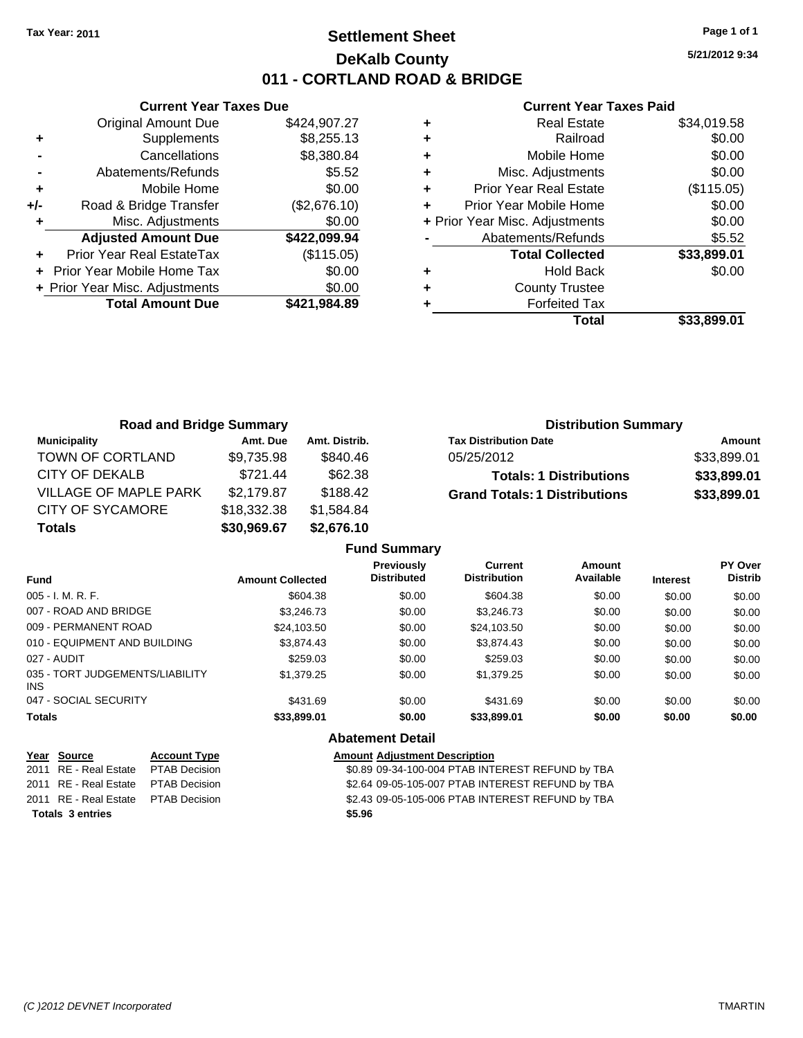Tax Year: 2011

# Settlement Sheet
## DeKalb County
## 011 - CORTLAND ROAD & BRIDGE

5/21/2012 9:34

### Current Year Taxes Due

| | | |
|---|---|---|
| | Original Amount Due | $424,907.27 |
| + | Supplements | $8,255.13 |
| - | Cancellations | $8,380.84 |
| - | Abatements/Refunds | $5.52 |
| + | Mobile Home | $0.00 |
| +/- | Road & Bridge Transfer | ($2,676.10) |
| + | Misc. Adjustments | $0.00 |
| | **Adjusted Amount Due** | **$422,099.94** |
| + | Prior Year Real EstateTax | ($115.05) |
| + | Prior Year Mobile Home Tax | $0.00 |
| + | Prior Year Misc. Adjustments | $0.00 |
| | **Total Amount Due** | **$421,984.89** |

### Current Year Taxes Paid

| | | |
|---|---|---|
| + | Real Estate | $34,019.58 |
| + | Railroad | $0.00 |
| + | Mobile Home | $0.00 |
| + | Misc. Adjustments | $0.00 |
| + | Prior Year Real Estate | ($115.05) |
| + | Prior Year Mobile Home | $0.00 |
| + | Prior Year Misc. Adjustments | $0.00 |
| - | Abatements/Refunds | $5.52 |
| | **Total Collected** | **$33,899.01** |
| + | Hold Back | $0.00 |
| + | County Trustee | |
| + | Forfeited Tax | |
| | **Total** | **$33,899.01** |

### Road and Bridge Summary

| Municipality | Amt. Due | Amt. Distrib. |
|---|---|---|
| TOWN OF CORTLAND | $9,735.98 | $840.46 |
| CITY OF DEKALB | $721.44 | $62.38 |
| VILLAGE OF MAPLE PARK | $2,179.87 | $188.42 |
| CITY OF SYCAMORE | $18,332.38 | $1,584.84 |
| **Totals** | **$30,969.67** | **$2,676.10** |

### Distribution Summary

| Tax Distribution Date | Amount |
|---|---|
| 05/25/2012 | $33,899.01 |
| **Totals: 1 Distributions** | **$33,899.01** |
| **Grand Totals: 1 Distributions** | **$33,899.01** |

### Fund Summary

| Fund | Amount Collected | Previously Distributed | Current Distribution | Amount Available | Interest | PY Over Distrib |
|---|---|---|---|---|---|---|
| 005 - I. M. R. F. | $604.38 | $0.00 | $604.38 | $0.00 | $0.00 | $0.00 |
| 007 - ROAD AND BRIDGE | $3,246.73 | $0.00 | $3,246.73 | $0.00 | $0.00 | $0.00 |
| 009 - PERMANENT ROAD | $24,103.50 | $0.00 | $24,103.50 | $0.00 | $0.00 | $0.00 |
| 010 - EQUIPMENT AND BUILDING | $3,874.43 | $0.00 | $3,874.43 | $0.00 | $0.00 | $0.00 |
| 027 - AUDIT | $259.03 | $0.00 | $259.03 | $0.00 | $0.00 | $0.00 |
| 035 - TORT JUDGEMENTS/LIABILITY INS | $1,379.25 | $0.00 | $1,379.25 | $0.00 | $0.00 | $0.00 |
| 047 - SOCIAL SECURITY | $431.69 | $0.00 | $431.69 | $0.00 | $0.00 | $0.00 |
| **Totals** | **$33,899.01** | **$0.00** | **$33,899.01** | **$0.00** | **$0.00** | **$0.00** |

### Abatement Detail

| Year | Source | Account Type | Amount | Adjustment Description |
|---|---|---|---|---|
| 2011 | RE - Real Estate | PTAB Decision | $0.89 | 09-34-100-004 PTAB INTEREST REFUND by TBA |
| 2011 | RE - Real Estate | PTAB Decision | $2.64 | 09-05-105-007 PTAB INTEREST REFUND by TBA |
| 2011 | RE - Real Estate | PTAB Decision | $2.43 | 09-05-105-006 PTAB INTEREST REFUND by TBA |
| **Totals 3 entries** | | | **$5.96** | |

(C )2012 DEVNET Incorporated — TMARTIN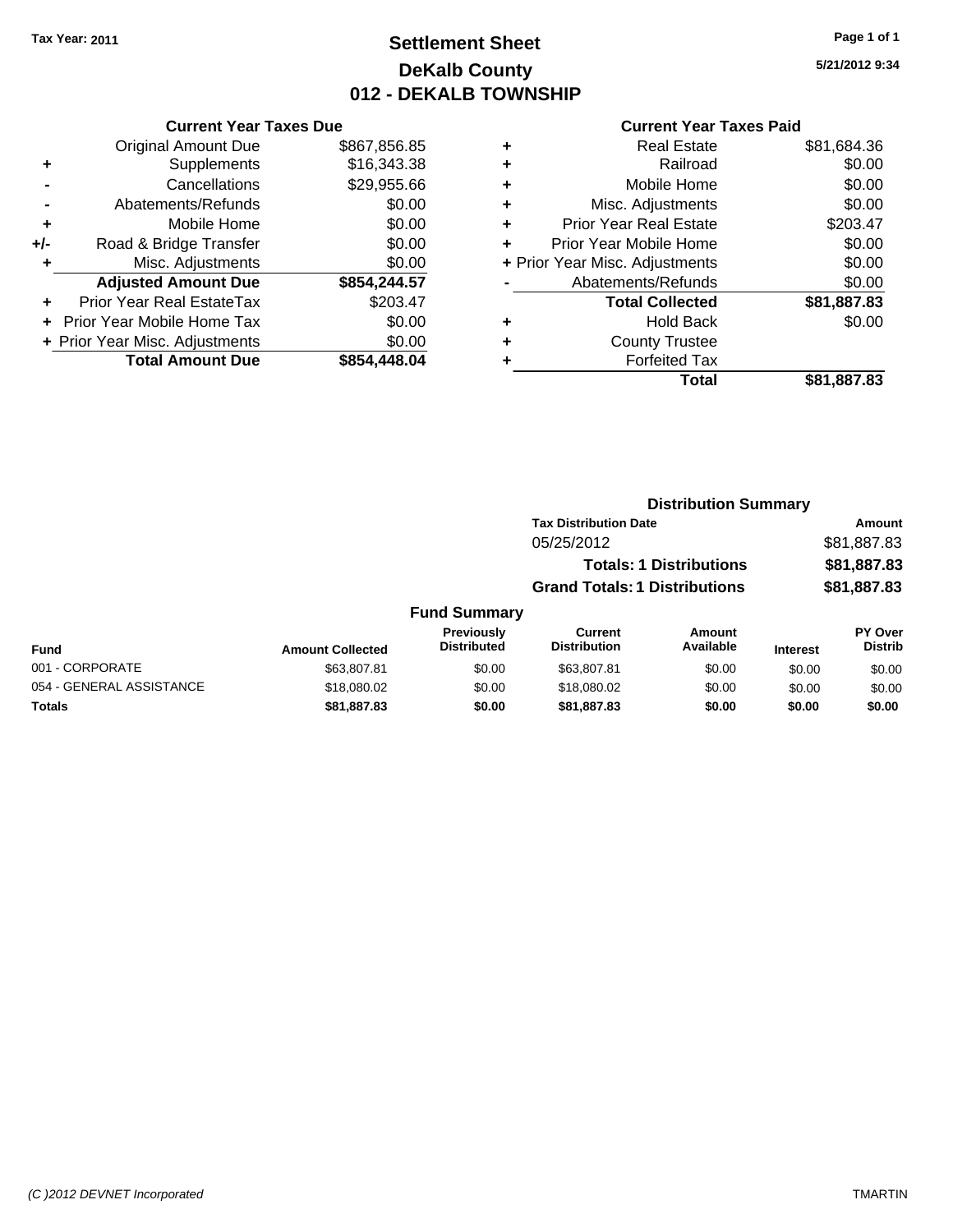Tax Year: 2011

# Settlement Sheet
## DeKalb County
## 012 - DEKALB TOWNSHIP

5/21/2012 9:34

### Current Year Taxes Due

| | | |
|---|---|---|
| | Original Amount Due | $867,856.85 |
| + | Supplements | $16,343.38 |
| - | Cancellations | $29,955.66 |
| - | Abatements/Refunds | $0.00 |
| + | Mobile Home | $0.00 |
| +/- | Road & Bridge Transfer | $0.00 |
| + | Misc. Adjustments | $0.00 |
| | **Adjusted Amount Due** | **$854,244.57** |
| + | Prior Year Real EstateTax | $203.47 |
| + | Prior Year Mobile Home Tax | $0.00 |
| + | Prior Year Misc. Adjustments | $0.00 |
| | **Total Amount Due** | **$854,448.04** |

### Current Year Taxes Paid

| | | |
|---|---|---|
| + | Real Estate | $81,684.36 |
| + | Railroad | $0.00 |
| + | Mobile Home | $0.00 |
| + | Misc. Adjustments | $0.00 |
| + | Prior Year Real Estate | $203.47 |
| + | Prior Year Mobile Home | $0.00 |
| + | Prior Year Misc. Adjustments | $0.00 |
| - | Abatements/Refunds | $0.00 |
| | **Total Collected** | **$81,887.83** |
| + | Hold Back | $0.00 |
| + | County Trustee | |
| + | Forfeited Tax | |
| | **Total** | **$81,887.83** |

### Distribution Summary

| Tax Distribution Date | Amount |
|---|---|
| 05/25/2012 | $81,887.83 |
| **Totals: 1 Distributions** | **$81,887.83** |
| **Grand Totals: 1 Distributions** | **$81,887.83** |

### Fund Summary

| Fund | Amount Collected | Previously Distributed | Current Distribution | Amount Available | Interest | PY Over Distrib |
|---|---|---|---|---|---|---|
| 001 - CORPORATE | $63,807.81 | $0.00 | $63,807.81 | $0.00 | $0.00 | $0.00 |
| 054 - GENERAL ASSISTANCE | $18,080.02 | $0.00 | $18,080.02 | $0.00 | $0.00 | $0.00 |
| **Totals** | **$81,887.83** | **$0.00** | **$81,887.83** | **$0.00** | **$0.00** | **$0.00** |

(C )2012 DEVNET Incorporated TMARTIN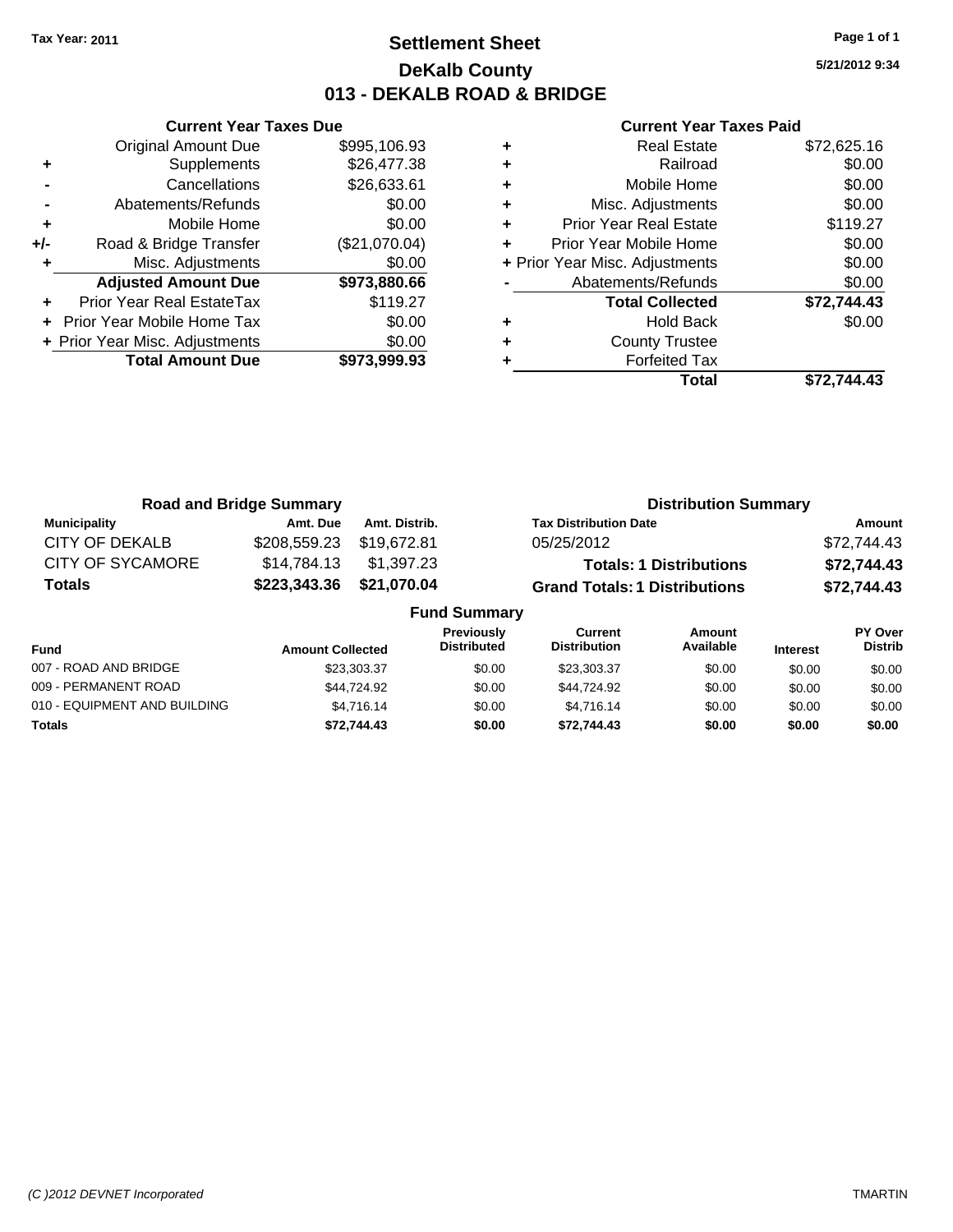Tax Year: 2011

# Settlement Sheet
## DeKalb County
## 013 - DEKALB ROAD & BRIDGE

5/21/2012 9:34

### Current Year Taxes Due

| | | |
|---|---|---|
| | Original Amount Due | $995,106.93 |
| + | Supplements | $26,477.38 |
| - | Cancellations | $26,633.61 |
| - | Abatements/Refunds | $0.00 |
| + | Mobile Home | $0.00 |
| +/- | Road & Bridge Transfer | ($21,070.04) |
| + | Misc. Adjustments | $0.00 |
| | **Adjusted Amount Due** | **$973,880.66** |
| + | Prior Year Real EstateTax | $119.27 |
| + | Prior Year Mobile Home Tax | $0.00 |
| + | Prior Year Misc. Adjustments | $0.00 |
| | **Total Amount Due** | **$973,999.93** |

### Current Year Taxes Paid

| | | |
|---|---|---|
| + | Real Estate | $72,625.16 |
| + | Railroad | $0.00 |
| + | Mobile Home | $0.00 |
| + | Misc. Adjustments | $0.00 |
| + | Prior Year Real Estate | $119.27 |
| + | Prior Year Mobile Home | $0.00 |
| + | Prior Year Misc. Adjustments | $0.00 |
| - | Abatements/Refunds | $0.00 |
| | **Total Collected** | **$72,744.43** |
| + | Hold Back | $0.00 |
| + | County Trustee | |
| + | Forfeited Tax | |
| | **Total** | **$72,744.43** |

### Road and Bridge Summary

| Municipality | Amt. Due | Amt. Distrib. |
|---|---|---|
| CITY OF DEKALB | $208,559.23 | $19,672.81 |
| CITY OF SYCAMORE | $14,784.13 | $1,397.23 |
| **Totals** | **$223,343.36** | **$21,070.04** |

### Distribution Summary

| Tax Distribution Date | Amount |
|---|---|
| 05/25/2012 | $72,744.43 |
| **Totals: 1 Distributions** | **$72,744.43** |
| **Grand Totals: 1 Distributions** | **$72,744.43** |

### Fund Summary

| Fund | Amount Collected | Previously Distributed | Current Distribution | Amount Available | Interest | PY Over Distrib |
|---|---|---|---|---|---|---|
| 007 - ROAD AND BRIDGE | $23,303.37 | $0.00 | $23,303.37 | $0.00 | $0.00 | $0.00 |
| 009 - PERMANENT ROAD | $44,724.92 | $0.00 | $44,724.92 | $0.00 | $0.00 | $0.00 |
| 010 - EQUIPMENT AND BUILDING | $4,716.14 | $0.00 | $4,716.14 | $0.00 | $0.00 | $0.00 |
| **Totals** | **$72,744.43** | **$0.00** | **$72,744.43** | **$0.00** | **$0.00** | **$0.00** |

(C )2012 DEVNET Incorporated — TMARTIN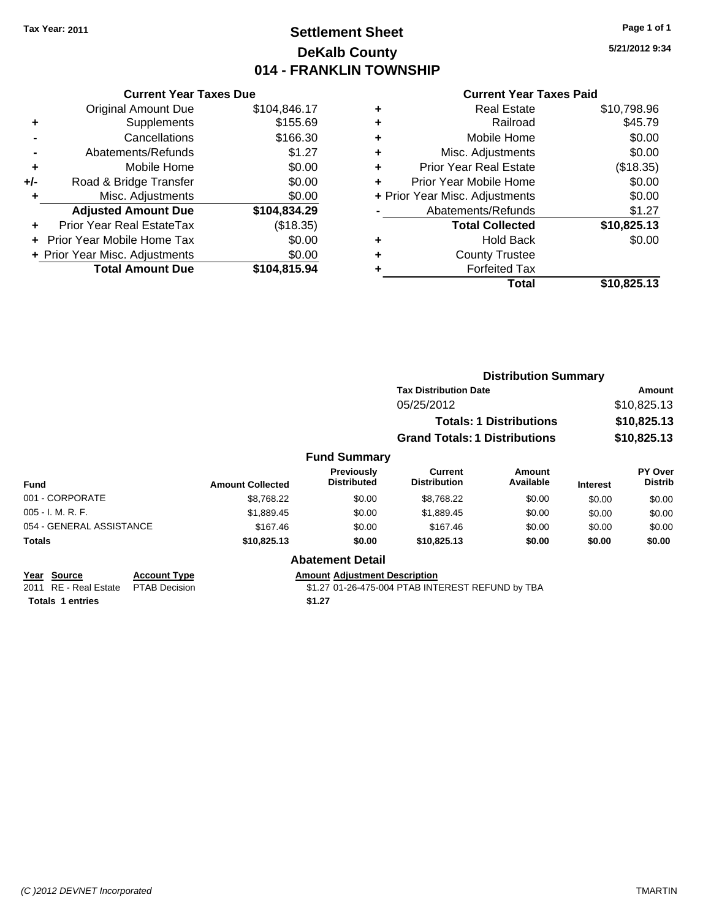Tax Year: 2011

# Settlement Sheet
## DeKalb County
## 014 - FRANKLIN TOWNSHIP

5/21/2012 9:34

### Current Year Taxes Due

| | | |
|---|---|---|
| | Original Amount Due | $104,846.17 |
| + | Supplements | $155.69 |
| - | Cancellations | $166.30 |
| - | Abatements/Refunds | $1.27 |
| + | Mobile Home | $0.00 |
| +/- | Road & Bridge Transfer | $0.00 |
| + | Misc. Adjustments | $0.00 |
| | **Adjusted Amount Due** | **$104,834.29** |
| + | Prior Year Real EstateTax | ($18.35) |
| + | Prior Year Mobile Home Tax | $0.00 |
| + | Prior Year Misc. Adjustments | $0.00 |
| | **Total Amount Due** | **$104,815.94** |

### Current Year Taxes Paid

| | | |
|---|---|---|
| + | Real Estate | $10,798.96 |
| + | Railroad | $45.79 |
| + | Mobile Home | $0.00 |
| + | Misc. Adjustments | $0.00 |
| + | Prior Year Real Estate | ($18.35) |
| + | Prior Year Mobile Home | $0.00 |
| + | Prior Year Misc. Adjustments | $0.00 |
| - | Abatements/Refunds | $1.27 |
| | **Total Collected** | **$10,825.13** |
| + | Hold Back | $0.00 |
| + | County Trustee | |
| + | Forfeited Tax | |
| | **Total** | **$10,825.13** |

### Distribution Summary

| Tax Distribution Date | Amount |
|---|---|
| 05/25/2012 | $10,825.13 |
| **Totals: 1 Distributions** | **$10,825.13** |
| **Grand Totals: 1 Distributions** | **$10,825.13** |

### Fund Summary

| Fund | Amount Collected | Previously Distributed | Current Distribution | Amount Available | Interest | PY Over Distrib |
|---|---|---|---|---|---|---|
| 001 - CORPORATE | $8,768.22 | $0.00 | $8,768.22 | $0.00 | $0.00 | $0.00 |
| 005 - I. M. R. F. | $1,889.45 | $0.00 | $1,889.45 | $0.00 | $0.00 | $0.00 |
| 054 - GENERAL ASSISTANCE | $167.46 | $0.00 | $167.46 | $0.00 | $0.00 | $0.00 |
| **Totals** | **$10,825.13** | **$0.00** | **$10,825.13** | **$0.00** | **$0.00** | **$0.00** |

### Abatement Detail

| Year | Source | Account Type | Amount | Adjustment Description |
|---|---|---|---|---|
| 2011 | RE - Real Estate | PTAB Decision | $1.27 | 01-26-475-004 PTAB INTEREST REFUND by TBA |
| **Totals 1 entries** | | | **$1.27** | |

(C )2012 DEVNET Incorporated TMARTIN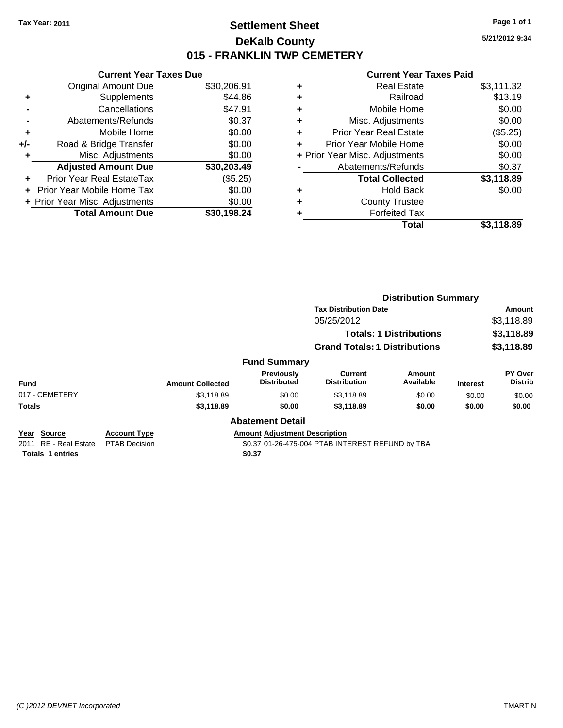Tax Year: 2011

# Settlement Sheet
## DeKalb County
## 015 - FRANKLIN TWP CEMETERY

5/21/2012 9:34

### Current Year Taxes Due

| | | |
|---|---|---|
| | Original Amount Due | $30,206.91 |
| + | Supplements | $44.86 |
| - | Cancellations | $47.91 |
| - | Abatements/Refunds | $0.37 |
| + | Mobile Home | $0.00 |
| +/- | Road & Bridge Transfer | $0.00 |
| + | Misc. Adjustments | $0.00 |
| | **Adjusted Amount Due** | **$30,203.49** |
| + | Prior Year Real EstateTax | ($5.25) |
| + | Prior Year Mobile Home Tax | $0.00 |
| + | Prior Year Misc. Adjustments | $0.00 |
| | **Total Amount Due** | **$30,198.24** |

### Current Year Taxes Paid

| | | |
|---|---|---|
| + | Real Estate | $3,111.32 |
| + | Railroad | $13.19 |
| + | Mobile Home | $0.00 |
| + | Misc. Adjustments | $0.00 |
| + | Prior Year Real Estate | ($5.25) |
| + | Prior Year Mobile Home | $0.00 |
| + | Prior Year Misc. Adjustments | $0.00 |
| - | Abatements/Refunds | $0.37 |
| | **Total Collected** | **$3,118.89** |
| + | Hold Back | $0.00 |
| + | County Trustee | |
| + | Forfeited Tax | |
| | **Total** | **$3,118.89** |

### Distribution Summary

| Tax Distribution Date | Amount |
|---|---|
| 05/25/2012 | $3,118.89 |
| **Totals: 1 Distributions** | **$3,118.89** |
| **Grand Totals: 1 Distributions** | **$3,118.89** |

### Fund Summary

| Fund | Amount Collected | Previously Distributed | Current Distribution | Amount Available | Interest | PY Over Distrib |
|---|---|---|---|---|---|---|
| 017 - CEMETERY | $3,118.89 | $0.00 | $3,118.89 | $0.00 | $0.00 | $0.00 |
| **Totals** | **$3,118.89** | **$0.00** | **$3,118.89** | **$0.00** | **$0.00** | **$0.00** |

### Abatement Detail

| Year | Source | Account Type | Amount | Adjustment Description |
|---|---|---|---|---|
| 2011 | RE - Real Estate | PTAB Decision | $0.37 | 01-26-475-004 PTAB INTEREST REFUND by TBA |
| **Totals** | **1 entries** | | **$0.37** | |

(C )2012 DEVNET Incorporated

TMARTIN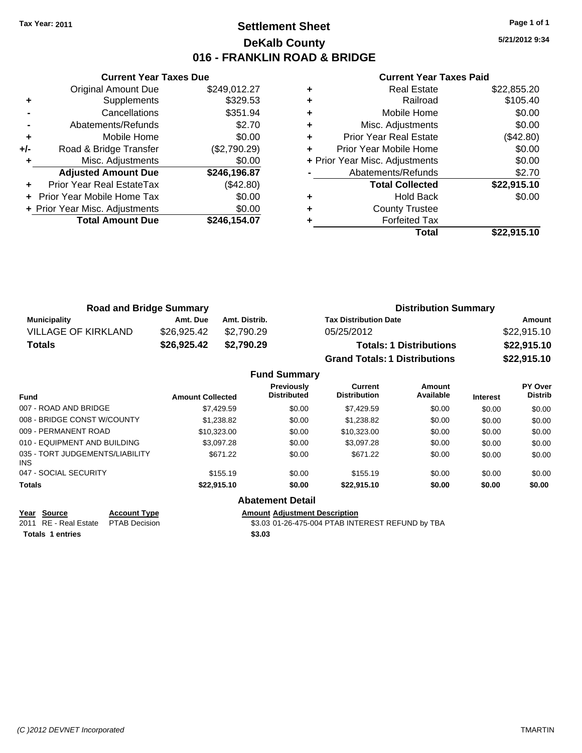Tax Year: 2011

# Settlement Sheet
## DeKalb County
## 016 - FRANKLIN ROAD & BRIDGE

5/21/2012 9:34

### Current Year Taxes Due

| | | |
|---|---|---|
| | Original Amount Due | $249,012.27 |
| + | Supplements | $329.53 |
| - | Cancellations | $351.94 |
| - | Abatements/Refunds | $2.70 |
| + | Mobile Home | $0.00 |
| +/- | Road & Bridge Transfer | ($2,790.29) |
| + | Misc. Adjustments | $0.00 |
| | **Adjusted Amount Due** | **$246,196.87** |
| + | Prior Year Real EstateTax | ($42.80) |
| + | Prior Year Mobile Home Tax | $0.00 |
| + | Prior Year Misc. Adjustments | $0.00 |
| | **Total Amount Due** | **$246,154.07** |

### Current Year Taxes Paid

| | | |
|---|---|---|
| + | Real Estate | $22,855.20 |
| + | Railroad | $105.40 |
| + | Mobile Home | $0.00 |
| + | Misc. Adjustments | $0.00 |
| + | Prior Year Real Estate | ($42.80) |
| + | Prior Year Mobile Home | $0.00 |
| + | Prior Year Misc. Adjustments | $0.00 |
| - | Abatements/Refunds | $2.70 |
| | **Total Collected** | **$22,915.10** |
| + | Hold Back | $0.00 |
| + | County Trustee | |
| + | Forfeited Tax | |
| | **Total** | **$22,915.10** |

### Road and Bridge Summary

| Municipality | Amt. Due | Amt. Distrib. |
|---|---|---|
| VILLAGE OF KIRKLAND | $26,925.42 | $2,790.29 |
| **Totals** | **$26,925.42** | **$2,790.29** |

### Distribution Summary

| Tax Distribution Date | Amount |
|---|---|
| 05/25/2012 | $22,915.10 |
| **Totals: 1 Distributions** | **$22,915.10** |
| **Grand Totals: 1 Distributions** | **$22,915.10** |

### Fund Summary

| Fund | Amount Collected | Previously Distributed | Current Distribution | Amount Available | Interest | PY Over Distrib |
|---|---|---|---|---|---|---|
| 007 - ROAD AND BRIDGE | $7,429.59 | $0.00 | $7,429.59 | $0.00 | $0.00 | $0.00 |
| 008 - BRIDGE CONST W/COUNTY | $1,238.82 | $0.00 | $1,238.82 | $0.00 | $0.00 | $0.00 |
| 009 - PERMANENT ROAD | $10,323.00 | $0.00 | $10,323.00 | $0.00 | $0.00 | $0.00 |
| 010 - EQUIPMENT AND BUILDING | $3,097.28 | $0.00 | $3,097.28 | $0.00 | $0.00 | $0.00 |
| 035 - TORT JUDGEMENTS/LIABILITY INS | $671.22 | $0.00 | $671.22 | $0.00 | $0.00 | $0.00 |
| 047 - SOCIAL SECURITY | $155.19 | $0.00 | $155.19 | $0.00 | $0.00 | $0.00 |
| **Totals** | **$22,915.10** | **$0.00** | **$22,915.10** | **$0.00** | **$0.00** | **$0.00** |

### Abatement Detail

| Year | Source | Account Type | Amount | Adjustment Description |
|---|---|---|---|---|
| 2011 | RE - Real Estate | PTAB Decision | $3.03 | 01-26-475-004 PTAB INTEREST REFUND by TBA |
| **Totals 1 entries** | | | **$3.03** | |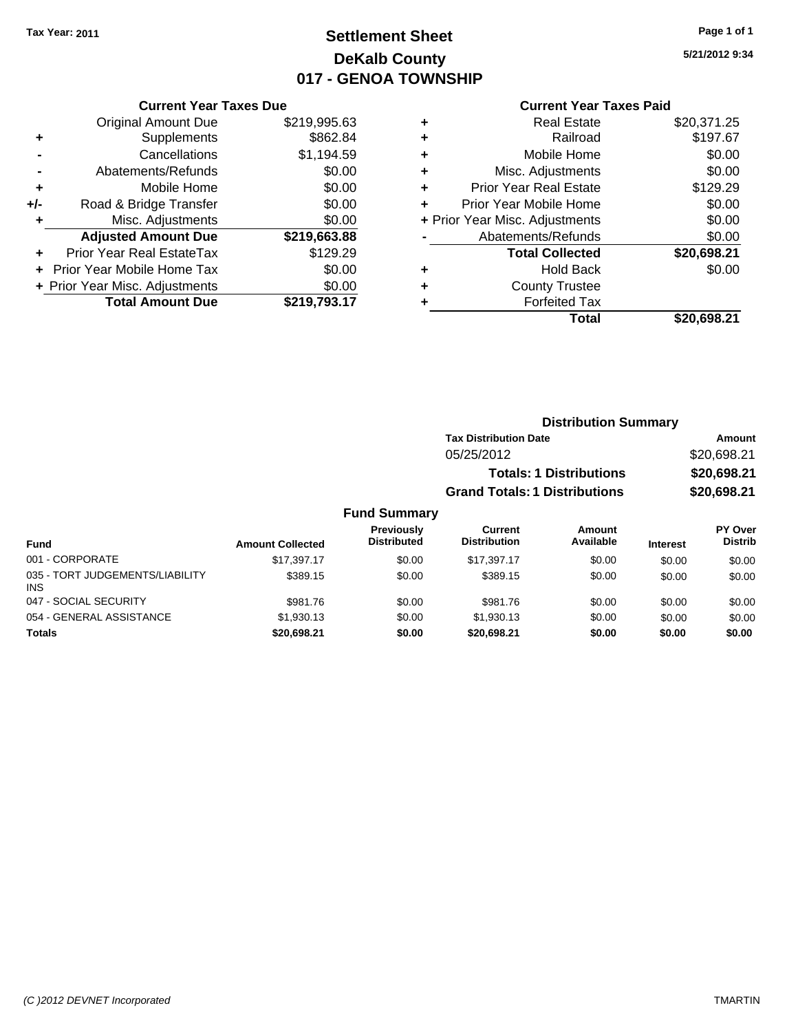Tax Year: 2011

# Settlement Sheet
## DeKalb County
## 017 - GENOA TOWNSHIP

5/21/2012 9:34

### Current Year Taxes Due

| | | |
|---|---|---|
| | Original Amount Due | $219,995.63 |
| + | Supplements | $862.84 |
| - | Cancellations | $1,194.59 |
| - | Abatements/Refunds | $0.00 |
| + | Mobile Home | $0.00 |
| +/- | Road & Bridge Transfer | $0.00 |
| + | Misc. Adjustments | $0.00 |
| | **Adjusted Amount Due** | **$219,663.88** |
| + | Prior Year Real EstateTax | $129.29 |
| + | Prior Year Mobile Home Tax | $0.00 |
| + | Prior Year Misc. Adjustments | $0.00 |
| | **Total Amount Due** | **$219,793.17** |

### Current Year Taxes Paid

| | | |
|---|---|---|
| + | Real Estate | $20,371.25 |
| + | Railroad | $197.67 |
| + | Mobile Home | $0.00 |
| + | Misc. Adjustments | $0.00 |
| + | Prior Year Real Estate | $129.29 |
| + | Prior Year Mobile Home | $0.00 |
| + | Prior Year Misc. Adjustments | $0.00 |
| - | Abatements/Refunds | $0.00 |
| | **Total Collected** | **$20,698.21** |
| + | Hold Back | $0.00 |
| + | County Trustee | |
| + | Forfeited Tax | |
| | **Total** | **$20,698.21** |

### Distribution Summary

| Tax Distribution Date | Amount |
|---|---|
| 05/25/2012 | $20,698.21 |
| **Totals: 1 Distributions** | **$20,698.21** |
| **Grand Totals: 1 Distributions** | **$20,698.21** |

### Fund Summary

| Fund | Amount Collected | Previously Distributed | Current Distribution | Amount Available | Interest | PY Over Distrib |
|---|---|---|---|---|---|---|
| 001 - CORPORATE | $17,397.17 | $0.00 | $17,397.17 | $0.00 | $0.00 | $0.00 |
| 035 - TORT JUDGEMENTS/LIABILITY INS | $389.15 | $0.00 | $389.15 | $0.00 | $0.00 | $0.00 |
| 047 - SOCIAL SECURITY | $981.76 | $0.00 | $981.76 | $0.00 | $0.00 | $0.00 |
| 054 - GENERAL ASSISTANCE | $1,930.13 | $0.00 | $1,930.13 | $0.00 | $0.00 | $0.00 |
| **Totals** | **$20,698.21** | **$0.00** | **$20,698.21** | **$0.00** | **$0.00** | **$0.00** |

(C )2012 DEVNET Incorporated TMARTIN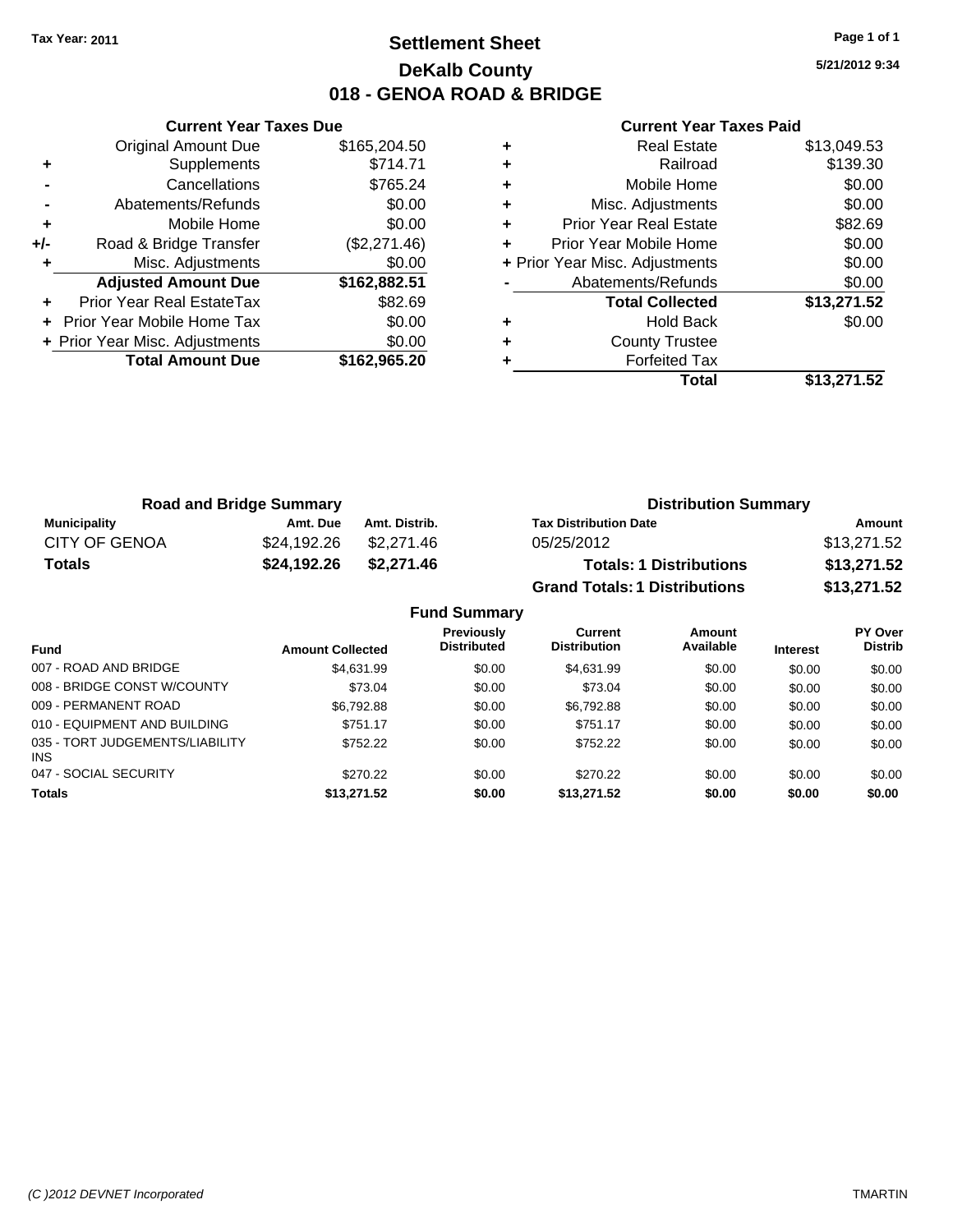Tax Year: 2011

# Settlement Sheet

## DeKalb County

## 018 - GENOA ROAD & BRIDGE

5/21/2012 9:34

### Current Year Taxes Due

| | | |
|---|---|---|
| | Original Amount Due | $165,204.50 |
| + | Supplements | $714.71 |
| - | Cancellations | $765.24 |
| - | Abatements/Refunds | $0.00 |
| + | Mobile Home | $0.00 |
| +/- | Road & Bridge Transfer | ($2,271.46) |
| + | Misc. Adjustments | $0.00 |
| | **Adjusted Amount Due** | **$162,882.51** |
| + | Prior Year Real EstateTax | $82.69 |
| + | Prior Year Mobile Home Tax | $0.00 |
| + | Prior Year Misc. Adjustments | $0.00 |
| | **Total Amount Due** | **$162,965.20** |

### Current Year Taxes Paid

| | | |
|---|---|---|
| + | Real Estate | $13,049.53 |
| + | Railroad | $139.30 |
| + | Mobile Home | $0.00 |
| + | Misc. Adjustments | $0.00 |
| + | Prior Year Real Estate | $82.69 |
| + | Prior Year Mobile Home | $0.00 |
| + | Prior Year Misc. Adjustments | $0.00 |
| - | Abatements/Refunds | $0.00 |
| | **Total Collected** | **$13,271.52** |
| + | Hold Back | $0.00 |
| + | County Trustee | |
| + | Forfeited Tax | |
| | **Total** | **$13,271.52** |

### Road and Bridge Summary

| Municipality | Amt. Due | Amt. Distrib. |
|---|---|---|
| CITY OF GENOA | $24,192.26 | $2,271.46 |
| **Totals** | **$24,192.26** | **$2,271.46** |

### Distribution Summary

| Tax Distribution Date | Amount |
|---|---|
| 05/25/2012 | $13,271.52 |
| **Totals: 1 Distributions** | **$13,271.52** |
| **Grand Totals: 1 Distributions** | **$13,271.52** |

### Fund Summary

| Fund | Amount Collected | Previously Distributed | Current Distribution | Amount Available | Interest | PY Over Distrib |
|---|---|---|---|---|---|---|
| 007 - ROAD AND BRIDGE | $4,631.99 | $0.00 | $4,631.99 | $0.00 | $0.00 | $0.00 |
| 008 - BRIDGE CONST W/COUNTY | $73.04 | $0.00 | $73.04 | $0.00 | $0.00 | $0.00 |
| 009 - PERMANENT ROAD | $6,792.88 | $0.00 | $6,792.88 | $0.00 | $0.00 | $0.00 |
| 010 - EQUIPMENT AND BUILDING | $751.17 | $0.00 | $751.17 | $0.00 | $0.00 | $0.00 |
| 035 - TORT JUDGEMENTS/LIABILITY INS | $752.22 | $0.00 | $752.22 | $0.00 | $0.00 | $0.00 |
| 047 - SOCIAL SECURITY | $270.22 | $0.00 | $270.22 | $0.00 | $0.00 | $0.00 |
| **Totals** | **$13,271.52** | **$0.00** | **$13,271.52** | **$0.00** | **$0.00** | **$0.00** |

(C )2012 DEVNET Incorporated TMARTIN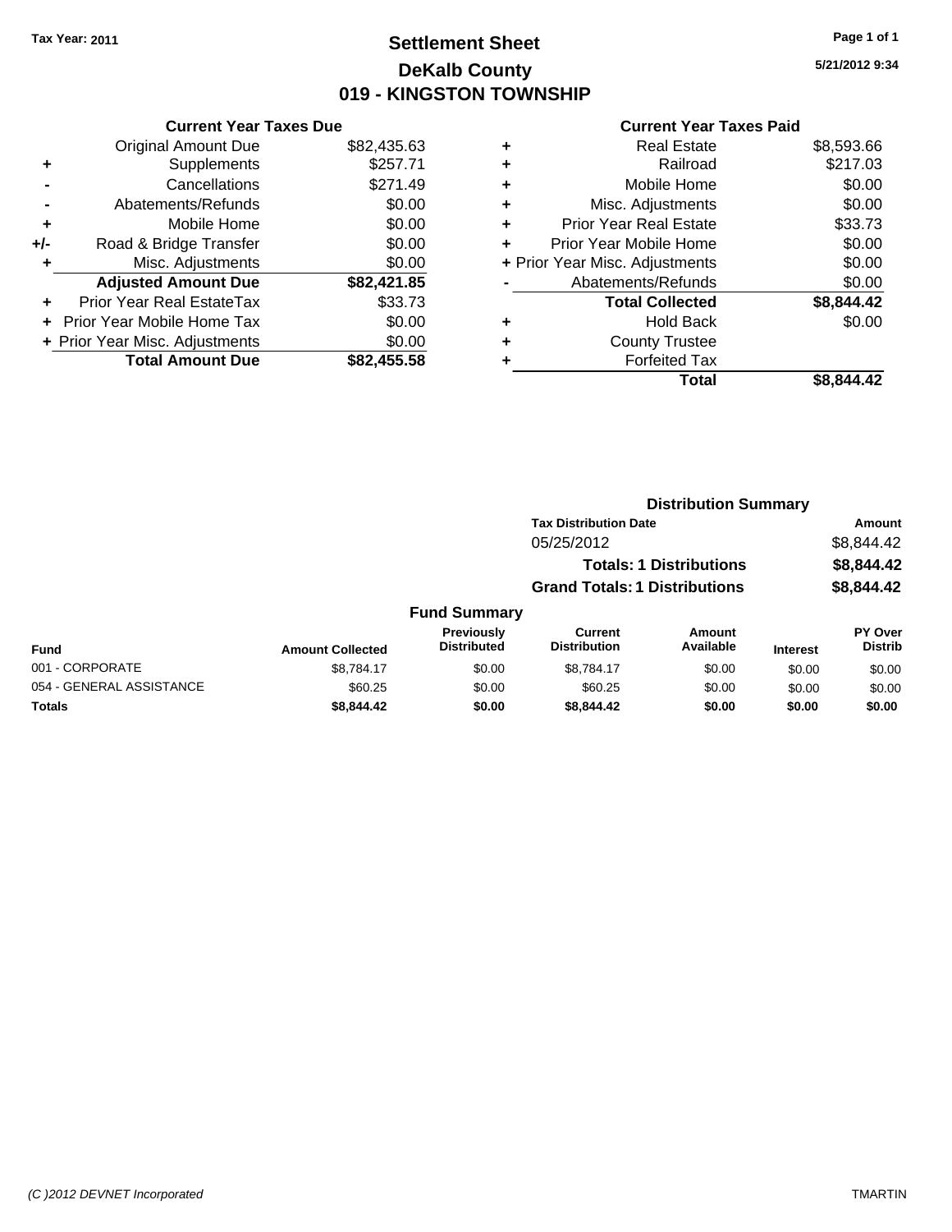Tax Year: 2011

# Settlement Sheet
## DeKalb County
## 019 - KINGSTON TOWNSHIP

5/21/2012 9:34

### Current Year Taxes Due

| | | |
|---|---|---|
| | Original Amount Due | $82,435.63 |
| + | Supplements | $257.71 |
| - | Cancellations | $271.49 |
| - | Abatements/Refunds | $0.00 |
| + | Mobile Home | $0.00 |
| +/- | Road & Bridge Transfer | $0.00 |
| + | Misc. Adjustments | $0.00 |
| | **Adjusted Amount Due** | **$82,421.85** |
| + | Prior Year Real EstateTax | $33.73 |
| + | Prior Year Mobile Home Tax | $0.00 |
| + | Prior Year Misc. Adjustments | $0.00 |
| | **Total Amount Due** | **$82,455.58** |

### Current Year Taxes Paid

| | | |
|---|---|---|
| + | Real Estate | $8,593.66 |
| + | Railroad | $217.03 |
| + | Mobile Home | $0.00 |
| + | Misc. Adjustments | $0.00 |
| + | Prior Year Real Estate | $33.73 |
| + | Prior Year Mobile Home | $0.00 |
| + | Prior Year Misc. Adjustments | $0.00 |
| - | Abatements/Refunds | $0.00 |
| | **Total Collected** | **$8,844.42** |
| + | Hold Back | $0.00 |
| + | County Trustee | |
| + | Forfeited Tax | |
| | **Total** | **$8,844.42** |

### Distribution Summary

| Tax Distribution Date | Amount |
|---|---|
| 05/25/2012 | $8,844.42 |
| **Totals: 1 Distributions** | **$8,844.42** |
| **Grand Totals: 1 Distributions** | **$8,844.42** |

### Fund Summary

| Fund | Amount Collected | Previously Distributed | Current Distribution | Amount Available | Interest | PY Over Distrib |
|---|---|---|---|---|---|---|
| 001 - CORPORATE | $8,784.17 | $0.00 | $8,784.17 | $0.00 | $0.00 | $0.00 |
| 054 - GENERAL ASSISTANCE | $60.25 | $0.00 | $60.25 | $0.00 | $0.00 | $0.00 |
| **Totals** | **$8,844.42** | **$0.00** | **$8,844.42** | **$0.00** | **$0.00** | **$0.00** |

(C )2012 DEVNET Incorporated TMARTIN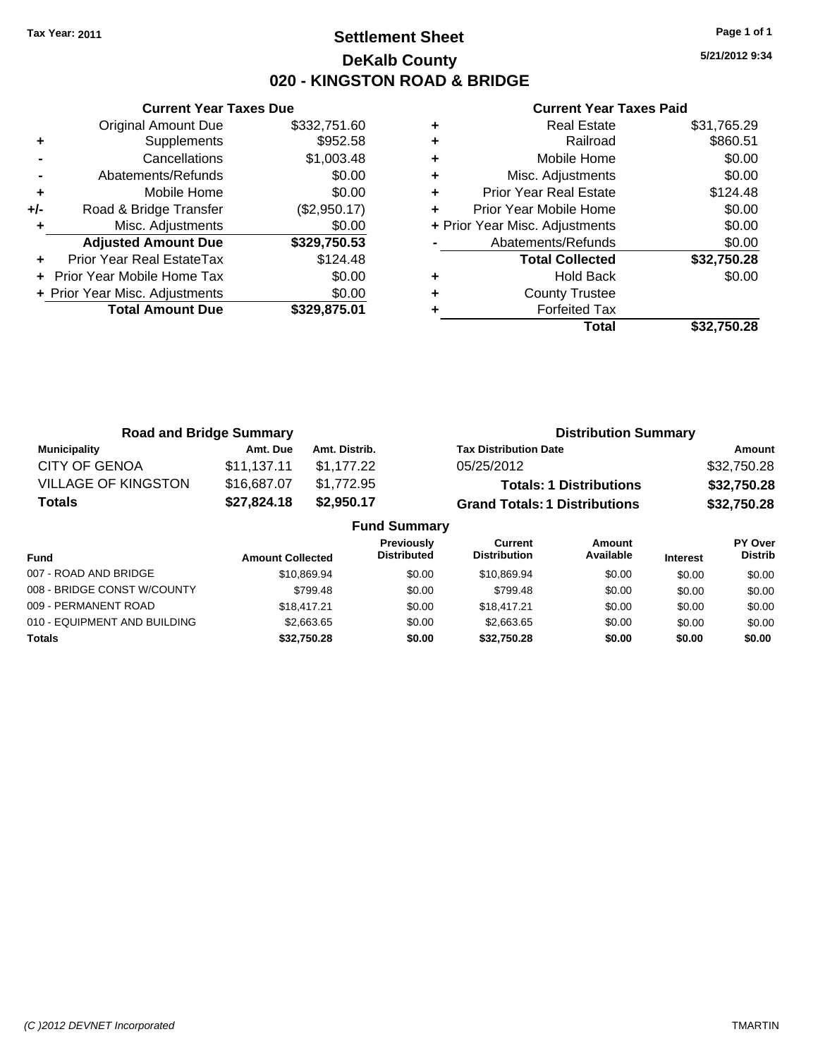**Tax Year: 2011**

# Settlement Sheet
## DeKalb County
## 020 - KINGSTON ROAD & BRIDGE

5/21/2012 9:34

### Current Year Taxes Due

| | | |
|---|---|---|
| | Original Amount Due | $332,751.60 |
| + | Supplements | $952.58 |
| - | Cancellations | $1,003.48 |
| - | Abatements/Refunds | $0.00 |
| + | Mobile Home | $0.00 |
| +/- | Road & Bridge Transfer | ($2,950.17) |
| + | Misc. Adjustments | $0.00 |
| | **Adjusted Amount Due** | **$329,750.53** |
| + | Prior Year Real EstateTax | $124.48 |
| + | Prior Year Mobile Home Tax | $0.00 |
| + | Prior Year Misc. Adjustments | $0.00 |
| | **Total Amount Due** | **$329,875.01** |

### Current Year Taxes Paid

| | | |
|---|---|---|
| + | Real Estate | $31,765.29 |
| + | Railroad | $860.51 |
| + | Mobile Home | $0.00 |
| + | Misc. Adjustments | $0.00 |
| + | Prior Year Real Estate | $124.48 |
| + | Prior Year Mobile Home | $0.00 |
| + | Prior Year Misc. Adjustments | $0.00 |
| - | Abatements/Refunds | $0.00 |
| | **Total Collected** | **$32,750.28** |
| + | Hold Back | $0.00 |
| + | County Trustee | |
| + | Forfeited Tax | |
| | **Total** | **$32,750.28** |

### Road and Bridge Summary

| Municipality | Amt. Due | Amt. Distrib. |
|---|---|---|
| CITY OF GENOA | $11,137.11 | $1,177.22 |
| VILLAGE OF KINGSTON | $16,687.07 | $1,772.95 |
| **Totals** | **$27,824.18** | **$2,950.17** |

### Distribution Summary

| Tax Distribution Date | Amount |
|---|---|
| 05/25/2012 | $32,750.28 |
| **Totals: 1 Distributions** | **$32,750.28** |
| **Grand Totals: 1 Distributions** | **$32,750.28** |

### Fund Summary

| Fund | Amount Collected | Previously Distributed | Current Distribution | Amount Available | Interest | PY Over Distrib |
|---|---|---|---|---|---|---|
| 007 - ROAD AND BRIDGE | $10,869.94 | $0.00 | $10,869.94 | $0.00 | $0.00 | $0.00 |
| 008 - BRIDGE CONST W/COUNTY | $799.48 | $0.00 | $799.48 | $0.00 | $0.00 | $0.00 |
| 009 - PERMANENT ROAD | $18,417.21 | $0.00 | $18,417.21 | $0.00 | $0.00 | $0.00 |
| 010 - EQUIPMENT AND BUILDING | $2,663.65 | $0.00 | $2,663.65 | $0.00 | $0.00 | $0.00 |
| **Totals** | **$32,750.28** | **$0.00** | **$32,750.28** | **$0.00** | **$0.00** | **$0.00** |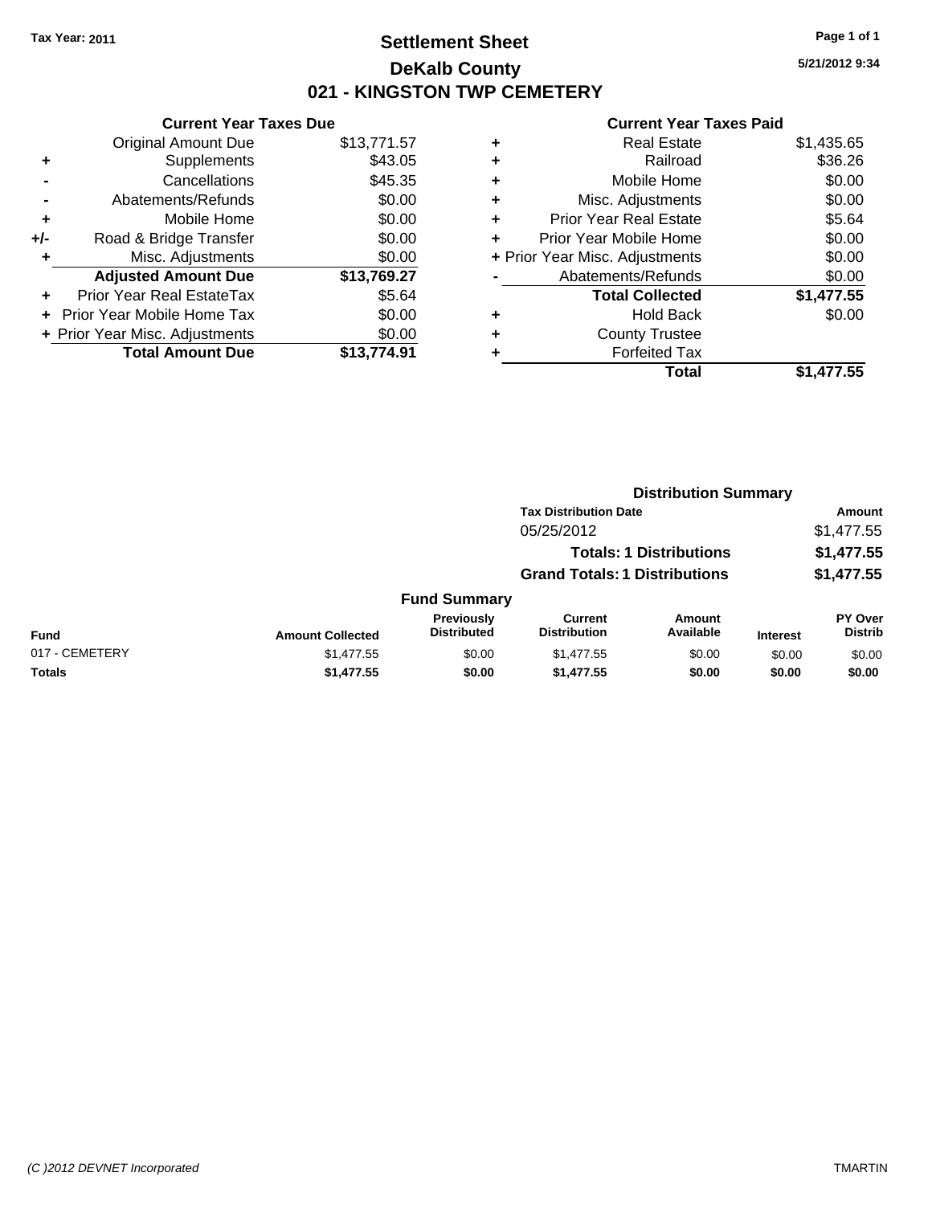Tax Year: 2011

# Settlement Sheet

## DeKalb County

## 021 - KINGSTON TWP CEMETERY

5/21/2012 9:34

### Current Year Taxes Due

| | | |
|---|---|---|
| | Original Amount Due | $13,771.57 |
| + | Supplements | $43.05 |
| - | Cancellations | $45.35 |
| - | Abatements/Refunds | $0.00 |
| + | Mobile Home | $0.00 |
| +/- | Road & Bridge Transfer | $0.00 |
| + | Misc. Adjustments | $0.00 |
| | **Adjusted Amount Due** | **$13,769.27** |
| + | Prior Year Real EstateTax | $5.64 |
| + | Prior Year Mobile Home Tax | $0.00 |
| + | Prior Year Misc. Adjustments | $0.00 |
| | **Total Amount Due** | **$13,774.91** |

### Current Year Taxes Paid

| | | |
|---|---|---|
| + | Real Estate | $1,435.65 |
| + | Railroad | $36.26 |
| + | Mobile Home | $0.00 |
| + | Misc. Adjustments | $0.00 |
| + | Prior Year Real Estate | $5.64 |
| + | Prior Year Mobile Home | $0.00 |
| + | Prior Year Misc. Adjustments | $0.00 |
| - | Abatements/Refunds | $0.00 |
| | **Total Collected** | **$1,477.55** |
| + | Hold Back | $0.00 |
| + | County Trustee | |
| + | Forfeited Tax | |
| | **Total** | **$1,477.55** |

### Distribution Summary

| Tax Distribution Date | Amount |
|---|---|
| 05/25/2012 | $1,477.55 |
| **Totals: 1 Distributions** | **$1,477.55** |
| **Grand Totals: 1 Distributions** | **$1,477.55** |

### Fund Summary

| Fund | Amount Collected | Previously Distributed | Current Distribution | Amount Available | Interest | PY Over Distrib |
|---|---|---|---|---|---|---|
| 017 - CEMETERY | $1,477.55 | $0.00 | $1,477.55 | $0.00 | $0.00 | $0.00 |
| **Totals** | **$1,477.55** | **$0.00** | **$1,477.55** | **$0.00** | **$0.00** | **$0.00** |

(C )2012 DEVNET Incorporated

TMARTIN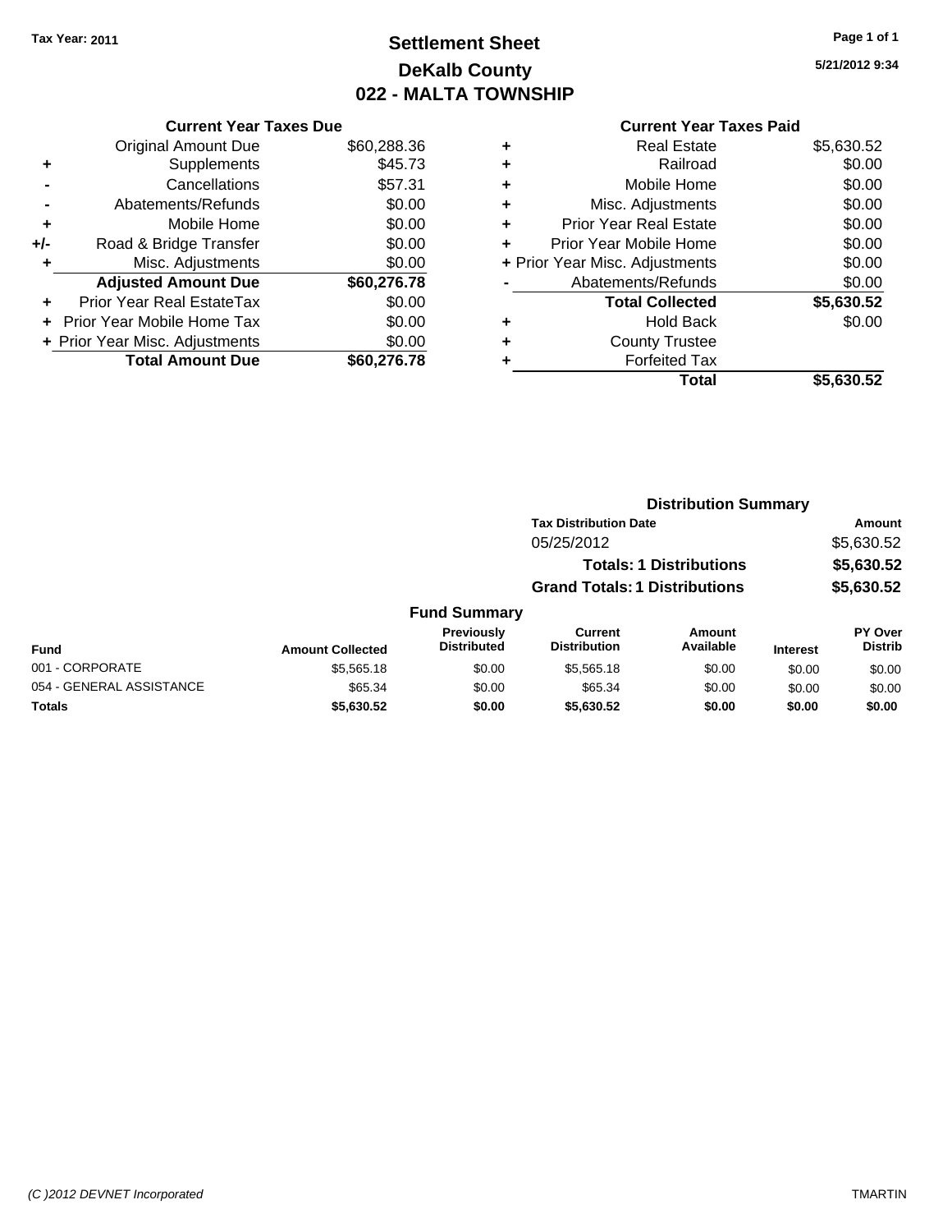**Tax Year: 2011**

# Settlement Sheet
## DeKalb County
## 022 - MALTA TOWNSHIP

5/21/2012 9:34

### Current Year Taxes Due

| | | |
|---|---|---|
| | Original Amount Due | $60,288.36 |
| + | Supplements | $45.73 |
| - | Cancellations | $57.31 |
| - | Abatements/Refunds | $0.00 |
| + | Mobile Home | $0.00 |
| +/- | Road & Bridge Transfer | $0.00 |
| + | Misc. Adjustments | $0.00 |
| | **Adjusted Amount Due** | **$60,276.78** |
| + | Prior Year Real EstateTax | $0.00 |
| + | Prior Year Mobile Home Tax | $0.00 |
| + | Prior Year Misc. Adjustments | $0.00 |
| | **Total Amount Due** | **$60,276.78** |

### Current Year Taxes Paid

| | | |
|---|---|---|
| + | Real Estate | $5,630.52 |
| + | Railroad | $0.00 |
| + | Mobile Home | $0.00 |
| + | Misc. Adjustments | $0.00 |
| + | Prior Year Real Estate | $0.00 |
| + | Prior Year Mobile Home | $0.00 |
| + | Prior Year Misc. Adjustments | $0.00 |
| - | Abatements/Refunds | $0.00 |
| | **Total Collected** | **$5,630.52** |
| + | Hold Back | $0.00 |
| + | County Trustee | |
| + | Forfeited Tax | |
| | **Total** | **$5,630.52** |

### Distribution Summary

| Tax Distribution Date | Amount |
|---|---|
| 05/25/2012 | $5,630.52 |
| **Totals: 1 Distributions** | **$5,630.52** |
| **Grand Totals: 1 Distributions** | **$5,630.52** |

### Fund Summary

| Fund | Amount Collected | Previously Distributed | Current Distribution | Amount Available | Interest | PY Over Distrib |
|---|---|---|---|---|---|---|
| 001 - CORPORATE | $5,565.18 | $0.00 | $5,565.18 | $0.00 | $0.00 | $0.00 |
| 054 - GENERAL ASSISTANCE | $65.34 | $0.00 | $65.34 | $0.00 | $0.00 | $0.00 |
| **Totals** | **$5,630.52** | **$0.00** | **$5,630.52** | **$0.00** | **$0.00** | **$0.00** |

(C )2012 DEVNET Incorporated — TMARTIN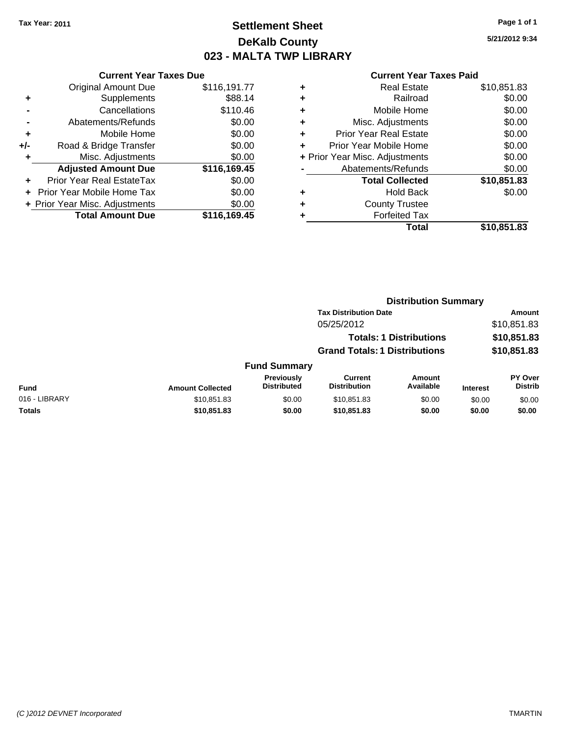Tax Year: 2011

# Settlement Sheet
## DeKalb County
## 023 - MALTA TWP LIBRARY

5/21/2012 9:34

### Current Year Taxes Due

| | | |
|---|---|---|
| | Original Amount Due | $116,191.77 |
| + | Supplements | $88.14 |
| - | Cancellations | $110.46 |
| - | Abatements/Refunds | $0.00 |
| + | Mobile Home | $0.00 |
| +/- | Road & Bridge Transfer | $0.00 |
| + | Misc. Adjustments | $0.00 |
| | **Adjusted Amount Due** | **$116,169.45** |
| + | Prior Year Real EstateTax | $0.00 |
| + | Prior Year Mobile Home Tax | $0.00 |
| + | Prior Year Misc. Adjustments | $0.00 |
| | **Total Amount Due** | **$116,169.45** |

### Current Year Taxes Paid

| | | |
|---|---|---|
| + | Real Estate | $10,851.83 |
| + | Railroad | $0.00 |
| + | Mobile Home | $0.00 |
| + | Misc. Adjustments | $0.00 |
| + | Prior Year Real Estate | $0.00 |
| + | Prior Year Mobile Home | $0.00 |
| + | Prior Year Misc. Adjustments | $0.00 |
| - | Abatements/Refunds | $0.00 |
| | **Total Collected** | **$10,851.83** |
| + | Hold Back | $0.00 |
| + | County Trustee | |
| + | Forfeited Tax | |
| | **Total** | **$10,851.83** |

### Distribution Summary

| Tax Distribution Date | Amount |
|---|---|
| 05/25/2012 | $10,851.83 |
| **Totals: 1 Distributions** | **$10,851.83** |
| **Grand Totals: 1 Distributions** | **$10,851.83** |

### Fund Summary

| Fund | Amount Collected | Previously Distributed | Current Distribution | Amount Available | Interest | PY Over Distrib |
|---|---|---|---|---|---|---|
| 016 - LIBRARY | $10,851.83 | $0.00 | $10,851.83 | $0.00 | $0.00 | $0.00 |
| **Totals** | **$10,851.83** | **$0.00** | **$10,851.83** | **$0.00** | **$0.00** | **$0.00** |

(C )2012 DEVNET Incorporated TMARTIN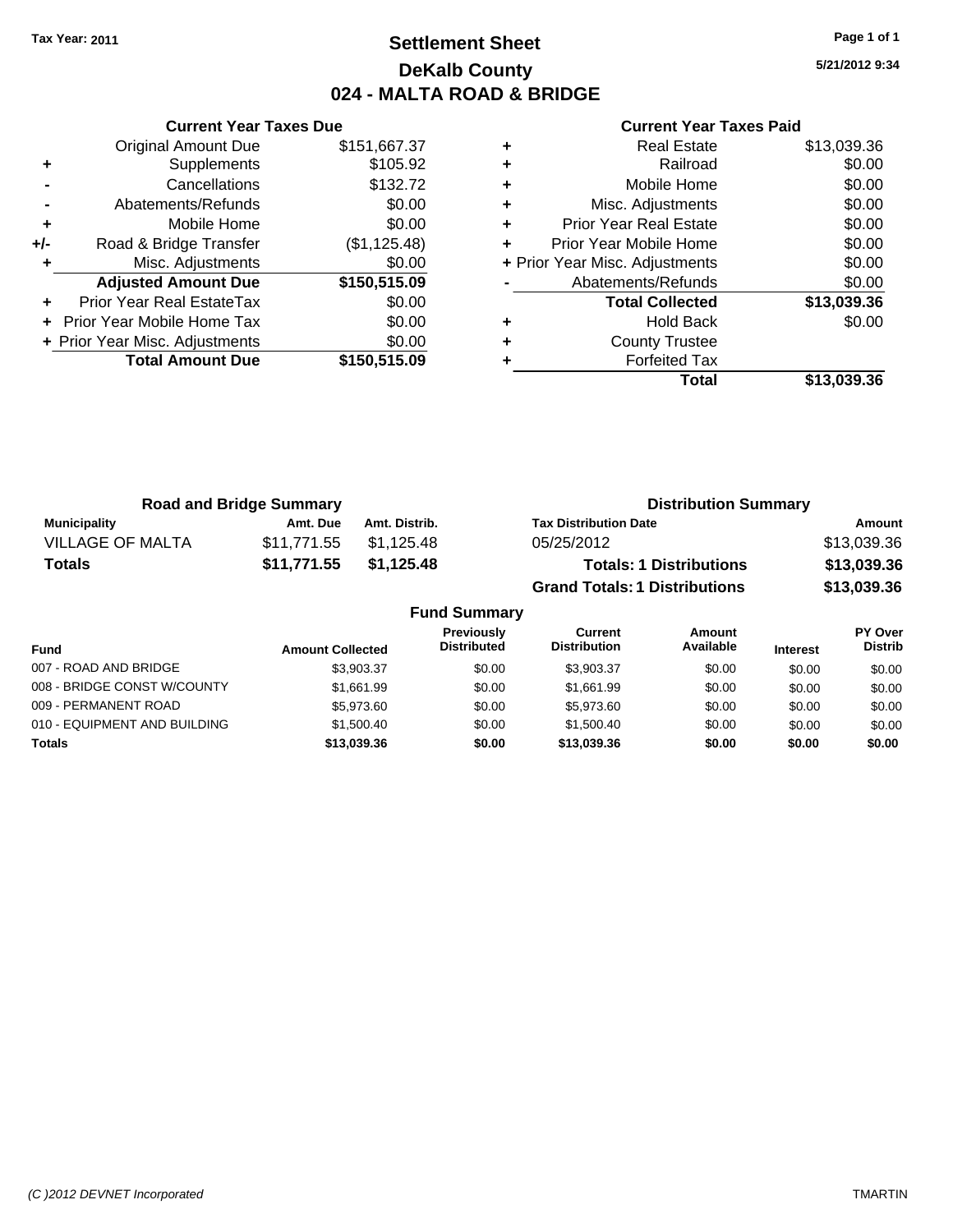Tax Year: 2011

# Settlement Sheet
## DeKalb County
## 024 - MALTA ROAD & BRIDGE

5/21/2012 9:34

### Current Year Taxes Due

| | | |
|---|---|---|
| | Original Amount Due | $151,667.37 |
| + | Supplements | $105.92 |
| - | Cancellations | $132.72 |
| - | Abatements/Refunds | $0.00 |
| + | Mobile Home | $0.00 |
| +/- | Road & Bridge Transfer | ($1,125.48) |
| + | Misc. Adjustments | $0.00 |
| | **Adjusted Amount Due** | **$150,515.09** |
| + | Prior Year Real EstateTax | $0.00 |
| + | Prior Year Mobile Home Tax | $0.00 |
| + | Prior Year Misc. Adjustments | $0.00 |
| | **Total Amount Due** | **$150,515.09** |

### Current Year Taxes Paid

| | | |
|---|---|---|
| + | Real Estate | $13,039.36 |
| + | Railroad | $0.00 |
| + | Mobile Home | $0.00 |
| + | Misc. Adjustments | $0.00 |
| + | Prior Year Real Estate | $0.00 |
| + | Prior Year Mobile Home | $0.00 |
| + | Prior Year Misc. Adjustments | $0.00 |
| - | Abatements/Refunds | $0.00 |
| | **Total Collected** | **$13,039.36** |
| + | Hold Back | $0.00 |
| + | County Trustee | |
| + | Forfeited Tax | |
| | **Total** | **$13,039.36** |

### Road and Bridge Summary

| Municipality | Amt. Due | Amt. Distrib. |
|---|---|---|
| VILLAGE OF MALTA | $11,771.55 | $1,125.48 |
| **Totals** | **$11,771.55** | **$1,125.48** |

### Distribution Summary

| Tax Distribution Date | Amount |
|---|---|
| 05/25/2012 | $13,039.36 |
| **Totals: 1 Distributions** | **$13,039.36** |
| **Grand Totals: 1 Distributions** | **$13,039.36** |

### Fund Summary

| Fund | Amount Collected | Previously Distributed | Current Distribution | Amount Available | Interest | PY Over Distrib |
|---|---|---|---|---|---|---|
| 007 - ROAD AND BRIDGE | $3,903.37 | $0.00 | $3,903.37 | $0.00 | $0.00 | $0.00 |
| 008 - BRIDGE CONST W/COUNTY | $1,661.99 | $0.00 | $1,661.99 | $0.00 | $0.00 | $0.00 |
| 009 - PERMANENT ROAD | $5,973.60 | $0.00 | $5,973.60 | $0.00 | $0.00 | $0.00 |
| 010 - EQUIPMENT AND BUILDING | $1,500.40 | $0.00 | $1,500.40 | $0.00 | $0.00 | $0.00 |
| **Totals** | **$13,039.36** | **$0.00** | **$13,039.36** | **$0.00** | **$0.00** | **$0.00** |

(C )2012 DEVNET Incorporated TMARTIN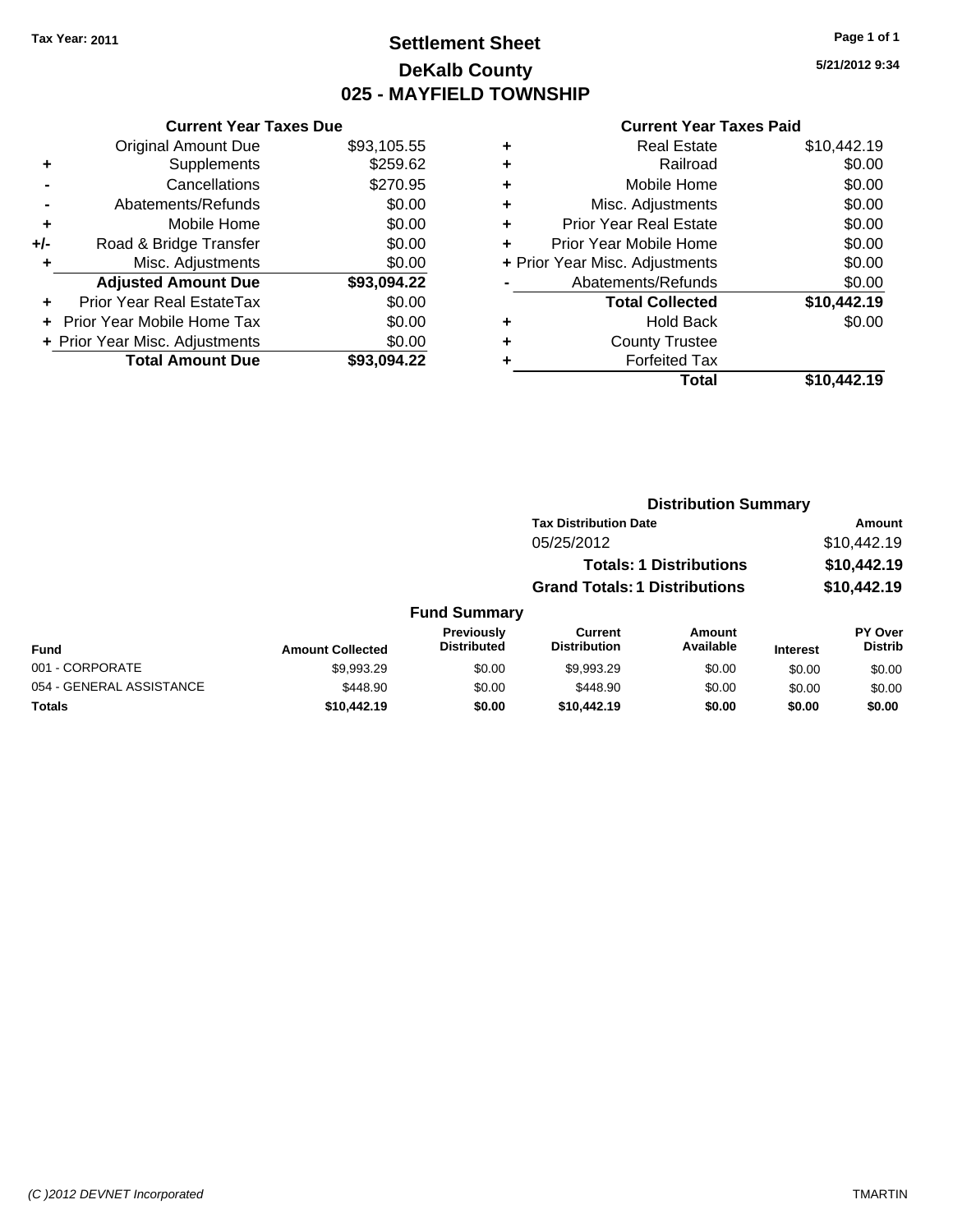Tax Year: 2011

# Settlement Sheet
## DeKalb County
## 025 - MAYFIELD TOWNSHIP

5/21/2012 9:34

### Current Year Taxes Due

| | | |
|---|---|---|
| | Original Amount Due | $93,105.55 |
| + | Supplements | $259.62 |
| - | Cancellations | $270.95 |
| - | Abatements/Refunds | $0.00 |
| + | Mobile Home | $0.00 |
| +/- | Road & Bridge Transfer | $0.00 |
| + | Misc. Adjustments | $0.00 |
| | **Adjusted Amount Due** | **$93,094.22** |
| + | Prior Year Real EstateTax | $0.00 |
| + | Prior Year Mobile Home Tax | $0.00 |
| + | Prior Year Misc. Adjustments | $0.00 |
| | **Total Amount Due** | **$93,094.22** |

### Current Year Taxes Paid

| | | |
|---|---|---|
| + | Real Estate | $10,442.19 |
| + | Railroad | $0.00 |
| + | Mobile Home | $0.00 |
| + | Misc. Adjustments | $0.00 |
| + | Prior Year Real Estate | $0.00 |
| + | Prior Year Mobile Home | $0.00 |
| + | Prior Year Misc. Adjustments | $0.00 |
| - | Abatements/Refunds | $0.00 |
| | **Total Collected** | **$10,442.19** |
| + | Hold Back | $0.00 |
| + | County Trustee | |
| + | Forfeited Tax | |
| | **Total** | **$10,442.19** |

### Distribution Summary

| Tax Distribution Date | Amount |
|---|---|
| 05/25/2012 | $10,442.19 |
| **Totals: 1 Distributions** | **$10,442.19** |
| **Grand Totals: 1 Distributions** | **$10,442.19** |

### Fund Summary

| Fund | Amount Collected | Previously Distributed | Current Distribution | Amount Available | Interest | PY Over Distrib |
|---|---|---|---|---|---|---|
| 001 - CORPORATE | $9,993.29 | $0.00 | $9,993.29 | $0.00 | $0.00 | $0.00 |
| 054 - GENERAL ASSISTANCE | $448.90 | $0.00 | $448.90 | $0.00 | $0.00 | $0.00 |
| **Totals** | **$10,442.19** | **$0.00** | **$10,442.19** | **$0.00** | **$0.00** | **$0.00** |

(C )2012 DEVNET Incorporated TMARTIN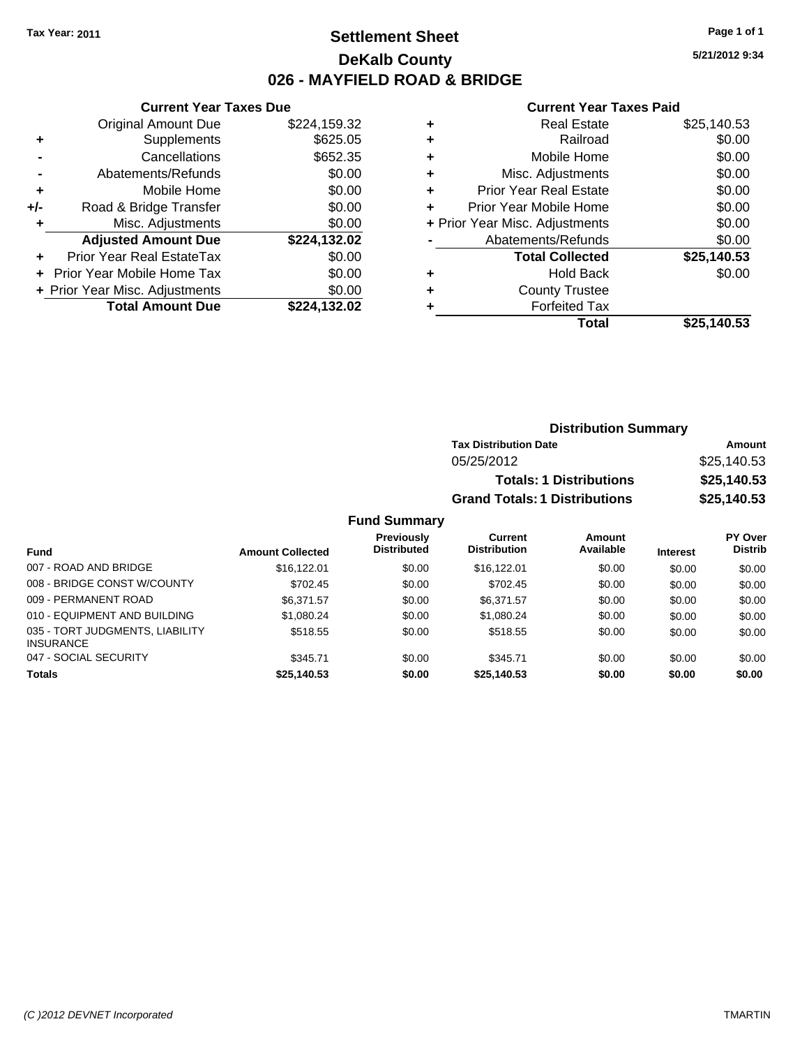**Tax Year: 2011**

# Settlement Sheet
## DeKalb County
## 026 - MAYFIELD ROAD & BRIDGE

**5/21/2012 9:34**

### Current Year Taxes Due

| | | |
|---|---|---|
| | Original Amount Due | $224,159.32 |
| + | Supplements | $625.05 |
| - | Cancellations | $652.35 |
| - | Abatements/Refunds | $0.00 |
| + | Mobile Home | $0.00 |
| +/- | Road & Bridge Transfer | $0.00 |
| + | Misc. Adjustments | $0.00 |
| | **Adjusted Amount Due** | **$224,132.02** |
| + | Prior Year Real EstateTax | $0.00 |
| + | Prior Year Mobile Home Tax | $0.00 |
| + | Prior Year Misc. Adjustments | $0.00 |
| | **Total Amount Due** | **$224,132.02** |

### Current Year Taxes Paid

| | | |
|---|---|---|
| + | Real Estate | $25,140.53 |
| + | Railroad | $0.00 |
| + | Mobile Home | $0.00 |
| + | Misc. Adjustments | $0.00 |
| + | Prior Year Real Estate | $0.00 |
| + | Prior Year Mobile Home | $0.00 |
| + | Prior Year Misc. Adjustments | $0.00 |
| - | Abatements/Refunds | $0.00 |
| | **Total Collected** | **$25,140.53** |
| + | Hold Back | $0.00 |
| + | County Trustee | |
| + | Forfeited Tax | |
| | **Total** | **$25,140.53** |

### Distribution Summary

| Tax Distribution Date | Amount |
|---|---|
| 05/25/2012 | $25,140.53 |
| **Totals: 1 Distributions** | **$25,140.53** |
| **Grand Totals: 1 Distributions** | **$25,140.53** |

### Fund Summary

| Fund | Amount Collected | Previously Distributed | Current Distribution | Amount Available | Interest | PY Over Distrib |
|---|---|---|---|---|---|---|
| 007 - ROAD AND BRIDGE | $16,122.01 | $0.00 | $16,122.01 | $0.00 | $0.00 | $0.00 |
| 008 - BRIDGE CONST W/COUNTY | $702.45 | $0.00 | $702.45 | $0.00 | $0.00 | $0.00 |
| 009 - PERMANENT ROAD | $6,371.57 | $0.00 | $6,371.57 | $0.00 | $0.00 | $0.00 |
| 010 - EQUIPMENT AND BUILDING | $1,080.24 | $0.00 | $1,080.24 | $0.00 | $0.00 | $0.00 |
| 035 - TORT JUDGMENTS, LIABILITY INSURANCE | $518.55 | $0.00 | $518.55 | $0.00 | $0.00 | $0.00 |
| 047 - SOCIAL SECURITY | $345.71 | $0.00 | $345.71 | $0.00 | $0.00 | $0.00 |
| **Totals** | **$25,140.53** | **$0.00** | **$25,140.53** | **$0.00** | **$0.00** | **$0.00** |

*(C )2012 DEVNET Incorporated* TMARTIN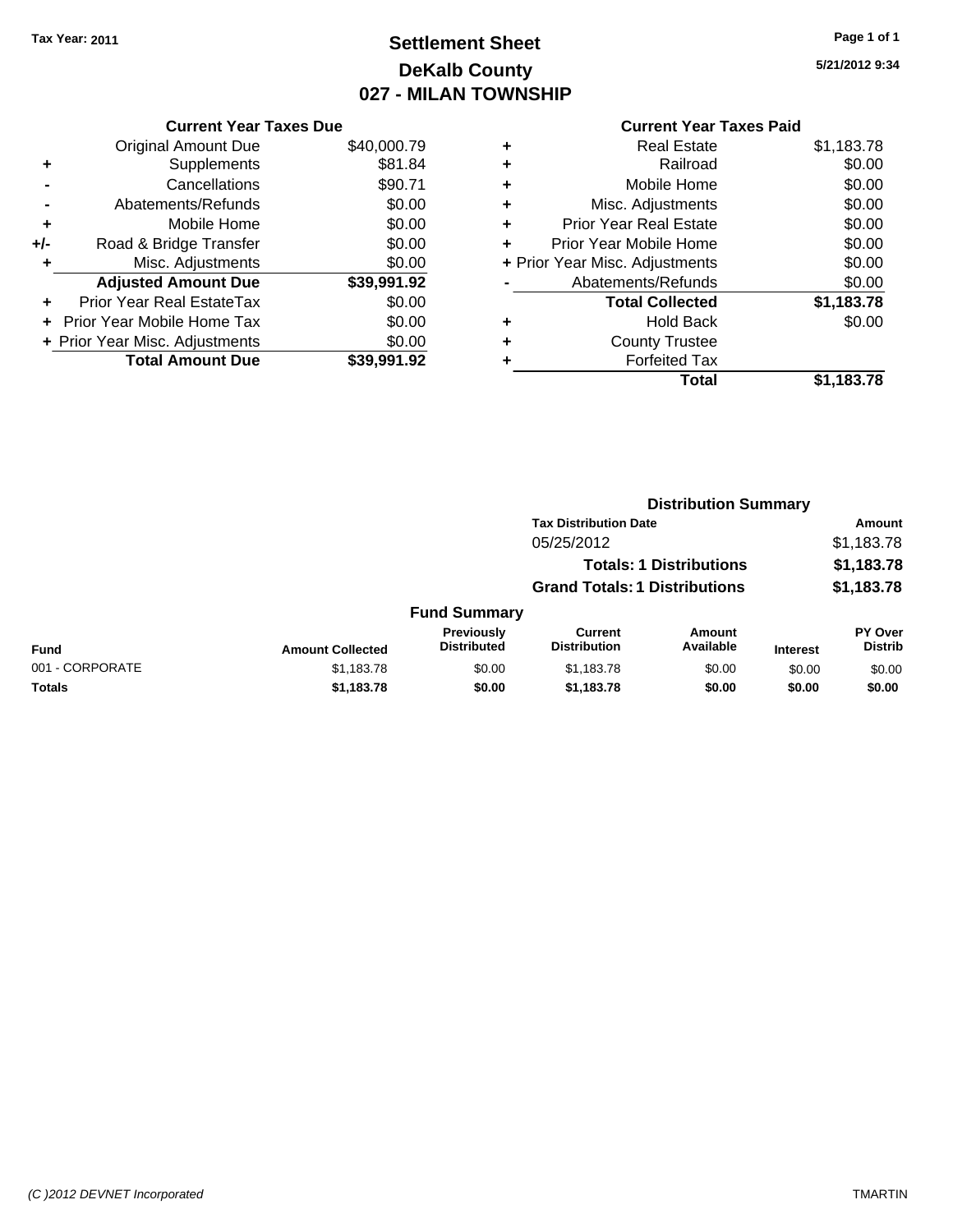**Tax Year: 2011**

# Settlement Sheet
## DeKalb County
## 027 - MILAN TOWNSHIP

5/21/2012 9:34

### Current Year Taxes Due

| | | |
|---|---|---|
| | Original Amount Due | $40,000.79 |
| + | Supplements | $81.84 |
| - | Cancellations | $90.71 |
| - | Abatements/Refunds | $0.00 |
| + | Mobile Home | $0.00 |
| +/- | Road & Bridge Transfer | $0.00 |
| + | Misc. Adjustments | $0.00 |
| | **Adjusted Amount Due** | **$39,991.92** |
| + | Prior Year Real EstateTax | $0.00 |
| + | Prior Year Mobile Home Tax | $0.00 |
| + | Prior Year Misc. Adjustments | $0.00 |
| | **Total Amount Due** | **$39,991.92** |

### Current Year Taxes Paid

| | | |
|---|---|---|
| + | Real Estate | $1,183.78 |
| + | Railroad | $0.00 |
| + | Mobile Home | $0.00 |
| + | Misc. Adjustments | $0.00 |
| + | Prior Year Real Estate | $0.00 |
| + | Prior Year Mobile Home | $0.00 |
| + | Prior Year Misc. Adjustments | $0.00 |
| - | Abatements/Refunds | $0.00 |
| | **Total Collected** | **$1,183.78** |
| + | Hold Back | $0.00 |
| + | County Trustee | |
| + | Forfeited Tax | |
| | **Total** | **$1,183.78** |

### Distribution Summary

| Tax Distribution Date | Amount |
|---|---|
| 05/25/2012 | $1,183.78 |
| **Totals: 1 Distributions** | **$1,183.78** |
| **Grand Totals: 1 Distributions** | **$1,183.78** |

### Fund Summary

| Fund | Amount Collected | Previously Distributed | Current Distribution | Amount Available | Interest | PY Over Distrib |
|---|---|---|---|---|---|---|
| 001 - CORPORATE | $1,183.78 | $0.00 | $1,183.78 | $0.00 | $0.00 | $0.00 |
| **Totals** | **$1,183.78** | **$0.00** | **$1,183.78** | **$0.00** | **$0.00** | **$0.00** |

(C )2012 DEVNET Incorporated

TMARTIN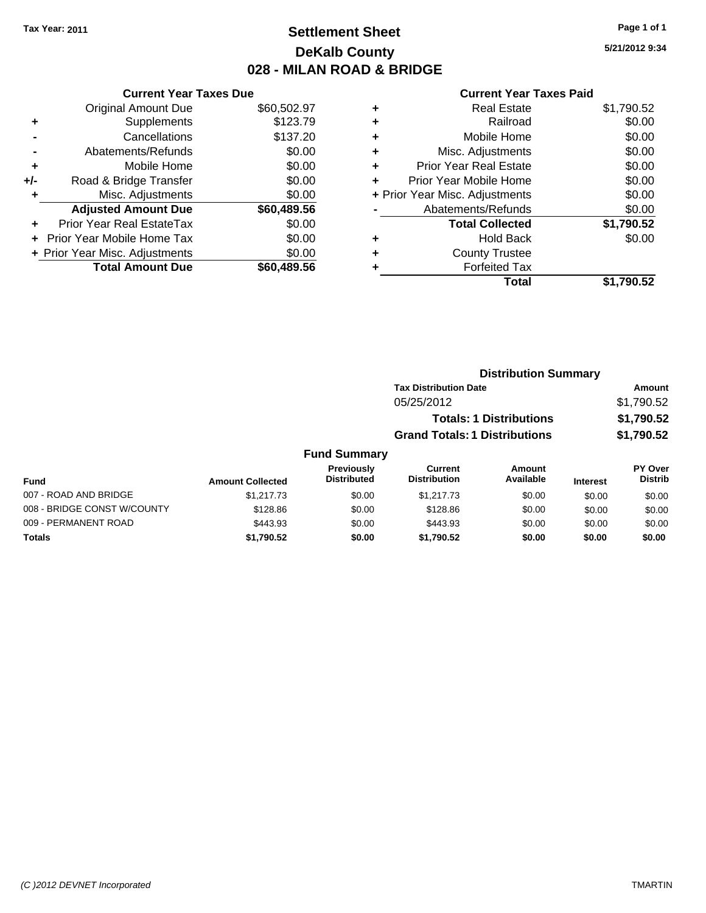Tax Year: 2011

# Settlement Sheet
## DeKalb County
## 028 - MILAN ROAD & BRIDGE

5/21/2012 9:34

### Current Year Taxes Due

| | | |
|---|---|---|
| | Original Amount Due | $60,502.97 |
| + | Supplements | $123.79 |
| - | Cancellations | $137.20 |
| - | Abatements/Refunds | $0.00 |
| + | Mobile Home | $0.00 |
| +/- | Road & Bridge Transfer | $0.00 |
| + | Misc. Adjustments | $0.00 |
| | **Adjusted Amount Due** | **$60,489.56** |
| + | Prior Year Real EstateTax | $0.00 |
| + | Prior Year Mobile Home Tax | $0.00 |
| + | Prior Year Misc. Adjustments | $0.00 |
| | **Total Amount Due** | **$60,489.56** |

### Current Year Taxes Paid

| | | |
|---|---|---|
| + | Real Estate | $1,790.52 |
| + | Railroad | $0.00 |
| + | Mobile Home | $0.00 |
| + | Misc. Adjustments | $0.00 |
| + | Prior Year Real Estate | $0.00 |
| + | Prior Year Mobile Home | $0.00 |
| + | Prior Year Misc. Adjustments | $0.00 |
| - | Abatements/Refunds | $0.00 |
| | **Total Collected** | **$1,790.52** |
| + | Hold Back | $0.00 |
| + | County Trustee | |
| + | Forfeited Tax | |
| | **Total** | **$1,790.52** |

### Distribution Summary

| Tax Distribution Date | Amount |
|---|---|
| 05/25/2012 | $1,790.52 |
| **Totals: 1 Distributions** | **$1,790.52** |
| **Grand Totals: 1 Distributions** | **$1,790.52** |

### Fund Summary

| Fund | Amount Collected | Previously Distributed | Current Distribution | Amount Available | Interest | PY Over Distrib |
|---|---|---|---|---|---|---|
| 007 - ROAD AND BRIDGE | $1,217.73 | $0.00 | $1,217.73 | $0.00 | $0.00 | $0.00 |
| 008 - BRIDGE CONST W/COUNTY | $128.86 | $0.00 | $128.86 | $0.00 | $0.00 | $0.00 |
| 009 - PERMANENT ROAD | $443.93 | $0.00 | $443.93 | $0.00 | $0.00 | $0.00 |
| **Totals** | **$1,790.52** | **$0.00** | **$1,790.52** | **$0.00** | **$0.00** | **$0.00** |

(C )2012 DEVNET Incorporated TMARTIN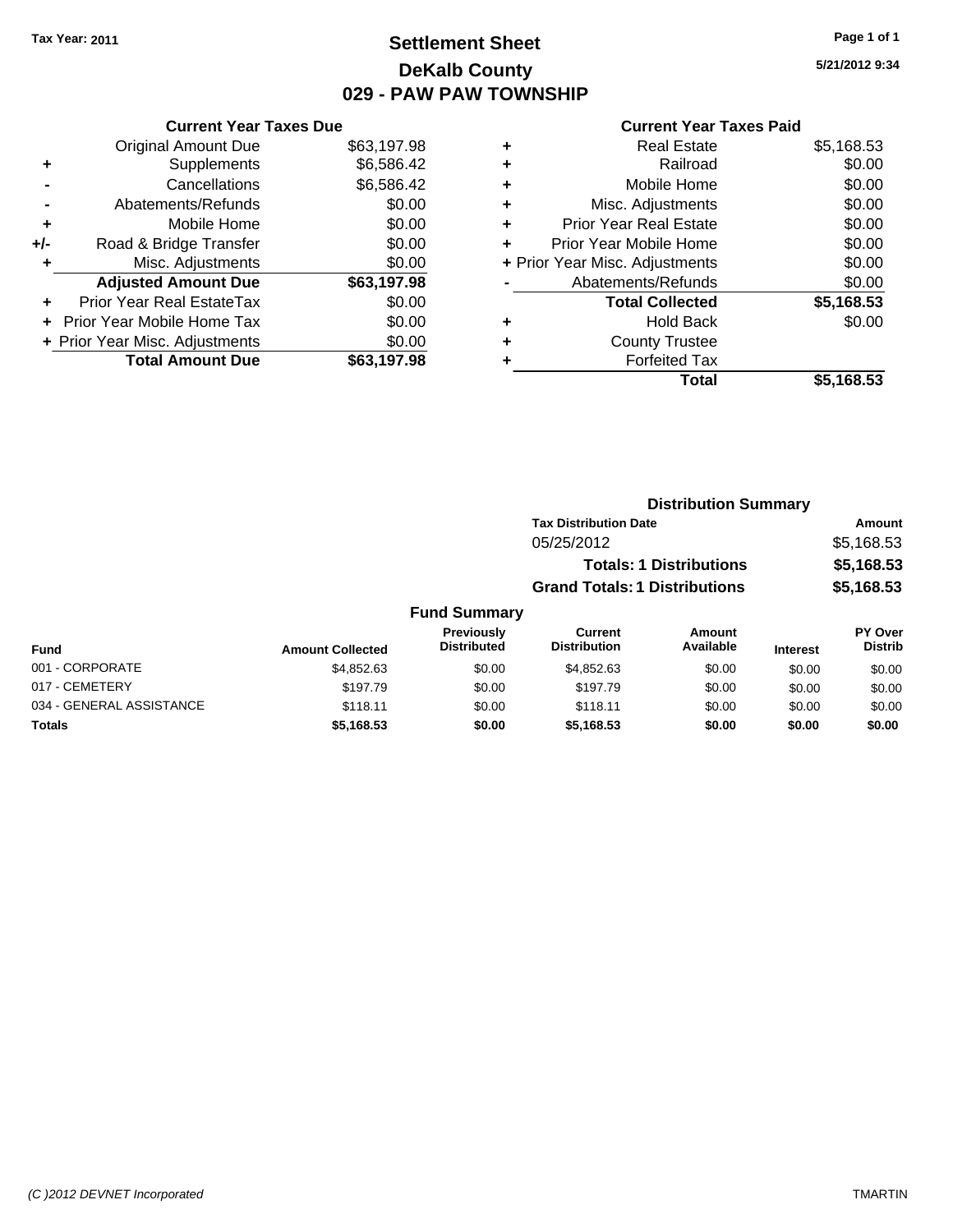Tax Year: 2011

# Settlement Sheet
## DeKalb County
## 029 - PAW PAW TOWNSHIP

5/21/2012 9:34

### Current Year Taxes Due

| | | |
|---|---|---|
| | Original Amount Due | $63,197.98 |
| + | Supplements | $6,586.42 |
| - | Cancellations | $6,586.42 |
| - | Abatements/Refunds | $0.00 |
| + | Mobile Home | $0.00 |
| +/- | Road & Bridge Transfer | $0.00 |
| + | Misc. Adjustments | $0.00 |
| | **Adjusted Amount Due** | **$63,197.98** |
| + | Prior Year Real EstateTax | $0.00 |
| + | Prior Year Mobile Home Tax | $0.00 |
| + | Prior Year Misc. Adjustments | $0.00 |
| | **Total Amount Due** | **$63,197.98** |

### Current Year Taxes Paid

| | | |
|---|---|---|
| + | Real Estate | $5,168.53 |
| + | Railroad | $0.00 |
| + | Mobile Home | $0.00 |
| + | Misc. Adjustments | $0.00 |
| + | Prior Year Real Estate | $0.00 |
| + | Prior Year Mobile Home | $0.00 |
| + | Prior Year Misc. Adjustments | $0.00 |
| - | Abatements/Refunds | $0.00 |
| | **Total Collected** | **$5,168.53** |
| + | Hold Back | $0.00 |
| + | County Trustee | |
| + | Forfeited Tax | |
| | **Total** | **$5,168.53** |

### Distribution Summary

| Tax Distribution Date | Amount |
|---|---|
| 05/25/2012 | $5,168.53 |
| **Totals: 1 Distributions** | **$5,168.53** |
| **Grand Totals: 1 Distributions** | **$5,168.53** |

### Fund Summary

| Fund | Amount Collected | Previously Distributed | Current Distribution | Amount Available | Interest | PY Over Distrib |
|---|---|---|---|---|---|---|
| 001 - CORPORATE | $4,852.63 | $0.00 | $4,852.63 | $0.00 | $0.00 | $0.00 |
| 017 - CEMETERY | $197.79 | $0.00 | $197.79 | $0.00 | $0.00 | $0.00 |
| 034 - GENERAL ASSISTANCE | $118.11 | $0.00 | $118.11 | $0.00 | $0.00 | $0.00 |
| **Totals** | **$5,168.53** | **$0.00** | **$5,168.53** | **$0.00** | **$0.00** | **$0.00** |

(C )2012 DEVNET Incorporated — TMARTIN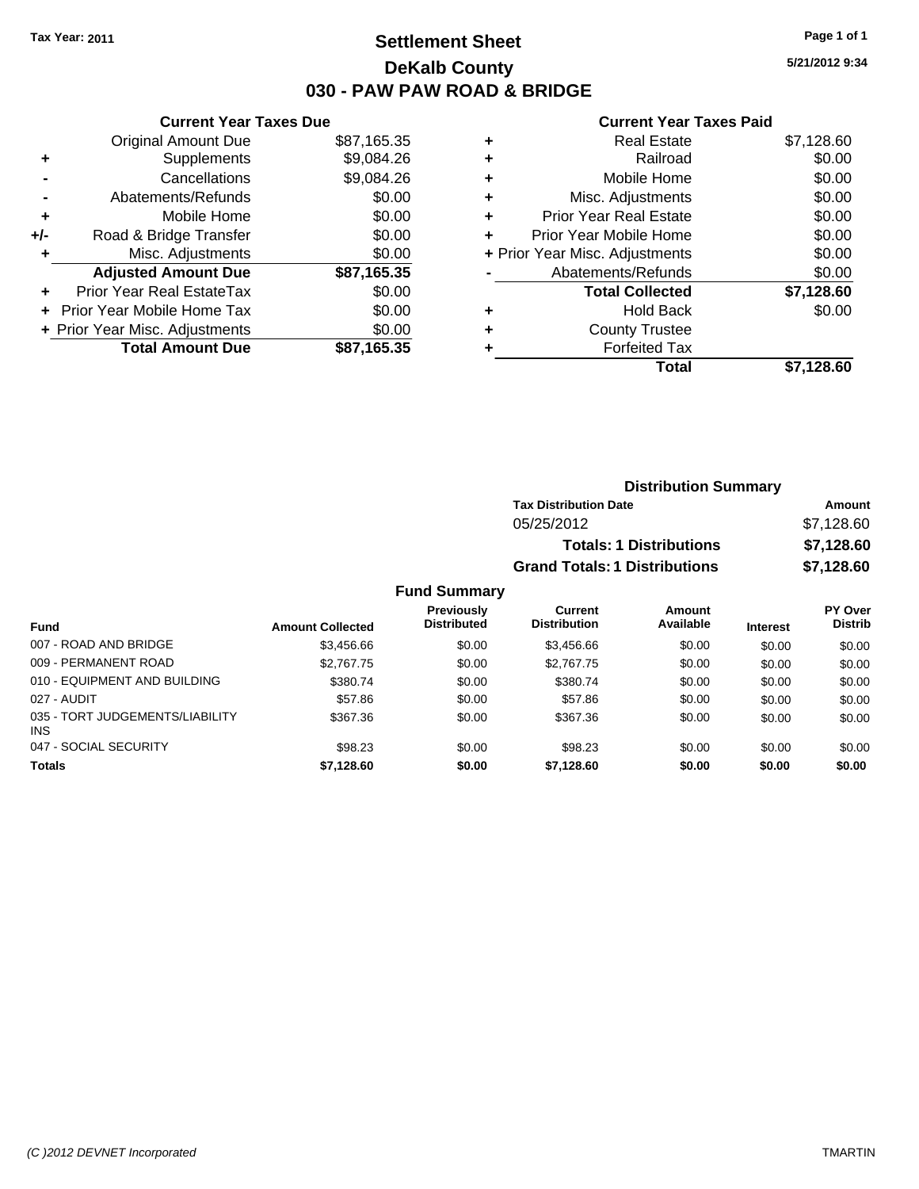**Tax Year: 2011**

# Settlement Sheet
# DeKalb County
## 030 - PAW PAW ROAD & BRIDGE

5/21/2012 9:34

### Current Year Taxes Due

| | | |
|---|---|---|
| | Original Amount Due | $87,165.35 |
| + | Supplements | $9,084.26 |
| - | Cancellations | $9,084.26 |
| - | Abatements/Refunds | $0.00 |
| + | Mobile Home | $0.00 |
| +/- | Road & Bridge Transfer | $0.00 |
| + | Misc. Adjustments | $0.00 |
| | **Adjusted Amount Due** | **$87,165.35** |
| + | Prior Year Real EstateTax | $0.00 |
| + | Prior Year Mobile Home Tax | $0.00 |
| + | Prior Year Misc. Adjustments | $0.00 |
| | **Total Amount Due** | **$87,165.35** |

### Current Year Taxes Paid

| | | |
|---|---|---|
| + | Real Estate | $7,128.60 |
| + | Railroad | $0.00 |
| + | Mobile Home | $0.00 |
| + | Misc. Adjustments | $0.00 |
| + | Prior Year Real Estate | $0.00 |
| + | Prior Year Mobile Home | $0.00 |
| + | Prior Year Misc. Adjustments | $0.00 |
| - | Abatements/Refunds | $0.00 |
| | **Total Collected** | **$7,128.60** |
| + | Hold Back | $0.00 |
| + | County Trustee | |
| + | Forfeited Tax | |
| | **Total** | **$7,128.60** |

### Distribution Summary

| Tax Distribution Date | Amount |
|---|---|
| 05/25/2012 | $7,128.60 |
| **Totals: 1 Distributions** | **$7,128.60** |
| **Grand Totals: 1 Distributions** | **$7,128.60** |

### Fund Summary

| Fund | Amount Collected | Previously Distributed | Current Distribution | Amount Available | Interest | PY Over Distrib |
|---|---|---|---|---|---|---|
| 007 - ROAD AND BRIDGE | $3,456.66 | $0.00 | $3,456.66 | $0.00 | $0.00 | $0.00 |
| 009 - PERMANENT ROAD | $2,767.75 | $0.00 | $2,767.75 | $0.00 | $0.00 | $0.00 |
| 010 - EQUIPMENT AND BUILDING | $380.74 | $0.00 | $380.74 | $0.00 | $0.00 | $0.00 |
| 027 - AUDIT | $57.86 | $0.00 | $57.86 | $0.00 | $0.00 | $0.00 |
| 035 - TORT JUDGEMENTS/LIABILITY INS | $367.36 | $0.00 | $367.36 | $0.00 | $0.00 | $0.00 |
| 047 - SOCIAL SECURITY | $98.23 | $0.00 | $98.23 | $0.00 | $0.00 | $0.00 |
| **Totals** | **$7,128.60** | **$0.00** | **$7,128.60** | **$0.00** | **$0.00** | **$0.00** |

(C )2012 DEVNET Incorporated TMARTIN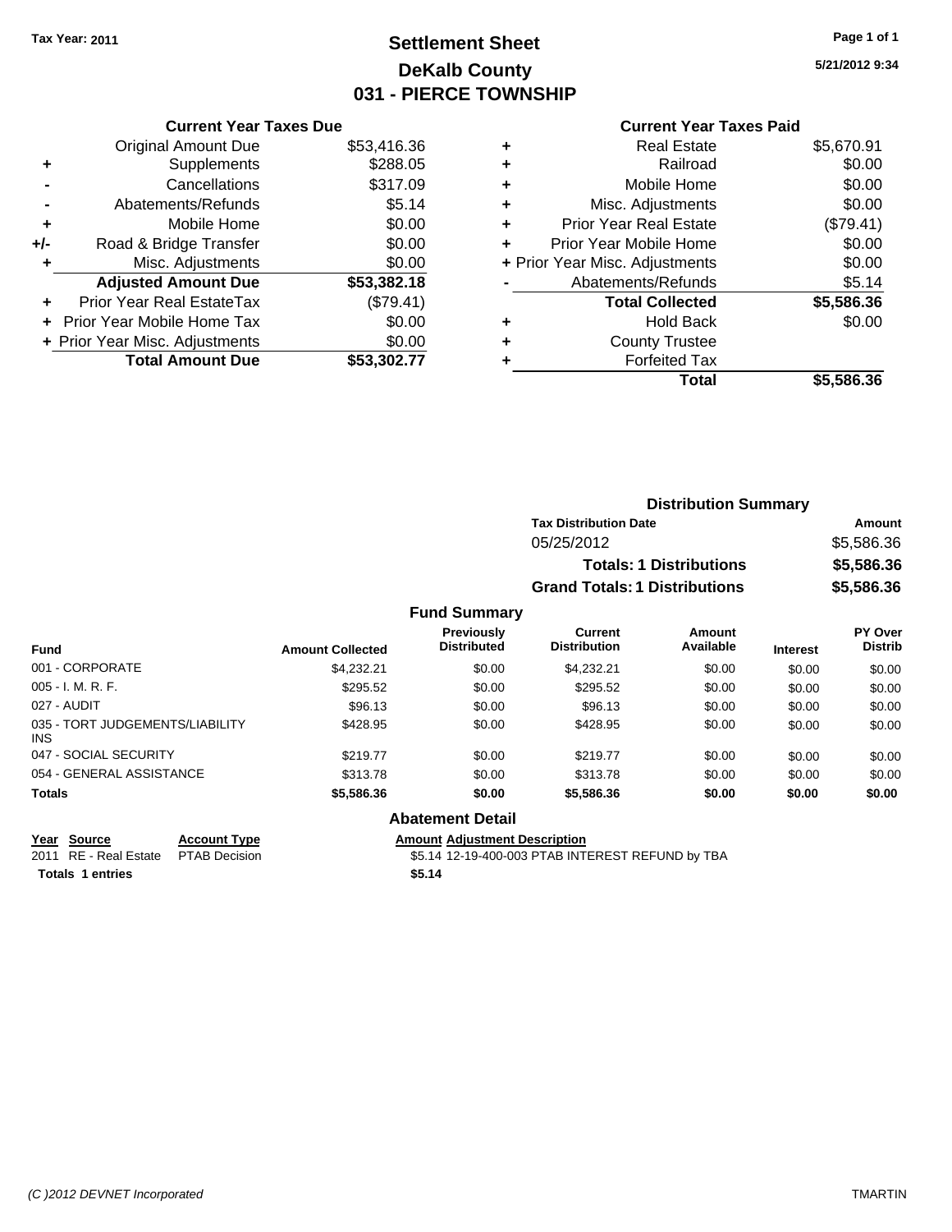Tax Year: 2011

# Settlement Sheet
## DeKalb County
## 031 - PIERCE TOWNSHIP

5/21/2012 9:34

### Current Year Taxes Due

| | | |
|---|---|---|
| | Original Amount Due | $53,416.36 |
| + | Supplements | $288.05 |
| - | Cancellations | $317.09 |
| - | Abatements/Refunds | $5.14 |
| + | Mobile Home | $0.00 |
| +/- | Road & Bridge Transfer | $0.00 |
| + | Misc. Adjustments | $0.00 |
| | **Adjusted Amount Due** | **$53,382.18** |
| + | Prior Year Real EstateTax | ($79.41) |
| + | Prior Year Mobile Home Tax | $0.00 |
| + | Prior Year Misc. Adjustments | $0.00 |
| | **Total Amount Due** | **$53,302.77** |

### Current Year Taxes Paid

| | | |
|---|---|---|
| + | Real Estate | $5,670.91 |
| + | Railroad | $0.00 |
| + | Mobile Home | $0.00 |
| + | Misc. Adjustments | $0.00 |
| + | Prior Year Real Estate | ($79.41) |
| + | Prior Year Mobile Home | $0.00 |
| + | Prior Year Misc. Adjustments | $0.00 |
| - | Abatements/Refunds | $5.14 |
| | **Total Collected** | **$5,586.36** |
| + | Hold Back | $0.00 |
| + | County Trustee | |
| + | Forfeited Tax | |
| | **Total** | **$5,586.36** |

### Distribution Summary

| Tax Distribution Date | Amount |
|---|---|
| 05/25/2012 | $5,586.36 |
| **Totals: 1 Distributions** | **$5,586.36** |
| **Grand Totals: 1 Distributions** | **$5,586.36** |

### Fund Summary

| Fund | Amount Collected | Previously Distributed | Current Distribution | Amount Available | Interest | PY Over Distrib |
|---|---|---|---|---|---|---|
| 001 - CORPORATE | $4,232.21 | $0.00 | $4,232.21 | $0.00 | $0.00 | $0.00 |
| 005 - I. M. R. F. | $295.52 | $0.00 | $295.52 | $0.00 | $0.00 | $0.00 |
| 027 - AUDIT | $96.13 | $0.00 | $96.13 | $0.00 | $0.00 | $0.00 |
| 035 - TORT JUDGEMENTS/LIABILITY INS | $428.95 | $0.00 | $428.95 | $0.00 | $0.00 | $0.00 |
| 047 - SOCIAL SECURITY | $219.77 | $0.00 | $219.77 | $0.00 | $0.00 | $0.00 |
| 054 - GENERAL ASSISTANCE | $313.78 | $0.00 | $313.78 | $0.00 | $0.00 | $0.00 |
| **Totals** | **$5,586.36** | **$0.00** | **$5,586.36** | **$0.00** | **$0.00** | **$0.00** |

### Abatement Detail

| Year | Source | Account Type | Amount | Adjustment Description |
|---|---|---|---|---|
| 2011 | RE - Real Estate | PTAB Decision | $5.14 | 12-19-400-003 PTAB INTEREST REFUND by TBA |
| **Totals 1 entries** | | | **$5.14** | |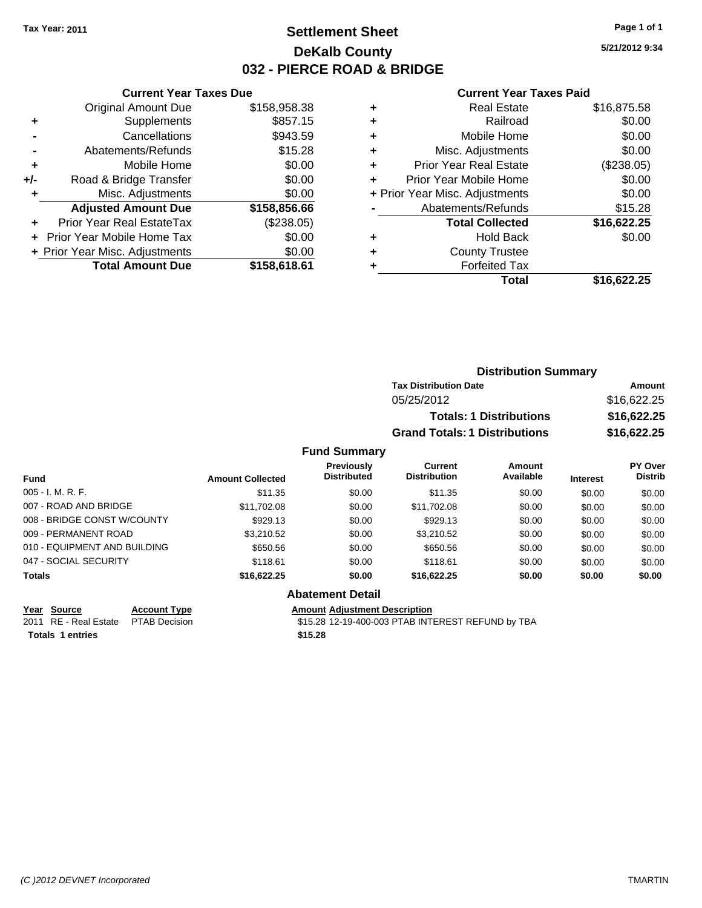**Tax Year: 2011**

# Settlement Sheet
## DeKalb County
## 032 - PIERCE ROAD & BRIDGE

5/21/2012 9:34

### Current Year Taxes Due

| | | |
|---|---|---|
| | Original Amount Due | $158,958.38 |
| + | Supplements | $857.15 |
| - | Cancellations | $943.59 |
| - | Abatements/Refunds | $15.28 |
| + | Mobile Home | $0.00 |
| +/- | Road & Bridge Transfer | $0.00 |
| + | Misc. Adjustments | $0.00 |
| | **Adjusted Amount Due** | **$158,856.66** |
| + | Prior Year Real EstateTax | ($238.05) |
| + | Prior Year Mobile Home Tax | $0.00 |
| + | Prior Year Misc. Adjustments | $0.00 |
| | **Total Amount Due** | **$158,618.61** |

### Current Year Taxes Paid

| | | |
|---|---|---|
| + | Real Estate | $16,875.58 |
| + | Railroad | $0.00 |
| + | Mobile Home | $0.00 |
| + | Misc. Adjustments | $0.00 |
| + | Prior Year Real Estate | ($238.05) |
| + | Prior Year Mobile Home | $0.00 |
| + | Prior Year Misc. Adjustments | $0.00 |
| - | Abatements/Refunds | $15.28 |
| | **Total Collected** | **$16,622.25** |
| + | Hold Back | $0.00 |
| + | County Trustee | |
| + | Forfeited Tax | |
| | **Total** | **$16,622.25** |

### Distribution Summary

| Tax Distribution Date | Amount |
|---|---|
| 05/25/2012 | $16,622.25 |
| **Totals: 1 Distributions** | **$16,622.25** |
| **Grand Totals: 1 Distributions** | **$16,622.25** |

### Fund Summary

| Fund | Amount Collected | Previously Distributed | Current Distribution | Amount Available | Interest | PY Over Distrib |
|---|---|---|---|---|---|---|
| 005 - I. M. R. F. | $11.35 | $0.00 | $11.35 | $0.00 | $0.00 | $0.00 |
| 007 - ROAD AND BRIDGE | $11,702.08 | $0.00 | $11,702.08 | $0.00 | $0.00 | $0.00 |
| 008 - BRIDGE CONST W/COUNTY | $929.13 | $0.00 | $929.13 | $0.00 | $0.00 | $0.00 |
| 009 - PERMANENT ROAD | $3,210.52 | $0.00 | $3,210.52 | $0.00 | $0.00 | $0.00 |
| 010 - EQUIPMENT AND BUILDING | $650.56 | $0.00 | $650.56 | $0.00 | $0.00 | $0.00 |
| 047 - SOCIAL SECURITY | $118.61 | $0.00 | $118.61 | $0.00 | $0.00 | $0.00 |
| **Totals** | **$16,622.25** | **$0.00** | **$16,622.25** | **$0.00** | **$0.00** | **$0.00** |

### Abatement Detail

| Year | Source | Account Type | Amount | Adjustment Description |
|---|---|---|---|---|
| 2011 | RE - Real Estate | PTAB Decision | $15.28 | 12-19-400-003 PTAB INTEREST REFUND by TBA |
| **Totals 1 entries** | | | **$15.28** | |

*(C )2012 DEVNET Incorporated* TMARTIN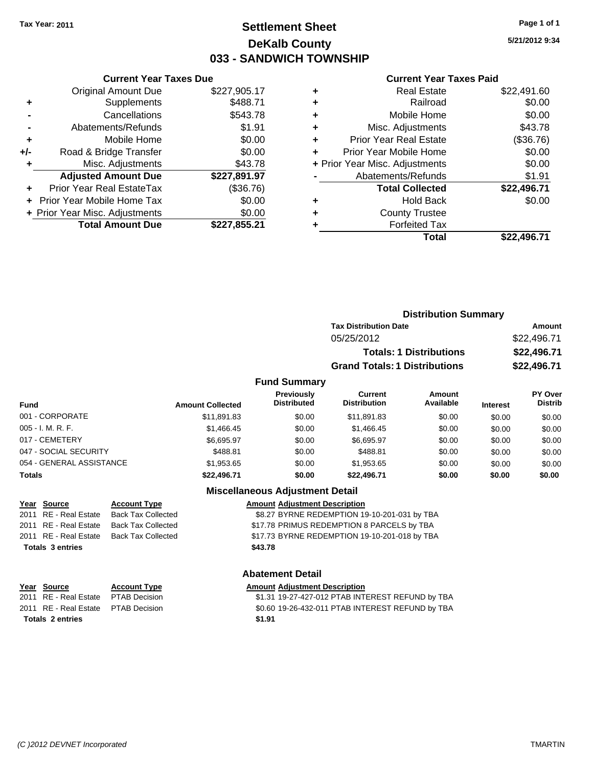Tax Year: 2011

# Settlement Sheet
## DeKalb County
## 033 - SANDWICH TOWNSHIP

5/21/2012 9:34

### Current Year Taxes Due

| | | |
|---|---|---|
| | Original Amount Due | $227,905.17 |
| + | Supplements | $488.71 |
| - | Cancellations | $543.78 |
| - | Abatements/Refunds | $1.91 |
| + | Mobile Home | $0.00 |
| +/- | Road & Bridge Transfer | $0.00 |
| + | Misc. Adjustments | $43.78 |
| | **Adjusted Amount Due** | **$227,891.97** |
| + | Prior Year Real EstateTax | ($36.76) |
| + | Prior Year Mobile Home Tax | $0.00 |
| + | Prior Year Misc. Adjustments | $0.00 |
| | **Total Amount Due** | **$227,855.21** |

### Current Year Taxes Paid

| | | |
|---|---|---|
| + | Real Estate | $22,491.60 |
| + | Railroad | $0.00 |
| + | Mobile Home | $0.00 |
| + | Misc. Adjustments | $43.78 |
| + | Prior Year Real Estate | ($36.76) |
| + | Prior Year Mobile Home | $0.00 |
| + | Prior Year Misc. Adjustments | $0.00 |
| - | Abatements/Refunds | $1.91 |
| | **Total Collected** | **$22,496.71** |
| + | Hold Back | $0.00 |
| + | County Trustee | |
| + | Forfeited Tax | |
| | **Total** | **$22,496.71** |

### Distribution Summary

| Tax Distribution Date | Amount |
|---|---|
| 05/25/2012 | $22,496.71 |
| **Totals: 1 Distributions** | **$22,496.71** |
| **Grand Totals: 1 Distributions** | **$22,496.71** |

### Fund Summary

| Fund | Amount Collected | Previously Distributed | Current Distribution | Amount Available | Interest | PY Over Distrib |
|---|---|---|---|---|---|---|
| 001 - CORPORATE | $11,891.83 | $0.00 | $11,891.83 | $0.00 | $0.00 | $0.00 |
| 005 - I. M. R. F. | $1,466.45 | $0.00 | $1,466.45 | $0.00 | $0.00 | $0.00 |
| 017 - CEMETERY | $6,695.97 | $0.00 | $6,695.97 | $0.00 | $0.00 | $0.00 |
| 047 - SOCIAL SECURITY | $488.81 | $0.00 | $488.81 | $0.00 | $0.00 | $0.00 |
| 054 - GENERAL ASSISTANCE | $1,953.65 | $0.00 | $1,953.65 | $0.00 | $0.00 | $0.00 |
| **Totals** | **$22,496.71** | **$0.00** | **$22,496.71** | **$0.00** | **$0.00** | **$0.00** |

### Miscellaneous Adjustment Detail

| Year | Source | Account Type | Amount | Adjustment Description |
|---|---|---|---|---|
| 2011 | RE - Real Estate | Back Tax Collected | $8.27 | BYRNE REDEMPTION 19-10-201-031 by TBA |
| 2011 | RE - Real Estate | Back Tax Collected | $17.78 | PRIMUS REDEMPTION 8 PARCELS by TBA |
| 2011 | RE - Real Estate | Back Tax Collected | $17.73 | BYRNE REDEMPTION 19-10-201-018 by TBA |
| **Totals 3 entries** | | | **$43.78** | |

### Abatement Detail

| Year | Source | Account Type | Amount | Adjustment Description |
|---|---|---|---|---|
| 2011 | RE - Real Estate | PTAB Decision | $1.31 | 19-27-427-012 PTAB INTEREST REFUND by TBA |
| 2011 | RE - Real Estate | PTAB Decision | $0.60 | 19-26-432-011 PTAB INTEREST REFUND by TBA |
| **Totals 2 entries** | | | **$1.91** | |

(C )2012 DEVNET Incorporated — TMARTIN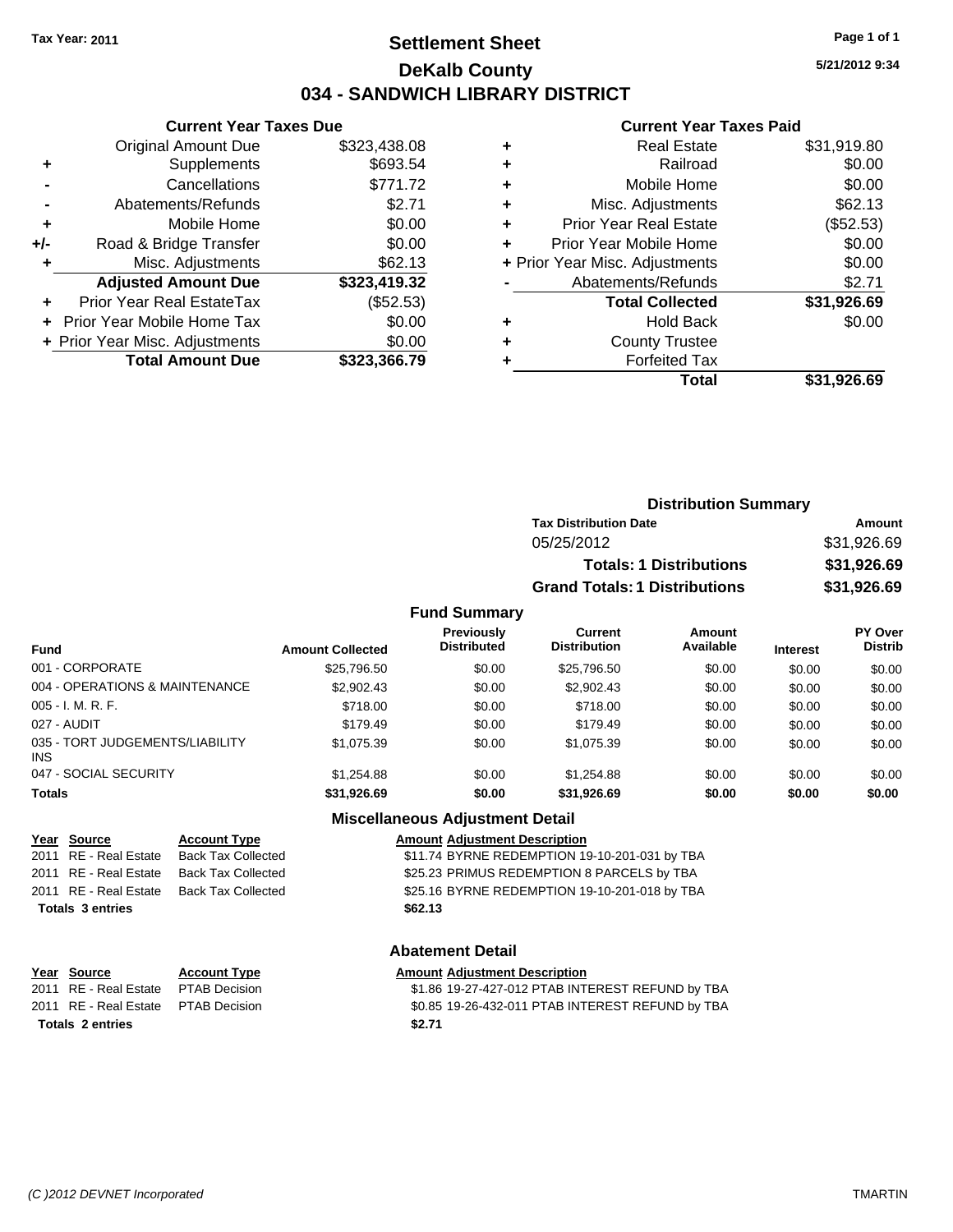**Tax Year: 2011**

# Settlement Sheet

## DeKalb County

## 034 - SANDWICH LIBRARY DISTRICT

5/21/2012 9:34

### Current Year Taxes Due

| | | |
|---|---|---|
| | Original Amount Due | $323,438.08 |
| + | Supplements | $693.54 |
| - | Cancellations | $771.72 |
| - | Abatements/Refunds | $2.71 |
| + | Mobile Home | $0.00 |
| +/- | Road & Bridge Transfer | $0.00 |
| + | Misc. Adjustments | $62.13 |
| | **Adjusted Amount Due** | **$323,419.32** |
| + | Prior Year Real EstateTax | ($52.53) |
| + | Prior Year Mobile Home Tax | $0.00 |
| + | Prior Year Misc. Adjustments | $0.00 |
| | **Total Amount Due** | **$323,366.79** |

### Current Year Taxes Paid

| | | |
|---|---|---|
| + | Real Estate | $31,919.80 |
| + | Railroad | $0.00 |
| + | Mobile Home | $0.00 |
| + | Misc. Adjustments | $62.13 |
| + | Prior Year Real Estate | ($52.53) |
| + | Prior Year Mobile Home | $0.00 |
| + | Prior Year Misc. Adjustments | $0.00 |
| - | Abatements/Refunds | $2.71 |
| | **Total Collected** | **$31,926.69** |
| + | Hold Back | $0.00 |
| + | County Trustee | |
| + | Forfeited Tax | |
| | **Total** | **$31,926.69** |

### Distribution Summary

| Tax Distribution Date | Amount |
|---|---|
| 05/25/2012 | $31,926.69 |
| **Totals: 1 Distributions** | **$31,926.69** |
| **Grand Totals: 1 Distributions** | **$31,926.69** |

### Fund Summary

| Fund | Amount Collected | Previously Distributed | Current Distribution | Amount Available | Interest | PY Over Distrib |
|---|---|---|---|---|---|---|
| 001 - CORPORATE | $25,796.50 | $0.00 | $25,796.50 | $0.00 | $0.00 | $0.00 |
| 004 - OPERATIONS & MAINTENANCE | $2,902.43 | $0.00 | $2,902.43 | $0.00 | $0.00 | $0.00 |
| 005 - I. M. R. F. | $718.00 | $0.00 | $718.00 | $0.00 | $0.00 | $0.00 |
| 027 - AUDIT | $179.49 | $0.00 | $179.49 | $0.00 | $0.00 | $0.00 |
| 035 - TORT JUDGEMENTS/LIABILITY INS | $1,075.39 | $0.00 | $1,075.39 | $0.00 | $0.00 | $0.00 |
| 047 - SOCIAL SECURITY | $1,254.88 | $0.00 | $1,254.88 | $0.00 | $0.00 | $0.00 |
| **Totals** | **$31,926.69** | **$0.00** | **$31,926.69** | **$0.00** | **$0.00** | **$0.00** |

### Miscellaneous Adjustment Detail

| Year | Source | Account Type | Amount | Adjustment Description |
|---|---|---|---|---|
| 2011 | RE - Real Estate | Back Tax Collected | $11.74 | BYRNE REDEMPTION 19-10-201-031 by TBA |
| 2011 | RE - Real Estate | Back Tax Collected | $25.23 | PRIMUS REDEMPTION 8 PARCELS by TBA |
| 2011 | RE - Real Estate | Back Tax Collected | $25.16 | BYRNE REDEMPTION 19-10-201-018 by TBA |
| **Totals 3 entries** | | | **$62.13** | |

### Abatement Detail

| Year | Source | Account Type | Amount | Adjustment Description |
|---|---|---|---|---|
| 2011 | RE - Real Estate | PTAB Decision | $1.86 | 19-27-427-012 PTAB INTEREST REFUND by TBA |
| 2011 | RE - Real Estate | PTAB Decision | $0.85 | 19-26-432-011 PTAB INTEREST REFUND by TBA |
| **Totals 2 entries** | | | **$2.71** | |

(C )2012 DEVNET Incorporated TMARTIN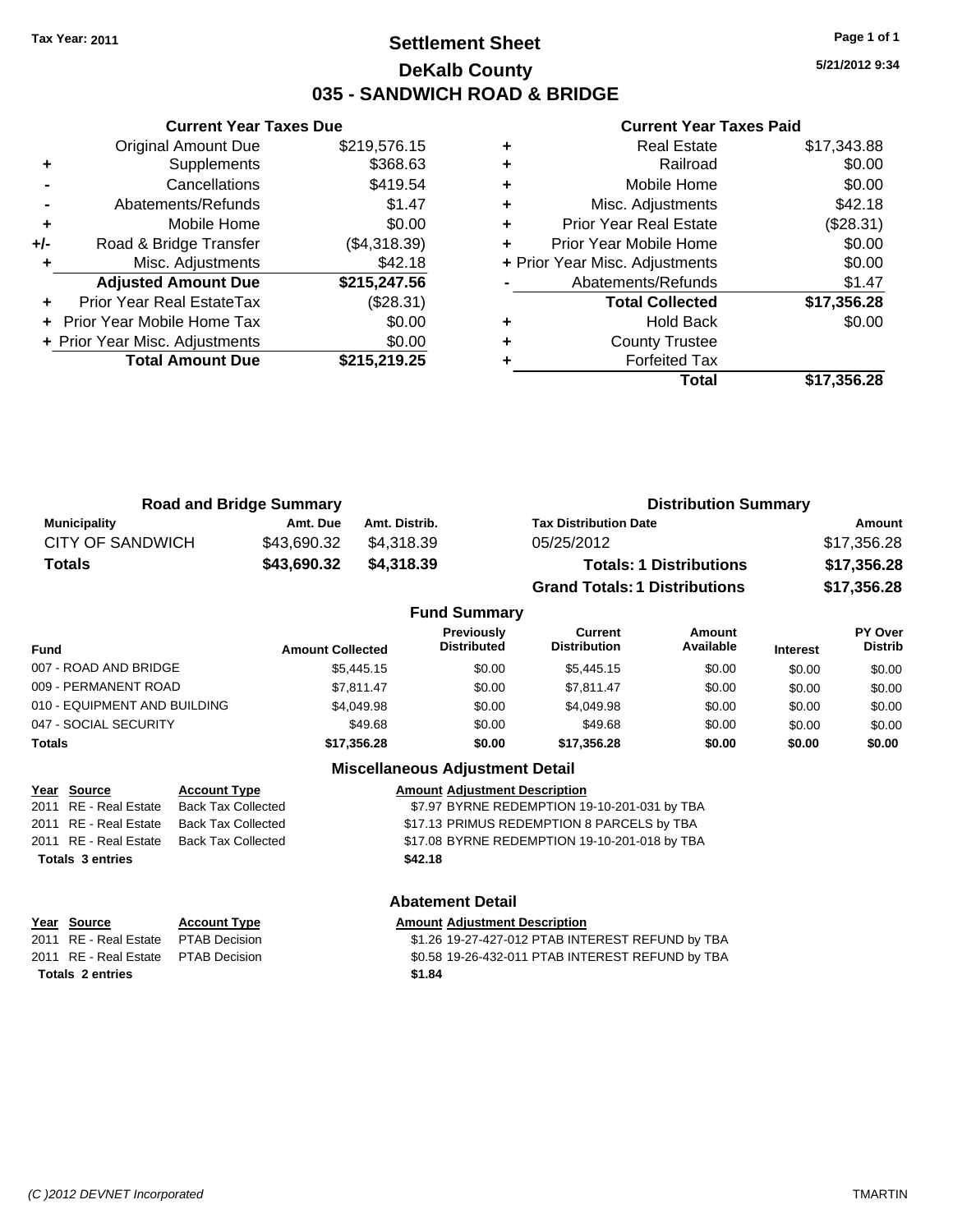Tax Year: 2011

# Settlement Sheet

## DeKalb County

## 035 - SANDWICH ROAD & BRIDGE

5/21/2012 9:34

### Current Year Taxes Due

| | | |
|---|---|---|
| | Original Amount Due | $219,576.15 |
| + | Supplements | $368.63 |
| - | Cancellations | $419.54 |
| - | Abatements/Refunds | $1.47 |
| + | Mobile Home | $0.00 |
| +/- | Road & Bridge Transfer | ($4,318.39) |
| + | Misc. Adjustments | $42.18 |
| | **Adjusted Amount Due** | **$215,247.56** |
| + | Prior Year Real EstateTax | ($28.31) |
| + | Prior Year Mobile Home Tax | $0.00 |
| + | Prior Year Misc. Adjustments | $0.00 |
| | **Total Amount Due** | **$215,219.25** |

### Current Year Taxes Paid

| | | |
|---|---|---|
| + | Real Estate | $17,343.88 |
| + | Railroad | $0.00 |
| + | Mobile Home | $0.00 |
| + | Misc. Adjustments | $42.18 |
| + | Prior Year Real Estate | ($28.31) |
| + | Prior Year Mobile Home | $0.00 |
| + | Prior Year Misc. Adjustments | $0.00 |
| - | Abatements/Refunds | $1.47 |
| | **Total Collected** | **$17,356.28** |
| + | Hold Back | $0.00 |
| + | County Trustee | |
| + | Forfeited Tax | |
| | **Total** | **$17,356.28** |

### Road and Bridge Summary

| Municipality | Amt. Due | Amt. Distrib. |
|---|---|---|
| CITY OF SANDWICH | $43,690.32 | $4,318.39 |
| **Totals** | **$43,690.32** | **$4,318.39** |

### Distribution Summary

| Tax Distribution Date | Amount |
|---|---|
| 05/25/2012 | $17,356.28 |
| **Totals: 1 Distributions** | **$17,356.28** |
| **Grand Totals: 1 Distributions** | **$17,356.28** |

### Fund Summary

| Fund | Amount Collected | Previously Distributed | Current Distribution | Amount Available | Interest | PY Over Distrib |
|---|---|---|---|---|---|---|
| 007 - ROAD AND BRIDGE | $5,445.15 | $0.00 | $5,445.15 | $0.00 | $0.00 | $0.00 |
| 009 - PERMANENT ROAD | $7,811.47 | $0.00 | $7,811.47 | $0.00 | $0.00 | $0.00 |
| 010 - EQUIPMENT AND BUILDING | $4,049.98 | $0.00 | $4,049.98 | $0.00 | $0.00 | $0.00 |
| 047 - SOCIAL SECURITY | $49.68 | $0.00 | $49.68 | $0.00 | $0.00 | $0.00 |
| **Totals** | **$17,356.28** | **$0.00** | **$17,356.28** | **$0.00** | **$0.00** | **$0.00** |

### Miscellaneous Adjustment Detail

| Year | Source | Account Type | Amount | Adjustment Description |
|---|---|---|---|---|
| 2011 | RE - Real Estate | Back Tax Collected | $7.97 | BYRNE REDEMPTION 19-10-201-031 by TBA |
| 2011 | RE - Real Estate | Back Tax Collected | $17.13 | PRIMUS REDEMPTION 8 PARCELS by TBA |
| 2011 | RE - Real Estate | Back Tax Collected | $17.08 | BYRNE REDEMPTION 19-10-201-018 by TBA |
| **Totals 3 entries** | | | **$42.18** | |

### Abatement Detail

| Year | Source | Account Type | Amount | Adjustment Description |
|---|---|---|---|---|
| 2011 | RE - Real Estate | PTAB Decision | $1.26 | 19-27-427-012 PTAB INTEREST REFUND by TBA |
| 2011 | RE - Real Estate | PTAB Decision | $0.58 | 19-26-432-011 PTAB INTEREST REFUND by TBA |
| **Totals 2 entries** | | | **$1.84** | |

(C )2012 DEVNET Incorporated — TMARTIN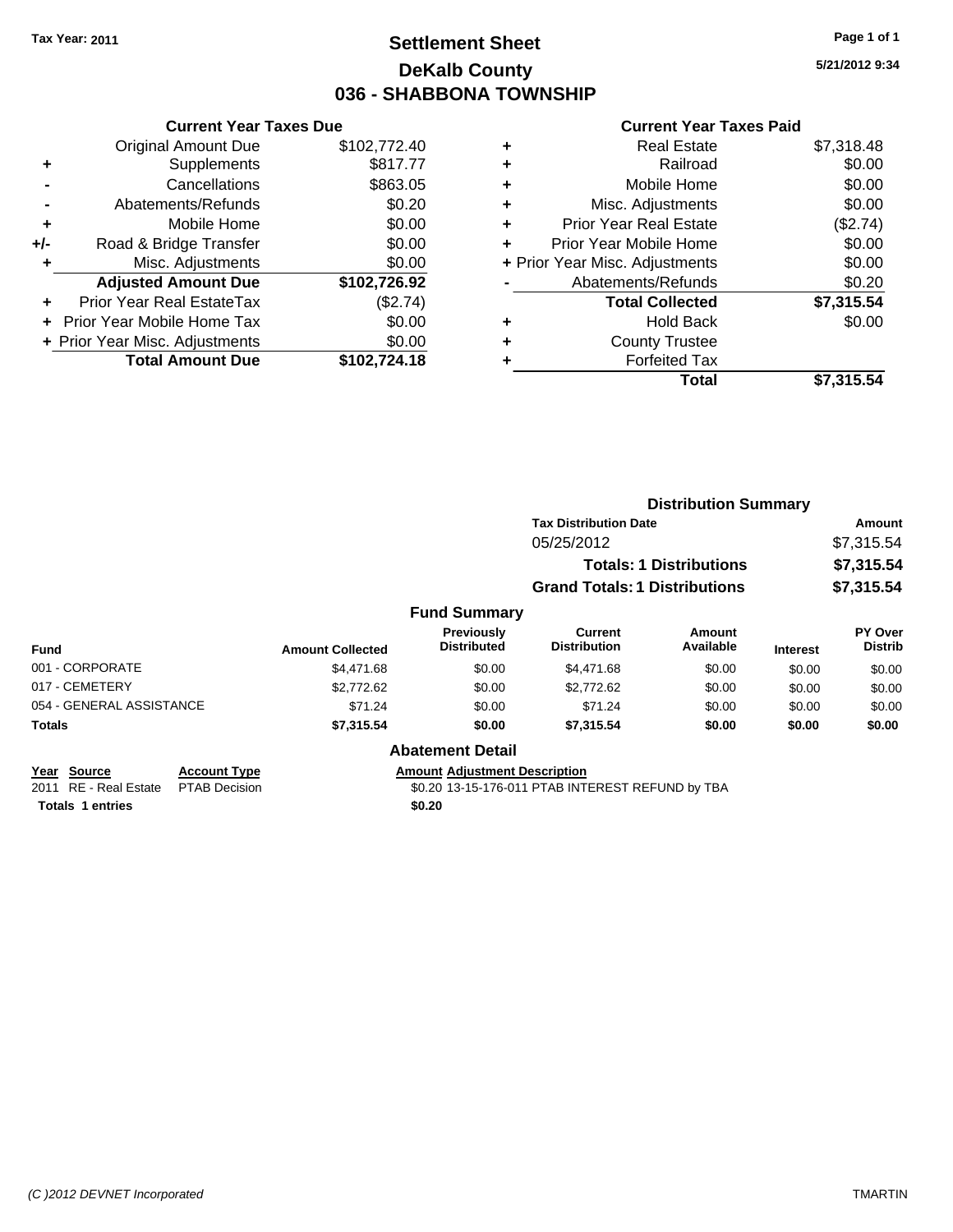**Tax Year: 2011**

# Settlement Sheet
## DeKalb County
## 036 - SHABBONA TOWNSHIP

5/21/2012 9:34

### Current Year Taxes Due

| | | |
|---|---|---|
| | Original Amount Due | $102,772.40 |
| + | Supplements | $817.77 |
| - | Cancellations | $863.05 |
| - | Abatements/Refunds | $0.20 |
| + | Mobile Home | $0.00 |
| +/- | Road & Bridge Transfer | $0.00 |
| + | Misc. Adjustments | $0.00 |
| | **Adjusted Amount Due** | **$102,726.92** |
| + | Prior Year Real EstateTax | ($2.74) |
| + | Prior Year Mobile Home Tax | $0.00 |
| + | Prior Year Misc. Adjustments | $0.00 |
| | **Total Amount Due** | **$102,724.18** |

### Current Year Taxes Paid

| | | |
|---|---|---|
| + | Real Estate | $7,318.48 |
| + | Railroad | $0.00 |
| + | Mobile Home | $0.00 |
| + | Misc. Adjustments | $0.00 |
| + | Prior Year Real Estate | ($2.74) |
| + | Prior Year Mobile Home | $0.00 |
| + | Prior Year Misc. Adjustments | $0.00 |
| - | Abatements/Refunds | $0.20 |
| | **Total Collected** | **$7,315.54** |
| + | Hold Back | $0.00 |
| + | County Trustee | |
| + | Forfeited Tax | |
| | **Total** | **$7,315.54** |

### Distribution Summary

| Tax Distribution Date | Amount |
|---|---|
| 05/25/2012 | $7,315.54 |
| **Totals: 1 Distributions** | **$7,315.54** |
| **Grand Totals: 1 Distributions** | **$7,315.54** |

### Fund Summary

| Fund | Amount Collected | Previously Distributed | Current Distribution | Amount Available | Interest | PY Over Distrib |
|---|---|---|---|---|---|---|
| 001 - CORPORATE | $4,471.68 | $0.00 | $4,471.68 | $0.00 | $0.00 | $0.00 |
| 017 - CEMETERY | $2,772.62 | $0.00 | $2,772.62 | $0.00 | $0.00 | $0.00 |
| 054 - GENERAL ASSISTANCE | $71.24 | $0.00 | $71.24 | $0.00 | $0.00 | $0.00 |
| **Totals** | **$7,315.54** | **$0.00** | **$7,315.54** | **$0.00** | **$0.00** | **$0.00** |

### Abatement Detail

| Year | Source | Account Type | Amount | Adjustment Description |
|---|---|---|---|---|
| 2011 | RE - Real Estate | PTAB Decision | $0.20 | 13-15-176-011 PTAB INTEREST REFUND by TBA |
| **Totals 1 entries** | | | **$0.20** | |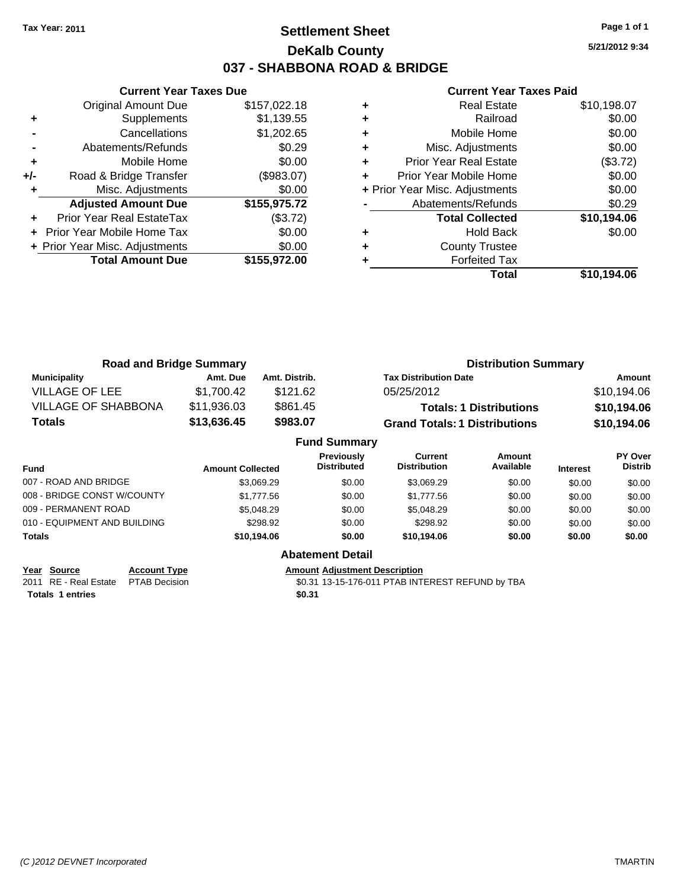Tax Year: 2011

# Settlement Sheet

## DeKalb County

## 037 - SHABBONA ROAD & BRIDGE

5/21/2012 9:34

### Current Year Taxes Due

| | | |
|---|---|---|
| | Original Amount Due | $157,022.18 |
| + | Supplements | $1,139.55 |
| - | Cancellations | $1,202.65 |
| - | Abatements/Refunds | $0.29 |
| + | Mobile Home | $0.00 |
| +/- | Road & Bridge Transfer | ($983.07) |
| + | Misc. Adjustments | $0.00 |
| | **Adjusted Amount Due** | **$155,975.72** |
| + | Prior Year Real EstateTax | ($3.72) |
| + | Prior Year Mobile Home Tax | $0.00 |
| + | Prior Year Misc. Adjustments | $0.00 |
| | **Total Amount Due** | **$155,972.00** |

### Current Year Taxes Paid

| | | |
|---|---|---|
| + | Real Estate | $10,198.07 |
| + | Railroad | $0.00 |
| + | Mobile Home | $0.00 |
| + | Misc. Adjustments | $0.00 |
| + | Prior Year Real Estate | ($3.72) |
| + | Prior Year Mobile Home | $0.00 |
| + | Prior Year Misc. Adjustments | $0.00 |
| - | Abatements/Refunds | $0.29 |
| | **Total Collected** | **$10,194.06** |
| + | Hold Back | $0.00 |
| + | County Trustee | |
| + | Forfeited Tax | |
| | **Total** | **$10,194.06** |

### Road and Bridge Summary

| Municipality | Amt. Due | Amt. Distrib. |
|---|---|---|
| VILLAGE OF LEE | $1,700.42 | $121.62 |
| VILLAGE OF SHABBONA | $11,936.03 | $861.45 |
| **Totals** | **$13,636.45** | **$983.07** |

### Distribution Summary

| Tax Distribution Date | Amount |
|---|---|
| 05/25/2012 | $10,194.06 |
| **Totals: 1 Distributions** | **$10,194.06** |
| **Grand Totals: 1 Distributions** | **$10,194.06** |

### Fund Summary

| Fund | Amount Collected | Previously Distributed | Current Distribution | Amount Available | Interest | PY Over Distrib |
|---|---|---|---|---|---|---|
| 007 - ROAD AND BRIDGE | $3,069.29 | $0.00 | $3,069.29 | $0.00 | $0.00 | $0.00 |
| 008 - BRIDGE CONST W/COUNTY | $1,777.56 | $0.00 | $1,777.56 | $0.00 | $0.00 | $0.00 |
| 009 - PERMANENT ROAD | $5,048.29 | $0.00 | $5,048.29 | $0.00 | $0.00 | $0.00 |
| 010 - EQUIPMENT AND BUILDING | $298.92 | $0.00 | $298.92 | $0.00 | $0.00 | $0.00 |
| **Totals** | **$10,194.06** | **$0.00** | **$10,194.06** | **$0.00** | **$0.00** | **$0.00** |

### Abatement Detail

| Year | Source | Account Type | Amount | Adjustment Description |
|---|---|---|---|---|
| 2011 | RE - Real Estate | PTAB Decision | $0.31 | 13-15-176-011 PTAB INTEREST REFUND by TBA |
| **Totals 1 entries** | | | **$0.31** | |

(C )2012 DEVNET Incorporated TMARTIN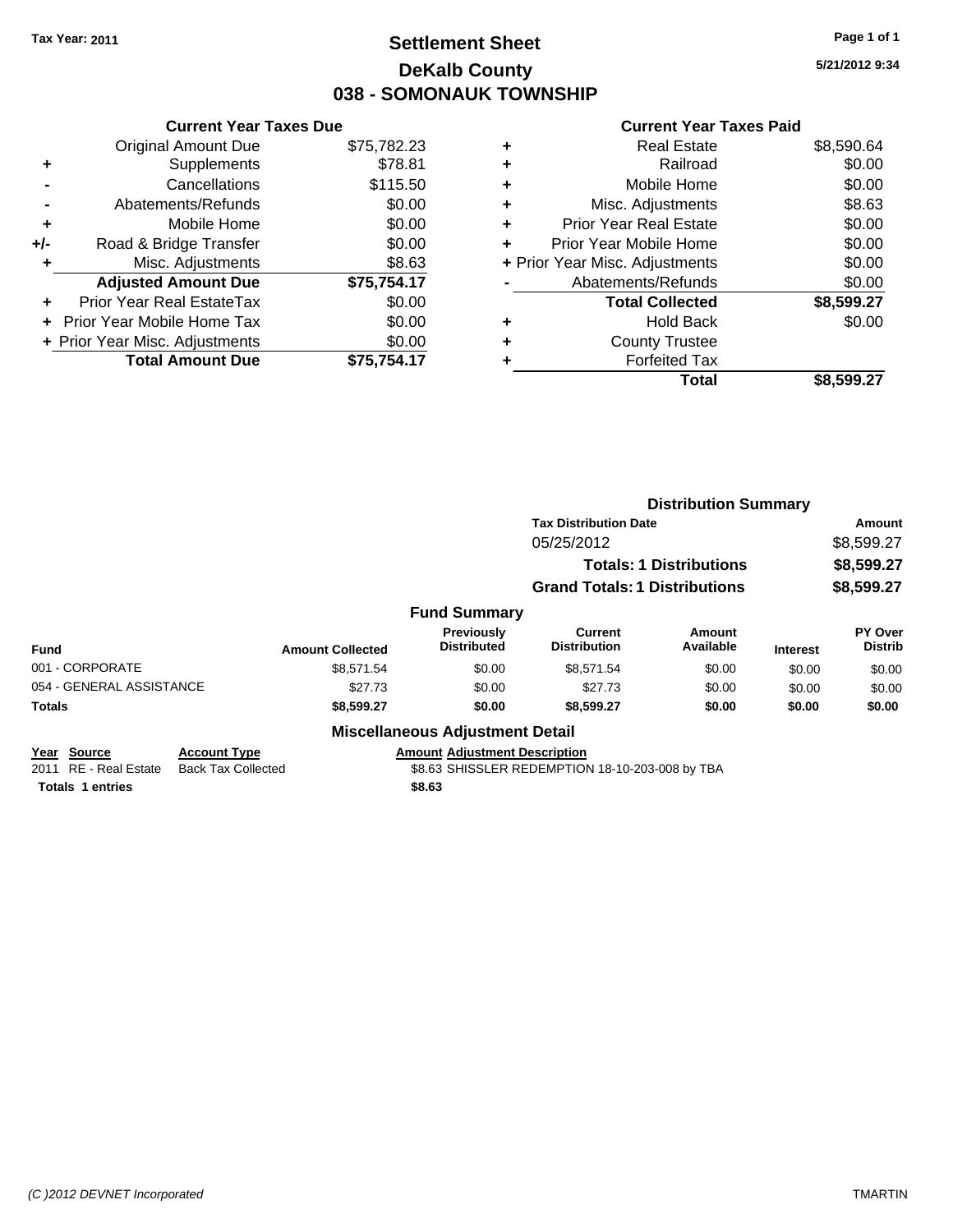Tax Year: 2011

# Settlement Sheet
## DeKalb County
## 038 - SOMONAUK TOWNSHIP

5/21/2012 9:34

### Current Year Taxes Due

| | | |
|---|---|---|
| | Original Amount Due | $75,782.23 |
| + | Supplements | $78.81 |
| - | Cancellations | $115.50 |
| - | Abatements/Refunds | $0.00 |
| + | Mobile Home | $0.00 |
| +/- | Road & Bridge Transfer | $0.00 |
| + | Misc. Adjustments | $8.63 |
| | **Adjusted Amount Due** | **$75,754.17** |
| + | Prior Year Real EstateTax | $0.00 |
| + | Prior Year Mobile Home Tax | $0.00 |
| + | Prior Year Misc. Adjustments | $0.00 |
| | **Total Amount Due** | **$75,754.17** |

### Current Year Taxes Paid

| | | |
|---|---|---|
| + | Real Estate | $8,590.64 |
| + | Railroad | $0.00 |
| + | Mobile Home | $0.00 |
| + | Misc. Adjustments | $8.63 |
| + | Prior Year Real Estate | $0.00 |
| + | Prior Year Mobile Home | $0.00 |
| + | Prior Year Misc. Adjustments | $0.00 |
| - | Abatements/Refunds | $0.00 |
| | **Total Collected** | **$8,599.27** |
| + | Hold Back | $0.00 |
| + | County Trustee | |
| + | Forfeited Tax | |
| | **Total** | **$8,599.27** |

### Distribution Summary

| Tax Distribution Date | Amount |
|---|---|
| 05/25/2012 | $8,599.27 |
| **Totals: 1 Distributions** | **$8,599.27** |
| **Grand Totals: 1 Distributions** | **$8,599.27** |

### Fund Summary

| Fund | Amount Collected | Previously Distributed | Current Distribution | Amount Available | Interest | PY Over Distrib |
|---|---|---|---|---|---|---|
| 001 - CORPORATE | $8,571.54 | $0.00 | $8,571.54 | $0.00 | $0.00 | $0.00 |
| 054 - GENERAL ASSISTANCE | $27.73 | $0.00 | $27.73 | $0.00 | $0.00 | $0.00 |
| **Totals** | **$8,599.27** | **$0.00** | **$8,599.27** | **$0.00** | **$0.00** | **$0.00** |

### Miscellaneous Adjustment Detail

| Year | Source | Account Type | Amount | Adjustment Description |
|---|---|---|---|---|
| 2011 | RE - Real Estate | Back Tax Collected | $8.63 | SHISSLER REDEMPTION 18-10-203-008 by TBA |
| **Totals** | **1 entries** | | **$8.63** | |

(C )2012 DEVNET Incorporated TMARTIN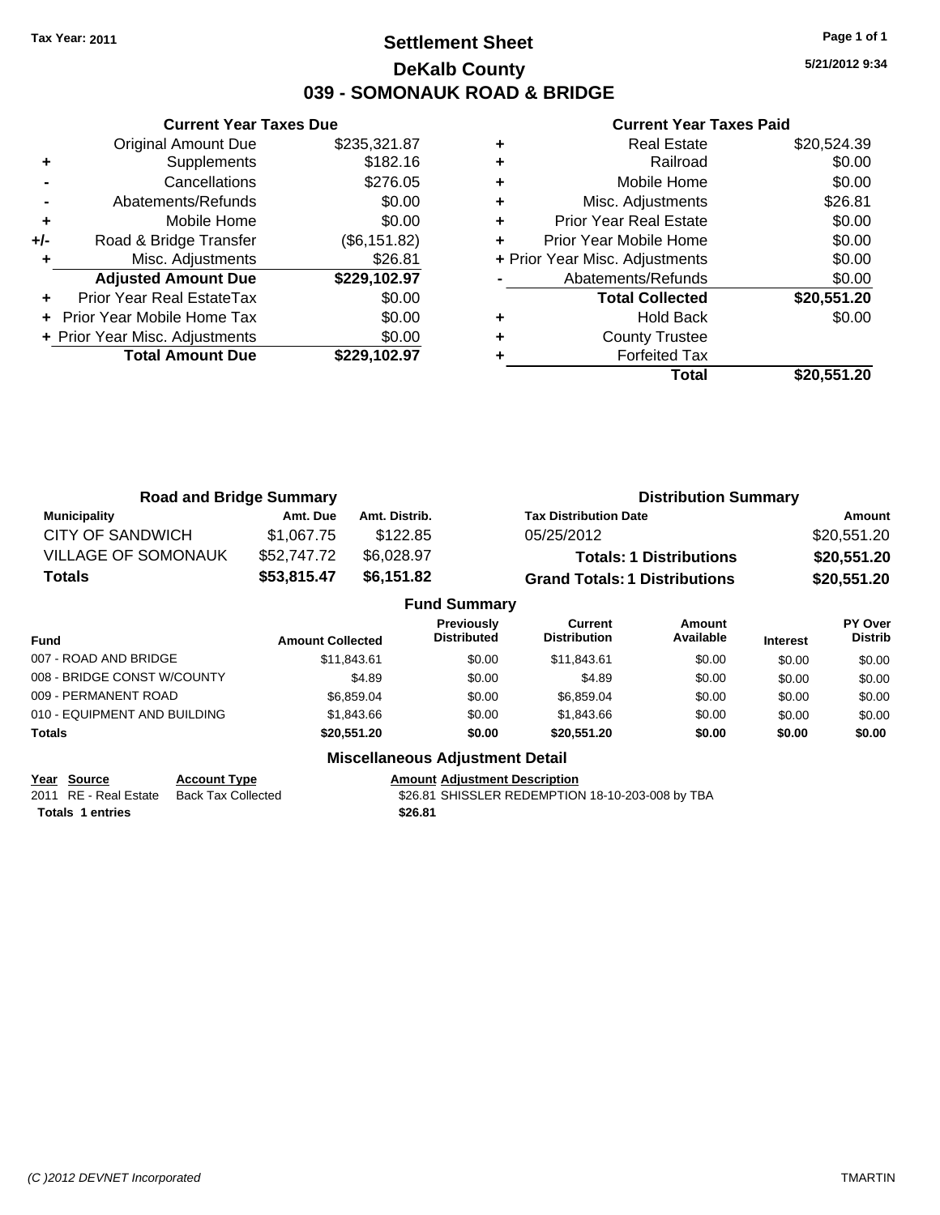Tax Year: 2011

# Settlement Sheet

## DeKalb County

## 039 - SOMONAUK ROAD & BRIDGE

5/21/2012 9:34

### Current Year Taxes Due

| | | |
|---|---|---|
| | Original Amount Due | $235,321.87 |
| + | Supplements | $182.16 |
| - | Cancellations | $276.05 |
| - | Abatements/Refunds | $0.00 |
| + | Mobile Home | $0.00 |
| +/- | Road & Bridge Transfer | ($6,151.82) |
| + | Misc. Adjustments | $26.81 |
| | **Adjusted Amount Due** | **$229,102.97** |
| + | Prior Year Real EstateTax | $0.00 |
| + | Prior Year Mobile Home Tax | $0.00 |
| + | Prior Year Misc. Adjustments | $0.00 |
| | **Total Amount Due** | **$229,102.97** |

### Current Year Taxes Paid

| | | |
|---|---|---|
| + | Real Estate | $20,524.39 |
| + | Railroad | $0.00 |
| + | Mobile Home | $0.00 |
| + | Misc. Adjustments | $26.81 |
| + | Prior Year Real Estate | $0.00 |
| + | Prior Year Mobile Home | $0.00 |
| + | Prior Year Misc. Adjustments | $0.00 |
| - | Abatements/Refunds | $0.00 |
| | **Total Collected** | **$20,551.20** |
| + | Hold Back | $0.00 |
| + | County Trustee | |
| + | Forfeited Tax | |
| | **Total** | **$20,551.20** |

### Road and Bridge Summary

| Municipality | Amt. Due | Amt. Distrib. |
|---|---|---|
| CITY OF SANDWICH | $1,067.75 | $122.85 |
| VILLAGE OF SOMONAUK | $52,747.72 | $6,028.97 |
| **Totals** | **$53,815.47** | **$6,151.82** |

### Distribution Summary

| Tax Distribution Date | Amount |
|---|---|
| 05/25/2012 | $20,551.20 |
| **Totals: 1 Distributions** | **$20,551.20** |
| **Grand Totals: 1 Distributions** | **$20,551.20** |

### Fund Summary

| Fund | Amount Collected | Previously Distributed | Current Distribution | Amount Available | Interest | PY Over Distrib |
|---|---|---|---|---|---|---|
| 007 - ROAD AND BRIDGE | $11,843.61 | $0.00 | $11,843.61 | $0.00 | $0.00 | $0.00 |
| 008 - BRIDGE CONST W/COUNTY | $4.89 | $0.00 | $4.89 | $0.00 | $0.00 | $0.00 |
| 009 - PERMANENT ROAD | $6,859.04 | $0.00 | $6,859.04 | $0.00 | $0.00 | $0.00 |
| 010 - EQUIPMENT AND BUILDING | $1,843.66 | $0.00 | $1,843.66 | $0.00 | $0.00 | $0.00 |
| **Totals** | **$20,551.20** | **$0.00** | **$20,551.20** | **$0.00** | **$0.00** | **$0.00** |

### Miscellaneous Adjustment Detail

| Year | Source | Account Type | Amount | Adjustment Description |
|---|---|---|---|---|
| 2011 | RE - Real Estate | Back Tax Collected | $26.81 | SHISSLER REDEMPTION 18-10-203-008 by TBA |
| **Totals 1 entries** | | | **$26.81** | |

(C )2012 DEVNET Incorporated — TMARTIN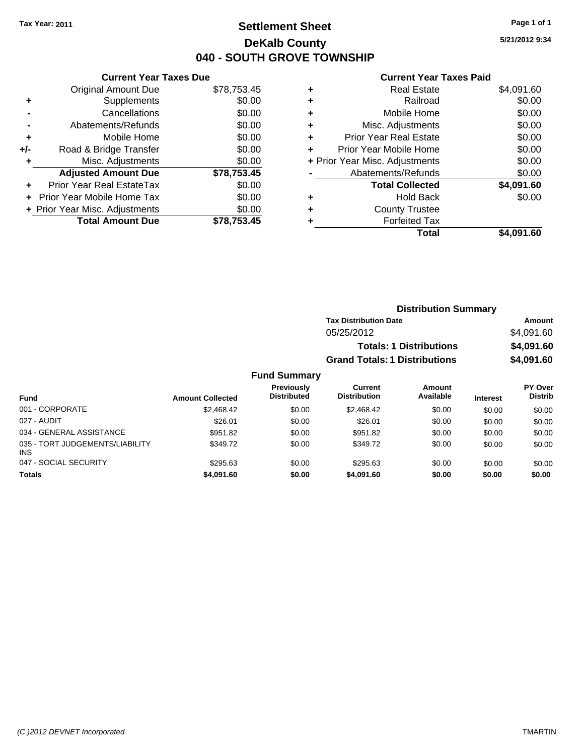Tax Year: 2011

# Settlement Sheet

## DeKalb County

## 040 - SOUTH GROVE TOWNSHIP

5/21/2012 9:34

### Current Year Taxes Due

| | | |
|---|---|---|
| | Original Amount Due | $78,753.45 |
| + | Supplements | $0.00 |
| - | Cancellations | $0.00 |
| - | Abatements/Refunds | $0.00 |
| + | Mobile Home | $0.00 |
| +/- | Road & Bridge Transfer | $0.00 |
| + | Misc. Adjustments | $0.00 |
| | **Adjusted Amount Due** | **$78,753.45** |
| + | Prior Year Real EstateTax | $0.00 |
| + | Prior Year Mobile Home Tax | $0.00 |
| + | Prior Year Misc. Adjustments | $0.00 |
| | **Total Amount Due** | **$78,753.45** |

### Current Year Taxes Paid

| | | |
|---|---|---|
| + | Real Estate | $4,091.60 |
| + | Railroad | $0.00 |
| + | Mobile Home | $0.00 |
| + | Misc. Adjustments | $0.00 |
| + | Prior Year Real Estate | $0.00 |
| + | Prior Year Mobile Home | $0.00 |
| + | Prior Year Misc. Adjustments | $0.00 |
| - | Abatements/Refunds | $0.00 |
| | **Total Collected** | **$4,091.60** |
| + | Hold Back | $0.00 |
| + | County Trustee | |
| + | Forfeited Tax | |
| | **Total** | **$4,091.60** |

### Distribution Summary

| Tax Distribution Date | Amount |
|---|---|
| 05/25/2012 | $4,091.60 |
| **Totals: 1 Distributions** | **$4,091.60** |
| **Grand Totals: 1 Distributions** | **$4,091.60** |

### Fund Summary

| Fund | Amount Collected | Previously Distributed | Current Distribution | Amount Available | Interest | PY Over Distrib |
|---|---|---|---|---|---|---|
| 001 - CORPORATE | $2,468.42 | $0.00 | $2,468.42 | $0.00 | $0.00 | $0.00 |
| 027 - AUDIT | $26.01 | $0.00 | $26.01 | $0.00 | $0.00 | $0.00 |
| 034 - GENERAL ASSISTANCE | $951.82 | $0.00 | $951.82 | $0.00 | $0.00 | $0.00 |
| 035 - TORT JUDGEMENTS/LIABILITY INS | $349.72 | $0.00 | $349.72 | $0.00 | $0.00 | $0.00 |
| 047 - SOCIAL SECURITY | $295.63 | $0.00 | $295.63 | $0.00 | $0.00 | $0.00 |
| **Totals** | **$4,091.60** | **$0.00** | **$4,091.60** | **$0.00** | **$0.00** | **$0.00** |

(C )2012 DEVNET Incorporated — TMARTIN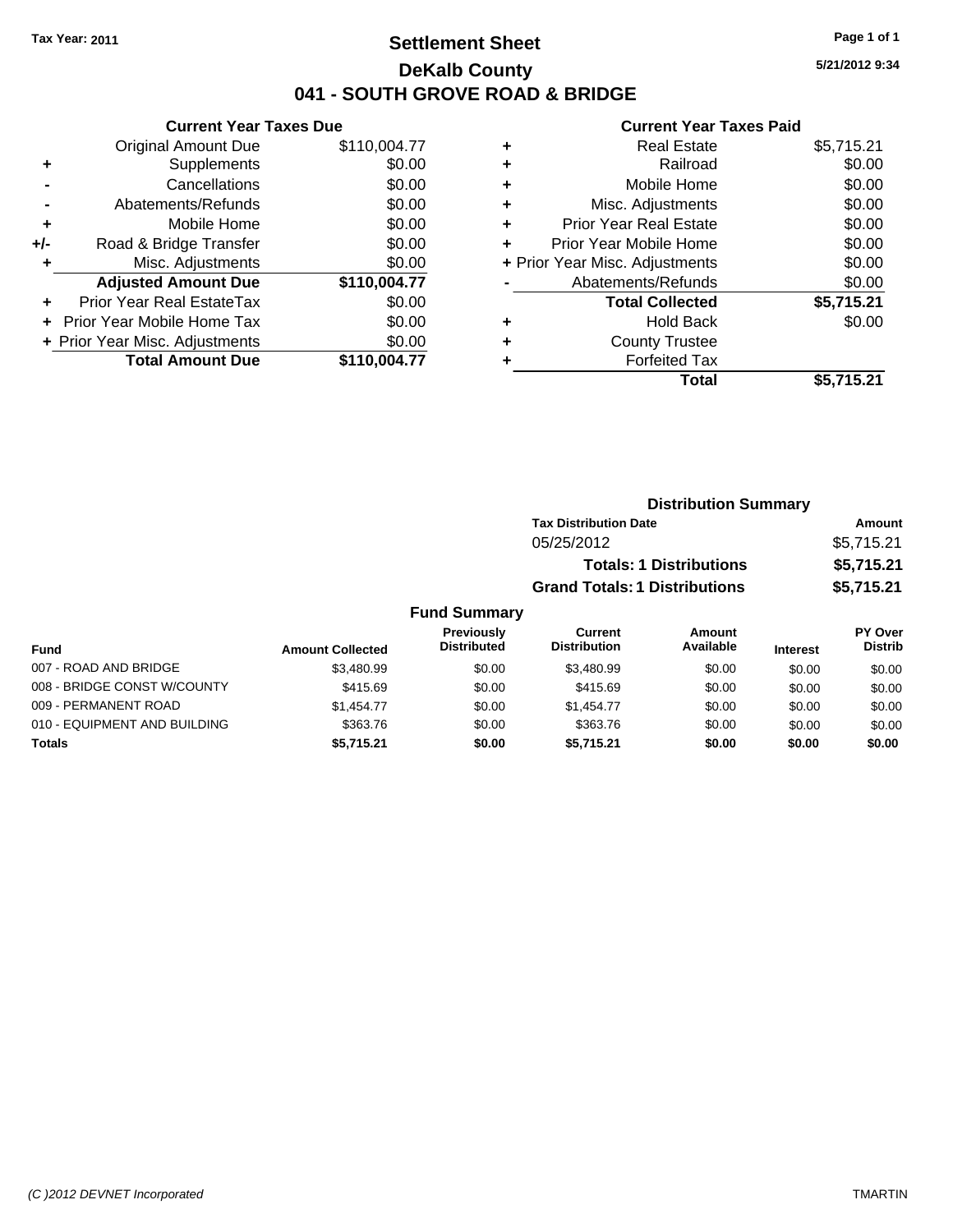Tax Year: 2011

# Settlement Sheet

## DeKalb County

## 041 - SOUTH GROVE ROAD & BRIDGE

5/21/2012 9:34

### Current Year Taxes Due

| | | |
|---|---|---|
| | Original Amount Due | $110,004.77 |
| + | Supplements | $0.00 |
| - | Cancellations | $0.00 |
| - | Abatements/Refunds | $0.00 |
| + | Mobile Home | $0.00 |
| +/- | Road & Bridge Transfer | $0.00 |
| + | Misc. Adjustments | $0.00 |
| | **Adjusted Amount Due** | **$110,004.77** |
| + | Prior Year Real EstateTax | $0.00 |
| + | Prior Year Mobile Home Tax | $0.00 |
| + | Prior Year Misc. Adjustments | $0.00 |
| | **Total Amount Due** | **$110,004.77** |

### Current Year Taxes Paid

| | | |
|---|---|---|
| + | Real Estate | $5,715.21 |
| + | Railroad | $0.00 |
| + | Mobile Home | $0.00 |
| + | Misc. Adjustments | $0.00 |
| + | Prior Year Real Estate | $0.00 |
| + | Prior Year Mobile Home | $0.00 |
| + | Prior Year Misc. Adjustments | $0.00 |
| - | Abatements/Refunds | $0.00 |
| | **Total Collected** | **$5,715.21** |
| + | Hold Back | $0.00 |
| + | County Trustee | |
| + | Forfeited Tax | |
| | **Total** | **$5,715.21** |

### Distribution Summary

| Tax Distribution Date | Amount |
|---|---|
| 05/25/2012 | $5,715.21 |
| **Totals: 1 Distributions** | **$5,715.21** |
| **Grand Totals: 1 Distributions** | **$5,715.21** |

### Fund Summary

| Fund | Amount Collected | Previously Distributed | Current Distribution | Amount Available | Interest | PY Over Distrib |
|---|---|---|---|---|---|---|
| 007 - ROAD AND BRIDGE | $3,480.99 | $0.00 | $3,480.99 | $0.00 | $0.00 | $0.00 |
| 008 - BRIDGE CONST W/COUNTY | $415.69 | $0.00 | $415.69 | $0.00 | $0.00 | $0.00 |
| 009 - PERMANENT ROAD | $1,454.77 | $0.00 | $1,454.77 | $0.00 | $0.00 | $0.00 |
| 010 - EQUIPMENT AND BUILDING | $363.76 | $0.00 | $363.76 | $0.00 | $0.00 | $0.00 |
| **Totals** | **$5,715.21** | **$0.00** | **$5,715.21** | **$0.00** | **$0.00** | **$0.00** |

(C )2012 DEVNET Incorporated TMARTIN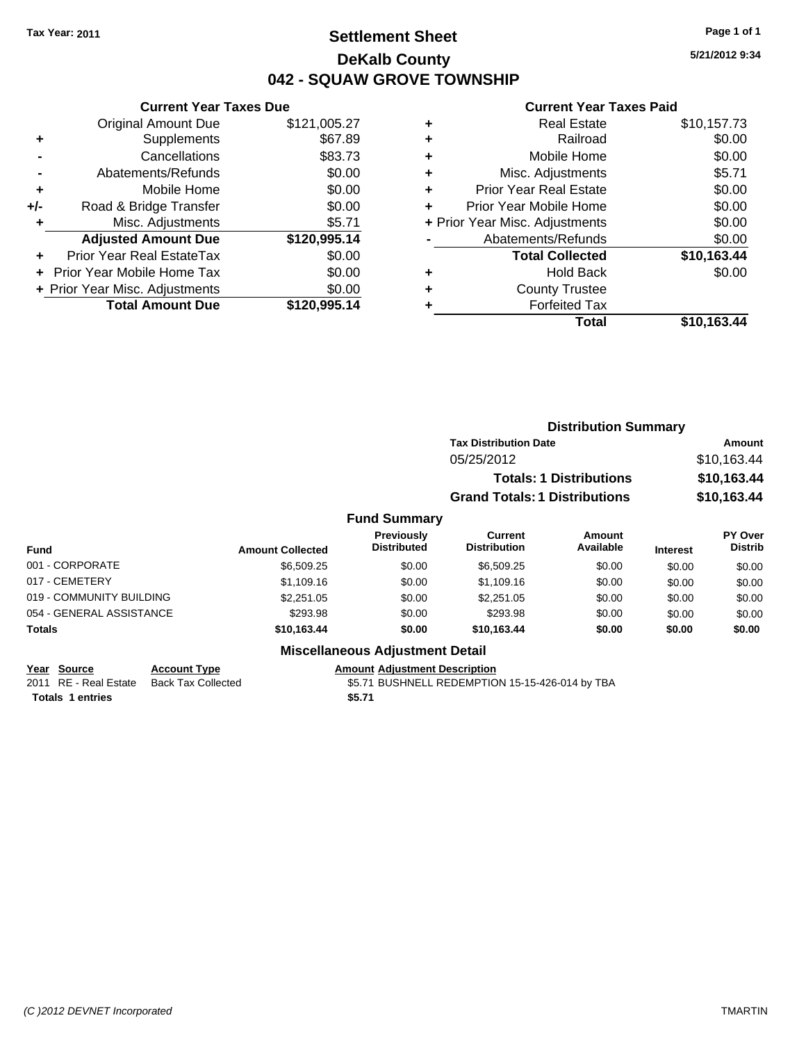Tax Year: 2011

# Settlement Sheet

## DeKalb County

## 042 - SQUAW GROVE TOWNSHIP

5/21/2012 9:34

### Current Year Taxes Due

| | | |
|---|---|---|
| | Original Amount Due | $121,005.27 |
| + | Supplements | $67.89 |
| - | Cancellations | $83.73 |
| - | Abatements/Refunds | $0.00 |
| + | Mobile Home | $0.00 |
| +/- | Road & Bridge Transfer | $0.00 |
| + | Misc. Adjustments | $5.71 |
| | **Adjusted Amount Due** | **$120,995.14** |
| + | Prior Year Real EstateTax | $0.00 |
| + | Prior Year Mobile Home Tax | $0.00 |
| + | Prior Year Misc. Adjustments | $0.00 |
| | **Total Amount Due** | **$120,995.14** |

### Current Year Taxes Paid

| | | |
|---|---|---|
| + | Real Estate | $10,157.73 |
| + | Railroad | $0.00 |
| + | Mobile Home | $0.00 |
| + | Misc. Adjustments | $5.71 |
| + | Prior Year Real Estate | $0.00 |
| + | Prior Year Mobile Home | $0.00 |
| + | Prior Year Misc. Adjustments | $0.00 |
| - | Abatements/Refunds | $0.00 |
| | **Total Collected** | **$10,163.44** |
| + | Hold Back | $0.00 |
| + | County Trustee | |
| + | Forfeited Tax | |
| | **Total** | **$10,163.44** |

### Distribution Summary

| Tax Distribution Date | Amount |
|---|---|
| 05/25/2012 | $10,163.44 |
| **Totals: 1 Distributions** | **$10,163.44** |
| **Grand Totals: 1 Distributions** | **$10,163.44** |

### Fund Summary

| Fund | Amount Collected | Previously Distributed | Current Distribution | Amount Available | Interest | PY Over Distrib |
|---|---|---|---|---|---|---|
| 001 - CORPORATE | $6,509.25 | $0.00 | $6,509.25 | $0.00 | $0.00 | $0.00 |
| 017 - CEMETERY | $1,109.16 | $0.00 | $1,109.16 | $0.00 | $0.00 | $0.00 |
| 019 - COMMUNITY BUILDING | $2,251.05 | $0.00 | $2,251.05 | $0.00 | $0.00 | $0.00 |
| 054 - GENERAL ASSISTANCE | $293.98 | $0.00 | $293.98 | $0.00 | $0.00 | $0.00 |
| **Totals** | **$10,163.44** | **$0.00** | **$10,163.44** | **$0.00** | **$0.00** | **$0.00** |

### Miscellaneous Adjustment Detail

| Year | Source | Account Type | Amount | Adjustment Description |
|---|---|---|---|---|
| 2011 | RE - Real Estate | Back Tax Collected | $5.71 | BUSHNELL REDEMPTION 15-15-426-014 by TBA |
| **Totals** | **1 entries** | | **$5.71** | |

(C )2012 DEVNET Incorporated TMARTIN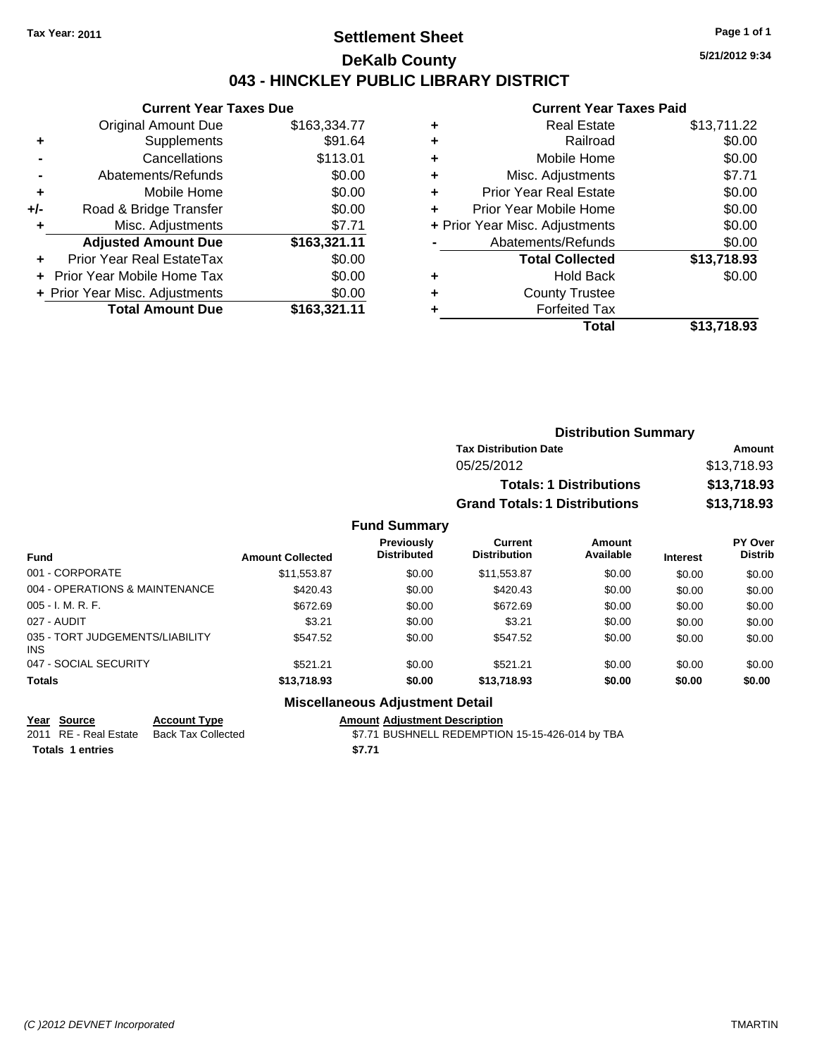**Tax Year: 2011**

# Settlement Sheet

## DeKalb County

## 043 - HINCKLEY PUBLIC LIBRARY DISTRICT

5/21/2012 9:34

### Current Year Taxes Due

| | | |
|---|---|---|
| | Original Amount Due | $163,334.77 |
| + | Supplements | $91.64 |
| - | Cancellations | $113.01 |
| - | Abatements/Refunds | $0.00 |
| + | Mobile Home | $0.00 |
| +/- | Road & Bridge Transfer | $0.00 |
| + | Misc. Adjustments | $7.71 |
| | **Adjusted Amount Due** | **$163,321.11** |
| + | Prior Year Real EstateTax | $0.00 |
| + | Prior Year Mobile Home Tax | $0.00 |
| + | Prior Year Misc. Adjustments | $0.00 |
| | **Total Amount Due** | **$163,321.11** |

### Current Year Taxes Paid

| | | |
|---|---|---|
| + | Real Estate | $13,711.22 |
| + | Railroad | $0.00 |
| + | Mobile Home | $0.00 |
| + | Misc. Adjustments | $7.71 |
| + | Prior Year Real Estate | $0.00 |
| + | Prior Year Mobile Home | $0.00 |
| + | Prior Year Misc. Adjustments | $0.00 |
| - | Abatements/Refunds | $0.00 |
| | **Total Collected** | **$13,718.93** |
| + | Hold Back | $0.00 |
| + | County Trustee | |
| + | Forfeited Tax | |
| | **Total** | **$13,718.93** |

### Distribution Summary

| Tax Distribution Date | Amount |
|---|---|
| 05/25/2012 | $13,718.93 |
| **Totals: 1 Distributions** | **$13,718.93** |
| **Grand Totals: 1 Distributions** | **$13,718.93** |

### Fund Summary

| Fund | Amount Collected | Previously Distributed | Current Distribution | Amount Available | Interest | PY Over Distrib |
|---|---|---|---|---|---|---|
| 001 - CORPORATE | $11,553.87 | $0.00 | $11,553.87 | $0.00 | $0.00 | $0.00 |
| 004 - OPERATIONS & MAINTENANCE | $420.43 | $0.00 | $420.43 | $0.00 | $0.00 | $0.00 |
| 005 - I. M. R. F. | $672.69 | $0.00 | $672.69 | $0.00 | $0.00 | $0.00 |
| 027 - AUDIT | $3.21 | $0.00 | $3.21 | $0.00 | $0.00 | $0.00 |
| 035 - TORT JUDGEMENTS/LIABILITY INS | $547.52 | $0.00 | $547.52 | $0.00 | $0.00 | $0.00 |
| 047 - SOCIAL SECURITY | $521.21 | $0.00 | $521.21 | $0.00 | $0.00 | $0.00 |
| **Totals** | **$13,718.93** | **$0.00** | **$13,718.93** | **$0.00** | **$0.00** | **$0.00** |

### Miscellaneous Adjustment Detail

| Year | Source | Account Type | Amount | Adjustment Description |
|---|---|---|---|---|
| 2011 | RE - Real Estate | Back Tax Collected | $7.71 | BUSHNELL REDEMPTION 15-15-426-014 by TBA |
| **Totals** | **1 entries** | | **$7.71** | |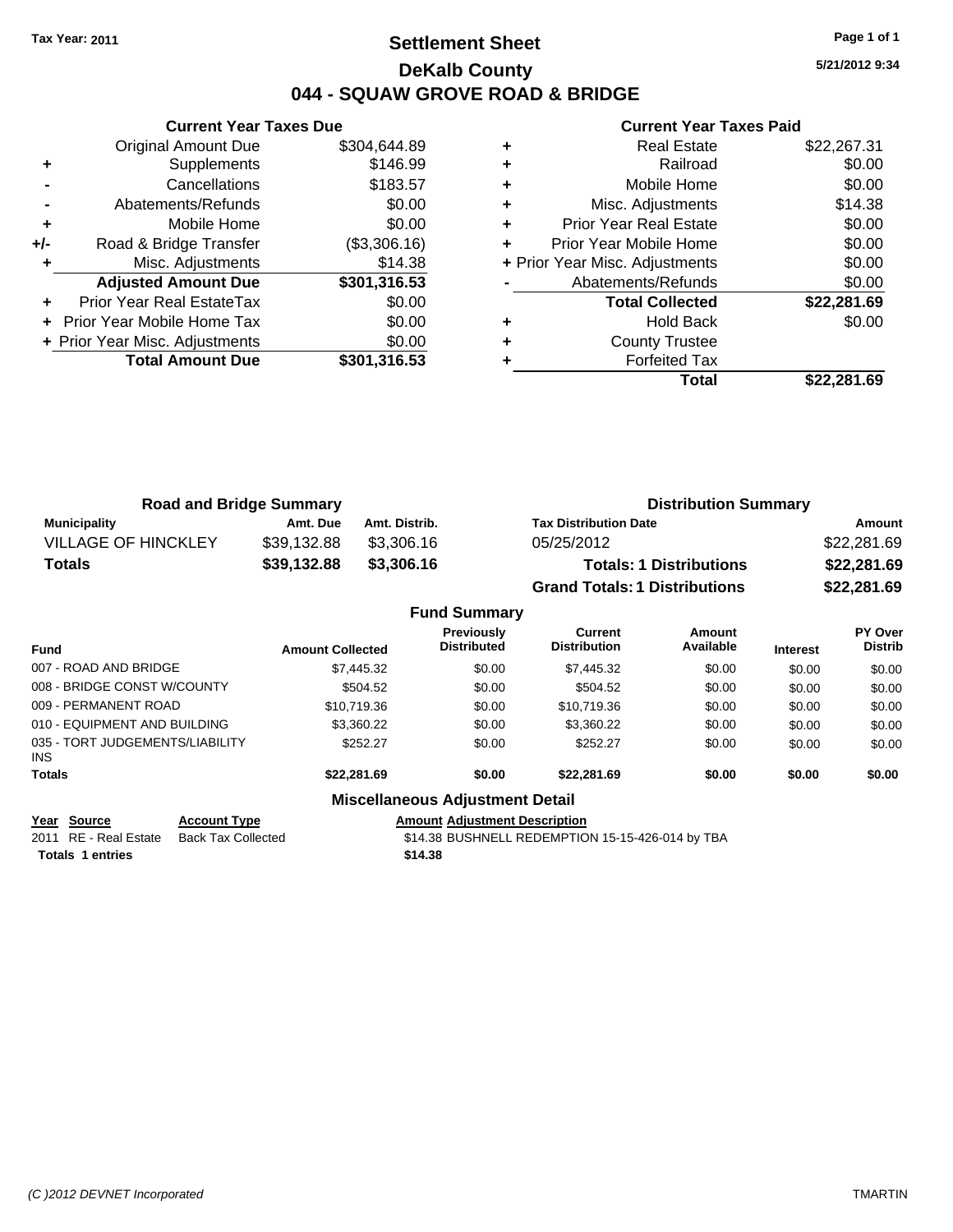Tax Year: 2011

# Settlement Sheet
## DeKalb County
## 044 - SQUAW GROVE ROAD & BRIDGE

5/21/2012 9:34

### Current Year Taxes Due

| | | |
|---|---|---|
| | Original Amount Due | $304,644.89 |
| + | Supplements | $146.99 |
| - | Cancellations | $183.57 |
| - | Abatements/Refunds | $0.00 |
| + | Mobile Home | $0.00 |
| +/- | Road & Bridge Transfer | ($3,306.16) |
| + | Misc. Adjustments | $14.38 |
| | **Adjusted Amount Due** | **$301,316.53** |
| + | Prior Year Real EstateTax | $0.00 |
| + | Prior Year Mobile Home Tax | $0.00 |
| + | Prior Year Misc. Adjustments | $0.00 |
| | **Total Amount Due** | **$301,316.53** |

### Current Year Taxes Paid

| | | |
|---|---|---|
| + | Real Estate | $22,267.31 |
| + | Railroad | $0.00 |
| + | Mobile Home | $0.00 |
| + | Misc. Adjustments | $14.38 |
| + | Prior Year Real Estate | $0.00 |
| + | Prior Year Mobile Home | $0.00 |
| + | Prior Year Misc. Adjustments | $0.00 |
| - | Abatements/Refunds | $0.00 |
| | **Total Collected** | **$22,281.69** |
| + | Hold Back | $0.00 |
| + | County Trustee | |
| + | Forfeited Tax | |
| | **Total** | **$22,281.69** |

### Road and Bridge Summary

| Municipality | Amt. Due | Amt. Distrib. |
|---|---|---|
| VILLAGE OF HINCKLEY | $39,132.88 | $3,306.16 |
| **Totals** | **$39,132.88** | **$3,306.16** |

### Distribution Summary

| Tax Distribution Date | Amount |
|---|---|
| 05/25/2012 | $22,281.69 |
| **Totals: 1 Distributions** | **$22,281.69** |
| **Grand Totals: 1 Distributions** | **$22,281.69** |

### Fund Summary

| Fund | Amount Collected | Previously Distributed | Current Distribution | Amount Available | Interest | PY Over Distrib |
|---|---|---|---|---|---|---|
| 007 - ROAD AND BRIDGE | $7,445.32 | $0.00 | $7,445.32 | $0.00 | $0.00 | $0.00 |
| 008 - BRIDGE CONST W/COUNTY | $504.52 | $0.00 | $504.52 | $0.00 | $0.00 | $0.00 |
| 009 - PERMANENT ROAD | $10,719.36 | $0.00 | $10,719.36 | $0.00 | $0.00 | $0.00 |
| 010 - EQUIPMENT AND BUILDING | $3,360.22 | $0.00 | $3,360.22 | $0.00 | $0.00 | $0.00 |
| 035 - TORT JUDGEMENTS/LIABILITY INS | $252.27 | $0.00 | $252.27 | $0.00 | $0.00 | $0.00 |
| **Totals** | **$22,281.69** | **$0.00** | **$22,281.69** | **$0.00** | **$0.00** | **$0.00** |

### Miscellaneous Adjustment Detail

| Year | Source | Account Type | Amount | Adjustment Description |
|---|---|---|---|---|
| 2011 | RE - Real Estate | Back Tax Collected | $14.38 | BUSHNELL REDEMPTION 15-15-426-014 by TBA |
| **Totals** | **1 entries** | | **$14.38** | |

(C )2012 DEVNET Incorporated

TMARTIN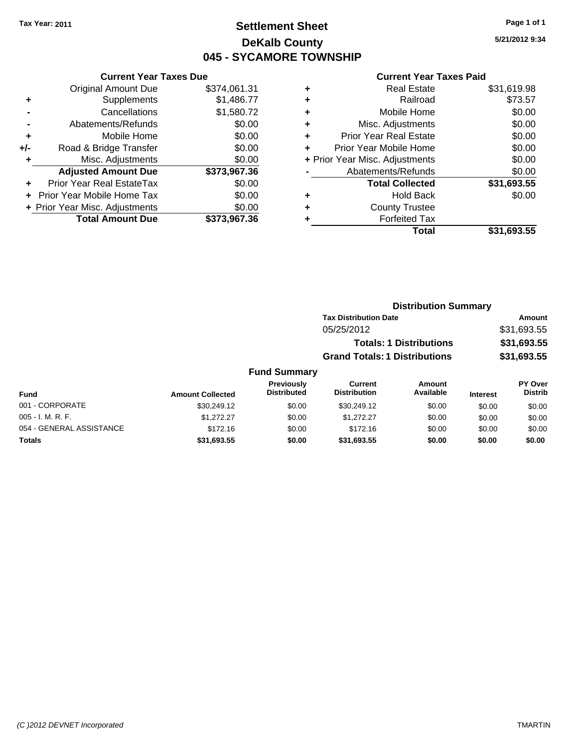Tax Year: 2011

# Settlement Sheet
## DeKalb County
## 045 - SYCAMORE TOWNSHIP

5/21/2012 9:34

### Current Year Taxes Due

| | | |
|---|---|---|
| | Original Amount Due | $374,061.31 |
| + | Supplements | $1,486.77 |
| - | Cancellations | $1,580.72 |
| - | Abatements/Refunds | $0.00 |
| + | Mobile Home | $0.00 |
| +/- | Road & Bridge Transfer | $0.00 |
| + | Misc. Adjustments | $0.00 |
| | **Adjusted Amount Due** | **$373,967.36** |
| + | Prior Year Real EstateTax | $0.00 |
| + | Prior Year Mobile Home Tax | $0.00 |
| + | Prior Year Misc. Adjustments | $0.00 |
| | **Total Amount Due** | **$373,967.36** |

### Current Year Taxes Paid

| | | |
|---|---|---|
| + | Real Estate | $31,619.98 |
| + | Railroad | $73.57 |
| + | Mobile Home | $0.00 |
| + | Misc. Adjustments | $0.00 |
| + | Prior Year Real Estate | $0.00 |
| + | Prior Year Mobile Home | $0.00 |
| + | Prior Year Misc. Adjustments | $0.00 |
| - | Abatements/Refunds | $0.00 |
| | **Total Collected** | **$31,693.55** |
| + | Hold Back | $0.00 |
| + | County Trustee | |
| + | Forfeited Tax | |
| | **Total** | **$31,693.55** |

### Distribution Summary

| Tax Distribution Date | Amount |
|---|---|
| 05/25/2012 | $31,693.55 |
| **Totals: 1 Distributions** | **$31,693.55** |
| **Grand Totals: 1 Distributions** | **$31,693.55** |

### Fund Summary

| Fund | Amount Collected | Previously Distributed | Current Distribution | Amount Available | Interest | PY Over Distrib |
|---|---|---|---|---|---|---|
| 001 - CORPORATE | $30,249.12 | $0.00 | $30,249.12 | $0.00 | $0.00 | $0.00 |
| 005 - I. M. R. F. | $1,272.27 | $0.00 | $1,272.27 | $0.00 | $0.00 | $0.00 |
| 054 - GENERAL ASSISTANCE | $172.16 | $0.00 | $172.16 | $0.00 | $0.00 | $0.00 |
| **Totals** | **$31,693.55** | **$0.00** | **$31,693.55** | **$0.00** | **$0.00** | **$0.00** |

(C )2012 DEVNET Incorporated TMARTIN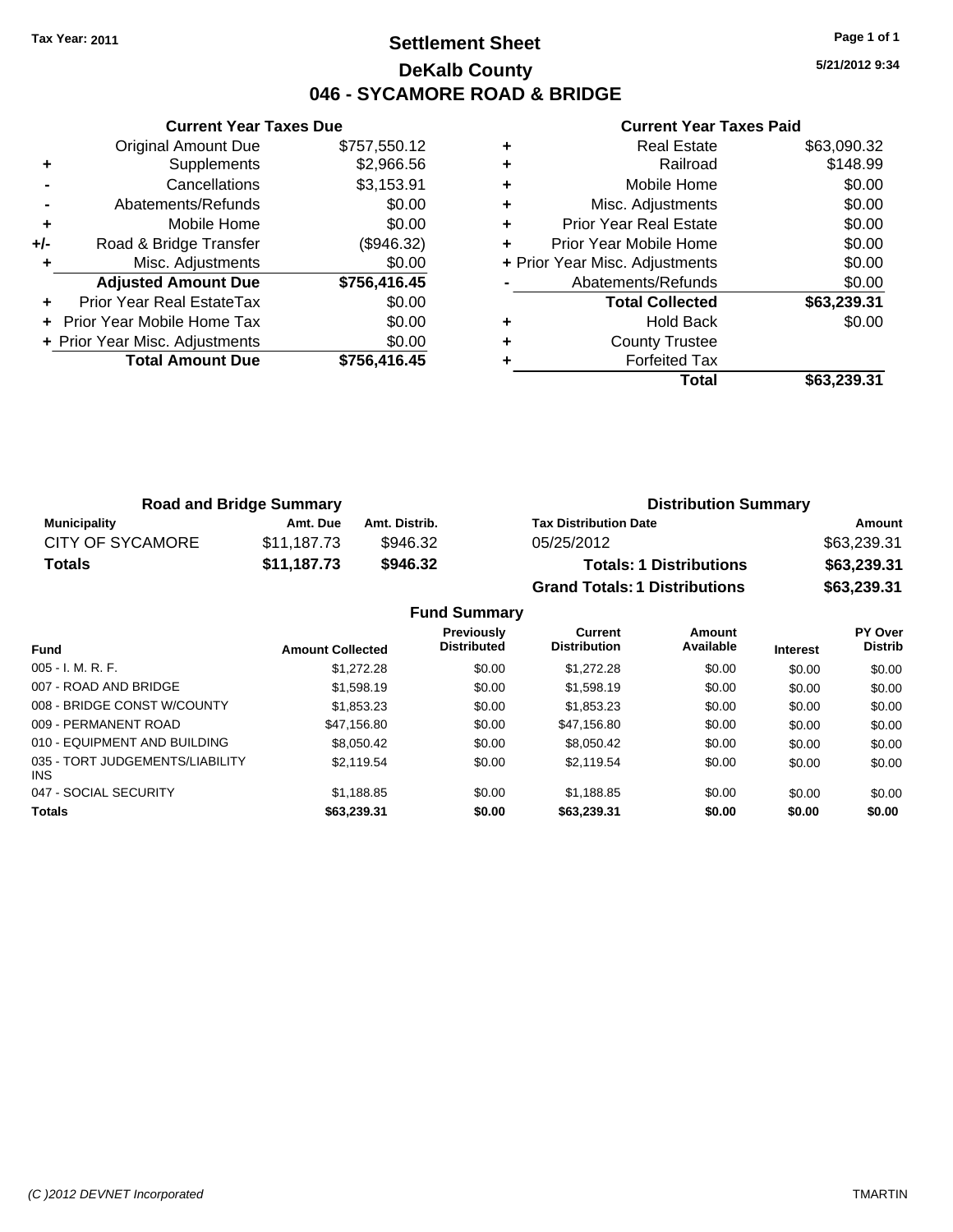Tax Year: 2011

# Settlement Sheet
## DeKalb County
## 046 - SYCAMORE ROAD & BRIDGE

5/21/2012 9:34

### Current Year Taxes Due

| | | |
|---|---|---|
| | Original Amount Due | $757,550.12 |
| + | Supplements | $2,966.56 |
| - | Cancellations | $3,153.91 |
| - | Abatements/Refunds | $0.00 |
| + | Mobile Home | $0.00 |
| +/- | Road & Bridge Transfer | ($946.32) |
| + | Misc. Adjustments | $0.00 |
| | **Adjusted Amount Due** | **$756,416.45** |
| + | Prior Year Real EstateTax | $0.00 |
| + | Prior Year Mobile Home Tax | $0.00 |
| + | Prior Year Misc. Adjustments | $0.00 |
| | **Total Amount Due** | **$756,416.45** |

### Current Year Taxes Paid

| | | |
|---|---|---|
| + | Real Estate | $63,090.32 |
| + | Railroad | $148.99 |
| + | Mobile Home | $0.00 |
| + | Misc. Adjustments | $0.00 |
| + | Prior Year Real Estate | $0.00 |
| + | Prior Year Mobile Home | $0.00 |
| + | Prior Year Misc. Adjustments | $0.00 |
| - | Abatements/Refunds | $0.00 |
| | **Total Collected** | **$63,239.31** |
| + | Hold Back | $0.00 |
| + | County Trustee | |
| + | Forfeited Tax | |
| | **Total** | **$63,239.31** |

### Road and Bridge Summary

| Municipality | Amt. Due | Amt. Distrib. |
|---|---|---|
| CITY OF SYCAMORE | $11,187.73 | $946.32 |
| **Totals** | **$11,187.73** | **$946.32** |

### Distribution Summary

| Tax Distribution Date | Amount |
|---|---|
| 05/25/2012 | $63,239.31 |
| **Totals: 1 Distributions** | **$63,239.31** |
| **Grand Totals: 1 Distributions** | **$63,239.31** |

### Fund Summary

| Fund | Amount Collected | Previously Distributed | Current Distribution | Amount Available | Interest | PY Over Distrib |
|---|---|---|---|---|---|---|
| 005 - I. M. R. F. | $1,272.28 | $0.00 | $1,272.28 | $0.00 | $0.00 | $0.00 |
| 007 - ROAD AND BRIDGE | $1,598.19 | $0.00 | $1,598.19 | $0.00 | $0.00 | $0.00 |
| 008 - BRIDGE CONST W/COUNTY | $1,853.23 | $0.00 | $1,853.23 | $0.00 | $0.00 | $0.00 |
| 009 - PERMANENT ROAD | $47,156.80 | $0.00 | $47,156.80 | $0.00 | $0.00 | $0.00 |
| 010 - EQUIPMENT AND BUILDING | $8,050.42 | $0.00 | $8,050.42 | $0.00 | $0.00 | $0.00 |
| 035 - TORT JUDGEMENTS/LIABILITY INS | $2,119.54 | $0.00 | $2,119.54 | $0.00 | $0.00 | $0.00 |
| 047 - SOCIAL SECURITY | $1,188.85 | $0.00 | $1,188.85 | $0.00 | $0.00 | $0.00 |
| **Totals** | **$63,239.31** | **$0.00** | **$63,239.31** | **$0.00** | **$0.00** | **$0.00** |

(C )2012 DEVNET Incorporated TMARTIN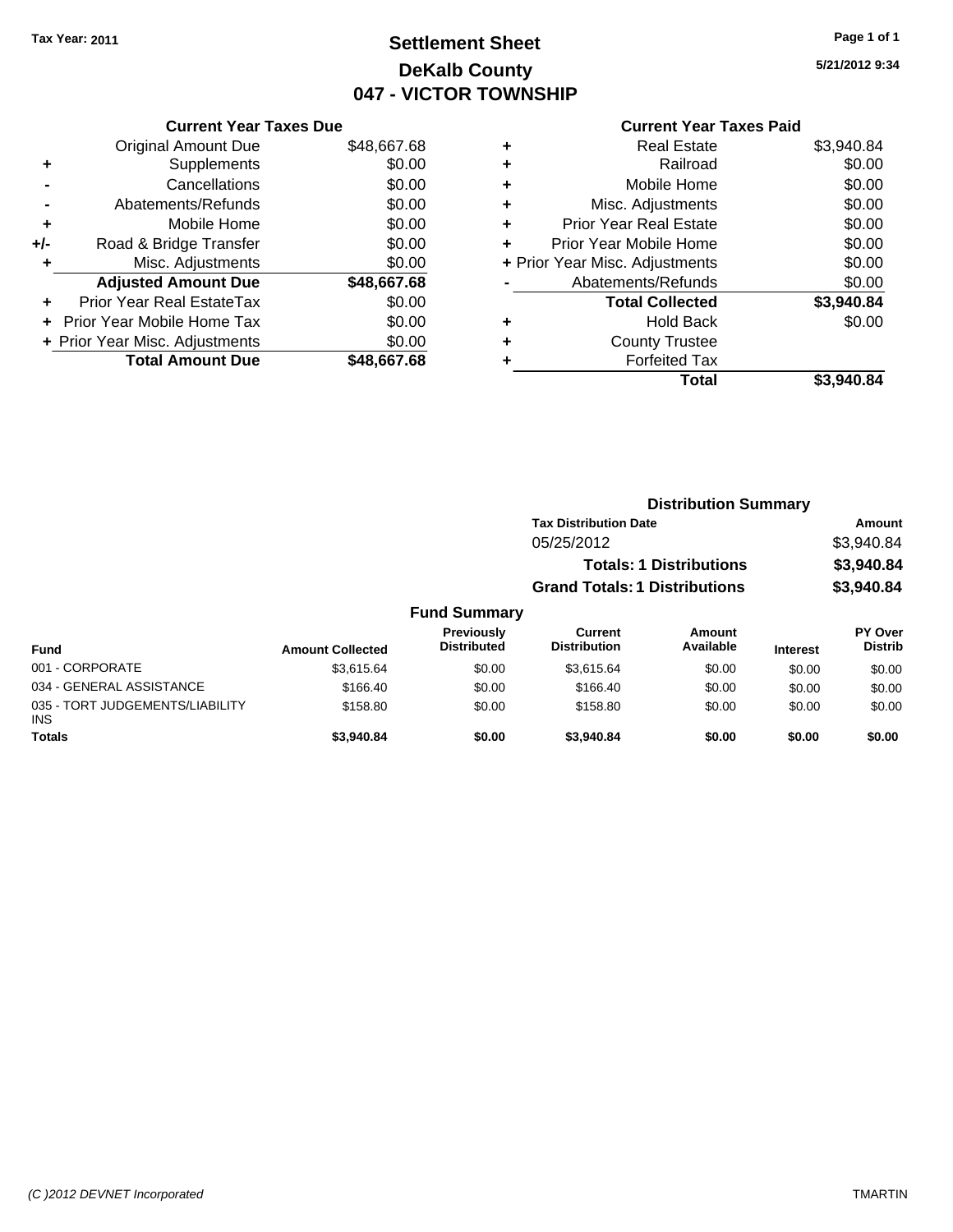Tax Year: 2011

# Settlement Sheet
## DeKalb County
## 047 - VICTOR TOWNSHIP

5/21/2012 9:34

### Current Year Taxes Due

| | | |
|---|---|---|
| | Original Amount Due | $48,667.68 |
| + | Supplements | $0.00 |
| - | Cancellations | $0.00 |
| - | Abatements/Refunds | $0.00 |
| + | Mobile Home | $0.00 |
| +/- | Road & Bridge Transfer | $0.00 |
| + | Misc. Adjustments | $0.00 |
| | **Adjusted Amount Due** | **$48,667.68** |
| + | Prior Year Real EstateTax | $0.00 |
| + | Prior Year Mobile Home Tax | $0.00 |
| + | Prior Year Misc. Adjustments | $0.00 |
| | **Total Amount Due** | **$48,667.68** |

### Current Year Taxes Paid

| | | |
|---|---|---|
| + | Real Estate | $3,940.84 |
| + | Railroad | $0.00 |
| + | Mobile Home | $0.00 |
| + | Misc. Adjustments | $0.00 |
| + | Prior Year Real Estate | $0.00 |
| + | Prior Year Mobile Home | $0.00 |
| + | Prior Year Misc. Adjustments | $0.00 |
| - | Abatements/Refunds | $0.00 |
| | **Total Collected** | **$3,940.84** |
| + | Hold Back | $0.00 |
| + | County Trustee | |
| + | Forfeited Tax | |
| | **Total** | **$3,940.84** |

### Distribution Summary

| Tax Distribution Date | Amount |
|---|---|
| 05/25/2012 | $3,940.84 |
| **Totals: 1 Distributions** | **$3,940.84** |
| **Grand Totals: 1 Distributions** | **$3,940.84** |

### Fund Summary

| Fund | Amount Collected | Previously Distributed | Current Distribution | Amount Available | Interest | PY Over Distrib |
|---|---|---|---|---|---|---|
| 001 - CORPORATE | $3,615.64 | $0.00 | $3,615.64 | $0.00 | $0.00 | $0.00 |
| 034 - GENERAL ASSISTANCE | $166.40 | $0.00 | $166.40 | $0.00 | $0.00 | $0.00 |
| 035 - TORT JUDGEMENTS/LIABILITY INS | $158.80 | $0.00 | $158.80 | $0.00 | $0.00 | $0.00 |
| **Totals** | **$3,940.84** | **$0.00** | **$3,940.84** | **$0.00** | **$0.00** | **$0.00** |

(C )2012 DEVNET Incorporated — TMARTIN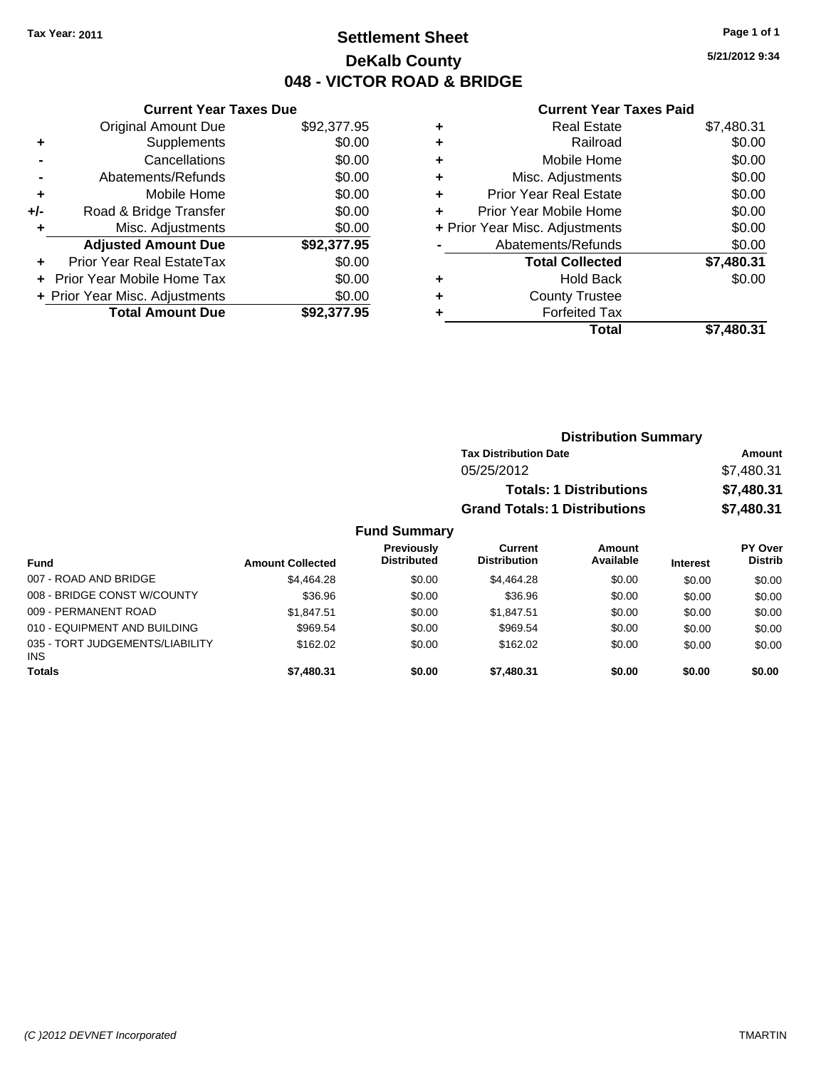Tax Year: 2011

# Settlement Sheet

## DeKalb County

## 048 - VICTOR ROAD & BRIDGE

5/21/2012 9:34

### Current Year Taxes Due

| | | |
|---|---|---|
| | Original Amount Due | $92,377.95 |
| + | Supplements | $0.00 |
| - | Cancellations | $0.00 |
| - | Abatements/Refunds | $0.00 |
| + | Mobile Home | $0.00 |
| +/- | Road & Bridge Transfer | $0.00 |
| + | Misc. Adjustments | $0.00 |
| | **Adjusted Amount Due** | **$92,377.95** |
| + | Prior Year Real EstateTax | $0.00 |
| + | Prior Year Mobile Home Tax | $0.00 |
| + | Prior Year Misc. Adjustments | $0.00 |
| | **Total Amount Due** | **$92,377.95** |

### Current Year Taxes Paid

| | | |
|---|---|---|
| + | Real Estate | $7,480.31 |
| + | Railroad | $0.00 |
| + | Mobile Home | $0.00 |
| + | Misc. Adjustments | $0.00 |
| + | Prior Year Real Estate | $0.00 |
| + | Prior Year Mobile Home | $0.00 |
| + | Prior Year Misc. Adjustments | $0.00 |
| - | Abatements/Refunds | $0.00 |
| | **Total Collected** | **$7,480.31** |
| + | Hold Back | $0.00 |
| + | County Trustee | |
| + | Forfeited Tax | |
| | **Total** | **$7,480.31** |

### Distribution Summary

| Tax Distribution Date | Amount |
|---|---|
| 05/25/2012 | $7,480.31 |
| **Totals: 1 Distributions** | **$7,480.31** |
| **Grand Totals: 1 Distributions** | **$7,480.31** |

### Fund Summary

| Fund | Amount Collected | Previously Distributed | Current Distribution | Amount Available | Interest | PY Over Distrib |
|---|---|---|---|---|---|---|
| 007 - ROAD AND BRIDGE | $4,464.28 | $0.00 | $4,464.28 | $0.00 | $0.00 | $0.00 |
| 008 - BRIDGE CONST W/COUNTY | $36.96 | $0.00 | $36.96 | $0.00 | $0.00 | $0.00 |
| 009 - PERMANENT ROAD | $1,847.51 | $0.00 | $1,847.51 | $0.00 | $0.00 | $0.00 |
| 010 - EQUIPMENT AND BUILDING | $969.54 | $0.00 | $969.54 | $0.00 | $0.00 | $0.00 |
| 035 - TORT JUDGEMENTS/LIABILITY INS | $162.02 | $0.00 | $162.02 | $0.00 | $0.00 | $0.00 |
| **Totals** | **$7,480.31** | **$0.00** | **$7,480.31** | **$0.00** | **$0.00** | **$0.00** |

(C )2012 DEVNET Incorporated

TMARTIN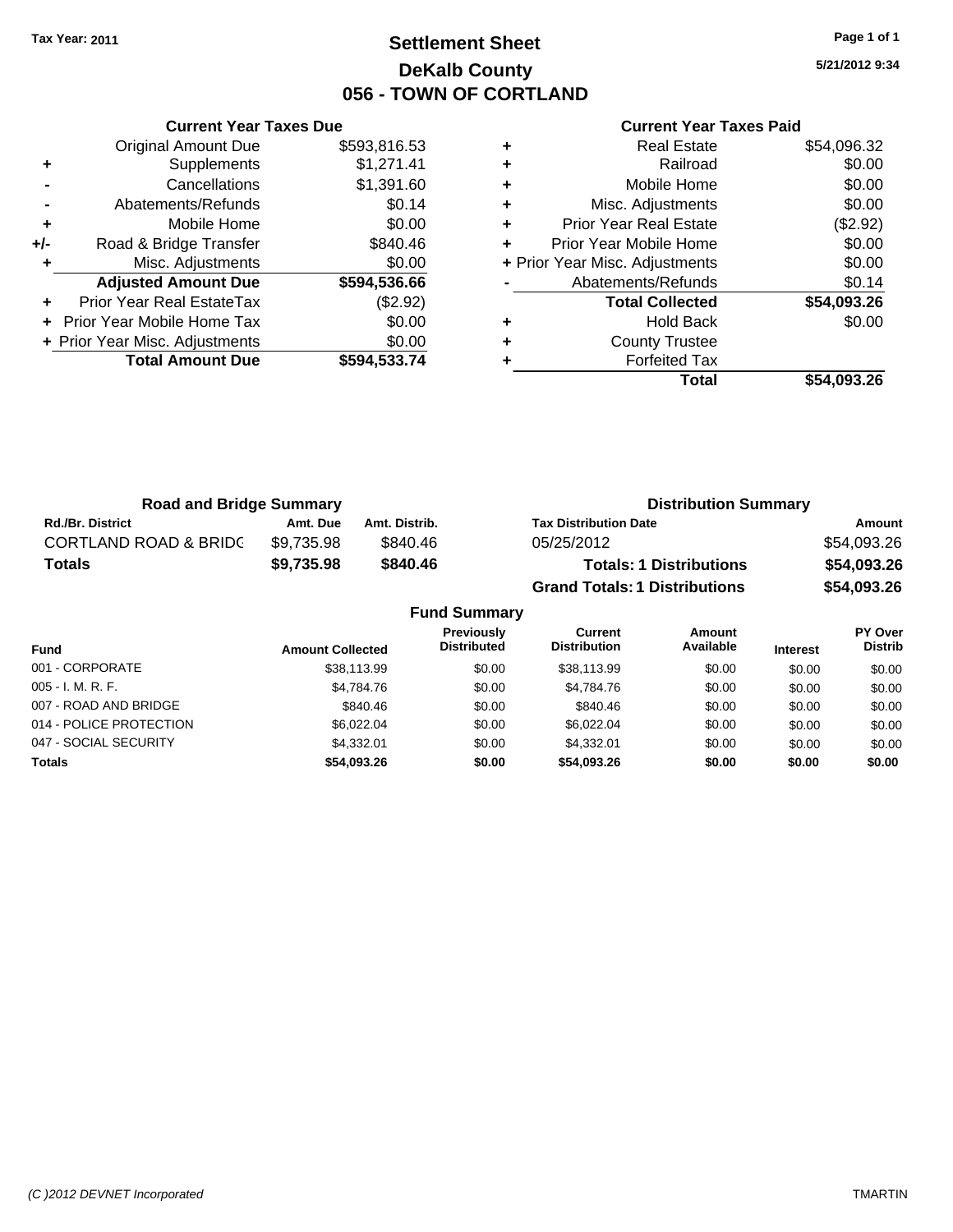Tax Year: 2011

# Settlement Sheet
## DeKalb County
## 056 - TOWN OF CORTLAND

5/21/2012 9:34

### Current Year Taxes Due

| | | |
|---|---|---|
| | Original Amount Due | $593,816.53 |
| + | Supplements | $1,271.41 |
| - | Cancellations | $1,391.60 |
| - | Abatements/Refunds | $0.14 |
| + | Mobile Home | $0.00 |
| +/- | Road & Bridge Transfer | $840.46 |
| + | Misc. Adjustments | $0.00 |
| | **Adjusted Amount Due** | **$594,536.66** |
| + | Prior Year Real EstateTax | ($2.92) |
| + | Prior Year Mobile Home Tax | $0.00 |
| + | Prior Year Misc. Adjustments | $0.00 |
| | **Total Amount Due** | **$594,533.74** |

### Current Year Taxes Paid

| | | |
|---|---|---|
| + | Real Estate | $54,096.32 |
| + | Railroad | $0.00 |
| + | Mobile Home | $0.00 |
| + | Misc. Adjustments | $0.00 |
| + | Prior Year Real Estate | ($2.92) |
| + | Prior Year Mobile Home | $0.00 |
| + | Prior Year Misc. Adjustments | $0.00 |
| - | Abatements/Refunds | $0.14 |
| | **Total Collected** | **$54,093.26** |
| + | Hold Back | $0.00 |
| + | County Trustee | |
| + | Forfeited Tax | |
| | **Total** | **$54,093.26** |

### Road and Bridge Summary

| Rd./Br. District | Amt. Due | Amt. Distrib. |
|---|---|---|
| CORTLAND ROAD & BRIDG | $9,735.98 | $840.46 |
| **Totals** | **$9,735.98** | **$840.46** |

### Distribution Summary

| Tax Distribution Date | Amount |
|---|---|
| 05/25/2012 | $54,093.26 |
| **Totals: 1 Distributions** | **$54,093.26** |
| **Grand Totals: 1 Distributions** | **$54,093.26** |

### Fund Summary

| Fund | Amount Collected | Previously Distributed | Current Distribution | Amount Available | Interest | PY Over Distrib |
|---|---|---|---|---|---|---|
| 001 - CORPORATE | $38,113.99 | $0.00 | $38,113.99 | $0.00 | $0.00 | $0.00 |
| 005 - I. M. R. F. | $4,784.76 | $0.00 | $4,784.76 | $0.00 | $0.00 | $0.00 |
| 007 - ROAD AND BRIDGE | $840.46 | $0.00 | $840.46 | $0.00 | $0.00 | $0.00 |
| 014 - POLICE PROTECTION | $6,022.04 | $0.00 | $6,022.04 | $0.00 | $0.00 | $0.00 |
| 047 - SOCIAL SECURITY | $4,332.01 | $0.00 | $4,332.01 | $0.00 | $0.00 | $0.00 |
| **Totals** | **$54,093.26** | **$0.00** | **$54,093.26** | **$0.00** | **$0.00** | **$0.00** |

(C )2012 DEVNET Incorporated TMARTIN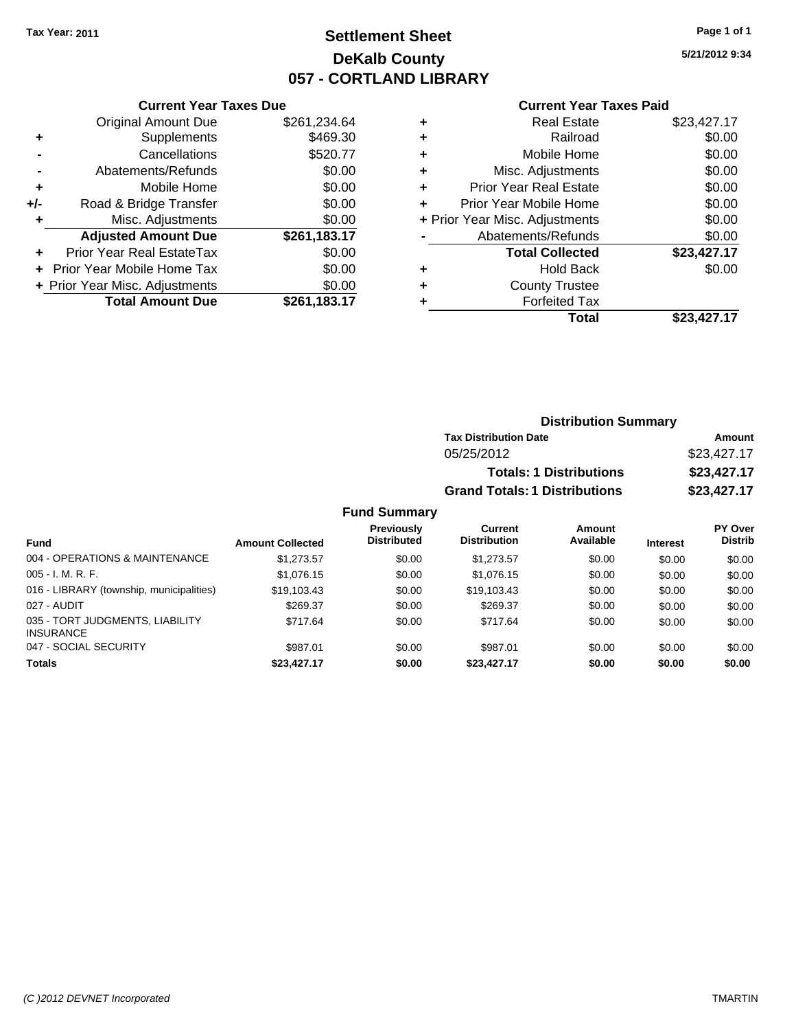Tax Year: 2011

# Settlement Sheet
## DeKalb County
## 057 - CORTLAND LIBRARY

5/21/2012 9:34

### Current Year Taxes Due

| | | |
|---|---|---|
| | Original Amount Due | $261,234.64 |
| + | Supplements | $469.30 |
| - | Cancellations | $520.77 |
| - | Abatements/Refunds | $0.00 |
| + | Mobile Home | $0.00 |
| +/- | Road & Bridge Transfer | $0.00 |
| + | Misc. Adjustments | $0.00 |
| | **Adjusted Amount Due** | **$261,183.17** |
| + | Prior Year Real EstateTax | $0.00 |
| + | Prior Year Mobile Home Tax | $0.00 |
| + | Prior Year Misc. Adjustments | $0.00 |
| | **Total Amount Due** | **$261,183.17** |

### Current Year Taxes Paid

| | | |
|---|---|---|
| + | Real Estate | $23,427.17 |
| + | Railroad | $0.00 |
| + | Mobile Home | $0.00 |
| + | Misc. Adjustments | $0.00 |
| + | Prior Year Real Estate | $0.00 |
| + | Prior Year Mobile Home | $0.00 |
| + | Prior Year Misc. Adjustments | $0.00 |
| - | Abatements/Refunds | $0.00 |
| | **Total Collected** | **$23,427.17** |
| + | Hold Back | $0.00 |
| + | County Trustee | |
| + | Forfeited Tax | |
| | **Total** | **$23,427.17** |

### Distribution Summary

| Tax Distribution Date | Amount |
|---|---|
| 05/25/2012 | $23,427.17 |
| **Totals: 1 Distributions** | **$23,427.17** |
| **Grand Totals: 1 Distributions** | **$23,427.17** |

### Fund Summary

| Fund | Amount Collected | Previously Distributed | Current Distribution | Amount Available | Interest | PY Over Distrib |
|---|---|---|---|---|---|---|
| 004 - OPERATIONS & MAINTENANCE | $1,273.57 | $0.00 | $1,273.57 | $0.00 | $0.00 | $0.00 |
| 005 - I. M. R. F. | $1,076.15 | $0.00 | $1,076.15 | $0.00 | $0.00 | $0.00 |
| 016 - LIBRARY (township, municipalities) | $19,103.43 | $0.00 | $19,103.43 | $0.00 | $0.00 | $0.00 |
| 027 - AUDIT | $269.37 | $0.00 | $269.37 | $0.00 | $0.00 | $0.00 |
| 035 - TORT JUDGMENTS, LIABILITY INSURANCE | $717.64 | $0.00 | $717.64 | $0.00 | $0.00 | $0.00 |
| 047 - SOCIAL SECURITY | $987.01 | $0.00 | $987.01 | $0.00 | $0.00 | $0.00 |
| **Totals** | **$23,427.17** | **$0.00** | **$23,427.17** | **$0.00** | **$0.00** | **$0.00** |

(C )2012 DEVNET Incorporated TMARTIN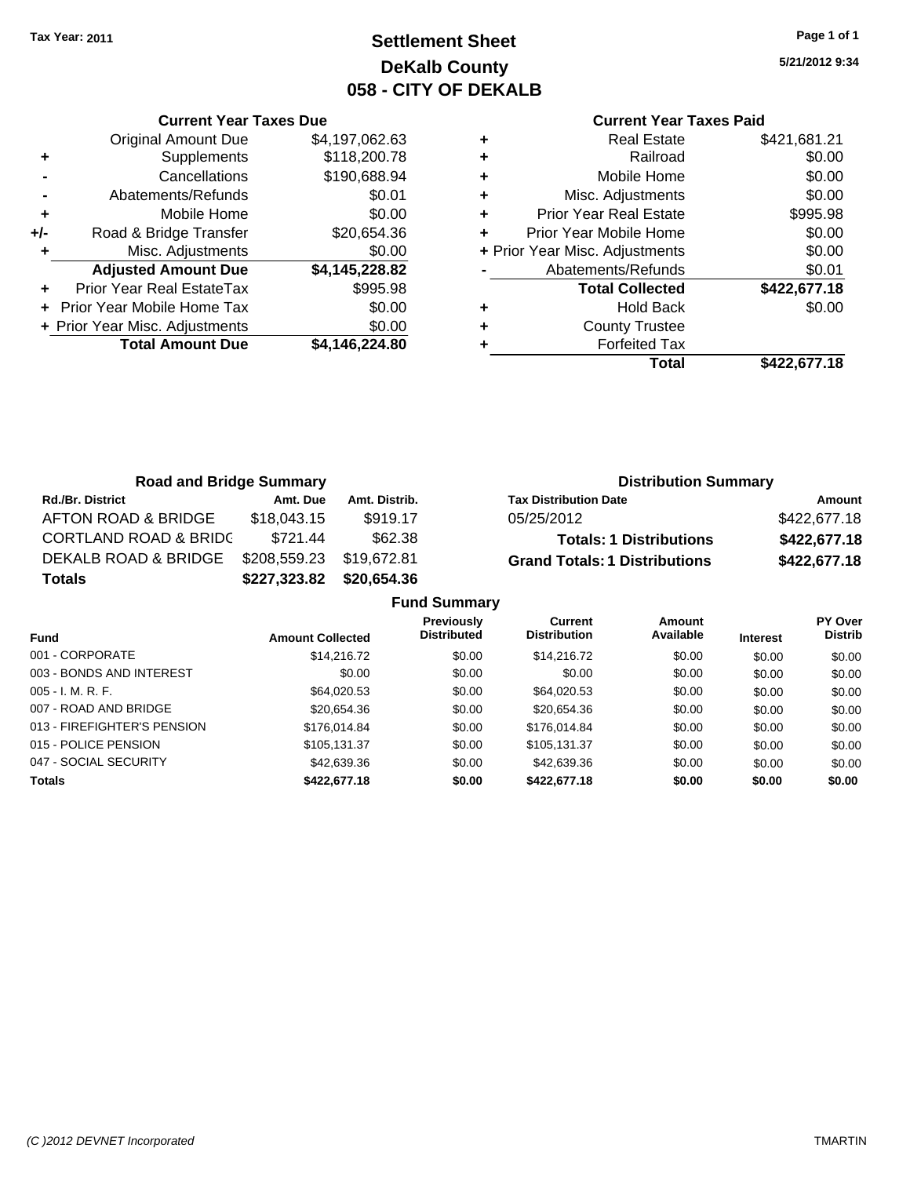**Tax Year: 2011**

# Settlement Sheet
## DeKalb County
## 058 - CITY OF DEKALB

5/21/2012 9:34

### Current Year Taxes Due

| | | |
|---|---|---|
| | Original Amount Due | $4,197,062.63 |
| + | Supplements | $118,200.78 |
| - | Cancellations | $190,688.94 |
| - | Abatements/Refunds | $0.01 |
| + | Mobile Home | $0.00 |
| +/- | Road & Bridge Transfer | $20,654.36 |
| + | Misc. Adjustments | $0.00 |
| | **Adjusted Amount Due** | **$4,145,228.82** |
| + | Prior Year Real EstateTax | $995.98 |
| + | Prior Year Mobile Home Tax | $0.00 |
| + | Prior Year Misc. Adjustments | $0.00 |
| | **Total Amount Due** | **$4,146,224.80** |

### Current Year Taxes Paid

| | | |
|---|---|---|
| + | Real Estate | $421,681.21 |
| + | Railroad | $0.00 |
| + | Mobile Home | $0.00 |
| + | Misc. Adjustments | $0.00 |
| + | Prior Year Real Estate | $995.98 |
| + | Prior Year Mobile Home | $0.00 |
| + | Prior Year Misc. Adjustments | $0.00 |
| - | Abatements/Refunds | $0.01 |
| | **Total Collected** | **$422,677.18** |
| + | Hold Back | $0.00 |
| + | County Trustee | |
| + | Forfeited Tax | |
| | **Total** | **$422,677.18** |

### Road and Bridge Summary

| Rd./Br. District | Amt. Due | Amt. Distrib. |
|---|---|---|
| AFTON ROAD & BRIDGE | $18,043.15 | $919.17 |
| CORTLAND ROAD & BRIDG | $721.44 | $62.38 |
| DEKALB ROAD & BRIDGE | $208,559.23 | $19,672.81 |
| **Totals** | **$227,323.82** | **$20,654.36** |

### Distribution Summary

| Tax Distribution Date | Amount |
|---|---|
| 05/25/2012 | $422,677.18 |
| **Totals: 1 Distributions** | **$422,677.18** |
| **Grand Totals: 1 Distributions** | **$422,677.18** |

### Fund Summary

| Fund | Amount Collected | Previously Distributed | Current Distribution | Amount Available | Interest | PY Over Distrib |
|---|---|---|---|---|---|---|
| 001 - CORPORATE | $14,216.72 | $0.00 | $14,216.72 | $0.00 | $0.00 | $0.00 |
| 003 - BONDS AND INTEREST | $0.00 | $0.00 | $0.00 | $0.00 | $0.00 | $0.00 |
| 005 - I. M. R. F. | $64,020.53 | $0.00 | $64,020.53 | $0.00 | $0.00 | $0.00 |
| 007 - ROAD AND BRIDGE | $20,654.36 | $0.00 | $20,654.36 | $0.00 | $0.00 | $0.00 |
| 013 - FIREFIGHTER'S PENSION | $176,014.84 | $0.00 | $176,014.84 | $0.00 | $0.00 | $0.00 |
| 015 - POLICE PENSION | $105,131.37 | $0.00 | $105,131.37 | $0.00 | $0.00 | $0.00 |
| 047 - SOCIAL SECURITY | $42,639.36 | $0.00 | $42,639.36 | $0.00 | $0.00 | $0.00 |
| **Totals** | **$422,677.18** | **$0.00** | **$422,677.18** | **$0.00** | **$0.00** | **$0.00** |

(C )2012 DEVNET Incorporated — TMARTIN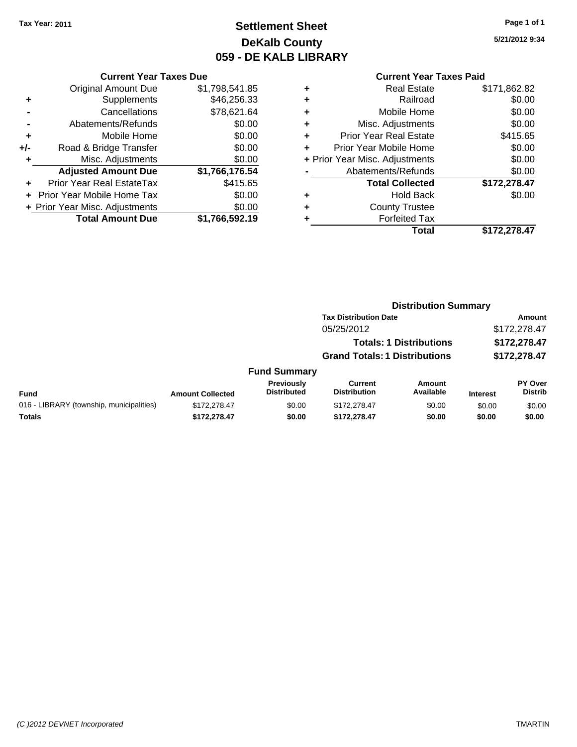Tax Year: 2011

# Settlement Sheet
## DeKalb County
## 059 - DE KALB LIBRARY

5/21/2012 9:34

### Current Year Taxes Due

| | | |
|---|---|---|
| | Original Amount Due | $1,798,541.85 |
| + | Supplements | $46,256.33 |
| - | Cancellations | $78,621.64 |
| - | Abatements/Refunds | $0.00 |
| + | Mobile Home | $0.00 |
| +/- | Road & Bridge Transfer | $0.00 |
| + | Misc. Adjustments | $0.00 |
| | **Adjusted Amount Due** | **$1,766,176.54** |
| + | Prior Year Real EstateTax | $415.65 |
| + | Prior Year Mobile Home Tax | $0.00 |
| + | Prior Year Misc. Adjustments | $0.00 |
| | **Total Amount Due** | **$1,766,592.19** |

### Current Year Taxes Paid

| | | |
|---|---|---|
| + | Real Estate | $171,862.82 |
| + | Railroad | $0.00 |
| + | Mobile Home | $0.00 |
| + | Misc. Adjustments | $0.00 |
| + | Prior Year Real Estate | $415.65 |
| + | Prior Year Mobile Home | $0.00 |
| + | Prior Year Misc. Adjustments | $0.00 |
| - | Abatements/Refunds | $0.00 |
| | **Total Collected** | **$172,278.47** |
| + | Hold Back | $0.00 |
| + | County Trustee | |
| + | Forfeited Tax | |
| | **Total** | **$172,278.47** |

### Distribution Summary

| Tax Distribution Date | Amount |
|---|---|
| 05/25/2012 | $172,278.47 |
| **Totals: 1 Distributions** | **$172,278.47** |
| **Grand Totals: 1 Distributions** | **$172,278.47** |

### Fund Summary

| Fund | Amount Collected | Previously Distributed | Current Distribution | Amount Available | Interest | PY Over Distrib |
|---|---|---|---|---|---|---|
| 016 - LIBRARY (township, municipalities) | $172,278.47 | $0.00 | $172,278.47 | $0.00 | $0.00 | $0.00 |
| **Totals** | **$172,278.47** | **$0.00** | **$172,278.47** | **$0.00** | **$0.00** | **$0.00** |

(C )2012 DEVNET Incorporated TMARTIN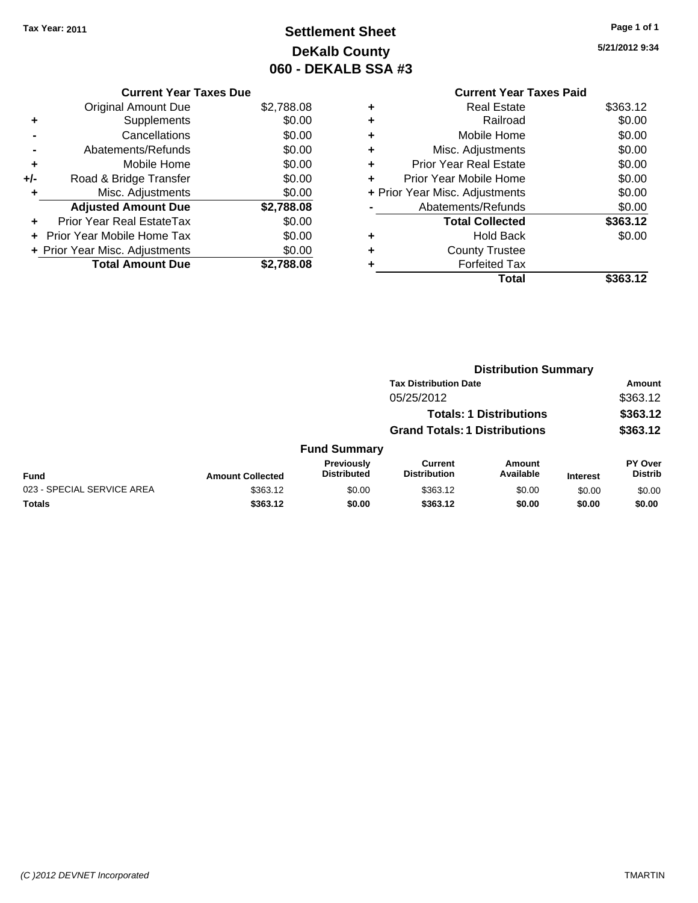Tax Year: 2011

# Settlement Sheet
## DeKalb County
## 060 - DEKALB SSA #3

5/21/2012 9:34

| | Current Year Taxes Due | |
|---|---|---|
| | Original Amount Due | $2,788.08 |
| + | Supplements | $0.00 |
| - | Cancellations | $0.00 |
| - | Abatements/Refunds | $0.00 |
| + | Mobile Home | $0.00 |
| +/- | Road & Bridge Transfer | $0.00 |
| + | Misc. Adjustments | $0.00 |
| | **Adjusted Amount Due** | **$2,788.08** |
| + | Prior Year Real EstateTax | $0.00 |
| + | Prior Year Mobile Home Tax | $0.00 |
| + | Prior Year Misc. Adjustments | $0.00 |
| | **Total Amount Due** | **$2,788.08** |

| | Current Year Taxes Paid | |
|---|---|---|
| + | Real Estate | $363.12 |
| + | Railroad | $0.00 |
| + | Mobile Home | $0.00 |
| + | Misc. Adjustments | $0.00 |
| + | Prior Year Real Estate | $0.00 |
| + | Prior Year Mobile Home | $0.00 |
| + | Prior Year Misc. Adjustments | $0.00 |
| - | Abatements/Refunds | $0.00 |
| | **Total Collected** | **$363.12** |
| + | Hold Back | $0.00 |
| + | County Trustee | |
| + | Forfeited Tax | |
| | **Total** | **$363.12** |

### Distribution Summary

| Tax Distribution Date | Amount |
|---|---|
| 05/25/2012 | $363.12 |
| **Totals: 1 Distributions** | **$363.12** |
| **Grand Totals: 1 Distributions** | **$363.12** |

### Fund Summary

| Fund | Amount Collected | Previously Distributed | Current Distribution | Amount Available | Interest | PY Over Distrib |
|---|---|---|---|---|---|---|
| 023 - SPECIAL SERVICE AREA | $363.12 | $0.00 | $363.12 | $0.00 | $0.00 | $0.00 |
| **Totals** | **$363.12** | **$0.00** | **$363.12** | **$0.00** | **$0.00** | **$0.00** |

(C )2012 DEVNET Incorporated TMARTIN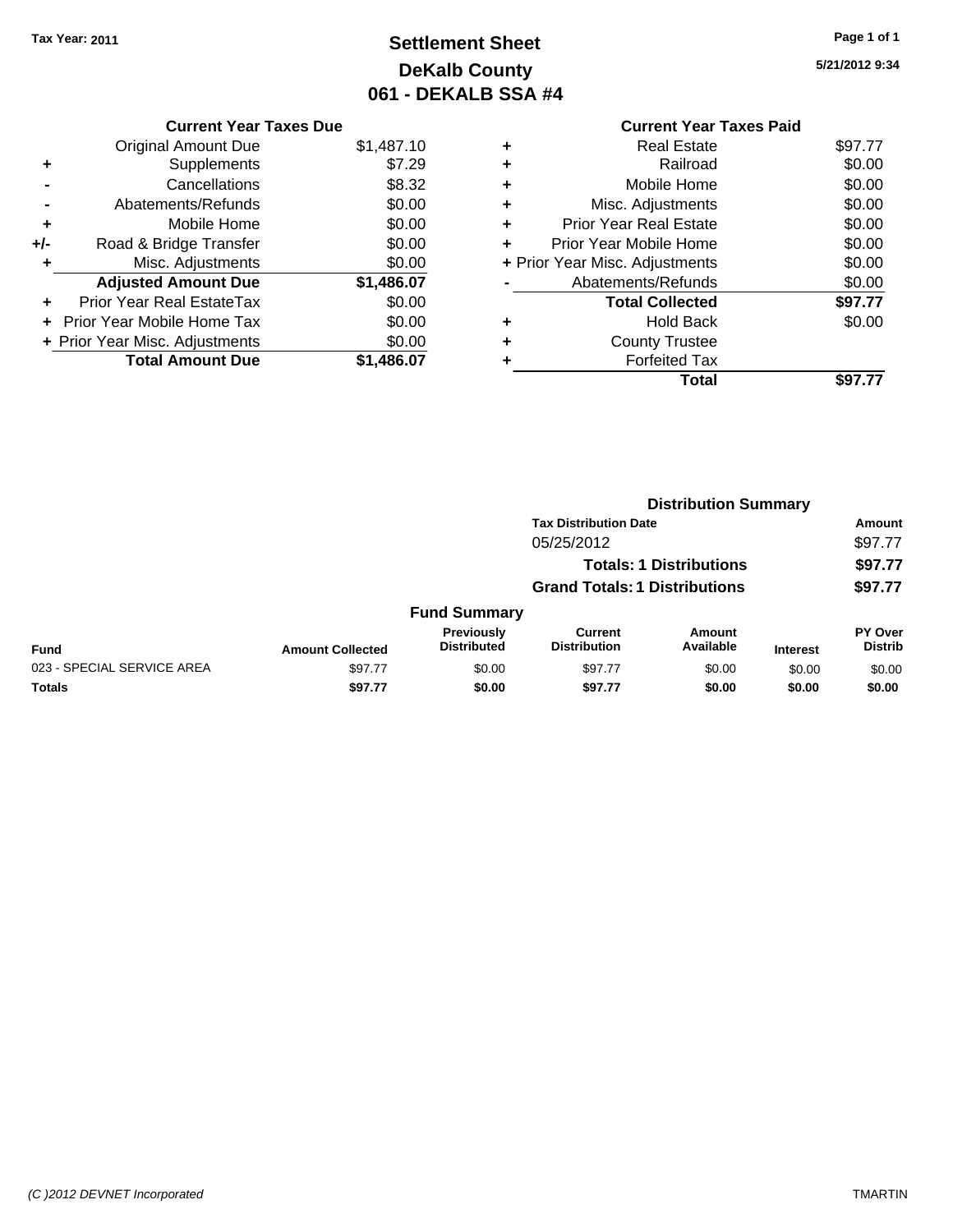**Tax Year: 2011**

# Settlement Sheet
## DeKalb County
## 061 - DEKALB SSA #4

5/21/2012 9:34

| | Current Year Taxes Due | |
|---|---|---|
| | Original Amount Due | $1,487.10 |
| + | Supplements | $7.29 |
| - | Cancellations | $8.32 |
| - | Abatements/Refunds | $0.00 |
| + | Mobile Home | $0.00 |
| +/- | Road & Bridge Transfer | $0.00 |
| + | Misc. Adjustments | $0.00 |
| | **Adjusted Amount Due** | **$1,486.07** |
| + | Prior Year Real EstateTax | $0.00 |
| + | Prior Year Mobile Home Tax | $0.00 |
| + | Prior Year Misc. Adjustments | $0.00 |
| | **Total Amount Due** | **$1,486.07** |

| | Current Year Taxes Paid | |
|---|---|---|
| + | Real Estate | $97.77 |
| + | Railroad | $0.00 |
| + | Mobile Home | $0.00 |
| + | Misc. Adjustments | $0.00 |
| + | Prior Year Real Estate | $0.00 |
| + | Prior Year Mobile Home | $0.00 |
| + | Prior Year Misc. Adjustments | $0.00 |
| - | Abatements/Refunds | $0.00 |
| | **Total Collected** | **$97.77** |
| + | Hold Back | $0.00 |
| + | County Trustee | |
| + | Forfeited Tax | |
| | **Total** | **$97.77** |

### Distribution Summary

| Tax Distribution Date | Amount |
|---|---|
| 05/25/2012 | $97.77 |
| **Totals: 1 Distributions** | **$97.77** |
| **Grand Totals: 1 Distributions** | **$97.77** |

### Fund Summary

| Fund | Amount Collected | Previously Distributed | Current Distribution | Amount Available | Interest | PY Over Distrib |
|---|---|---|---|---|---|---|
| 023 - SPECIAL SERVICE AREA | $97.77 | $0.00 | $97.77 | $0.00 | $0.00 | $0.00 |
| **Totals** | **$97.77** | **$0.00** | **$97.77** | **$0.00** | **$0.00** | **$0.00** |

(C )2012 DEVNET Incorporated — TMARTIN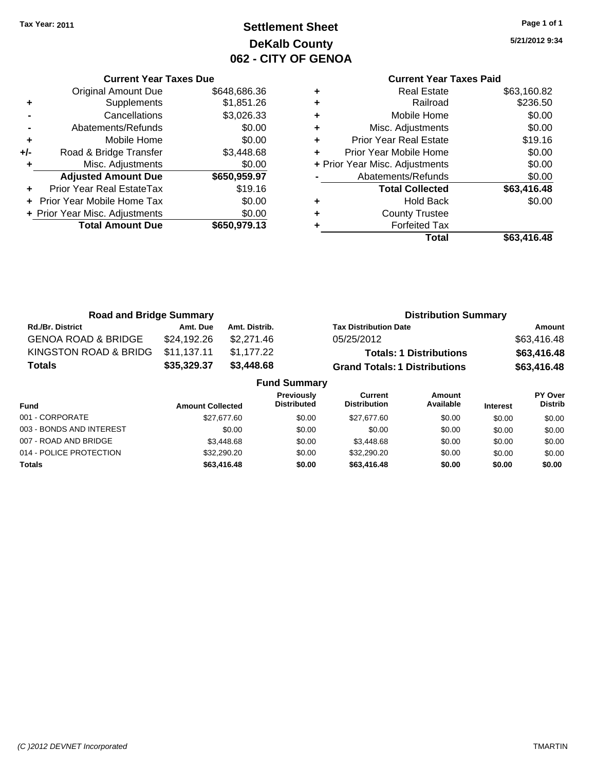Tax Year: 2011

# Settlement Sheet
## DeKalb County
## 062 - CITY OF GENOA

5/21/2012 9:34

### Current Year Taxes Due

| | | |
|---|---|---|
| | Original Amount Due | $648,686.36 |
| + | Supplements | $1,851.26 |
| - | Cancellations | $3,026.33 |
| - | Abatements/Refunds | $0.00 |
| + | Mobile Home | $0.00 |
| +/- | Road & Bridge Transfer | $3,448.68 |
| + | Misc. Adjustments | $0.00 |
| | **Adjusted Amount Due** | **$650,959.97** |
| + | Prior Year Real EstateTax | $19.16 |
| + | Prior Year Mobile Home Tax | $0.00 |
| + | Prior Year Misc. Adjustments | $0.00 |
| | **Total Amount Due** | **$650,979.13** |

### Current Year Taxes Paid

| | | |
|---|---|---|
| + | Real Estate | $63,160.82 |
| + | Railroad | $236.50 |
| + | Mobile Home | $0.00 |
| + | Misc. Adjustments | $0.00 |
| + | Prior Year Real Estate | $19.16 |
| + | Prior Year Mobile Home | $0.00 |
| + | Prior Year Misc. Adjustments | $0.00 |
| - | Abatements/Refunds | $0.00 |
| | **Total Collected** | **$63,416.48** |
| + | Hold Back | $0.00 |
| + | County Trustee | |
| + | Forfeited Tax | |
| | **Total** | **$63,416.48** |

### Road and Bridge Summary

| Rd./Br. District | Amt. Due | Amt. Distrib. |
|---|---|---|
| GENOA ROAD & BRIDGE | $24,192.26 | $2,271.46 |
| KINGSTON ROAD & BRIDG | $11,137.11 | $1,177.22 |
| **Totals** | **$35,329.37** | **$3,448.68** |

### Distribution Summary

| Tax Distribution Date | Amount |
|---|---|
| 05/25/2012 | $63,416.48 |
| **Totals: 1 Distributions** | **$63,416.48** |
| **Grand Totals: 1 Distributions** | **$63,416.48** |

### Fund Summary

| Fund | Amount Collected | Previously Distributed | Current Distribution | Amount Available | Interest | PY Over Distrib |
|---|---|---|---|---|---|---|
| 001 - CORPORATE | $27,677.60 | $0.00 | $27,677.60 | $0.00 | $0.00 | $0.00 |
| 003 - BONDS AND INTEREST | $0.00 | $0.00 | $0.00 | $0.00 | $0.00 | $0.00 |
| 007 - ROAD AND BRIDGE | $3,448.68 | $0.00 | $3,448.68 | $0.00 | $0.00 | $0.00 |
| 014 - POLICE PROTECTION | $32,290.20 | $0.00 | $32,290.20 | $0.00 | $0.00 | $0.00 |
| **Totals** | **$63,416.48** | **$0.00** | **$63,416.48** | **$0.00** | **$0.00** | **$0.00** |

(C )2012 DEVNET Incorporated — TMARTIN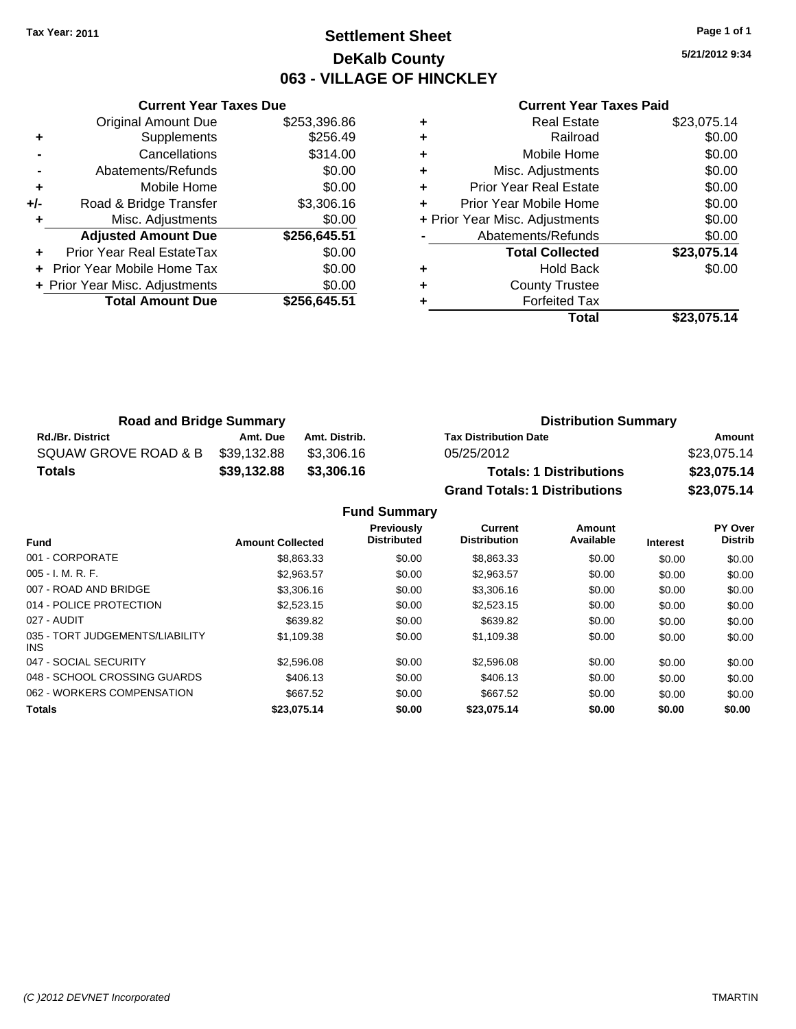Tax Year: 2011

# Settlement Sheet
## DeKalb County
## 063 - VILLAGE OF HINCKLEY

5/21/2012 9:34

### Current Year Taxes Due

| | | |
|---|---|---|
| | Original Amount Due | $253,396.86 |
| + | Supplements | $256.49 |
| - | Cancellations | $314.00 |
| - | Abatements/Refunds | $0.00 |
| + | Mobile Home | $0.00 |
| +/- | Road & Bridge Transfer | $3,306.16 |
| + | Misc. Adjustments | $0.00 |
| | **Adjusted Amount Due** | **$256,645.51** |
| + | Prior Year Real EstateTax | $0.00 |
| + | Prior Year Mobile Home Tax | $0.00 |
| + | Prior Year Misc. Adjustments | $0.00 |
| | **Total Amount Due** | **$256,645.51** |

### Current Year Taxes Paid

| | | |
|---|---|---|
| + | Real Estate | $23,075.14 |
| + | Railroad | $0.00 |
| + | Mobile Home | $0.00 |
| + | Misc. Adjustments | $0.00 |
| + | Prior Year Real Estate | $0.00 |
| + | Prior Year Mobile Home | $0.00 |
| + | Prior Year Misc. Adjustments | $0.00 |
| - | Abatements/Refunds | $0.00 |
| | **Total Collected** | **$23,075.14** |
| + | Hold Back | $0.00 |
| + | County Trustee | |
| + | Forfeited Tax | |
| | **Total** | **$23,075.14** |

### Road and Bridge Summary

| Rd./Br. District | Amt. Due | Amt. Distrib. |
|---|---|---|
| SQUAW GROVE ROAD & B | $39,132.88 | $3,306.16 |
| **Totals** | **$39,132.88** | **$3,306.16** |

### Distribution Summary

| Tax Distribution Date | Amount |
|---|---|
| 05/25/2012 | $23,075.14 |
| **Totals: 1 Distributions** | **$23,075.14** |
| **Grand Totals: 1 Distributions** | **$23,075.14** |

### Fund Summary

| Fund | Amount Collected | Previously Distributed | Current Distribution | Amount Available | Interest | PY Over Distrib |
|---|---|---|---|---|---|---|
| 001 - CORPORATE | $8,863.33 | $0.00 | $8,863.33 | $0.00 | $0.00 | $0.00 |
| 005 - I. M. R. F. | $2,963.57 | $0.00 | $2,963.57 | $0.00 | $0.00 | $0.00 |
| 007 - ROAD AND BRIDGE | $3,306.16 | $0.00 | $3,306.16 | $0.00 | $0.00 | $0.00 |
| 014 - POLICE PROTECTION | $2,523.15 | $0.00 | $2,523.15 | $0.00 | $0.00 | $0.00 |
| 027 - AUDIT | $639.82 | $0.00 | $639.82 | $0.00 | $0.00 | $0.00 |
| 035 - TORT JUDGEMENTS/LIABILITY INS | $1,109.38 | $0.00 | $1,109.38 | $0.00 | $0.00 | $0.00 |
| 047 - SOCIAL SECURITY | $2,596.08 | $0.00 | $2,596.08 | $0.00 | $0.00 | $0.00 |
| 048 - SCHOOL CROSSING GUARDS | $406.13 | $0.00 | $406.13 | $0.00 | $0.00 | $0.00 |
| 062 - WORKERS COMPENSATION | $667.52 | $0.00 | $667.52 | $0.00 | $0.00 | $0.00 |
| **Totals** | **$23,075.14** | **$0.00** | **$23,075.14** | **$0.00** | **$0.00** | **$0.00** |

(C )2012 DEVNET Incorporated — TMARTIN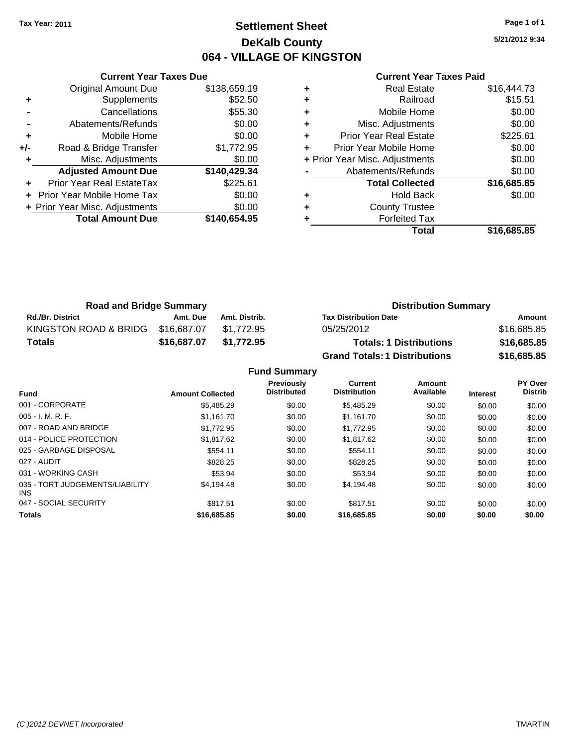**Tax Year: 2011**

# Settlement Sheet
## DeKalb County
## 064 - VILLAGE OF KINGSTON

5/21/2012 9:34

### Current Year Taxes Due

| | | |
|---|---|---|
| | Original Amount Due | $138,659.19 |
| + | Supplements | $52.50 |
| - | Cancellations | $55.30 |
| - | Abatements/Refunds | $0.00 |
| + | Mobile Home | $0.00 |
| +/- | Road & Bridge Transfer | $1,772.95 |
| + | Misc. Adjustments | $0.00 |
| | **Adjusted Amount Due** | **$140,429.34** |
| + | Prior Year Real EstateTax | $225.61 |
| + | Prior Year Mobile Home Tax | $0.00 |
| + | Prior Year Misc. Adjustments | $0.00 |
| | **Total Amount Due** | **$140,654.95** |

### Current Year Taxes Paid

| | | |
|---|---|---|
| + | Real Estate | $16,444.73 |
| + | Railroad | $15.51 |
| + | Mobile Home | $0.00 |
| + | Misc. Adjustments | $0.00 |
| + | Prior Year Real Estate | $225.61 |
| + | Prior Year Mobile Home | $0.00 |
| + | Prior Year Misc. Adjustments | $0.00 |
| - | Abatements/Refunds | $0.00 |
| | **Total Collected** | **$16,685.85** |
| + | Hold Back | $0.00 |
| + | County Trustee | |
| + | Forfeited Tax | |
| | **Total** | **$16,685.85** |

### Road and Bridge Summary

| Rd./Br. District | Amt. Due | Amt. Distrib. |
|---|---|---|
| KINGSTON ROAD & BRIDG | $16,687.07 | $1,772.95 |
| **Totals** | **$16,687.07** | **$1,772.95** |

### Distribution Summary

| Tax Distribution Date | Amount |
|---|---|
| 05/25/2012 | $16,685.85 |
| **Totals: 1 Distributions** | **$16,685.85** |
| **Grand Totals: 1 Distributions** | **$16,685.85** |

### Fund Summary

| Fund | Amount Collected | Previously Distributed | Current Distribution | Amount Available | Interest | PY Over Distrib |
|---|---|---|---|---|---|---|
| 001 - CORPORATE | $5,485.29 | $0.00 | $5,485.29 | $0.00 | $0.00 | $0.00 |
| 005 - I. M. R. F. | $1,161.70 | $0.00 | $1,161.70 | $0.00 | $0.00 | $0.00 |
| 007 - ROAD AND BRIDGE | $1,772.95 | $0.00 | $1,772.95 | $0.00 | $0.00 | $0.00 |
| 014 - POLICE PROTECTION | $1,817.62 | $0.00 | $1,817.62 | $0.00 | $0.00 | $0.00 |
| 025 - GARBAGE DISPOSAL | $554.11 | $0.00 | $554.11 | $0.00 | $0.00 | $0.00 |
| 027 - AUDIT | $828.25 | $0.00 | $828.25 | $0.00 | $0.00 | $0.00 |
| 031 - WORKING CASH | $53.94 | $0.00 | $53.94 | $0.00 | $0.00 | $0.00 |
| 035 - TORT JUDGEMENTS/LIABILITY INS | $4,194.48 | $0.00 | $4,194.48 | $0.00 | $0.00 | $0.00 |
| 047 - SOCIAL SECURITY | $817.51 | $0.00 | $817.51 | $0.00 | $0.00 | $0.00 |
| **Totals** | **$16,685.85** | **$0.00** | **$16,685.85** | **$0.00** | **$0.00** | **$0.00** |

*(C )2012 DEVNET Incorporated* TMARTIN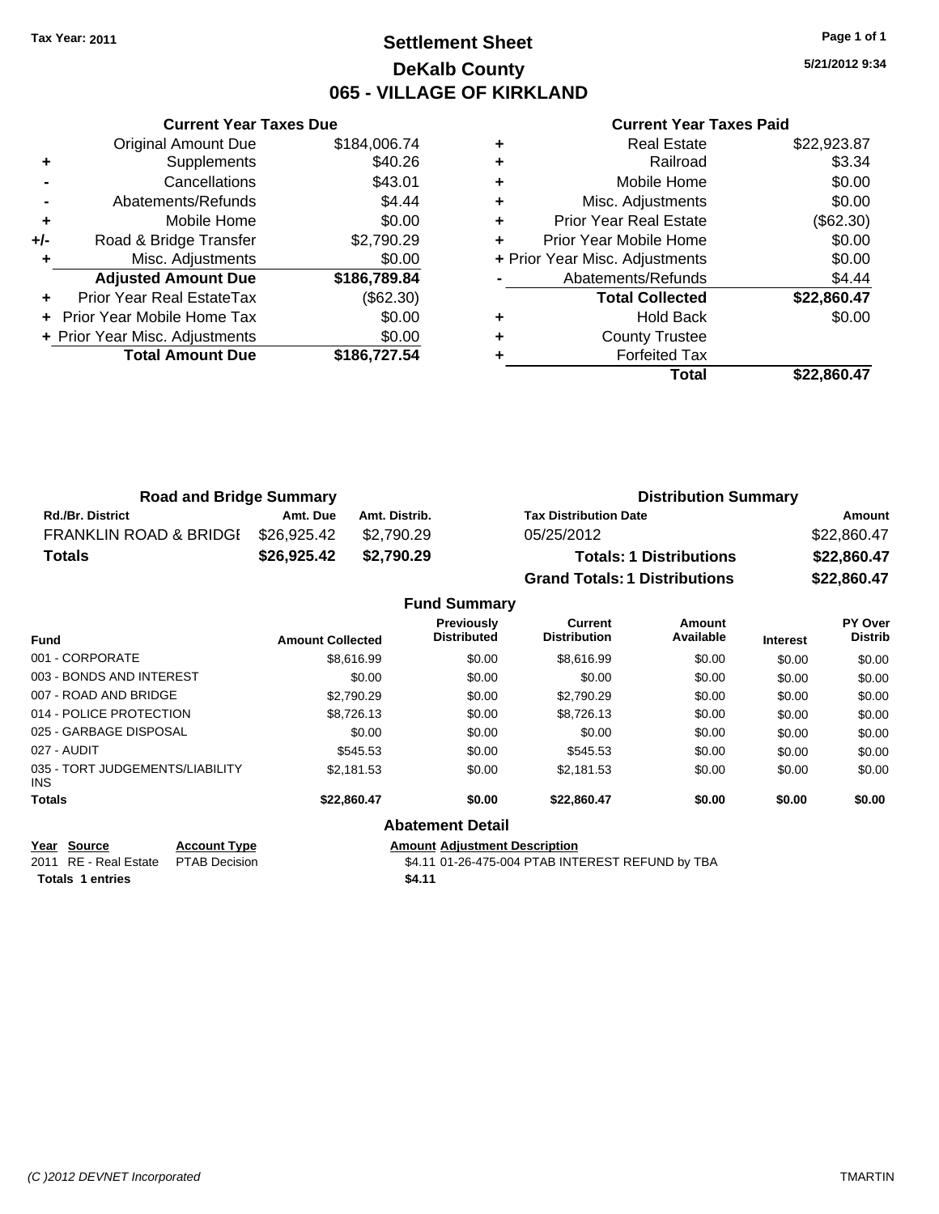Tax Year: 2011

# Settlement Sheet
## DeKalb County
## 065 - VILLAGE OF KIRKLAND

5/21/2012 9:34

### Current Year Taxes Due

| | | |
|---|---|---|
| | Original Amount Due | $184,006.74 |
| + | Supplements | $40.26 |
| - | Cancellations | $43.01 |
| - | Abatements/Refunds | $4.44 |
| + | Mobile Home | $0.00 |
| +/- | Road & Bridge Transfer | $2,790.29 |
| + | Misc. Adjustments | $0.00 |
| | **Adjusted Amount Due** | **$186,789.84** |
| + | Prior Year Real EstateTax | ($62.30) |
| + | Prior Year Mobile Home Tax | $0.00 |
| + | Prior Year Misc. Adjustments | $0.00 |
| | **Total Amount Due** | **$186,727.54** |

### Current Year Taxes Paid

| | | |
|---|---|---|
| + | Real Estate | $22,923.87 |
| + | Railroad | $3.34 |
| + | Mobile Home | $0.00 |
| + | Misc. Adjustments | $0.00 |
| + | Prior Year Real Estate | ($62.30) |
| + | Prior Year Mobile Home | $0.00 |
| + | Prior Year Misc. Adjustments | $0.00 |
| - | Abatements/Refunds | $4.44 |
| | **Total Collected** | **$22,860.47** |
| + | Hold Back | $0.00 |
| + | County Trustee | |
| + | Forfeited Tax | |
| | **Total** | **$22,860.47** |

### Road and Bridge Summary

| Rd./Br. District | Amt. Due | Amt. Distrib. |
|---|---|---|
| FRANKLIN ROAD & BRIDGI | $26,925.42 | $2,790.29 |
| **Totals** | **$26,925.42** | **$2,790.29** |

### Distribution Summary

| Tax Distribution Date | Amount |
|---|---|
| 05/25/2012 | $22,860.47 |
| **Totals: 1 Distributions** | **$22,860.47** |
| **Grand Totals: 1 Distributions** | **$22,860.47** |

### Fund Summary

| Fund | Amount Collected | Previously Distributed | Current Distribution | Amount Available | Interest | PY Over Distrib |
|---|---|---|---|---|---|---|
| 001 - CORPORATE | $8,616.99 | $0.00 | $8,616.99 | $0.00 | $0.00 | $0.00 |
| 003 - BONDS AND INTEREST | $0.00 | $0.00 | $0.00 | $0.00 | $0.00 | $0.00 |
| 007 - ROAD AND BRIDGE | $2,790.29 | $0.00 | $2,790.29 | $0.00 | $0.00 | $0.00 |
| 014 - POLICE PROTECTION | $8,726.13 | $0.00 | $8,726.13 | $0.00 | $0.00 | $0.00 |
| 025 - GARBAGE DISPOSAL | $0.00 | $0.00 | $0.00 | $0.00 | $0.00 | $0.00 |
| 027 - AUDIT | $545.53 | $0.00 | $545.53 | $0.00 | $0.00 | $0.00 |
| 035 - TORT JUDGEMENTS/LIABILITY INS | $2,181.53 | $0.00 | $2,181.53 | $0.00 | $0.00 | $0.00 |
| **Totals** | **$22,860.47** | **$0.00** | **$22,860.47** | **$0.00** | **$0.00** | **$0.00** |

### Abatement Detail

| Year | Source | Account Type | Amount | Adjustment Description |
|---|---|---|---|---|
| 2011 | RE - Real Estate | PTAB Decision | $4.11 | 01-26-475-004 PTAB INTEREST REFUND by TBA |
| **Totals 1 entries** | | | **$4.11** | |

(C )2012 DEVNET Incorporated TMARTIN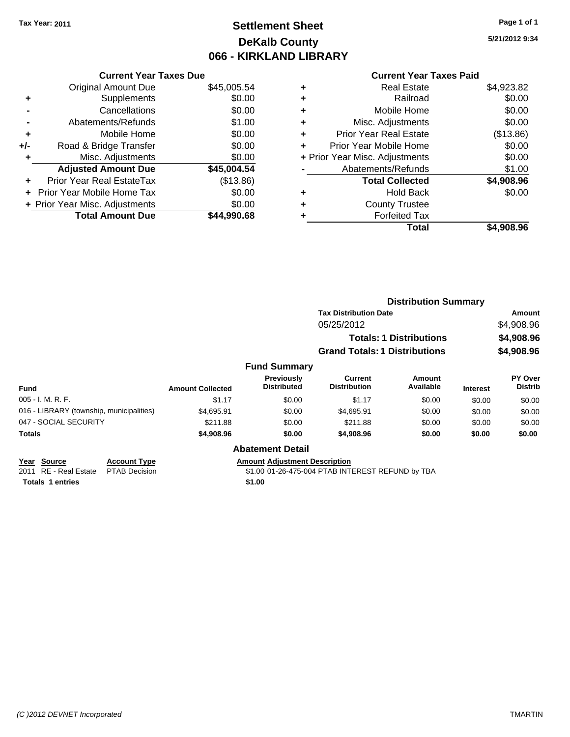Tax Year: 2011

# Settlement Sheet
## DeKalb County
## 066 - KIRKLAND LIBRARY

5/21/2012 9:34

### Current Year Taxes Due

| | | |
|---|---|---|
| | Original Amount Due | $45,005.54 |
| + | Supplements | $0.00 |
| - | Cancellations | $0.00 |
| - | Abatements/Refunds | $1.00 |
| + | Mobile Home | $0.00 |
| +/- | Road & Bridge Transfer | $0.00 |
| + | Misc. Adjustments | $0.00 |
| | **Adjusted Amount Due** | **$45,004.54** |
| + | Prior Year Real EstateTax | ($13.86) |
| + | Prior Year Mobile Home Tax | $0.00 |
| + | Prior Year Misc. Adjustments | $0.00 |
| | **Total Amount Due** | **$44,990.68** |

### Current Year Taxes Paid

| | | |
|---|---|---|
| + | Real Estate | $4,923.82 |
| + | Railroad | $0.00 |
| + | Mobile Home | $0.00 |
| + | Misc. Adjustments | $0.00 |
| + | Prior Year Real Estate | ($13.86) |
| + | Prior Year Mobile Home | $0.00 |
| + | Prior Year Misc. Adjustments | $0.00 |
| - | Abatements/Refunds | $1.00 |
| | **Total Collected** | **$4,908.96** |
| + | Hold Back | $0.00 |
| + | County Trustee | |
| + | Forfeited Tax | |
| | **Total** | **$4,908.96** |

### Distribution Summary

| Tax Distribution Date | Amount |
|---|---|
| 05/25/2012 | $4,908.96 |
| **Totals: 1 Distributions** | **$4,908.96** |
| **Grand Totals: 1 Distributions** | **$4,908.96** |

### Fund Summary

| Fund | Amount Collected | Previously Distributed | Current Distribution | Amount Available | Interest | PY Over Distrib |
|---|---|---|---|---|---|---|
| 005 - I. M. R. F. | $1.17 | $0.00 | $1.17 | $0.00 | $0.00 | $0.00 |
| 016 - LIBRARY (township, municipalities) | $4,695.91 | $0.00 | $4,695.91 | $0.00 | $0.00 | $0.00 |
| 047 - SOCIAL SECURITY | $211.88 | $0.00 | $211.88 | $0.00 | $0.00 | $0.00 |
| **Totals** | **$4,908.96** | **$0.00** | **$4,908.96** | **$0.00** | **$0.00** | **$0.00** |

### Abatement Detail

| Year | Source | Account Type | Amount | Adjustment Description |
|---|---|---|---|---|
| 2011 | RE - Real Estate | PTAB Decision | $1.00 | 01-26-475-004 PTAB INTEREST REFUND by TBA |
| **Totals** | **1 entries** | | **$1.00** | |

(C )2012 DEVNET Incorporated

TMARTIN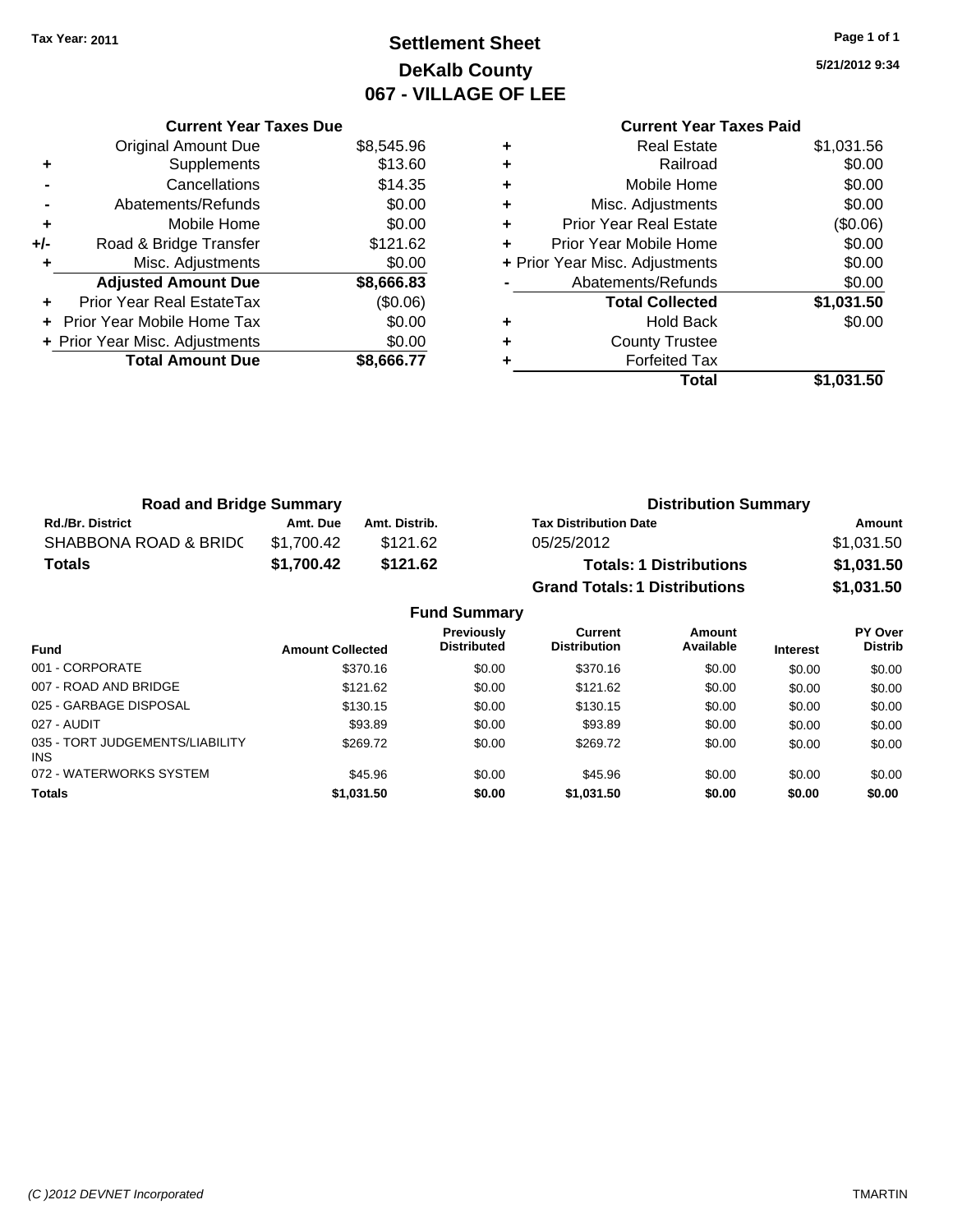Tax Year: 2011

# Settlement Sheet
## DeKalb County
## 067 - VILLAGE OF LEE

5/21/2012 9:34

| | Current Year Taxes Due | |
|---|---|---|
| | Original Amount Due | $8,545.96 |
| + | Supplements | $13.60 |
| - | Cancellations | $14.35 |
| - | Abatements/Refunds | $0.00 |
| + | Mobile Home | $0.00 |
| +/- | Road & Bridge Transfer | $121.62 |
| + | Misc. Adjustments | $0.00 |
| | **Adjusted Amount Due** | **$8,666.83** |
| + | Prior Year Real EstateTax | ($0.06) |
| + | Prior Year Mobile Home Tax | $0.00 |
| + | Prior Year Misc. Adjustments | $0.00 |
| | **Total Amount Due** | **$8,666.77** |

| | Current Year Taxes Paid | |
|---|---|---|
| + | Real Estate | $1,031.56 |
| + | Railroad | $0.00 |
| + | Mobile Home | $0.00 |
| + | Misc. Adjustments | $0.00 |
| + | Prior Year Real Estate | ($0.06) |
| + | Prior Year Mobile Home | $0.00 |
| + | Prior Year Misc. Adjustments | $0.00 |
| - | Abatements/Refunds | $0.00 |
| | **Total Collected** | **$1,031.50** |
| + | Hold Back | $0.00 |
| + | County Trustee | |
| + | Forfeited Tax | |
| | **Total** | **$1,031.50** |

### Road and Bridge Summary

| Rd./Br. District | Amt. Due | Amt. Distrib. |
|---|---|---|
| SHABBONA ROAD & BRIDC | $1,700.42 | $121.62 |
| **Totals** | **$1,700.42** | **$121.62** |

### Distribution Summary

| Tax Distribution Date | Amount |
|---|---|
| 05/25/2012 | $1,031.50 |
| **Totals: 1 Distributions** | **$1,031.50** |
| **Grand Totals: 1 Distributions** | **$1,031.50** |

### Fund Summary

| Fund | Amount Collected | Previously Distributed | Current Distribution | Amount Available | Interest | PY Over Distrib |
|---|---|---|---|---|---|---|
| 001 - CORPORATE | $370.16 | $0.00 | $370.16 | $0.00 | $0.00 | $0.00 |
| 007 - ROAD AND BRIDGE | $121.62 | $0.00 | $121.62 | $0.00 | $0.00 | $0.00 |
| 025 - GARBAGE DISPOSAL | $130.15 | $0.00 | $130.15 | $0.00 | $0.00 | $0.00 |
| 027 - AUDIT | $93.89 | $0.00 | $93.89 | $0.00 | $0.00 | $0.00 |
| 035 - TORT JUDGEMENTS/LIABILITY INS | $269.72 | $0.00 | $269.72 | $0.00 | $0.00 | $0.00 |
| 072 - WATERWORKS SYSTEM | $45.96 | $0.00 | $45.96 | $0.00 | $0.00 | $0.00 |
| **Totals** | **$1,031.50** | **$0.00** | **$1,031.50** | **$0.00** | **$0.00** | **$0.00** |

(C )2012 DEVNET Incorporated TMARTIN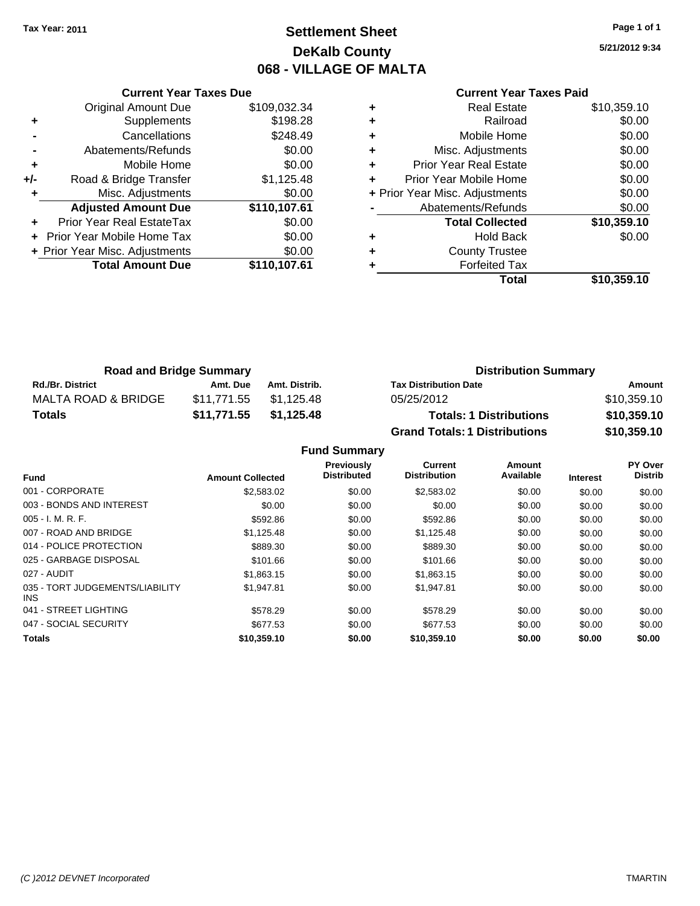Tax Year: 2011

# Settlement Sheet
## DeKalb County
## 068 - VILLAGE OF MALTA

5/21/2012 9:34

### Current Year Taxes Due

| | | |
|---|---|---|
| | Original Amount Due | $109,032.34 |
| + | Supplements | $198.28 |
| - | Cancellations | $248.49 |
| - | Abatements/Refunds | $0.00 |
| + | Mobile Home | $0.00 |
| +/- | Road & Bridge Transfer | $1,125.48 |
| + | Misc. Adjustments | $0.00 |
| | **Adjusted Amount Due** | **$110,107.61** |
| + | Prior Year Real EstateTax | $0.00 |
| + | Prior Year Mobile Home Tax | $0.00 |
| + | Prior Year Misc. Adjustments | $0.00 |
| | **Total Amount Due** | **$110,107.61** |

### Current Year Taxes Paid

| | | |
|---|---|---|
| + | Real Estate | $10,359.10 |
| + | Railroad | $0.00 |
| + | Mobile Home | $0.00 |
| + | Misc. Adjustments | $0.00 |
| + | Prior Year Real Estate | $0.00 |
| + | Prior Year Mobile Home | $0.00 |
| + | Prior Year Misc. Adjustments | $0.00 |
| - | Abatements/Refunds | $0.00 |
| | **Total Collected** | **$10,359.10** |
| + | Hold Back | $0.00 |
| + | County Trustee | |
| + | Forfeited Tax | |
| | **Total** | **$10,359.10** |

### Road and Bridge Summary

| Rd./Br. District | Amt. Due | Amt. Distrib. |
|---|---|---|
| MALTA ROAD & BRIDGE | $11,771.55 | $1,125.48 |
| **Totals** | **$11,771.55** | **$1,125.48** |

### Distribution Summary

| Tax Distribution Date | Amount |
|---|---|
| 05/25/2012 | $10,359.10 |
| **Totals: 1 Distributions** | **$10,359.10** |
| **Grand Totals: 1 Distributions** | **$10,359.10** |

### Fund Summary

| Fund | Amount Collected | Previously Distributed | Current Distribution | Amount Available | Interest | PY Over Distrib |
|---|---|---|---|---|---|---|
| 001 - CORPORATE | $2,583.02 | $0.00 | $2,583.02 | $0.00 | $0.00 | $0.00 |
| 003 - BONDS AND INTEREST | $0.00 | $0.00 | $0.00 | $0.00 | $0.00 | $0.00 |
| 005 - I. M. R. F. | $592.86 | $0.00 | $592.86 | $0.00 | $0.00 | $0.00 |
| 007 - ROAD AND BRIDGE | $1,125.48 | $0.00 | $1,125.48 | $0.00 | $0.00 | $0.00 |
| 014 - POLICE PROTECTION | $889.30 | $0.00 | $889.30 | $0.00 | $0.00 | $0.00 |
| 025 - GARBAGE DISPOSAL | $101.66 | $0.00 | $101.66 | $0.00 | $0.00 | $0.00 |
| 027 - AUDIT | $1,863.15 | $0.00 | $1,863.15 | $0.00 | $0.00 | $0.00 |
| 035 - TORT JUDGEMENTS/LIABILITY INS | $1,947.81 | $0.00 | $1,947.81 | $0.00 | $0.00 | $0.00 |
| 041 - STREET LIGHTING | $578.29 | $0.00 | $578.29 | $0.00 | $0.00 | $0.00 |
| 047 - SOCIAL SECURITY | $677.53 | $0.00 | $677.53 | $0.00 | $0.00 | $0.00 |
| **Totals** | **$10,359.10** | **$0.00** | **$10,359.10** | **$0.00** | **$0.00** | **$0.00** |

(C )2012 DEVNET Incorporated TMARTIN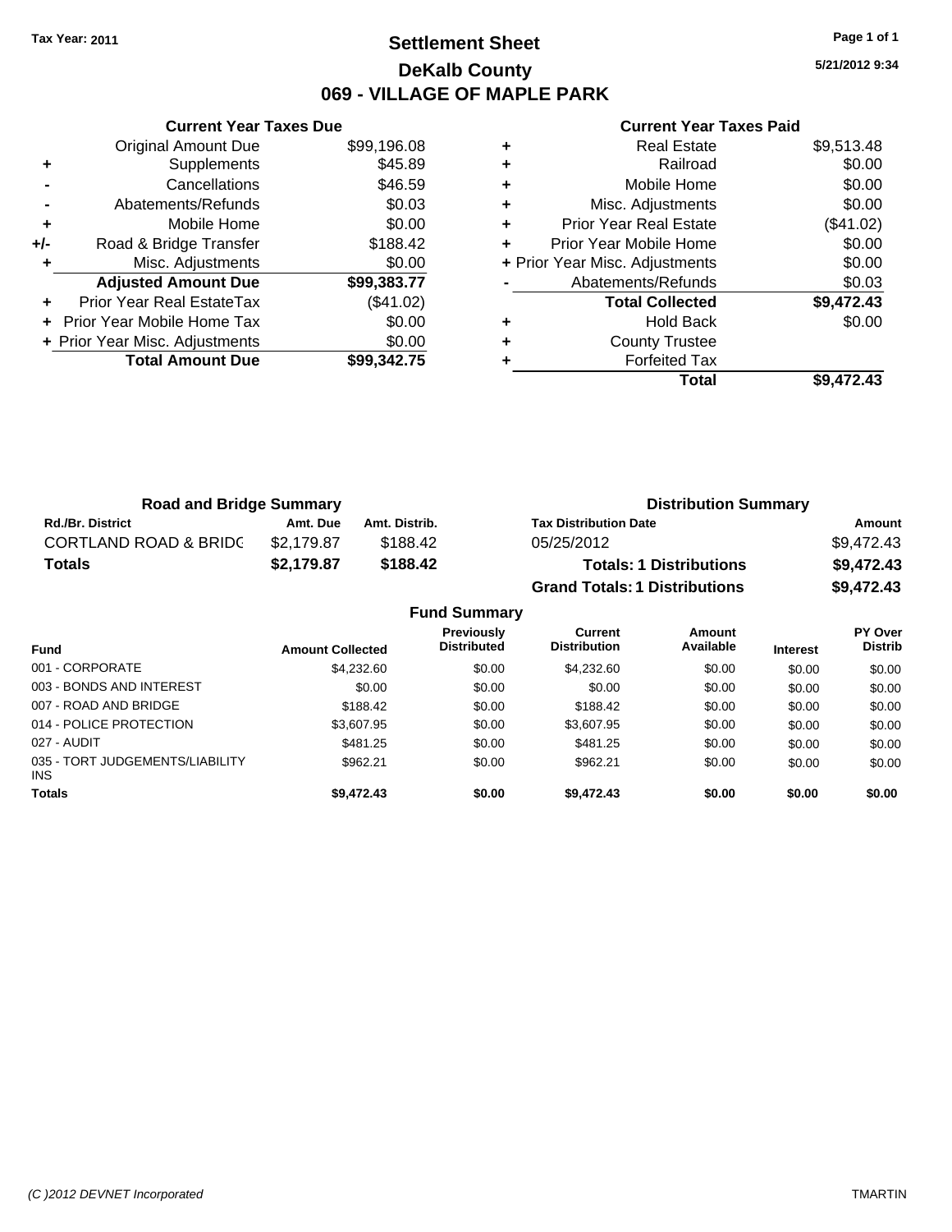Tax Year: 2011

# Settlement Sheet

## DeKalb County

## 069 - VILLAGE OF MAPLE PARK

5/21/2012 9:34

### Current Year Taxes Due

| | | |
|---|---|---|
| | Original Amount Due | $99,196.08 |
| + | Supplements | $45.89 |
| - | Cancellations | $46.59 |
| - | Abatements/Refunds | $0.03 |
| + | Mobile Home | $0.00 |
| +/- | Road & Bridge Transfer | $188.42 |
| + | Misc. Adjustments | $0.00 |
| | **Adjusted Amount Due** | **$99,383.77** |
| + | Prior Year Real EstateTax | ($41.02) |
| + | Prior Year Mobile Home Tax | $0.00 |
| + | Prior Year Misc. Adjustments | $0.00 |
| | **Total Amount Due** | **$99,342.75** |

### Current Year Taxes Paid

| | | |
|---|---|---|
| + | Real Estate | $9,513.48 |
| + | Railroad | $0.00 |
| + | Mobile Home | $0.00 |
| + | Misc. Adjustments | $0.00 |
| + | Prior Year Real Estate | ($41.02) |
| + | Prior Year Mobile Home | $0.00 |
| + | Prior Year Misc. Adjustments | $0.00 |
| - | Abatements/Refunds | $0.03 |
| | **Total Collected** | **$9,472.43** |
| + | Hold Back | $0.00 |
| + | County Trustee | |
| + | Forfeited Tax | |
| | **Total** | **$9,472.43** |

### Road and Bridge Summary

| Rd./Br. District | Amt. Due | Amt. Distrib. |
|---|---|---|
| CORTLAND ROAD & BRIDG | $2,179.87 | $188.42 |
| **Totals** | **$2,179.87** | **$188.42** |

### Distribution Summary

| Tax Distribution Date | Amount |
|---|---|
| 05/25/2012 | $9,472.43 |
| **Totals: 1 Distributions** | **$9,472.43** |
| **Grand Totals: 1 Distributions** | **$9,472.43** |

### Fund Summary

| Fund | Amount Collected | Previously Distributed | Current Distribution | Amount Available | Interest | PY Over Distrib |
|---|---|---|---|---|---|---|
| 001 - CORPORATE | $4,232.60 | $0.00 | $4,232.60 | $0.00 | $0.00 | $0.00 |
| 003 - BONDS AND INTEREST | $0.00 | $0.00 | $0.00 | $0.00 | $0.00 | $0.00 |
| 007 - ROAD AND BRIDGE | $188.42 | $0.00 | $188.42 | $0.00 | $0.00 | $0.00 |
| 014 - POLICE PROTECTION | $3,607.95 | $0.00 | $3,607.95 | $0.00 | $0.00 | $0.00 |
| 027 - AUDIT | $481.25 | $0.00 | $481.25 | $0.00 | $0.00 | $0.00 |
| 035 - TORT JUDGEMENTS/LIABILITY INS | $962.21 | $0.00 | $962.21 | $0.00 | $0.00 | $0.00 |
| **Totals** | **$9,472.43** | **$0.00** | **$9,472.43** | **$0.00** | **$0.00** | **$0.00** |

(C )2012 DEVNET Incorporated TMARTIN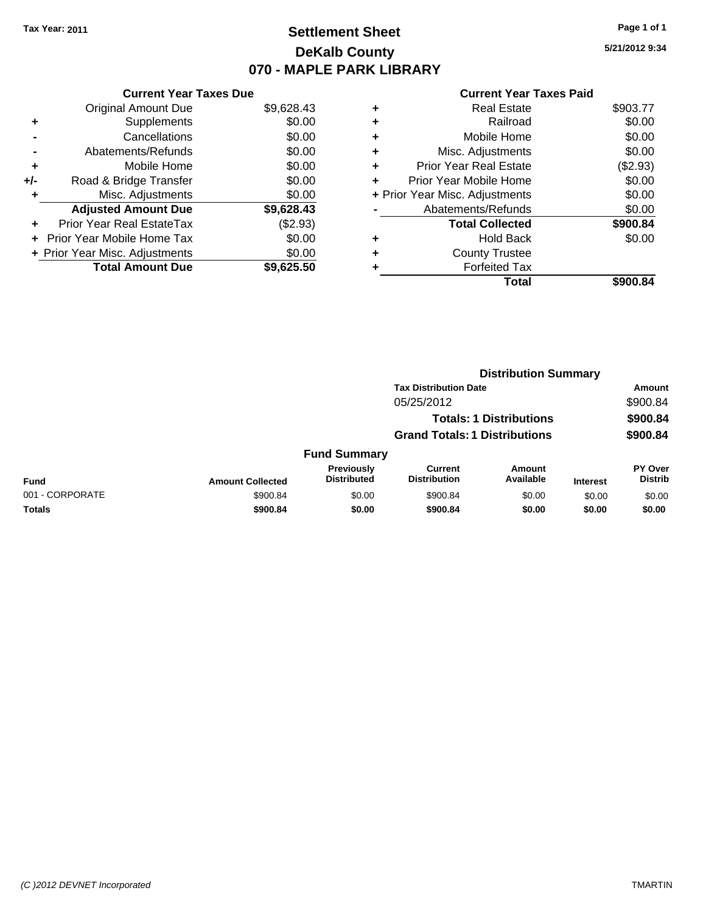Tax Year: 2011

# Settlement Sheet
## DeKalb County
## 070 - MAPLE PARK LIBRARY

5/21/2012 9:34

**Current Year Taxes Due**

| | | |
|---|---|---|
| | Original Amount Due | $9,628.43 |
| + | Supplements | $0.00 |
| - | Cancellations | $0.00 |
| - | Abatements/Refunds | $0.00 |
| + | Mobile Home | $0.00 |
| +/- | Road & Bridge Transfer | $0.00 |
| + | Misc. Adjustments | $0.00 |
| | **Adjusted Amount Due** | **$9,628.43** |
| + | Prior Year Real EstateTax | ($2.93) |
| + | Prior Year Mobile Home Tax | $0.00 |
| + | Prior Year Misc. Adjustments | $0.00 |
| | **Total Amount Due** | **$9,625.50** |

**Current Year Taxes Paid**

| | | |
|---|---|---|
| + | Real Estate | $903.77 |
| + | Railroad | $0.00 |
| + | Mobile Home | $0.00 |
| + | Misc. Adjustments | $0.00 |
| + | Prior Year Real Estate | ($2.93) |
| + | Prior Year Mobile Home | $0.00 |
| + | Prior Year Misc. Adjustments | $0.00 |
| - | Abatements/Refunds | $0.00 |
| | **Total Collected** | **$900.84** |
| + | Hold Back | $0.00 |
| + | County Trustee | |
| + | Forfeited Tax | |
| | **Total** | **$900.84** |

**Distribution Summary**

| Tax Distribution Date | Amount |
|---|---|
| 05/25/2012 | $900.84 |
| **Totals: 1 Distributions** | **$900.84** |
| **Grand Totals: 1 Distributions** | **$900.84** |

**Fund Summary**

| Fund | Amount Collected | Previously Distributed | Current Distribution | Amount Available | Interest | PY Over Distrib |
|---|---|---|---|---|---|---|
| 001 - CORPORATE | $900.84 | $0.00 | $900.84 | $0.00 | $0.00 | $0.00 |
| **Totals** | **$900.84** | **$0.00** | **$900.84** | **$0.00** | **$0.00** | **$0.00** |

(C )2012 DEVNET Incorporated TMARTIN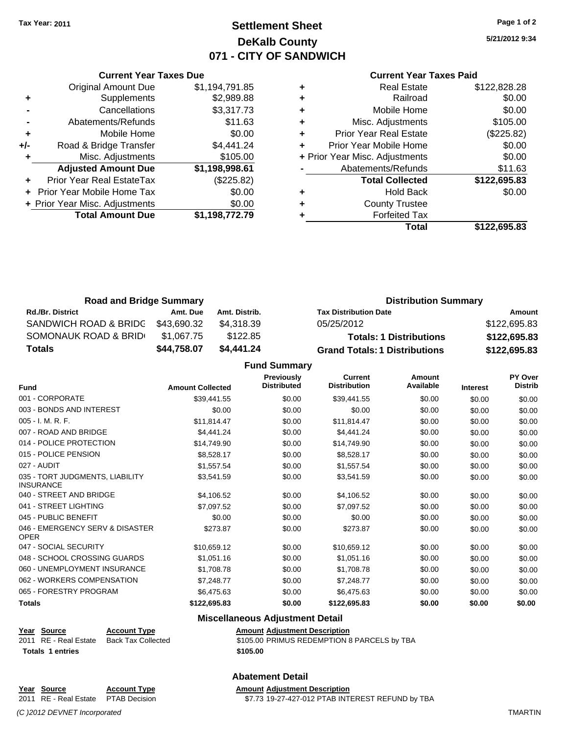**Tax Year: 2011**

# Settlement Sheet
## DeKalb County
## 071 - CITY OF SANDWICH

5/21/2012 9:34

### Current Year Taxes Due

| | | |
|---|---|---|
| | Original Amount Due | $1,194,791.85 |
| + | Supplements | $2,989.88 |
| - | Cancellations | $3,317.73 |
| - | Abatements/Refunds | $11.63 |
| + | Mobile Home | $0.00 |
| +/- | Road & Bridge Transfer | $4,441.24 |
| + | Misc. Adjustments | $105.00 |
| | **Adjusted Amount Due** | **$1,198,998.61** |
| + | Prior Year Real EstateTax | ($225.82) |
| + | Prior Year Mobile Home Tax | $0.00 |
| + | Prior Year Misc. Adjustments | $0.00 |
| | **Total Amount Due** | **$1,198,772.79** |

### Current Year Taxes Paid

| | | |
|---|---|---|
| + | Real Estate | $122,828.28 |
| + | Railroad | $0.00 |
| + | Mobile Home | $0.00 |
| + | Misc. Adjustments | $105.00 |
| + | Prior Year Real Estate | ($225.82) |
| + | Prior Year Mobile Home | $0.00 |
| + | Prior Year Misc. Adjustments | $0.00 |
| - | Abatements/Refunds | $11.63 |
| | **Total Collected** | **$122,695.83** |
| + | Hold Back | $0.00 |
| + | County Trustee | |
| + | Forfeited Tax | |
| | **Total** | **$122,695.83** |

### Road and Bridge Summary

| Rd./Br. District | Amt. Due | Amt. Distrib. |
|---|---|---|
| SANDWICH ROAD & BRIDG | $43,690.32 | $4,318.39 |
| SOMONAUK ROAD & BRID | $1,067.75 | $122.85 |
| **Totals** | **$44,758.07** | **$4,441.24** |

### Distribution Summary

| Tax Distribution Date | Amount |
|---|---|
| 05/25/2012 | $122,695.83 |
| **Totals: 1 Distributions** | **$122,695.83** |
| **Grand Totals: 1 Distributions** | **$122,695.83** |

### Fund Summary

| Fund | Amount Collected | Previously Distributed | Current Distribution | Amount Available | Interest | PY Over Distrib |
|---|---|---|---|---|---|---|
| 001 - CORPORATE | $39,441.55 | $0.00 | $39,441.55 | $0.00 | $0.00 | $0.00 |
| 003 - BONDS AND INTEREST | $0.00 | $0.00 | $0.00 | $0.00 | $0.00 | $0.00 |
| 005 - I. M. R. F. | $11,814.47 | $0.00 | $11,814.47 | $0.00 | $0.00 | $0.00 |
| 007 - ROAD AND BRIDGE | $4,441.24 | $0.00 | $4,441.24 | $0.00 | $0.00 | $0.00 |
| 014 - POLICE PROTECTION | $14,749.90 | $0.00 | $14,749.90 | $0.00 | $0.00 | $0.00 |
| 015 - POLICE PENSION | $8,528.17 | $0.00 | $8,528.17 | $0.00 | $0.00 | $0.00 |
| 027 - AUDIT | $1,557.54 | $0.00 | $1,557.54 | $0.00 | $0.00 | $0.00 |
| 035 - TORT JUDGMENTS, LIABILITY INSURANCE | $3,541.59 | $0.00 | $3,541.59 | $0.00 | $0.00 | $0.00 |
| 040 - STREET AND BRIDGE | $4,106.52 | $0.00 | $4,106.52 | $0.00 | $0.00 | $0.00 |
| 041 - STREET LIGHTING | $7,097.52 | $0.00 | $7,097.52 | $0.00 | $0.00 | $0.00 |
| 045 - PUBLIC BENEFIT | $0.00 | $0.00 | $0.00 | $0.00 | $0.00 | $0.00 |
| 046 - EMERGENCY SERV & DISASTER OPER | $273.87 | $0.00 | $273.87 | $0.00 | $0.00 | $0.00 |
| 047 - SOCIAL SECURITY | $10,659.12 | $0.00 | $10,659.12 | $0.00 | $0.00 | $0.00 |
| 048 - SCHOOL CROSSING GUARDS | $1,051.16 | $0.00 | $1,051.16 | $0.00 | $0.00 | $0.00 |
| 060 - UNEMPLOYMENT INSURANCE | $1,708.78 | $0.00 | $1,708.78 | $0.00 | $0.00 | $0.00 |
| 062 - WORKERS COMPENSATION | $7,248.77 | $0.00 | $7,248.77 | $0.00 | $0.00 | $0.00 |
| 065 - FORESTRY PROGRAM | $6,475.63 | $0.00 | $6,475.63 | $0.00 | $0.00 | $0.00 |
| **Totals** | **$122,695.83** | **$0.00** | **$122,695.83** | **$0.00** | **$0.00** | **$0.00** |

### Miscellaneous Adjustment Detail

| Year | Source | Account Type | Amount | Adjustment Description |
|---|---|---|---|---|
| 2011 | RE - Real Estate | Back Tax Collected | $105.00 | PRIMUS REDEMPTION 8 PARCELS by TBA |
| **Totals** | **1 entries** | | **$105.00** | |

### Abatement Detail

| Year | Source | Account Type | Amount | Adjustment Description |
|---|---|---|---|---|
| 2011 | RE - Real Estate | PTAB Decision | $7.73 | 19-27-427-012 PTAB INTEREST REFUND by TBA |

*(C )2012 DEVNET Incorporated* TMARTIN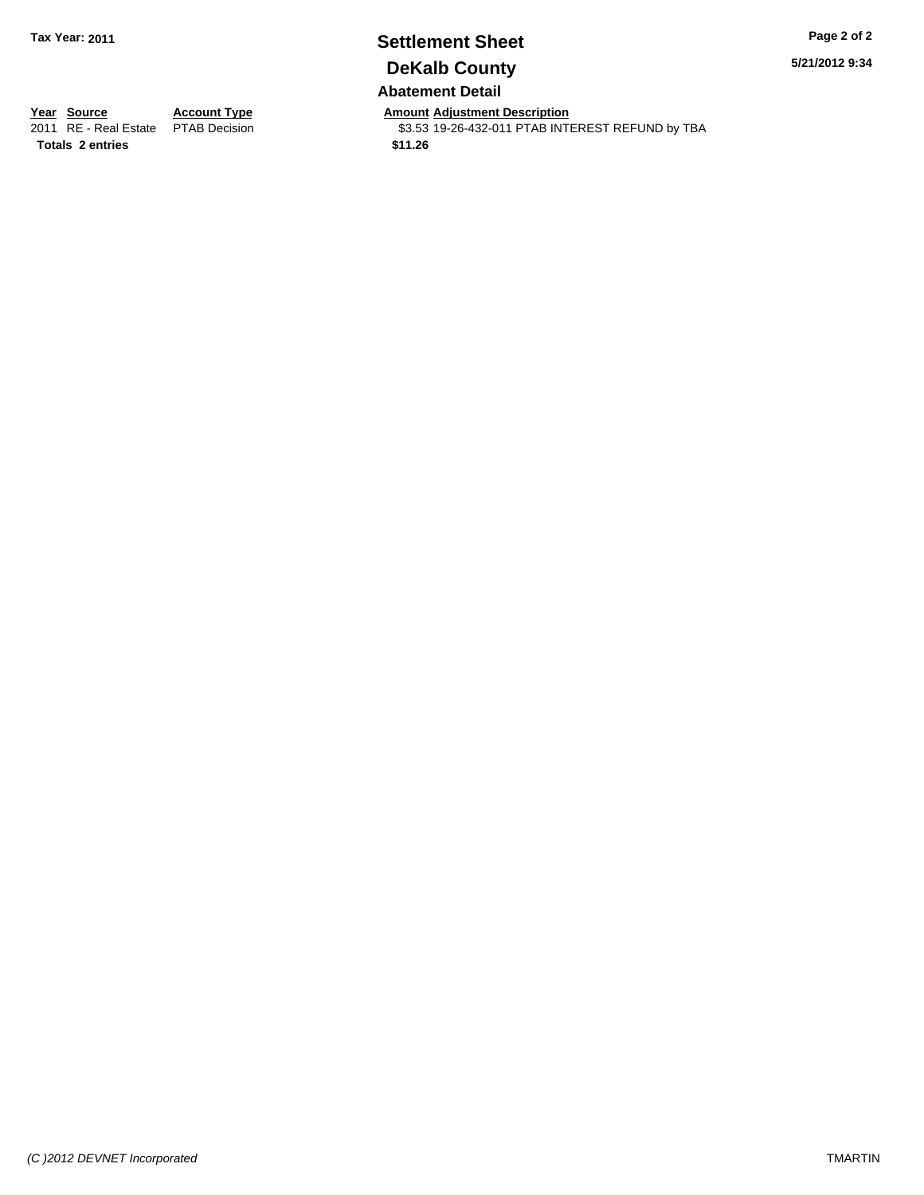**Tax Year: 2011**

# Settlement Sheet

## DeKalb County

5/21/2012 9:34

### Abatement Detail

| Year | Source | Account Type | Amount | Adjustment Description |
|---|---|---|---|---|
| 2011 | RE - Real Estate | PTAB Decision | $3.53 | 19-26-432-011 PTAB INTEREST REFUND by TBA |
| **Totals** | **2 entries** | | **$11.26** | |

*(C )2012 DEVNET Incorporated*

TMARTIN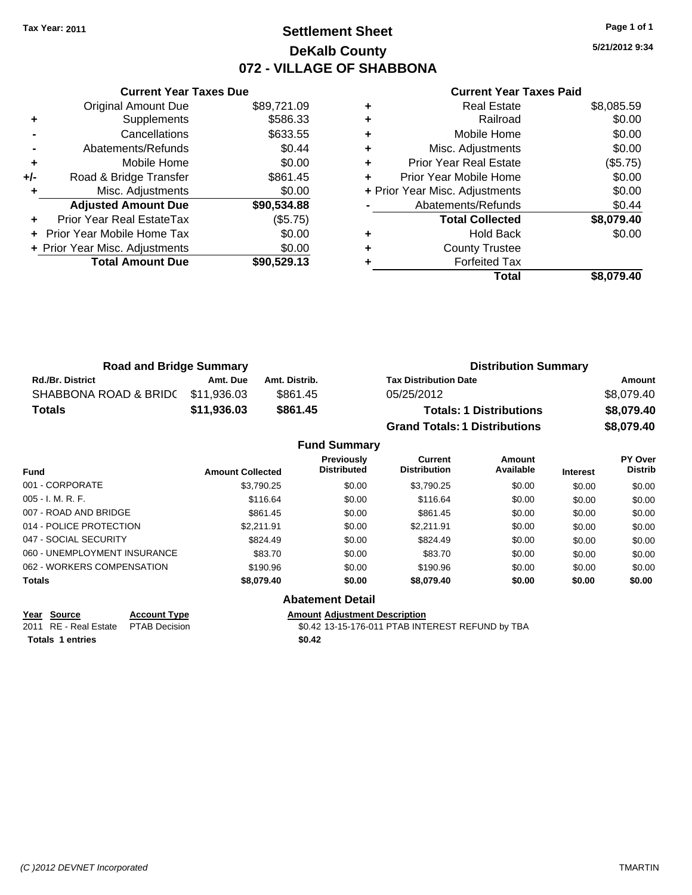Tax Year: 2011

# Settlement Sheet

## DeKalb County

## 072 - VILLAGE OF SHABBONA

5/21/2012 9:34

### Current Year Taxes Due

| | | |
|---|---|---|
| | Original Amount Due | $89,721.09 |
| + | Supplements | $586.33 |
| - | Cancellations | $633.55 |
| - | Abatements/Refunds | $0.44 |
| + | Mobile Home | $0.00 |
| +/- | Road & Bridge Transfer | $861.45 |
| + | Misc. Adjustments | $0.00 |
| | **Adjusted Amount Due** | **$90,534.88** |
| + | Prior Year Real EstateTax | ($5.75) |
| + | Prior Year Mobile Home Tax | $0.00 |
| + | Prior Year Misc. Adjustments | $0.00 |
| | **Total Amount Due** | **$90,529.13** |

### Current Year Taxes Paid

| | | |
|---|---|---|
| + | Real Estate | $8,085.59 |
| + | Railroad | $0.00 |
| + | Mobile Home | $0.00 |
| + | Misc. Adjustments | $0.00 |
| + | Prior Year Real Estate | ($5.75) |
| + | Prior Year Mobile Home | $0.00 |
| + | Prior Year Misc. Adjustments | $0.00 |
| - | Abatements/Refunds | $0.44 |
| | **Total Collected** | **$8,079.40** |
| + | Hold Back | $0.00 |
| + | County Trustee | |
| + | Forfeited Tax | |
| | **Total** | **$8,079.40** |

### Road and Bridge Summary

| Rd./Br. District | Amt. Due | Amt. Distrib. |
|---|---|---|
| SHABBONA ROAD & BRIDC | $11,936.03 | $861.45 |
| **Totals** | **$11,936.03** | **$861.45** |

### Distribution Summary

| Tax Distribution Date | Amount |
|---|---|
| 05/25/2012 | $8,079.40 |
| **Totals: 1 Distributions** | **$8,079.40** |
| **Grand Totals: 1 Distributions** | **$8,079.40** |

### Fund Summary

| Fund | Amount Collected | Previously Distributed | Current Distribution | Amount Available | Interest | PY Over Distrib |
|---|---|---|---|---|---|---|
| 001 - CORPORATE | $3,790.25 | $0.00 | $3,790.25 | $0.00 | $0.00 | $0.00 |
| 005 - I. M. R. F. | $116.64 | $0.00 | $116.64 | $0.00 | $0.00 | $0.00 |
| 007 - ROAD AND BRIDGE | $861.45 | $0.00 | $861.45 | $0.00 | $0.00 | $0.00 |
| 014 - POLICE PROTECTION | $2,211.91 | $0.00 | $2,211.91 | $0.00 | $0.00 | $0.00 |
| 047 - SOCIAL SECURITY | $824.49 | $0.00 | $824.49 | $0.00 | $0.00 | $0.00 |
| 060 - UNEMPLOYMENT INSURANCE | $83.70 | $0.00 | $83.70 | $0.00 | $0.00 | $0.00 |
| 062 - WORKERS COMPENSATION | $190.96 | $0.00 | $190.96 | $0.00 | $0.00 | $0.00 |
| **Totals** | **$8,079.40** | **$0.00** | **$8,079.40** | **$0.00** | **$0.00** | **$0.00** |

### Abatement Detail

| Year | Source | Account Type | Amount | Adjustment Description |
|---|---|---|---|---|
| 2011 | RE - Real Estate | PTAB Decision | $0.42 | 13-15-176-011 PTAB INTEREST REFUND by TBA |
| **Totals 1 entries** | | | **$0.42** | |

(C )2012 DEVNET Incorporated TMARTIN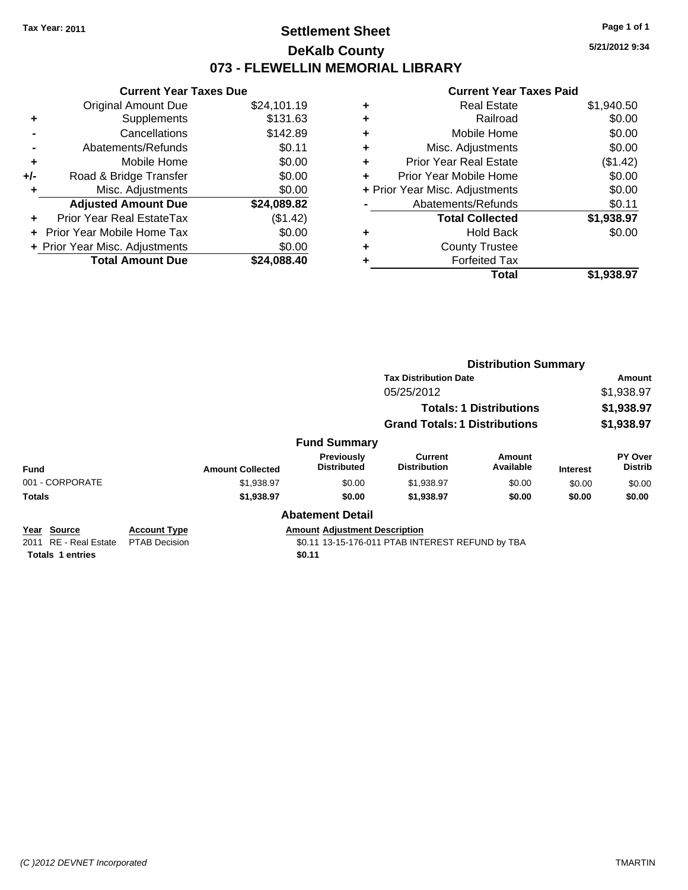Tax Year: 2011

# Settlement Sheet
## DeKalb County
## 073 - FLEWELLIN MEMORIAL LIBRARY

5/21/2012 9:34

### Current Year Taxes Due

| | | |
|---|---|---|
| | Original Amount Due | $24,101.19 |
| + | Supplements | $131.63 |
| - | Cancellations | $142.89 |
| - | Abatements/Refunds | $0.11 |
| + | Mobile Home | $0.00 |
| +/- | Road & Bridge Transfer | $0.00 |
| + | Misc. Adjustments | $0.00 |
| | **Adjusted Amount Due** | **$24,089.82** |
| + | Prior Year Real EstateTax | ($1.42) |
| + | Prior Year Mobile Home Tax | $0.00 |
| + | Prior Year Misc. Adjustments | $0.00 |
| | **Total Amount Due** | **$24,088.40** |

### Current Year Taxes Paid

| | | |
|---|---|---|
| + | Real Estate | $1,940.50 |
| + | Railroad | $0.00 |
| + | Mobile Home | $0.00 |
| + | Misc. Adjustments | $0.00 |
| + | Prior Year Real Estate | ($1.42) |
| + | Prior Year Mobile Home | $0.00 |
| + | Prior Year Misc. Adjustments | $0.00 |
| - | Abatements/Refunds | $0.11 |
| | **Total Collected** | **$1,938.97** |
| + | Hold Back | $0.00 |
| + | County Trustee | |
| + | Forfeited Tax | |
| | **Total** | **$1,938.97** |

### Distribution Summary

| Tax Distribution Date | Amount |
|---|---|
| 05/25/2012 | $1,938.97 |
| **Totals: 1 Distributions** | **$1,938.97** |
| **Grand Totals: 1 Distributions** | **$1,938.97** |

### Fund Summary

| Fund | Amount Collected | Previously Distributed | Current Distribution | Amount Available | Interest | PY Over Distrib |
|---|---|---|---|---|---|---|
| 001 - CORPORATE | $1,938.97 | $0.00 | $1,938.97 | $0.00 | $0.00 | $0.00 |
| **Totals** | **$1,938.97** | **$0.00** | **$1,938.97** | **$0.00** | **$0.00** | **$0.00** |

### Abatement Detail

| Year | Source | Account Type | Amount | Adjustment Description |
|---|---|---|---|---|
| 2011 | RE - Real Estate | PTAB Decision | $0.11 | 13-15-176-011 PTAB INTEREST REFUND by TBA |
| **Totals 1 entries** | | | **$0.11** | |

(C )2012 DEVNET Incorporated — TMARTIN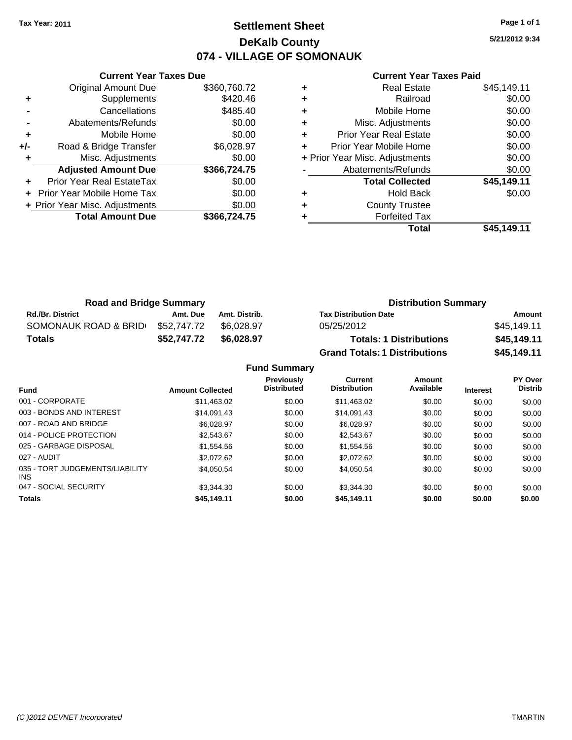Tax Year: 2011

# Settlement Sheet

## DeKalb County

## 074 - VILLAGE OF SOMONAUK

5/21/2012 9:34

### Current Year Taxes Due

| | | |
|---|---|---|
| | Original Amount Due | $360,760.72 |
| + | Supplements | $420.46 |
| - | Cancellations | $485.40 |
| - | Abatements/Refunds | $0.00 |
| + | Mobile Home | $0.00 |
| +/- | Road & Bridge Transfer | $6,028.97 |
| + | Misc. Adjustments | $0.00 |
| | **Adjusted Amount Due** | **$366,724.75** |
| + | Prior Year Real EstateTax | $0.00 |
| + | Prior Year Mobile Home Tax | $0.00 |
| + | Prior Year Misc. Adjustments | $0.00 |
| | **Total Amount Due** | **$366,724.75** |

### Current Year Taxes Paid

| | | |
|---|---|---|
| + | Real Estate | $45,149.11 |
| + | Railroad | $0.00 |
| + | Mobile Home | $0.00 |
| + | Misc. Adjustments | $0.00 |
| + | Prior Year Real Estate | $0.00 |
| + | Prior Year Mobile Home | $0.00 |
| + | Prior Year Misc. Adjustments | $0.00 |
| - | Abatements/Refunds | $0.00 |
| | **Total Collected** | **$45,149.11** |
| + | Hold Back | $0.00 |
| + | County Trustee | |
| + | Forfeited Tax | |
| | **Total** | **$45,149.11** |

### Road and Bridge Summary

| Rd./Br. District | Amt. Due | Amt. Distrib. |
|---|---|---|
| SOMONAUK ROAD & BRID | $52,747.72 | $6,028.97 |
| **Totals** | **$52,747.72** | **$6,028.97** |

### Distribution Summary

| Tax Distribution Date | Amount |
|---|---|
| 05/25/2012 | $45,149.11 |
| **Totals: 1 Distributions** | **$45,149.11** |
| **Grand Totals: 1 Distributions** | **$45,149.11** |

### Fund Summary

| Fund | Amount Collected | Previously Distributed | Current Distribution | Amount Available | Interest | PY Over Distrib |
|---|---|---|---|---|---|---|
| 001 - CORPORATE | $11,463.02 | $0.00 | $11,463.02 | $0.00 | $0.00 | $0.00 |
| 003 - BONDS AND INTEREST | $14,091.43 | $0.00 | $14,091.43 | $0.00 | $0.00 | $0.00 |
| 007 - ROAD AND BRIDGE | $6,028.97 | $0.00 | $6,028.97 | $0.00 | $0.00 | $0.00 |
| 014 - POLICE PROTECTION | $2,543.67 | $0.00 | $2,543.67 | $0.00 | $0.00 | $0.00 |
| 025 - GARBAGE DISPOSAL | $1,554.56 | $0.00 | $1,554.56 | $0.00 | $0.00 | $0.00 |
| 027 - AUDIT | $2,072.62 | $0.00 | $2,072.62 | $0.00 | $0.00 | $0.00 |
| 035 - TORT JUDGEMENTS/LIABILITY INS | $4,050.54 | $0.00 | $4,050.54 | $0.00 | $0.00 | $0.00 |
| 047 - SOCIAL SECURITY | $3,344.30 | $0.00 | $3,344.30 | $0.00 | $0.00 | $0.00 |
| **Totals** | **$45,149.11** | **$0.00** | **$45,149.11** | **$0.00** | **$0.00** | **$0.00** |

(C )2012 DEVNET Incorporated TMARTIN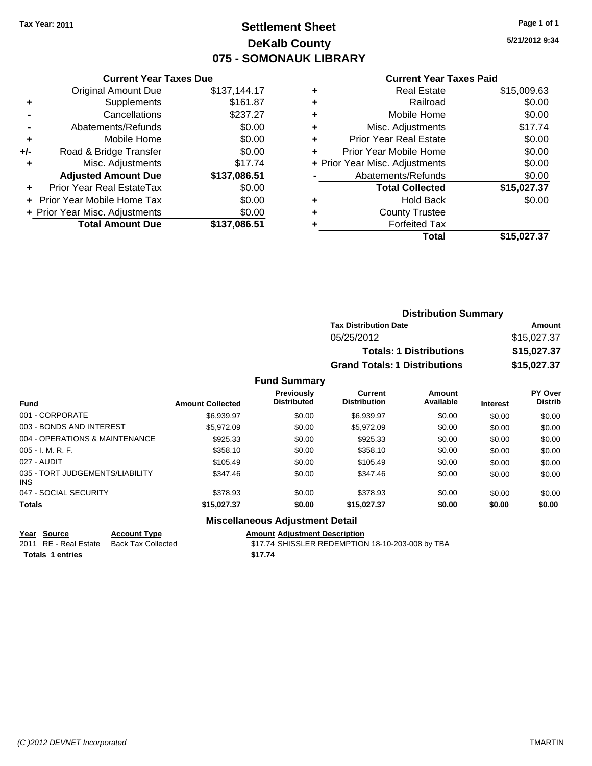Tax Year: 2011

# Settlement Sheet
## DeKalb County
## 075 - SOMONAUK LIBRARY

5/21/2012 9:34

### Current Year Taxes Due

| | | |
|---|---|---|
| | Original Amount Due | $137,144.17 |
| + | Supplements | $161.87 |
| - | Cancellations | $237.27 |
| - | Abatements/Refunds | $0.00 |
| + | Mobile Home | $0.00 |
| +/- | Road & Bridge Transfer | $0.00 |
| + | Misc. Adjustments | $17.74 |
| | **Adjusted Amount Due** | **$137,086.51** |
| + | Prior Year Real EstateTax | $0.00 |
| + | Prior Year Mobile Home Tax | $0.00 |
| + | Prior Year Misc. Adjustments | $0.00 |
| | **Total Amount Due** | **$137,086.51** |

### Current Year Taxes Paid

| | | |
|---|---|---|
| + | Real Estate | $15,009.63 |
| + | Railroad | $0.00 |
| + | Mobile Home | $0.00 |
| + | Misc. Adjustments | $17.74 |
| + | Prior Year Real Estate | $0.00 |
| + | Prior Year Mobile Home | $0.00 |
| + | Prior Year Misc. Adjustments | $0.00 |
| - | Abatements/Refunds | $0.00 |
| | **Total Collected** | **$15,027.37** |
| + | Hold Back | $0.00 |
| + | County Trustee | |
| + | Forfeited Tax | |
| | **Total** | **$15,027.37** |

### Distribution Summary

| Tax Distribution Date | Amount |
|---|---|
| 05/25/2012 | $15,027.37 |
| **Totals: 1 Distributions** | **$15,027.37** |
| **Grand Totals: 1 Distributions** | **$15,027.37** |

### Fund Summary

| Fund | Amount Collected | Previously Distributed | Current Distribution | Amount Available | Interest | PY Over Distrib |
|---|---|---|---|---|---|---|
| 001 - CORPORATE | $6,939.97 | $0.00 | $6,939.97 | $0.00 | $0.00 | $0.00 |
| 003 - BONDS AND INTEREST | $5,972.09 | $0.00 | $5,972.09 | $0.00 | $0.00 | $0.00 |
| 004 - OPERATIONS & MAINTENANCE | $925.33 | $0.00 | $925.33 | $0.00 | $0.00 | $0.00 |
| 005 - I. M. R. F. | $358.10 | $0.00 | $358.10 | $0.00 | $0.00 | $0.00 |
| 027 - AUDIT | $105.49 | $0.00 | $105.49 | $0.00 | $0.00 | $0.00 |
| 035 - TORT JUDGEMENTS/LIABILITY INS | $347.46 | $0.00 | $347.46 | $0.00 | $0.00 | $0.00 |
| 047 - SOCIAL SECURITY | $378.93 | $0.00 | $378.93 | $0.00 | $0.00 | $0.00 |
| **Totals** | **$15,027.37** | **$0.00** | **$15,027.37** | **$0.00** | **$0.00** | **$0.00** |

### Miscellaneous Adjustment Detail

| Year | Source | Account Type | Amount | Adjustment Description |
|---|---|---|---|---|
| 2011 | RE - Real Estate | Back Tax Collected | $17.74 | SHISSLER REDEMPTION 18-10-203-008 by TBA |
| **Totals** | **1 entries** | | **$17.74** | |

(C )2012 DEVNET Incorporated TMARTIN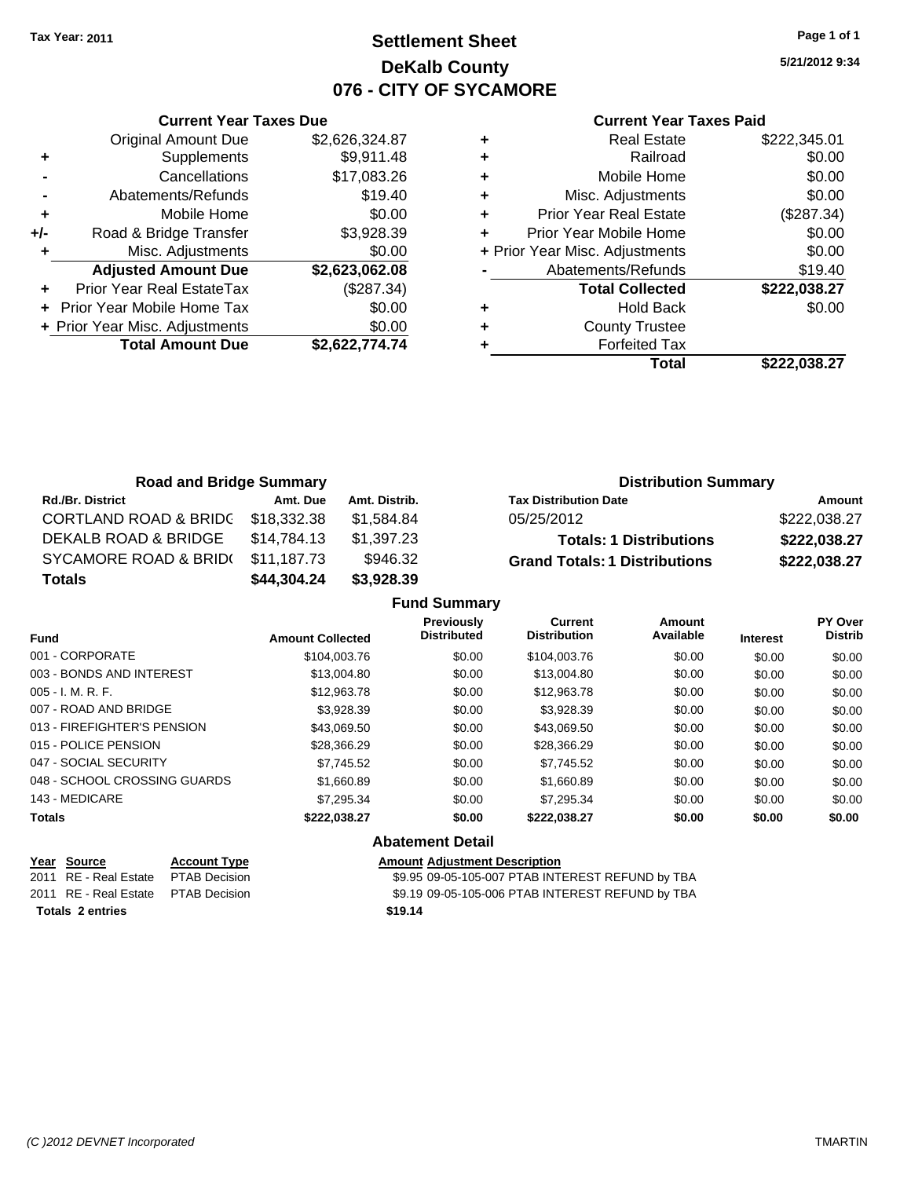Tax Year: 2011

# Settlement Sheet
## DeKalb County
## 076 - CITY OF SYCAMORE

5/21/2012 9:34

### Current Year Taxes Due

| | | |
|---|---|---|
| | Original Amount Due | $2,626,324.87 |
| + | Supplements | $9,911.48 |
| - | Cancellations | $17,083.26 |
| - | Abatements/Refunds | $19.40 |
| + | Mobile Home | $0.00 |
| +/- | Road & Bridge Transfer | $3,928.39 |
| + | Misc. Adjustments | $0.00 |
| | **Adjusted Amount Due** | **$2,623,062.08** |
| + | Prior Year Real EstateTax | ($287.34) |
| + | Prior Year Mobile Home Tax | $0.00 |
| + | Prior Year Misc. Adjustments | $0.00 |
| | **Total Amount Due** | **$2,622,774.74** |

### Current Year Taxes Paid

| | | |
|---|---|---|
| + | Real Estate | $222,345.01 |
| + | Railroad | $0.00 |
| + | Mobile Home | $0.00 |
| + | Misc. Adjustments | $0.00 |
| + | Prior Year Real Estate | ($287.34) |
| + | Prior Year Mobile Home | $0.00 |
| + | Prior Year Misc. Adjustments | $0.00 |
| - | Abatements/Refunds | $19.40 |
| | **Total Collected** | **$222,038.27** |
| + | Hold Back | $0.00 |
| + | County Trustee | |
| + | Forfeited Tax | |
| | **Total** | **$222,038.27** |

### Road and Bridge Summary

| Rd./Br. District | Amt. Due | Amt. Distrib. |
|---|---|---|
| CORTLAND ROAD & BRIDG | $18,332.38 | $1,584.84 |
| DEKALB ROAD & BRIDGE | $14,784.13 | $1,397.23 |
| SYCAMORE ROAD & BRID( | $11,187.73 | $946.32 |
| **Totals** | **$44,304.24** | **$3,928.39** |

### Distribution Summary

| Tax Distribution Date | Amount |
|---|---|
| 05/25/2012 | $222,038.27 |
| **Totals: 1 Distributions** | **$222,038.27** |
| **Grand Totals: 1 Distributions** | **$222,038.27** |

### Fund Summary

| Fund | Amount Collected | Previously Distributed | Current Distribution | Amount Available | Interest | PY Over Distrib |
|---|---|---|---|---|---|---|
| 001 - CORPORATE | $104,003.76 | $0.00 | $104,003.76 | $0.00 | $0.00 | $0.00 |
| 003 - BONDS AND INTEREST | $13,004.80 | $0.00 | $13,004.80 | $0.00 | $0.00 | $0.00 |
| 005 - I. M. R. F. | $12,963.78 | $0.00 | $12,963.78 | $0.00 | $0.00 | $0.00 |
| 007 - ROAD AND BRIDGE | $3,928.39 | $0.00 | $3,928.39 | $0.00 | $0.00 | $0.00 |
| 013 - FIREFIGHTER'S PENSION | $43,069.50 | $0.00 | $43,069.50 | $0.00 | $0.00 | $0.00 |
| 015 - POLICE PENSION | $28,366.29 | $0.00 | $28,366.29 | $0.00 | $0.00 | $0.00 |
| 047 - SOCIAL SECURITY | $7,745.52 | $0.00 | $7,745.52 | $0.00 | $0.00 | $0.00 |
| 048 - SCHOOL CROSSING GUARDS | $1,660.89 | $0.00 | $1,660.89 | $0.00 | $0.00 | $0.00 |
| 143 - MEDICARE | $7,295.34 | $0.00 | $7,295.34 | $0.00 | $0.00 | $0.00 |
| **Totals** | **$222,038.27** | **$0.00** | **$222,038.27** | **$0.00** | **$0.00** | **$0.00** |

### Abatement Detail

| Year | Source | Account Type | Amount | Adjustment Description |
|---|---|---|---|---|
| 2011 | RE - Real Estate | PTAB Decision | $9.95 | 09-05-105-007 PTAB INTEREST REFUND by TBA |
| 2011 | RE - Real Estate | PTAB Decision | $9.19 | 09-05-105-006 PTAB INTEREST REFUND by TBA |
| **Totals 2 entries** | | | **$19.14** | |

(C )2012 DEVNET Incorporated TMARTIN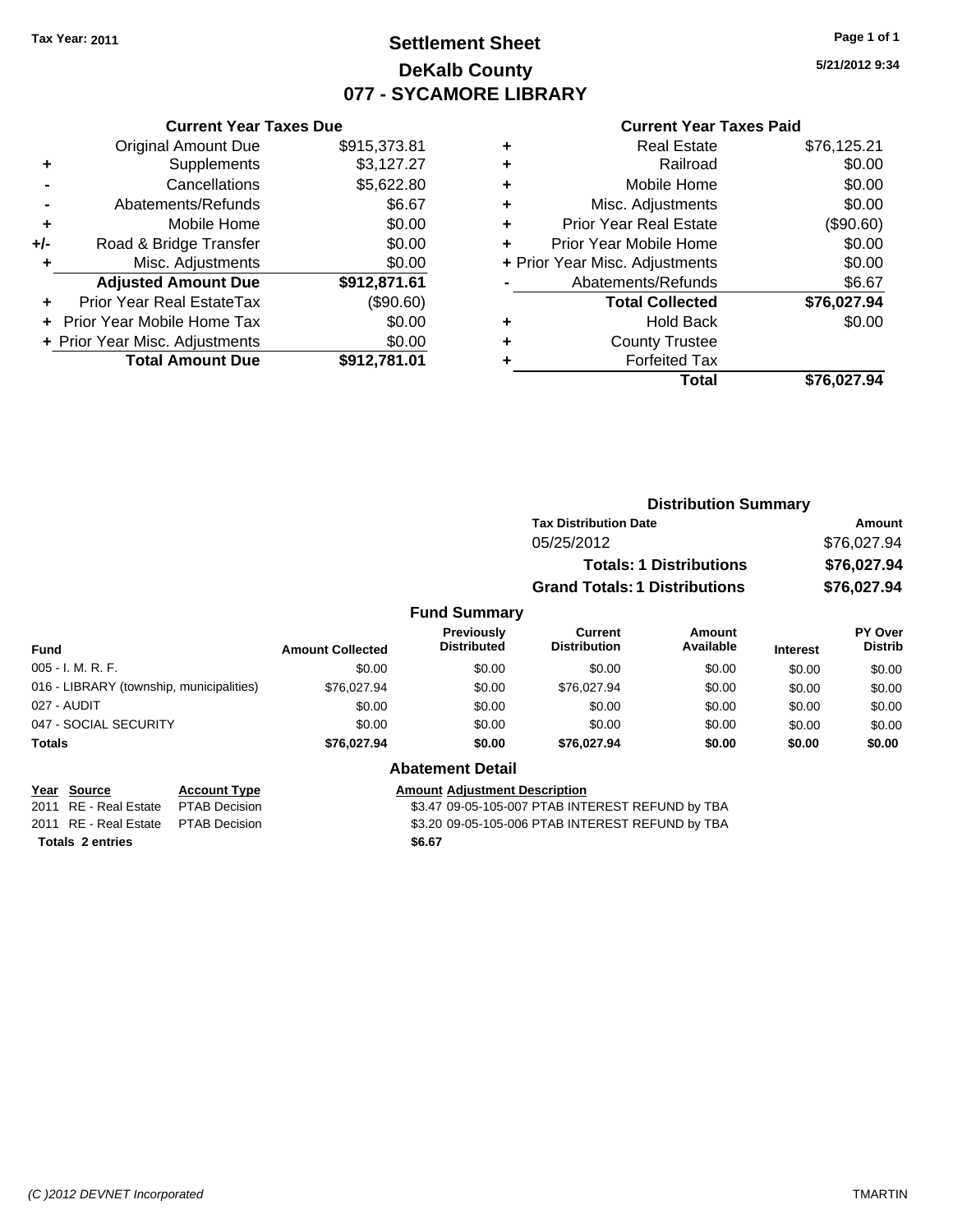Tax Year: 2011

# Settlement Sheet
## DeKalb County
## 077 - SYCAMORE LIBRARY

5/21/2012 9:34

### Current Year Taxes Due

| | | |
|---|---|---|
| | Original Amount Due | $915,373.81 |
| + | Supplements | $3,127.27 |
| - | Cancellations | $5,622.80 |
| - | Abatements/Refunds | $6.67 |
| + | Mobile Home | $0.00 |
| +/- | Road & Bridge Transfer | $0.00 |
| + | Misc. Adjustments | $0.00 |
| | **Adjusted Amount Due** | **$912,871.61** |
| + | Prior Year Real EstateTax | ($90.60) |
| + | Prior Year Mobile Home Tax | $0.00 |
| + | Prior Year Misc. Adjustments | $0.00 |
| | **Total Amount Due** | **$912,781.01** |

### Current Year Taxes Paid

| | | |
|---|---|---|
| + | Real Estate | $76,125.21 |
| + | Railroad | $0.00 |
| + | Mobile Home | $0.00 |
| + | Misc. Adjustments | $0.00 |
| + | Prior Year Real Estate | ($90.60) |
| + | Prior Year Mobile Home | $0.00 |
| + | Prior Year Misc. Adjustments | $0.00 |
| - | Abatements/Refunds | $6.67 |
| | **Total Collected** | **$76,027.94** |
| + | Hold Back | $0.00 |
| + | County Trustee | |
| + | Forfeited Tax | |
| | **Total** | **$76,027.94** |

### Distribution Summary

| Tax Distribution Date | Amount |
|---|---|
| 05/25/2012 | $76,027.94 |
| **Totals: 1 Distributions** | **$76,027.94** |
| **Grand Totals: 1 Distributions** | **$76,027.94** |

### Fund Summary

| Fund | Amount Collected | Previously Distributed | Current Distribution | Amount Available | Interest | PY Over Distrib |
|---|---|---|---|---|---|---|
| 005 - I. M. R. F. | $0.00 | $0.00 | $0.00 | $0.00 | $0.00 | $0.00 |
| 016 - LIBRARY (township, municipalities) | $76,027.94 | $0.00 | $76,027.94 | $0.00 | $0.00 | $0.00 |
| 027 - AUDIT | $0.00 | $0.00 | $0.00 | $0.00 | $0.00 | $0.00 |
| 047 - SOCIAL SECURITY | $0.00 | $0.00 | $0.00 | $0.00 | $0.00 | $0.00 |
| **Totals** | **$76,027.94** | **$0.00** | **$76,027.94** | **$0.00** | **$0.00** | **$0.00** |

### Abatement Detail

| Year | Source | Account Type | Amount | Adjustment Description |
|---|---|---|---|---|
| 2011 | RE - Real Estate | PTAB Decision | $3.47 | 09-05-105-007 PTAB INTEREST REFUND by TBA |
| 2011 | RE - Real Estate | PTAB Decision | $3.20 | 09-05-105-006 PTAB INTEREST REFUND by TBA |
| **Totals 2 entries** | | | **$6.67** | |

(C )2012 DEVNET Incorporated TMARTIN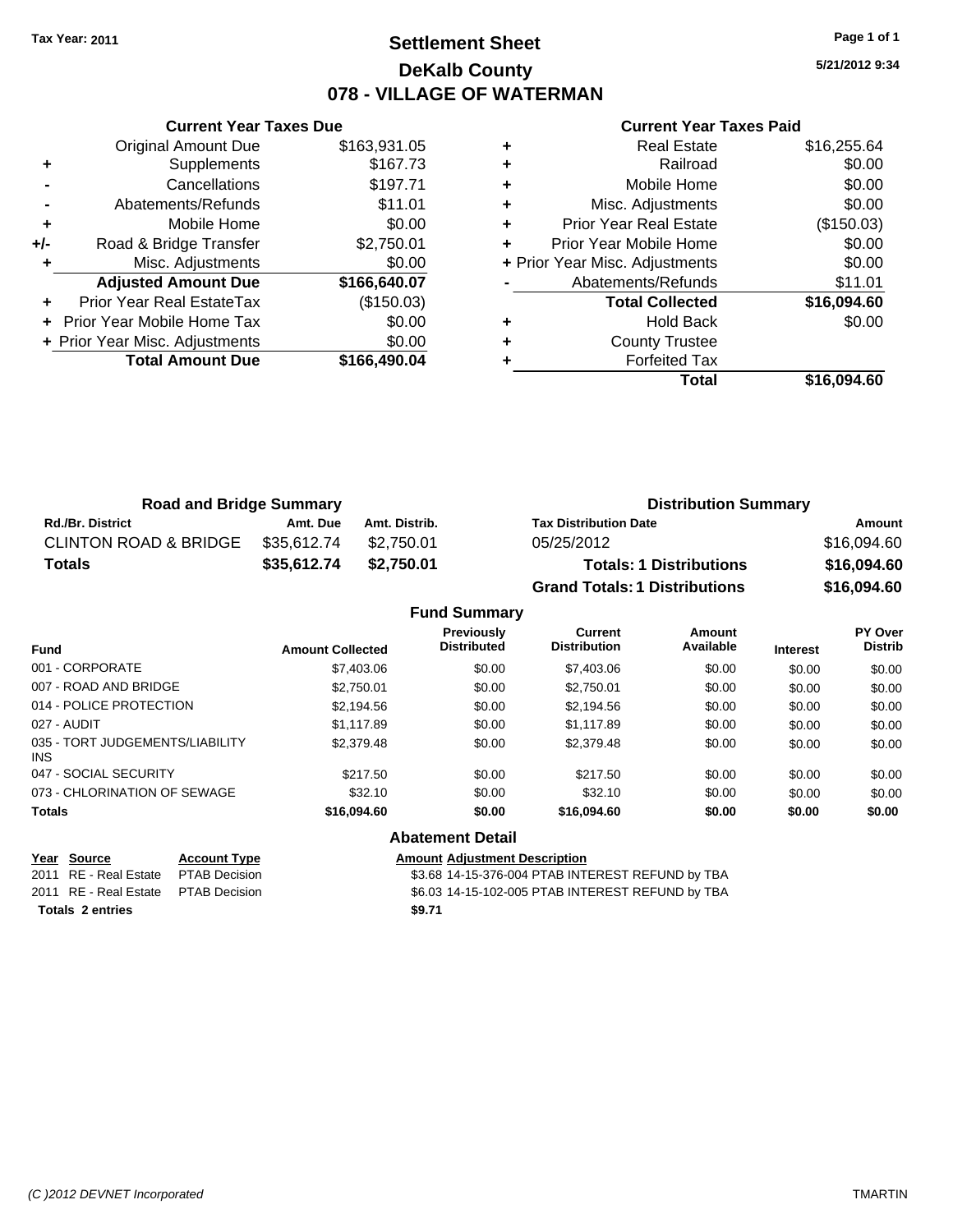**Tax Year: 2011**

# Settlement Sheet
## DeKalb County
## 078 - VILLAGE OF WATERMAN

5/21/2012 9:34

**Current Year Taxes Due**

| | | |
|---|---|---|
| | Original Amount Due | $163,931.05 |
| + | Supplements | $167.73 |
| - | Cancellations | $197.71 |
| - | Abatements/Refunds | $11.01 |
| + | Mobile Home | $0.00 |
| +/- | Road & Bridge Transfer | $2,750.01 |
| + | Misc. Adjustments | $0.00 |
| | **Adjusted Amount Due** | **$166,640.07** |
| + | Prior Year Real EstateTax | ($150.03) |
| + | Prior Year Mobile Home Tax | $0.00 |
| + | Prior Year Misc. Adjustments | $0.00 |
| | **Total Amount Due** | **$166,490.04** |

**Current Year Taxes Paid**

| | | |
|---|---|---|
| + | Real Estate | $16,255.64 |
| + | Railroad | $0.00 |
| + | Mobile Home | $0.00 |
| + | Misc. Adjustments | $0.00 |
| + | Prior Year Real Estate | ($150.03) |
| + | Prior Year Mobile Home | $0.00 |
| + | Prior Year Misc. Adjustments | $0.00 |
| - | Abatements/Refunds | $11.01 |
| | **Total Collected** | **$16,094.60** |
| + | Hold Back | $0.00 |
| + | County Trustee | |
| + | Forfeited Tax | |
| | **Total** | **$16,094.60** |

**Road and Bridge Summary**

| Rd./Br. District | Amt. Due | Amt. Distrib. |
|---|---|---|
| CLINTON ROAD & BRIDGE | $35,612.74 | $2,750.01 |
| **Totals** | **$35,612.74** | **$2,750.01** |

**Distribution Summary**

| Tax Distribution Date | Amount |
|---|---|
| 05/25/2012 | $16,094.60 |
| **Totals: 1 Distributions** | **$16,094.60** |
| **Grand Totals: 1 Distributions** | **$16,094.60** |

**Fund Summary**

| Fund | Amount Collected | Previously Distributed | Current Distribution | Amount Available | Interest | PY Over Distrib |
|---|---|---|---|---|---|---|
| 001 - CORPORATE | $7,403.06 | $0.00 | $7,403.06 | $0.00 | $0.00 | $0.00 |
| 007 - ROAD AND BRIDGE | $2,750.01 | $0.00 | $2,750.01 | $0.00 | $0.00 | $0.00 |
| 014 - POLICE PROTECTION | $2,194.56 | $0.00 | $2,194.56 | $0.00 | $0.00 | $0.00 |
| 027 - AUDIT | $1,117.89 | $0.00 | $1,117.89 | $0.00 | $0.00 | $0.00 |
| 035 - TORT JUDGEMENTS/LIABILITY INS | $2,379.48 | $0.00 | $2,379.48 | $0.00 | $0.00 | $0.00 |
| 047 - SOCIAL SECURITY | $217.50 | $0.00 | $217.50 | $0.00 | $0.00 | $0.00 |
| 073 - CHLORINATION OF SEWAGE | $32.10 | $0.00 | $32.10 | $0.00 | $0.00 | $0.00 |
| **Totals** | **$16,094.60** | **$0.00** | **$16,094.60** | **$0.00** | **$0.00** | **$0.00** |

**Abatement Detail**

| Year | Source | Account Type | Amount | Adjustment Description |
|---|---|---|---|---|
| 2011 | RE - Real Estate | PTAB Decision | $3.68 | 14-15-376-004 PTAB INTEREST REFUND by TBA |
| 2011 | RE - Real Estate | PTAB Decision | $6.03 | 14-15-102-005 PTAB INTEREST REFUND by TBA |
| **Totals 2 entries** | | | **$9.71** | |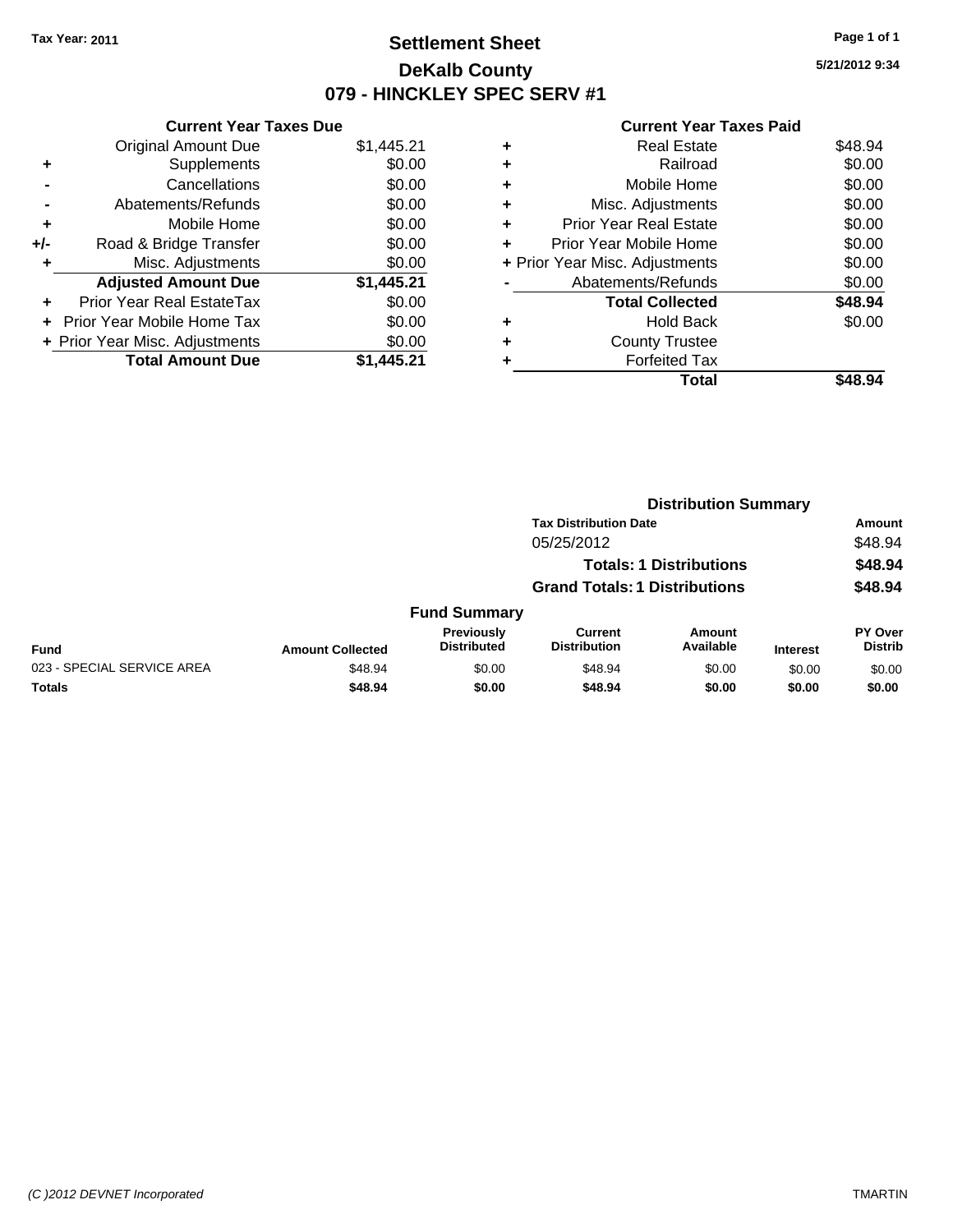Tax Year: 2011

# Settlement Sheet
## DeKalb County
## 079 - HINCKLEY SPEC SERV #1

5/21/2012 9:34

### Current Year Taxes Due

| | | |
|---|---|---|
| | Original Amount Due | $1,445.21 |
| + | Supplements | $0.00 |
| - | Cancellations | $0.00 |
| - | Abatements/Refunds | $0.00 |
| + | Mobile Home | $0.00 |
| +/- | Road & Bridge Transfer | $0.00 |
| + | Misc. Adjustments | $0.00 |
| | **Adjusted Amount Due** | **$1,445.21** |
| + | Prior Year Real EstateTax | $0.00 |
| + | Prior Year Mobile Home Tax | $0.00 |
| + | Prior Year Misc. Adjustments | $0.00 |
| | **Total Amount Due** | **$1,445.21** |

### Current Year Taxes Paid

| | | |
|---|---|---|
| + | Real Estate | $48.94 |
| + | Railroad | $0.00 |
| + | Mobile Home | $0.00 |
| + | Misc. Adjustments | $0.00 |
| + | Prior Year Real Estate | $0.00 |
| + | Prior Year Mobile Home | $0.00 |
| + | Prior Year Misc. Adjustments | $0.00 |
| - | Abatements/Refunds | $0.00 |
| | **Total Collected** | **$48.94** |
| + | Hold Back | $0.00 |
| + | County Trustee | |
| + | Forfeited Tax | |
| | **Total** | **$48.94** |

### Distribution Summary

| Tax Distribution Date | Amount |
|---|---|
| 05/25/2012 | $48.94 |
| **Totals: 1 Distributions** | **$48.94** |
| **Grand Totals: 1 Distributions** | **$48.94** |

### Fund Summary

| Fund | Amount Collected | Previously Distributed | Current Distribution | Amount Available | Interest | PY Over Distrib |
|---|---|---|---|---|---|---|
| 023 - SPECIAL SERVICE AREA | $48.94 | $0.00 | $48.94 | $0.00 | $0.00 | $0.00 |
| **Totals** | **$48.94** | **$0.00** | **$48.94** | **$0.00** | **$0.00** | **$0.00** |

(C )2012 DEVNET Incorporated

TMARTIN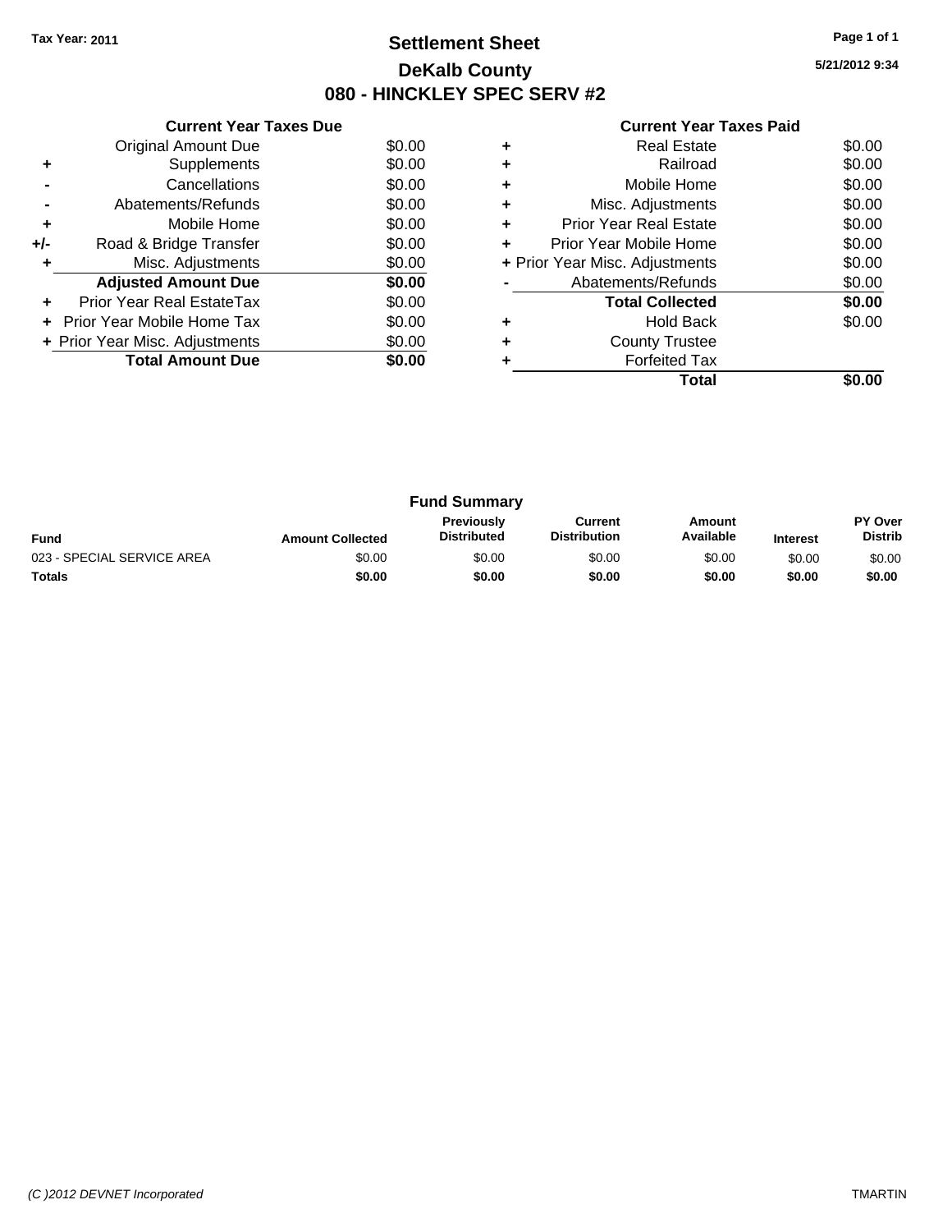Tax Year: 2011

# Settlement Sheet

## DeKalb County

## 080 - HINCKLEY SPEC SERV #2

5/21/2012 9:34

### Current Year Taxes Due

| | | |
|---|---|---|
| | Original Amount Due | $0.00 |
| + | Supplements | $0.00 |
| - | Cancellations | $0.00 |
| - | Abatements/Refunds | $0.00 |
| + | Mobile Home | $0.00 |
| +/- | Road & Bridge Transfer | $0.00 |
| + | Misc. Adjustments | $0.00 |
| | **Adjusted Amount Due** | **$0.00** |
| + | Prior Year Real EstateTax | $0.00 |
| + | Prior Year Mobile Home Tax | $0.00 |
| + | Prior Year Misc. Adjustments | $0.00 |
| | **Total Amount Due** | **$0.00** |

### Current Year Taxes Paid

| | | |
|---|---|---|
| + | Real Estate | $0.00 |
| + | Railroad | $0.00 |
| + | Mobile Home | $0.00 |
| + | Misc. Adjustments | $0.00 |
| + | Prior Year Real Estate | $0.00 |
| + | Prior Year Mobile Home | $0.00 |
| + | Prior Year Misc. Adjustments | $0.00 |
| - | Abatements/Refunds | $0.00 |
| | **Total Collected** | **$0.00** |
| + | Hold Back | $0.00 |
| + | County Trustee | |
| + | Forfeited Tax | |
| | **Total** | **$0.00** |

### Fund Summary

| Fund | Amount Collected | Previously Distributed | Current Distribution | Amount Available | Interest | PY Over Distrib |
|---|---|---|---|---|---|---|
| 023 - SPECIAL SERVICE AREA | $0.00 | $0.00 | $0.00 | $0.00 | $0.00 | $0.00 |
| **Totals** | **$0.00** | **$0.00** | **$0.00** | **$0.00** | **$0.00** | **$0.00** |

(C )2012 DEVNET Incorporated TMARTIN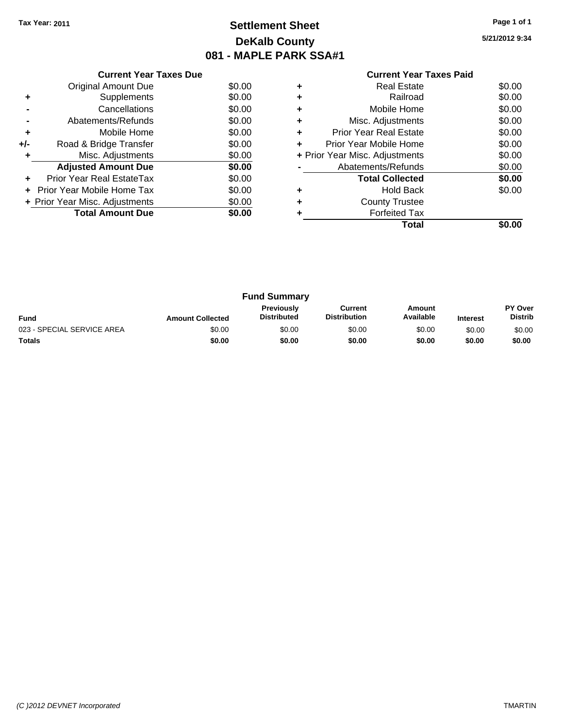Tax Year: 2011

# Settlement Sheet
## DeKalb County
## 081 - MAPLE PARK SSA#1

5/21/2012 9:34

| | Current Year Taxes Due | |
|---|---|---|
| | Original Amount Due | $0.00 |
| + | Supplements | $0.00 |
| - | Cancellations | $0.00 |
| - | Abatements/Refunds | $0.00 |
| + | Mobile Home | $0.00 |
| +/- | Road & Bridge Transfer | $0.00 |
| + | Misc. Adjustments | $0.00 |
| | **Adjusted Amount Due** | **$0.00** |
| + | Prior Year Real EstateTax | $0.00 |
| + | Prior Year Mobile Home Tax | $0.00 |
| + | Prior Year Misc. Adjustments | $0.00 |
| | **Total Amount Due** | **$0.00** |

| | Current Year Taxes Paid | |
|---|---|---|
| + | Real Estate | $0.00 |
| + | Railroad | $0.00 |
| + | Mobile Home | $0.00 |
| + | Misc. Adjustments | $0.00 |
| + | Prior Year Real Estate | $0.00 |
| + | Prior Year Mobile Home | $0.00 |
| + | Prior Year Misc. Adjustments | $0.00 |
| - | Abatements/Refunds | $0.00 |
| | **Total Collected** | **$0.00** |
| + | Hold Back | $0.00 |
| + | County Trustee | |
| + | Forfeited Tax | |
| | **Total** | **$0.00** |

### Fund Summary

| Fund | Amount Collected | Previously Distributed | Current Distribution | Amount Available | Interest | PY Over Distrib |
|---|---|---|---|---|---|---|
| 023 - SPECIAL SERVICE AREA | $0.00 | $0.00 | $0.00 | $0.00 | $0.00 | $0.00 |
| **Totals** | **$0.00** | **$0.00** | **$0.00** | **$0.00** | **$0.00** | **$0.00** |

*(C )2012 DEVNET Incorporated* TMARTIN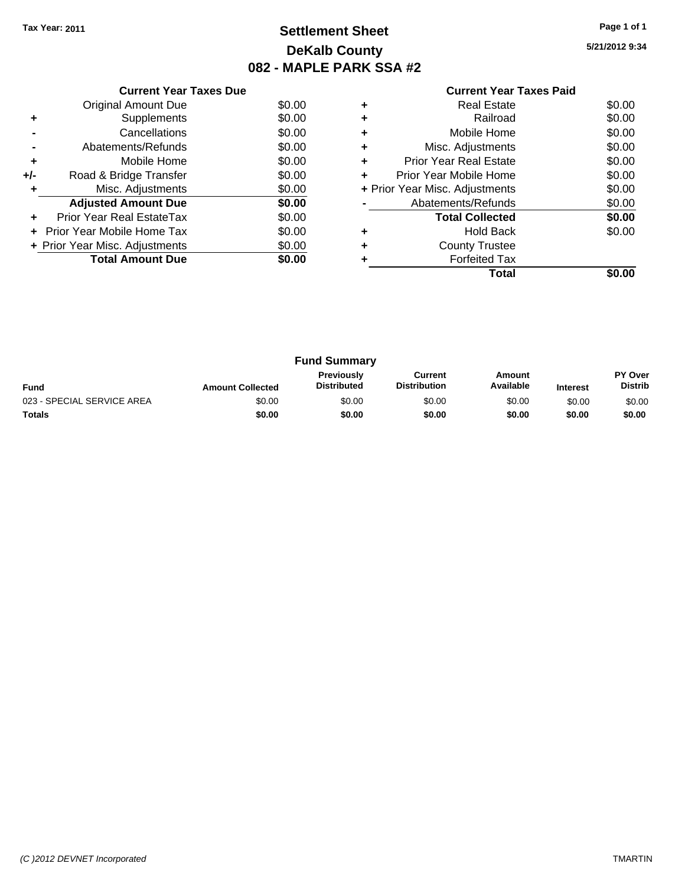**Tax Year: 2011**

# Settlement Sheet
## DeKalb County
## 082 - MAPLE PARK SSA #2

5/21/2012 9:34

| | Current Year Taxes Due | |
|---|---|---|
| | Original Amount Due | $0.00 |
| + | Supplements | $0.00 |
| - | Cancellations | $0.00 |
| - | Abatements/Refunds | $0.00 |
| + | Mobile Home | $0.00 |
| +/- | Road & Bridge Transfer | $0.00 |
| + | Misc. Adjustments | $0.00 |
| | **Adjusted Amount Due** | **$0.00** |
| + | Prior Year Real EstateTax | $0.00 |
| + | Prior Year Mobile Home Tax | $0.00 |
| + | Prior Year Misc. Adjustments | $0.00 |
| | **Total Amount Due** | **$0.00** |

| | Current Year Taxes Paid | |
|---|---|---|
| + | Real Estate | $0.00 |
| + | Railroad | $0.00 |
| + | Mobile Home | $0.00 |
| + | Misc. Adjustments | $0.00 |
| + | Prior Year Real Estate | $0.00 |
| + | Prior Year Mobile Home | $0.00 |
| + | Prior Year Misc. Adjustments | $0.00 |
| - | Abatements/Refunds | $0.00 |
| | **Total Collected** | **$0.00** |
| + | Hold Back | $0.00 |
| + | County Trustee | |
| + | Forfeited Tax | |
| | **Total** | **$0.00** |

### Fund Summary

| Fund | Amount Collected | Previously Distributed | Current Distribution | Amount Available | Interest | PY Over Distrib |
|---|---|---|---|---|---|---|
| 023 - SPECIAL SERVICE AREA | $0.00 | $0.00 | $0.00 | $0.00 | $0.00 | $0.00 |
| **Totals** | **$0.00** | **$0.00** | **$0.00** | **$0.00** | **$0.00** | **$0.00** |

*(C )2012 DEVNET Incorporated* TMARTIN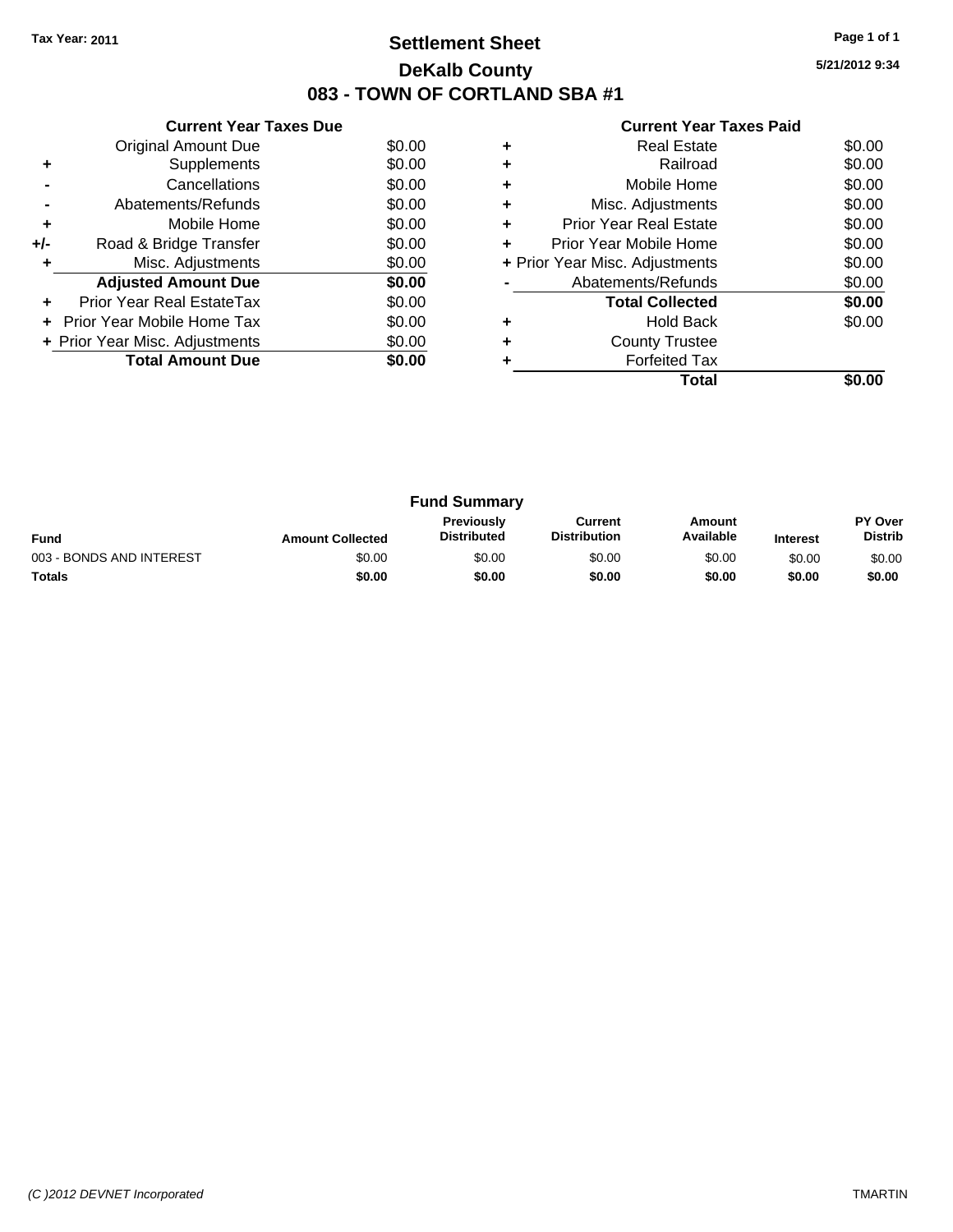Tax Year: 2011

# Settlement Sheet

## DeKalb County

## 083 - TOWN OF CORTLAND SBA #1

5/21/2012 9:34

### Current Year Taxes Due

| | | |
|---|---|---|
| | Original Amount Due | $0.00 |
| + | Supplements | $0.00 |
| - | Cancellations | $0.00 |
| - | Abatements/Refunds | $0.00 |
| + | Mobile Home | $0.00 |
| +/- | Road & Bridge Transfer | $0.00 |
| + | Misc. Adjustments | $0.00 |
| | **Adjusted Amount Due** | **$0.00** |
| + | Prior Year Real EstateTax | $0.00 |
| + | Prior Year Mobile Home Tax | $0.00 |
| + | Prior Year Misc. Adjustments | $0.00 |
| | **Total Amount Due** | **$0.00** |

### Current Year Taxes Paid

| | | |
|---|---|---|
| + | Real Estate | $0.00 |
| + | Railroad | $0.00 |
| + | Mobile Home | $0.00 |
| + | Misc. Adjustments | $0.00 |
| + | Prior Year Real Estate | $0.00 |
| + | Prior Year Mobile Home | $0.00 |
| + | Prior Year Misc. Adjustments | $0.00 |
| - | Abatements/Refunds | $0.00 |
| | **Total Collected** | **$0.00** |
| + | Hold Back | $0.00 |
| + | County Trustee | |
| + | Forfeited Tax | |
| | **Total** | **$0.00** |

### Fund Summary

| Fund | Amount Collected | Previously Distributed | Current Distribution | Amount Available | Interest | PY Over Distrib |
|---|---|---|---|---|---|---|
| 003 - BONDS AND INTEREST | $0.00 | $0.00 | $0.00 | $0.00 | $0.00 | $0.00 |
| **Totals** | **$0.00** | **$0.00** | **$0.00** | **$0.00** | **$0.00** | **$0.00** |

(C )2012 DEVNET Incorporated TMARTIN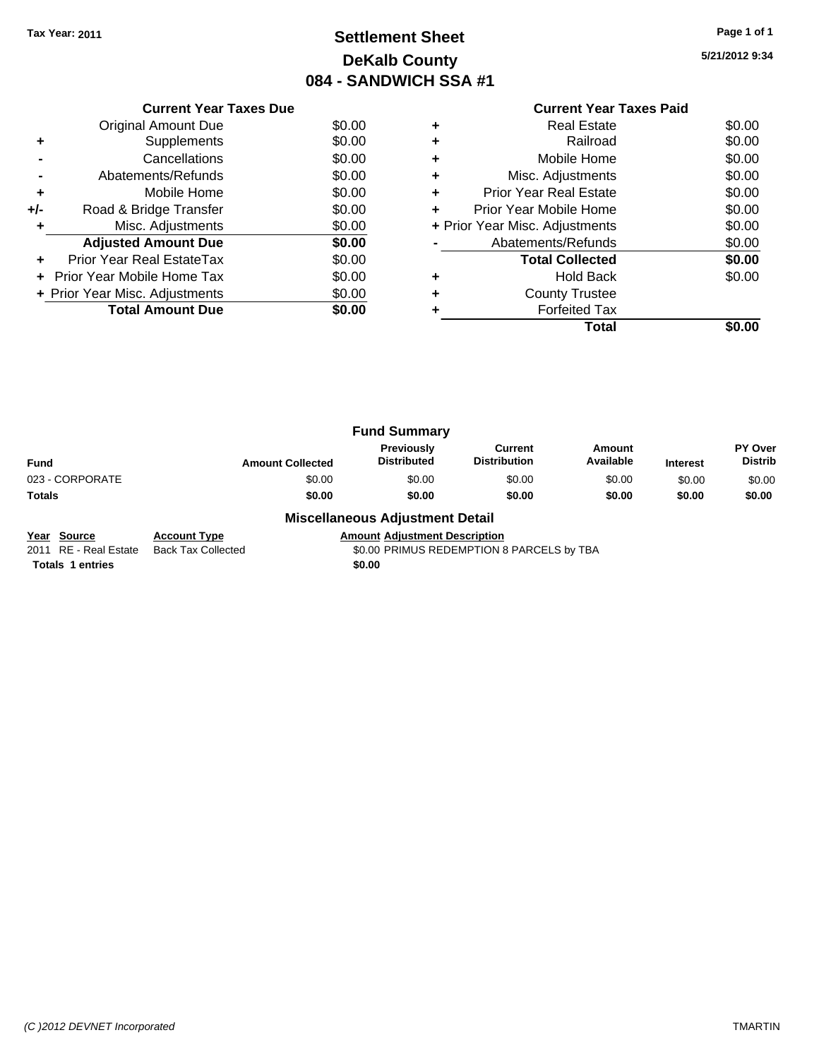**Tax Year: 2011**

# Settlement Sheet
## DeKalb County
## 084 - SANDWICH SSA #1

**5/21/2012 9:34**

### Current Year Taxes Due

| | | |
|---|---|---|
| | Original Amount Due | $0.00 |
| + | Supplements | $0.00 |
| - | Cancellations | $0.00 |
| - | Abatements/Refunds | $0.00 |
| + | Mobile Home | $0.00 |
| +/- | Road & Bridge Transfer | $0.00 |
| + | Misc. Adjustments | $0.00 |
| | **Adjusted Amount Due** | **$0.00** |
| + | Prior Year Real EstateTax | $0.00 |
| + | Prior Year Mobile Home Tax | $0.00 |
| + | Prior Year Misc. Adjustments | $0.00 |
| | **Total Amount Due** | **$0.00** |

### Current Year Taxes Paid

| | | |
|---|---|---|
| + | Real Estate | $0.00 |
| + | Railroad | $0.00 |
| + | Mobile Home | $0.00 |
| + | Misc. Adjustments | $0.00 |
| + | Prior Year Real Estate | $0.00 |
| + | Prior Year Mobile Home | $0.00 |
| + | Prior Year Misc. Adjustments | $0.00 |
| - | Abatements/Refunds | $0.00 |
| | **Total Collected** | **$0.00** |
| + | Hold Back | $0.00 |
| + | County Trustee | |
| + | Forfeited Tax | |
| | **Total** | **$0.00** |

### Fund Summary

| Fund | Amount Collected | Previously Distributed | Current Distribution | Amount Available | Interest | PY Over Distrib |
|---|---|---|---|---|---|---|
| 023 - CORPORATE | $0.00 | $0.00 | $0.00 | $0.00 | $0.00 | $0.00 |
| **Totals** | **$0.00** | **$0.00** | **$0.00** | **$0.00** | **$0.00** | **$0.00** |

### Miscellaneous Adjustment Detail

| Year | Source | Account Type | Amount | Adjustment Description |
|---|---|---|---|---|
| 2011 | RE - Real Estate | Back Tax Collected | $0.00 | PRIMUS REDEMPTION 8 PARCELS by TBA |
| **Totals** | **1 entries** | | **$0.00** | |

*(C )2012 DEVNET Incorporated* TMARTIN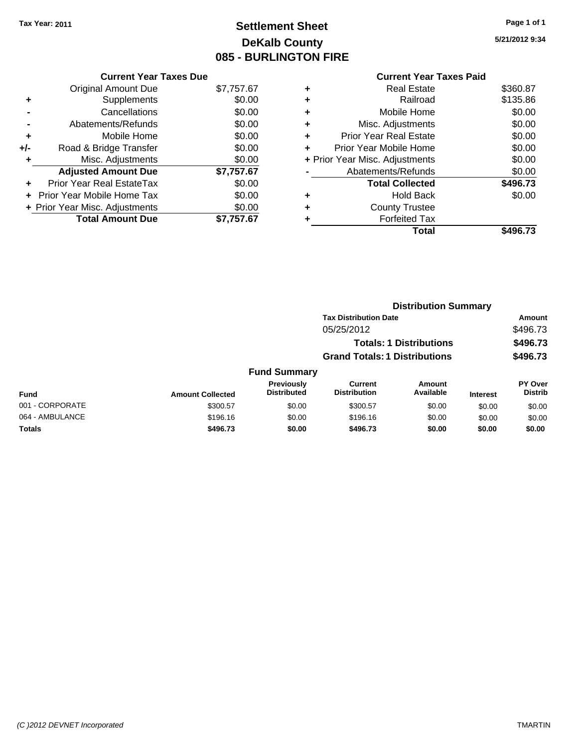Tax Year: 2011

# Settlement Sheet
## DeKalb County
## 085 - BURLINGTON FIRE

5/21/2012 9:34

### Current Year Taxes Due

| | | |
|---|---|---|
| | Original Amount Due | $7,757.67 |
| + | Supplements | $0.00 |
| - | Cancellations | $0.00 |
| - | Abatements/Refunds | $0.00 |
| + | Mobile Home | $0.00 |
| +/- | Road & Bridge Transfer | $0.00 |
| + | Misc. Adjustments | $0.00 |
| | **Adjusted Amount Due** | **$7,757.67** |
| + | Prior Year Real EstateTax | $0.00 |
| + | Prior Year Mobile Home Tax | $0.00 |
| + | Prior Year Misc. Adjustments | $0.00 |
| | **Total Amount Due** | **$7,757.67** |

### Current Year Taxes Paid

| | | |
|---|---|---|
| + | Real Estate | $360.87 |
| + | Railroad | $135.86 |
| + | Mobile Home | $0.00 |
| + | Misc. Adjustments | $0.00 |
| + | Prior Year Real Estate | $0.00 |
| + | Prior Year Mobile Home | $0.00 |
| + | Prior Year Misc. Adjustments | $0.00 |
| - | Abatements/Refunds | $0.00 |
| | **Total Collected** | **$496.73** |
| + | Hold Back | $0.00 |
| + | County Trustee | |
| + | Forfeited Tax | |
| | **Total** | **$496.73** |

### Distribution Summary

| Tax Distribution Date | Amount |
|---|---|
| 05/25/2012 | $496.73 |
| **Totals: 1 Distributions** | **$496.73** |
| **Grand Totals: 1 Distributions** | **$496.73** |

### Fund Summary

| Fund | Amount Collected | Previously Distributed | Current Distribution | Amount Available | Interest | PY Over Distrib |
|---|---|---|---|---|---|---|
| 001 - CORPORATE | $300.57 | $0.00 | $300.57 | $0.00 | $0.00 | $0.00 |
| 064 - AMBULANCE | $196.16 | $0.00 | $196.16 | $0.00 | $0.00 | $0.00 |
| **Totals** | **$496.73** | **$0.00** | **$496.73** | **$0.00** | **$0.00** | **$0.00** |

(C )2012 DEVNET Incorporated TMARTIN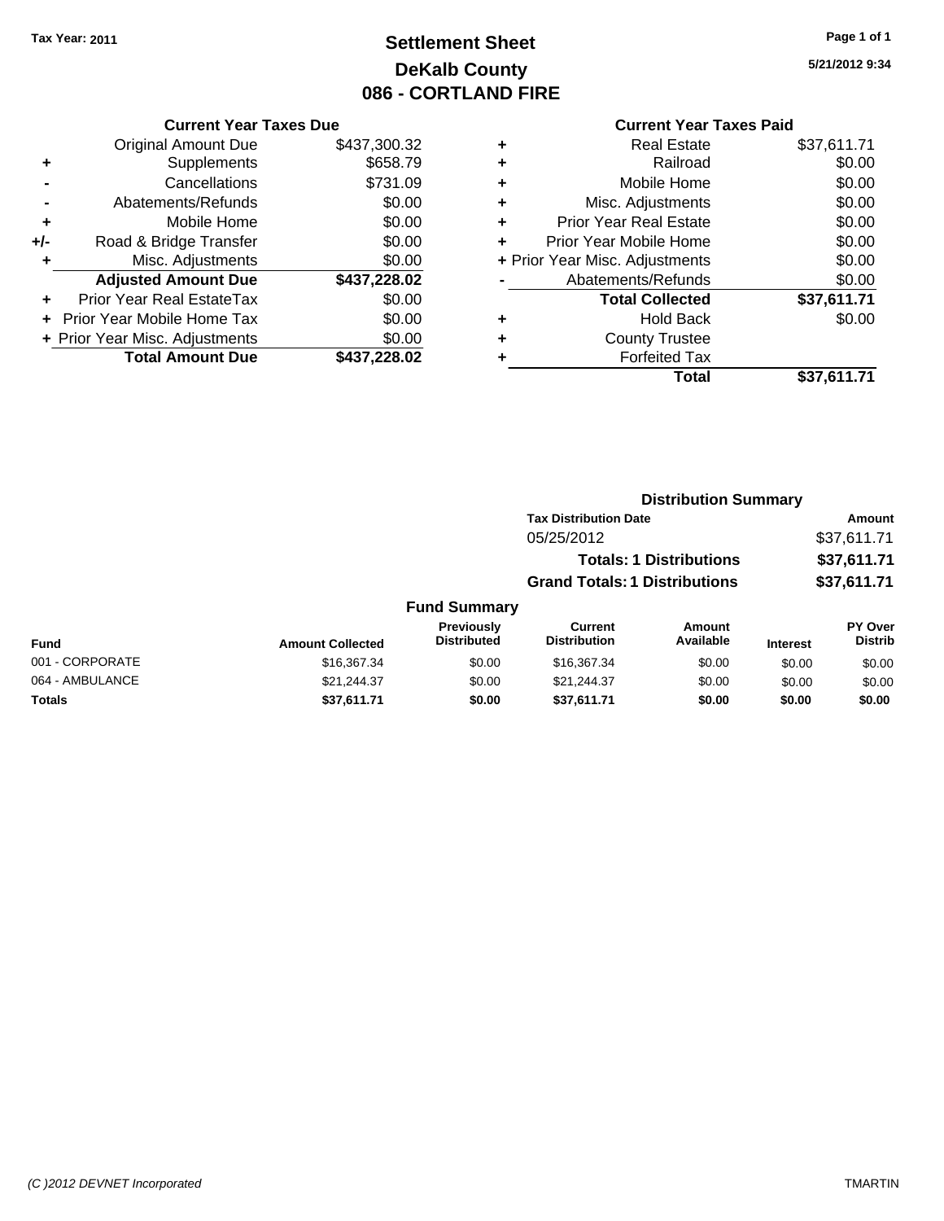Tax Year: 2011

# Settlement Sheet
## DeKalb County
## 086 - CORTLAND FIRE

5/21/2012 9:34

**Current Year Taxes Due**

| | | |
|---|---|---|
| | Original Amount Due | $437,300.32 |
| + | Supplements | $658.79 |
| - | Cancellations | $731.09 |
| - | Abatements/Refunds | $0.00 |
| + | Mobile Home | $0.00 |
| +/- | Road & Bridge Transfer | $0.00 |
| + | Misc. Adjustments | $0.00 |
| | **Adjusted Amount Due** | **$437,228.02** |
| + | Prior Year Real EstateTax | $0.00 |
| + | Prior Year Mobile Home Tax | $0.00 |
| + | Prior Year Misc. Adjustments | $0.00 |
| | **Total Amount Due** | **$437,228.02** |

**Current Year Taxes Paid**

| | | |
|---|---|---|
| + | Real Estate | $37,611.71 |
| + | Railroad | $0.00 |
| + | Mobile Home | $0.00 |
| + | Misc. Adjustments | $0.00 |
| + | Prior Year Real Estate | $0.00 |
| + | Prior Year Mobile Home | $0.00 |
| + | Prior Year Misc. Adjustments | $0.00 |
| - | Abatements/Refunds | $0.00 |
| | **Total Collected** | **$37,611.71** |
| + | Hold Back | $0.00 |
| + | County Trustee | |
| + | Forfeited Tax | |
| | **Total** | **$37,611.71** |

**Distribution Summary**

| Tax Distribution Date | Amount |
|---|---|
| 05/25/2012 | $37,611.71 |
| **Totals: 1 Distributions** | **$37,611.71** |
| **Grand Totals: 1 Distributions** | **$37,611.71** |

**Fund Summary**

| Fund | Amount Collected | Previously Distributed | Current Distribution | Amount Available | Interest | PY Over Distrib |
|---|---|---|---|---|---|---|
| 001 - CORPORATE | $16,367.34 | $0.00 | $16,367.34 | $0.00 | $0.00 | $0.00 |
| 064 - AMBULANCE | $21,244.37 | $0.00 | $21,244.37 | $0.00 | $0.00 | $0.00 |
| **Totals** | **$37,611.71** | **$0.00** | **$37,611.71** | **$0.00** | **$0.00** | **$0.00** |

(C )2012 DEVNET Incorporated TMARTIN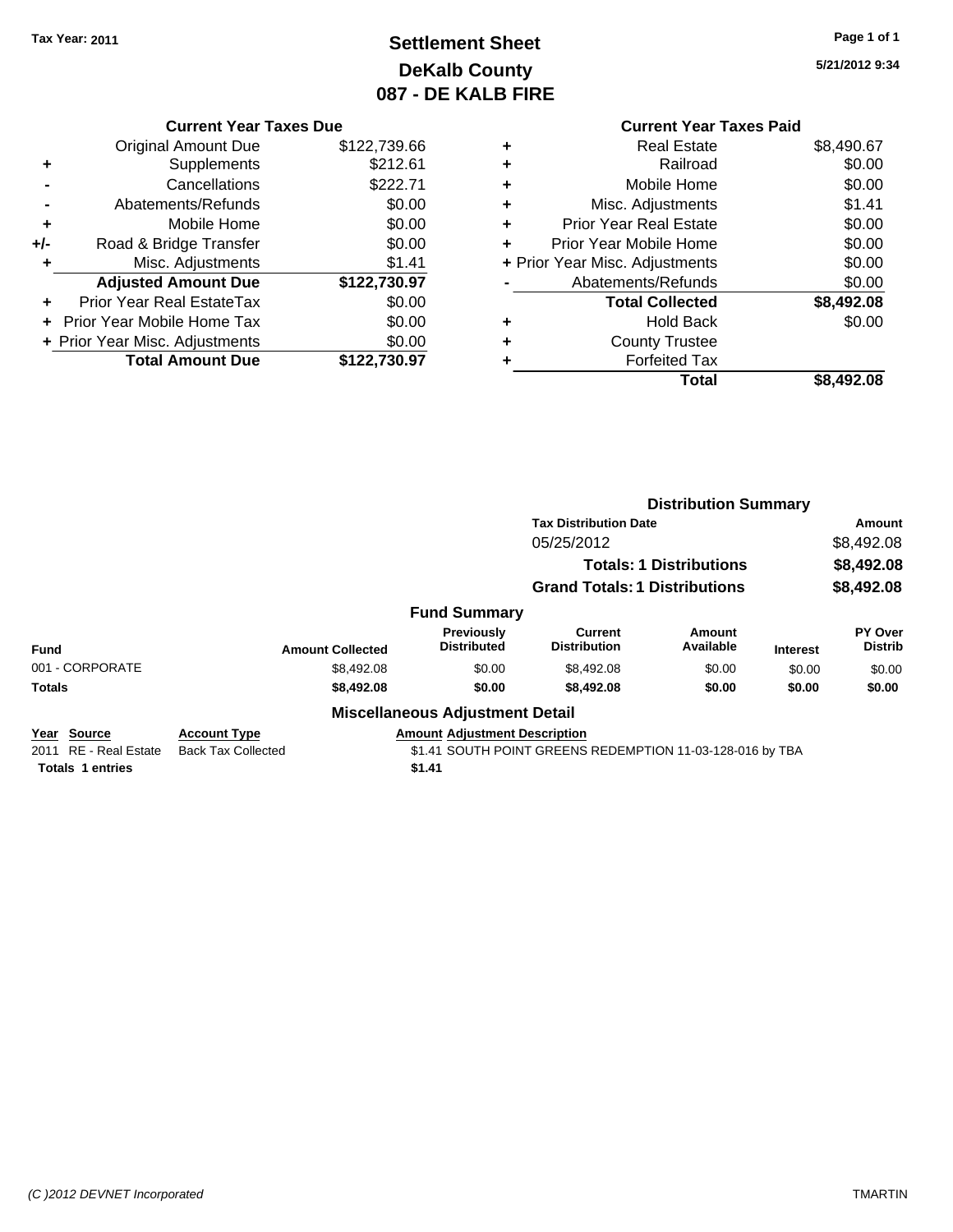**Tax Year: 2011**

# Settlement Sheet
## DeKalb County
## 087 - DE KALB FIRE

5/21/2012 9:34

### Current Year Taxes Due

| | | |
|---|---|---|
| | Original Amount Due | $122,739.66 |
| + | Supplements | $212.61 |
| - | Cancellations | $222.71 |
| - | Abatements/Refunds | $0.00 |
| + | Mobile Home | $0.00 |
| +/- | Road & Bridge Transfer | $0.00 |
| + | Misc. Adjustments | $1.41 |
| | **Adjusted Amount Due** | **$122,730.97** |
| + | Prior Year Real EstateTax | $0.00 |
| + | Prior Year Mobile Home Tax | $0.00 |
| + | Prior Year Misc. Adjustments | $0.00 |
| | **Total Amount Due** | **$122,730.97** |

### Current Year Taxes Paid

| | | |
|---|---|---|
| + | Real Estate | $8,490.67 |
| + | Railroad | $0.00 |
| + | Mobile Home | $0.00 |
| + | Misc. Adjustments | $1.41 |
| + | Prior Year Real Estate | $0.00 |
| + | Prior Year Mobile Home | $0.00 |
| + | Prior Year Misc. Adjustments | $0.00 |
| - | Abatements/Refunds | $0.00 |
| | **Total Collected** | **$8,492.08** |
| + | Hold Back | $0.00 |
| + | County Trustee | |
| + | Forfeited Tax | |
| | **Total** | **$8,492.08** |

### Distribution Summary

| Tax Distribution Date | Amount |
|---|---|
| 05/25/2012 | $8,492.08 |
| **Totals: 1 Distributions** | **$8,492.08** |
| **Grand Totals: 1 Distributions** | **$8,492.08** |

### Fund Summary

| Fund | Amount Collected | Previously Distributed | Current Distribution | Amount Available | Interest | PY Over Distrib |
|---|---|---|---|---|---|---|
| 001 - CORPORATE | $8,492.08 | $0.00 | $8,492.08 | $0.00 | $0.00 | $0.00 |
| **Totals** | **$8,492.08** | **$0.00** | **$8,492.08** | **$0.00** | **$0.00** | **$0.00** |

### Miscellaneous Adjustment Detail

| Year | Source | Account Type | Amount | Adjustment Description |
|---|---|---|---|---|
| 2011 | RE - Real Estate | Back Tax Collected | $1.41 | SOUTH POINT GREENS REDEMPTION 11-03-128-016 by TBA |
| **Totals 1 entries** | | | **$1.41** | |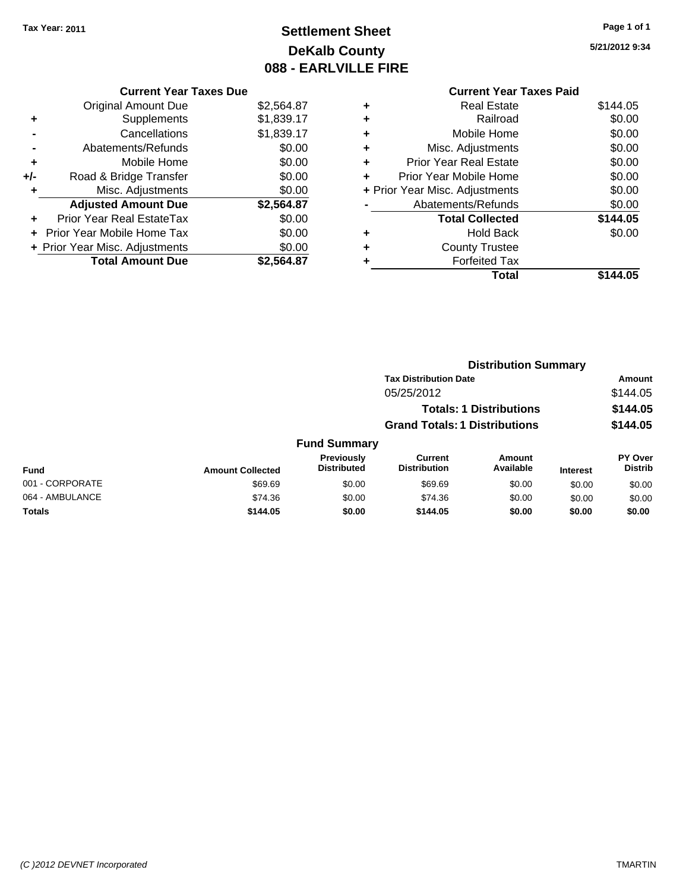Tax Year: 2011

# Settlement Sheet
## DeKalb County
## 088 - EARLVILLE FIRE

5/21/2012 9:34

### Current Year Taxes Due

| | | |
|---|---|---|
| | Original Amount Due | $2,564.87 |
| + | Supplements | $1,839.17 |
| - | Cancellations | $1,839.17 |
| - | Abatements/Refunds | $0.00 |
| + | Mobile Home | $0.00 |
| +/- | Road & Bridge Transfer | $0.00 |
| + | Misc. Adjustments | $0.00 |
| | **Adjusted Amount Due** | **$2,564.87** |
| + | Prior Year Real EstateTax | $0.00 |
| + | Prior Year Mobile Home Tax | $0.00 |
| + | Prior Year Misc. Adjustments | $0.00 |
| | **Total Amount Due** | **$2,564.87** |

### Current Year Taxes Paid

| | | |
|---|---|---|
| + | Real Estate | $144.05 |
| + | Railroad | $0.00 |
| + | Mobile Home | $0.00 |
| + | Misc. Adjustments | $0.00 |
| + | Prior Year Real Estate | $0.00 |
| + | Prior Year Mobile Home | $0.00 |
| + | Prior Year Misc. Adjustments | $0.00 |
| - | Abatements/Refunds | $0.00 |
| | **Total Collected** | **$144.05** |
| + | Hold Back | $0.00 |
| + | County Trustee | |
| + | Forfeited Tax | |
| | **Total** | **$144.05** |

### Distribution Summary

| Tax Distribution Date | Amount |
|---|---|
| 05/25/2012 | $144.05 |
| **Totals: 1 Distributions** | **$144.05** |
| **Grand Totals: 1 Distributions** | **$144.05** |

### Fund Summary

| Fund | Amount Collected | Previously Distributed | Current Distribution | Amount Available | Interest | PY Over Distrib |
|---|---|---|---|---|---|---|
| 001 - CORPORATE | $69.69 | $0.00 | $69.69 | $0.00 | $0.00 | $0.00 |
| 064 - AMBULANCE | $74.36 | $0.00 | $74.36 | $0.00 | $0.00 | $0.00 |
| **Totals** | **$144.05** | **$0.00** | **$144.05** | **$0.00** | **$0.00** | **$0.00** |

(C )2012 DEVNET Incorporated TMARTIN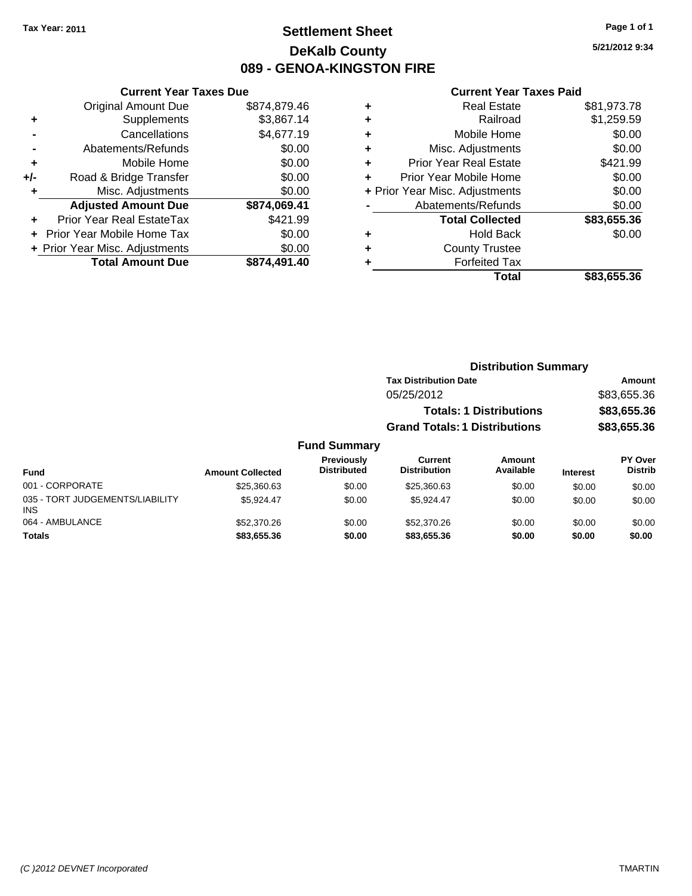Tax Year: 2011

# Settlement Sheet
## DeKalb County
## 089 - GENOA-KINGSTON FIRE

5/21/2012 9:34

### Current Year Taxes Due

| | | |
|---|---|---|
| | Original Amount Due | $874,879.46 |
| + | Supplements | $3,867.14 |
| - | Cancellations | $4,677.19 |
| - | Abatements/Refunds | $0.00 |
| + | Mobile Home | $0.00 |
| +/- | Road & Bridge Transfer | $0.00 |
| + | Misc. Adjustments | $0.00 |
| | **Adjusted Amount Due** | **$874,069.41** |
| + | Prior Year Real EstateTax | $421.99 |
| + | Prior Year Mobile Home Tax | $0.00 |
| + | Prior Year Misc. Adjustments | $0.00 |
| | **Total Amount Due** | **$874,491.40** |

### Current Year Taxes Paid

| | | |
|---|---|---|
| + | Real Estate | $81,973.78 |
| + | Railroad | $1,259.59 |
| + | Mobile Home | $0.00 |
| + | Misc. Adjustments | $0.00 |
| + | Prior Year Real Estate | $421.99 |
| + | Prior Year Mobile Home | $0.00 |
| + | Prior Year Misc. Adjustments | $0.00 |
| - | Abatements/Refunds | $0.00 |
| | **Total Collected** | **$83,655.36** |
| + | Hold Back | $0.00 |
| + | County Trustee | |
| + | Forfeited Tax | |
| | **Total** | **$83,655.36** |

### Distribution Summary

| Tax Distribution Date | Amount |
|---|---|
| 05/25/2012 | $83,655.36 |
| **Totals: 1 Distributions** | **$83,655.36** |
| **Grand Totals: 1 Distributions** | **$83,655.36** |

### Fund Summary

| Fund | Amount Collected | Previously Distributed | Current Distribution | Amount Available | Interest | PY Over Distrib |
|---|---|---|---|---|---|---|
| 001 - CORPORATE | $25,360.63 | $0.00 | $25,360.63 | $0.00 | $0.00 | $0.00 |
| 035 - TORT JUDGEMENTS/LIABILITY INS | $5,924.47 | $0.00 | $5,924.47 | $0.00 | $0.00 | $0.00 |
| 064 - AMBULANCE | $52,370.26 | $0.00 | $52,370.26 | $0.00 | $0.00 | $0.00 |
| **Totals** | **$83,655.36** | **$0.00** | **$83,655.36** | **$0.00** | **$0.00** | **$0.00** |

(C )2012 DEVNET Incorporated TMARTIN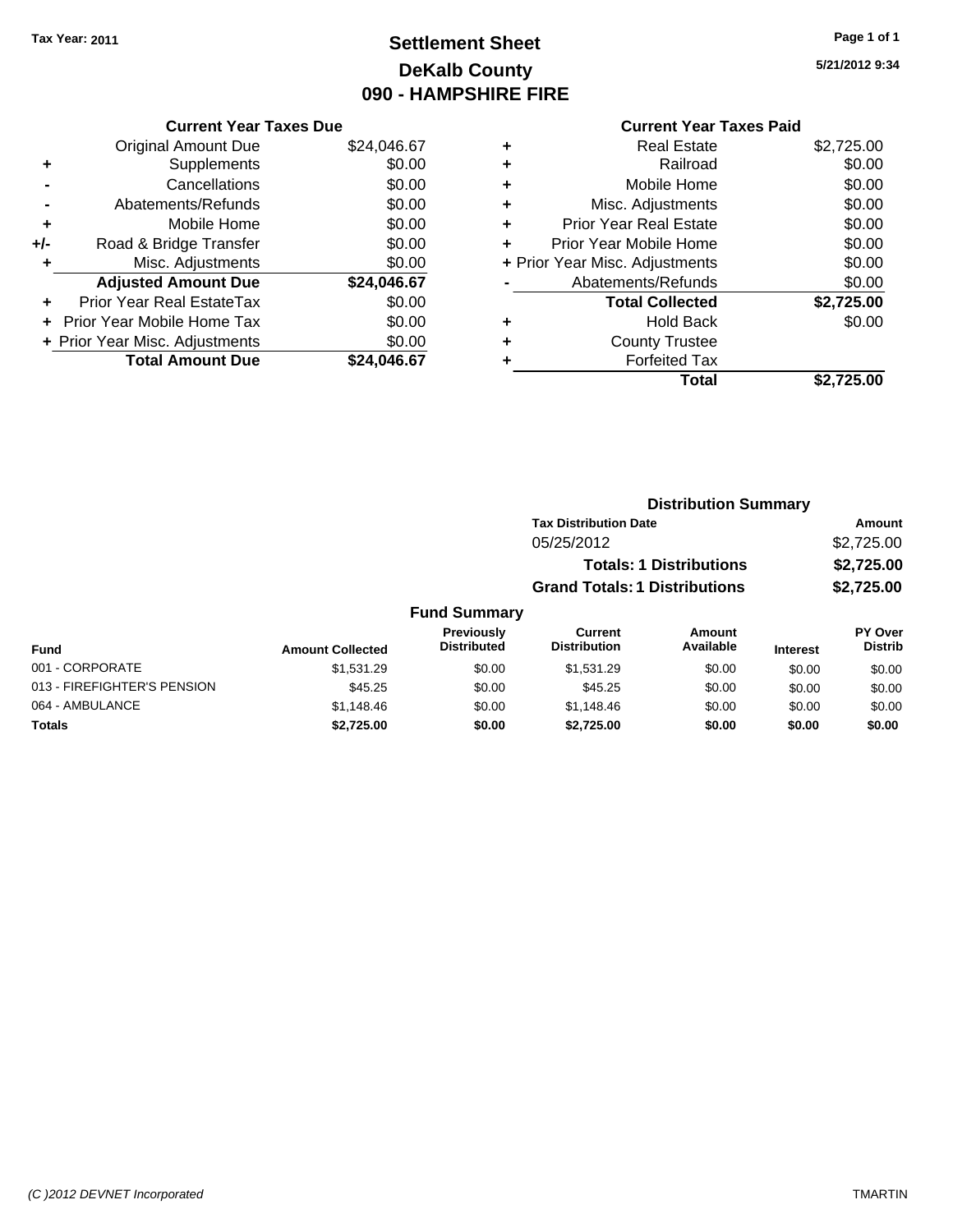Tax Year: 2011

# Settlement Sheet
## DeKalb County
## 090 - HAMPSHIRE FIRE

5/21/2012 9:34

### Current Year Taxes Due

| | | |
|---|---|---|
| | Original Amount Due | $24,046.67 |
| + | Supplements | $0.00 |
| - | Cancellations | $0.00 |
| - | Abatements/Refunds | $0.00 |
| + | Mobile Home | $0.00 |
| +/- | Road & Bridge Transfer | $0.00 |
| + | Misc. Adjustments | $0.00 |
| | **Adjusted Amount Due** | **$24,046.67** |
| + | Prior Year Real EstateTax | $0.00 |
| + | Prior Year Mobile Home Tax | $0.00 |
| + | Prior Year Misc. Adjustments | $0.00 |
| | **Total Amount Due** | **$24,046.67** |

### Current Year Taxes Paid

| | | |
|---|---|---|
| + | Real Estate | $2,725.00 |
| + | Railroad | $0.00 |
| + | Mobile Home | $0.00 |
| + | Misc. Adjustments | $0.00 |
| + | Prior Year Real Estate | $0.00 |
| + | Prior Year Mobile Home | $0.00 |
| + | Prior Year Misc. Adjustments | $0.00 |
| - | Abatements/Refunds | $0.00 |
| | **Total Collected** | **$2,725.00** |
| + | Hold Back | $0.00 |
| + | County Trustee | |
| + | Forfeited Tax | |
| | **Total** | **$2,725.00** |

### Distribution Summary

| Tax Distribution Date | Amount |
|---|---|
| 05/25/2012 | $2,725.00 |
| **Totals: 1 Distributions** | **$2,725.00** |
| **Grand Totals: 1 Distributions** | **$2,725.00** |

### Fund Summary

| Fund | Amount Collected | Previously Distributed | Current Distribution | Amount Available | Interest | PY Over Distrib |
|---|---|---|---|---|---|---|
| 001 - CORPORATE | $1,531.29 | $0.00 | $1,531.29 | $0.00 | $0.00 | $0.00 |
| 013 - FIREFIGHTER'S PENSION | $45.25 | $0.00 | $45.25 | $0.00 | $0.00 | $0.00 |
| 064 - AMBULANCE | $1,148.46 | $0.00 | $1,148.46 | $0.00 | $0.00 | $0.00 |
| **Totals** | **$2,725.00** | **$0.00** | **$2,725.00** | **$0.00** | **$0.00** | **$0.00** |

(C )2012 DEVNET Incorporated TMARTIN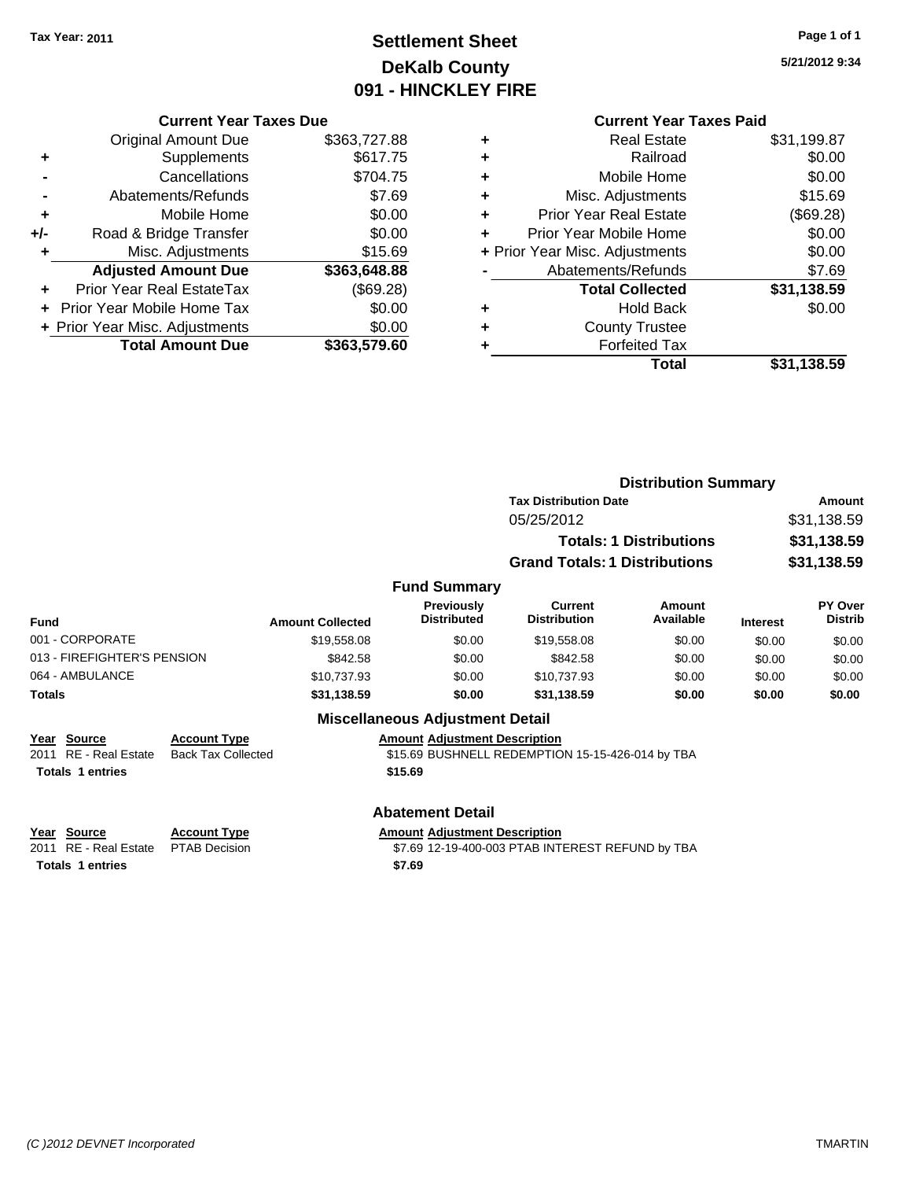**Tax Year: 2011**

# Settlement Sheet
## DeKalb County
## 091 - HINCKLEY FIRE

5/21/2012 9:34

### Current Year Taxes Due

| | | |
|---|---|---|
| | Original Amount Due | $363,727.88 |
| + | Supplements | $617.75 |
| - | Cancellations | $704.75 |
| - | Abatements/Refunds | $7.69 |
| + | Mobile Home | $0.00 |
| +/- | Road & Bridge Transfer | $0.00 |
| + | Misc. Adjustments | $15.69 |
| | **Adjusted Amount Due** | **$363,648.88** |
| + | Prior Year Real EstateTax | ($69.28) |
| + | Prior Year Mobile Home Tax | $0.00 |
| + | Prior Year Misc. Adjustments | $0.00 |
| | **Total Amount Due** | **$363,579.60** |

### Current Year Taxes Paid

| | | |
|---|---|---|
| + | Real Estate | $31,199.87 |
| + | Railroad | $0.00 |
| + | Mobile Home | $0.00 |
| + | Misc. Adjustments | $15.69 |
| + | Prior Year Real Estate | ($69.28) |
| + | Prior Year Mobile Home | $0.00 |
| + | Prior Year Misc. Adjustments | $0.00 |
| - | Abatements/Refunds | $7.69 |
| | **Total Collected** | **$31,138.59** |
| + | Hold Back | $0.00 |
| + | County Trustee | |
| + | Forfeited Tax | |
| | **Total** | **$31,138.59** |

### Distribution Summary

| Tax Distribution Date | Amount |
|---|---|
| 05/25/2012 | $31,138.59 |
| **Totals: 1 Distributions** | **$31,138.59** |
| **Grand Totals: 1 Distributions** | **$31,138.59** |

### Fund Summary

| Fund | Amount Collected | Previously Distributed | Current Distribution | Amount Available | Interest | PY Over Distrib |
|---|---|---|---|---|---|---|
| 001 - CORPORATE | $19,558.08 | $0.00 | $19,558.08 | $0.00 | $0.00 | $0.00 |
| 013 - FIREFIGHTER'S PENSION | $842.58 | $0.00 | $842.58 | $0.00 | $0.00 | $0.00 |
| 064 - AMBULANCE | $10,737.93 | $0.00 | $10,737.93 | $0.00 | $0.00 | $0.00 |
| **Totals** | **$31,138.59** | **$0.00** | **$31,138.59** | **$0.00** | **$0.00** | **$0.00** |

### Miscellaneous Adjustment Detail

| Year | Source | Account Type | Amount | Adjustment Description |
|---|---|---|---|---|
| 2011 | RE - Real Estate | Back Tax Collected | $15.69 | BUSHNELL REDEMPTION 15-15-426-014 by TBA |
| **Totals** | **1 entries** | | **$15.69** | |

### Abatement Detail

| Year | Source | Account Type | Amount | Adjustment Description |
|---|---|---|---|---|
| 2011 | RE - Real Estate | PTAB Decision | $7.69 | 12-19-400-003 PTAB INTEREST REFUND by TBA |
| **Totals** | **1 entries** | | **$7.69** | |

*(C )2012 DEVNET Incorporated* TMARTIN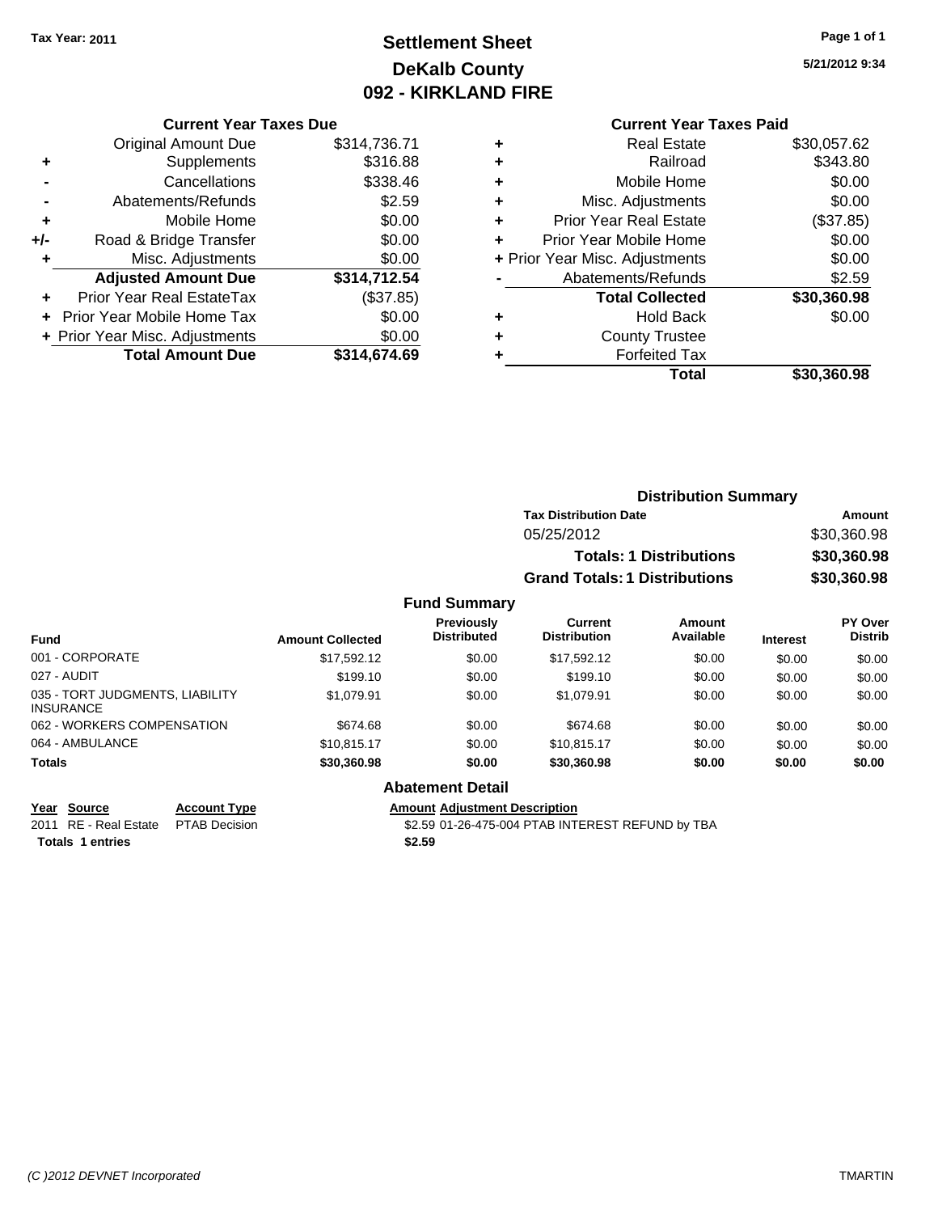**Tax Year: 2011**

# Settlement Sheet
## DeKalb County
## 092 - KIRKLAND FIRE

5/21/2012 9:34

### Current Year Taxes Due

| | | |
|---|---|---|
| | Original Amount Due | $314,736.71 |
| + | Supplements | $316.88 |
| - | Cancellations | $338.46 |
| - | Abatements/Refunds | $2.59 |
| + | Mobile Home | $0.00 |
| +/- | Road & Bridge Transfer | $0.00 |
| + | Misc. Adjustments | $0.00 |
| | **Adjusted Amount Due** | **$314,712.54** |
| + | Prior Year Real EstateTax | ($37.85) |
| + | Prior Year Mobile Home Tax | $0.00 |
| + | Prior Year Misc. Adjustments | $0.00 |
| | **Total Amount Due** | **$314,674.69** |

### Current Year Taxes Paid

| | | |
|---|---|---|
| + | Real Estate | $30,057.62 |
| + | Railroad | $343.80 |
| + | Mobile Home | $0.00 |
| + | Misc. Adjustments | $0.00 |
| + | Prior Year Real Estate | ($37.85) |
| + | Prior Year Mobile Home | $0.00 |
| + | Prior Year Misc. Adjustments | $0.00 |
| - | Abatements/Refunds | $2.59 |
| | **Total Collected** | **$30,360.98** |
| + | Hold Back | $0.00 |
| + | County Trustee | |
| + | Forfeited Tax | |
| | **Total** | **$30,360.98** |

### Distribution Summary

| Tax Distribution Date | | Amount |
|---|---|---|
| 05/25/2012 | | $30,360.98 |
| | **Totals: 1 Distributions** | **$30,360.98** |
| | **Grand Totals: 1 Distributions** | **$30,360.98** |

### Fund Summary

| Fund | Amount Collected | Previously Distributed | Current Distribution | Amount Available | Interest | PY Over Distrib |
|---|---|---|---|---|---|---|
| 001 - CORPORATE | $17,592.12 | $0.00 | $17,592.12 | $0.00 | $0.00 | $0.00 |
| 027 - AUDIT | $199.10 | $0.00 | $199.10 | $0.00 | $0.00 | $0.00 |
| 035 - TORT JUDGMENTS, LIABILITY INSURANCE | $1,079.91 | $0.00 | $1,079.91 | $0.00 | $0.00 | $0.00 |
| 062 - WORKERS COMPENSATION | $674.68 | $0.00 | $674.68 | $0.00 | $0.00 | $0.00 |
| 064 - AMBULANCE | $10,815.17 | $0.00 | $10,815.17 | $0.00 | $0.00 | $0.00 |
| **Totals** | **$30,360.98** | **$0.00** | **$30,360.98** | **$0.00** | **$0.00** | **$0.00** |

### Abatement Detail

| Year | Source | Account Type | Amount | Adjustment Description |
|---|---|---|---|---|
| 2011 | RE - Real Estate | PTAB Decision | $2.59 | 01-26-475-004 PTAB INTEREST REFUND by TBA |
| **Totals** | **1 entries** | | **$2.59** | |

(C )2012 DEVNET Incorporated — TMARTIN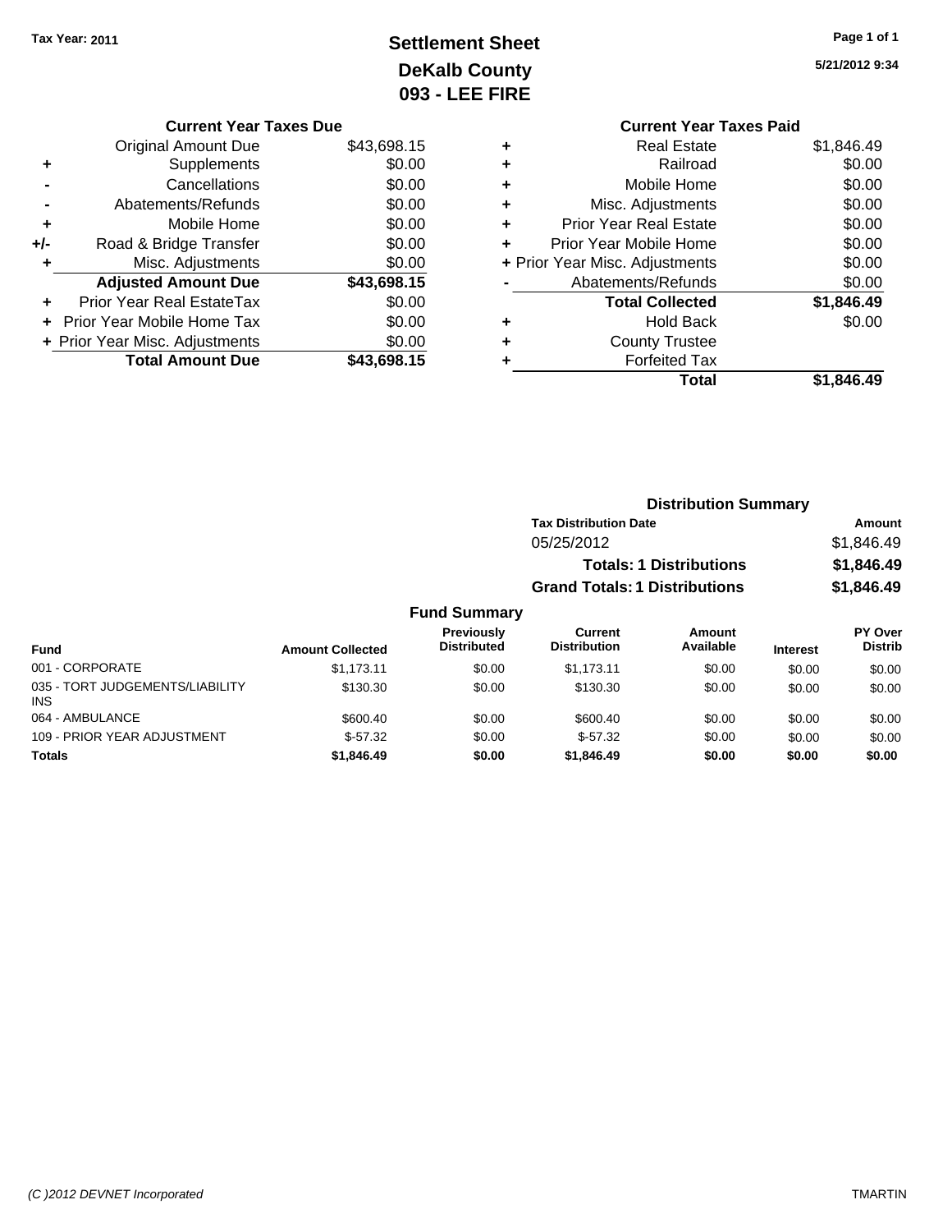Tax Year: 2011

# Settlement Sheet
## DeKalb County
## 093 - LEE FIRE

5/21/2012 9:34

### Current Year Taxes Due

| | | |
|---|---|---|
| | Original Amount Due | $43,698.15 |
| + | Supplements | $0.00 |
| - | Cancellations | $0.00 |
| - | Abatements/Refunds | $0.00 |
| + | Mobile Home | $0.00 |
| +/- | Road & Bridge Transfer | $0.00 |
| + | Misc. Adjustments | $0.00 |
| | **Adjusted Amount Due** | **$43,698.15** |
| + | Prior Year Real EstateTax | $0.00 |
| + | Prior Year Mobile Home Tax | $0.00 |
| + | Prior Year Misc. Adjustments | $0.00 |
| | **Total Amount Due** | **$43,698.15** |

### Current Year Taxes Paid

| | | |
|---|---|---|
| + | Real Estate | $1,846.49 |
| + | Railroad | $0.00 |
| + | Mobile Home | $0.00 |
| + | Misc. Adjustments | $0.00 |
| + | Prior Year Real Estate | $0.00 |
| + | Prior Year Mobile Home | $0.00 |
| + | Prior Year Misc. Adjustments | $0.00 |
| - | Abatements/Refunds | $0.00 |
| | **Total Collected** | **$1,846.49** |
| + | Hold Back | $0.00 |
| + | County Trustee | |
| + | Forfeited Tax | |
| | **Total** | **$1,846.49** |

### Distribution Summary

| Tax Distribution Date | Amount |
|---|---|
| 05/25/2012 | $1,846.49 |
| **Totals: 1 Distributions** | **$1,846.49** |
| **Grand Totals: 1 Distributions** | **$1,846.49** |

### Fund Summary

| Fund | Amount Collected | Previously Distributed | Current Distribution | Amount Available | Interest | PY Over Distrib |
|---|---|---|---|---|---|---|
| 001 - CORPORATE | $1,173.11 | $0.00 | $1,173.11 | $0.00 | $0.00 | $0.00 |
| 035 - TORT JUDGEMENTS/LIABILITY INS | $130.30 | $0.00 | $130.30 | $0.00 | $0.00 | $0.00 |
| 064 - AMBULANCE | $600.40 | $0.00 | $600.40 | $0.00 | $0.00 | $0.00 |
| 109 - PRIOR YEAR ADJUSTMENT | $-57.32 | $0.00 | $-57.32 | $0.00 | $0.00 | $0.00 |
| **Totals** | **$1,846.49** | **$0.00** | **$1,846.49** | **$0.00** | **$0.00** | **$0.00** |

(C )2012 DEVNET Incorporated — TMARTIN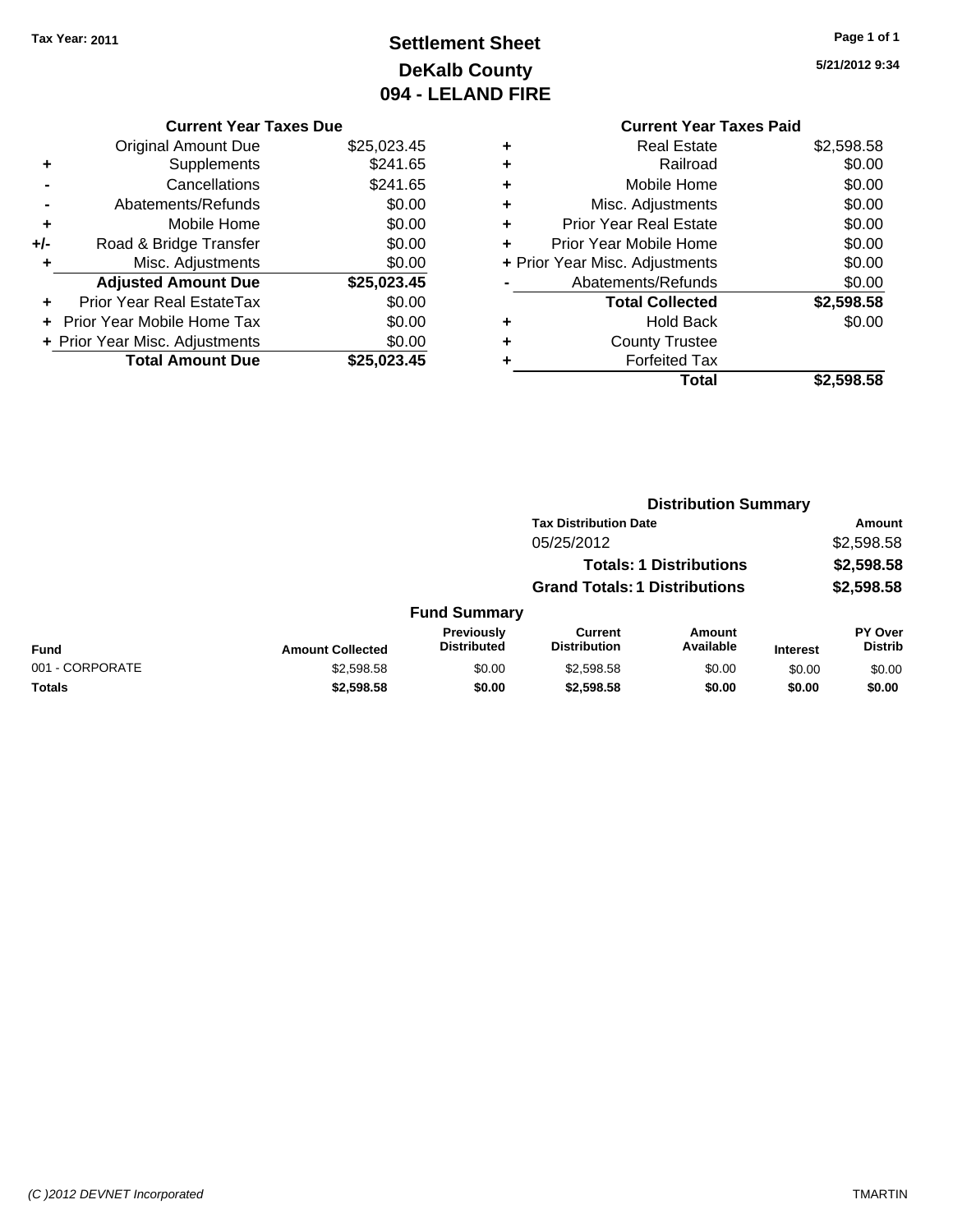Tax Year: 2011

# Settlement Sheet
## DeKalb County
## 094 - LELAND FIRE

5/21/2012 9:34

**Current Year Taxes Due**

| | | |
|---|---|---|
| | Original Amount Due | $25,023.45 |
| + | Supplements | $241.65 |
| - | Cancellations | $241.65 |
| - | Abatements/Refunds | $0.00 |
| + | Mobile Home | $0.00 |
| +/- | Road & Bridge Transfer | $0.00 |
| + | Misc. Adjustments | $0.00 |
| | **Adjusted Amount Due** | **$25,023.45** |
| + | Prior Year Real EstateTax | $0.00 |
| + | Prior Year Mobile Home Tax | $0.00 |
| + | Prior Year Misc. Adjustments | $0.00 |
| | **Total Amount Due** | **$25,023.45** |

**Current Year Taxes Paid**

| | | |
|---|---|---|
| + | Real Estate | $2,598.58 |
| + | Railroad | $0.00 |
| + | Mobile Home | $0.00 |
| + | Misc. Adjustments | $0.00 |
| + | Prior Year Real Estate | $0.00 |
| + | Prior Year Mobile Home | $0.00 |
| + | Prior Year Misc. Adjustments | $0.00 |
| - | Abatements/Refunds | $0.00 |
| | **Total Collected** | **$2,598.58** |
| + | Hold Back | $0.00 |
| + | County Trustee | |
| + | Forfeited Tax | |
| | **Total** | **$2,598.58** |

**Distribution Summary**

| Tax Distribution Date | Amount |
|---|---|
| 05/25/2012 | $2,598.58 |
| **Totals: 1 Distributions** | **$2,598.58** |
| **Grand Totals: 1 Distributions** | **$2,598.58** |

**Fund Summary**

| Fund | Amount Collected | Previously Distributed | Current Distribution | Amount Available | Interest | PY Over Distrib |
|---|---|---|---|---|---|---|
| 001 - CORPORATE | $2,598.58 | $0.00 | $2,598.58 | $0.00 | $0.00 | $0.00 |
| **Totals** | **$2,598.58** | **$0.00** | **$2,598.58** | **$0.00** | **$0.00** | **$0.00** |

(C )2012 DEVNET Incorporated TMARTIN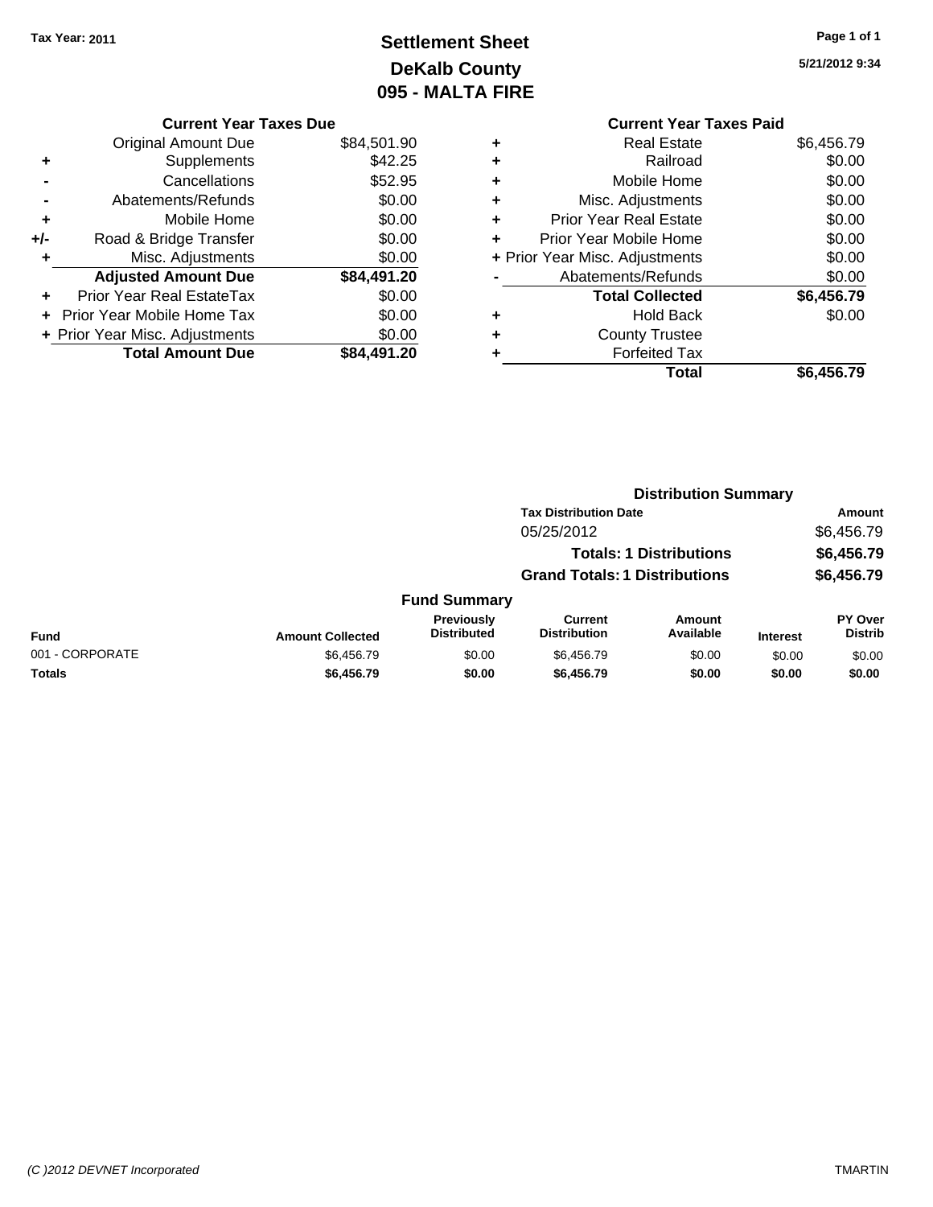Tax Year: 2011

# Settlement Sheet
## DeKalb County
## 095 - MALTA FIRE

5/21/2012 9:34

### Current Year Taxes Due

| | | |
|---|---|---|
| | Original Amount Due | $84,501.90 |
| + | Supplements | $42.25 |
| - | Cancellations | $52.95 |
| - | Abatements/Refunds | $0.00 |
| + | Mobile Home | $0.00 |
| +/- | Road & Bridge Transfer | $0.00 |
| + | Misc. Adjustments | $0.00 |
| | **Adjusted Amount Due** | **$84,491.20** |
| + | Prior Year Real EstateTax | $0.00 |
| + | Prior Year Mobile Home Tax | $0.00 |
| + | Prior Year Misc. Adjustments | $0.00 |
| | **Total Amount Due** | **$84,491.20** |

### Current Year Taxes Paid

| | | |
|---|---|---|
| + | Real Estate | $6,456.79 |
| + | Railroad | $0.00 |
| + | Mobile Home | $0.00 |
| + | Misc. Adjustments | $0.00 |
| + | Prior Year Real Estate | $0.00 |
| + | Prior Year Mobile Home | $0.00 |
| + | Prior Year Misc. Adjustments | $0.00 |
| - | Abatements/Refunds | $0.00 |
| | **Total Collected** | **$6,456.79** |
| + | Hold Back | $0.00 |
| + | County Trustee | |
| + | Forfeited Tax | |
| | **Total** | **$6,456.79** |

### Distribution Summary

| Tax Distribution Date | Amount |
|---|---|
| 05/25/2012 | $6,456.79 |
| **Totals: 1 Distributions** | **$6,456.79** |
| **Grand Totals: 1 Distributions** | **$6,456.79** |

### Fund Summary

| Fund | Amount Collected | Previously Distributed | Current Distribution | Amount Available | Interest | PY Over Distrib |
|---|---|---|---|---|---|---|
| 001 - CORPORATE | $6,456.79 | $0.00 | $6,456.79 | $0.00 | $0.00 | $0.00 |
| **Totals** | **$6,456.79** | **$0.00** | **$6,456.79** | **$0.00** | **$0.00** | **$0.00** |

(C )2012 DEVNET Incorporated TMARTIN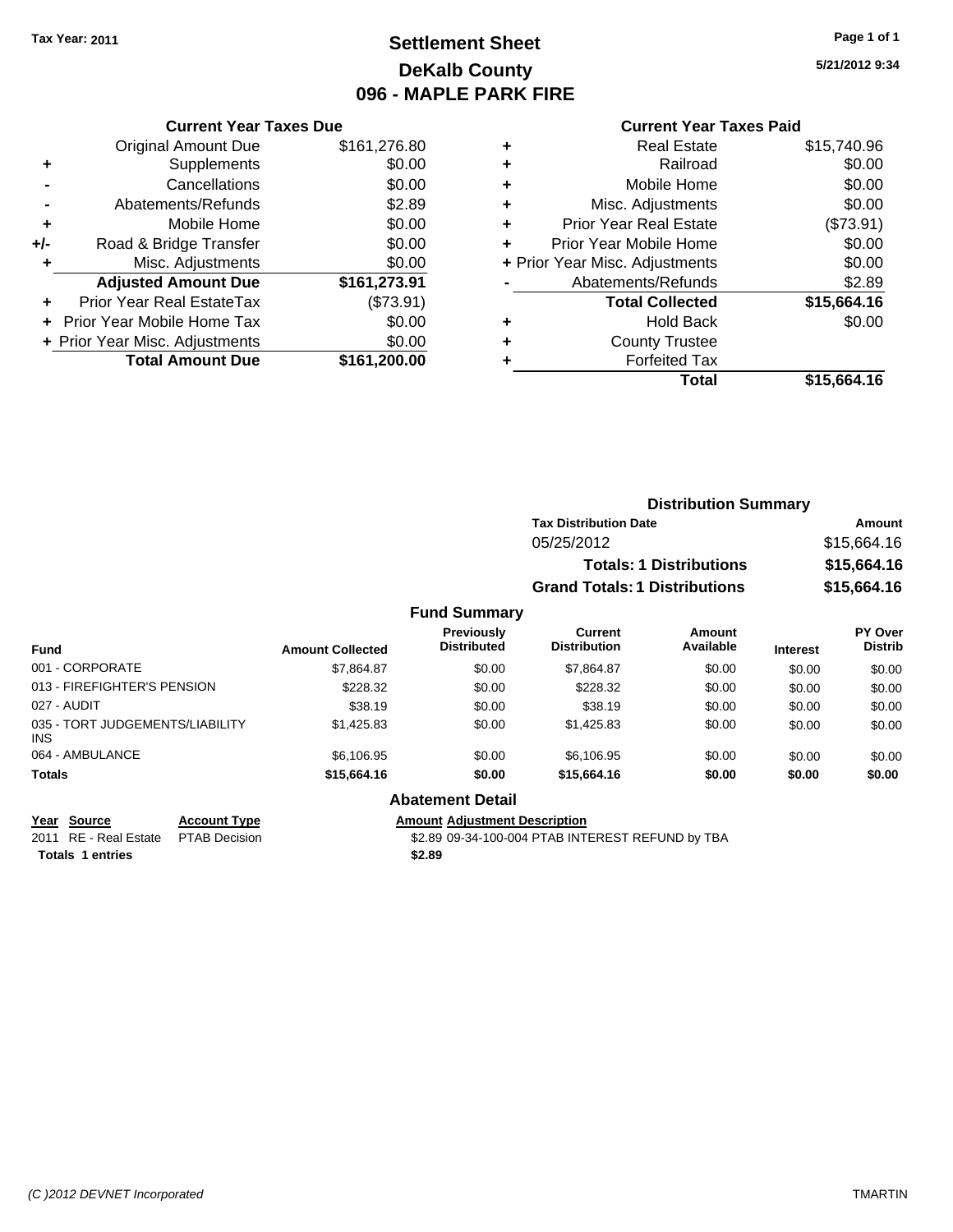Tax Year: 2011

# Settlement Sheet
## DeKalb County
## 096 - MAPLE PARK FIRE

5/21/2012 9:34

### Current Year Taxes Due

| | | |
|---|---|---|
| | Original Amount Due | $161,276.80 |
| + | Supplements | $0.00 |
| - | Cancellations | $0.00 |
| - | Abatements/Refunds | $2.89 |
| + | Mobile Home | $0.00 |
| +/- | Road & Bridge Transfer | $0.00 |
| + | Misc. Adjustments | $0.00 |
| | **Adjusted Amount Due** | **$161,273.91** |
| + | Prior Year Real EstateTax | ($73.91) |
| + | Prior Year Mobile Home Tax | $0.00 |
| + | Prior Year Misc. Adjustments | $0.00 |
| | **Total Amount Due** | **$161,200.00** |

### Current Year Taxes Paid

| | | |
|---|---|---|
| + | Real Estate | $15,740.96 |
| + | Railroad | $0.00 |
| + | Mobile Home | $0.00 |
| + | Misc. Adjustments | $0.00 |
| + | Prior Year Real Estate | ($73.91) |
| + | Prior Year Mobile Home | $0.00 |
| + | Prior Year Misc. Adjustments | $0.00 |
| - | Abatements/Refunds | $2.89 |
| | **Total Collected** | **$15,664.16** |
| + | Hold Back | $0.00 |
| + | County Trustee | |
| + | Forfeited Tax | |
| | **Total** | **$15,664.16** |

### Distribution Summary

| Tax Distribution Date | Amount |
|---|---|
| 05/25/2012 | $15,664.16 |
| **Totals: 1 Distributions** | **$15,664.16** |
| **Grand Totals: 1 Distributions** | **$15,664.16** |

### Fund Summary

| Fund | Amount Collected | Previously Distributed | Current Distribution | Amount Available | Interest | PY Over Distrib |
|---|---|---|---|---|---|---|
| 001 - CORPORATE | $7,864.87 | $0.00 | $7,864.87 | $0.00 | $0.00 | $0.00 |
| 013 - FIREFIGHTER'S PENSION | $228.32 | $0.00 | $228.32 | $0.00 | $0.00 | $0.00 |
| 027 - AUDIT | $38.19 | $0.00 | $38.19 | $0.00 | $0.00 | $0.00 |
| 035 - TORT JUDGEMENTS/LIABILITY INS | $1,425.83 | $0.00 | $1,425.83 | $0.00 | $0.00 | $0.00 |
| 064 - AMBULANCE | $6,106.95 | $0.00 | $6,106.95 | $0.00 | $0.00 | $0.00 |
| **Totals** | **$15,664.16** | **$0.00** | **$15,664.16** | **$0.00** | **$0.00** | **$0.00** |

### Abatement Detail

| Year | Source | Account Type | Amount | Adjustment Description |
|---|---|---|---|---|
| 2011 | RE - Real Estate | PTAB Decision | $2.89 | 09-34-100-004 PTAB INTEREST REFUND by TBA |
| **Totals 1 entries** | | | **$2.89** | |

(C )2012 DEVNET Incorporated TMARTIN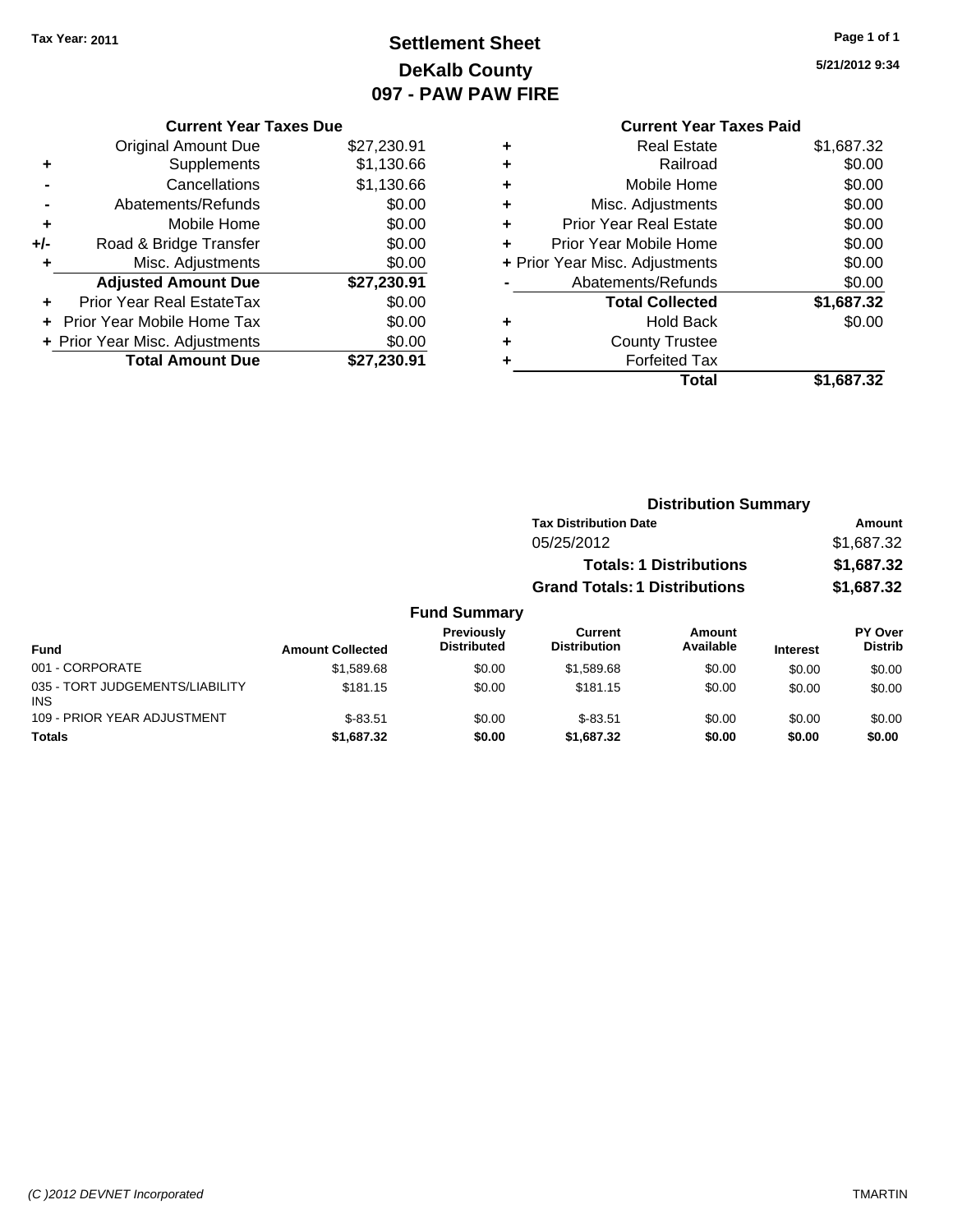Tax Year: 2011

# Settlement Sheet
## DeKalb County
## 097 - PAW PAW FIRE

5/21/2012 9:34

### Current Year Taxes Due

| | | |
|---|---|---|
| | Original Amount Due | $27,230.91 |
| + | Supplements | $1,130.66 |
| - | Cancellations | $1,130.66 |
| - | Abatements/Refunds | $0.00 |
| + | Mobile Home | $0.00 |
| +/- | Road & Bridge Transfer | $0.00 |
| + | Misc. Adjustments | $0.00 |
| | **Adjusted Amount Due** | **$27,230.91** |
| + | Prior Year Real EstateTax | $0.00 |
| + | Prior Year Mobile Home Tax | $0.00 |
| + | Prior Year Misc. Adjustments | $0.00 |
| | **Total Amount Due** | **$27,230.91** |

### Current Year Taxes Paid

| | | |
|---|---|---|
| + | Real Estate | $1,687.32 |
| + | Railroad | $0.00 |
| + | Mobile Home | $0.00 |
| + | Misc. Adjustments | $0.00 |
| + | Prior Year Real Estate | $0.00 |
| + | Prior Year Mobile Home | $0.00 |
| + | Prior Year Misc. Adjustments | $0.00 |
| - | Abatements/Refunds | $0.00 |
| | **Total Collected** | **$1,687.32** |
| + | Hold Back | $0.00 |
| + | County Trustee | |
| + | Forfeited Tax | |
| | **Total** | **$1,687.32** |

### Distribution Summary

| Tax Distribution Date | Amount |
|---|---|
| 05/25/2012 | $1,687.32 |
| **Totals: 1 Distributions** | **$1,687.32** |
| **Grand Totals: 1 Distributions** | **$1,687.32** |

### Fund Summary

| Fund | Amount Collected | Previously Distributed | Current Distribution | Amount Available | Interest | PY Over Distrib |
|---|---|---|---|---|---|---|
| 001 - CORPORATE | $1,589.68 | $0.00 | $1,589.68 | $0.00 | $0.00 | $0.00 |
| 035 - TORT JUDGEMENTS/LIABILITY INS | $181.15 | $0.00 | $181.15 | $0.00 | $0.00 | $0.00 |
| 109 - PRIOR YEAR ADJUSTMENT | $-83.51 | $0.00 | $-83.51 | $0.00 | $0.00 | $0.00 |
| **Totals** | **$1,687.32** | **$0.00** | **$1,687.32** | **$0.00** | **$0.00** | **$0.00** |

(C )2012 DEVNET Incorporated TMARTIN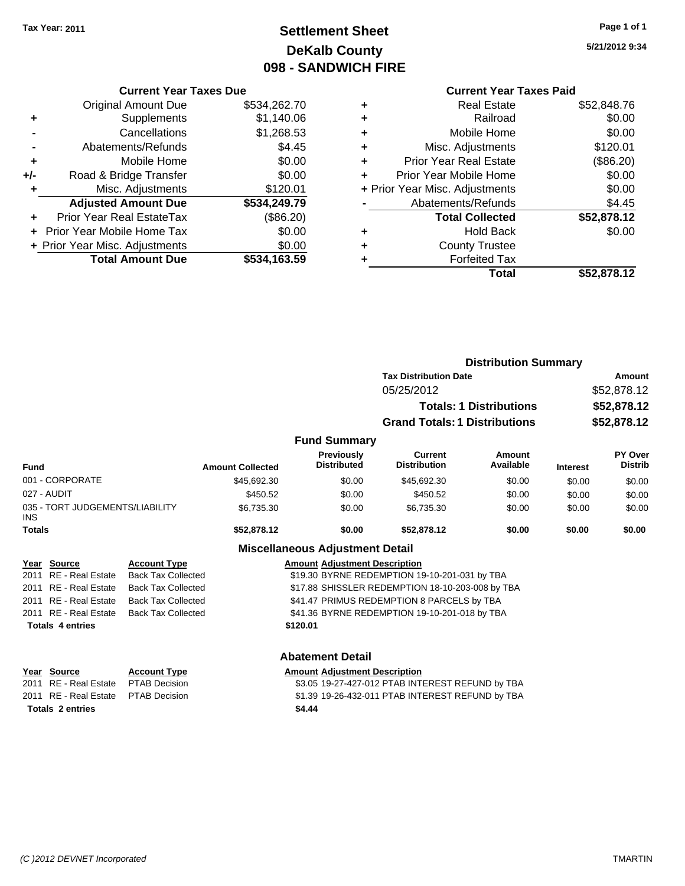Tax Year: 2011

# Settlement Sheet
## DeKalb County
## 098 - SANDWICH FIRE

5/21/2012 9:34

### Current Year Taxes Due

| | | |
|---|---|---|
| | Original Amount Due | $534,262.70 |
| + | Supplements | $1,140.06 |
| - | Cancellations | $1,268.53 |
| - | Abatements/Refunds | $4.45 |
| + | Mobile Home | $0.00 |
| +/- | Road & Bridge Transfer | $0.00 |
| + | Misc. Adjustments | $120.01 |
| | **Adjusted Amount Due** | **$534,249.79** |
| + | Prior Year Real EstateTax | ($86.20) |
| + | Prior Year Mobile Home Tax | $0.00 |
| + | Prior Year Misc. Adjustments | $0.00 |
| | **Total Amount Due** | **$534,163.59** |

### Current Year Taxes Paid

| | | |
|---|---|---|
| + | Real Estate | $52,848.76 |
| + | Railroad | $0.00 |
| + | Mobile Home | $0.00 |
| + | Misc. Adjustments | $120.01 |
| + | Prior Year Real Estate | ($86.20) |
| + | Prior Year Mobile Home | $0.00 |
| + | Prior Year Misc. Adjustments | $0.00 |
| - | Abatements/Refunds | $4.45 |
| | **Total Collected** | **$52,878.12** |
| + | Hold Back | $0.00 |
| + | County Trustee | |
| + | Forfeited Tax | |
| | **Total** | **$52,878.12** |

### Distribution Summary

| Tax Distribution Date | Amount |
|---|---|
| 05/25/2012 | $52,878.12 |
| **Totals: 1 Distributions** | **$52,878.12** |
| **Grand Totals: 1 Distributions** | **$52,878.12** |

### Fund Summary

| Fund | Amount Collected | Previously Distributed | Current Distribution | Amount Available | Interest | PY Over Distrib |
|---|---|---|---|---|---|---|
| 001 - CORPORATE | $45,692.30 | $0.00 | $45,692.30 | $0.00 | $0.00 | $0.00 |
| 027 - AUDIT | $450.52 | $0.00 | $450.52 | $0.00 | $0.00 | $0.00 |
| 035 - TORT JUDGEMENTS/LIABILITY INS | $6,735.30 | $0.00 | $6,735.30 | $0.00 | $0.00 | $0.00 |
| **Totals** | **$52,878.12** | **$0.00** | **$52,878.12** | **$0.00** | **$0.00** | **$0.00** |

### Miscellaneous Adjustment Detail

| Year | Source | Account Type | Amount | Adjustment Description |
|---|---|---|---|---|
| 2011 | RE - Real Estate | Back Tax Collected | $19.30 | BYRNE REDEMPTION 19-10-201-031 by TBA |
| 2011 | RE - Real Estate | Back Tax Collected | $17.88 | SHISSLER REDEMPTION 18-10-203-008 by TBA |
| 2011 | RE - Real Estate | Back Tax Collected | $41.47 | PRIMUS REDEMPTION 8 PARCELS by TBA |
| 2011 | RE - Real Estate | Back Tax Collected | $41.36 | BYRNE REDEMPTION 19-10-201-018 by TBA |
| **Totals 4 entries** | | | **$120.01** | |

### Abatement Detail

| Year | Source | Account Type | Amount | Adjustment Description |
|---|---|---|---|---|
| 2011 | RE - Real Estate | PTAB Decision | $3.05 | 19-27-427-012 PTAB INTEREST REFUND by TBA |
| 2011 | RE - Real Estate | PTAB Decision | $1.39 | 19-26-432-011 PTAB INTEREST REFUND by TBA |
| **Totals 2 entries** | | | **$4.44** | |

(C )2012 DEVNET Incorporated TMARTIN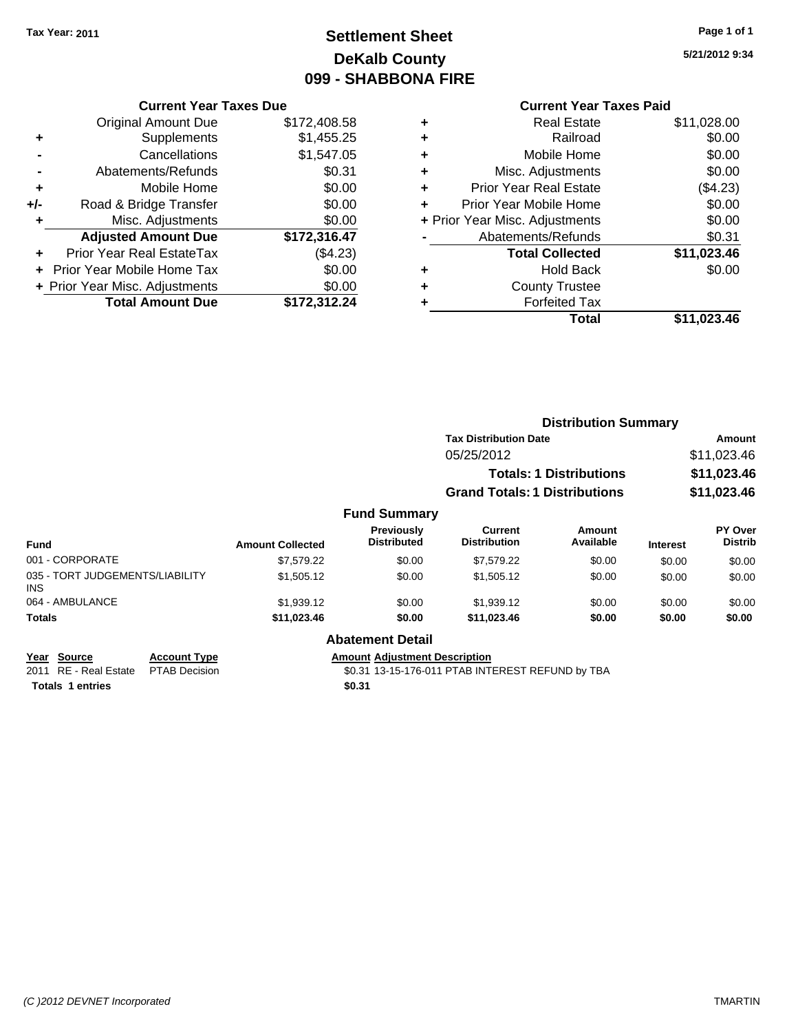Tax Year: 2011

# Settlement Sheet
## DeKalb County
## 099 - SHABBONA FIRE

5/21/2012 9:34

### Current Year Taxes Due

| | | |
|---|---|---|
| | Original Amount Due | $172,408.58 |
| + | Supplements | $1,455.25 |
| - | Cancellations | $1,547.05 |
| - | Abatements/Refunds | $0.31 |
| + | Mobile Home | $0.00 |
| +/- | Road & Bridge Transfer | $0.00 |
| + | Misc. Adjustments | $0.00 |
| | **Adjusted Amount Due** | **$172,316.47** |
| + | Prior Year Real EstateTax | ($4.23) |
| + | Prior Year Mobile Home Tax | $0.00 |
| + | Prior Year Misc. Adjustments | $0.00 |
| | **Total Amount Due** | **$172,312.24** |

### Current Year Taxes Paid

| | | |
|---|---|---|
| + | Real Estate | $11,028.00 |
| + | Railroad | $0.00 |
| + | Mobile Home | $0.00 |
| + | Misc. Adjustments | $0.00 |
| + | Prior Year Real Estate | ($4.23) |
| + | Prior Year Mobile Home | $0.00 |
| + | Prior Year Misc. Adjustments | $0.00 |
| - | Abatements/Refunds | $0.31 |
| | **Total Collected** | **$11,023.46** |
| + | Hold Back | $0.00 |
| + | County Trustee | |
| + | Forfeited Tax | |
| | **Total** | **$11,023.46** |

### Distribution Summary

| Tax Distribution Date | Amount |
|---|---|
| 05/25/2012 | $11,023.46 |
| **Totals: 1 Distributions** | **$11,023.46** |
| **Grand Totals: 1 Distributions** | **$11,023.46** |

### Fund Summary

| Fund | Amount Collected | Previously Distributed | Current Distribution | Amount Available | Interest | PY Over Distrib |
|---|---|---|---|---|---|---|
| 001 - CORPORATE | $7,579.22 | $0.00 | $7,579.22 | $0.00 | $0.00 | $0.00 |
| 035 - TORT JUDGEMENTS/LIABILITY INS | $1,505.12 | $0.00 | $1,505.12 | $0.00 | $0.00 | $0.00 |
| 064 - AMBULANCE | $1,939.12 | $0.00 | $1,939.12 | $0.00 | $0.00 | $0.00 |
| **Totals** | **$11,023.46** | **$0.00** | **$11,023.46** | **$0.00** | **$0.00** | **$0.00** |

### Abatement Detail

| Year | Source | Account Type | Amount | Adjustment Description |
|---|---|---|---|---|
| 2011 | RE - Real Estate | PTAB Decision | $0.31 | 13-15-176-011 PTAB INTEREST REFUND by TBA |
| **Totals 1 entries** | | | **$0.31** | |

(C )2012 DEVNET Incorporated — TMARTIN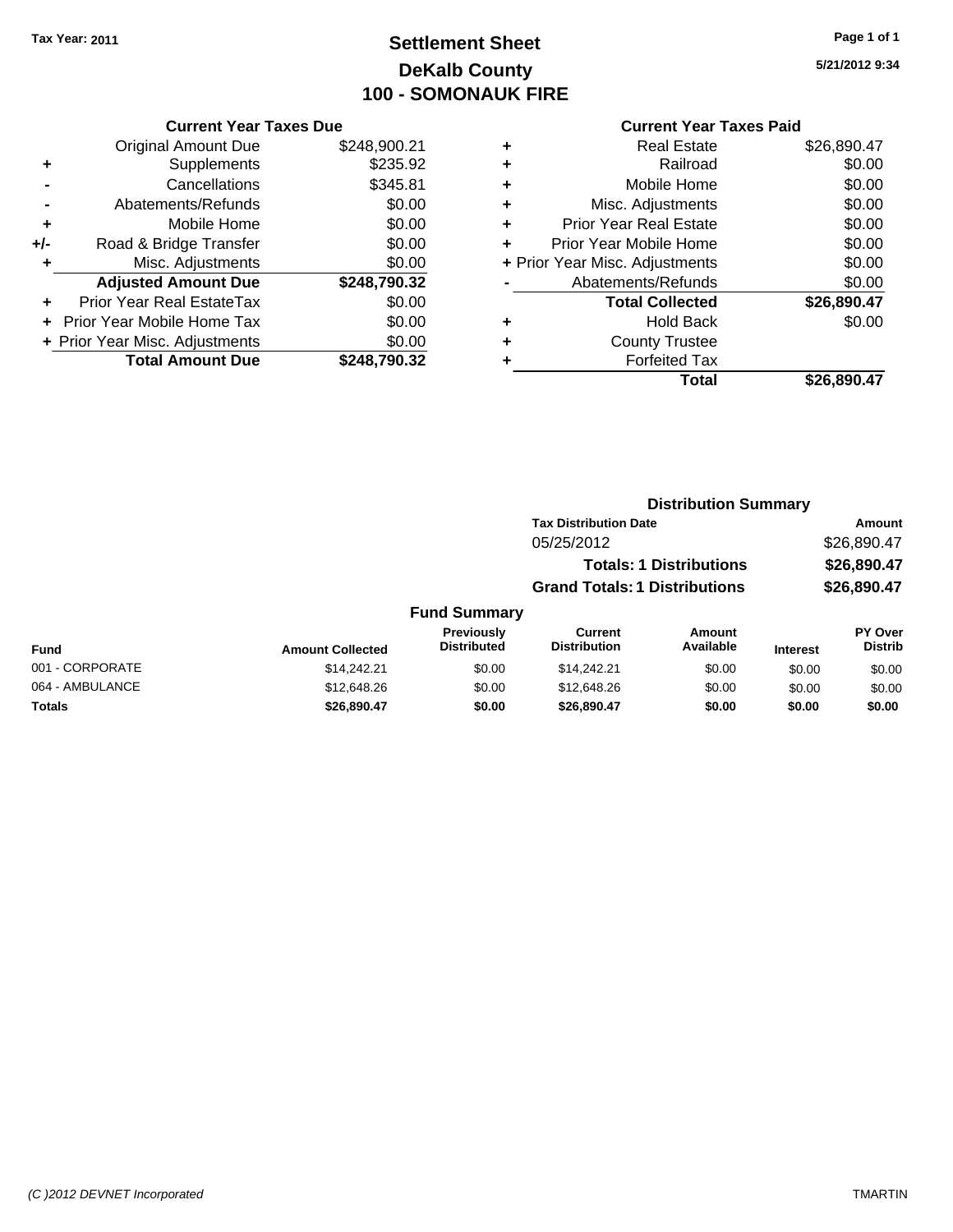Tax Year: 2011

# Settlement Sheet
## DeKalb County
## 100 - SOMONAUK FIRE

5/21/2012 9:34

### Current Year Taxes Due

| | | |
|---|---|---|
| | Original Amount Due | $248,900.21 |
| + | Supplements | $235.92 |
| - | Cancellations | $345.81 |
| - | Abatements/Refunds | $0.00 |
| + | Mobile Home | $0.00 |
| +/- | Road & Bridge Transfer | $0.00 |
| + | Misc. Adjustments | $0.00 |
| | **Adjusted Amount Due** | **$248,790.32** |
| + | Prior Year Real EstateTax | $0.00 |
| + | Prior Year Mobile Home Tax | $0.00 |
| + | Prior Year Misc. Adjustments | $0.00 |
| | **Total Amount Due** | **$248,790.32** |

### Current Year Taxes Paid

| | | |
|---|---|---|
| + | Real Estate | $26,890.47 |
| + | Railroad | $0.00 |
| + | Mobile Home | $0.00 |
| + | Misc. Adjustments | $0.00 |
| + | Prior Year Real Estate | $0.00 |
| + | Prior Year Mobile Home | $0.00 |
| + | Prior Year Misc. Adjustments | $0.00 |
| - | Abatements/Refunds | $0.00 |
| | **Total Collected** | **$26,890.47** |
| + | Hold Back | $0.00 |
| + | County Trustee | |
| + | Forfeited Tax | |
| | **Total** | **$26,890.47** |

### Distribution Summary

| Tax Distribution Date | Amount |
|---|---|
| 05/25/2012 | $26,890.47 |
| **Totals: 1 Distributions** | **$26,890.47** |
| **Grand Totals: 1 Distributions** | **$26,890.47** |

### Fund Summary

| Fund | Amount Collected | Previously Distributed | Current Distribution | Amount Available | Interest | PY Over Distrib |
|---|---|---|---|---|---|---|
| 001 - CORPORATE | $14,242.21 | $0.00 | $14,242.21 | $0.00 | $0.00 | $0.00 |
| 064 - AMBULANCE | $12,648.26 | $0.00 | $12,648.26 | $0.00 | $0.00 | $0.00 |
| **Totals** | **$26,890.47** | **$0.00** | **$26,890.47** | **$0.00** | **$0.00** | **$0.00** |

(C )2012 DEVNET Incorporated

TMARTIN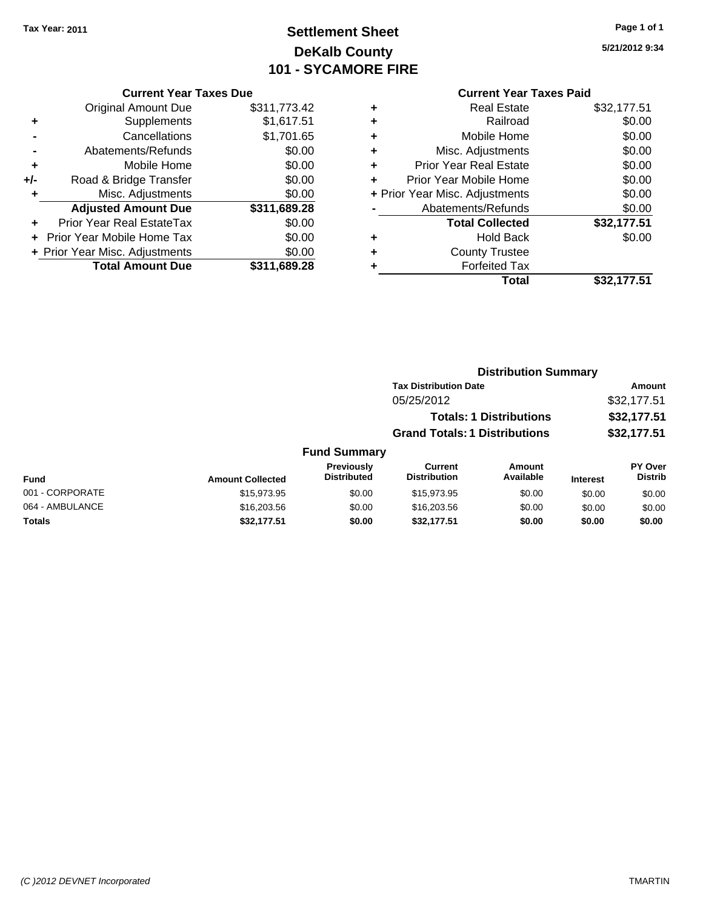Tax Year: 2011

# Settlement Sheet
## DeKalb County
## 101 - SYCAMORE FIRE

5/21/2012 9:34

### Current Year Taxes Due

| | | |
|---|---|---|
| | Original Amount Due | $311,773.42 |
| + | Supplements | $1,617.51 |
| - | Cancellations | $1,701.65 |
| - | Abatements/Refunds | $0.00 |
| + | Mobile Home | $0.00 |
| +/- | Road & Bridge Transfer | $0.00 |
| + | Misc. Adjustments | $0.00 |
| | **Adjusted Amount Due** | **$311,689.28** |
| + | Prior Year Real EstateTax | $0.00 |
| + | Prior Year Mobile Home Tax | $0.00 |
| + | Prior Year Misc. Adjustments | $0.00 |
| | **Total Amount Due** | **$311,689.28** |

### Current Year Taxes Paid

| | | |
|---|---|---|
| + | Real Estate | $32,177.51 |
| + | Railroad | $0.00 |
| + | Mobile Home | $0.00 |
| + | Misc. Adjustments | $0.00 |
| + | Prior Year Real Estate | $0.00 |
| + | Prior Year Mobile Home | $0.00 |
| + | Prior Year Misc. Adjustments | $0.00 |
| - | Abatements/Refunds | $0.00 |
| | **Total Collected** | **$32,177.51** |
| + | Hold Back | $0.00 |
| + | County Trustee | |
| + | Forfeited Tax | |
| | **Total** | **$32,177.51** |

### Distribution Summary

| Tax Distribution Date | Amount |
|---|---|
| 05/25/2012 | $32,177.51 |
| **Totals: 1 Distributions** | **$32,177.51** |
| **Grand Totals: 1 Distributions** | **$32,177.51** |

### Fund Summary

| Fund | Amount Collected | Previously Distributed | Current Distribution | Amount Available | Interest | PY Over Distrib |
|---|---|---|---|---|---|---|
| 001 - CORPORATE | $15,973.95 | $0.00 | $15,973.95 | $0.00 | $0.00 | $0.00 |
| 064 - AMBULANCE | $16,203.56 | $0.00 | $16,203.56 | $0.00 | $0.00 | $0.00 |
| **Totals** | **$32,177.51** | **$0.00** | **$32,177.51** | **$0.00** | **$0.00** | **$0.00** |

(C )2012 DEVNET Incorporated TMARTIN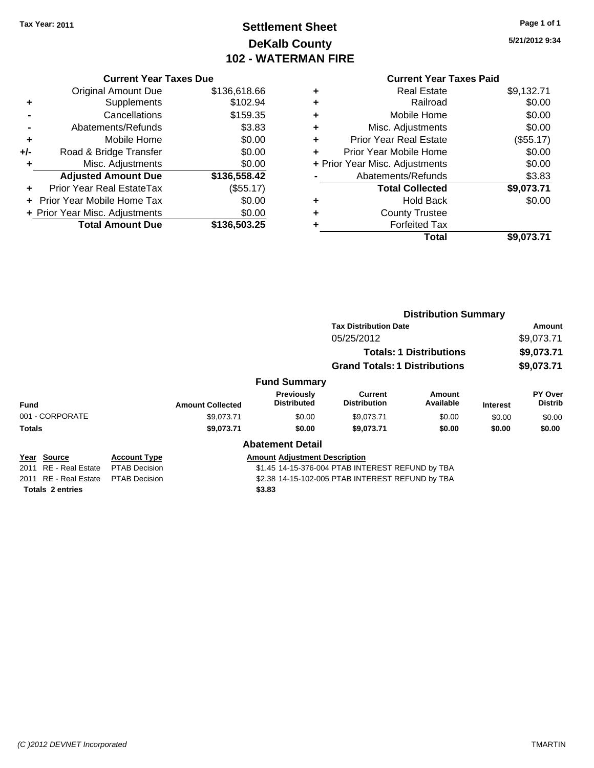**Tax Year: 2011**

# Settlement Sheet
## DeKalb County
## 102 - WATERMAN FIRE

5/21/2012 9:34

### Current Year Taxes Due

| | | |
|---|---|---|
| | Original Amount Due | $136,618.66 |
| + | Supplements | $102.94 |
| - | Cancellations | $159.35 |
| - | Abatements/Refunds | $3.83 |
| + | Mobile Home | $0.00 |
| +/- | Road & Bridge Transfer | $0.00 |
| + | Misc. Adjustments | $0.00 |
| | **Adjusted Amount Due** | **$136,558.42** |
| + | Prior Year Real EstateTax | ($55.17) |
| + | Prior Year Mobile Home Tax | $0.00 |
| + | Prior Year Misc. Adjustments | $0.00 |
| | **Total Amount Due** | **$136,503.25** |

### Current Year Taxes Paid

| | | |
|---|---|---|
| + | Real Estate | $9,132.71 |
| + | Railroad | $0.00 |
| + | Mobile Home | $0.00 |
| + | Misc. Adjustments | $0.00 |
| + | Prior Year Real Estate | ($55.17) |
| + | Prior Year Mobile Home | $0.00 |
| + | Prior Year Misc. Adjustments | $0.00 |
| - | Abatements/Refunds | $3.83 |
| | **Total Collected** | **$9,073.71** |
| + | Hold Back | $0.00 |
| + | County Trustee | |
| + | Forfeited Tax | |
| | **Total** | **$9,073.71** |

### Distribution Summary

| Tax Distribution Date | Amount |
|---|---|
| 05/25/2012 | $9,073.71 |
| **Totals: 1 Distributions** | **$9,073.71** |
| **Grand Totals: 1 Distributions** | **$9,073.71** |

### Fund Summary

| Fund | Amount Collected | Previously Distributed | Current Distribution | Amount Available | Interest | PY Over Distrib |
|---|---|---|---|---|---|---|
| 001 - CORPORATE | $9,073.71 | $0.00 | $9,073.71 | $0.00 | $0.00 | $0.00 |
| **Totals** | **$9,073.71** | **$0.00** | **$9,073.71** | **$0.00** | **$0.00** | **$0.00** |

### Abatement Detail

| Year | Source | Account Type | Amount | Adjustment Description |
|---|---|---|---|---|
| 2011 | RE - Real Estate | PTAB Decision | $1.45 | 14-15-376-004 PTAB INTEREST REFUND by TBA |
| 2011 | RE - Real Estate | PTAB Decision | $2.38 | 14-15-102-005 PTAB INTEREST REFUND by TBA |
| **Totals 2 entries** | | | **$3.83** | |

(C )2012 DEVNET Incorporated TMARTIN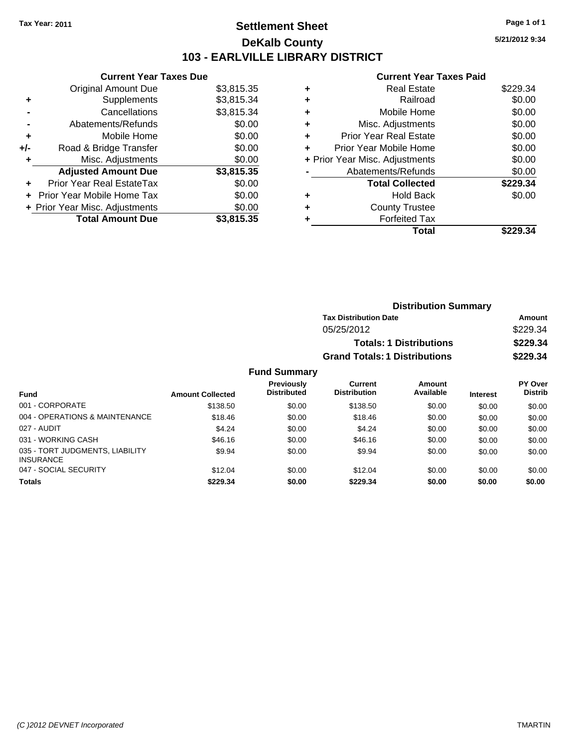Tax Year: 2011

# Settlement Sheet
## DeKalb County
## 103 - EARLVILLE LIBRARY DISTRICT

5/21/2012 9:34

| | Current Year Taxes Due | |
|---|---|---|
| | Original Amount Due | $3,815.35 |
| + | Supplements | $3,815.34 |
| - | Cancellations | $3,815.34 |
| - | Abatements/Refunds | $0.00 |
| + | Mobile Home | $0.00 |
| +/- | Road & Bridge Transfer | $0.00 |
| + | Misc. Adjustments | $0.00 |
| | **Adjusted Amount Due** | **$3,815.35** |
| + | Prior Year Real EstateTax | $0.00 |
| + | Prior Year Mobile Home Tax | $0.00 |
| + | Prior Year Misc. Adjustments | $0.00 |
| | **Total Amount Due** | **$3,815.35** |

| | Current Year Taxes Paid | |
|---|---|---|
| + | Real Estate | $229.34 |
| + | Railroad | $0.00 |
| + | Mobile Home | $0.00 |
| + | Misc. Adjustments | $0.00 |
| + | Prior Year Real Estate | $0.00 |
| + | Prior Year Mobile Home | $0.00 |
| + | Prior Year Misc. Adjustments | $0.00 |
| - | Abatements/Refunds | $0.00 |
| | **Total Collected** | **$229.34** |
| + | Hold Back | $0.00 |
| + | County Trustee | |
| + | Forfeited Tax | |
| | **Total** | **$229.34** |

### Distribution Summary

| Tax Distribution Date | Amount |
|---|---|
| 05/25/2012 | $229.34 |
| **Totals: 1 Distributions** | **$229.34** |
| **Grand Totals: 1 Distributions** | **$229.34** |

### Fund Summary

| Fund | Amount Collected | Previously Distributed | Current Distribution | Amount Available | Interest | PY Over Distrib |
|---|---|---|---|---|---|---|
| 001 - CORPORATE | $138.50 | $0.00 | $138.50 | $0.00 | $0.00 | $0.00 |
| 004 - OPERATIONS & MAINTENANCE | $18.46 | $0.00 | $18.46 | $0.00 | $0.00 | $0.00 |
| 027 - AUDIT | $4.24 | $0.00 | $4.24 | $0.00 | $0.00 | $0.00 |
| 031 - WORKING CASH | $46.16 | $0.00 | $46.16 | $0.00 | $0.00 | $0.00 |
| 035 - TORT JUDGMENTS, LIABILITY INSURANCE | $9.94 | $0.00 | $9.94 | $0.00 | $0.00 | $0.00 |
| 047 - SOCIAL SECURITY | $12.04 | $0.00 | $12.04 | $0.00 | $0.00 | $0.00 |
| **Totals** | **$229.34** | **$0.00** | **$229.34** | **$0.00** | **$0.00** | **$0.00** |

(C )2012 DEVNET Incorporated TMARTIN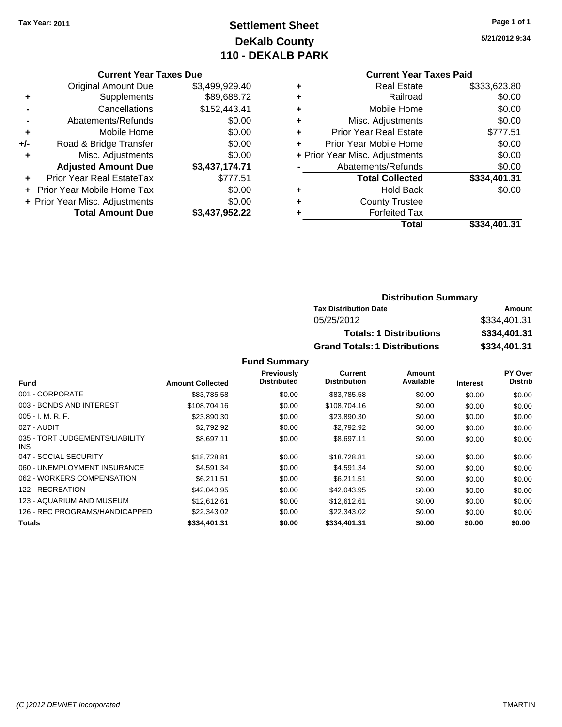Tax Year: 2011

# Settlement Sheet
## DeKalb County
## 110 - DEKALB PARK

5/21/2012 9:34

### Current Year Taxes Due

| | | |
|---|---|---|
| | Original Amount Due | $3,499,929.40 |
| + | Supplements | $89,688.72 |
| - | Cancellations | $152,443.41 |
| - | Abatements/Refunds | $0.00 |
| + | Mobile Home | $0.00 |
| +/- | Road & Bridge Transfer | $0.00 |
| + | Misc. Adjustments | $0.00 |
| | **Adjusted Amount Due** | **$3,437,174.71** |
| + | Prior Year Real EstateTax | $777.51 |
| + | Prior Year Mobile Home Tax | $0.00 |
| + | Prior Year Misc. Adjustments | $0.00 |
| | **Total Amount Due** | **$3,437,952.22** |

### Current Year Taxes Paid

| | | |
|---|---|---|
| + | Real Estate | $333,623.80 |
| + | Railroad | $0.00 |
| + | Mobile Home | $0.00 |
| + | Misc. Adjustments | $0.00 |
| + | Prior Year Real Estate | $777.51 |
| + | Prior Year Mobile Home | $0.00 |
| + | Prior Year Misc. Adjustments | $0.00 |
| - | Abatements/Refunds | $0.00 |
| | **Total Collected** | **$334,401.31** |
| + | Hold Back | $0.00 |
| + | County Trustee | |
| + | Forfeited Tax | |
| | **Total** | **$334,401.31** |

### Distribution Summary

| Tax Distribution Date | Amount |
|---|---|
| 05/25/2012 | $334,401.31 |
| **Totals: 1 Distributions** | **$334,401.31** |
| **Grand Totals: 1 Distributions** | **$334,401.31** |

### Fund Summary

| Fund | Amount Collected | Previously Distributed | Current Distribution | Amount Available | Interest | PY Over Distrib |
|---|---|---|---|---|---|---|
| 001 - CORPORATE | $83,785.58 | $0.00 | $83,785.58 | $0.00 | $0.00 | $0.00 |
| 003 - BONDS AND INTEREST | $108,704.16 | $0.00 | $108,704.16 | $0.00 | $0.00 | $0.00 |
| 005 - I. M. R. F. | $23,890.30 | $0.00 | $23,890.30 | $0.00 | $0.00 | $0.00 |
| 027 - AUDIT | $2,792.92 | $0.00 | $2,792.92 | $0.00 | $0.00 | $0.00 |
| 035 - TORT JUDGEMENTS/LIABILITY INS | $8,697.11 | $0.00 | $8,697.11 | $0.00 | $0.00 | $0.00 |
| 047 - SOCIAL SECURITY | $18,728.81 | $0.00 | $18,728.81 | $0.00 | $0.00 | $0.00 |
| 060 - UNEMPLOYMENT INSURANCE | $4,591.34 | $0.00 | $4,591.34 | $0.00 | $0.00 | $0.00 |
| 062 - WORKERS COMPENSATION | $6,211.51 | $0.00 | $6,211.51 | $0.00 | $0.00 | $0.00 |
| 122 - RECREATION | $42,043.95 | $0.00 | $42,043.95 | $0.00 | $0.00 | $0.00 |
| 123 - AQUARIUM AND MUSEUM | $12,612.61 | $0.00 | $12,612.61 | $0.00 | $0.00 | $0.00 |
| 126 - REC PROGRAMS/HANDICAPPED | $22,343.02 | $0.00 | $22,343.02 | $0.00 | $0.00 | $0.00 |
| **Totals** | **$334,401.31** | **$0.00** | **$334,401.31** | **$0.00** | **$0.00** | **$0.00** |

(C )2012 DEVNET Incorporated TMARTIN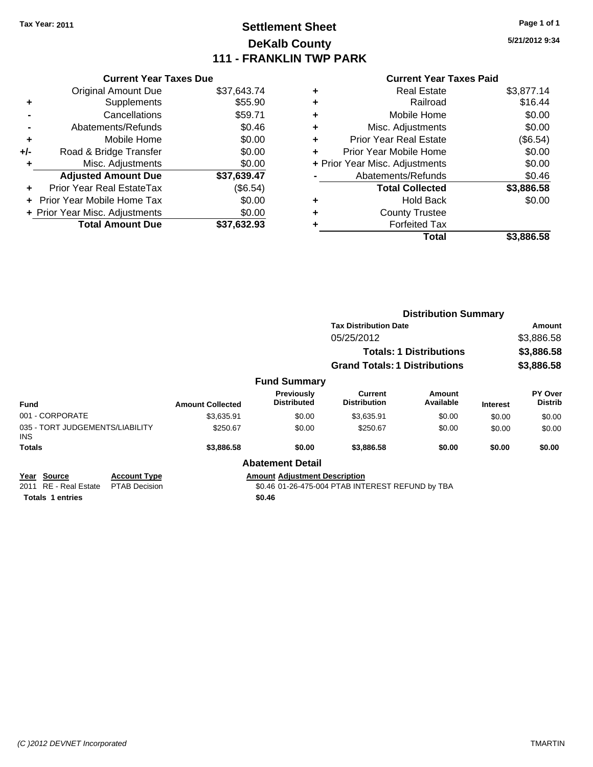Tax Year: 2011

# Settlement Sheet
## DeKalb County
## 111 - FRANKLIN TWP PARK

5/21/2012 9:34

### Current Year Taxes Due

| | | |
|---|---|---|
| | Original Amount Due | $37,643.74 |
| + | Supplements | $55.90 |
| - | Cancellations | $59.71 |
| - | Abatements/Refunds | $0.46 |
| + | Mobile Home | $0.00 |
| +/- | Road & Bridge Transfer | $0.00 |
| + | Misc. Adjustments | $0.00 |
| | **Adjusted Amount Due** | **$37,639.47** |
| + | Prior Year Real EstateTax | ($6.54) |
| + | Prior Year Mobile Home Tax | $0.00 |
| + | Prior Year Misc. Adjustments | $0.00 |
| | **Total Amount Due** | **$37,632.93** |

### Current Year Taxes Paid

| | | |
|---|---|---|
| + | Real Estate | $3,877.14 |
| + | Railroad | $16.44 |
| + | Mobile Home | $0.00 |
| + | Misc. Adjustments | $0.00 |
| + | Prior Year Real Estate | ($6.54) |
| + | Prior Year Mobile Home | $0.00 |
| + | Prior Year Misc. Adjustments | $0.00 |
| - | Abatements/Refunds | $0.46 |
| | **Total Collected** | **$3,886.58** |
| + | Hold Back | $0.00 |
| + | County Trustee | |
| + | Forfeited Tax | |
| | **Total** | **$3,886.58** |

### Distribution Summary

| Tax Distribution Date | Amount |
|---|---|
| 05/25/2012 | $3,886.58 |
| **Totals: 1 Distributions** | **$3,886.58** |
| **Grand Totals: 1 Distributions** | **$3,886.58** |

### Fund Summary

| Fund | Amount Collected | Previously Distributed | Current Distribution | Amount Available | Interest | PY Over Distrib |
|---|---|---|---|---|---|---|
| 001 - CORPORATE | $3,635.91 | $0.00 | $3,635.91 | $0.00 | $0.00 | $0.00 |
| 035 - TORT JUDGEMENTS/LIABILITY INS | $250.67 | $0.00 | $250.67 | $0.00 | $0.00 | $0.00 |
| **Totals** | **$3,886.58** | **$0.00** | **$3,886.58** | **$0.00** | **$0.00** | **$0.00** |

### Abatement Detail

| Year | Source | Account Type | Amount | Adjustment Description |
|---|---|---|---|---|
| 2011 | RE - Real Estate | PTAB Decision | $0.46 | 01-26-475-004 PTAB INTEREST REFUND by TBA |
| **Totals 1 entries** | | | **$0.46** | |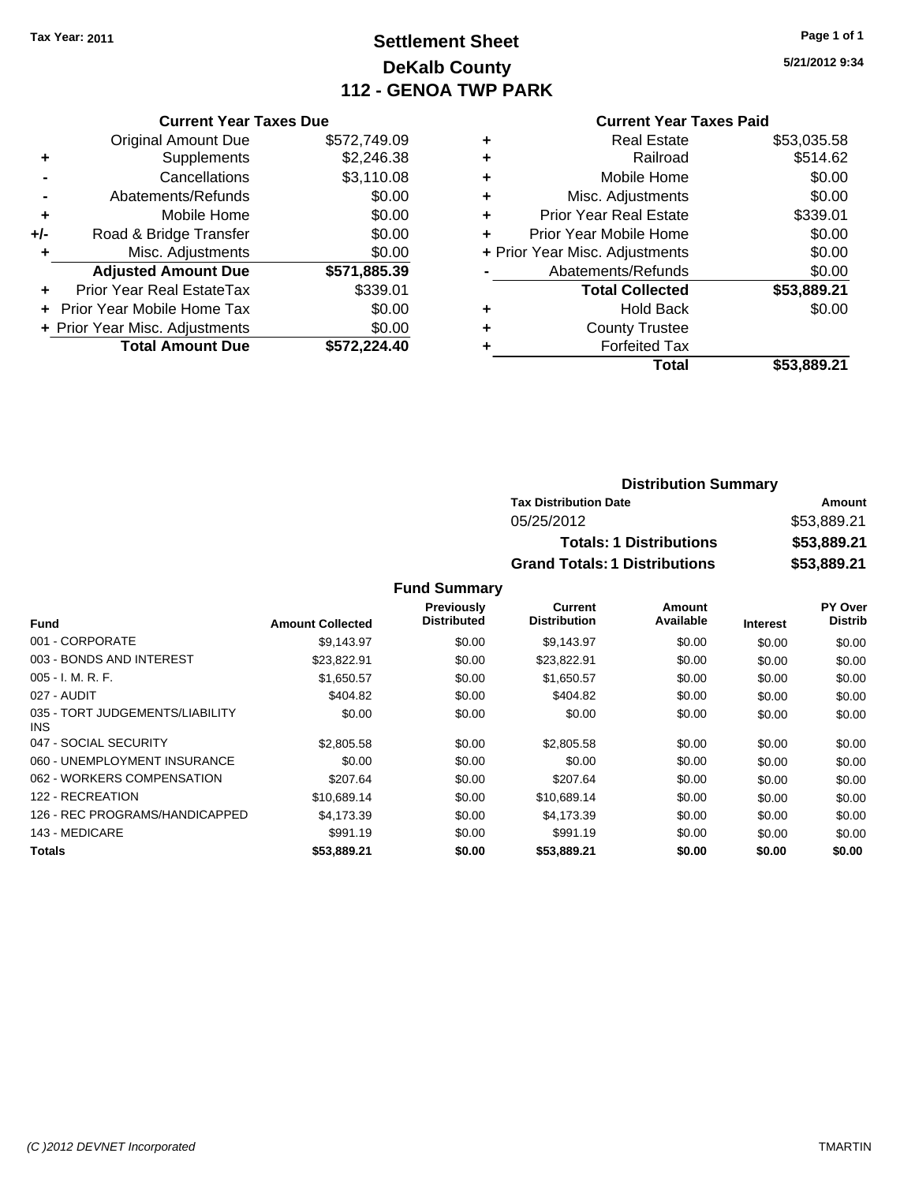**Tax Year: 2011**

# Settlement Sheet
## DeKalb County
## 112 - GENOA TWP PARK

5/21/2012 9:34

### Current Year Taxes Due

| | | |
|---|---|---|
| | Original Amount Due | $572,749.09 |
| + | Supplements | $2,246.38 |
| - | Cancellations | $3,110.08 |
| - | Abatements/Refunds | $0.00 |
| + | Mobile Home | $0.00 |
| +/- | Road & Bridge Transfer | $0.00 |
| + | Misc. Adjustments | $0.00 |
| | **Adjusted Amount Due** | **$571,885.39** |
| + | Prior Year Real EstateTax | $339.01 |
| + | Prior Year Mobile Home Tax | $0.00 |
| + | Prior Year Misc. Adjustments | $0.00 |
| | **Total Amount Due** | **$572,224.40** |

### Current Year Taxes Paid

| | | |
|---|---|---|
| + | Real Estate | $53,035.58 |
| + | Railroad | $514.62 |
| + | Mobile Home | $0.00 |
| + | Misc. Adjustments | $0.00 |
| + | Prior Year Real Estate | $339.01 |
| + | Prior Year Mobile Home | $0.00 |
| + | Prior Year Misc. Adjustments | $0.00 |
| - | Abatements/Refunds | $0.00 |
| | **Total Collected** | **$53,889.21** |
| + | Hold Back | $0.00 |
| + | County Trustee | |
| + | Forfeited Tax | |
| | **Total** | **$53,889.21** |

### Distribution Summary

| Tax Distribution Date | Amount |
|---|---|
| 05/25/2012 | $53,889.21 |
| **Totals: 1 Distributions** | **$53,889.21** |
| **Grand Totals: 1 Distributions** | **$53,889.21** |

### Fund Summary

| Fund | Amount Collected | Previously Distributed | Current Distribution | Amount Available | Interest | PY Over Distrib |
|---|---|---|---|---|---|---|
| 001 - CORPORATE | $9,143.97 | $0.00 | $9,143.97 | $0.00 | $0.00 | $0.00 |
| 003 - BONDS AND INTEREST | $23,822.91 | $0.00 | $23,822.91 | $0.00 | $0.00 | $0.00 |
| 005 - I. M. R. F. | $1,650.57 | $0.00 | $1,650.57 | $0.00 | $0.00 | $0.00 |
| 027 - AUDIT | $404.82 | $0.00 | $404.82 | $0.00 | $0.00 | $0.00 |
| 035 - TORT JUDGEMENTS/LIABILITY INS | $0.00 | $0.00 | $0.00 | $0.00 | $0.00 | $0.00 |
| 047 - SOCIAL SECURITY | $2,805.58 | $0.00 | $2,805.58 | $0.00 | $0.00 | $0.00 |
| 060 - UNEMPLOYMENT INSURANCE | $0.00 | $0.00 | $0.00 | $0.00 | $0.00 | $0.00 |
| 062 - WORKERS COMPENSATION | $207.64 | $0.00 | $207.64 | $0.00 | $0.00 | $0.00 |
| 122 - RECREATION | $10,689.14 | $0.00 | $10,689.14 | $0.00 | $0.00 | $0.00 |
| 126 - REC PROGRAMS/HANDICAPPED | $4,173.39 | $0.00 | $4,173.39 | $0.00 | $0.00 | $0.00 |
| 143 - MEDICARE | $991.19 | $0.00 | $991.19 | $0.00 | $0.00 | $0.00 |
| **Totals** | **$53,889.21** | **$0.00** | **$53,889.21** | **$0.00** | **$0.00** | **$0.00** |

*(C )2012 DEVNET Incorporated* TMARTIN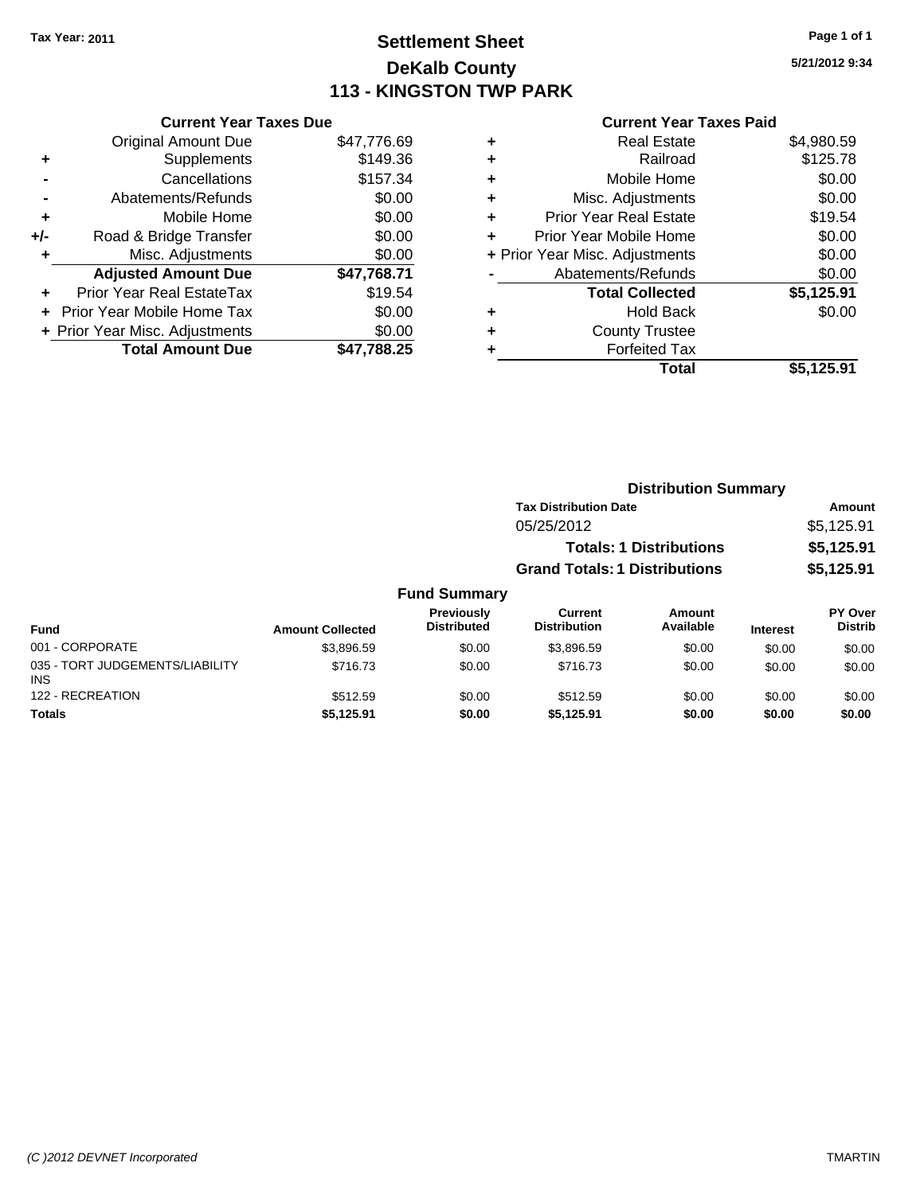Tax Year: 2011

# Settlement Sheet
## DeKalb County
## 113 - KINGSTON TWP PARK

5/21/2012 9:34

### Current Year Taxes Due

| | | |
|---|---|---|
| | Original Amount Due | $47,776.69 |
| + | Supplements | $149.36 |
| - | Cancellations | $157.34 |
| - | Abatements/Refunds | $0.00 |
| + | Mobile Home | $0.00 |
| +/- | Road & Bridge Transfer | $0.00 |
| + | Misc. Adjustments | $0.00 |
| | **Adjusted Amount Due** | **$47,768.71** |
| + | Prior Year Real EstateTax | $19.54 |
| + | Prior Year Mobile Home Tax | $0.00 |
| + | Prior Year Misc. Adjustments | $0.00 |
| | **Total Amount Due** | **$47,788.25** |

### Current Year Taxes Paid

| | | |
|---|---|---|
| + | Real Estate | $4,980.59 |
| + | Railroad | $125.78 |
| + | Mobile Home | $0.00 |
| + | Misc. Adjustments | $0.00 |
| + | Prior Year Real Estate | $19.54 |
| + | Prior Year Mobile Home | $0.00 |
| + | Prior Year Misc. Adjustments | $0.00 |
| - | Abatements/Refunds | $0.00 |
| | **Total Collected** | **$5,125.91** |
| + | Hold Back | $0.00 |
| + | County Trustee | |
| + | Forfeited Tax | |
| | **Total** | **$5,125.91** |

### Distribution Summary

| Tax Distribution Date | Amount |
|---|---|
| 05/25/2012 | $5,125.91 |
| **Totals: 1 Distributions** | **$5,125.91** |
| **Grand Totals: 1 Distributions** | **$5,125.91** |

### Fund Summary

| Fund | Amount Collected | Previously Distributed | Current Distribution | Amount Available | Interest | PY Over Distrib |
|---|---|---|---|---|---|---|
| 001 - CORPORATE | $3,896.59 | $0.00 | $3,896.59 | $0.00 | $0.00 | $0.00 |
| 035 - TORT JUDGEMENTS/LIABILITY INS | $716.73 | $0.00 | $716.73 | $0.00 | $0.00 | $0.00 |
| 122 - RECREATION | $512.59 | $0.00 | $512.59 | $0.00 | $0.00 | $0.00 |
| **Totals** | **$5,125.91** | **$0.00** | **$5,125.91** | **$0.00** | **$0.00** | **$0.00** |

(C )2012 DEVNET Incorporated — TMARTIN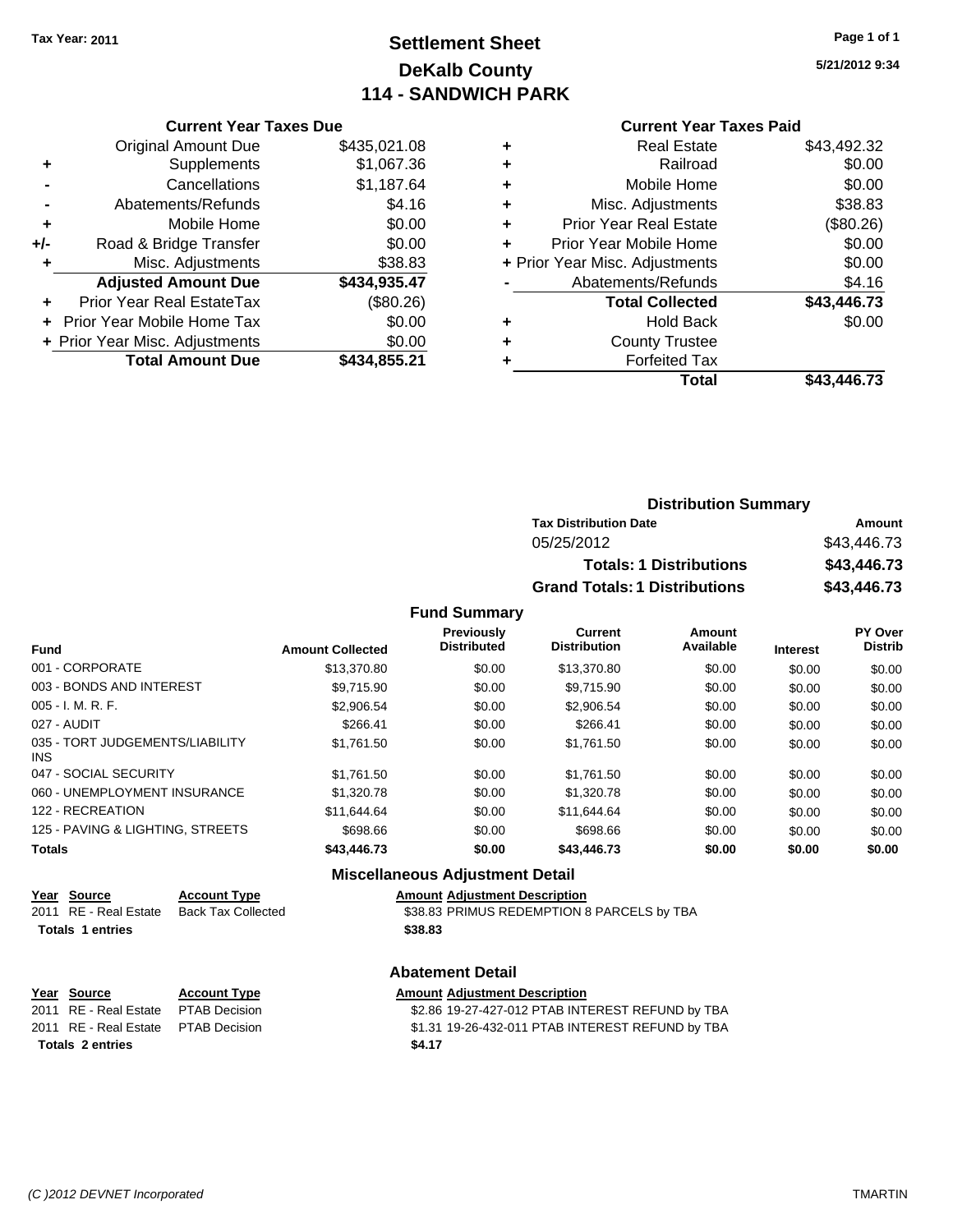**Tax Year: 2011**

# Settlement Sheet
## DeKalb County
## 114 - SANDWICH PARK

5/21/2012 9:34

### Current Year Taxes Due

| | | |
|---|---|---|
| | Original Amount Due | $435,021.08 |
| + | Supplements | $1,067.36 |
| - | Cancellations | $1,187.64 |
| - | Abatements/Refunds | $4.16 |
| + | Mobile Home | $0.00 |
| +/- | Road & Bridge Transfer | $0.00 |
| + | Misc. Adjustments | $38.83 |
| | **Adjusted Amount Due** | **$434,935.47** |
| + | Prior Year Real EstateTax | ($80.26) |
| + | Prior Year Mobile Home Tax | $0.00 |
| + | Prior Year Misc. Adjustments | $0.00 |
| | **Total Amount Due** | **$434,855.21** |

### Current Year Taxes Paid

| | | |
|---|---|---|
| + | Real Estate | $43,492.32 |
| + | Railroad | $0.00 |
| + | Mobile Home | $0.00 |
| + | Misc. Adjustments | $38.83 |
| + | Prior Year Real Estate | ($80.26) |
| + | Prior Year Mobile Home | $0.00 |
| + | Prior Year Misc. Adjustments | $0.00 |
| - | Abatements/Refunds | $4.16 |
| | **Total Collected** | **$43,446.73** |
| + | Hold Back | $0.00 |
| + | County Trustee | |
| + | Forfeited Tax | |
| | **Total** | **$43,446.73** |

### Distribution Summary

| Tax Distribution Date | Amount |
|---|---|
| 05/25/2012 | $43,446.73 |
| **Totals: 1 Distributions** | **$43,446.73** |
| **Grand Totals: 1 Distributions** | **$43,446.73** |

### Fund Summary

| Fund | Amount Collected | Previously Distributed | Current Distribution | Amount Available | Interest | PY Over Distrib |
|---|---|---|---|---|---|---|
| 001 - CORPORATE | $13,370.80 | $0.00 | $13,370.80 | $0.00 | $0.00 | $0.00 |
| 003 - BONDS AND INTEREST | $9,715.90 | $0.00 | $9,715.90 | $0.00 | $0.00 | $0.00 |
| 005 - I. M. R. F. | $2,906.54 | $0.00 | $2,906.54 | $0.00 | $0.00 | $0.00 |
| 027 - AUDIT | $266.41 | $0.00 | $266.41 | $0.00 | $0.00 | $0.00 |
| 035 - TORT JUDGEMENTS/LIABILITY INS | $1,761.50 | $0.00 | $1,761.50 | $0.00 | $0.00 | $0.00 |
| 047 - SOCIAL SECURITY | $1,761.50 | $0.00 | $1,761.50 | $0.00 | $0.00 | $0.00 |
| 060 - UNEMPLOYMENT INSURANCE | $1,320.78 | $0.00 | $1,320.78 | $0.00 | $0.00 | $0.00 |
| 122 - RECREATION | $11,644.64 | $0.00 | $11,644.64 | $0.00 | $0.00 | $0.00 |
| 125 - PAVING & LIGHTING, STREETS | $698.66 | $0.00 | $698.66 | $0.00 | $0.00 | $0.00 |
| **Totals** | **$43,446.73** | **$0.00** | **$43,446.73** | **$0.00** | **$0.00** | **$0.00** |

### Miscellaneous Adjustment Detail

| Year | Source | Account Type | Amount | Adjustment Description |
|---|---|---|---|---|
| 2011 | RE - Real Estate | Back Tax Collected | $38.83 | PRIMUS REDEMPTION 8 PARCELS by TBA |
| **Totals** | **1 entries** | | **$38.83** | |

### Abatement Detail

| Year | Source | Account Type | Amount | Adjustment Description |
|---|---|---|---|---|
| 2011 | RE - Real Estate | PTAB Decision | $2.86 | 19-27-427-012 PTAB INTEREST REFUND by TBA |
| 2011 | RE - Real Estate | PTAB Decision | $1.31 | 19-26-432-011 PTAB INTEREST REFUND by TBA |
| **Totals** | **2 entries** | | **$4.17** | |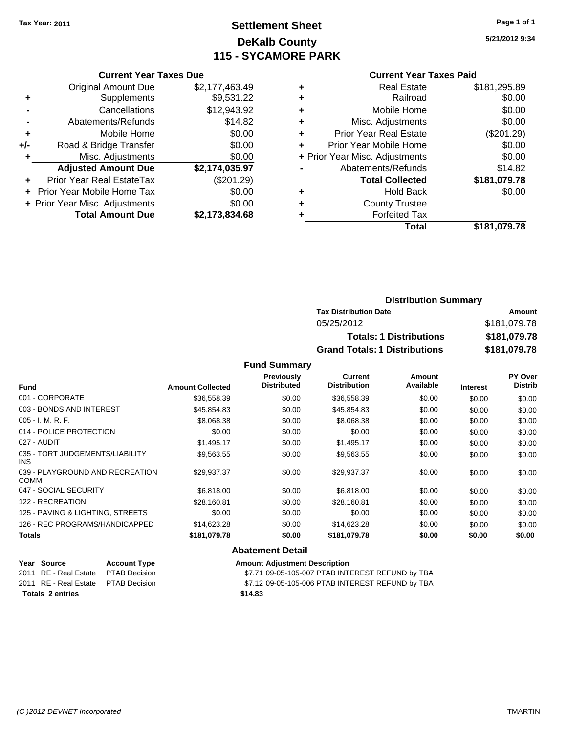Tax Year: 2011

# Settlement Sheet
## DeKalb County
## 115 - SYCAMORE PARK

5/21/2012 9:34

### Current Year Taxes Due

| | | |
|---|---|---|
| | Original Amount Due | $2,177,463.49 |
| + | Supplements | $9,531.22 |
| - | Cancellations | $12,943.92 |
| - | Abatements/Refunds | $14.82 |
| + | Mobile Home | $0.00 |
| +/- | Road & Bridge Transfer | $0.00 |
| + | Misc. Adjustments | $0.00 |
| | **Adjusted Amount Due** | **$2,174,035.97** |
| + | Prior Year Real EstateTax | ($201.29) |
| + | Prior Year Mobile Home Tax | $0.00 |
| + | Prior Year Misc. Adjustments | $0.00 |
| | **Total Amount Due** | **$2,173,834.68** |

### Current Year Taxes Paid

| | | |
|---|---|---|
| + | Real Estate | $181,295.89 |
| + | Railroad | $0.00 |
| + | Mobile Home | $0.00 |
| + | Misc. Adjustments | $0.00 |
| + | Prior Year Real Estate | ($201.29) |
| + | Prior Year Mobile Home | $0.00 |
| + | Prior Year Misc. Adjustments | $0.00 |
| - | Abatements/Refunds | $14.82 |
| | **Total Collected** | **$181,079.78** |
| + | Hold Back | $0.00 |
| + | County Trustee | |
| + | Forfeited Tax | |
| | **Total** | **$181,079.78** |

### Distribution Summary

| Tax Distribution Date | Amount |
|---|---|
| 05/25/2012 | $181,079.78 |
| **Totals: 1 Distributions** | **$181,079.78** |
| **Grand Totals: 1 Distributions** | **$181,079.78** |

### Fund Summary

| Fund | Amount Collected | Previously Distributed | Current Distribution | Amount Available | Interest | PY Over Distrib |
|---|---|---|---|---|---|---|
| 001 - CORPORATE | $36,558.39 | $0.00 | $36,558.39 | $0.00 | $0.00 | $0.00 |
| 003 - BONDS AND INTEREST | $45,854.83 | $0.00 | $45,854.83 | $0.00 | $0.00 | $0.00 |
| 005 - I. M. R. F. | $8,068.38 | $0.00 | $8,068.38 | $0.00 | $0.00 | $0.00 |
| 014 - POLICE PROTECTION | $0.00 | $0.00 | $0.00 | $0.00 | $0.00 | $0.00 |
| 027 - AUDIT | $1,495.17 | $0.00 | $1,495.17 | $0.00 | $0.00 | $0.00 |
| 035 - TORT JUDGEMENTS/LIABILITY INS | $9,563.55 | $0.00 | $9,563.55 | $0.00 | $0.00 | $0.00 |
| 039 - PLAYGROUND AND RECREATION COMM | $29,937.37 | $0.00 | $29,937.37 | $0.00 | $0.00 | $0.00 |
| 047 - SOCIAL SECURITY | $6,818.00 | $0.00 | $6,818.00 | $0.00 | $0.00 | $0.00 |
| 122 - RECREATION | $28,160.81 | $0.00 | $28,160.81 | $0.00 | $0.00 | $0.00 |
| 125 - PAVING & LIGHTING, STREETS | $0.00 | $0.00 | $0.00 | $0.00 | $0.00 | $0.00 |
| 126 - REC PROGRAMS/HANDICAPPED | $14,623.28 | $0.00 | $14,623.28 | $0.00 | $0.00 | $0.00 |
| **Totals** | **$181,079.78** | **$0.00** | **$181,079.78** | **$0.00** | **$0.00** | **$0.00** |

### Abatement Detail

| Year | Source | Account Type | Amount | Adjustment Description |
|---|---|---|---|---|
| 2011 | RE - Real Estate | PTAB Decision | $7.71 | 09-05-105-007 PTAB INTEREST REFUND by TBA |
| 2011 | RE - Real Estate | PTAB Decision | $7.12 | 09-05-105-006 PTAB INTEREST REFUND by TBA |
| **Totals 2 entries** | | | **$14.83** | |

(C )2012 DEVNET Incorporated

TMARTIN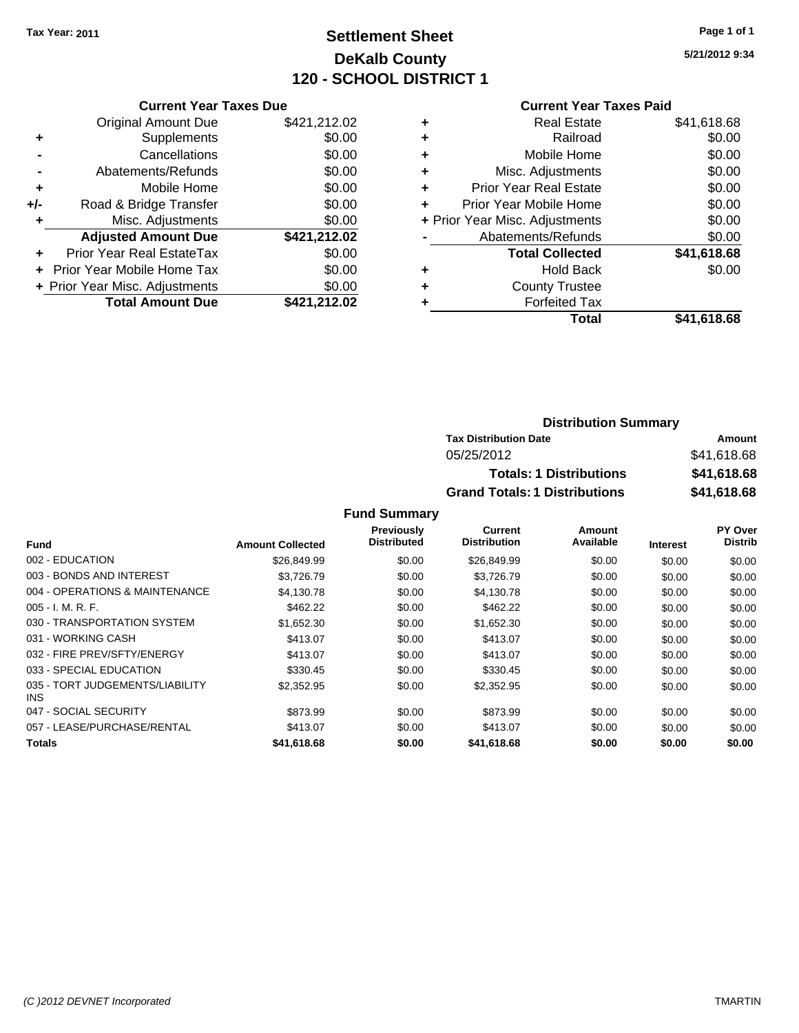Tax Year: 2011

# Settlement Sheet
## DeKalb County
## 120 - SCHOOL DISTRICT 1

5/21/2012 9:34

### Current Year Taxes Due

| | | |
|---|---|---|
| | Original Amount Due | $421,212.02 |
| + | Supplements | $0.00 |
| - | Cancellations | $0.00 |
| - | Abatements/Refunds | $0.00 |
| + | Mobile Home | $0.00 |
| +/- | Road & Bridge Transfer | $0.00 |
| + | Misc. Adjustments | $0.00 |
| | **Adjusted Amount Due** | **$421,212.02** |
| + | Prior Year Real EstateTax | $0.00 |
| + | Prior Year Mobile Home Tax | $0.00 |
| + | Prior Year Misc. Adjustments | $0.00 |
| | **Total Amount Due** | **$421,212.02** |

### Current Year Taxes Paid

| | | |
|---|---|---|
| + | Real Estate | $41,618.68 |
| + | Railroad | $0.00 |
| + | Mobile Home | $0.00 |
| + | Misc. Adjustments | $0.00 |
| + | Prior Year Real Estate | $0.00 |
| + | Prior Year Mobile Home | $0.00 |
| + | Prior Year Misc. Adjustments | $0.00 |
| - | Abatements/Refunds | $0.00 |
| | **Total Collected** | **$41,618.68** |
| + | Hold Back | $0.00 |
| + | County Trustee | |
| + | Forfeited Tax | |
| | **Total** | **$41,618.68** |

### Distribution Summary

| Tax Distribution Date | Amount |
|---|---|
| 05/25/2012 | $41,618.68 |
| **Totals: 1 Distributions** | **$41,618.68** |
| **Grand Totals: 1 Distributions** | **$41,618.68** |

### Fund Summary

| Fund | Amount Collected | Previously Distributed | Current Distribution | Amount Available | Interest | PY Over Distrib |
|---|---|---|---|---|---|---|
| 002 - EDUCATION | $26,849.99 | $0.00 | $26,849.99 | $0.00 | $0.00 | $0.00 |
| 003 - BONDS AND INTEREST | $3,726.79 | $0.00 | $3,726.79 | $0.00 | $0.00 | $0.00 |
| 004 - OPERATIONS & MAINTENANCE | $4,130.78 | $0.00 | $4,130.78 | $0.00 | $0.00 | $0.00 |
| 005 - I. M. R. F. | $462.22 | $0.00 | $462.22 | $0.00 | $0.00 | $0.00 |
| 030 - TRANSPORTATION SYSTEM | $1,652.30 | $0.00 | $1,652.30 | $0.00 | $0.00 | $0.00 |
| 031 - WORKING CASH | $413.07 | $0.00 | $413.07 | $0.00 | $0.00 | $0.00 |
| 032 - FIRE PREV/SFTY/ENERGY | $413.07 | $0.00 | $413.07 | $0.00 | $0.00 | $0.00 |
| 033 - SPECIAL EDUCATION | $330.45 | $0.00 | $330.45 | $0.00 | $0.00 | $0.00 |
| 035 - TORT JUDGEMENTS/LIABILITY INS | $2,352.95 | $0.00 | $2,352.95 | $0.00 | $0.00 | $0.00 |
| 047 - SOCIAL SECURITY | $873.99 | $0.00 | $873.99 | $0.00 | $0.00 | $0.00 |
| 057 - LEASE/PURCHASE/RENTAL | $413.07 | $0.00 | $413.07 | $0.00 | $0.00 | $0.00 |
| **Totals** | **$41,618.68** | **$0.00** | **$41,618.68** | **$0.00** | **$0.00** | **$0.00** |

(C )2012 DEVNET Incorporated TMARTIN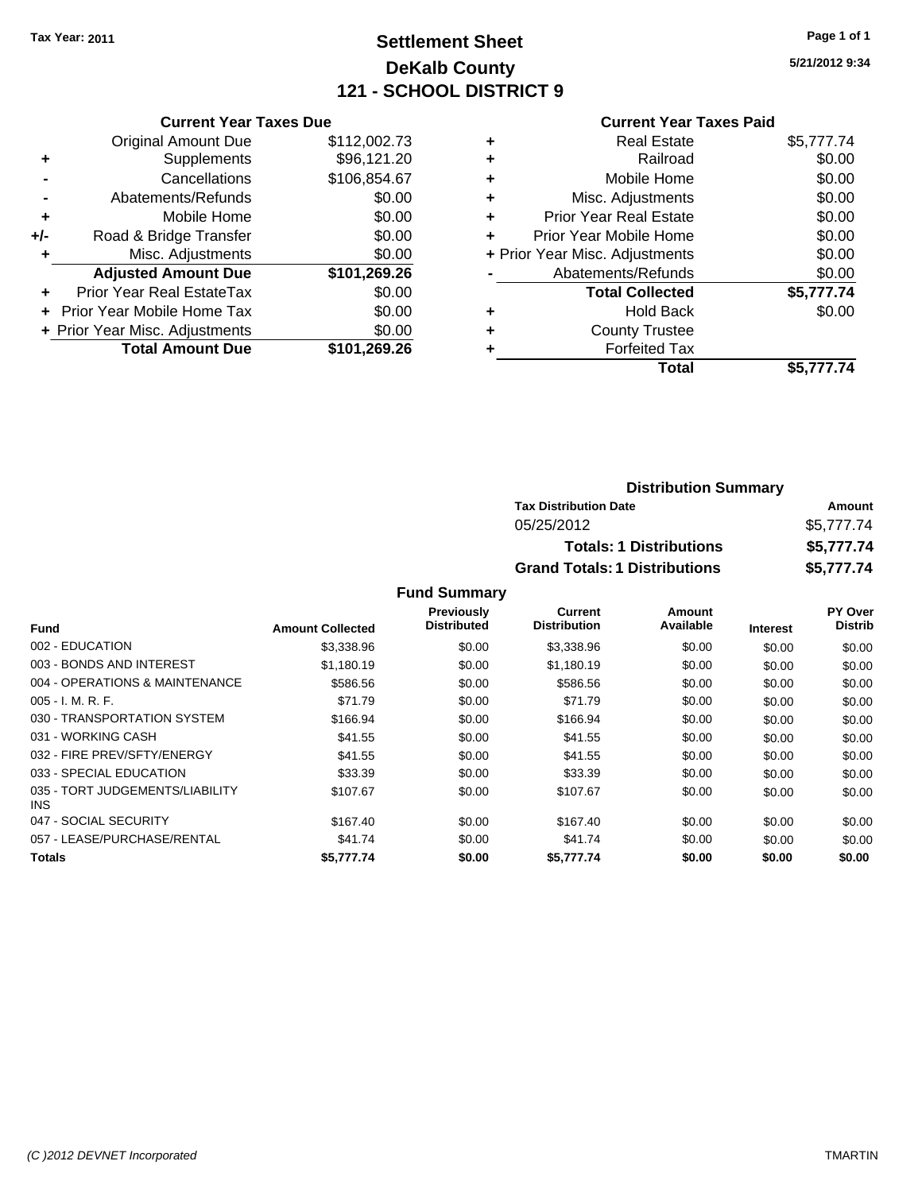**Tax Year: 2011**

# Settlement Sheet
## DeKalb County
## 121 - SCHOOL DISTRICT 9

### Current Year Taxes Due

| | | |
|---|---|---|
| | Original Amount Due | $112,002.73 |
| + | Supplements | $96,121.20 |
| - | Cancellations | $106,854.67 |
| - | Abatements/Refunds | $0.00 |
| + | Mobile Home | $0.00 |
| +/- | Road & Bridge Transfer | $0.00 |
| + | Misc. Adjustments | $0.00 |
| | **Adjusted Amount Due** | **$101,269.26** |
| + | Prior Year Real EstateTax | $0.00 |
| + | Prior Year Mobile Home Tax | $0.00 |
| + | Prior Year Misc. Adjustments | $0.00 |
| | **Total Amount Due** | **$101,269.26** |

### Current Year Taxes Paid

| | | |
|---|---|---|
| + | Real Estate | $5,777.74 |
| + | Railroad | $0.00 |
| + | Mobile Home | $0.00 |
| + | Misc. Adjustments | $0.00 |
| + | Prior Year Real Estate | $0.00 |
| + | Prior Year Mobile Home | $0.00 |
| + | Prior Year Misc. Adjustments | $0.00 |
| - | Abatements/Refunds | $0.00 |
| | **Total Collected** | **$5,777.74** |
| + | Hold Back | $0.00 |
| + | County Trustee | |
| + | Forfeited Tax | |
| | **Total** | **$5,777.74** |

### Distribution Summary

| Tax Distribution Date | Amount |
|---|---|
| 05/25/2012 | $5,777.74 |
| **Totals: 1 Distributions** | **$5,777.74** |
| **Grand Totals: 1 Distributions** | **$5,777.74** |

### Fund Summary

| Fund | Amount Collected | Previously Distributed | Current Distribution | Amount Available | Interest | PY Over Distrib |
|---|---|---|---|---|---|---|
| 002 - EDUCATION | $3,338.96 | $0.00 | $3,338.96 | $0.00 | $0.00 | $0.00 |
| 003 - BONDS AND INTEREST | $1,180.19 | $0.00 | $1,180.19 | $0.00 | $0.00 | $0.00 |
| 004 - OPERATIONS & MAINTENANCE | $586.56 | $0.00 | $586.56 | $0.00 | $0.00 | $0.00 |
| 005 - I. M. R. F. | $71.79 | $0.00 | $71.79 | $0.00 | $0.00 | $0.00 |
| 030 - TRANSPORTATION SYSTEM | $166.94 | $0.00 | $166.94 | $0.00 | $0.00 | $0.00 |
| 031 - WORKING CASH | $41.55 | $0.00 | $41.55 | $0.00 | $0.00 | $0.00 |
| 032 - FIRE PREV/SFTY/ENERGY | $41.55 | $0.00 | $41.55 | $0.00 | $0.00 | $0.00 |
| 033 - SPECIAL EDUCATION | $33.39 | $0.00 | $33.39 | $0.00 | $0.00 | $0.00 |
| 035 - TORT JUDGEMENTS/LIABILITY INS | $107.67 | $0.00 | $107.67 | $0.00 | $0.00 | $0.00 |
| 047 - SOCIAL SECURITY | $167.40 | $0.00 | $167.40 | $0.00 | $0.00 | $0.00 |
| 057 - LEASE/PURCHASE/RENTAL | $41.74 | $0.00 | $41.74 | $0.00 | $0.00 | $0.00 |
| **Totals** | **$5,777.74** | **$0.00** | **$5,777.74** | **$0.00** | **$0.00** | **$0.00** |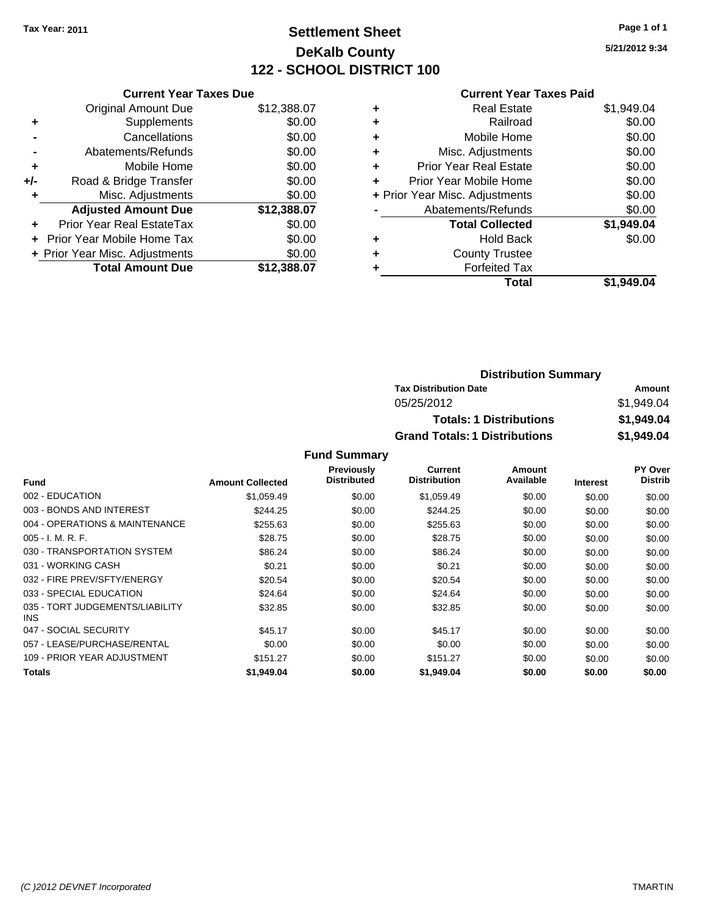Tax Year: 2011

# Settlement Sheet
## DeKalb County
## 122 - SCHOOL DISTRICT 100

5/21/2012 9:34

### Current Year Taxes Due

| | | |
|---|---|---|
| | Original Amount Due | $12,388.07 |
| + | Supplements | $0.00 |
| - | Cancellations | $0.00 |
| - | Abatements/Refunds | $0.00 |
| + | Mobile Home | $0.00 |
| +/- | Road & Bridge Transfer | $0.00 |
| + | Misc. Adjustments | $0.00 |
| | **Adjusted Amount Due** | **$12,388.07** |
| + | Prior Year Real EstateTax | $0.00 |
| + | Prior Year Mobile Home Tax | $0.00 |
| + | Prior Year Misc. Adjustments | $0.00 |
| | **Total Amount Due** | **$12,388.07** |

### Current Year Taxes Paid

| | | |
|---|---|---|
| + | Real Estate | $1,949.04 |
| + | Railroad | $0.00 |
| + | Mobile Home | $0.00 |
| + | Misc. Adjustments | $0.00 |
| + | Prior Year Real Estate | $0.00 |
| + | Prior Year Mobile Home | $0.00 |
| + | Prior Year Misc. Adjustments | $0.00 |
| - | Abatements/Refunds | $0.00 |
| | **Total Collected** | **$1,949.04** |
| + | Hold Back | $0.00 |
| + | County Trustee | |
| + | Forfeited Tax | |
| | **Total** | **$1,949.04** |

### Distribution Summary

| Tax Distribution Date | Amount |
|---|---|
| 05/25/2012 | $1,949.04 |
| **Totals: 1 Distributions** | **$1,949.04** |
| **Grand Totals: 1 Distributions** | **$1,949.04** |

### Fund Summary

| Fund | Amount Collected | Previously Distributed | Current Distribution | Amount Available | Interest | PY Over Distrib |
|---|---|---|---|---|---|---|
| 002 - EDUCATION | $1,059.49 | $0.00 | $1,059.49 | $0.00 | $0.00 | $0.00 |
| 003 - BONDS AND INTEREST | $244.25 | $0.00 | $244.25 | $0.00 | $0.00 | $0.00 |
| 004 - OPERATIONS & MAINTENANCE | $255.63 | $0.00 | $255.63 | $0.00 | $0.00 | $0.00 |
| 005 - I. M. R. F. | $28.75 | $0.00 | $28.75 | $0.00 | $0.00 | $0.00 |
| 030 - TRANSPORTATION SYSTEM | $86.24 | $0.00 | $86.24 | $0.00 | $0.00 | $0.00 |
| 031 - WORKING CASH | $0.21 | $0.00 | $0.21 | $0.00 | $0.00 | $0.00 |
| 032 - FIRE PREV/SFTY/ENERGY | $20.54 | $0.00 | $20.54 | $0.00 | $0.00 | $0.00 |
| 033 - SPECIAL EDUCATION | $24.64 | $0.00 | $24.64 | $0.00 | $0.00 | $0.00 |
| 035 - TORT JUDGEMENTS/LIABILITY INS | $32.85 | $0.00 | $32.85 | $0.00 | $0.00 | $0.00 |
| 047 - SOCIAL SECURITY | $45.17 | $0.00 | $45.17 | $0.00 | $0.00 | $0.00 |
| 057 - LEASE/PURCHASE/RENTAL | $0.00 | $0.00 | $0.00 | $0.00 | $0.00 | $0.00 |
| 109 - PRIOR YEAR ADJUSTMENT | $151.27 | $0.00 | $151.27 | $0.00 | $0.00 | $0.00 |
| **Totals** | **$1,949.04** | **$0.00** | **$1,949.04** | **$0.00** | **$0.00** | **$0.00** |

(C )2012 DEVNET Incorporated TMARTIN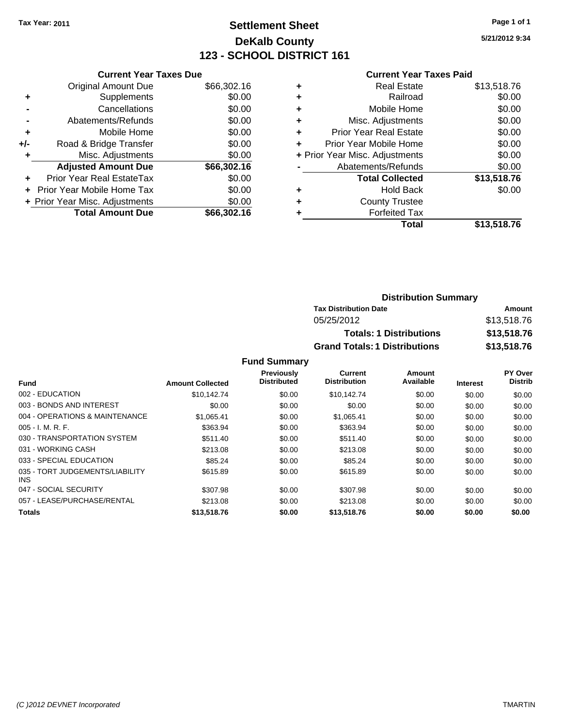**Tax Year: 2011**

# Settlement Sheet
## DeKalb County
## 123 - SCHOOL DISTRICT 161

5/21/2012 9:34

### Current Year Taxes Due

| | | |
|---|---|---|
| | Original Amount Due | $66,302.16 |
| + | Supplements | $0.00 |
| - | Cancellations | $0.00 |
| - | Abatements/Refunds | $0.00 |
| + | Mobile Home | $0.00 |
| +/- | Road & Bridge Transfer | $0.00 |
| + | Misc. Adjustments | $0.00 |
| | **Adjusted Amount Due** | **$66,302.16** |
| + | Prior Year Real EstateTax | $0.00 |
| + | Prior Year Mobile Home Tax | $0.00 |
| + | Prior Year Misc. Adjustments | $0.00 |
| | **Total Amount Due** | **$66,302.16** |

### Current Year Taxes Paid

| | | |
|---|---|---|
| + | Real Estate | $13,518.76 |
| + | Railroad | $0.00 |
| + | Mobile Home | $0.00 |
| + | Misc. Adjustments | $0.00 |
| + | Prior Year Real Estate | $0.00 |
| + | Prior Year Mobile Home | $0.00 |
| + | Prior Year Misc. Adjustments | $0.00 |
| - | Abatements/Refunds | $0.00 |
| | **Total Collected** | **$13,518.76** |
| + | Hold Back | $0.00 |
| + | County Trustee | |
| + | Forfeited Tax | |
| | **Total** | **$13,518.76** |

### Distribution Summary

| Tax Distribution Date | Amount |
|---|---|
| 05/25/2012 | $13,518.76 |
| **Totals: 1 Distributions** | **$13,518.76** |
| **Grand Totals: 1 Distributions** | **$13,518.76** |

### Fund Summary

| Fund | Amount Collected | Previously Distributed | Current Distribution | Amount Available | Interest | PY Over Distrib |
|---|---|---|---|---|---|---|
| 002 - EDUCATION | $10,142.74 | $0.00 | $10,142.74 | $0.00 | $0.00 | $0.00 |
| 003 - BONDS AND INTEREST | $0.00 | $0.00 | $0.00 | $0.00 | $0.00 | $0.00 |
| 004 - OPERATIONS & MAINTENANCE | $1,065.41 | $0.00 | $1,065.41 | $0.00 | $0.00 | $0.00 |
| 005 - I. M. R. F. | $363.94 | $0.00 | $363.94 | $0.00 | $0.00 | $0.00 |
| 030 - TRANSPORTATION SYSTEM | $511.40 | $0.00 | $511.40 | $0.00 | $0.00 | $0.00 |
| 031 - WORKING CASH | $213.08 | $0.00 | $213.08 | $0.00 | $0.00 | $0.00 |
| 033 - SPECIAL EDUCATION | $85.24 | $0.00 | $85.24 | $0.00 | $0.00 | $0.00 |
| 035 - TORT JUDGEMENTS/LIABILITY INS | $615.89 | $0.00 | $615.89 | $0.00 | $0.00 | $0.00 |
| 047 - SOCIAL SECURITY | $307.98 | $0.00 | $307.98 | $0.00 | $0.00 | $0.00 |
| 057 - LEASE/PURCHASE/RENTAL | $213.08 | $0.00 | $213.08 | $0.00 | $0.00 | $0.00 |
| **Totals** | **$13,518.76** | **$0.00** | **$13,518.76** | **$0.00** | **$0.00** | **$0.00** |

(C )2012 DEVNET Incorporated — TMARTIN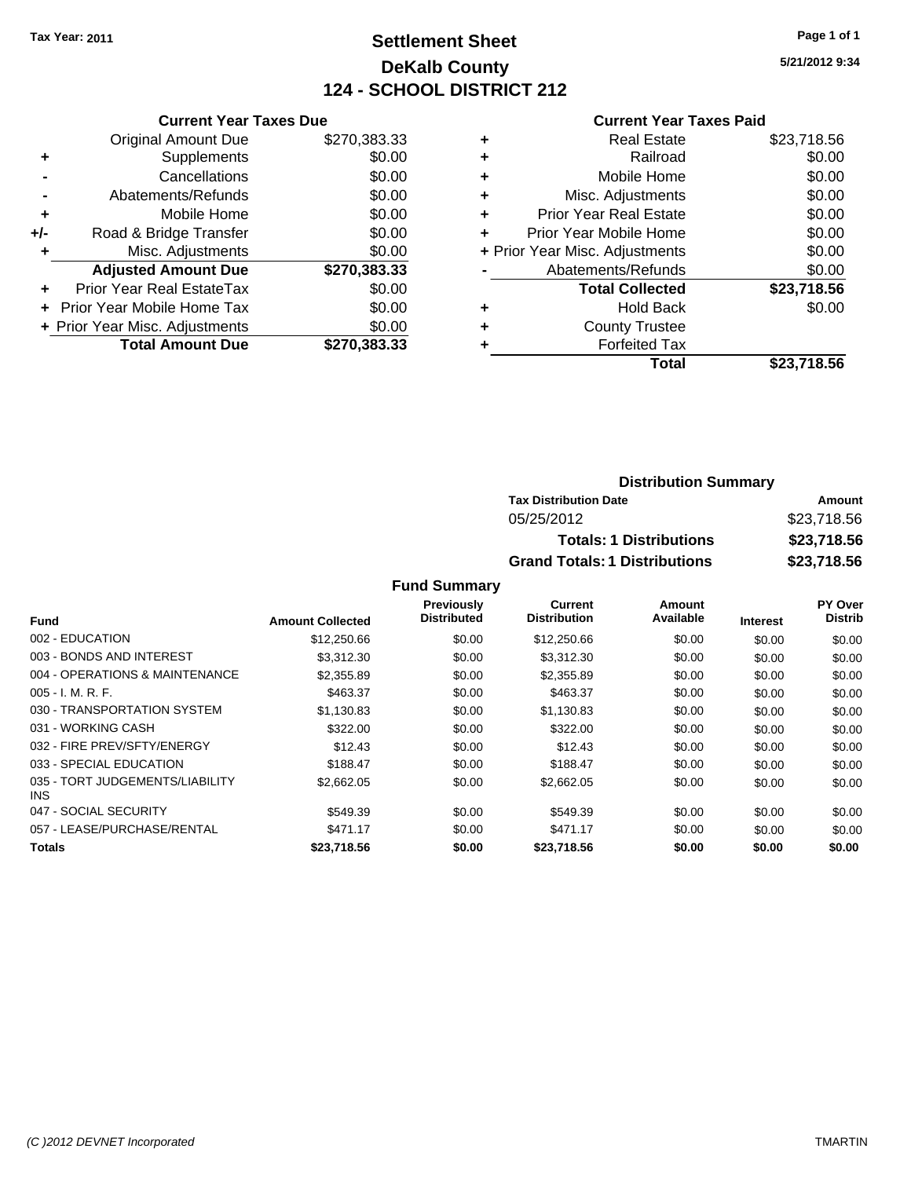Tax Year: 2011

# Settlement Sheet

## DeKalb County

## 124 - SCHOOL DISTRICT 212

5/21/2012 9:34

### Current Year Taxes Due

| | | |
|---|---|---|
| | Original Amount Due | $270,383.33 |
| + | Supplements | $0.00 |
| - | Cancellations | $0.00 |
| - | Abatements/Refunds | $0.00 |
| + | Mobile Home | $0.00 |
| +/- | Road & Bridge Transfer | $0.00 |
| + | Misc. Adjustments | $0.00 |
| | **Adjusted Amount Due** | **$270,383.33** |
| + | Prior Year Real EstateTax | $0.00 |
| + | Prior Year Mobile Home Tax | $0.00 |
| + | Prior Year Misc. Adjustments | $0.00 |
| | **Total Amount Due** | **$270,383.33** |

### Current Year Taxes Paid

| | | |
|---|---|---|
| + | Real Estate | $23,718.56 |
| + | Railroad | $0.00 |
| + | Mobile Home | $0.00 |
| + | Misc. Adjustments | $0.00 |
| + | Prior Year Real Estate | $0.00 |
| + | Prior Year Mobile Home | $0.00 |
| + | Prior Year Misc. Adjustments | $0.00 |
| - | Abatements/Refunds | $0.00 |
| | **Total Collected** | **$23,718.56** |
| + | Hold Back | $0.00 |
| + | County Trustee | |
| + | Forfeited Tax | |
| | **Total** | **$23,718.56** |

### Distribution Summary

| Tax Distribution Date | Amount |
|---|---|
| 05/25/2012 | $23,718.56 |
| **Totals: 1 Distributions** | **$23,718.56** |
| **Grand Totals: 1 Distributions** | **$23,718.56** |

### Fund Summary

| Fund | Amount Collected | Previously Distributed | Current Distribution | Amount Available | Interest | PY Over Distrib |
|---|---|---|---|---|---|---|
| 002 - EDUCATION | $12,250.66 | $0.00 | $12,250.66 | $0.00 | $0.00 | $0.00 |
| 003 - BONDS AND INTEREST | $3,312.30 | $0.00 | $3,312.30 | $0.00 | $0.00 | $0.00 |
| 004 - OPERATIONS & MAINTENANCE | $2,355.89 | $0.00 | $2,355.89 | $0.00 | $0.00 | $0.00 |
| 005 - I. M. R. F. | $463.37 | $0.00 | $463.37 | $0.00 | $0.00 | $0.00 |
| 030 - TRANSPORTATION SYSTEM | $1,130.83 | $0.00 | $1,130.83 | $0.00 | $0.00 | $0.00 |
| 031 - WORKING CASH | $322.00 | $0.00 | $322.00 | $0.00 | $0.00 | $0.00 |
| 032 - FIRE PREV/SFTY/ENERGY | $12.43 | $0.00 | $12.43 | $0.00 | $0.00 | $0.00 |
| 033 - SPECIAL EDUCATION | $188.47 | $0.00 | $188.47 | $0.00 | $0.00 | $0.00 |
| 035 - TORT JUDGEMENTS/LIABILITY INS | $2,662.05 | $0.00 | $2,662.05 | $0.00 | $0.00 | $0.00 |
| 047 - SOCIAL SECURITY | $549.39 | $0.00 | $549.39 | $0.00 | $0.00 | $0.00 |
| 057 - LEASE/PURCHASE/RENTAL | $471.17 | $0.00 | $471.17 | $0.00 | $0.00 | $0.00 |
| **Totals** | **$23,718.56** | **$0.00** | **$23,718.56** | **$0.00** | **$0.00** | **$0.00** |

(C )2012 DEVNET Incorporated TMARTIN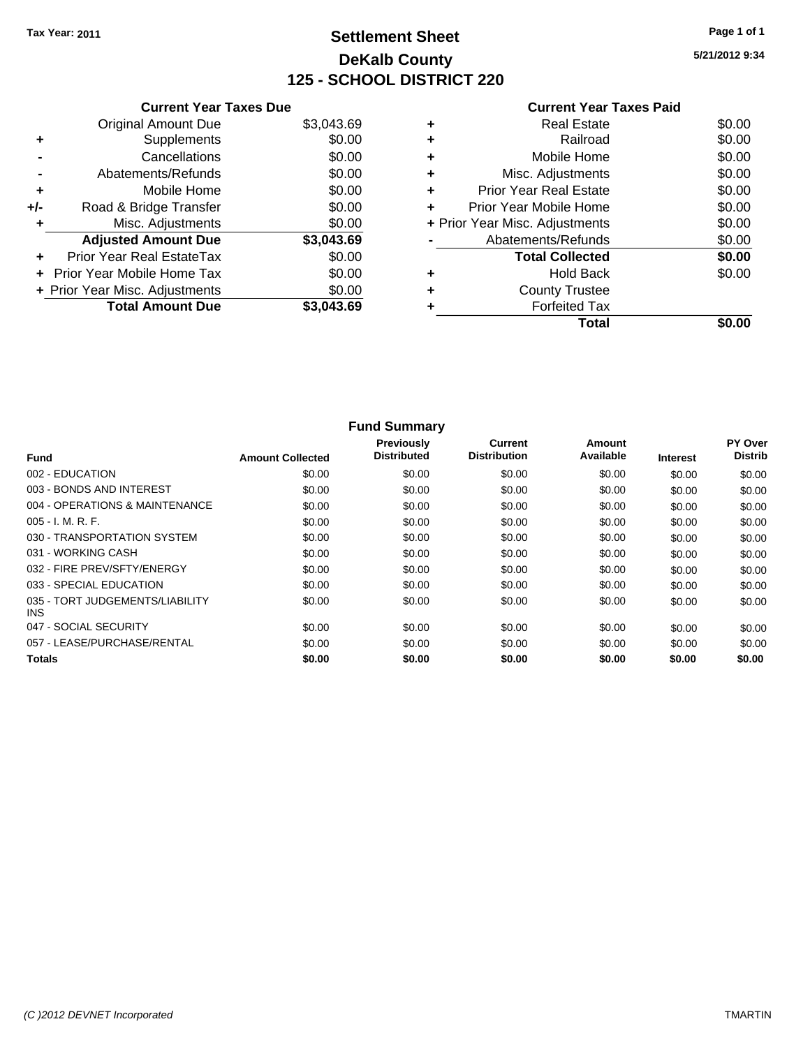Tax Year: 2011

# Settlement Sheet
## DeKalb County
## 125 - SCHOOL DISTRICT 220

5/21/2012 9:34

### Current Year Taxes Due

| | | |
|---|---|---|
| | Original Amount Due | $3,043.69 |
| + | Supplements | $0.00 |
| - | Cancellations | $0.00 |
| - | Abatements/Refunds | $0.00 |
| + | Mobile Home | $0.00 |
| +/- | Road & Bridge Transfer | $0.00 |
| + | Misc. Adjustments | $0.00 |
| | **Adjusted Amount Due** | **$3,043.69** |
| + | Prior Year Real EstateTax | $0.00 |
| + | Prior Year Mobile Home Tax | $0.00 |
| + | Prior Year Misc. Adjustments | $0.00 |
| | **Total Amount Due** | **$3,043.69** |

### Current Year Taxes Paid

| | | |
|---|---|---|
| + | Real Estate | $0.00 |
| + | Railroad | $0.00 |
| + | Mobile Home | $0.00 |
| + | Misc. Adjustments | $0.00 |
| + | Prior Year Real Estate | $0.00 |
| + | Prior Year Mobile Home | $0.00 |
| + | Prior Year Misc. Adjustments | $0.00 |
| - | Abatements/Refunds | $0.00 |
| | **Total Collected** | **$0.00** |
| + | Hold Back | $0.00 |
| + | County Trustee | |
| + | Forfeited Tax | |
| | **Total** | **$0.00** |

### Fund Summary

| Fund | Amount Collected | Previously Distributed | Current Distribution | Amount Available | Interest | PY Over Distrib |
|---|---|---|---|---|---|---|
| 002 - EDUCATION | $0.00 | $0.00 | $0.00 | $0.00 | $0.00 | $0.00 |
| 003 - BONDS AND INTEREST | $0.00 | $0.00 | $0.00 | $0.00 | $0.00 | $0.00 |
| 004 - OPERATIONS & MAINTENANCE | $0.00 | $0.00 | $0.00 | $0.00 | $0.00 | $0.00 |
| 005 - I. M. R. F. | $0.00 | $0.00 | $0.00 | $0.00 | $0.00 | $0.00 |
| 030 - TRANSPORTATION SYSTEM | $0.00 | $0.00 | $0.00 | $0.00 | $0.00 | $0.00 |
| 031 - WORKING CASH | $0.00 | $0.00 | $0.00 | $0.00 | $0.00 | $0.00 |
| 032 - FIRE PREV/SFTY/ENERGY | $0.00 | $0.00 | $0.00 | $0.00 | $0.00 | $0.00 |
| 033 - SPECIAL EDUCATION | $0.00 | $0.00 | $0.00 | $0.00 | $0.00 | $0.00 |
| 035 - TORT JUDGEMENTS/LIABILITY INS | $0.00 | $0.00 | $0.00 | $0.00 | $0.00 | $0.00 |
| 047 - SOCIAL SECURITY | $0.00 | $0.00 | $0.00 | $0.00 | $0.00 | $0.00 |
| 057 - LEASE/PURCHASE/RENTAL | $0.00 | $0.00 | $0.00 | $0.00 | $0.00 | $0.00 |
| **Totals** | **$0.00** | **$0.00** | **$0.00** | **$0.00** | **$0.00** | **$0.00** |

(C )2012 DEVNET Incorporated — TMARTIN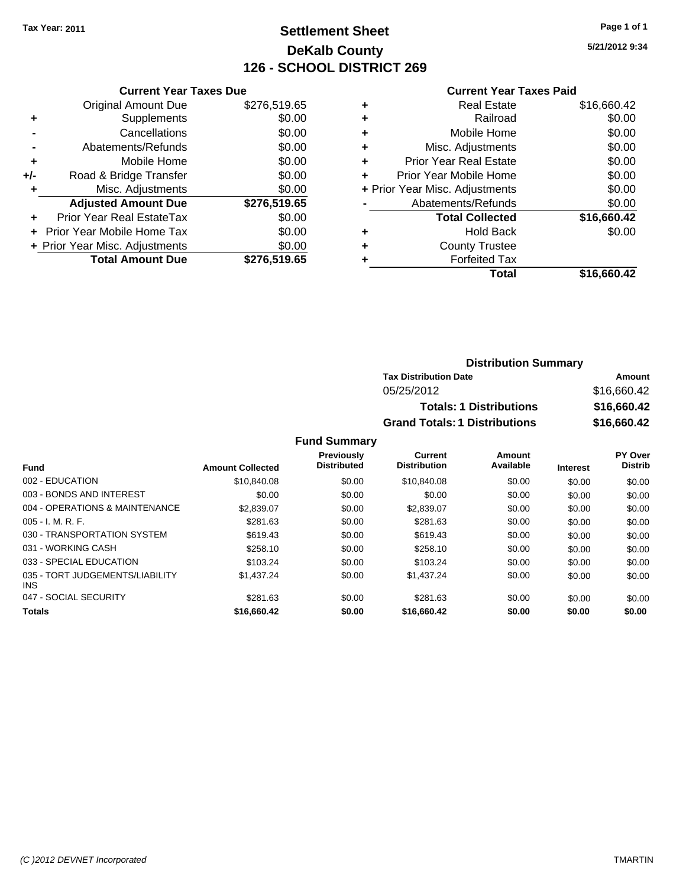Tax Year: 2011

# Settlement Sheet
## DeKalb County
## 126 - SCHOOL DISTRICT 269

5/21/2012 9:34

### Current Year Taxes Due

| | | |
|---|---|---|
| | Original Amount Due | $276,519.65 |
| + | Supplements | $0.00 |
| - | Cancellations | $0.00 |
| - | Abatements/Refunds | $0.00 |
| + | Mobile Home | $0.00 |
| +/- | Road & Bridge Transfer | $0.00 |
| + | Misc. Adjustments | $0.00 |
| | **Adjusted Amount Due** | **$276,519.65** |
| + | Prior Year Real EstateTax | $0.00 |
| + | Prior Year Mobile Home Tax | $0.00 |
| + | Prior Year Misc. Adjustments | $0.00 |
| | **Total Amount Due** | **$276,519.65** |

### Current Year Taxes Paid

| | | |
|---|---|---|
| + | Real Estate | $16,660.42 |
| + | Railroad | $0.00 |
| + | Mobile Home | $0.00 |
| + | Misc. Adjustments | $0.00 |
| + | Prior Year Real Estate | $0.00 |
| + | Prior Year Mobile Home | $0.00 |
| + | Prior Year Misc. Adjustments | $0.00 |
| - | Abatements/Refunds | $0.00 |
| | **Total Collected** | **$16,660.42** |
| + | Hold Back | $0.00 |
| + | County Trustee | |
| + | Forfeited Tax | |
| | **Total** | **$16,660.42** |

### Distribution Summary

| Tax Distribution Date | Amount |
|---|---|
| 05/25/2012 | $16,660.42 |
| **Totals: 1 Distributions** | **$16,660.42** |
| **Grand Totals: 1 Distributions** | **$16,660.42** |

### Fund Summary

| Fund | Amount Collected | Previously Distributed | Current Distribution | Amount Available | Interest | PY Over Distrib |
|---|---|---|---|---|---|---|
| 002 - EDUCATION | $10,840.08 | $0.00 | $10,840.08 | $0.00 | $0.00 | $0.00 |
| 003 - BONDS AND INTEREST | $0.00 | $0.00 | $0.00 | $0.00 | $0.00 | $0.00 |
| 004 - OPERATIONS & MAINTENANCE | $2,839.07 | $0.00 | $2,839.07 | $0.00 | $0.00 | $0.00 |
| 005 - I. M. R. F. | $281.63 | $0.00 | $281.63 | $0.00 | $0.00 | $0.00 |
| 030 - TRANSPORTATION SYSTEM | $619.43 | $0.00 | $619.43 | $0.00 | $0.00 | $0.00 |
| 031 - WORKING CASH | $258.10 | $0.00 | $258.10 | $0.00 | $0.00 | $0.00 |
| 033 - SPECIAL EDUCATION | $103.24 | $0.00 | $103.24 | $0.00 | $0.00 | $0.00 |
| 035 - TORT JUDGEMENTS/LIABILITY INS | $1,437.24 | $0.00 | $1,437.24 | $0.00 | $0.00 | $0.00 |
| 047 - SOCIAL SECURITY | $281.63 | $0.00 | $281.63 | $0.00 | $0.00 | $0.00 |
| **Totals** | **$16,660.42** | **$0.00** | **$16,660.42** | **$0.00** | **$0.00** | **$0.00** |

(C )2012 DEVNET Incorporated TMARTIN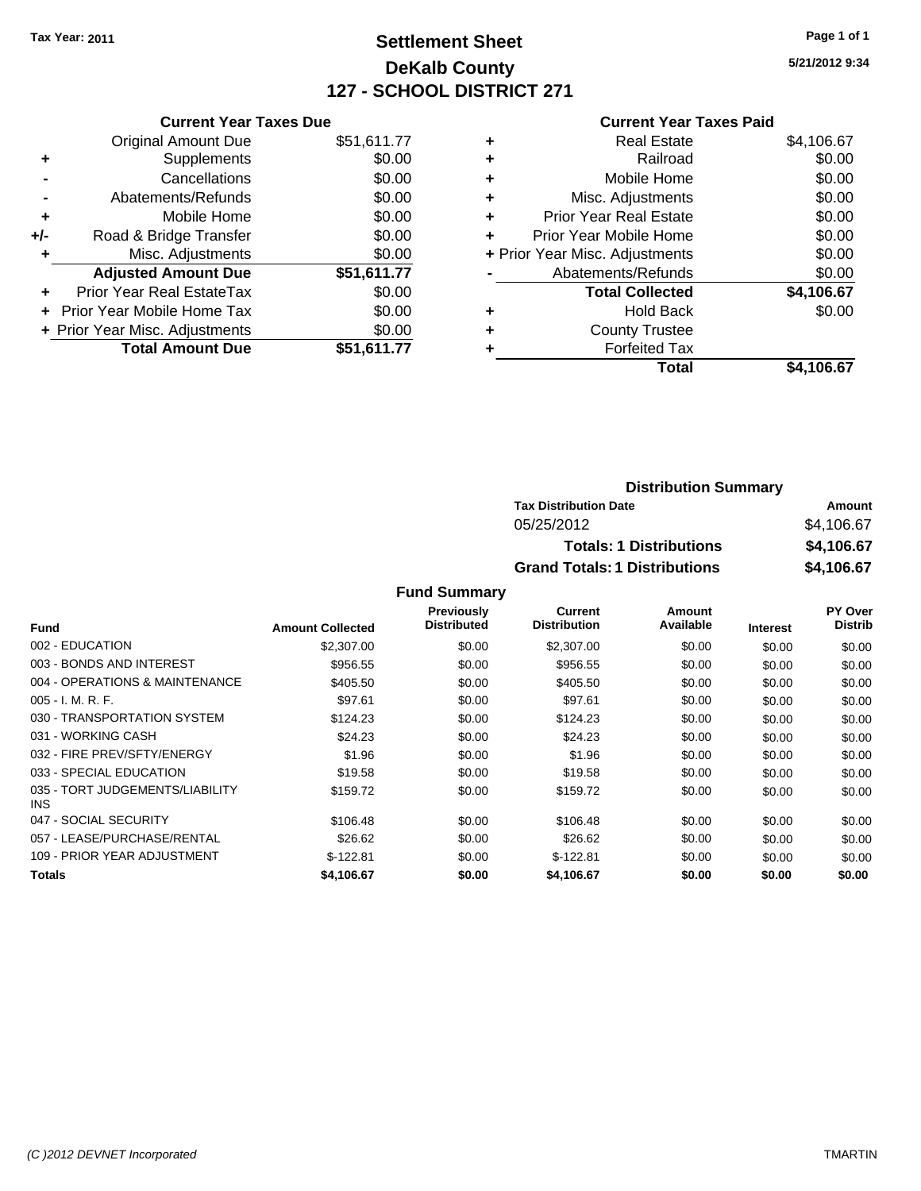**Tax Year: 2011**

# Settlement Sheet

## DeKalb County

## 127 - SCHOOL DISTRICT 271

5/21/2012 9:34

### Current Year Taxes Due

| | | |
|---|---|---|
| | Original Amount Due | $51,611.77 |
| + | Supplements | $0.00 |
| - | Cancellations | $0.00 |
| - | Abatements/Refunds | $0.00 |
| + | Mobile Home | $0.00 |
| +/- | Road & Bridge Transfer | $0.00 |
| + | Misc. Adjustments | $0.00 |
| | **Adjusted Amount Due** | **$51,611.77** |
| + | Prior Year Real EstateTax | $0.00 |
| + | Prior Year Mobile Home Tax | $0.00 |
| + | Prior Year Misc. Adjustments | $0.00 |
| | **Total Amount Due** | **$51,611.77** |

### Current Year Taxes Paid

| | | |
|---|---|---|
| + | Real Estate | $4,106.67 |
| + | Railroad | $0.00 |
| + | Mobile Home | $0.00 |
| + | Misc. Adjustments | $0.00 |
| + | Prior Year Real Estate | $0.00 |
| + | Prior Year Mobile Home | $0.00 |
| + | Prior Year Misc. Adjustments | $0.00 |
| - | Abatements/Refunds | $0.00 |
| | **Total Collected** | **$4,106.67** |
| + | Hold Back | $0.00 |
| + | County Trustee | |
| + | Forfeited Tax | |
| | **Total** | **$4,106.67** |

### Distribution Summary

| Tax Distribution Date | Amount |
|---|---|
| 05/25/2012 | $4,106.67 |
| **Totals: 1 Distributions** | **$4,106.67** |
| **Grand Totals: 1 Distributions** | **$4,106.67** |

### Fund Summary

| Fund | Amount Collected | Previously Distributed | Current Distribution | Amount Available | Interest | PY Over Distrib |
|---|---|---|---|---|---|---|
| 002 - EDUCATION | $2,307.00 | $0.00 | $2,307.00 | $0.00 | $0.00 | $0.00 |
| 003 - BONDS AND INTEREST | $956.55 | $0.00 | $956.55 | $0.00 | $0.00 | $0.00 |
| 004 - OPERATIONS & MAINTENANCE | $405.50 | $0.00 | $405.50 | $0.00 | $0.00 | $0.00 |
| 005 - I. M. R. F. | $97.61 | $0.00 | $97.61 | $0.00 | $0.00 | $0.00 |
| 030 - TRANSPORTATION SYSTEM | $124.23 | $0.00 | $124.23 | $0.00 | $0.00 | $0.00 |
| 031 - WORKING CASH | $24.23 | $0.00 | $24.23 | $0.00 | $0.00 | $0.00 |
| 032 - FIRE PREV/SFTY/ENERGY | $1.96 | $0.00 | $1.96 | $0.00 | $0.00 | $0.00 |
| 033 - SPECIAL EDUCATION | $19.58 | $0.00 | $19.58 | $0.00 | $0.00 | $0.00 |
| 035 - TORT JUDGEMENTS/LIABILITY INS | $159.72 | $0.00 | $159.72 | $0.00 | $0.00 | $0.00 |
| 047 - SOCIAL SECURITY | $106.48 | $0.00 | $106.48 | $0.00 | $0.00 | $0.00 |
| 057 - LEASE/PURCHASE/RENTAL | $26.62 | $0.00 | $26.62 | $0.00 | $0.00 | $0.00 |
| 109 - PRIOR YEAR ADJUSTMENT | $-122.81 | $0.00 | $-122.81 | $0.00 | $0.00 | $0.00 |
| **Totals** | **$4,106.67** | **$0.00** | **$4,106.67** | **$0.00** | **$0.00** | **$0.00** |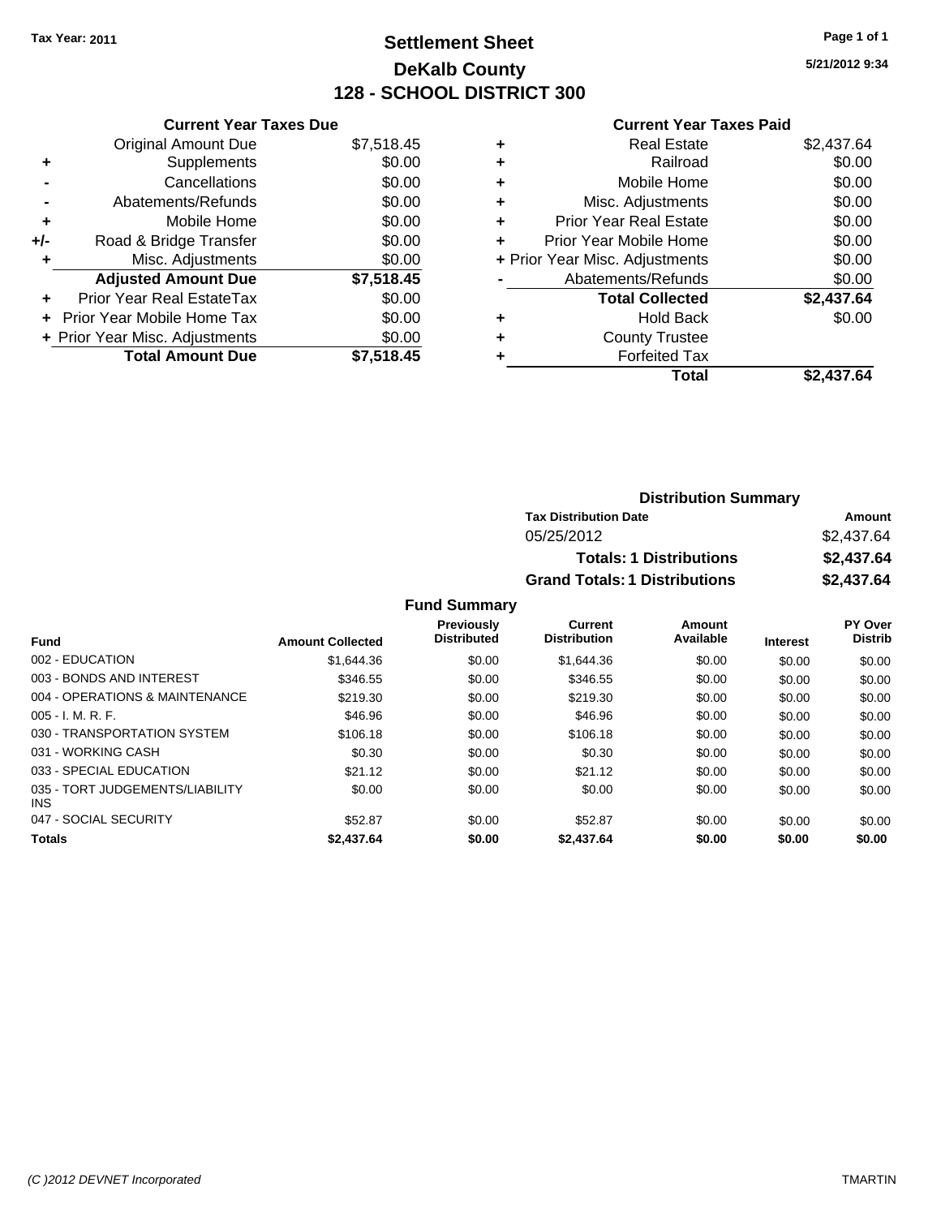Tax Year: 2011

# Settlement Sheet
## DeKalb County
## 128 - SCHOOL DISTRICT 300

5/21/2012 9:34

### Current Year Taxes Due

| | | |
|---|---|---|
| | Original Amount Due | $7,518.45 |
| + | Supplements | $0.00 |
| - | Cancellations | $0.00 |
| - | Abatements/Refunds | $0.00 |
| + | Mobile Home | $0.00 |
| +/- | Road & Bridge Transfer | $0.00 |
| + | Misc. Adjustments | $0.00 |
| | **Adjusted Amount Due** | **$7,518.45** |
| + | Prior Year Real EstateTax | $0.00 |
| + | Prior Year Mobile Home Tax | $0.00 |
| + | Prior Year Misc. Adjustments | $0.00 |
| | **Total Amount Due** | **$7,518.45** |

### Current Year Taxes Paid

| | | |
|---|---|---|
| + | Real Estate | $2,437.64 |
| + | Railroad | $0.00 |
| + | Mobile Home | $0.00 |
| + | Misc. Adjustments | $0.00 |
| + | Prior Year Real Estate | $0.00 |
| + | Prior Year Mobile Home | $0.00 |
| + | Prior Year Misc. Adjustments | $0.00 |
| - | Abatements/Refunds | $0.00 |
| | **Total Collected** | **$2,437.64** |
| + | Hold Back | $0.00 |
| + | County Trustee | |
| + | Forfeited Tax | |
| | **Total** | **$2,437.64** |

### Distribution Summary

| Tax Distribution Date | Amount |
|---|---|
| 05/25/2012 | $2,437.64 |
| **Totals: 1 Distributions** | **$2,437.64** |
| **Grand Totals: 1 Distributions** | **$2,437.64** |

### Fund Summary

| Fund | Amount Collected | Previously Distributed | Current Distribution | Amount Available | Interest | PY Over Distrib |
|---|---|---|---|---|---|---|
| 002 - EDUCATION | $1,644.36 | $0.00 | $1,644.36 | $0.00 | $0.00 | $0.00 |
| 003 - BONDS AND INTEREST | $346.55 | $0.00 | $346.55 | $0.00 | $0.00 | $0.00 |
| 004 - OPERATIONS & MAINTENANCE | $219.30 | $0.00 | $219.30 | $0.00 | $0.00 | $0.00 |
| 005 - I. M. R. F. | $46.96 | $0.00 | $46.96 | $0.00 | $0.00 | $0.00 |
| 030 - TRANSPORTATION SYSTEM | $106.18 | $0.00 | $106.18 | $0.00 | $0.00 | $0.00 |
| 031 - WORKING CASH | $0.30 | $0.00 | $0.30 | $0.00 | $0.00 | $0.00 |
| 033 - SPECIAL EDUCATION | $21.12 | $0.00 | $21.12 | $0.00 | $0.00 | $0.00 |
| 035 - TORT JUDGEMENTS/LIABILITY INS | $0.00 | $0.00 | $0.00 | $0.00 | $0.00 | $0.00 |
| 047 - SOCIAL SECURITY | $52.87 | $0.00 | $52.87 | $0.00 | $0.00 | $0.00 |
| **Totals** | **$2,437.64** | **$0.00** | **$2,437.64** | **$0.00** | **$0.00** | **$0.00** |

(C )2012 DEVNET Incorporated — TMARTIN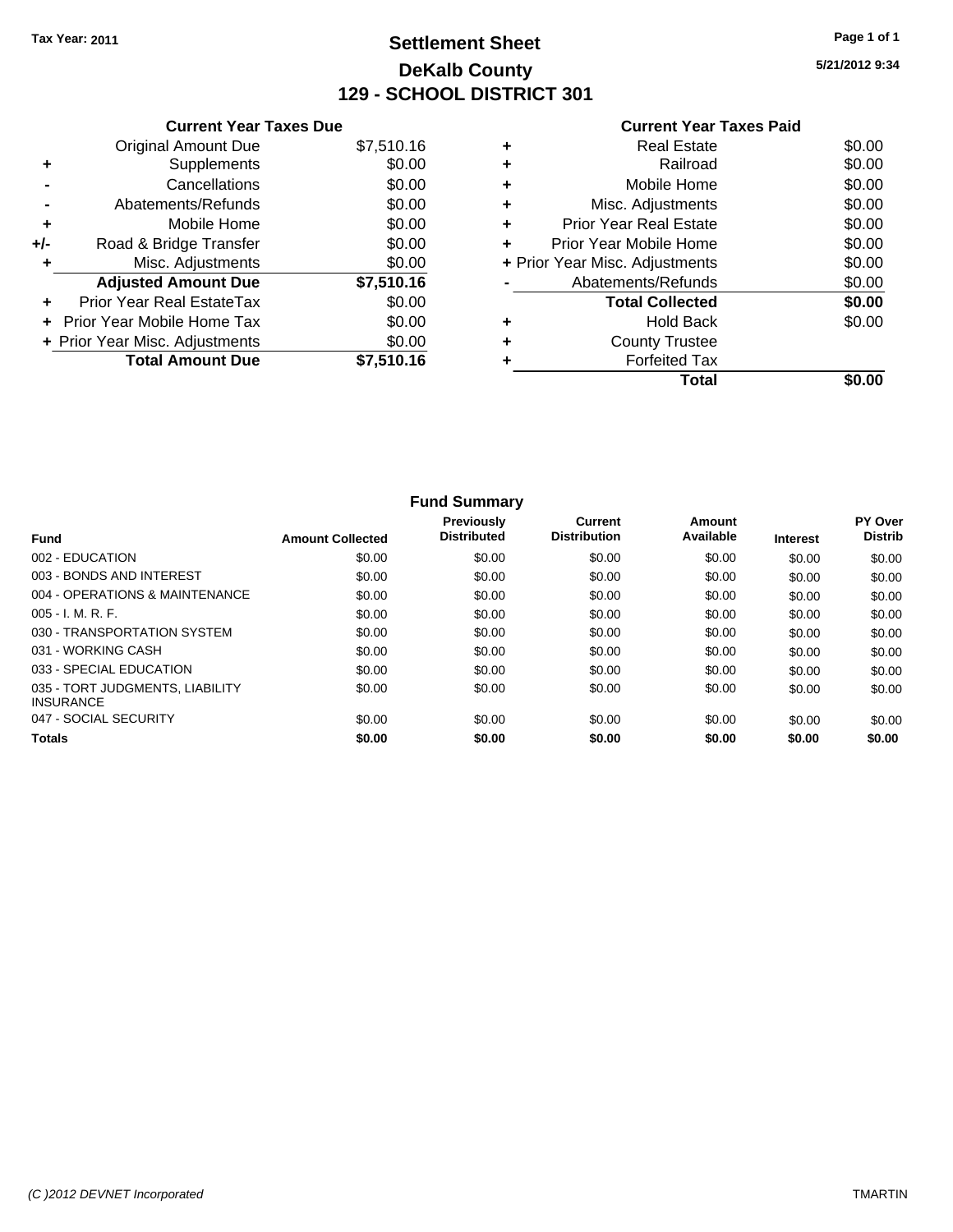Tax Year: 2011

# Settlement Sheet
## DeKalb County
## 129 - SCHOOL DISTRICT 301

5/21/2012 9:34

### Current Year Taxes Due

| | | |
|---|---|---|
| | Original Amount Due | $7,510.16 |
| + | Supplements | $0.00 |
| - | Cancellations | $0.00 |
| - | Abatements/Refunds | $0.00 |
| + | Mobile Home | $0.00 |
| +/- | Road & Bridge Transfer | $0.00 |
| + | Misc. Adjustments | $0.00 |
| | **Adjusted Amount Due** | **$7,510.16** |
| + | Prior Year Real EstateTax | $0.00 |
| + | Prior Year Mobile Home Tax | $0.00 |
| + | Prior Year Misc. Adjustments | $0.00 |
| | **Total Amount Due** | **$7,510.16** |

### Current Year Taxes Paid

| | | |
|---|---|---|
| + | Real Estate | $0.00 |
| + | Railroad | $0.00 |
| + | Mobile Home | $0.00 |
| + | Misc. Adjustments | $0.00 |
| + | Prior Year Real Estate | $0.00 |
| + | Prior Year Mobile Home | $0.00 |
| + | Prior Year Misc. Adjustments | $0.00 |
| - | Abatements/Refunds | $0.00 |
| | **Total Collected** | **$0.00** |
| + | Hold Back | $0.00 |
| + | County Trustee | |
| + | Forfeited Tax | |
| | **Total** | **$0.00** |

### Fund Summary

| Fund | Amount Collected | Previously Distributed | Current Distribution | Amount Available | Interest | PY Over Distrib |
|---|---|---|---|---|---|---|
| 002 - EDUCATION | $0.00 | $0.00 | $0.00 | $0.00 | $0.00 | $0.00 |
| 003 - BONDS AND INTEREST | $0.00 | $0.00 | $0.00 | $0.00 | $0.00 | $0.00 |
| 004 - OPERATIONS & MAINTENANCE | $0.00 | $0.00 | $0.00 | $0.00 | $0.00 | $0.00 |
| 005 - I. M. R. F. | $0.00 | $0.00 | $0.00 | $0.00 | $0.00 | $0.00 |
| 030 - TRANSPORTATION SYSTEM | $0.00 | $0.00 | $0.00 | $0.00 | $0.00 | $0.00 |
| 031 - WORKING CASH | $0.00 | $0.00 | $0.00 | $0.00 | $0.00 | $0.00 |
| 033 - SPECIAL EDUCATION | $0.00 | $0.00 | $0.00 | $0.00 | $0.00 | $0.00 |
| 035 - TORT JUDGMENTS, LIABILITY INSURANCE | $0.00 | $0.00 | $0.00 | $0.00 | $0.00 | $0.00 |
| 047 - SOCIAL SECURITY | $0.00 | $0.00 | $0.00 | $0.00 | $0.00 | $0.00 |
| **Totals** | **$0.00** | **$0.00** | **$0.00** | **$0.00** | **$0.00** | **$0.00** |

(C )2012 DEVNET Incorporated

TMARTIN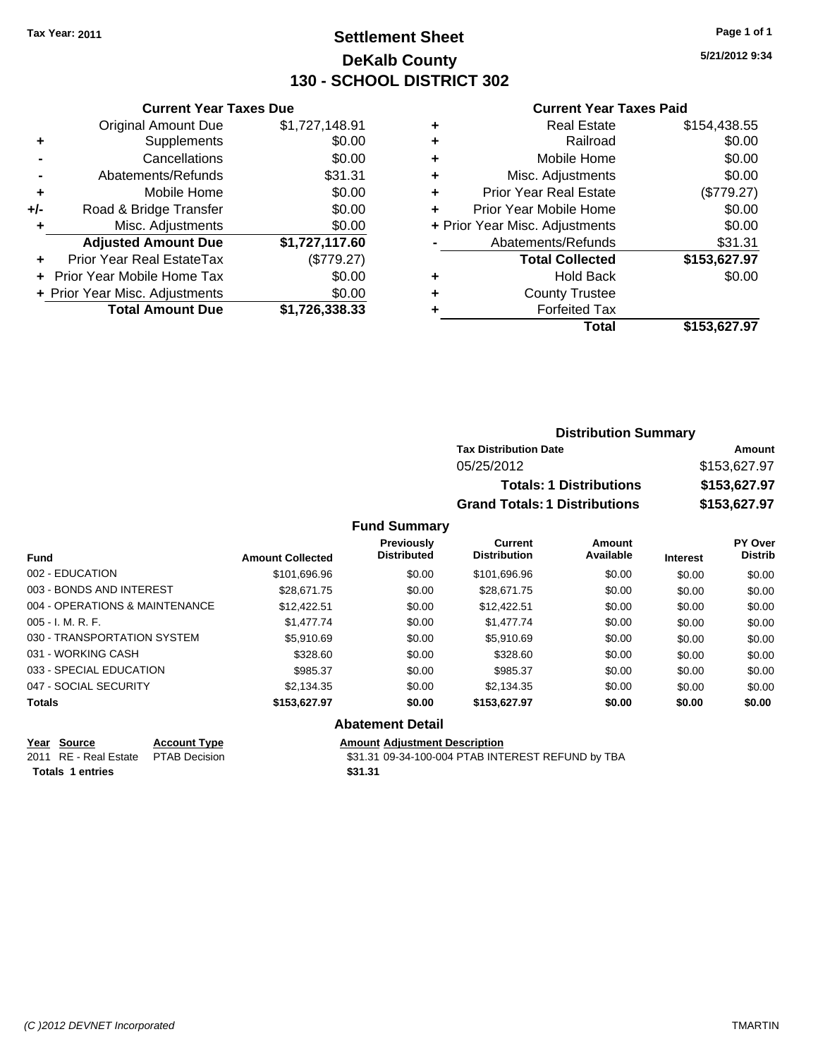**Tax Year: 2011**

# Settlement Sheet
## DeKalb County
## 130 - SCHOOL DISTRICT 302

5/21/2012 9:34

### Current Year Taxes Due

| | | |
|---|---|---|
| | Original Amount Due | $1,727,148.91 |
| + | Supplements | $0.00 |
| - | Cancellations | $0.00 |
| - | Abatements/Refunds | $31.31 |
| + | Mobile Home | $0.00 |
| +/- | Road & Bridge Transfer | $0.00 |
| + | Misc. Adjustments | $0.00 |
| | **Adjusted Amount Due** | **$1,727,117.60** |
| + | Prior Year Real EstateTax | ($779.27) |
| + | Prior Year Mobile Home Tax | $0.00 |
| + | Prior Year Misc. Adjustments | $0.00 |
| | **Total Amount Due** | **$1,726,338.33** |

### Current Year Taxes Paid

| | | |
|---|---|---|
| + | Real Estate | $154,438.55 |
| + | Railroad | $0.00 |
| + | Mobile Home | $0.00 |
| + | Misc. Adjustments | $0.00 |
| + | Prior Year Real Estate | ($779.27) |
| + | Prior Year Mobile Home | $0.00 |
| + | Prior Year Misc. Adjustments | $0.00 |
| - | Abatements/Refunds | $31.31 |
| | **Total Collected** | **$153,627.97** |
| + | Hold Back | $0.00 |
| + | County Trustee | |
| + | Forfeited Tax | |
| | **Total** | **$153,627.97** |

### Distribution Summary

| Tax Distribution Date | Amount |
|---|---|
| 05/25/2012 | $153,627.97 |
| **Totals: 1 Distributions** | **$153,627.97** |
| **Grand Totals: 1 Distributions** | **$153,627.97** |

### Fund Summary

| Fund | Amount Collected | Previously Distributed | Current Distribution | Amount Available | Interest | PY Over Distrib |
|---|---|---|---|---|---|---|
| 002 - EDUCATION | $101,696.96 | $0.00 | $101,696.96 | $0.00 | $0.00 | $0.00 |
| 003 - BONDS AND INTEREST | $28,671.75 | $0.00 | $28,671.75 | $0.00 | $0.00 | $0.00 |
| 004 - OPERATIONS & MAINTENANCE | $12,422.51 | $0.00 | $12,422.51 | $0.00 | $0.00 | $0.00 |
| 005 - I. M. R. F. | $1,477.74 | $0.00 | $1,477.74 | $0.00 | $0.00 | $0.00 |
| 030 - TRANSPORTATION SYSTEM | $5,910.69 | $0.00 | $5,910.69 | $0.00 | $0.00 | $0.00 |
| 031 - WORKING CASH | $328.60 | $0.00 | $328.60 | $0.00 | $0.00 | $0.00 |
| 033 - SPECIAL EDUCATION | $985.37 | $0.00 | $985.37 | $0.00 | $0.00 | $0.00 |
| 047 - SOCIAL SECURITY | $2,134.35 | $0.00 | $2,134.35 | $0.00 | $0.00 | $0.00 |
| **Totals** | **$153,627.97** | **$0.00** | **$153,627.97** | **$0.00** | **$0.00** | **$0.00** |

### Abatement Detail

| Year | Source | Account Type | Amount | Adjustment Description |
|---|---|---|---|---|
| 2011 | RE - Real Estate | PTAB Decision | $31.31 | 09-34-100-004 PTAB INTEREST REFUND by TBA |
| **Totals** | **1 entries** | | **$31.31** | |

*(C )2012 DEVNET Incorporated* TMARTIN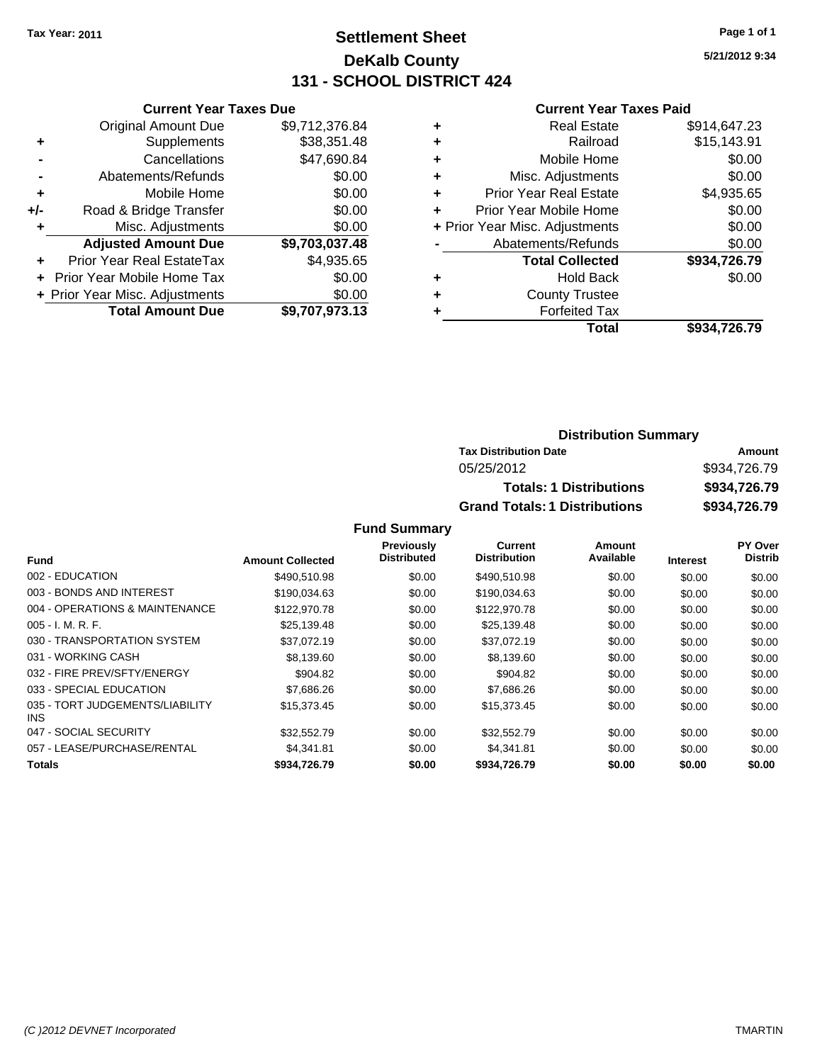Tax Year: 2011

# Settlement Sheet
## DeKalb County
## 131 - SCHOOL DISTRICT 424

5/21/2012 9:34

### Current Year Taxes Due

| | | |
|---|---|---|
| | Original Amount Due | $9,712,376.84 |
| + | Supplements | $38,351.48 |
| - | Cancellations | $47,690.84 |
| - | Abatements/Refunds | $0.00 |
| + | Mobile Home | $0.00 |
| +/- | Road & Bridge Transfer | $0.00 |
| + | Misc. Adjustments | $0.00 |
| | **Adjusted Amount Due** | **$9,703,037.48** |
| + | Prior Year Real EstateTax | $4,935.65 |
| + | Prior Year Mobile Home Tax | $0.00 |
| + | Prior Year Misc. Adjustments | $0.00 |
| | **Total Amount Due** | **$9,707,973.13** |

### Current Year Taxes Paid

| | | |
|---|---|---|
| + | Real Estate | $914,647.23 |
| + | Railroad | $15,143.91 |
| + | Mobile Home | $0.00 |
| + | Misc. Adjustments | $0.00 |
| + | Prior Year Real Estate | $4,935.65 |
| + | Prior Year Mobile Home | $0.00 |
| + | Prior Year Misc. Adjustments | $0.00 |
| - | Abatements/Refunds | $0.00 |
| | **Total Collected** | **$934,726.79** |
| + | Hold Back | $0.00 |
| + | County Trustee | |
| + | Forfeited Tax | |
| | **Total** | **$934,726.79** |

### Distribution Summary

| Tax Distribution Date | Amount |
|---|---|
| 05/25/2012 | $934,726.79 |
| **Totals: 1 Distributions** | **$934,726.79** |
| **Grand Totals: 1 Distributions** | **$934,726.79** |

### Fund Summary

| Fund | Amount Collected | Previously Distributed | Current Distribution | Amount Available | Interest | PY Over Distrib |
|---|---|---|---|---|---|---|
| 002 - EDUCATION | $490,510.98 | $0.00 | $490,510.98 | $0.00 | $0.00 | $0.00 |
| 003 - BONDS AND INTEREST | $190,034.63 | $0.00 | $190,034.63 | $0.00 | $0.00 | $0.00 |
| 004 - OPERATIONS & MAINTENANCE | $122,970.78 | $0.00 | $122,970.78 | $0.00 | $0.00 | $0.00 |
| 005 - I. M. R. F. | $25,139.48 | $0.00 | $25,139.48 | $0.00 | $0.00 | $0.00 |
| 030 - TRANSPORTATION SYSTEM | $37,072.19 | $0.00 | $37,072.19 | $0.00 | $0.00 | $0.00 |
| 031 - WORKING CASH | $8,139.60 | $0.00 | $8,139.60 | $0.00 | $0.00 | $0.00 |
| 032 - FIRE PREV/SFTY/ENERGY | $904.82 | $0.00 | $904.82 | $0.00 | $0.00 | $0.00 |
| 033 - SPECIAL EDUCATION | $7,686.26 | $0.00 | $7,686.26 | $0.00 | $0.00 | $0.00 |
| 035 - TORT JUDGEMENTS/LIABILITY INS | $15,373.45 | $0.00 | $15,373.45 | $0.00 | $0.00 | $0.00 |
| 047 - SOCIAL SECURITY | $32,552.79 | $0.00 | $32,552.79 | $0.00 | $0.00 | $0.00 |
| 057 - LEASE/PURCHASE/RENTAL | $4,341.81 | $0.00 | $4,341.81 | $0.00 | $0.00 | $0.00 |
| **Totals** | **$934,726.79** | **$0.00** | **$934,726.79** | **$0.00** | **$0.00** | **$0.00** |

(C )2012 DEVNET Incorporated — TMARTIN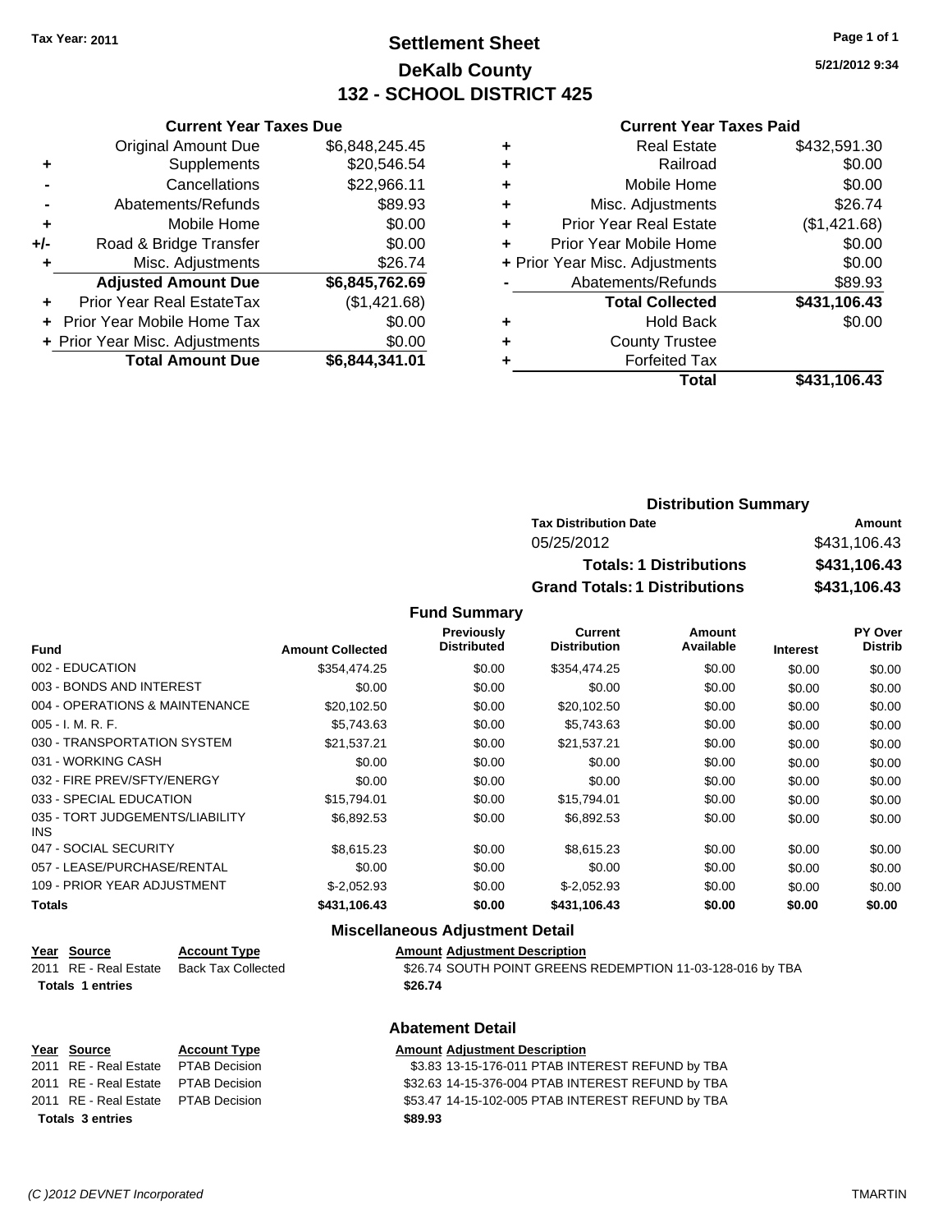Tax Year: 2011

# Settlement Sheet
## DeKalb County
## 132 - SCHOOL DISTRICT 425

5/21/2012 9:34

### Current Year Taxes Due

| | | |
|---|---|---|
| | Original Amount Due | $6,848,245.45 |
| + | Supplements | $20,546.54 |
| - | Cancellations | $22,966.11 |
| - | Abatements/Refunds | $89.93 |
| + | Mobile Home | $0.00 |
| +/- | Road & Bridge Transfer | $0.00 |
| + | Misc. Adjustments | $26.74 |
| | **Adjusted Amount Due** | **$6,845,762.69** |
| + | Prior Year Real EstateTax | ($1,421.68) |
| + | Prior Year Mobile Home Tax | $0.00 |
| + | Prior Year Misc. Adjustments | $0.00 |
| | **Total Amount Due** | **$6,844,341.01** |

### Current Year Taxes Paid

| | | |
|---|---|---|
| + | Real Estate | $432,591.30 |
| + | Railroad | $0.00 |
| + | Mobile Home | $0.00 |
| + | Misc. Adjustments | $26.74 |
| + | Prior Year Real Estate | ($1,421.68) |
| + | Prior Year Mobile Home | $0.00 |
| + | Prior Year Misc. Adjustments | $0.00 |
| - | Abatements/Refunds | $89.93 |
| | **Total Collected** | **$431,106.43** |
| + | Hold Back | $0.00 |
| + | County Trustee | |
| + | Forfeited Tax | |
| | **Total** | **$431,106.43** |

### Distribution Summary

| Tax Distribution Date | Amount |
|---|---|
| 05/25/2012 | $431,106.43 |
| **Totals: 1 Distributions** | **$431,106.43** |
| **Grand Totals: 1 Distributions** | **$431,106.43** |

### Fund Summary

| Fund | Amount Collected | Previously Distributed | Current Distribution | Amount Available | Interest | PY Over Distrib |
|---|---|---|---|---|---|---|
| 002 - EDUCATION | $354,474.25 | $0.00 | $354,474.25 | $0.00 | $0.00 | $0.00 |
| 003 - BONDS AND INTEREST | $0.00 | $0.00 | $0.00 | $0.00 | $0.00 | $0.00 |
| 004 - OPERATIONS & MAINTENANCE | $20,102.50 | $0.00 | $20,102.50 | $0.00 | $0.00 | $0.00 |
| 005 - I. M. R. F. | $5,743.63 | $0.00 | $5,743.63 | $0.00 | $0.00 | $0.00 |
| 030 - TRANSPORTATION SYSTEM | $21,537.21 | $0.00 | $21,537.21 | $0.00 | $0.00 | $0.00 |
| 031 - WORKING CASH | $0.00 | $0.00 | $0.00 | $0.00 | $0.00 | $0.00 |
| 032 - FIRE PREV/SFTY/ENERGY | $0.00 | $0.00 | $0.00 | $0.00 | $0.00 | $0.00 |
| 033 - SPECIAL EDUCATION | $15,794.01 | $0.00 | $15,794.01 | $0.00 | $0.00 | $0.00 |
| 035 - TORT JUDGEMENTS/LIABILITY INS | $6,892.53 | $0.00 | $6,892.53 | $0.00 | $0.00 | $0.00 |
| 047 - SOCIAL SECURITY | $8,615.23 | $0.00 | $8,615.23 | $0.00 | $0.00 | $0.00 |
| 057 - LEASE/PURCHASE/RENTAL | $0.00 | $0.00 | $0.00 | $0.00 | $0.00 | $0.00 |
| 109 - PRIOR YEAR ADJUSTMENT | $-2,052.93 | $0.00 | $-2,052.93 | $0.00 | $0.00 | $0.00 |
| **Totals** | **$431,106.43** | **$0.00** | **$431,106.43** | **$0.00** | **$0.00** | **$0.00** |

### Miscellaneous Adjustment Detail

| Year | Source | Account Type | Amount | Adjustment Description |
|---|---|---|---|---|
| 2011 | RE - Real Estate | Back Tax Collected | $26.74 | SOUTH POINT GREENS REDEMPTION 11-03-128-016 by TBA |
| **Totals 1 entries** | | | **$26.74** | |

### Abatement Detail

| Year | Source | Account Type | Amount | Adjustment Description |
|---|---|---|---|---|
| 2011 | RE - Real Estate | PTAB Decision | $3.83 | 13-15-176-011 PTAB INTEREST REFUND by TBA |
| 2011 | RE - Real Estate | PTAB Decision | $32.63 | 14-15-376-004 PTAB INTEREST REFUND by TBA |
| 2011 | RE - Real Estate | PTAB Decision | $53.47 | 14-15-102-005 PTAB INTEREST REFUND by TBA |
| **Totals 3 entries** | | | **$89.93** | |

(C )2012 DEVNET Incorporated TMARTIN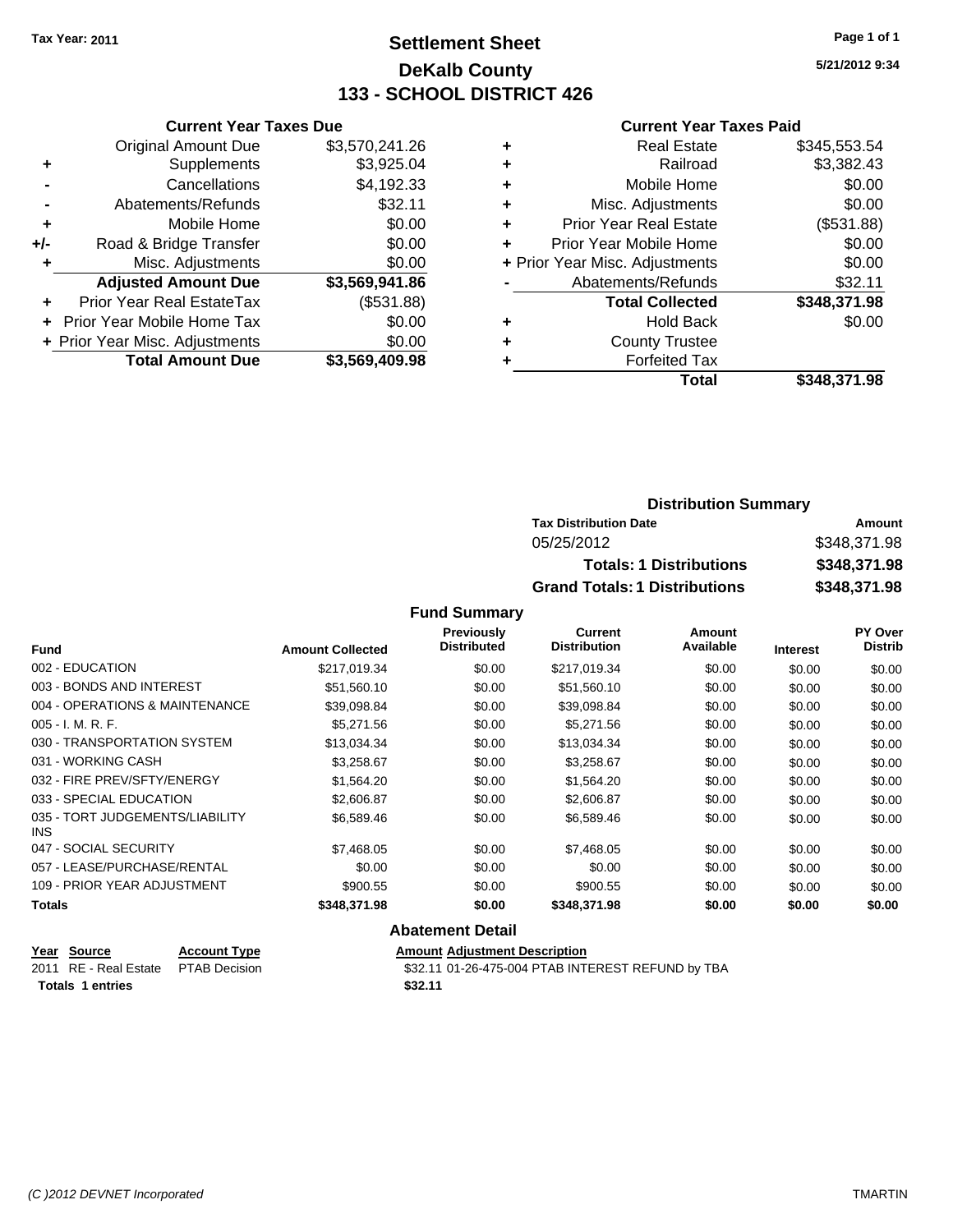**Tax Year: 2011**

# Settlement Sheet
## DeKalb County
## 133 - SCHOOL DISTRICT 426

5/21/2012 9:34

### Current Year Taxes Due

| | | |
|---|---|---|
| | Original Amount Due | $3,570,241.26 |
| + | Supplements | $3,925.04 |
| - | Cancellations | $4,192.33 |
| - | Abatements/Refunds | $32.11 |
| + | Mobile Home | $0.00 |
| +/- | Road & Bridge Transfer | $0.00 |
| + | Misc. Adjustments | $0.00 |
| | **Adjusted Amount Due** | **$3,569,941.86** |
| + | Prior Year Real EstateTax | ($531.88) |
| + | Prior Year Mobile Home Tax | $0.00 |
| + | Prior Year Misc. Adjustments | $0.00 |
| | **Total Amount Due** | **$3,569,409.98** |

### Current Year Taxes Paid

| | | |
|---|---|---|
| + | Real Estate | $345,553.54 |
| + | Railroad | $3,382.43 |
| + | Mobile Home | $0.00 |
| + | Misc. Adjustments | $0.00 |
| + | Prior Year Real Estate | ($531.88) |
| + | Prior Year Mobile Home | $0.00 |
| + | Prior Year Misc. Adjustments | $0.00 |
| - | Abatements/Refunds | $32.11 |
| | **Total Collected** | **$348,371.98** |
| + | Hold Back | $0.00 |
| + | County Trustee | |
| + | Forfeited Tax | |
| | **Total** | **$348,371.98** |

### Distribution Summary

| Tax Distribution Date | Amount |
|---|---|
| 05/25/2012 | $348,371.98 |
| **Totals: 1 Distributions** | **$348,371.98** |
| **Grand Totals: 1 Distributions** | **$348,371.98** |

### Fund Summary

| Fund | Amount Collected | Previously Distributed | Current Distribution | Amount Available | Interest | PY Over Distrib |
|---|---|---|---|---|---|---|
| 002 - EDUCATION | $217,019.34 | $0.00 | $217,019.34 | $0.00 | $0.00 | $0.00 |
| 003 - BONDS AND INTEREST | $51,560.10 | $0.00 | $51,560.10 | $0.00 | $0.00 | $0.00 |
| 004 - OPERATIONS & MAINTENANCE | $39,098.84 | $0.00 | $39,098.84 | $0.00 | $0.00 | $0.00 |
| 005 - I. M. R. F. | $5,271.56 | $0.00 | $5,271.56 | $0.00 | $0.00 | $0.00 |
| 030 - TRANSPORTATION SYSTEM | $13,034.34 | $0.00 | $13,034.34 | $0.00 | $0.00 | $0.00 |
| 031 - WORKING CASH | $3,258.67 | $0.00 | $3,258.67 | $0.00 | $0.00 | $0.00 |
| 032 - FIRE PREV/SFTY/ENERGY | $1,564.20 | $0.00 | $1,564.20 | $0.00 | $0.00 | $0.00 |
| 033 - SPECIAL EDUCATION | $2,606.87 | $0.00 | $2,606.87 | $0.00 | $0.00 | $0.00 |
| 035 - TORT JUDGEMENTS/LIABILITY INS | $6,589.46 | $0.00 | $6,589.46 | $0.00 | $0.00 | $0.00 |
| 047 - SOCIAL SECURITY | $7,468.05 | $0.00 | $7,468.05 | $0.00 | $0.00 | $0.00 |
| 057 - LEASE/PURCHASE/RENTAL | $0.00 | $0.00 | $0.00 | $0.00 | $0.00 | $0.00 |
| 109 - PRIOR YEAR ADJUSTMENT | $900.55 | $0.00 | $900.55 | $0.00 | $0.00 | $0.00 |
| **Totals** | **$348,371.98** | **$0.00** | **$348,371.98** | **$0.00** | **$0.00** | **$0.00** |

### Abatement Detail

| Year | Source | Account Type | Amount | Adjustment Description |
|---|---|---|---|---|
| 2011 | RE - Real Estate | PTAB Decision | $32.11 | 01-26-475-004 PTAB INTEREST REFUND by TBA |
| **Totals 1 entries** | | | **$32.11** | |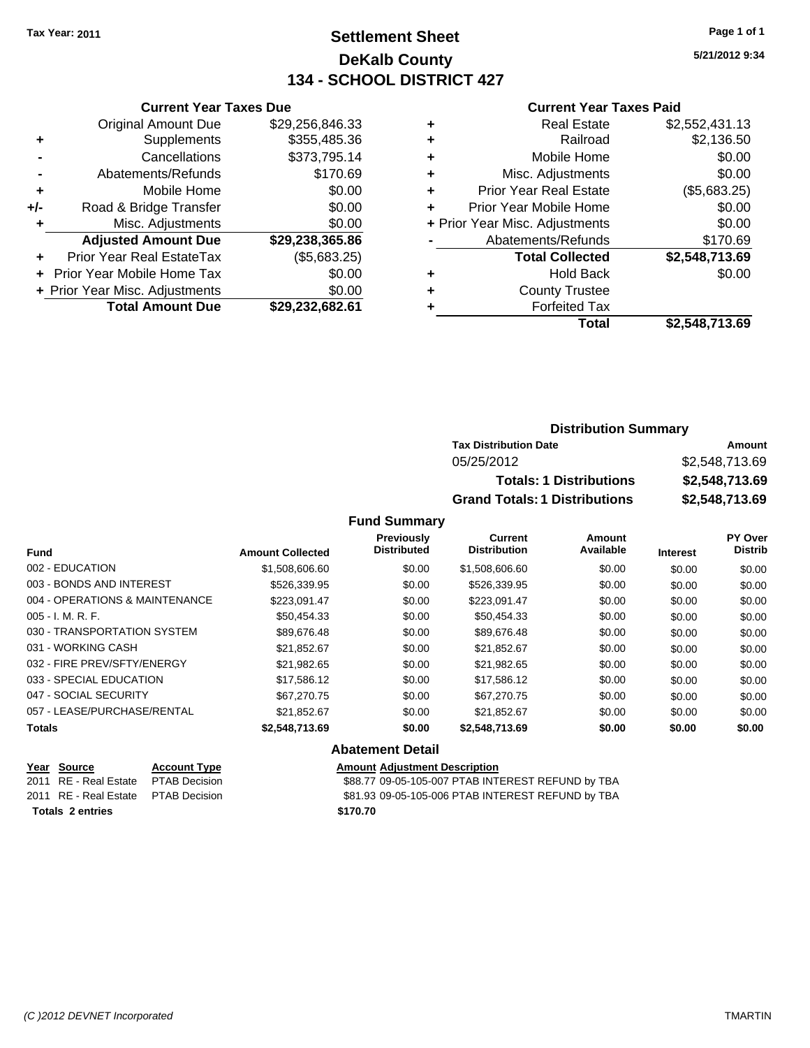Tax Year: 2011

# Settlement Sheet
## DeKalb County
## 134 - SCHOOL DISTRICT 427

5/21/2012 9:34

### Current Year Taxes Due

| | | |
|---|---|---|
| | Original Amount Due | $29,256,846.33 |
| + | Supplements | $355,485.36 |
| - | Cancellations | $373,795.14 |
| - | Abatements/Refunds | $170.69 |
| + | Mobile Home | $0.00 |
| +/- | Road & Bridge Transfer | $0.00 |
| + | Misc. Adjustments | $0.00 |
| | **Adjusted Amount Due** | **$29,238,365.86** |
| + | Prior Year Real EstateTax | ($5,683.25) |
| + | Prior Year Mobile Home Tax | $0.00 |
| + | Prior Year Misc. Adjustments | $0.00 |
| | **Total Amount Due** | **$29,232,682.61** |

### Current Year Taxes Paid

| | | |
|---|---|---|
| + | Real Estate | $2,552,431.13 |
| + | Railroad | $2,136.50 |
| + | Mobile Home | $0.00 |
| + | Misc. Adjustments | $0.00 |
| + | Prior Year Real Estate | ($5,683.25) |
| + | Prior Year Mobile Home | $0.00 |
| + | Prior Year Misc. Adjustments | $0.00 |
| - | Abatements/Refunds | $170.69 |
| | **Total Collected** | **$2,548,713.69** |
| + | Hold Back | $0.00 |
| + | County Trustee | |
| + | Forfeited Tax | |
| | **Total** | **$2,548,713.69** |

### Distribution Summary

| Tax Distribution Date | Amount |
|---|---|
| 05/25/2012 | $2,548,713.69 |
| **Totals: 1 Distributions** | **$2,548,713.69** |
| **Grand Totals: 1 Distributions** | **$2,548,713.69** |

### Fund Summary

| Fund | Amount Collected | Previously Distributed | Current Distribution | Amount Available | Interest | PY Over Distrib |
|---|---|---|---|---|---|---|
| 002 - EDUCATION | $1,508,606.60 | $0.00 | $1,508,606.60 | $0.00 | $0.00 | $0.00 |
| 003 - BONDS AND INTEREST | $526,339.95 | $0.00 | $526,339.95 | $0.00 | $0.00 | $0.00 |
| 004 - OPERATIONS & MAINTENANCE | $223,091.47 | $0.00 | $223,091.47 | $0.00 | $0.00 | $0.00 |
| 005 - I. M. R. F. | $50,454.33 | $0.00 | $50,454.33 | $0.00 | $0.00 | $0.00 |
| 030 - TRANSPORTATION SYSTEM | $89,676.48 | $0.00 | $89,676.48 | $0.00 | $0.00 | $0.00 |
| 031 - WORKING CASH | $21,852.67 | $0.00 | $21,852.67 | $0.00 | $0.00 | $0.00 |
| 032 - FIRE PREV/SFTY/ENERGY | $21,982.65 | $0.00 | $21,982.65 | $0.00 | $0.00 | $0.00 |
| 033 - SPECIAL EDUCATION | $17,586.12 | $0.00 | $17,586.12 | $0.00 | $0.00 | $0.00 |
| 047 - SOCIAL SECURITY | $67,270.75 | $0.00 | $67,270.75 | $0.00 | $0.00 | $0.00 |
| 057 - LEASE/PURCHASE/RENTAL | $21,852.67 | $0.00 | $21,852.67 | $0.00 | $0.00 | $0.00 |
| **Totals** | **$2,548,713.69** | **$0.00** | **$2,548,713.69** | **$0.00** | **$0.00** | **$0.00** |

### Abatement Detail

| Year | Source | Account Type | Amount | Adjustment Description |
|---|---|---|---|---|
| 2011 | RE - Real Estate | PTAB Decision | $88.77 | 09-05-105-007 PTAB INTEREST REFUND by TBA |
| 2011 | RE - Real Estate | PTAB Decision | $81.93 | 09-05-105-006 PTAB INTEREST REFUND by TBA |
| **Totals 2 entries** | | | **$170.70** | |

(C )2012 DEVNET Incorporated TMARTIN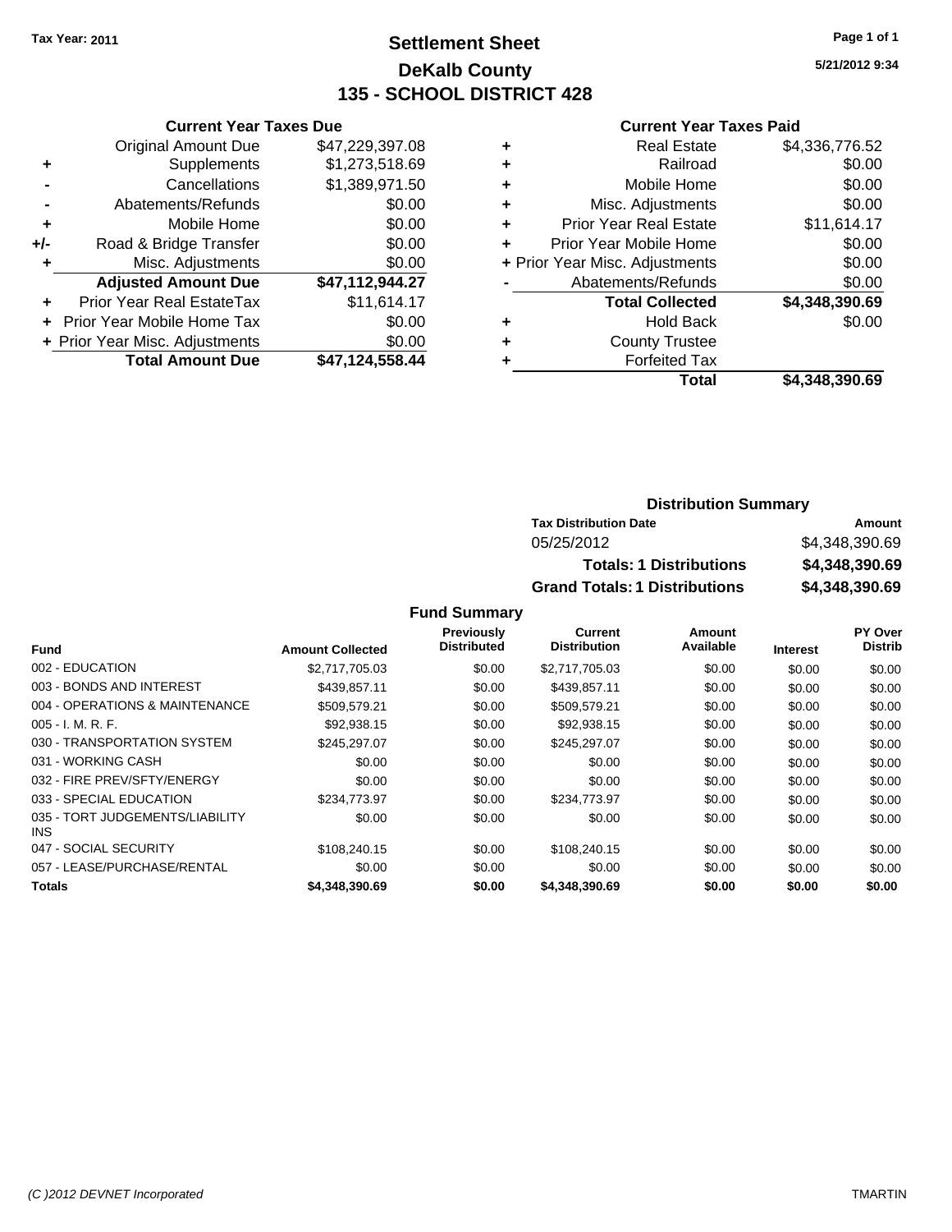**Tax Year: 2011**

# Settlement Sheet
## DeKalb County
## 135 - SCHOOL DISTRICT 428

5/21/2012 9:34

### Current Year Taxes Due

| | | |
|---|---|---|
| | Original Amount Due | $47,229,397.08 |
| + | Supplements | $1,273,518.69 |
| - | Cancellations | $1,389,971.50 |
| - | Abatements/Refunds | $0.00 |
| + | Mobile Home | $0.00 |
| +/- | Road & Bridge Transfer | $0.00 |
| + | Misc. Adjustments | $0.00 |
| | **Adjusted Amount Due** | **$47,112,944.27** |
| + | Prior Year Real EstateTax | $11,614.17 |
| + | Prior Year Mobile Home Tax | $0.00 |
| + | Prior Year Misc. Adjustments | $0.00 |
| | **Total Amount Due** | **$47,124,558.44** |

### Current Year Taxes Paid

| | | |
|---|---|---|
| + | Real Estate | $4,336,776.52 |
| + | Railroad | $0.00 |
| + | Mobile Home | $0.00 |
| + | Misc. Adjustments | $0.00 |
| + | Prior Year Real Estate | $11,614.17 |
| + | Prior Year Mobile Home | $0.00 |
| + | Prior Year Misc. Adjustments | $0.00 |
| - | Abatements/Refunds | $0.00 |
| | **Total Collected** | **$4,348,390.69** |
| + | Hold Back | $0.00 |
| + | County Trustee | |
| + | Forfeited Tax | |
| | **Total** | **$4,348,390.69** |

### Distribution Summary

| Tax Distribution Date | Amount |
|---|---|
| 05/25/2012 | $4,348,390.69 |
| **Totals: 1 Distributions** | **$4,348,390.69** |
| **Grand Totals: 1 Distributions** | **$4,348,390.69** |

### Fund Summary

| Fund | Amount Collected | Previously Distributed | Current Distribution | Amount Available | Interest | PY Over Distrib |
|---|---|---|---|---|---|---|
| 002 - EDUCATION | $2,717,705.03 | $0.00 | $2,717,705.03 | $0.00 | $0.00 | $0.00 |
| 003 - BONDS AND INTEREST | $439,857.11 | $0.00 | $439,857.11 | $0.00 | $0.00 | $0.00 |
| 004 - OPERATIONS & MAINTENANCE | $509,579.21 | $0.00 | $509,579.21 | $0.00 | $0.00 | $0.00 |
| 005 - I. M. R. F. | $92,938.15 | $0.00 | $92,938.15 | $0.00 | $0.00 | $0.00 |
| 030 - TRANSPORTATION SYSTEM | $245,297.07 | $0.00 | $245,297.07 | $0.00 | $0.00 | $0.00 |
| 031 - WORKING CASH | $0.00 | $0.00 | $0.00 | $0.00 | $0.00 | $0.00 |
| 032 - FIRE PREV/SFTY/ENERGY | $0.00 | $0.00 | $0.00 | $0.00 | $0.00 | $0.00 |
| 033 - SPECIAL EDUCATION | $234,773.97 | $0.00 | $234,773.97 | $0.00 | $0.00 | $0.00 |
| 035 - TORT JUDGEMENTS/LIABILITY INS | $0.00 | $0.00 | $0.00 | $0.00 | $0.00 | $0.00 |
| 047 - SOCIAL SECURITY | $108,240.15 | $0.00 | $108,240.15 | $0.00 | $0.00 | $0.00 |
| 057 - LEASE/PURCHASE/RENTAL | $0.00 | $0.00 | $0.00 | $0.00 | $0.00 | $0.00 |
| **Totals** | **$4,348,390.69** | **$0.00** | **$4,348,390.69** | **$0.00** | **$0.00** | **$0.00** |

(C )2012 DEVNET Incorporated — TMARTIN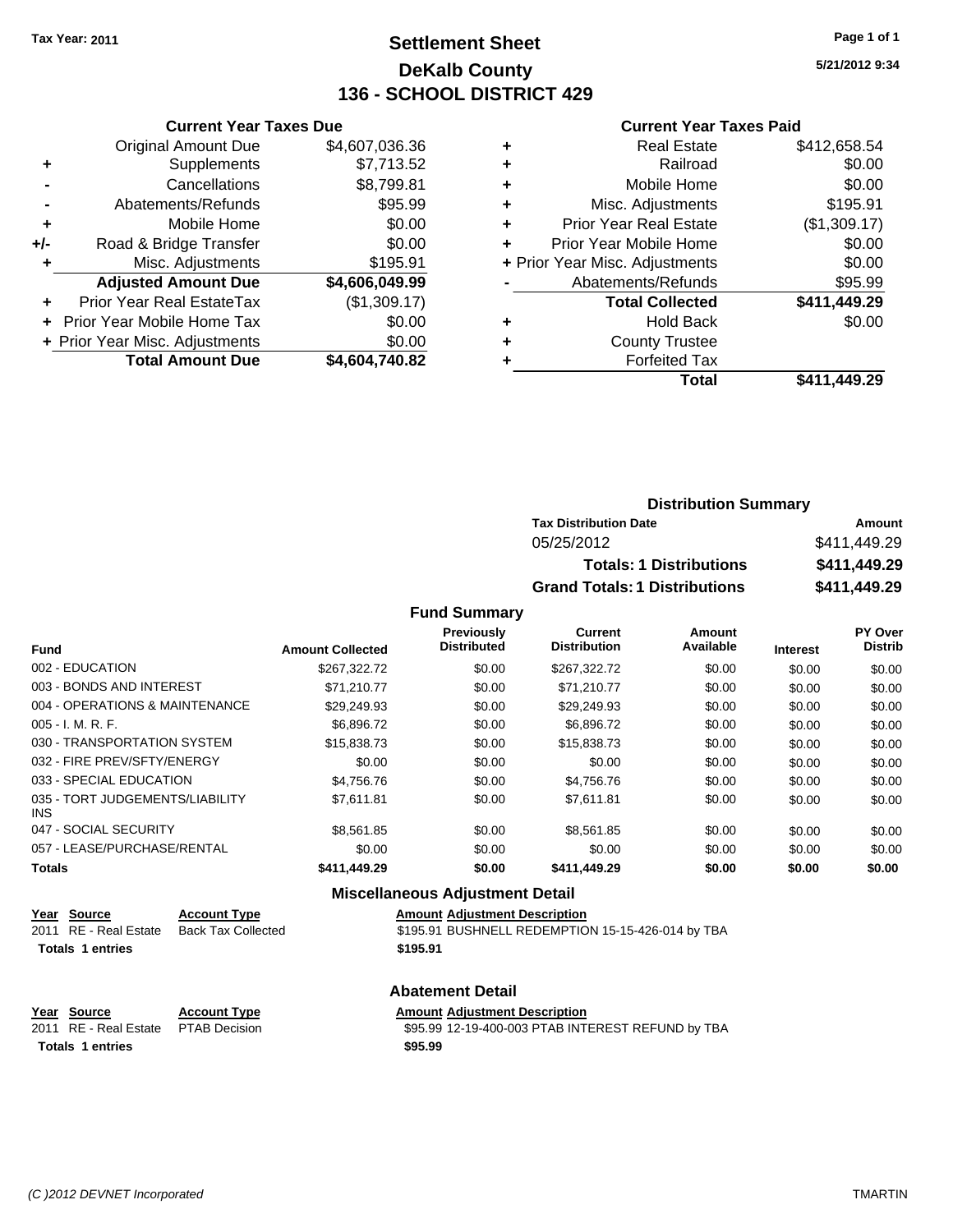**Tax Year: 2011**

# Settlement Sheet
## DeKalb County
## 136 - SCHOOL DISTRICT 429

5/21/2012 9:34

### Current Year Taxes Due

| | | |
|---|---|---|
| | Original Amount Due | $4,607,036.36 |
| + | Supplements | $7,713.52 |
| - | Cancellations | $8,799.81 |
| - | Abatements/Refunds | $95.99 |
| + | Mobile Home | $0.00 |
| +/- | Road & Bridge Transfer | $0.00 |
| + | Misc. Adjustments | $195.91 |
| | **Adjusted Amount Due** | **$4,606,049.99** |
| + | Prior Year Real EstateTax | ($1,309.17) |
| + | Prior Year Mobile Home Tax | $0.00 |
| + | Prior Year Misc. Adjustments | $0.00 |
| | **Total Amount Due** | **$4,604,740.82** |

### Current Year Taxes Paid

| | | |
|---|---|---|
| + | Real Estate | $412,658.54 |
| + | Railroad | $0.00 |
| + | Mobile Home | $0.00 |
| + | Misc. Adjustments | $195.91 |
| + | Prior Year Real Estate | ($1,309.17) |
| + | Prior Year Mobile Home | $0.00 |
| + | Prior Year Misc. Adjustments | $0.00 |
| - | Abatements/Refunds | $95.99 |
| | **Total Collected** | **$411,449.29** |
| + | Hold Back | $0.00 |
| + | County Trustee | |
| + | Forfeited Tax | |
| | **Total** | **$411,449.29** |

### Distribution Summary

| Tax Distribution Date | Amount |
|---|---|
| 05/25/2012 | $411,449.29 |
| **Totals: 1 Distributions** | **$411,449.29** |
| **Grand Totals: 1 Distributions** | **$411,449.29** |

### Fund Summary

| Fund | Amount Collected | Previously Distributed | Current Distribution | Amount Available | Interest | PY Over Distrib |
|---|---|---|---|---|---|---|
| 002 - EDUCATION | $267,322.72 | $0.00 | $267,322.72 | $0.00 | $0.00 | $0.00 |
| 003 - BONDS AND INTEREST | $71,210.77 | $0.00 | $71,210.77 | $0.00 | $0.00 | $0.00 |
| 004 - OPERATIONS & MAINTENANCE | $29,249.93 | $0.00 | $29,249.93 | $0.00 | $0.00 | $0.00 |
| 005 - I. M. R. F. | $6,896.72 | $0.00 | $6,896.72 | $0.00 | $0.00 | $0.00 |
| 030 - TRANSPORTATION SYSTEM | $15,838.73 | $0.00 | $15,838.73 | $0.00 | $0.00 | $0.00 |
| 032 - FIRE PREV/SFTY/ENERGY | $0.00 | $0.00 | $0.00 | $0.00 | $0.00 | $0.00 |
| 033 - SPECIAL EDUCATION | $4,756.76 | $0.00 | $4,756.76 | $0.00 | $0.00 | $0.00 |
| 035 - TORT JUDGEMENTS/LIABILITY INS | $7,611.81 | $0.00 | $7,611.81 | $0.00 | $0.00 | $0.00 |
| 047 - SOCIAL SECURITY | $8,561.85 | $0.00 | $8,561.85 | $0.00 | $0.00 | $0.00 |
| 057 - LEASE/PURCHASE/RENTAL | $0.00 | $0.00 | $0.00 | $0.00 | $0.00 | $0.00 |
| **Totals** | **$411,449.29** | **$0.00** | **$411,449.29** | **$0.00** | **$0.00** | **$0.00** |

### Miscellaneous Adjustment Detail

| Year | Source | Account Type | Amount | Adjustment Description |
|---|---|---|---|---|
| 2011 | RE - Real Estate | Back Tax Collected | $195.91 | BUSHNELL REDEMPTION 15-15-426-014 by TBA |
| **Totals** | **1 entries** | | **$195.91** | |

### Abatement Detail

| Year | Source | Account Type | Amount | Adjustment Description |
|---|---|---|---|---|
| 2011 | RE - Real Estate | PTAB Decision | $95.99 | 12-19-400-003 PTAB INTEREST REFUND by TBA |
| **Totals** | **1 entries** | | **$95.99** | |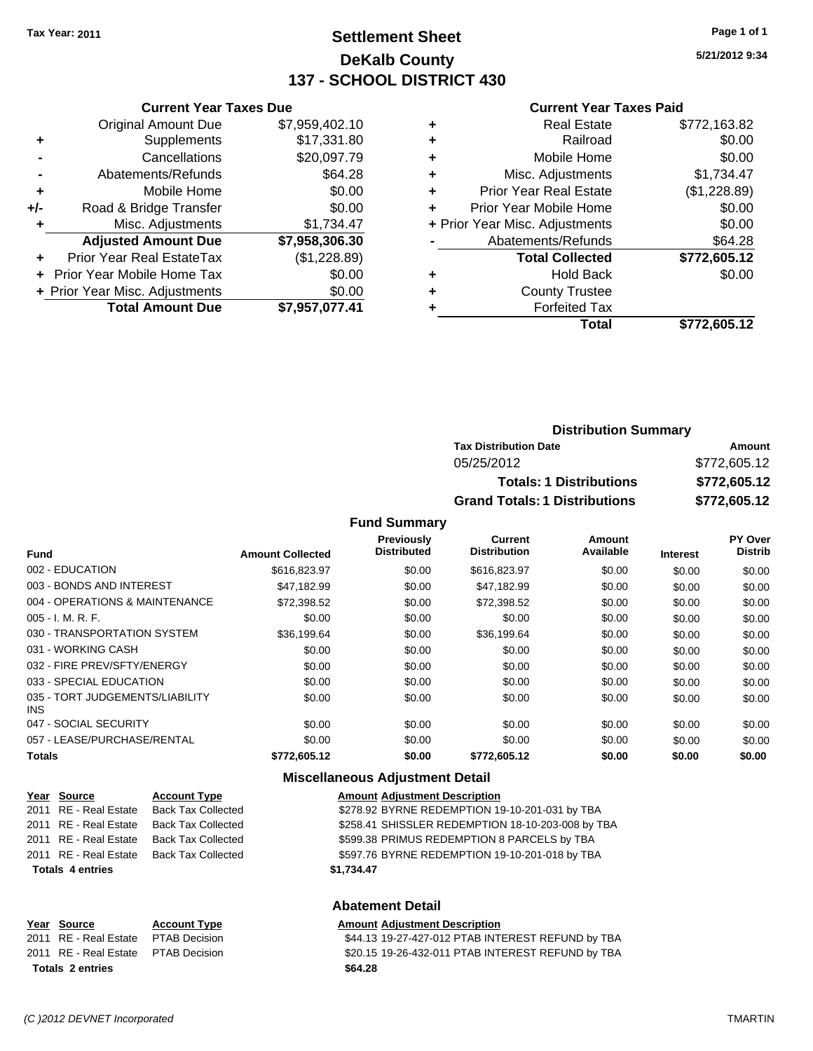Tax Year: 2011

# Settlement Sheet
## DeKalb County
## 137 - SCHOOL DISTRICT 430

5/21/2012 9:34

### Current Year Taxes Due

| | | |
|---|---|---|
| | Original Amount Due | $7,959,402.10 |
| + | Supplements | $17,331.80 |
| - | Cancellations | $20,097.79 |
| - | Abatements/Refunds | $64.28 |
| + | Mobile Home | $0.00 |
| +/- | Road & Bridge Transfer | $0.00 |
| + | Misc. Adjustments | $1,734.47 |
| | **Adjusted Amount Due** | **$7,958,306.30** |
| + | Prior Year Real EstateTax | ($1,228.89) |
| + | Prior Year Mobile Home Tax | $0.00 |
| + | Prior Year Misc. Adjustments | $0.00 |
| | **Total Amount Due** | **$7,957,077.41** |

### Current Year Taxes Paid

| | | |
|---|---|---|
| + | Real Estate | $772,163.82 |
| + | Railroad | $0.00 |
| + | Mobile Home | $0.00 |
| + | Misc. Adjustments | $1,734.47 |
| + | Prior Year Real Estate | ($1,228.89) |
| + | Prior Year Mobile Home | $0.00 |
| + | Prior Year Misc. Adjustments | $0.00 |
| - | Abatements/Refunds | $64.28 |
| | **Total Collected** | **$772,605.12** |
| + | Hold Back | $0.00 |
| + | County Trustee | |
| + | Forfeited Tax | |
| | **Total** | **$772,605.12** |

### Distribution Summary

| Tax Distribution Date | Amount |
|---|---|
| 05/25/2012 | $772,605.12 |
| **Totals: 1 Distributions** | **$772,605.12** |
| **Grand Totals: 1 Distributions** | **$772,605.12** |

### Fund Summary

| Fund | Amount Collected | Previously Distributed | Current Distribution | Amount Available | Interest | PY Over Distrib |
|---|---|---|---|---|---|---|
| 002 - EDUCATION | $616,823.97 | $0.00 | $616,823.97 | $0.00 | $0.00 | $0.00 |
| 003 - BONDS AND INTEREST | $47,182.99 | $0.00 | $47,182.99 | $0.00 | $0.00 | $0.00 |
| 004 - OPERATIONS & MAINTENANCE | $72,398.52 | $0.00 | $72,398.52 | $0.00 | $0.00 | $0.00 |
| 005 - I. M. R. F. | $0.00 | $0.00 | $0.00 | $0.00 | $0.00 | $0.00 |
| 030 - TRANSPORTATION SYSTEM | $36,199.64 | $0.00 | $36,199.64 | $0.00 | $0.00 | $0.00 |
| 031 - WORKING CASH | $0.00 | $0.00 | $0.00 | $0.00 | $0.00 | $0.00 |
| 032 - FIRE PREV/SFTY/ENERGY | $0.00 | $0.00 | $0.00 | $0.00 | $0.00 | $0.00 |
| 033 - SPECIAL EDUCATION | $0.00 | $0.00 | $0.00 | $0.00 | $0.00 | $0.00 |
| 035 - TORT JUDGEMENTS/LIABILITY INS | $0.00 | $0.00 | $0.00 | $0.00 | $0.00 | $0.00 |
| 047 - SOCIAL SECURITY | $0.00 | $0.00 | $0.00 | $0.00 | $0.00 | $0.00 |
| 057 - LEASE/PURCHASE/RENTAL | $0.00 | $0.00 | $0.00 | $0.00 | $0.00 | $0.00 |
| **Totals** | **$772,605.12** | **$0.00** | **$772,605.12** | **$0.00** | **$0.00** | **$0.00** |

### Miscellaneous Adjustment Detail

| Year | Source | Account Type | Amount | Adjustment Description |
|---|---|---|---|---|
| 2011 | RE - Real Estate | Back Tax Collected | $278.92 | BYRNE REDEMPTION 19-10-201-031 by TBA |
| 2011 | RE - Real Estate | Back Tax Collected | $258.41 | SHISSLER REDEMPTION 18-10-203-008 by TBA |
| 2011 | RE - Real Estate | Back Tax Collected | $599.38 | PRIMUS REDEMPTION 8 PARCELS by TBA |
| 2011 | RE - Real Estate | Back Tax Collected | $597.76 | BYRNE REDEMPTION 19-10-201-018 by TBA |
| **Totals** | **4 entries** | | **$1,734.47** | |

### Abatement Detail

| Year | Source | Account Type | Amount | Adjustment Description |
|---|---|---|---|---|
| 2011 | RE - Real Estate | PTAB Decision | $44.13 | 19-27-427-012 PTAB INTEREST REFUND by TBA |
| 2011 | RE - Real Estate | PTAB Decision | $20.15 | 19-26-432-011 PTAB INTEREST REFUND by TBA |
| **Totals** | **2 entries** | | **$64.28** | |

(C )2012 DEVNET Incorporated TMARTIN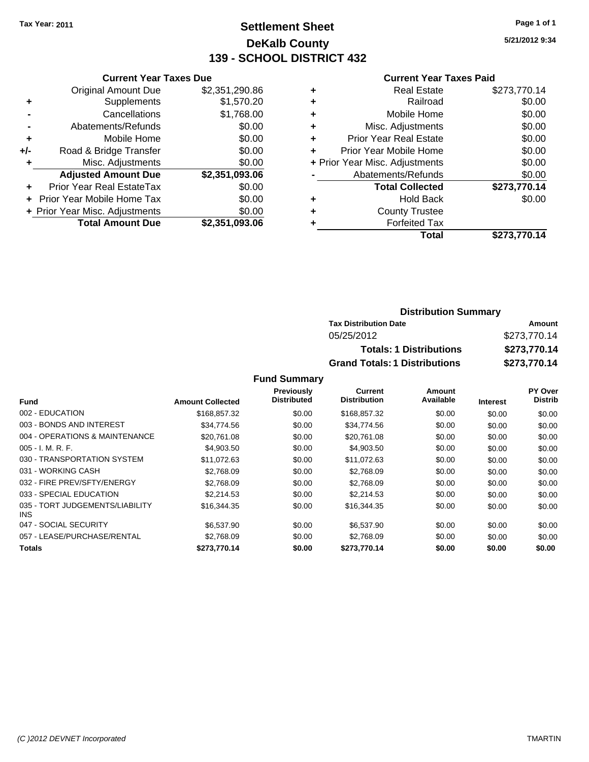Tax Year: 2011

# Settlement Sheet
## DeKalb County
## 139 - SCHOOL DISTRICT 432

5/21/2012 9:34

### Current Year Taxes Due

| | | |
|---|---|---|
| | Original Amount Due | $2,351,290.86 |
| + | Supplements | $1,570.20 |
| - | Cancellations | $1,768.00 |
| - | Abatements/Refunds | $0.00 |
| + | Mobile Home | $0.00 |
| +/- | Road & Bridge Transfer | $0.00 |
| + | Misc. Adjustments | $0.00 |
| | **Adjusted Amount Due** | **$2,351,093.06** |
| + | Prior Year Real EstateTax | $0.00 |
| + | Prior Year Mobile Home Tax | $0.00 |
| + | Prior Year Misc. Adjustments | $0.00 |
| | **Total Amount Due** | **$2,351,093.06** |

### Current Year Taxes Paid

| | | |
|---|---|---|
| + | Real Estate | $273,770.14 |
| + | Railroad | $0.00 |
| + | Mobile Home | $0.00 |
| + | Misc. Adjustments | $0.00 |
| + | Prior Year Real Estate | $0.00 |
| + | Prior Year Mobile Home | $0.00 |
| + | Prior Year Misc. Adjustments | $0.00 |
| - | Abatements/Refunds | $0.00 |
| | **Total Collected** | **$273,770.14** |
| + | Hold Back | $0.00 |
| + | County Trustee | |
| + | Forfeited Tax | |
| | **Total** | **$273,770.14** |

### Distribution Summary

| Tax Distribution Date | Amount |
|---|---|
| 05/25/2012 | $273,770.14 |
| **Totals: 1 Distributions** | **$273,770.14** |
| **Grand Totals: 1 Distributions** | **$273,770.14** |

### Fund Summary

| Fund | Amount Collected | Previously Distributed | Current Distribution | Amount Available | Interest | PY Over Distrib |
|---|---|---|---|---|---|---|
| 002 - EDUCATION | $168,857.32 | $0.00 | $168,857.32 | $0.00 | $0.00 | $0.00 |
| 003 - BONDS AND INTEREST | $34,774.56 | $0.00 | $34,774.56 | $0.00 | $0.00 | $0.00 |
| 004 - OPERATIONS & MAINTENANCE | $20,761.08 | $0.00 | $20,761.08 | $0.00 | $0.00 | $0.00 |
| 005 - I. M. R. F. | $4,903.50 | $0.00 | $4,903.50 | $0.00 | $0.00 | $0.00 |
| 030 - TRANSPORTATION SYSTEM | $11,072.63 | $0.00 | $11,072.63 | $0.00 | $0.00 | $0.00 |
| 031 - WORKING CASH | $2,768.09 | $0.00 | $2,768.09 | $0.00 | $0.00 | $0.00 |
| 032 - FIRE PREV/SFTY/ENERGY | $2,768.09 | $0.00 | $2,768.09 | $0.00 | $0.00 | $0.00 |
| 033 - SPECIAL EDUCATION | $2,214.53 | $0.00 | $2,214.53 | $0.00 | $0.00 | $0.00 |
| 035 - TORT JUDGEMENTS/LIABILITY INS | $16,344.35 | $0.00 | $16,344.35 | $0.00 | $0.00 | $0.00 |
| 047 - SOCIAL SECURITY | $6,537.90 | $0.00 | $6,537.90 | $0.00 | $0.00 | $0.00 |
| 057 - LEASE/PURCHASE/RENTAL | $2,768.09 | $0.00 | $2,768.09 | $0.00 | $0.00 | $0.00 |
| **Totals** | **$273,770.14** | **$0.00** | **$273,770.14** | **$0.00** | **$0.00** | **$0.00** |

(C )2012 DEVNET Incorporated — TMARTIN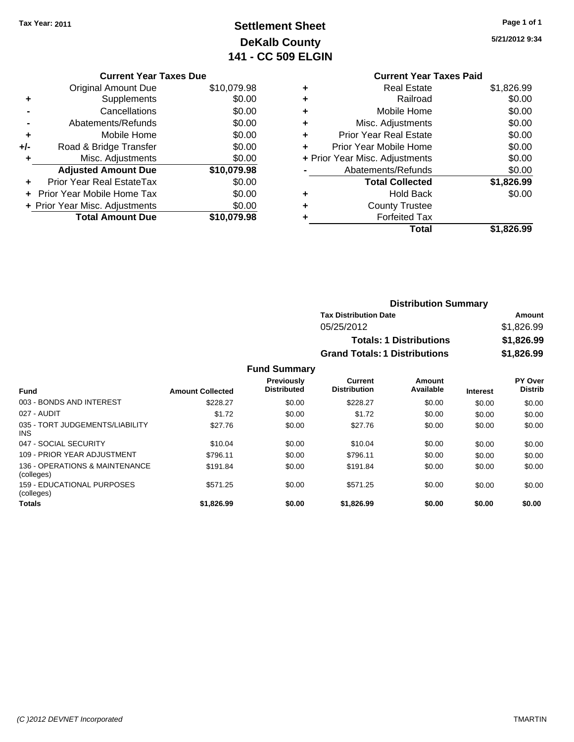Tax Year: 2011

# Settlement Sheet
## DeKalb County
## 141 - CC 509 ELGIN

5/21/2012 9:34

### Current Year Taxes Due

| | | |
|---|---|---|
| | Original Amount Due | $10,079.98 |
| + | Supplements | $0.00 |
| - | Cancellations | $0.00 |
| - | Abatements/Refunds | $0.00 |
| + | Mobile Home | $0.00 |
| +/- | Road & Bridge Transfer | $0.00 |
| + | Misc. Adjustments | $0.00 |
| | **Adjusted Amount Due** | **$10,079.98** |
| + | Prior Year Real EstateTax | $0.00 |
| + | Prior Year Mobile Home Tax | $0.00 |
| + | Prior Year Misc. Adjustments | $0.00 |
| | **Total Amount Due** | **$10,079.98** |

### Current Year Taxes Paid

| | | |
|---|---|---|
| + | Real Estate | $1,826.99 |
| + | Railroad | $0.00 |
| + | Mobile Home | $0.00 |
| + | Misc. Adjustments | $0.00 |
| + | Prior Year Real Estate | $0.00 |
| + | Prior Year Mobile Home | $0.00 |
| + | Prior Year Misc. Adjustments | $0.00 |
| - | Abatements/Refunds | $0.00 |
| | **Total Collected** | **$1,826.99** |
| + | Hold Back | $0.00 |
| + | County Trustee | |
| + | Forfeited Tax | |
| | **Total** | **$1,826.99** |

### Distribution Summary

| Tax Distribution Date | Amount |
|---|---|
| 05/25/2012 | $1,826.99 |
| **Totals: 1 Distributions** | **$1,826.99** |
| **Grand Totals: 1 Distributions** | **$1,826.99** |

### Fund Summary

| Fund | Amount Collected | Previously Distributed | Current Distribution | Amount Available | Interest | PY Over Distrib |
|---|---|---|---|---|---|---|
| 003 - BONDS AND INTEREST | $228.27 | $0.00 | $228.27 | $0.00 | $0.00 | $0.00 |
| 027 - AUDIT | $1.72 | $0.00 | $1.72 | $0.00 | $0.00 | $0.00 |
| 035 - TORT JUDGEMENTS/LIABILITY INS | $27.76 | $0.00 | $27.76 | $0.00 | $0.00 | $0.00 |
| 047 - SOCIAL SECURITY | $10.04 | $0.00 | $10.04 | $0.00 | $0.00 | $0.00 |
| 109 - PRIOR YEAR ADJUSTMENT | $796.11 | $0.00 | $796.11 | $0.00 | $0.00 | $0.00 |
| 136 - OPERATIONS & MAINTENANCE (colleges) | $191.84 | $0.00 | $191.84 | $0.00 | $0.00 | $0.00 |
| 159 - EDUCATIONAL PURPOSES (colleges) | $571.25 | $0.00 | $571.25 | $0.00 | $0.00 | $0.00 |
| **Totals** | **$1,826.99** | **$0.00** | **$1,826.99** | **$0.00** | **$0.00** | **$0.00** |

(C )2012 DEVNET Incorporated TMARTIN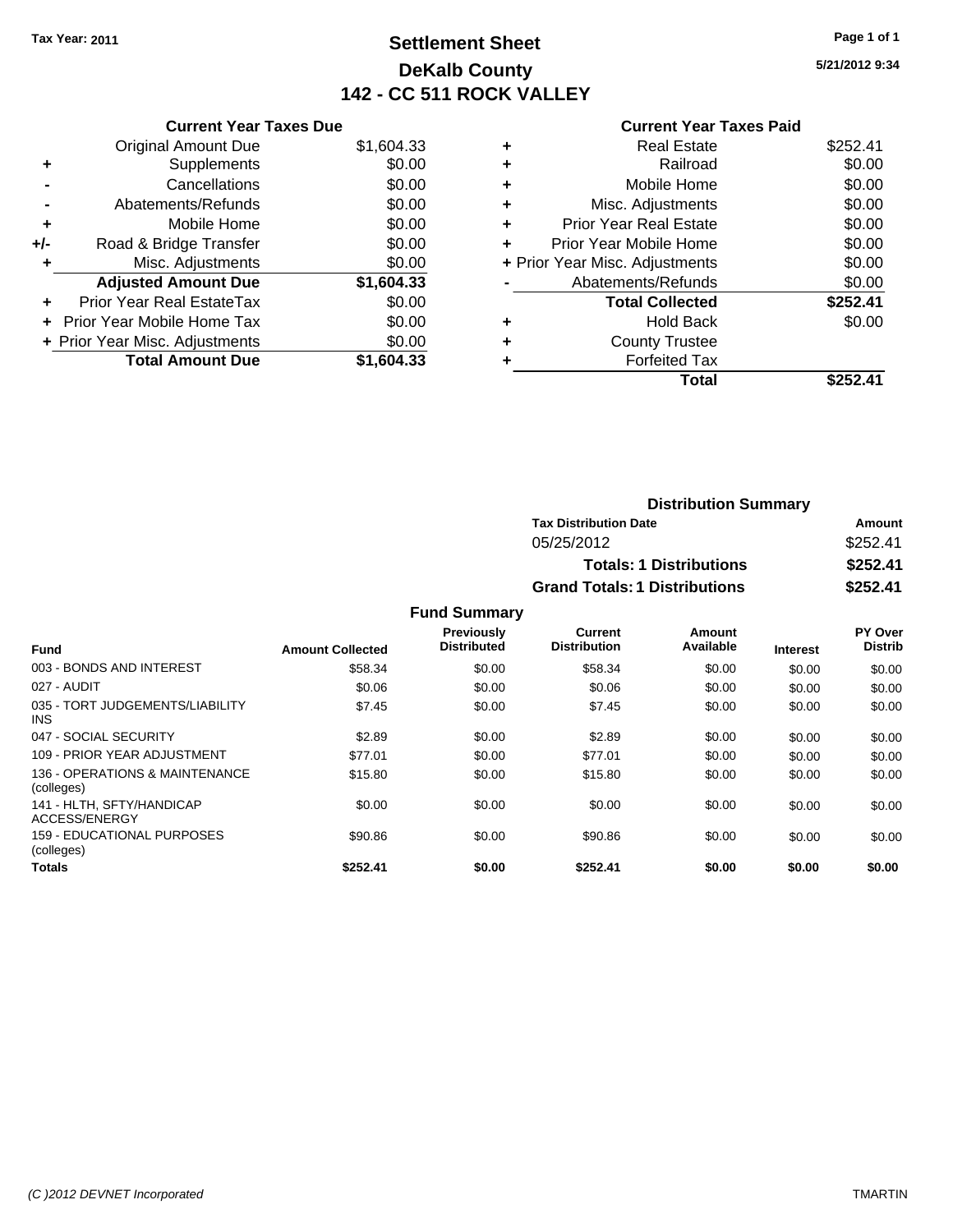Tax Year: 2011

# Settlement Sheet
## DeKalb County
## 142 - CC 511 ROCK VALLEY

5/21/2012 9:34

### Current Year Taxes Due

| | | |
|---|---|---|
| | Original Amount Due | $1,604.33 |
| + | Supplements | $0.00 |
| - | Cancellations | $0.00 |
| - | Abatements/Refunds | $0.00 |
| + | Mobile Home | $0.00 |
| +/- | Road & Bridge Transfer | $0.00 |
| + | Misc. Adjustments | $0.00 |
| | **Adjusted Amount Due** | **$1,604.33** |
| + | Prior Year Real EstateTax | $0.00 |
| + | Prior Year Mobile Home Tax | $0.00 |
| + | Prior Year Misc. Adjustments | $0.00 |
| | **Total Amount Due** | **$1,604.33** |

### Current Year Taxes Paid

| | | |
|---|---|---|
| + | Real Estate | $252.41 |
| + | Railroad | $0.00 |
| + | Mobile Home | $0.00 |
| + | Misc. Adjustments | $0.00 |
| + | Prior Year Real Estate | $0.00 |
| + | Prior Year Mobile Home | $0.00 |
| + | Prior Year Misc. Adjustments | $0.00 |
| - | Abatements/Refunds | $0.00 |
| | **Total Collected** | **$252.41** |
| + | Hold Back | $0.00 |
| + | County Trustee | |
| + | Forfeited Tax | |
| | **Total** | **$252.41** |

### Distribution Summary

| Tax Distribution Date | Amount |
|---|---|
| 05/25/2012 | $252.41 |
| **Totals: 1 Distributions** | **$252.41** |
| **Grand Totals: 1 Distributions** | **$252.41** |

### Fund Summary

| Fund | Amount Collected | Previously Distributed | Current Distribution | Amount Available | Interest | PY Over Distrib |
|---|---|---|---|---|---|---|
| 003 - BONDS AND INTEREST | $58.34 | $0.00 | $58.34 | $0.00 | $0.00 | $0.00 |
| 027 - AUDIT | $0.06 | $0.00 | $0.06 | $0.00 | $0.00 | $0.00 |
| 035 - TORT JUDGEMENTS/LIABILITY INS | $7.45 | $0.00 | $7.45 | $0.00 | $0.00 | $0.00 |
| 047 - SOCIAL SECURITY | $2.89 | $0.00 | $2.89 | $0.00 | $0.00 | $0.00 |
| 109 - PRIOR YEAR ADJUSTMENT | $77.01 | $0.00 | $77.01 | $0.00 | $0.00 | $0.00 |
| 136 - OPERATIONS & MAINTENANCE (colleges) | $15.80 | $0.00 | $15.80 | $0.00 | $0.00 | $0.00 |
| 141 - HLTH, SFTY/HANDICAP ACCESS/ENERGY | $0.00 | $0.00 | $0.00 | $0.00 | $0.00 | $0.00 |
| 159 - EDUCATIONAL PURPOSES (colleges) | $90.86 | $0.00 | $90.86 | $0.00 | $0.00 | $0.00 |
| **Totals** | **$252.41** | **$0.00** | **$252.41** | **$0.00** | **$0.00** | **$0.00** |

(C )2012 DEVNET Incorporated TMARTIN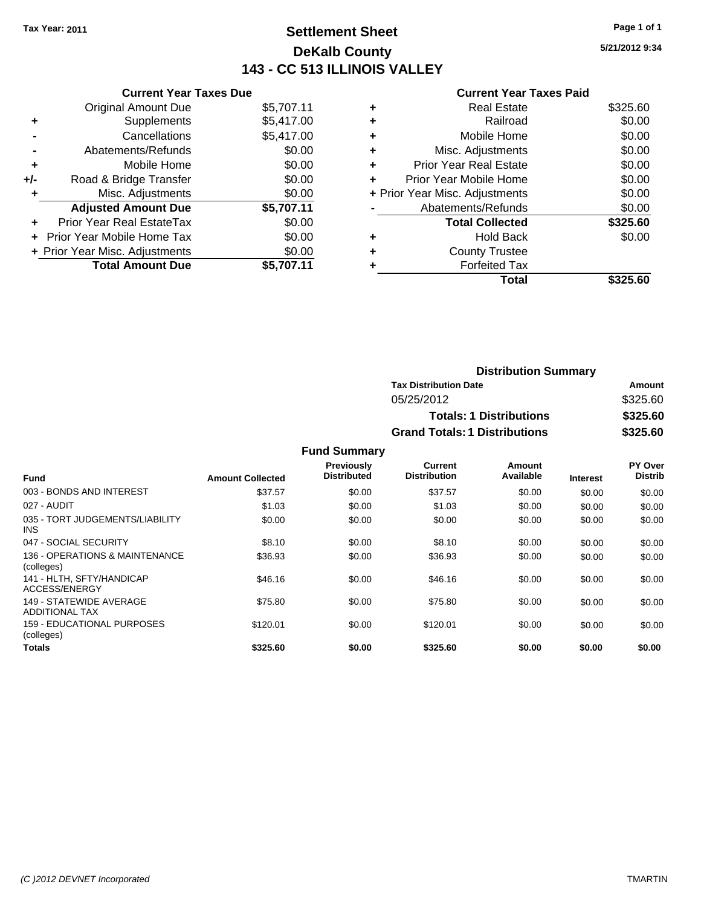**Tax Year: 2011**

# Settlement Sheet
## DeKalb County
## 143 - CC 513 ILLINOIS VALLEY

5/21/2012 9:34

### Current Year Taxes Due

| | | |
|---|---|---|
| | Original Amount Due | $5,707.11 |
| + | Supplements | $5,417.00 |
| - | Cancellations | $5,417.00 |
| - | Abatements/Refunds | $0.00 |
| + | Mobile Home | $0.00 |
| +/- | Road & Bridge Transfer | $0.00 |
| + | Misc. Adjustments | $0.00 |
| | **Adjusted Amount Due** | **$5,707.11** |
| + | Prior Year Real EstateTax | $0.00 |
| + | Prior Year Mobile Home Tax | $0.00 |
| + | Prior Year Misc. Adjustments | $0.00 |
| | **Total Amount Due** | **$5,707.11** |

### Current Year Taxes Paid

| | | |
|---|---|---|
| + | Real Estate | $325.60 |
| + | Railroad | $0.00 |
| + | Mobile Home | $0.00 |
| + | Misc. Adjustments | $0.00 |
| + | Prior Year Real Estate | $0.00 |
| + | Prior Year Mobile Home | $0.00 |
| + | Prior Year Misc. Adjustments | $0.00 |
| - | Abatements/Refunds | $0.00 |
| | **Total Collected** | **$325.60** |
| + | Hold Back | $0.00 |
| + | County Trustee | |
| + | Forfeited Tax | |
| | **Total** | **$325.60** |

### Distribution Summary

| Tax Distribution Date | Amount |
|---|---|
| 05/25/2012 | $325.60 |
| **Totals: 1 Distributions** | **$325.60** |
| **Grand Totals: 1 Distributions** | **$325.60** |

### Fund Summary

| Fund | Amount Collected | Previously Distributed | Current Distribution | Amount Available | Interest | PY Over Distrib |
|---|---|---|---|---|---|---|
| 003 - BONDS AND INTEREST | $37.57 | $0.00 | $37.57 | $0.00 | $0.00 | $0.00 |
| 027 - AUDIT | $1.03 | $0.00 | $1.03 | $0.00 | $0.00 | $0.00 |
| 035 - TORT JUDGEMENTS/LIABILITY INS | $0.00 | $0.00 | $0.00 | $0.00 | $0.00 | $0.00 |
| 047 - SOCIAL SECURITY | $8.10 | $0.00 | $8.10 | $0.00 | $0.00 | $0.00 |
| 136 - OPERATIONS & MAINTENANCE (colleges) | $36.93 | $0.00 | $36.93 | $0.00 | $0.00 | $0.00 |
| 141 - HLTH, SFTY/HANDICAP ACCESS/ENERGY | $46.16 | $0.00 | $46.16 | $0.00 | $0.00 | $0.00 |
| 149 - STATEWIDE AVERAGE ADDITIONAL TAX | $75.80 | $0.00 | $75.80 | $0.00 | $0.00 | $0.00 |
| 159 - EDUCATIONAL PURPOSES (colleges) | $120.01 | $0.00 | $120.01 | $0.00 | $0.00 | $0.00 |
| **Totals** | **$325.60** | **$0.00** | **$325.60** | **$0.00** | **$0.00** | **$0.00** |

(C )2012 DEVNET Incorporated TMARTIN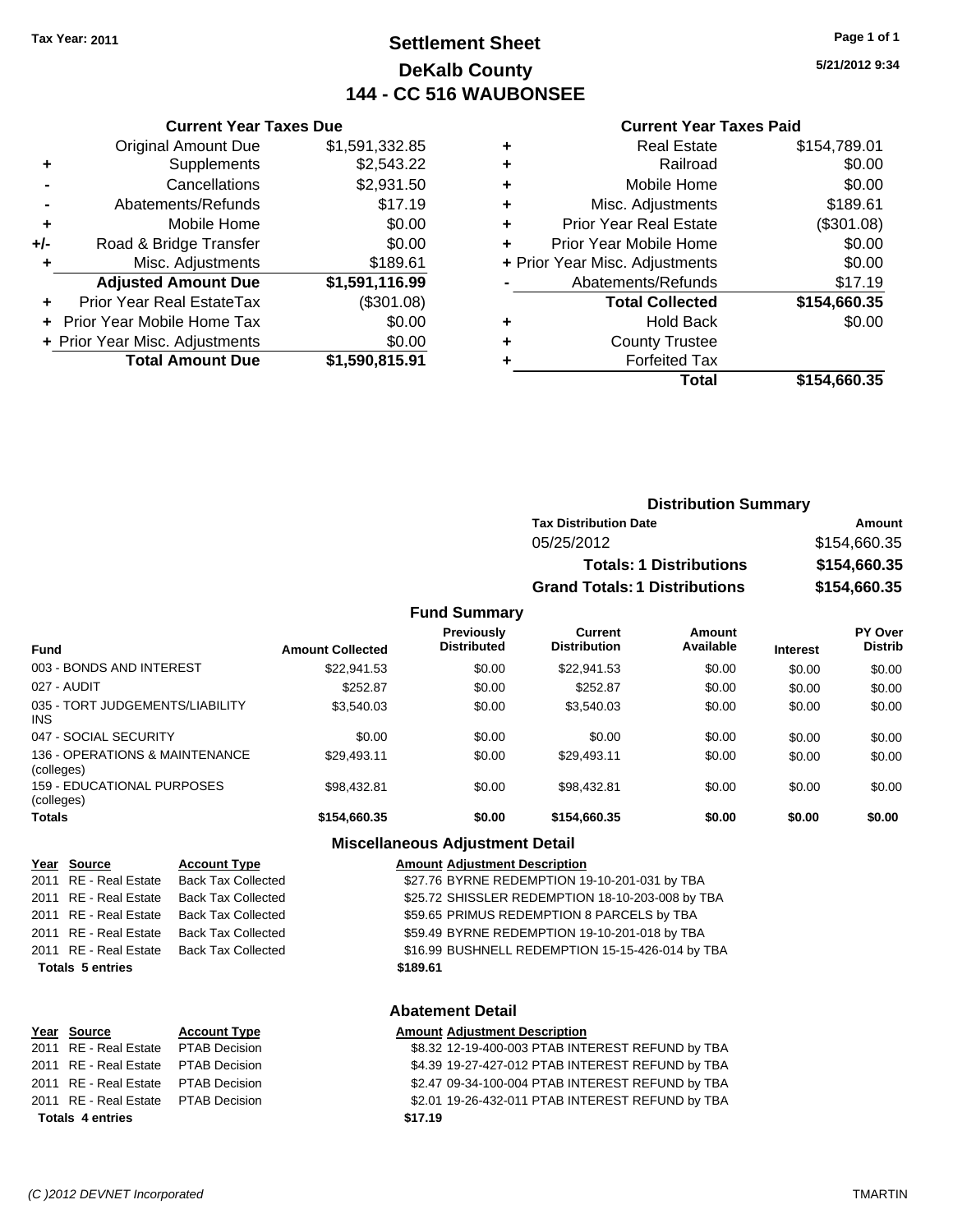Tax Year: 2011

# Settlement Sheet
## DeKalb County
## 144 - CC 516 WAUBONSEE

5/21/2012 9:34

### Current Year Taxes Due

| | | |
|---|---|---|
| | Original Amount Due | $1,591,332.85 |
| + | Supplements | $2,543.22 |
| - | Cancellations | $2,931.50 |
| - | Abatements/Refunds | $17.19 |
| + | Mobile Home | $0.00 |
| +/- | Road & Bridge Transfer | $0.00 |
| + | Misc. Adjustments | $189.61 |
| | **Adjusted Amount Due** | **$1,591,116.99** |
| + | Prior Year Real EstateTax | ($301.08) |
| + | Prior Year Mobile Home Tax | $0.00 |
| + | Prior Year Misc. Adjustments | $0.00 |
| | **Total Amount Due** | **$1,590,815.91** |

### Current Year Taxes Paid

| | | |
|---|---|---|
| + | Real Estate | $154,789.01 |
| + | Railroad | $0.00 |
| + | Mobile Home | $0.00 |
| + | Misc. Adjustments | $189.61 |
| + | Prior Year Real Estate | ($301.08) |
| + | Prior Year Mobile Home | $0.00 |
| + | Prior Year Misc. Adjustments | $0.00 |
| - | Abatements/Refunds | $17.19 |
| | **Total Collected** | **$154,660.35** |
| + | Hold Back | $0.00 |
| + | County Trustee | |
| + | Forfeited Tax | |
| | **Total** | **$154,660.35** |

### Distribution Summary

| Tax Distribution Date | Amount |
|---|---|
| 05/25/2012 | $154,660.35 |
| **Totals: 1 Distributions** | **$154,660.35** |
| **Grand Totals: 1 Distributions** | **$154,660.35** |

### Fund Summary

| Fund | Amount Collected | Previously Distributed | Current Distribution | Amount Available | Interest | PY Over Distrib |
|---|---|---|---|---|---|---|
| 003 - BONDS AND INTEREST | $22,941.53 | $0.00 | $22,941.53 | $0.00 | $0.00 | $0.00 |
| 027 - AUDIT | $252.87 | $0.00 | $252.87 | $0.00 | $0.00 | $0.00 |
| 035 - TORT JUDGEMENTS/LIABILITY INS | $3,540.03 | $0.00 | $3,540.03 | $0.00 | $0.00 | $0.00 |
| 047 - SOCIAL SECURITY | $0.00 | $0.00 | $0.00 | $0.00 | $0.00 | $0.00 |
| 136 - OPERATIONS & MAINTENANCE (colleges) | $29,493.11 | $0.00 | $29,493.11 | $0.00 | $0.00 | $0.00 |
| 159 - EDUCATIONAL PURPOSES (colleges) | $98,432.81 | $0.00 | $98,432.81 | $0.00 | $0.00 | $0.00 |
| **Totals** | **$154,660.35** | **$0.00** | **$154,660.35** | **$0.00** | **$0.00** | **$0.00** |

### Miscellaneous Adjustment Detail

| Year | Source | Account Type | Amount | Adjustment Description |
|---|---|---|---|---|
| 2011 | RE - Real Estate | Back Tax Collected | $27.76 | BYRNE REDEMPTION 19-10-201-031 by TBA |
| 2011 | RE - Real Estate | Back Tax Collected | $25.72 | SHISSLER REDEMPTION 18-10-203-008 by TBA |
| 2011 | RE - Real Estate | Back Tax Collected | $59.65 | PRIMUS REDEMPTION 8 PARCELS by TBA |
| 2011 | RE - Real Estate | Back Tax Collected | $59.49 | BYRNE REDEMPTION 19-10-201-018 by TBA |
| 2011 | RE - Real Estate | Back Tax Collected | $16.99 | BUSHNELL REDEMPTION 15-15-426-014 by TBA |
| **Totals 5 entries** | | | **$189.61** | |

### Abatement Detail

| Year | Source | Account Type | Amount | Adjustment Description |
|---|---|---|---|---|
| 2011 | RE - Real Estate | PTAB Decision | $8.32 | 12-19-400-003 PTAB INTEREST REFUND by TBA |
| 2011 | RE - Real Estate | PTAB Decision | $4.39 | 19-27-427-012 PTAB INTEREST REFUND by TBA |
| 2011 | RE - Real Estate | PTAB Decision | $2.47 | 09-34-100-004 PTAB INTEREST REFUND by TBA |
| 2011 | RE - Real Estate | PTAB Decision | $2.01 | 19-26-432-011 PTAB INTEREST REFUND by TBA |
| **Totals 4 entries** | | | **$17.19** | |

(C )2012 DEVNET Incorporated TMARTIN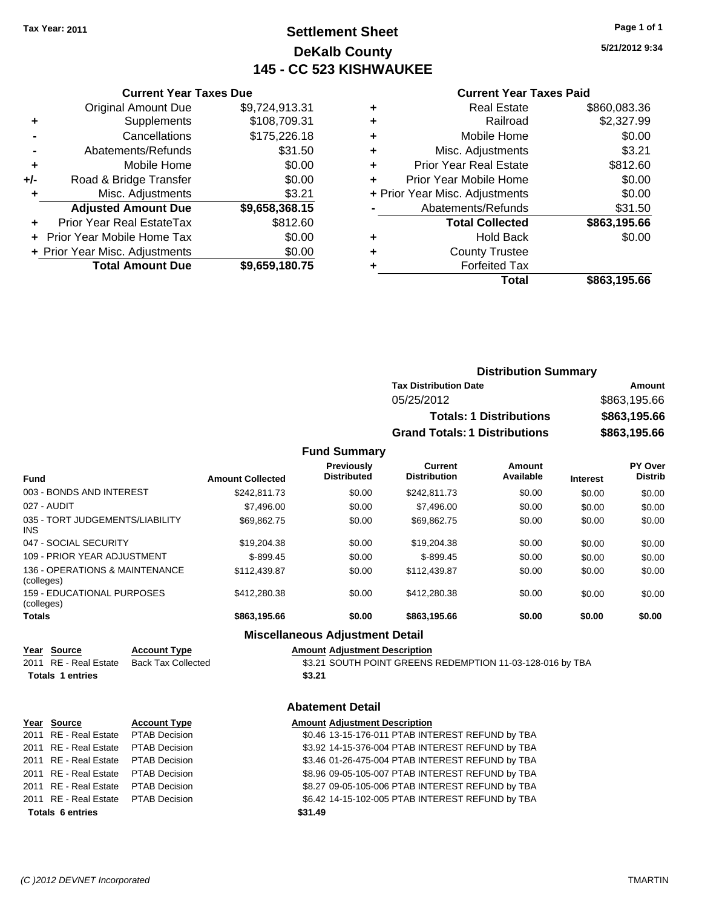Tax Year: 2011

# Settlement Sheet
## DeKalb County
## 145 - CC 523 KISHWAUKEE

5/21/2012 9:34

### Current Year Taxes Due

| | | |
|---|---|---|
| | Original Amount Due | $9,724,913.31 |
| + | Supplements | $108,709.31 |
| - | Cancellations | $175,226.18 |
| - | Abatements/Refunds | $31.50 |
| + | Mobile Home | $0.00 |
| +/- | Road & Bridge Transfer | $0.00 |
| + | Misc. Adjustments | $3.21 |
| | **Adjusted Amount Due** | **$9,658,368.15** |
| + | Prior Year Real EstateTax | $812.60 |
| + | Prior Year Mobile Home Tax | $0.00 |
| + | Prior Year Misc. Adjustments | $0.00 |
| | **Total Amount Due** | **$9,659,180.75** |

### Current Year Taxes Paid

| | | |
|---|---|---|
| + | Real Estate | $860,083.36 |
| + | Railroad | $2,327.99 |
| + | Mobile Home | $0.00 |
| + | Misc. Adjustments | $3.21 |
| + | Prior Year Real Estate | $812.60 |
| + | Prior Year Mobile Home | $0.00 |
| + | Prior Year Misc. Adjustments | $0.00 |
| - | Abatements/Refunds | $31.50 |
| | **Total Collected** | **$863,195.66** |
| + | Hold Back | $0.00 |
| + | County Trustee | |
| + | Forfeited Tax | |
| | **Total** | **$863,195.66** |

### Distribution Summary

| Tax Distribution Date | Amount |
|---|---|
| 05/25/2012 | $863,195.66 |
| **Totals: 1 Distributions** | **$863,195.66** |
| **Grand Totals: 1 Distributions** | **$863,195.66** |

### Fund Summary

| Fund | Amount Collected | Previously Distributed | Current Distribution | Amount Available | Interest | PY Over Distrib |
|---|---|---|---|---|---|---|
| 003 - BONDS AND INTEREST | $242,811.73 | $0.00 | $242,811.73 | $0.00 | $0.00 | $0.00 |
| 027 - AUDIT | $7,496.00 | $0.00 | $7,496.00 | $0.00 | $0.00 | $0.00 |
| 035 - TORT JUDGEMENTS/LIABILITY INS | $69,862.75 | $0.00 | $69,862.75 | $0.00 | $0.00 | $0.00 |
| 047 - SOCIAL SECURITY | $19,204.38 | $0.00 | $19,204.38 | $0.00 | $0.00 | $0.00 |
| 109 - PRIOR YEAR ADJUSTMENT | $-899.45 | $0.00 | $-899.45 | $0.00 | $0.00 | $0.00 |
| 136 - OPERATIONS & MAINTENANCE (colleges) | $112,439.87 | $0.00 | $112,439.87 | $0.00 | $0.00 | $0.00 |
| 159 - EDUCATIONAL PURPOSES (colleges) | $412,280.38 | $0.00 | $412,280.38 | $0.00 | $0.00 | $0.00 |
| **Totals** | **$863,195.66** | **$0.00** | **$863,195.66** | **$0.00** | **$0.00** | **$0.00** |

### Miscellaneous Adjustment Detail

| Year | Source | Account Type | Amount | Adjustment Description |
|---|---|---|---|---|
| 2011 | RE - Real Estate | Back Tax Collected | $3.21 | SOUTH POINT GREENS REDEMPTION 11-03-128-016 by TBA |
| **Totals** | **1 entries** | | **$3.21** | |

### Abatement Detail

| Year | Source | Account Type | Amount | Adjustment Description |
|---|---|---|---|---|
| 2011 | RE - Real Estate | PTAB Decision | $0.46 | 13-15-176-011 PTAB INTEREST REFUND by TBA |
| 2011 | RE - Real Estate | PTAB Decision | $3.92 | 14-15-376-004 PTAB INTEREST REFUND by TBA |
| 2011 | RE - Real Estate | PTAB Decision | $3.46 | 01-26-475-004 PTAB INTEREST REFUND by TBA |
| 2011 | RE - Real Estate | PTAB Decision | $8.96 | 09-05-105-007 PTAB INTEREST REFUND by TBA |
| 2011 | RE - Real Estate | PTAB Decision | $8.27 | 09-05-105-006 PTAB INTEREST REFUND by TBA |
| 2011 | RE - Real Estate | PTAB Decision | $6.42 | 14-15-102-005 PTAB INTEREST REFUND by TBA |
| **Totals** | **6 entries** | | **$31.49** | |

(C )2012 DEVNET Incorporated TMARTIN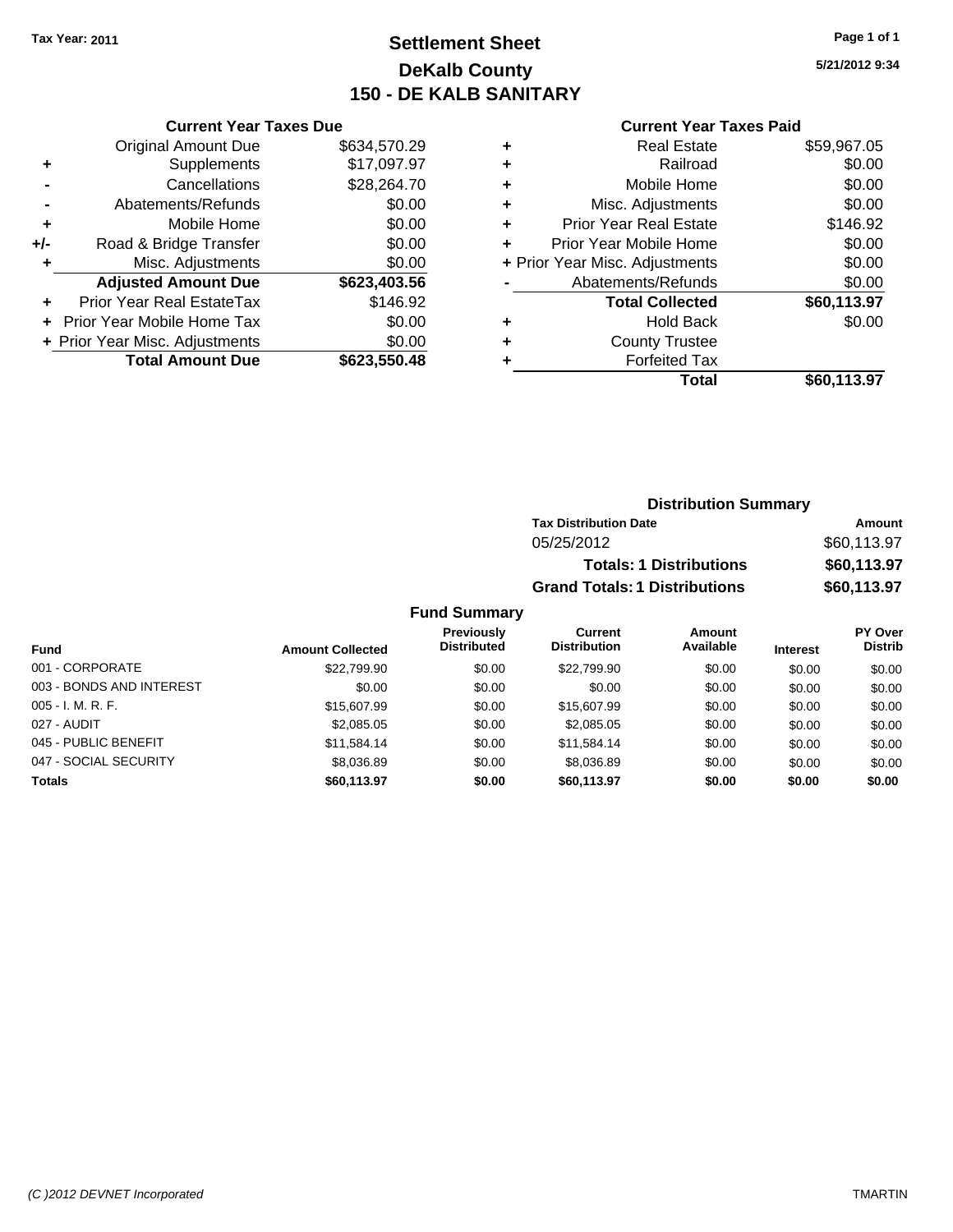Tax Year: 2011

# Settlement Sheet
## DeKalb County
## 150 - DE KALB SANITARY

5/21/2012 9:34

### Current Year Taxes Due

| | | |
|---|---|---|
| | Original Amount Due | $634,570.29 |
| + | Supplements | $17,097.97 |
| - | Cancellations | $28,264.70 |
| - | Abatements/Refunds | $0.00 |
| + | Mobile Home | $0.00 |
| +/- | Road & Bridge Transfer | $0.00 |
| + | Misc. Adjustments | $0.00 |
| | **Adjusted Amount Due** | **$623,403.56** |
| + | Prior Year Real EstateTax | $146.92 |
| + | Prior Year Mobile Home Tax | $0.00 |
| + | Prior Year Misc. Adjustments | $0.00 |
| | **Total Amount Due** | **$623,550.48** |

### Current Year Taxes Paid

| | | |
|---|---|---|
| + | Real Estate | $59,967.05 |
| + | Railroad | $0.00 |
| + | Mobile Home | $0.00 |
| + | Misc. Adjustments | $0.00 |
| + | Prior Year Real Estate | $146.92 |
| + | Prior Year Mobile Home | $0.00 |
| + | Prior Year Misc. Adjustments | $0.00 |
| - | Abatements/Refunds | $0.00 |
| | **Total Collected** | **$60,113.97** |
| + | Hold Back | $0.00 |
| + | County Trustee | |
| + | Forfeited Tax | |
| | **Total** | **$60,113.97** |

### Distribution Summary

| Tax Distribution Date | Amount |
|---|---|
| 05/25/2012 | $60,113.97 |
| **Totals: 1 Distributions** | **$60,113.97** |
| **Grand Totals: 1 Distributions** | **$60,113.97** |

### Fund Summary

| Fund | Amount Collected | Previously Distributed | Current Distribution | Amount Available | Interest | PY Over Distrib |
|---|---|---|---|---|---|---|
| 001 - CORPORATE | $22,799.90 | $0.00 | $22,799.90 | $0.00 | $0.00 | $0.00 |
| 003 - BONDS AND INTEREST | $0.00 | $0.00 | $0.00 | $0.00 | $0.00 | $0.00 |
| 005 - I. M. R. F. | $15,607.99 | $0.00 | $15,607.99 | $0.00 | $0.00 | $0.00 |
| 027 - AUDIT | $2,085.05 | $0.00 | $2,085.05 | $0.00 | $0.00 | $0.00 |
| 045 - PUBLIC BENEFIT | $11,584.14 | $0.00 | $11,584.14 | $0.00 | $0.00 | $0.00 |
| 047 - SOCIAL SECURITY | $8,036.89 | $0.00 | $8,036.89 | $0.00 | $0.00 | $0.00 |
| **Totals** | **$60,113.97** | **$0.00** | **$60,113.97** | **$0.00** | **$0.00** | **$0.00** |

(C )2012 DEVNET Incorporated TMARTIN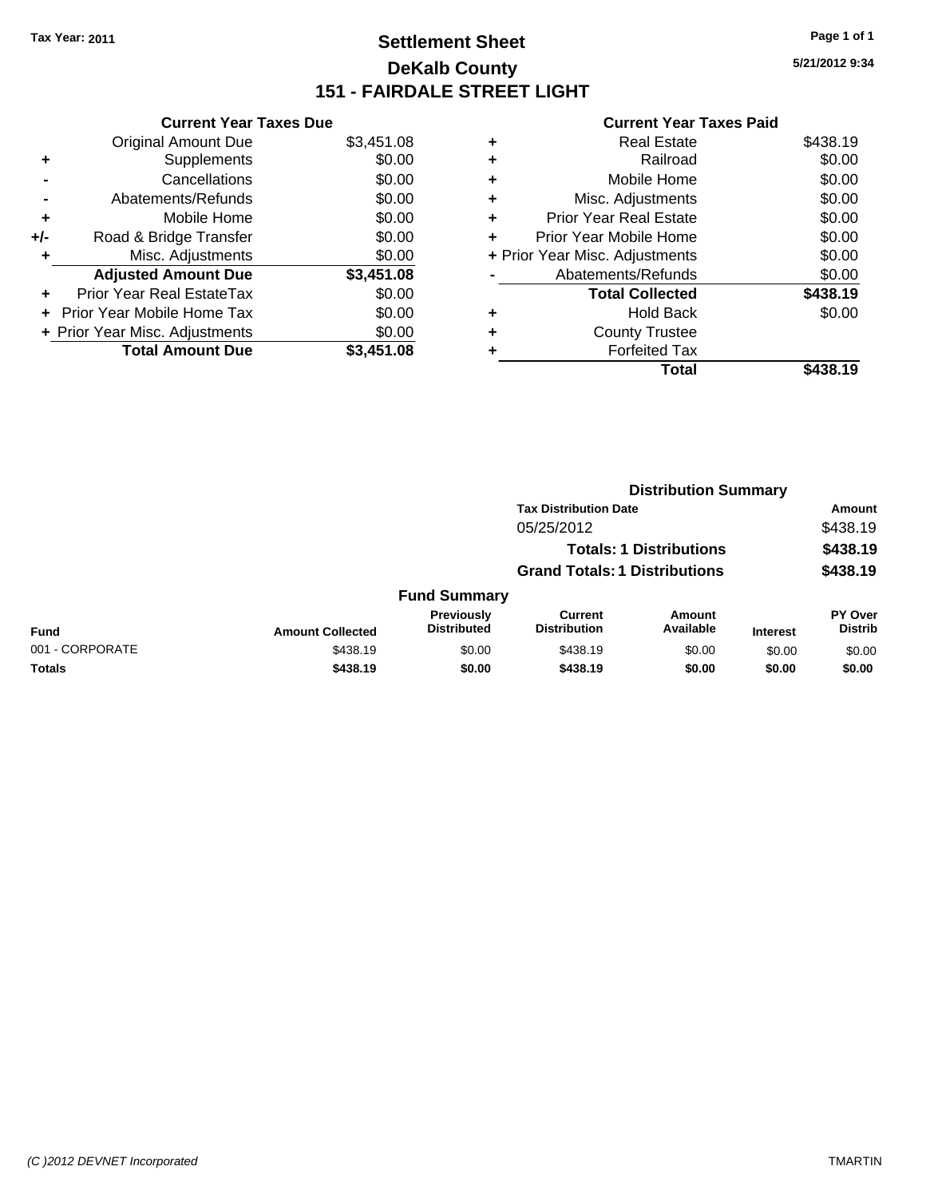**Tax Year: 2011**

# Settlement Sheet
## DeKalb County
## 151 - FAIRDALE STREET LIGHT

**5/21/2012 9:34**

### Current Year Taxes Due

| | | |
|---|---|---|
| | Original Amount Due | $3,451.08 |
| + | Supplements | $0.00 |
| - | Cancellations | $0.00 |
| - | Abatements/Refunds | $0.00 |
| + | Mobile Home | $0.00 |
| +/- | Road & Bridge Transfer | $0.00 |
| + | Misc. Adjustments | $0.00 |
| | **Adjusted Amount Due** | **$3,451.08** |
| + | Prior Year Real EstateTax | $0.00 |
| + | Prior Year Mobile Home Tax | $0.00 |
| + | Prior Year Misc. Adjustments | $0.00 |
| | **Total Amount Due** | **$3,451.08** |

### Current Year Taxes Paid

| | | |
|---|---|---|
| + | Real Estate | $438.19 |
| + | Railroad | $0.00 |
| + | Mobile Home | $0.00 |
| + | Misc. Adjustments | $0.00 |
| + | Prior Year Real Estate | $0.00 |
| + | Prior Year Mobile Home | $0.00 |
| + | Prior Year Misc. Adjustments | $0.00 |
| - | Abatements/Refunds | $0.00 |
| | **Total Collected** | **$438.19** |
| + | Hold Back | $0.00 |
| + | County Trustee | |
| + | Forfeited Tax | |
| | **Total** | **$438.19** |

### Distribution Summary

| Tax Distribution Date | Amount |
|---|---|
| 05/25/2012 | $438.19 |
| **Totals: 1 Distributions** | **$438.19** |
| **Grand Totals: 1 Distributions** | **$438.19** |

### Fund Summary

| Fund | Amount Collected | Previously Distributed | Current Distribution | Amount Available | Interest | PY Over Distrib |
|---|---|---|---|---|---|---|
| 001 - CORPORATE | $438.19 | $0.00 | $438.19 | $0.00 | $0.00 | $0.00 |
| **Totals** | **$438.19** | **$0.00** | **$438.19** | **$0.00** | **$0.00** | **$0.00** |

*(C )2012 DEVNET Incorporated* TMARTIN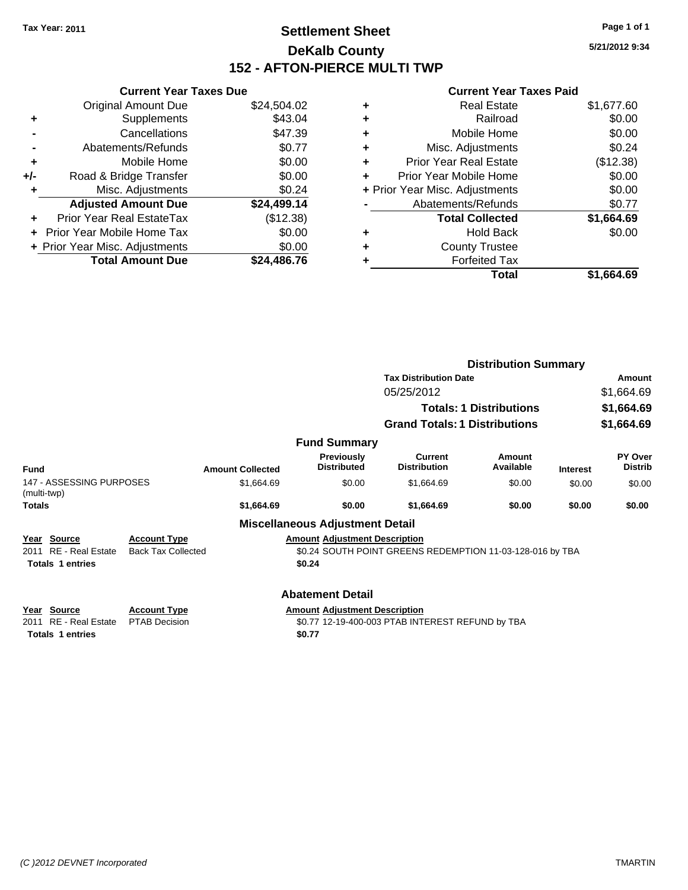Tax Year: 2011

# Settlement Sheet
## DeKalb County
## 152 - AFTON-PIERCE MULTI TWP

5/21/2012 9:34

### Current Year Taxes Due

| | | |
|---|---|---|
| | Original Amount Due | $24,504.02 |
| + | Supplements | $43.04 |
| - | Cancellations | $47.39 |
| - | Abatements/Refunds | $0.77 |
| + | Mobile Home | $0.00 |
| +/- | Road & Bridge Transfer | $0.00 |
| + | Misc. Adjustments | $0.24 |
| | **Adjusted Amount Due** | **$24,499.14** |
| + | Prior Year Real EstateTax | ($12.38) |
| + | Prior Year Mobile Home Tax | $0.00 |
| + | Prior Year Misc. Adjustments | $0.00 |
| | **Total Amount Due** | **$24,486.76** |

### Current Year Taxes Paid

| | | |
|---|---|---|
| + | Real Estate | $1,677.60 |
| + | Railroad | $0.00 |
| + | Mobile Home | $0.00 |
| + | Misc. Adjustments | $0.24 |
| + | Prior Year Real Estate | ($12.38) |
| + | Prior Year Mobile Home | $0.00 |
| + | Prior Year Misc. Adjustments | $0.00 |
| - | Abatements/Refunds | $0.77 |
| | **Total Collected** | **$1,664.69** |
| + | Hold Back | $0.00 |
| + | County Trustee | |
| + | Forfeited Tax | |
| | **Total** | **$1,664.69** |

### Distribution Summary

| Tax Distribution Date | Amount |
|---|---|
| 05/25/2012 | $1,664.69 |
| **Totals: 1 Distributions** | **$1,664.69** |
| **Grand Totals: 1 Distributions** | **$1,664.69** |

### Fund Summary

| Fund | Amount Collected | Previously Distributed | Current Distribution | Amount Available | Interest | PY Over Distrib |
|---|---|---|---|---|---|---|
| 147 - ASSESSING PURPOSES (multi-twp) | $1,664.69 | $0.00 | $1,664.69 | $0.00 | $0.00 | $0.00 |
| **Totals** | **$1,664.69** | **$0.00** | **$1,664.69** | **$0.00** | **$0.00** | **$0.00** |

### Miscellaneous Adjustment Detail

| Year | Source | Account Type | Amount | Adjustment Description |
|---|---|---|---|---|
| 2011 | RE - Real Estate | Back Tax Collected | $0.24 | SOUTH POINT GREENS REDEMPTION 11-03-128-016 by TBA |
| **Totals 1 entries** | | | **$0.24** | |

### Abatement Detail

| Year | Source | Account Type | Amount | Adjustment Description |
|---|---|---|---|---|
| 2011 | RE - Real Estate | PTAB Decision | $0.77 | 12-19-400-003 PTAB INTEREST REFUND by TBA |
| **Totals 1 entries** | | | **$0.77** | |

(C )2012 DEVNET Incorporated TMARTIN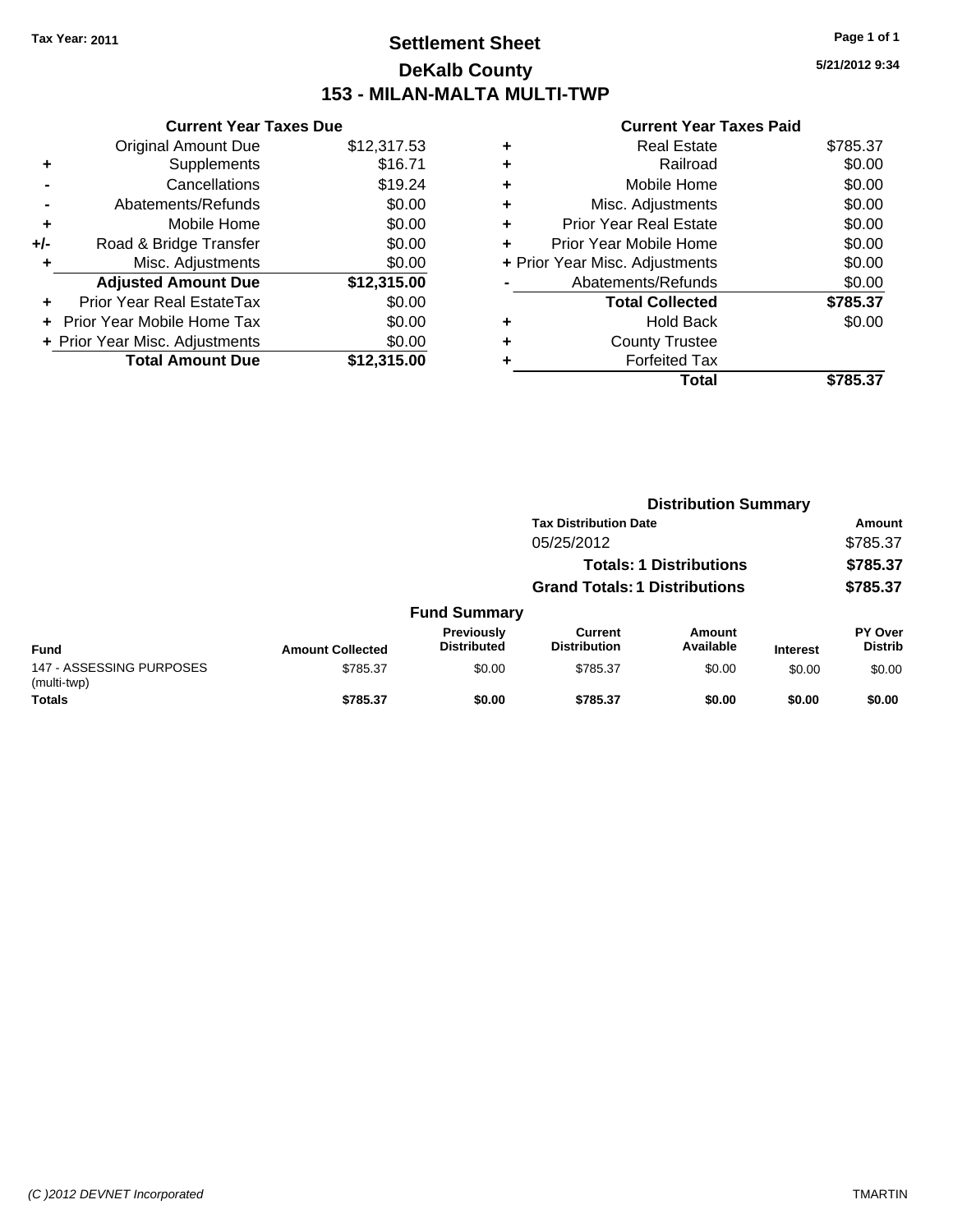Tax Year: 2011

# Settlement Sheet
## DeKalb County
## 153 - MILAN-MALTA MULTI-TWP

5/21/2012 9:34

### Current Year Taxes Due

| | | |
|---|---|---|
| | Original Amount Due | $12,317.53 |
| + | Supplements | $16.71 |
| - | Cancellations | $19.24 |
| - | Abatements/Refunds | $0.00 |
| + | Mobile Home | $0.00 |
| +/- | Road & Bridge Transfer | $0.00 |
| + | Misc. Adjustments | $0.00 |
| | **Adjusted Amount Due** | **$12,315.00** |
| + | Prior Year Real EstateTax | $0.00 |
| + | Prior Year Mobile Home Tax | $0.00 |
| + | Prior Year Misc. Adjustments | $0.00 |
| | **Total Amount Due** | **$12,315.00** |

### Current Year Taxes Paid

| | | |
|---|---|---|
| + | Real Estate | $785.37 |
| + | Railroad | $0.00 |
| + | Mobile Home | $0.00 |
| + | Misc. Adjustments | $0.00 |
| + | Prior Year Real Estate | $0.00 |
| + | Prior Year Mobile Home | $0.00 |
| + | Prior Year Misc. Adjustments | $0.00 |
| - | Abatements/Refunds | $0.00 |
| | **Total Collected** | **$785.37** |
| + | Hold Back | $0.00 |
| + | County Trustee | |
| + | Forfeited Tax | |
| | **Total** | **$785.37** |

### Distribution Summary

| Tax Distribution Date | Amount |
|---|---|
| 05/25/2012 | $785.37 |
| **Totals: 1 Distributions** | **$785.37** |
| **Grand Totals: 1 Distributions** | **$785.37** |

### Fund Summary

| Fund | Amount Collected | Previously Distributed | Current Distribution | Amount Available | Interest | PY Over Distrib |
|---|---|---|---|---|---|---|
| 147 - ASSESSING PURPOSES (multi-twp) | $785.37 | $0.00 | $785.37 | $0.00 | $0.00 | $0.00 |
| **Totals** | **$785.37** | **$0.00** | **$785.37** | **$0.00** | **$0.00** | **$0.00** |

(C )2012 DEVNET Incorporated TMARTIN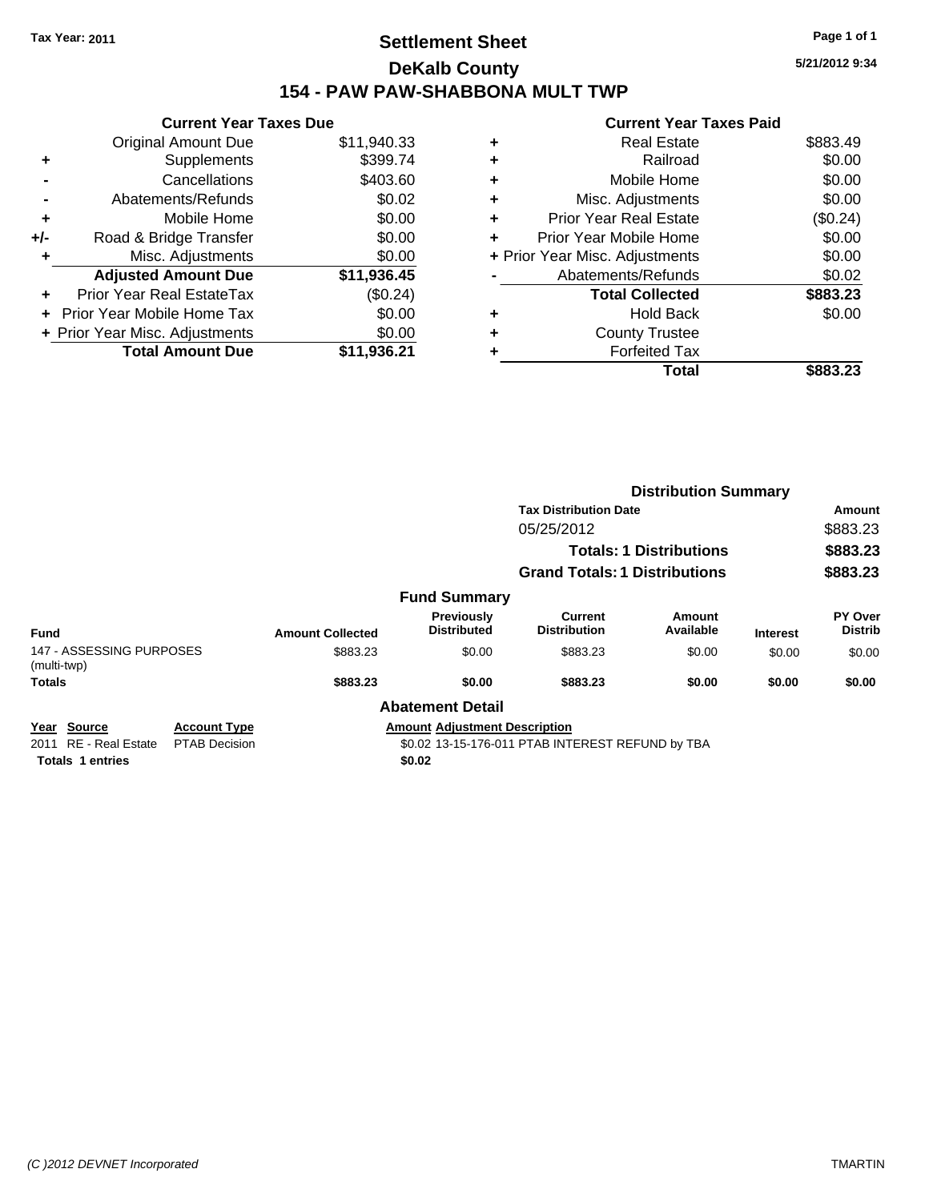**Tax Year: 2011**

# Settlement Sheet

## DeKalb County

## 154 - PAW PAW-SHABBONA MULT TWP

5/21/2012 9:34

### Current Year Taxes Due

| | | |
|---|---|---|
| | Original Amount Due | $11,940.33 |
| + | Supplements | $399.74 |
| - | Cancellations | $403.60 |
| - | Abatements/Refunds | $0.02 |
| + | Mobile Home | $0.00 |
| +/- | Road & Bridge Transfer | $0.00 |
| + | Misc. Adjustments | $0.00 |
| | **Adjusted Amount Due** | **$11,936.45** |
| + | Prior Year Real EstateTax | ($0.24) |
| + | Prior Year Mobile Home Tax | $0.00 |
| + | Prior Year Misc. Adjustments | $0.00 |
| | **Total Amount Due** | **$11,936.21** |

### Current Year Taxes Paid

| | | |
|---|---|---|
| + | Real Estate | $883.49 |
| + | Railroad | $0.00 |
| + | Mobile Home | $0.00 |
| + | Misc. Adjustments | $0.00 |
| + | Prior Year Real Estate | ($0.24) |
| + | Prior Year Mobile Home | $0.00 |
| + | Prior Year Misc. Adjustments | $0.00 |
| - | Abatements/Refunds | $0.02 |
| | **Total Collected** | **$883.23** |
| + | Hold Back | $0.00 |
| + | County Trustee | |
| + | Forfeited Tax | |
| | **Total** | **$883.23** |

### Distribution Summary

| Tax Distribution Date | Amount |
|---|---|
| 05/25/2012 | $883.23 |
| **Totals: 1 Distributions** | **$883.23** |
| **Grand Totals: 1 Distributions** | **$883.23** |

### Fund Summary

| Fund | Amount Collected | Previously Distributed | Current Distribution | Amount Available | Interest | PY Over Distrib |
|---|---|---|---|---|---|---|
| 147 - ASSESSING PURPOSES (multi-twp) | $883.23 | $0.00 | $883.23 | $0.00 | $0.00 | $0.00 |
| **Totals** | **$883.23** | **$0.00** | **$883.23** | **$0.00** | **$0.00** | **$0.00** |

### Abatement Detail

| Year | Source | Account Type | Amount | Adjustment Description |
|---|---|---|---|---|
| 2011 | RE - Real Estate | PTAB Decision | $0.02 | 13-15-176-011 PTAB INTEREST REFUND by TBA |
| **Totals 1 entries** | | | **$0.02** | |

*(C )2012 DEVNET Incorporated* TMARTIN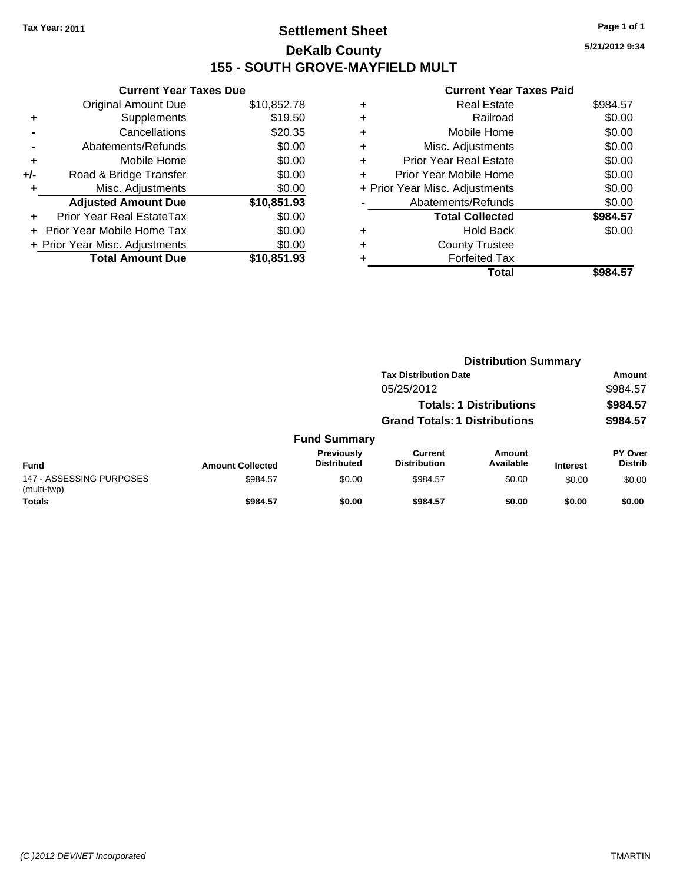Tax Year: 2011

# Settlement Sheet
## DeKalb County
## 155 - SOUTH GROVE-MAYFIELD MULT

5/21/2012 9:34

### Current Year Taxes Due

| | | |
|---|---|---|
| | Original Amount Due | $10,852.78 |
| + | Supplements | $19.50 |
| - | Cancellations | $20.35 |
| - | Abatements/Refunds | $0.00 |
| + | Mobile Home | $0.00 |
| +/- | Road & Bridge Transfer | $0.00 |
| + | Misc. Adjustments | $0.00 |
| | **Adjusted Amount Due** | **$10,851.93** |
| + | Prior Year Real EstateTax | $0.00 |
| + | Prior Year Mobile Home Tax | $0.00 |
| + | Prior Year Misc. Adjustments | $0.00 |
| | **Total Amount Due** | **$10,851.93** |

### Current Year Taxes Paid

| | | |
|---|---|---|
| + | Real Estate | $984.57 |
| + | Railroad | $0.00 |
| + | Mobile Home | $0.00 |
| + | Misc. Adjustments | $0.00 |
| + | Prior Year Real Estate | $0.00 |
| + | Prior Year Mobile Home | $0.00 |
| + | Prior Year Misc. Adjustments | $0.00 |
| - | Abatements/Refunds | $0.00 |
| | **Total Collected** | **$984.57** |
| + | Hold Back | $0.00 |
| + | County Trustee | |
| + | Forfeited Tax | |
| | **Total** | **$984.57** |

### Distribution Summary

| Tax Distribution Date | Amount |
|---|---|
| 05/25/2012 | $984.57 |
| **Totals: 1 Distributions** | **$984.57** |
| **Grand Totals: 1 Distributions** | **$984.57** |

### Fund Summary

| Fund | Amount Collected | Previously Distributed | Current Distribution | Amount Available | Interest | PY Over Distrib |
|---|---|---|---|---|---|---|
| 147 - ASSESSING PURPOSES (multi-twp) | $984.57 | $0.00 | $984.57 | $0.00 | $0.00 | $0.00 |
| **Totals** | **$984.57** | **$0.00** | **$984.57** | **$0.00** | **$0.00** | **$0.00** |

(C )2012 DEVNET Incorporated TMARTIN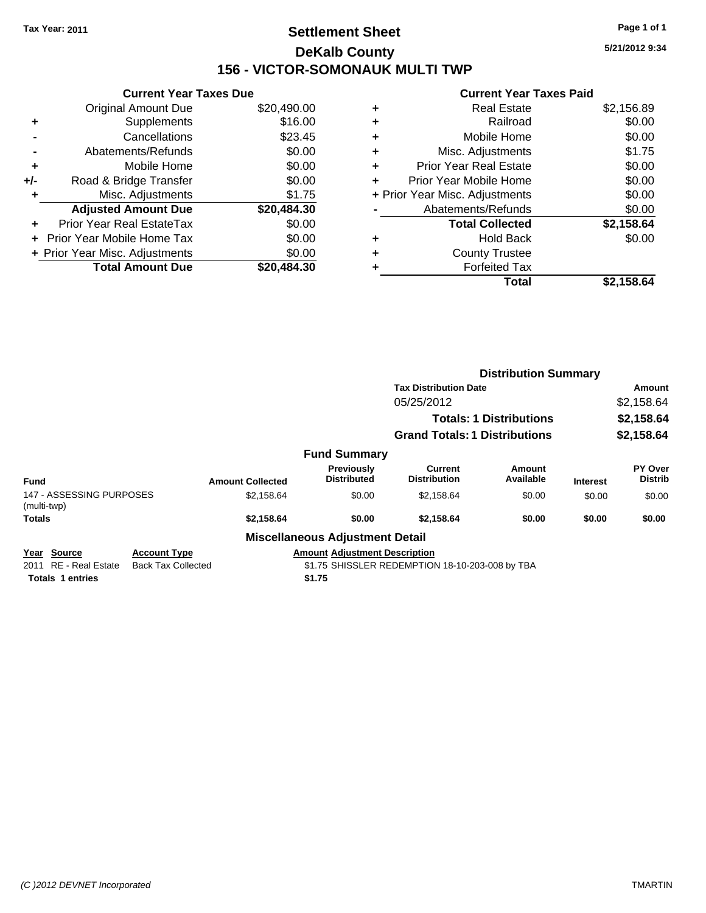Tax Year: 2011

# Settlement Sheet
## DeKalb County
## 156 - VICTOR-SOMONAUK MULTI TWP

5/21/2012 9:34

### Current Year Taxes Due

| | | |
|---|---|---|
| | Original Amount Due | $20,490.00 |
| + | Supplements | $16.00 |
| - | Cancellations | $23.45 |
| - | Abatements/Refunds | $0.00 |
| + | Mobile Home | $0.00 |
| +/- | Road & Bridge Transfer | $0.00 |
| + | Misc. Adjustments | $1.75 |
| | **Adjusted Amount Due** | **$20,484.30** |
| + | Prior Year Real EstateTax | $0.00 |
| + | Prior Year Mobile Home Tax | $0.00 |
| + | Prior Year Misc. Adjustments | $0.00 |
| | **Total Amount Due** | **$20,484.30** |

### Current Year Taxes Paid

| | | |
|---|---|---|
| + | Real Estate | $2,156.89 |
| + | Railroad | $0.00 |
| + | Mobile Home | $0.00 |
| + | Misc. Adjustments | $1.75 |
| + | Prior Year Real Estate | $0.00 |
| + | Prior Year Mobile Home | $0.00 |
| + | Prior Year Misc. Adjustments | $0.00 |
| - | Abatements/Refunds | $0.00 |
| | **Total Collected** | **$2,158.64** |
| + | Hold Back | $0.00 |
| + | County Trustee | |
| + | Forfeited Tax | |
| | **Total** | **$2,158.64** |

### Distribution Summary

| Tax Distribution Date | Amount |
|---|---|
| 05/25/2012 | $2,158.64 |
| **Totals: 1 Distributions** | **$2,158.64** |
| **Grand Totals: 1 Distributions** | **$2,158.64** |

### Fund Summary

| Fund | Amount Collected | Previously Distributed | Current Distribution | Amount Available | Interest | PY Over Distrib |
|---|---|---|---|---|---|---|
| 147 - ASSESSING PURPOSES (multi-twp) | $2,158.64 | $0.00 | $2,158.64 | $0.00 | $0.00 | $0.00 |
| **Totals** | **$2,158.64** | **$0.00** | **$2,158.64** | **$0.00** | **$0.00** | **$0.00** |

### Miscellaneous Adjustment Detail

| Year | Source | Account Type | Amount | Adjustment Description |
|---|---|---|---|---|
| 2011 | RE - Real Estate | Back Tax Collected | $1.75 | SHISSLER REDEMPTION 18-10-203-008 by TBA |
| **Totals 1 entries** | | | **$1.75** | |

(C )2012 DEVNET Incorporated — TMARTIN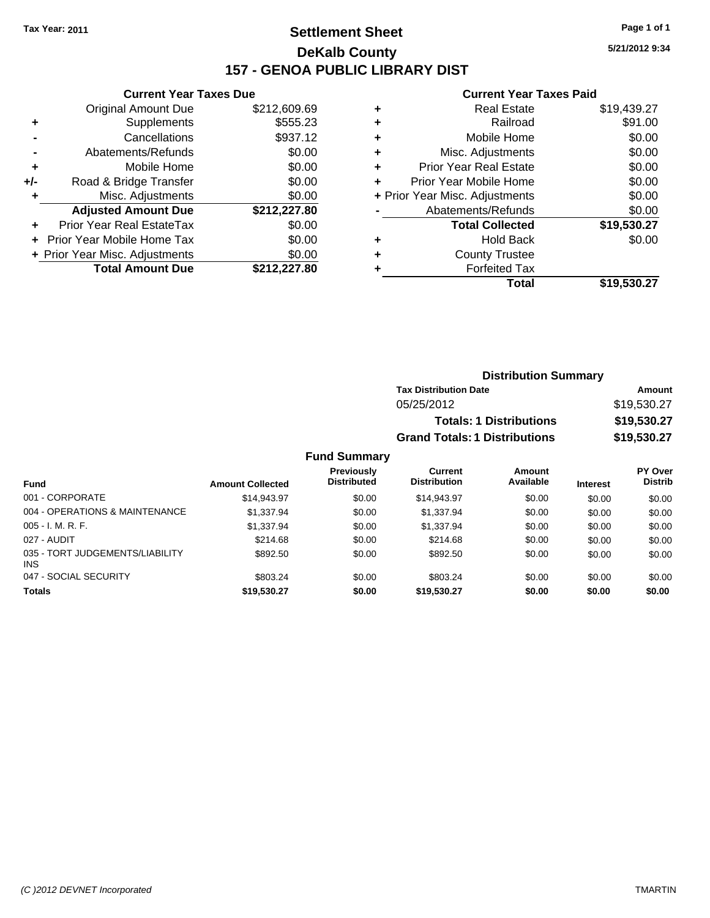Tax Year: 2011

# Settlement Sheet

## DeKalb County

## 157 - GENOA PUBLIC LIBRARY DIST

5/21/2012 9:34

### Current Year Taxes Due

| | | |
|---|---|---|
| | Original Amount Due | $212,609.69 |
| + | Supplements | $555.23 |
| - | Cancellations | $937.12 |
| - | Abatements/Refunds | $0.00 |
| + | Mobile Home | $0.00 |
| +/- | Road & Bridge Transfer | $0.00 |
| + | Misc. Adjustments | $0.00 |
| | **Adjusted Amount Due** | **$212,227.80** |
| + | Prior Year Real EstateTax | $0.00 |
| + | Prior Year Mobile Home Tax | $0.00 |
| + | Prior Year Misc. Adjustments | $0.00 |
| | **Total Amount Due** | **$212,227.80** |

### Current Year Taxes Paid

| | | |
|---|---|---|
| + | Real Estate | $19,439.27 |
| + | Railroad | $91.00 |
| + | Mobile Home | $0.00 |
| + | Misc. Adjustments | $0.00 |
| + | Prior Year Real Estate | $0.00 |
| + | Prior Year Mobile Home | $0.00 |
| + | Prior Year Misc. Adjustments | $0.00 |
| - | Abatements/Refunds | $0.00 |
| | **Total Collected** | **$19,530.27** |
| + | Hold Back | $0.00 |
| + | County Trustee | |
| + | Forfeited Tax | |
| | **Total** | **$19,530.27** |

### Distribution Summary

| Tax Distribution Date | Amount |
|---|---|
| 05/25/2012 | $19,530.27 |
| **Totals: 1 Distributions** | **$19,530.27** |
| **Grand Totals: 1 Distributions** | **$19,530.27** |

### Fund Summary

| Fund | Amount Collected | Previously Distributed | Current Distribution | Amount Available | Interest | PY Over Distrib |
|---|---|---|---|---|---|---|
| 001 - CORPORATE | $14,943.97 | $0.00 | $14,943.97 | $0.00 | $0.00 | $0.00 |
| 004 - OPERATIONS & MAINTENANCE | $1,337.94 | $0.00 | $1,337.94 | $0.00 | $0.00 | $0.00 |
| 005 - I. M. R. F. | $1,337.94 | $0.00 | $1,337.94 | $0.00 | $0.00 | $0.00 |
| 027 - AUDIT | $214.68 | $0.00 | $214.68 | $0.00 | $0.00 | $0.00 |
| 035 - TORT JUDGEMENTS/LIABILITY INS | $892.50 | $0.00 | $892.50 | $0.00 | $0.00 | $0.00 |
| 047 - SOCIAL SECURITY | $803.24 | $0.00 | $803.24 | $0.00 | $0.00 | $0.00 |
| **Totals** | **$19,530.27** | **$0.00** | **$19,530.27** | **$0.00** | **$0.00** | **$0.00** |

(C )2012 DEVNET Incorporated TMARTIN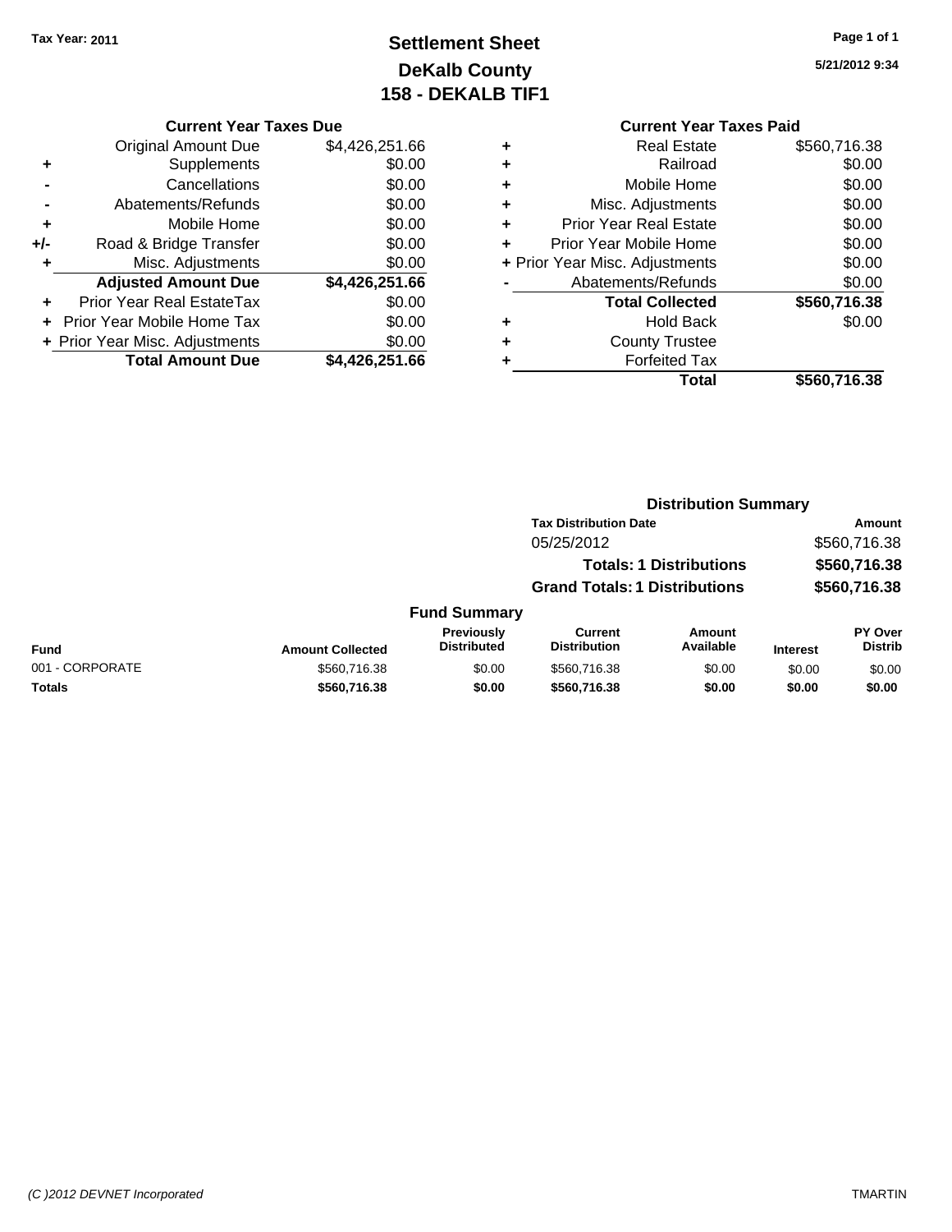Tax Year: 2011

# Settlement Sheet
## DeKalb County
## 158 - DEKALB TIF1

5/21/2012 9:34

### Current Year Taxes Due

| | | |
|---|---|---|
| | Original Amount Due | $4,426,251.66 |
| + | Supplements | $0.00 |
| - | Cancellations | $0.00 |
| - | Abatements/Refunds | $0.00 |
| + | Mobile Home | $0.00 |
| +/- | Road & Bridge Transfer | $0.00 |
| + | Misc. Adjustments | $0.00 |
| | **Adjusted Amount Due** | **$4,426,251.66** |
| + | Prior Year Real EstateTax | $0.00 |
| + | Prior Year Mobile Home Tax | $0.00 |
| + | Prior Year Misc. Adjustments | $0.00 |
| | **Total Amount Due** | **$4,426,251.66** |

### Current Year Taxes Paid

| | | |
|---|---|---|
| + | Real Estate | $560,716.38 |
| + | Railroad | $0.00 |
| + | Mobile Home | $0.00 |
| + | Misc. Adjustments | $0.00 |
| + | Prior Year Real Estate | $0.00 |
| + | Prior Year Mobile Home | $0.00 |
| + | Prior Year Misc. Adjustments | $0.00 |
| - | Abatements/Refunds | $0.00 |
| | **Total Collected** | **$560,716.38** |
| + | Hold Back | $0.00 |
| + | County Trustee | |
| + | Forfeited Tax | |
| | **Total** | **$560,716.38** |

### Distribution Summary

| Tax Distribution Date | Amount |
|---|---|
| 05/25/2012 | $560,716.38 |
| **Totals: 1 Distributions** | **$560,716.38** |
| **Grand Totals: 1 Distributions** | **$560,716.38** |

### Fund Summary

| Fund | Amount Collected | Previously Distributed | Current Distribution | Amount Available | Interest | PY Over Distrib |
|---|---|---|---|---|---|---|
| 001 - CORPORATE | $560,716.38 | $0.00 | $560,716.38 | $0.00 | $0.00 | $0.00 |
| **Totals** | **$560,716.38** | **$0.00** | **$560,716.38** | **$0.00** | **$0.00** | **$0.00** |

(C )2012 DEVNET Incorporated TMARTIN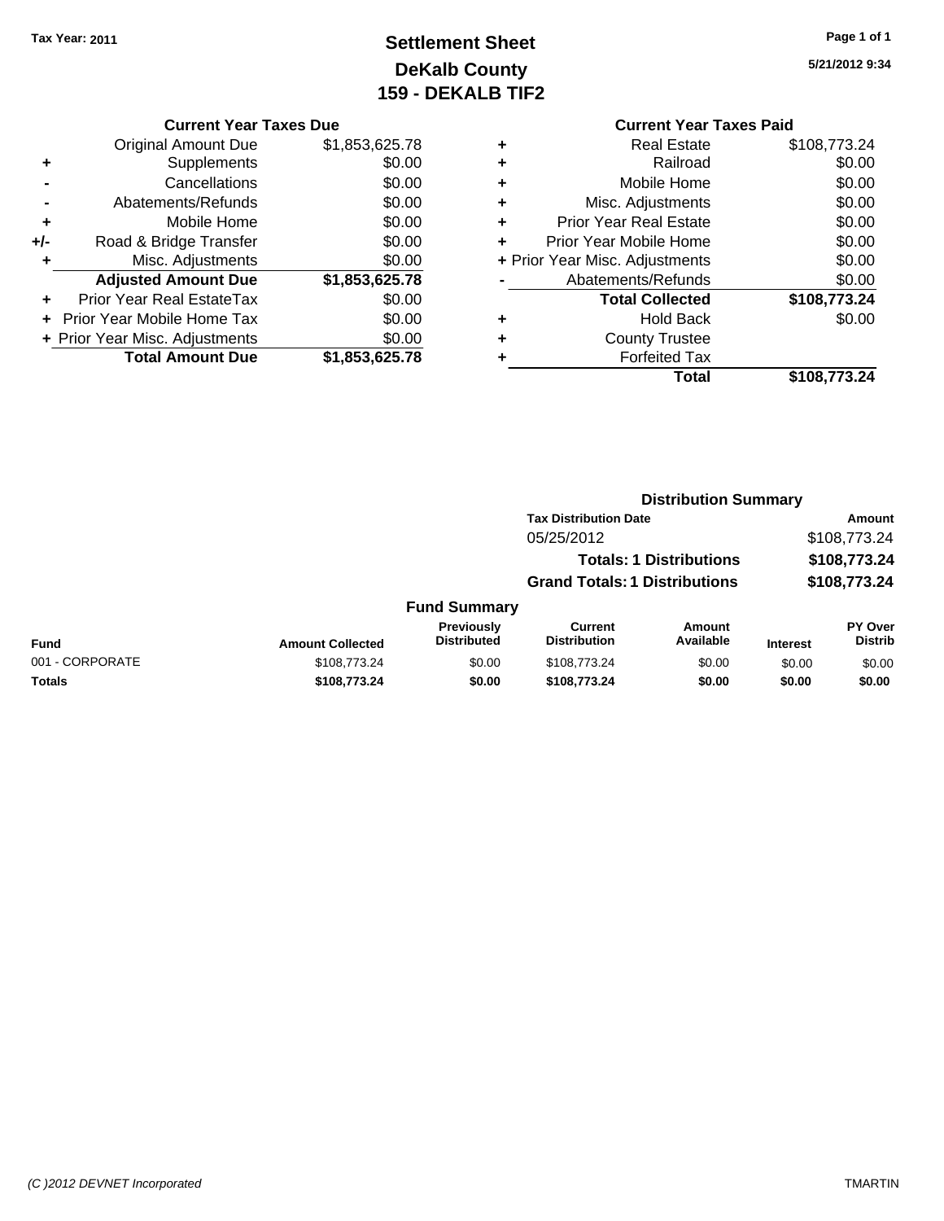Tax Year: 2011

# Settlement Sheet
## DeKalb County
## 159 - DEKALB TIF2

5/21/2012 9:34

### Current Year Taxes Due

| | | |
|---|---|---|
| | Original Amount Due | $1,853,625.78 |
| + | Supplements | $0.00 |
| - | Cancellations | $0.00 |
| - | Abatements/Refunds | $0.00 |
| + | Mobile Home | $0.00 |
| +/- | Road & Bridge Transfer | $0.00 |
| + | Misc. Adjustments | $0.00 |
| | **Adjusted Amount Due** | **$1,853,625.78** |
| + | Prior Year Real EstateTax | $0.00 |
| + | Prior Year Mobile Home Tax | $0.00 |
| + | Prior Year Misc. Adjustments | $0.00 |
| | **Total Amount Due** | **$1,853,625.78** |

### Current Year Taxes Paid

| | | |
|---|---|---|
| + | Real Estate | $108,773.24 |
| + | Railroad | $0.00 |
| + | Mobile Home | $0.00 |
| + | Misc. Adjustments | $0.00 |
| + | Prior Year Real Estate | $0.00 |
| + | Prior Year Mobile Home | $0.00 |
| + | Prior Year Misc. Adjustments | $0.00 |
| - | Abatements/Refunds | $0.00 |
| | **Total Collected** | **$108,773.24** |
| + | Hold Back | $0.00 |
| + | County Trustee | |
| + | Forfeited Tax | |
| | **Total** | **$108,773.24** |

### Distribution Summary

| Tax Distribution Date | Amount |
|---|---|
| 05/25/2012 | $108,773.24 |
| **Totals: 1 Distributions** | **$108,773.24** |
| **Grand Totals: 1 Distributions** | **$108,773.24** |

### Fund Summary

| Fund | Amount Collected | Previously Distributed | Current Distribution | Amount Available | Interest | PY Over Distrib |
|---|---|---|---|---|---|---|
| 001 - CORPORATE | $108,773.24 | $0.00 | $108,773.24 | $0.00 | $0.00 | $0.00 |
| **Totals** | **$108,773.24** | **$0.00** | **$108,773.24** | **$0.00** | **$0.00** | **$0.00** |

(C )2012 DEVNET Incorporated TMARTIN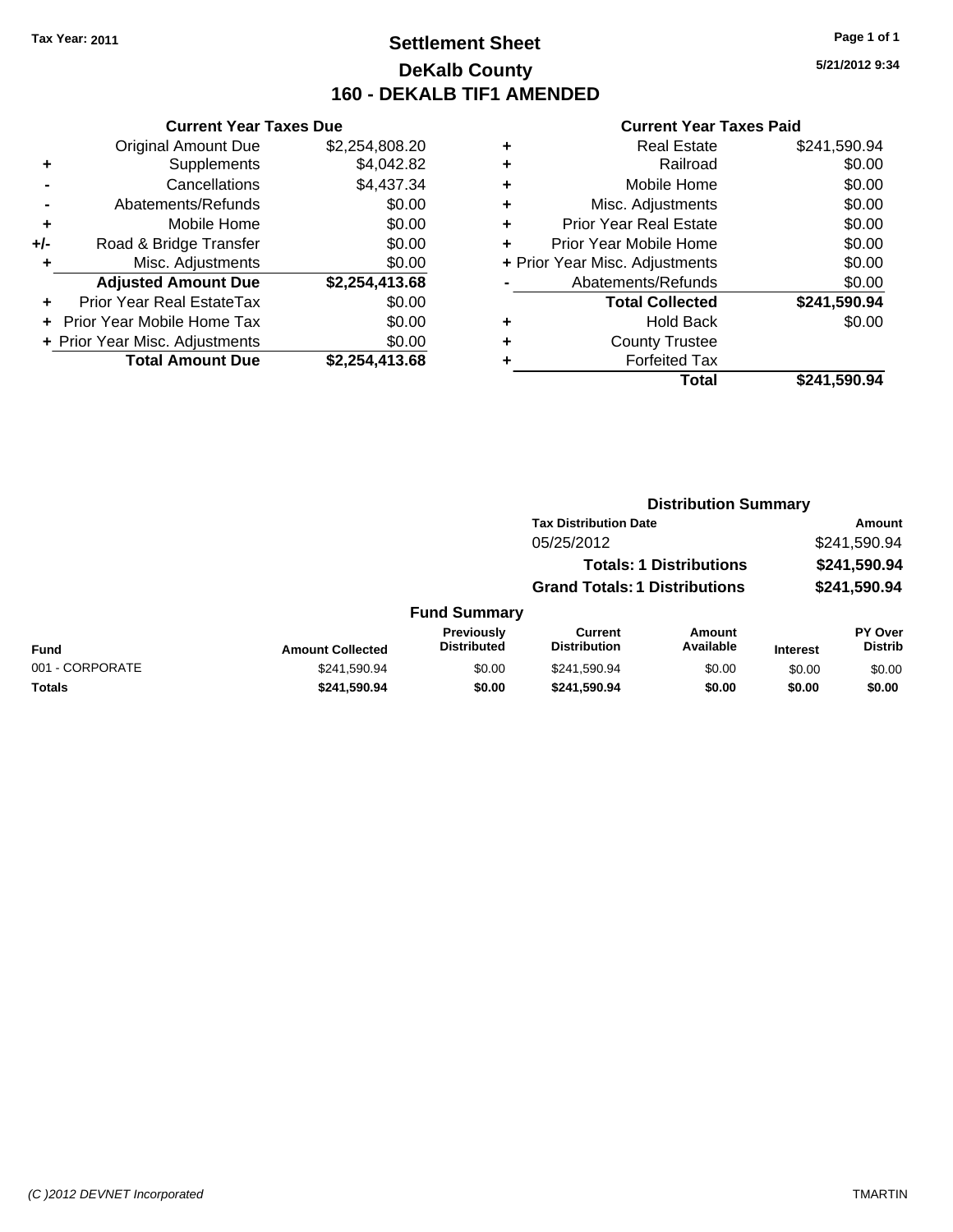Tax Year: 2011

# Settlement Sheet
## DeKalb County
## 160 - DEKALB TIF1 AMENDED

5/21/2012 9:34

### Current Year Taxes Due

| | | |
|---|---|---|
| | Original Amount Due | $2,254,808.20 |
| + | Supplements | $4,042.82 |
| - | Cancellations | $4,437.34 |
| - | Abatements/Refunds | $0.00 |
| + | Mobile Home | $0.00 |
| +/- | Road & Bridge Transfer | $0.00 |
| + | Misc. Adjustments | $0.00 |
| | **Adjusted Amount Due** | **$2,254,413.68** |
| + | Prior Year Real EstateTax | $0.00 |
| + | Prior Year Mobile Home Tax | $0.00 |
| + | Prior Year Misc. Adjustments | $0.00 |
| | **Total Amount Due** | **$2,254,413.68** |

### Current Year Taxes Paid

| | | |
|---|---|---|
| + | Real Estate | $241,590.94 |
| + | Railroad | $0.00 |
| + | Mobile Home | $0.00 |
| + | Misc. Adjustments | $0.00 |
| + | Prior Year Real Estate | $0.00 |
| + | Prior Year Mobile Home | $0.00 |
| + | Prior Year Misc. Adjustments | $0.00 |
| - | Abatements/Refunds | $0.00 |
| | **Total Collected** | **$241,590.94** |
| + | Hold Back | $0.00 |
| + | County Trustee | |
| + | Forfeited Tax | |
| | **Total** | **$241,590.94** |

### Distribution Summary

| Tax Distribution Date | Amount |
|---|---|
| 05/25/2012 | $241,590.94 |
| **Totals: 1 Distributions** | **$241,590.94** |
| **Grand Totals: 1 Distributions** | **$241,590.94** |

### Fund Summary

| Fund | Amount Collected | Previously Distributed | Current Distribution | Amount Available | Interest | PY Over Distrib |
|---|---|---|---|---|---|---|
| 001 - CORPORATE | $241,590.94 | $0.00 | $241,590.94 | $0.00 | $0.00 | $0.00 |
| **Totals** | **$241,590.94** | **$0.00** | **$241,590.94** | **$0.00** | **$0.00** | **$0.00** |

(C )2012 DEVNET Incorporated TMARTIN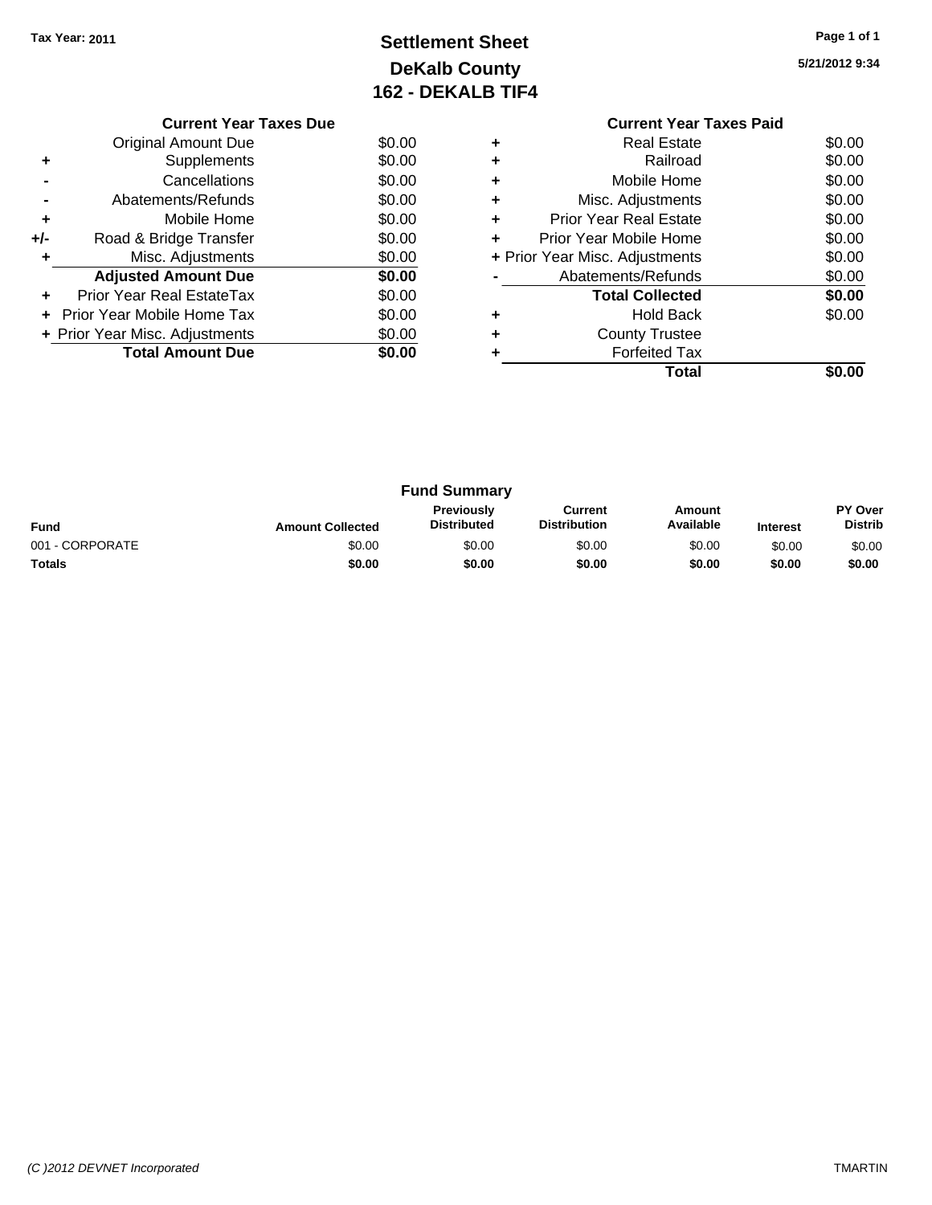Tax Year: 2011

# Settlement Sheet
## DeKalb County
## 162 - DEKALB TIF4

5/21/2012 9:34

### Current Year Taxes Due

| | | |
|---|---|---|
| | Original Amount Due | $0.00 |
| + | Supplements | $0.00 |
| - | Cancellations | $0.00 |
| - | Abatements/Refunds | $0.00 |
| + | Mobile Home | $0.00 |
| +/- | Road & Bridge Transfer | $0.00 |
| + | Misc. Adjustments | $0.00 |
| | **Adjusted Amount Due** | **$0.00** |
| + | Prior Year Real EstateTax | $0.00 |
| + | Prior Year Mobile Home Tax | $0.00 |
| + | Prior Year Misc. Adjustments | $0.00 |
| | **Total Amount Due** | **$0.00** |

### Current Year Taxes Paid

| | | |
|---|---|---|
| + | Real Estate | $0.00 |
| + | Railroad | $0.00 |
| + | Mobile Home | $0.00 |
| + | Misc. Adjustments | $0.00 |
| + | Prior Year Real Estate | $0.00 |
| + | Prior Year Mobile Home | $0.00 |
| + | Prior Year Misc. Adjustments | $0.00 |
| - | Abatements/Refunds | $0.00 |
| | **Total Collected** | **$0.00** |
| + | Hold Back | $0.00 |
| + | County Trustee | |
| + | Forfeited Tax | |
| | **Total** | **$0.00** |

### Fund Summary

| Fund | Amount Collected | Previously Distributed | Current Distribution | Amount Available | Interest | PY Over Distrib |
|---|---|---|---|---|---|---|
| 001 - CORPORATE | $0.00 | $0.00 | $0.00 | $0.00 | $0.00 | $0.00 |
| **Totals** | **$0.00** | **$0.00** | **$0.00** | **$0.00** | **$0.00** | **$0.00** |

(C )2012 DEVNET Incorporated TMARTIN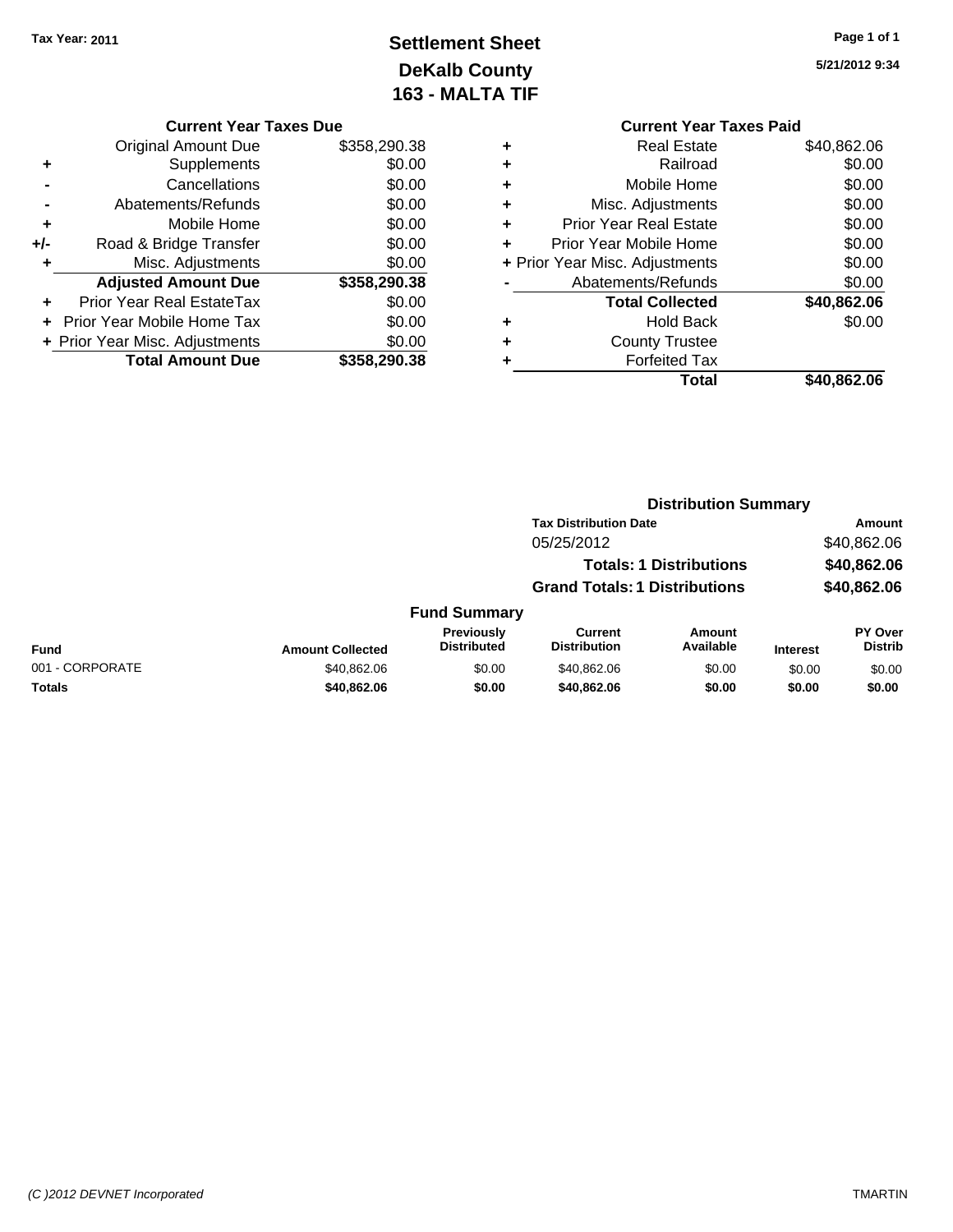Tax Year: 2011

# Settlement Sheet
## DeKalb County
## 163 - MALTA TIF

5/21/2012 9:34

### Current Year Taxes Due

| | | |
|---|---|---|
| | Original Amount Due | $358,290.38 |
| + | Supplements | $0.00 |
| - | Cancellations | $0.00 |
| - | Abatements/Refunds | $0.00 |
| + | Mobile Home | $0.00 |
| +/- | Road & Bridge Transfer | $0.00 |
| + | Misc. Adjustments | $0.00 |
| | **Adjusted Amount Due** | **$358,290.38** |
| + | Prior Year Real EstateTax | $0.00 |
| + | Prior Year Mobile Home Tax | $0.00 |
| + | Prior Year Misc. Adjustments | $0.00 |
| | **Total Amount Due** | **$358,290.38** |

### Current Year Taxes Paid

| | | |
|---|---|---|
| + | Real Estate | $40,862.06 |
| + | Railroad | $0.00 |
| + | Mobile Home | $0.00 |
| + | Misc. Adjustments | $0.00 |
| + | Prior Year Real Estate | $0.00 |
| + | Prior Year Mobile Home | $0.00 |
| + | Prior Year Misc. Adjustments | $0.00 |
| - | Abatements/Refunds | $0.00 |
| | **Total Collected** | **$40,862.06** |
| + | Hold Back | $0.00 |
| + | County Trustee | |
| + | Forfeited Tax | |
| | **Total** | **$40,862.06** |

### Distribution Summary

| Tax Distribution Date | Amount |
|---|---|
| 05/25/2012 | $40,862.06 |
| **Totals: 1 Distributions** | **$40,862.06** |
| **Grand Totals: 1 Distributions** | **$40,862.06** |

### Fund Summary

| Fund | Amount Collected | Previously Distributed | Current Distribution | Amount Available | Interest | PY Over Distrib |
|---|---|---|---|---|---|---|
| 001 - CORPORATE | $40,862.06 | $0.00 | $40,862.06 | $0.00 | $0.00 | $0.00 |
| **Totals** | **$40,862.06** | **$0.00** | **$40,862.06** | **$0.00** | **$0.00** | **$0.00** |

(C )2012 DEVNET Incorporated TMARTIN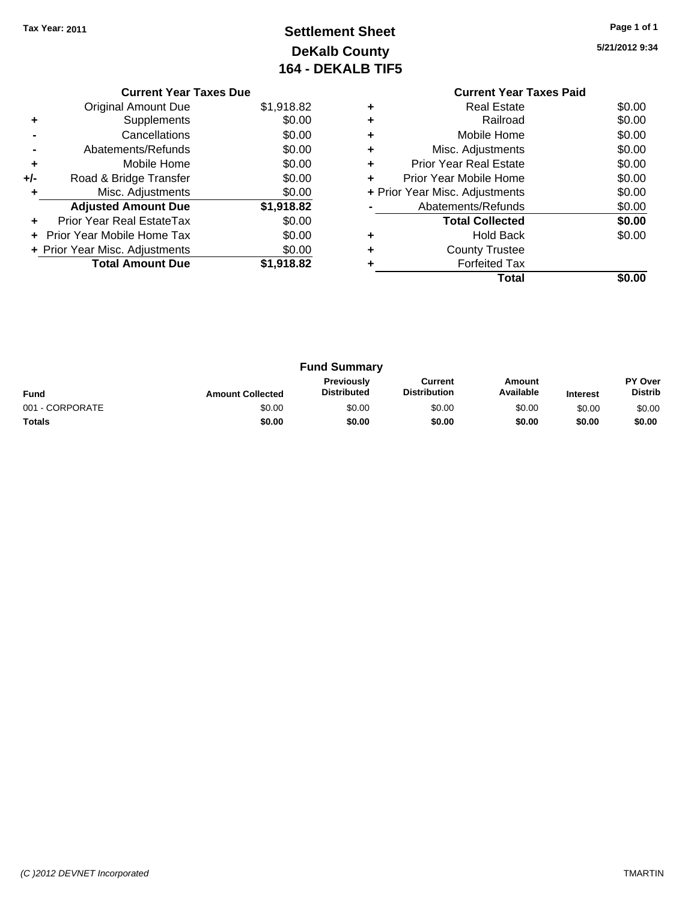Tax Year: 2011

# Settlement Sheet
## DeKalb County
## 164 - DEKALB TIF5

5/21/2012 9:34

### Current Year Taxes Due

| | | |
|---|---|---|
| | Original Amount Due | $1,918.82 |
| + | Supplements | $0.00 |
| - | Cancellations | $0.00 |
| - | Abatements/Refunds | $0.00 |
| + | Mobile Home | $0.00 |
| +/- | Road & Bridge Transfer | $0.00 |
| + | Misc. Adjustments | $0.00 |
| | **Adjusted Amount Due** | **$1,918.82** |
| + | Prior Year Real EstateTax | $0.00 |
| + | Prior Year Mobile Home Tax | $0.00 |
| + | Prior Year Misc. Adjustments | $0.00 |
| | **Total Amount Due** | **$1,918.82** |

### Current Year Taxes Paid

| | | |
|---|---|---|
| + | Real Estate | $0.00 |
| + | Railroad | $0.00 |
| + | Mobile Home | $0.00 |
| + | Misc. Adjustments | $0.00 |
| + | Prior Year Real Estate | $0.00 |
| + | Prior Year Mobile Home | $0.00 |
| + | Prior Year Misc. Adjustments | $0.00 |
| - | Abatements/Refunds | $0.00 |
| | **Total Collected** | **$0.00** |
| + | Hold Back | $0.00 |
| + | County Trustee | |
| + | Forfeited Tax | |
| | **Total** | **$0.00** |

### Fund Summary

| Fund | Amount Collected | Previously Distributed | Current Distribution | Amount Available | Interest | PY Over Distrib |
|---|---|---|---|---|---|---|
| 001 - CORPORATE | $0.00 | $0.00 | $0.00 | $0.00 | $0.00 | $0.00 |
| **Totals** | **$0.00** | **$0.00** | **$0.00** | **$0.00** | **$0.00** | **$0.00** |

(C )2012 DEVNET Incorporated TMARTIN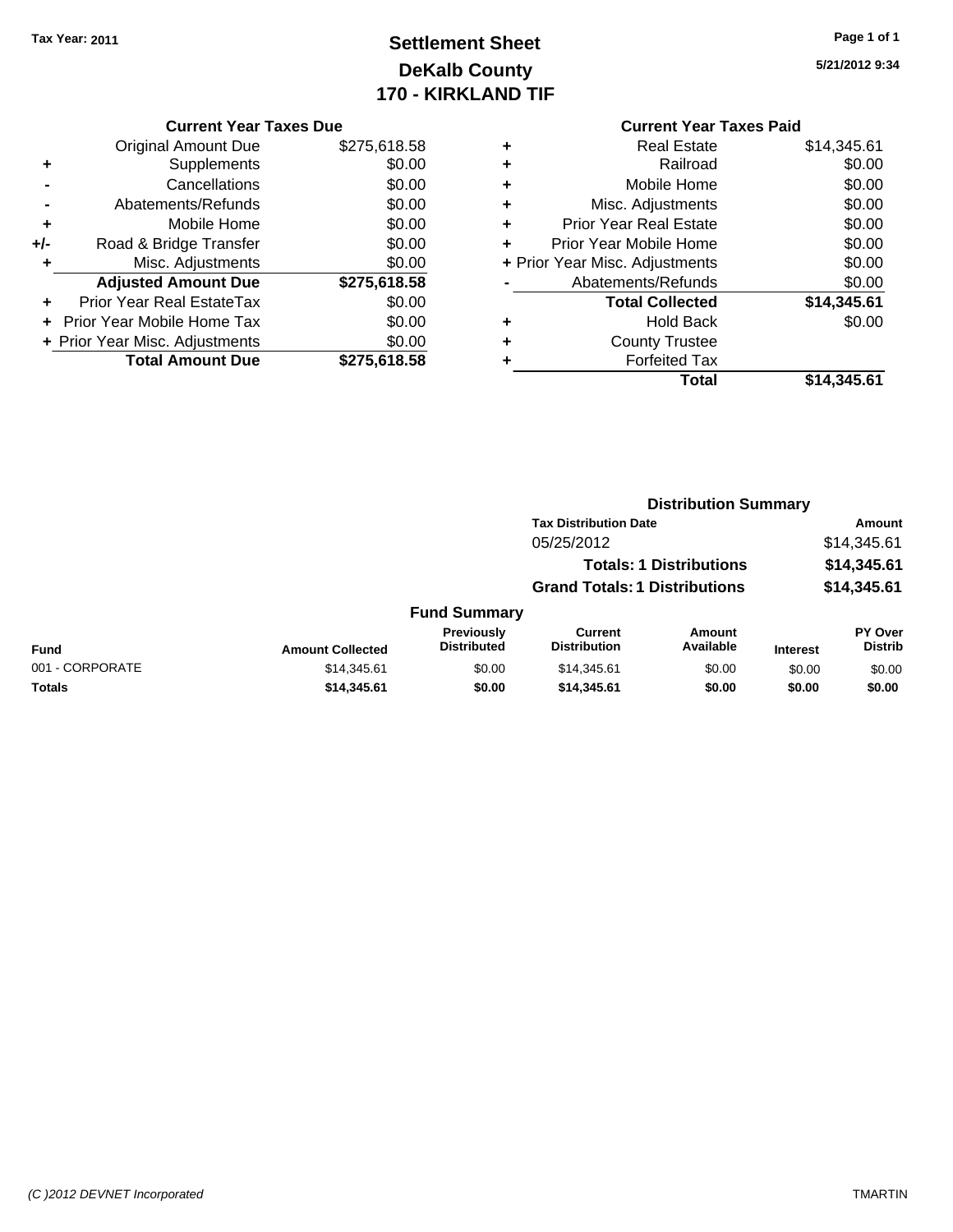Tax Year: 2011

# Settlement Sheet
## DeKalb County
## 170 - KIRKLAND TIF

5/21/2012 9:34

### Current Year Taxes Due

| | | |
|---|---|---|
| | Original Amount Due | $275,618.58 |
| + | Supplements | $0.00 |
| - | Cancellations | $0.00 |
| - | Abatements/Refunds | $0.00 |
| + | Mobile Home | $0.00 |
| +/- | Road & Bridge Transfer | $0.00 |
| + | Misc. Adjustments | $0.00 |
| | **Adjusted Amount Due** | **$275,618.58** |
| + | Prior Year Real EstateTax | $0.00 |
| + | Prior Year Mobile Home Tax | $0.00 |
| + | Prior Year Misc. Adjustments | $0.00 |
| | **Total Amount Due** | **$275,618.58** |

### Current Year Taxes Paid

| | | |
|---|---|---|
| + | Real Estate | $14,345.61 |
| + | Railroad | $0.00 |
| + | Mobile Home | $0.00 |
| + | Misc. Adjustments | $0.00 |
| + | Prior Year Real Estate | $0.00 |
| + | Prior Year Mobile Home | $0.00 |
| + | Prior Year Misc. Adjustments | $0.00 |
| - | Abatements/Refunds | $0.00 |
| | **Total Collected** | **$14,345.61** |
| + | Hold Back | $0.00 |
| + | County Trustee | |
| + | Forfeited Tax | |
| | **Total** | **$14,345.61** |

### Distribution Summary

| Tax Distribution Date | Amount |
|---|---|
| 05/25/2012 | $14,345.61 |
| **Totals: 1 Distributions** | **$14,345.61** |
| **Grand Totals: 1 Distributions** | **$14,345.61** |

### Fund Summary

| Fund | Amount Collected | Previously Distributed | Current Distribution | Amount Available | Interest | PY Over Distrib |
|---|---|---|---|---|---|---|
| 001 - CORPORATE | $14,345.61 | $0.00 | $14,345.61 | $0.00 | $0.00 | $0.00 |
| **Totals** | **$14,345.61** | **$0.00** | **$14,345.61** | **$0.00** | **$0.00** | **$0.00** |

(C )2012 DEVNET Incorporated TMARTIN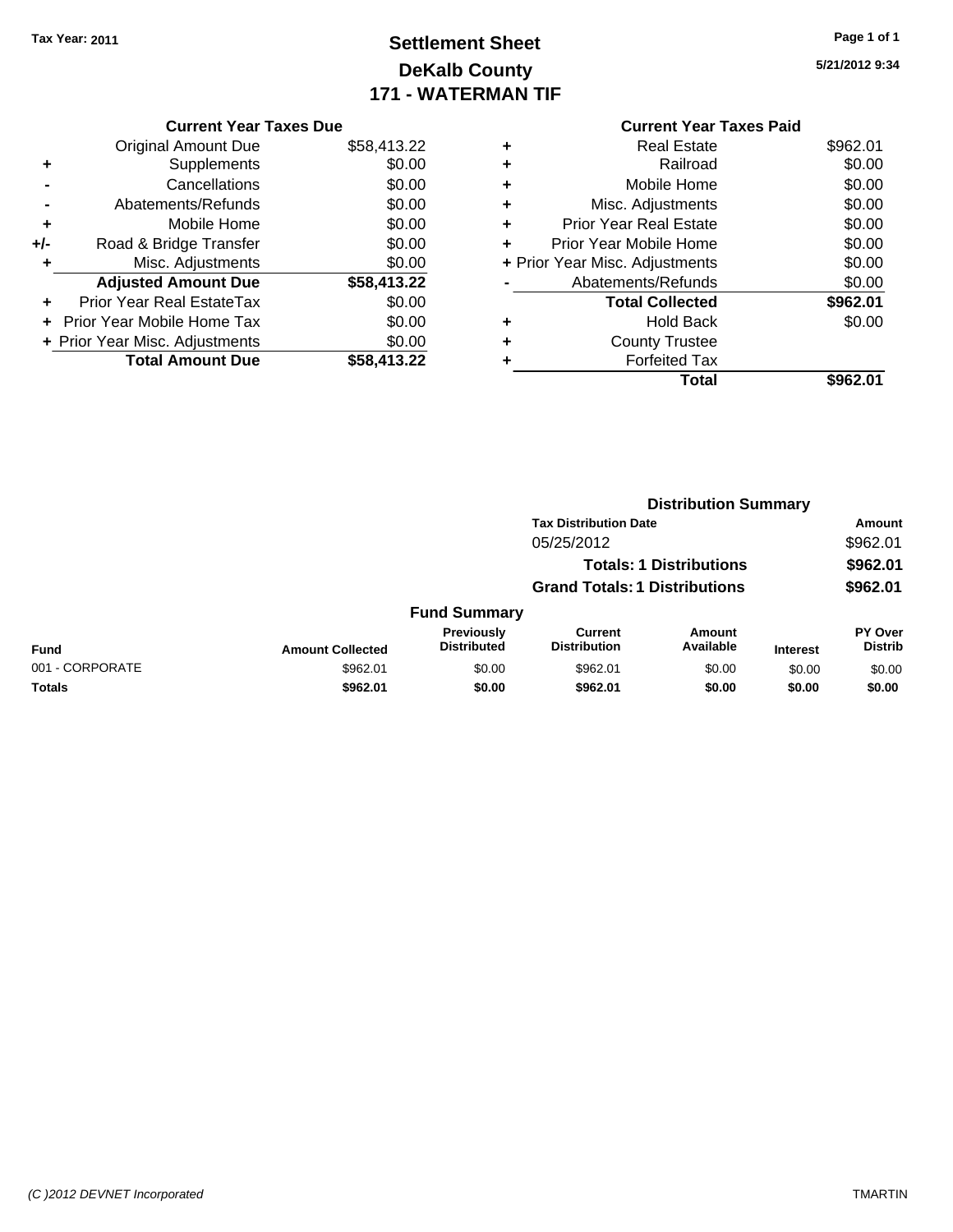Tax Year: 2011

# Settlement Sheet
## DeKalb County
## 171 - WATERMAN TIF

5/21/2012 9:34

### Current Year Taxes Due

| | | |
|---|---|---|
| | Original Amount Due | $58,413.22 |
| + | Supplements | $0.00 |
| - | Cancellations | $0.00 |
| - | Abatements/Refunds | $0.00 |
| + | Mobile Home | $0.00 |
| +/- | Road & Bridge Transfer | $0.00 |
| + | Misc. Adjustments | $0.00 |
| | **Adjusted Amount Due** | **$58,413.22** |
| + | Prior Year Real EstateTax | $0.00 |
| + | Prior Year Mobile Home Tax | $0.00 |
| + | Prior Year Misc. Adjustments | $0.00 |
| | **Total Amount Due** | **$58,413.22** |

### Current Year Taxes Paid

| | | |
|---|---|---|
| + | Real Estate | $962.01 |
| + | Railroad | $0.00 |
| + | Mobile Home | $0.00 |
| + | Misc. Adjustments | $0.00 |
| + | Prior Year Real Estate | $0.00 |
| + | Prior Year Mobile Home | $0.00 |
| + | Prior Year Misc. Adjustments | $0.00 |
| - | Abatements/Refunds | $0.00 |
| | **Total Collected** | **$962.01** |
| + | Hold Back | $0.00 |
| + | County Trustee | |
| + | Forfeited Tax | |
| | **Total** | **$962.01** |

### Distribution Summary

| Tax Distribution Date | Amount |
|---|---|
| 05/25/2012 | $962.01 |
| **Totals: 1 Distributions** | **$962.01** |
| **Grand Totals: 1 Distributions** | **$962.01** |

### Fund Summary

| Fund | Amount Collected | Previously Distributed | Current Distribution | Amount Available | Interest | PY Over Distrib |
|---|---|---|---|---|---|---|
| 001 - CORPORATE | $962.01 | $0.00 | $962.01 | $0.00 | $0.00 | $0.00 |
| **Totals** | **$962.01** | **$0.00** | **$962.01** | **$0.00** | **$0.00** | **$0.00** |

(C )2012 DEVNET Incorporated TMARTIN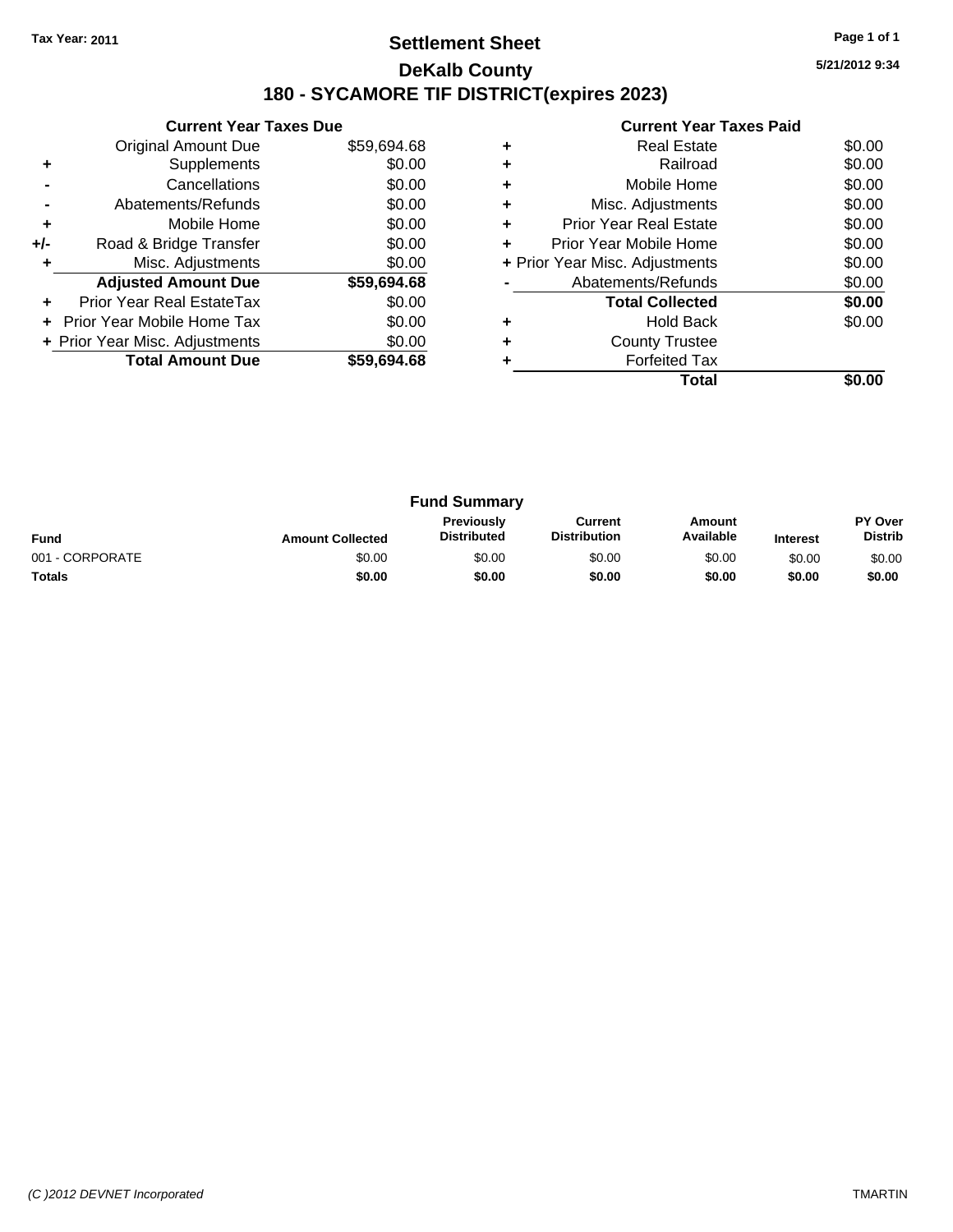Tax Year: 2011

# Settlement Sheet

## DeKalb County

## 180 - SYCAMORE TIF DISTRICT(expires 2023)

5/21/2012 9:34

### Current Year Taxes Due

| | | |
|---|---|---|
| | Original Amount Due | $59,694.68 |
| + | Supplements | $0.00 |
| - | Cancellations | $0.00 |
| - | Abatements/Refunds | $0.00 |
| + | Mobile Home | $0.00 |
| +/- | Road & Bridge Transfer | $0.00 |
| + | Misc. Adjustments | $0.00 |
| | **Adjusted Amount Due** | **$59,694.68** |
| + | Prior Year Real EstateTax | $0.00 |
| + | Prior Year Mobile Home Tax | $0.00 |
| + | Prior Year Misc. Adjustments | $0.00 |
| | **Total Amount Due** | **$59,694.68** |

### Current Year Taxes Paid

| | | |
|---|---|---|
| + | Real Estate | $0.00 |
| + | Railroad | $0.00 |
| + | Mobile Home | $0.00 |
| + | Misc. Adjustments | $0.00 |
| + | Prior Year Real Estate | $0.00 |
| + | Prior Year Mobile Home | $0.00 |
| + | Prior Year Misc. Adjustments | $0.00 |
| - | Abatements/Refunds | $0.00 |
| | **Total Collected** | **$0.00** |
| + | Hold Back | $0.00 |
| + | County Trustee | |
| + | Forfeited Tax | |
| | **Total** | **$0.00** |

### Fund Summary

| Fund | Amount Collected | Previously Distributed | Current Distribution | Amount Available | Interest | PY Over Distrib |
|---|---|---|---|---|---|---|
| 001 - CORPORATE | $0.00 | $0.00 | $0.00 | $0.00 | $0.00 | $0.00 |
| **Totals** | **$0.00** | **$0.00** | **$0.00** | **$0.00** | **$0.00** | **$0.00** |

(C )2012 DEVNET Incorporated

TMARTIN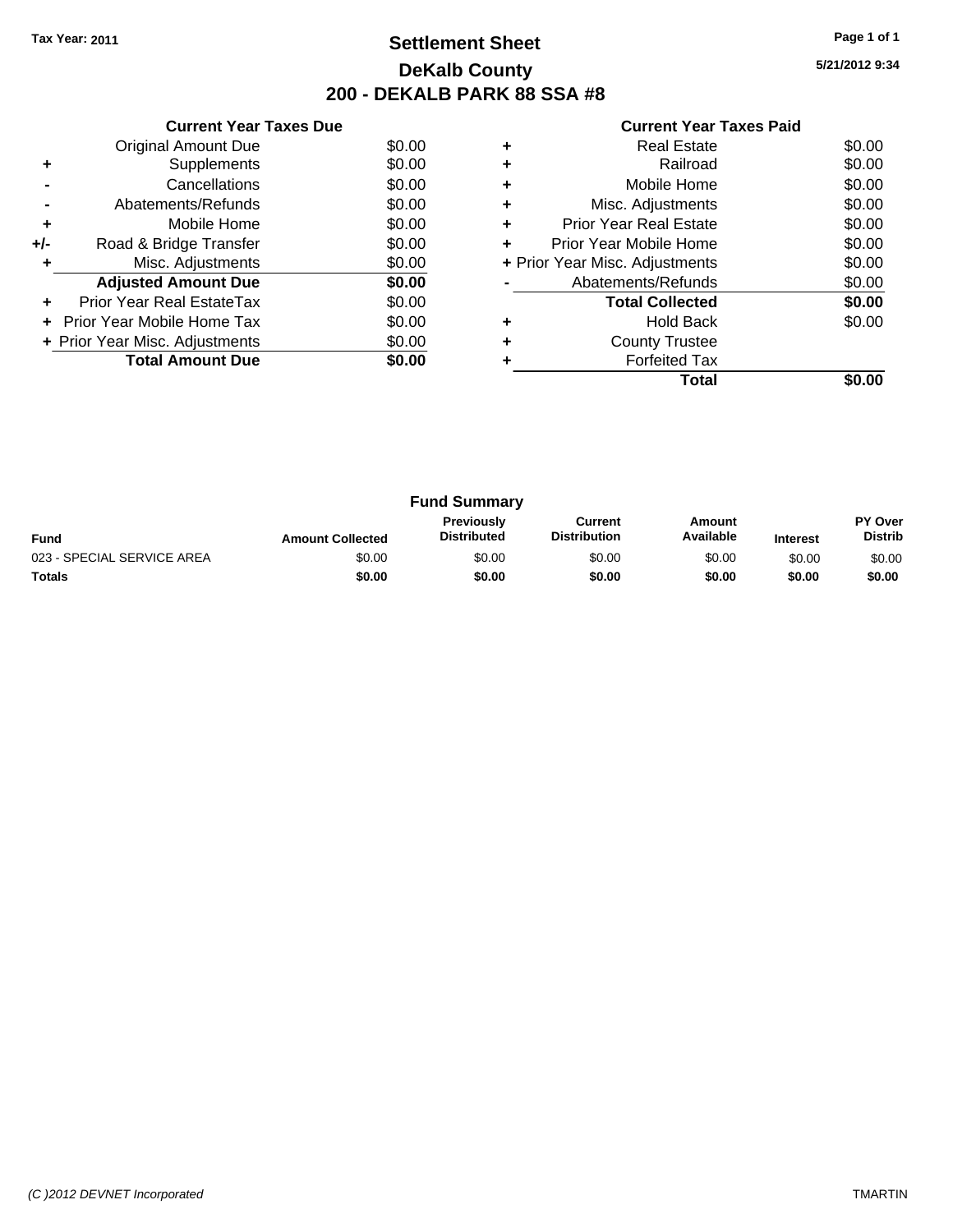Tax Year: 2011

# Settlement Sheet
## DeKalb County
## 200 - DEKALB PARK 88 SSA #8

5/21/2012 9:34

### Current Year Taxes Due

| | | |
|---|---|---|
| | Original Amount Due | $0.00 |
| + | Supplements | $0.00 |
| - | Cancellations | $0.00 |
| - | Abatements/Refunds | $0.00 |
| + | Mobile Home | $0.00 |
| +/- | Road & Bridge Transfer | $0.00 |
| + | Misc. Adjustments | $0.00 |
| | **Adjusted Amount Due** | **$0.00** |
| + | Prior Year Real EstateTax | $0.00 |
| + | Prior Year Mobile Home Tax | $0.00 |
| + | Prior Year Misc. Adjustments | $0.00 |
| | **Total Amount Due** | **$0.00** |

### Current Year Taxes Paid

| | | |
|---|---|---|
| + | Real Estate | $0.00 |
| + | Railroad | $0.00 |
| + | Mobile Home | $0.00 |
| + | Misc. Adjustments | $0.00 |
| + | Prior Year Real Estate | $0.00 |
| + | Prior Year Mobile Home | $0.00 |
| + | Prior Year Misc. Adjustments | $0.00 |
| - | Abatements/Refunds | $0.00 |
| | **Total Collected** | **$0.00** |
| + | Hold Back | $0.00 |
| + | County Trustee | |
| + | Forfeited Tax | |
| | **Total** | **$0.00** |

### Fund Summary

| Fund | Amount Collected | Previously Distributed | Current Distribution | Amount Available | Interest | PY Over Distrib |
|---|---|---|---|---|---|---|
| 023 - SPECIAL SERVICE AREA | $0.00 | $0.00 | $0.00 | $0.00 | $0.00 | $0.00 |
| **Totals** | **$0.00** | **$0.00** | **$0.00** | **$0.00** | **$0.00** | **$0.00** |

(C )2012 DEVNET Incorporated TMARTIN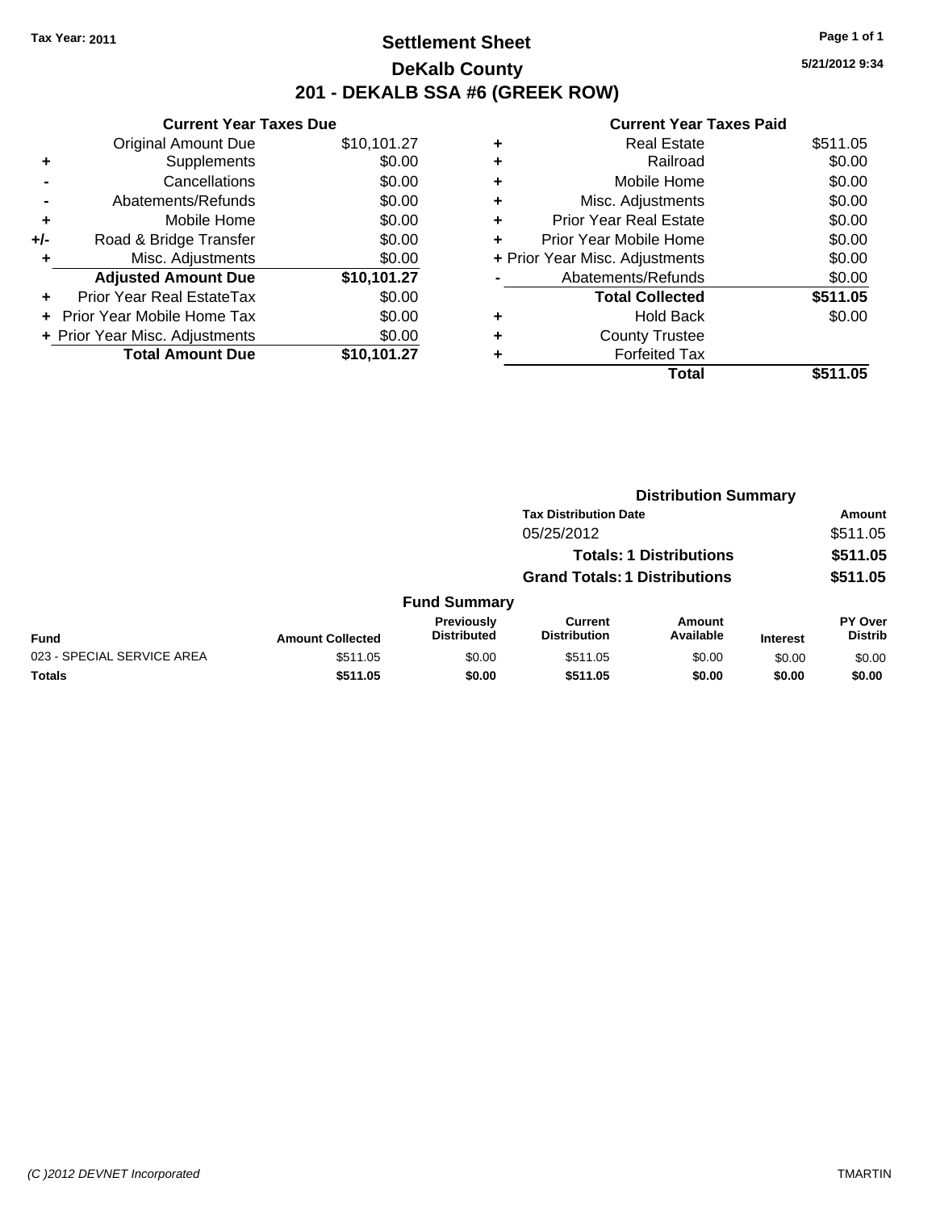Tax Year: 2011

# Settlement Sheet

## DeKalb County

## 201 - DEKALB SSA #6 (GREEK ROW)

5/21/2012 9:34

### Current Year Taxes Due

| | | |
|---|---|---|
| | Original Amount Due | $10,101.27 |
| + | Supplements | $0.00 |
| - | Cancellations | $0.00 |
| - | Abatements/Refunds | $0.00 |
| + | Mobile Home | $0.00 |
| +/- | Road & Bridge Transfer | $0.00 |
| + | Misc. Adjustments | $0.00 |
| | **Adjusted Amount Due** | **$10,101.27** |
| + | Prior Year Real EstateTax | $0.00 |
| + | Prior Year Mobile Home Tax | $0.00 |
| + | Prior Year Misc. Adjustments | $0.00 |
| | **Total Amount Due** | **$10,101.27** |

### Current Year Taxes Paid

| | | |
|---|---|---|
| + | Real Estate | $511.05 |
| + | Railroad | $0.00 |
| + | Mobile Home | $0.00 |
| + | Misc. Adjustments | $0.00 |
| + | Prior Year Real Estate | $0.00 |
| + | Prior Year Mobile Home | $0.00 |
| + | Prior Year Misc. Adjustments | $0.00 |
| - | Abatements/Refunds | $0.00 |
| | **Total Collected** | **$511.05** |
| + | Hold Back | $0.00 |
| + | County Trustee | |
| + | Forfeited Tax | |
| | **Total** | **$511.05** |

### Distribution Summary

| Tax Distribution Date | Amount |
|---|---|
| 05/25/2012 | $511.05 |
| **Totals: 1 Distributions** | **$511.05** |
| **Grand Totals: 1 Distributions** | **$511.05** |

### Fund Summary

| Fund | Amount Collected | Previously Distributed | Current Distribution | Amount Available | Interest | PY Over Distrib |
|---|---|---|---|---|---|---|
| 023 - SPECIAL SERVICE AREA | $511.05 | $0.00 | $511.05 | $0.00 | $0.00 | $0.00 |
| **Totals** | **$511.05** | **$0.00** | **$511.05** | **$0.00** | **$0.00** | **$0.00** |

(C )2012 DEVNET Incorporated TMARTIN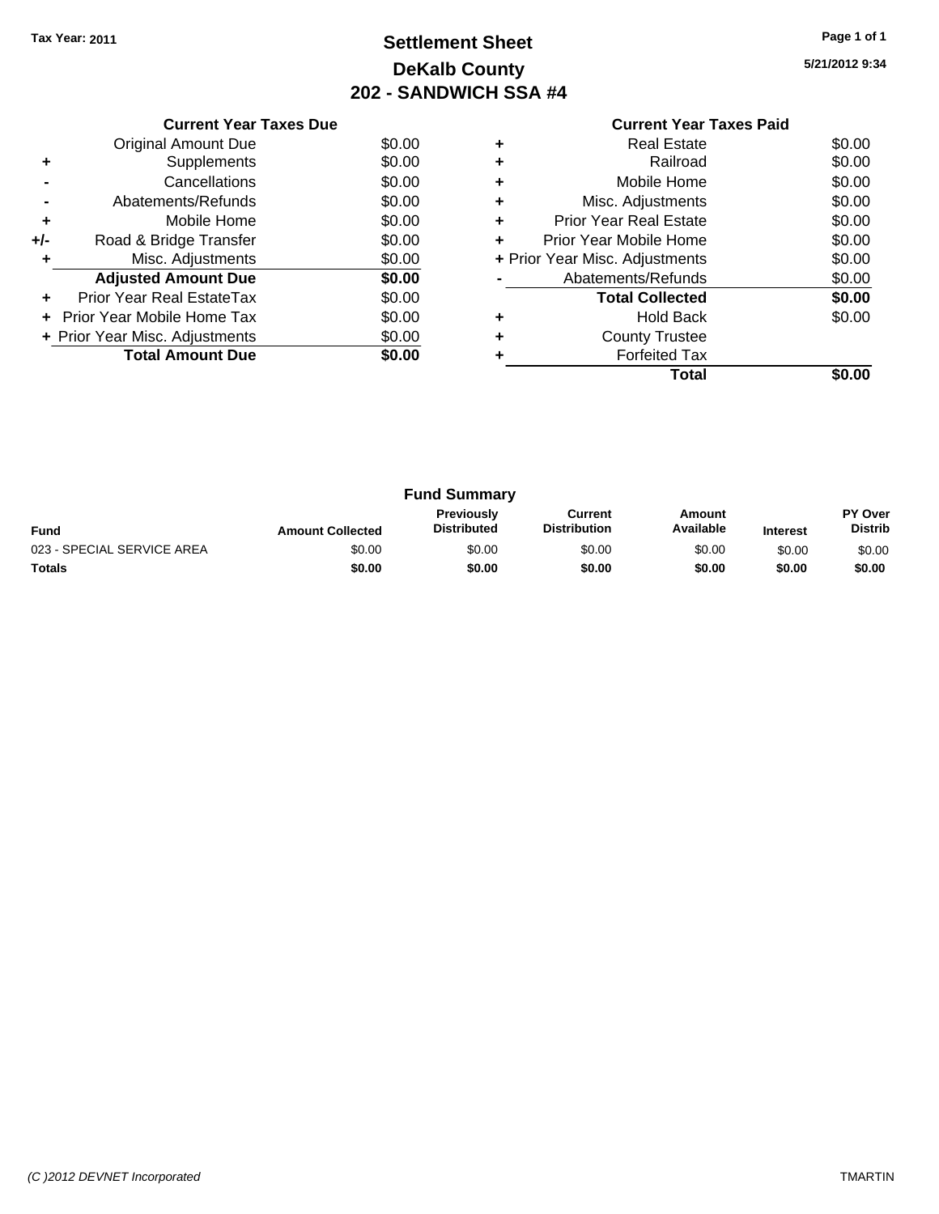Tax Year: 2011

# Settlement Sheet
## DeKalb County
## 202 - SANDWICH SSA #4

5/21/2012 9:34

**Current Year Taxes Due**

| | | |
|---|---|---|
| | Original Amount Due | $0.00 |
| + | Supplements | $0.00 |
| - | Cancellations | $0.00 |
| - | Abatements/Refunds | $0.00 |
| + | Mobile Home | $0.00 |
| +/- | Road & Bridge Transfer | $0.00 |
| + | Misc. Adjustments | $0.00 |
| | **Adjusted Amount Due** | **$0.00** |
| + | Prior Year Real EstateTax | $0.00 |
| + | Prior Year Mobile Home Tax | $0.00 |
| + | Prior Year Misc. Adjustments | $0.00 |
| | **Total Amount Due** | **$0.00** |

**Current Year Taxes Paid**

| | | |
|---|---|---|
| + | Real Estate | $0.00 |
| + | Railroad | $0.00 |
| + | Mobile Home | $0.00 |
| + | Misc. Adjustments | $0.00 |
| + | Prior Year Real Estate | $0.00 |
| + | Prior Year Mobile Home | $0.00 |
| + | Prior Year Misc. Adjustments | $0.00 |
| - | Abatements/Refunds | $0.00 |
| | **Total Collected** | **$0.00** |
| + | Hold Back | $0.00 |
| + | County Trustee | |
| + | Forfeited Tax | |
| | **Total** | **$0.00** |

**Fund Summary**

| Fund | Amount Collected | Previously Distributed | Current Distribution | Amount Available | Interest | PY Over Distrib |
|---|---|---|---|---|---|---|
| 023 - SPECIAL SERVICE AREA | $0.00 | $0.00 | $0.00 | $0.00 | $0.00 | $0.00 |
| **Totals** | **$0.00** | **$0.00** | **$0.00** | **$0.00** | **$0.00** | **$0.00** |

(C )2012 DEVNET Incorporated TMARTIN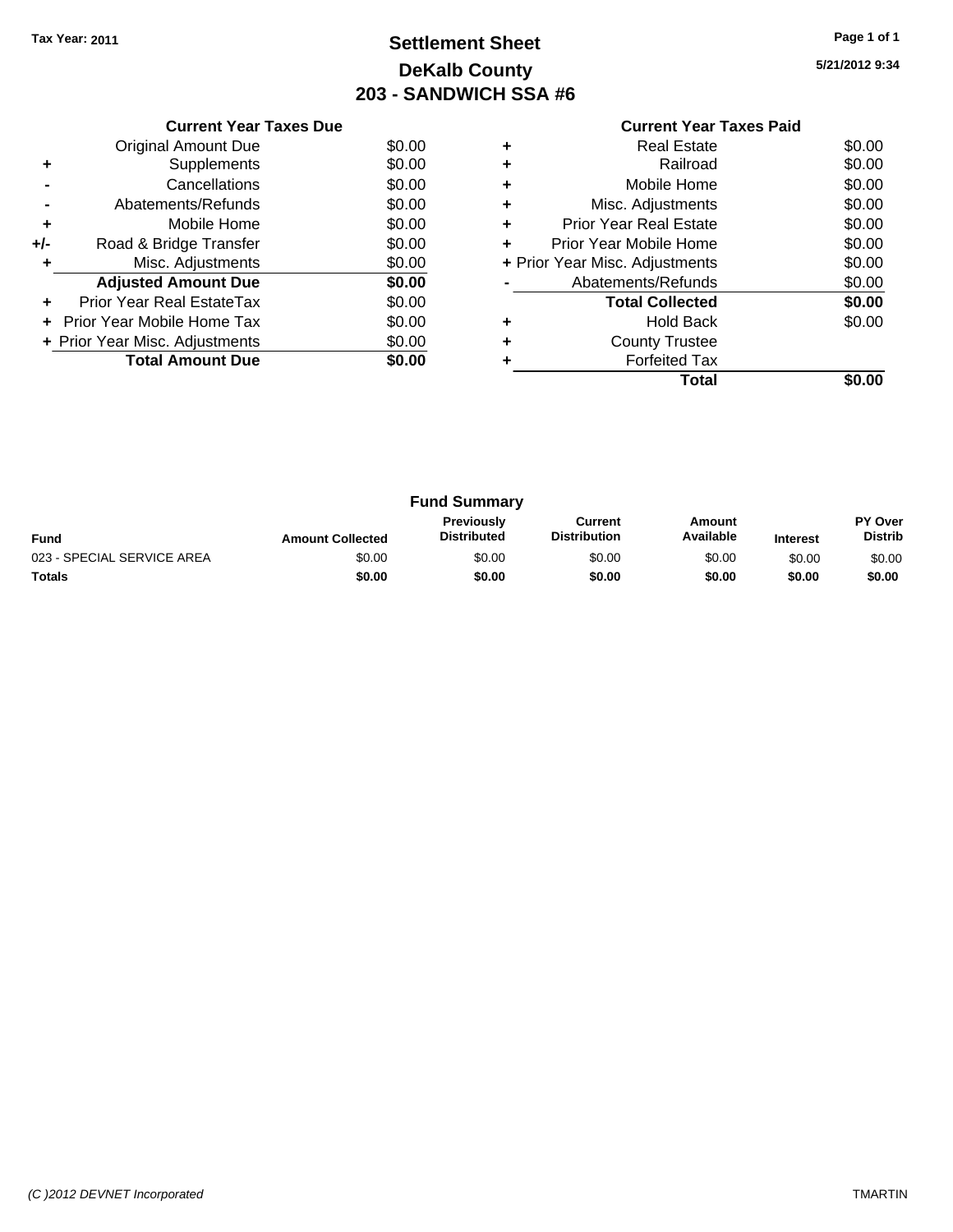Tax Year: 2011

# Settlement Sheet
## DeKalb County
## 203 - SANDWICH SSA #6

5/21/2012 9:34

### Current Year Taxes Due

| | | |
|---|---|---|
| | Original Amount Due | $0.00 |
| + | Supplements | $0.00 |
| - | Cancellations | $0.00 |
| - | Abatements/Refunds | $0.00 |
| + | Mobile Home | $0.00 |
| +/- | Road & Bridge Transfer | $0.00 |
| + | Misc. Adjustments | $0.00 |
| | **Adjusted Amount Due** | **$0.00** |
| + | Prior Year Real EstateTax | $0.00 |
| + | Prior Year Mobile Home Tax | $0.00 |
| + | Prior Year Misc. Adjustments | $0.00 |
| | **Total Amount Due** | **$0.00** |

### Current Year Taxes Paid

| | | |
|---|---|---|
| + | Real Estate | $0.00 |
| + | Railroad | $0.00 |
| + | Mobile Home | $0.00 |
| + | Misc. Adjustments | $0.00 |
| + | Prior Year Real Estate | $0.00 |
| + | Prior Year Mobile Home | $0.00 |
| + | Prior Year Misc. Adjustments | $0.00 |
| - | Abatements/Refunds | $0.00 |
| | **Total Collected** | **$0.00** |
| + | Hold Back | $0.00 |
| + | County Trustee | |
| + | Forfeited Tax | |
| | **Total** | **$0.00** |

### Fund Summary

| Fund | Amount Collected | Previously Distributed | Current Distribution | Amount Available | Interest | PY Over Distrib |
|---|---|---|---|---|---|---|
| 023 - SPECIAL SERVICE AREA | $0.00 | $0.00 | $0.00 | $0.00 | $0.00 | $0.00 |
| **Totals** | **$0.00** | **$0.00** | **$0.00** | **$0.00** | **$0.00** | **$0.00** |

(C )2012 DEVNET Incorporated

TMARTIN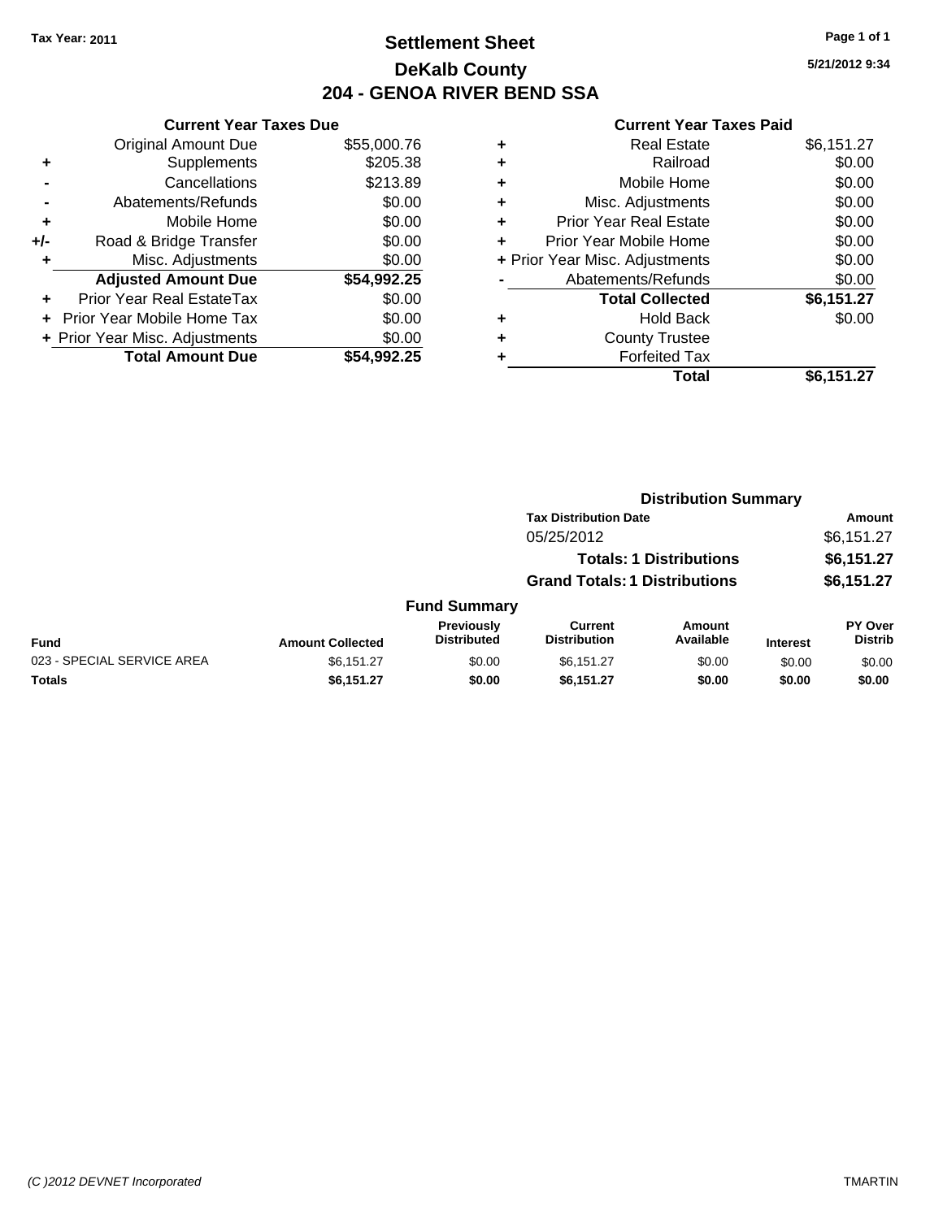Tax Year: 2011

# Settlement Sheet
## DeKalb County
## 204 - GENOA RIVER BEND SSA

5/21/2012 9:34

### Current Year Taxes Due

| | | |
|---|---|---|
| | Original Amount Due | $55,000.76 |
| + | Supplements | $205.38 |
| - | Cancellations | $213.89 |
| - | Abatements/Refunds | $0.00 |
| + | Mobile Home | $0.00 |
| +/- | Road & Bridge Transfer | $0.00 |
| + | Misc. Adjustments | $0.00 |
| | **Adjusted Amount Due** | **$54,992.25** |
| + | Prior Year Real EstateTax | $0.00 |
| + | Prior Year Mobile Home Tax | $0.00 |
| + | Prior Year Misc. Adjustments | $0.00 |
| | **Total Amount Due** | **$54,992.25** |

### Current Year Taxes Paid

| | | |
|---|---|---|
| + | Real Estate | $6,151.27 |
| + | Railroad | $0.00 |
| + | Mobile Home | $0.00 |
| + | Misc. Adjustments | $0.00 |
| + | Prior Year Real Estate | $0.00 |
| + | Prior Year Mobile Home | $0.00 |
| + | Prior Year Misc. Adjustments | $0.00 |
| - | Abatements/Refunds | $0.00 |
| | **Total Collected** | **$6,151.27** |
| + | Hold Back | $0.00 |
| + | County Trustee | |
| + | Forfeited Tax | |
| | **Total** | **$6,151.27** |

### Distribution Summary

| Tax Distribution Date | Amount |
|---|---|
| 05/25/2012 | $6,151.27 |
| **Totals: 1 Distributions** | **$6,151.27** |
| **Grand Totals: 1 Distributions** | **$6,151.27** |

### Fund Summary

| Fund | Amount Collected | Previously Distributed | Current Distribution | Amount Available | Interest | PY Over Distrib |
|---|---|---|---|---|---|---|
| 023 - SPECIAL SERVICE AREA | $6,151.27 | $0.00 | $6,151.27 | $0.00 | $0.00 | $0.00 |
| **Totals** | **$6,151.27** | **$0.00** | **$6,151.27** | **$0.00** | **$0.00** | **$0.00** |

(C )2012 DEVNET Incorporated

TMARTIN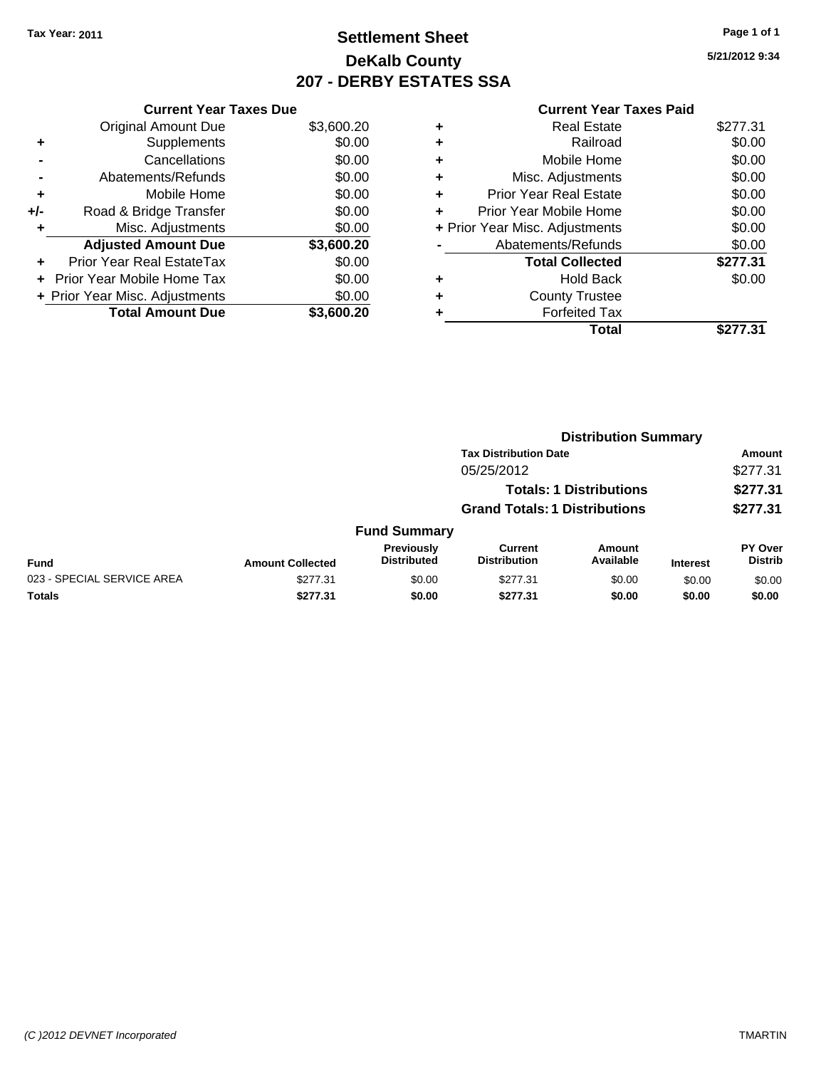Tax Year: 2011

# Settlement Sheet
## DeKalb County
## 207 - DERBY ESTATES SSA

5/21/2012 9:34

| | Current Year Taxes Due | |
|---|---|---|
| | Original Amount Due | $3,600.20 |
| + | Supplements | $0.00 |
| - | Cancellations | $0.00 |
| - | Abatements/Refunds | $0.00 |
| + | Mobile Home | $0.00 |
| +/- | Road & Bridge Transfer | $0.00 |
| + | Misc. Adjustments | $0.00 |
| | **Adjusted Amount Due** | **$3,600.20** |
| + | Prior Year Real EstateTax | $0.00 |
| + | Prior Year Mobile Home Tax | $0.00 |
| + | Prior Year Misc. Adjustments | $0.00 |
| | **Total Amount Due** | **$3,600.20** |

| | Current Year Taxes Paid | |
|---|---|---|
| + | Real Estate | $277.31 |
| + | Railroad | $0.00 |
| + | Mobile Home | $0.00 |
| + | Misc. Adjustments | $0.00 |
| + | Prior Year Real Estate | $0.00 |
| + | Prior Year Mobile Home | $0.00 |
| + | Prior Year Misc. Adjustments | $0.00 |
| - | Abatements/Refunds | $0.00 |
| | **Total Collected** | **$277.31** |
| + | Hold Back | $0.00 |
| + | County Trustee | |
| + | Forfeited Tax | |
| | **Total** | **$277.31** |

### Distribution Summary

| Tax Distribution Date | Amount |
|---|---|
| 05/25/2012 | $277.31 |
| **Totals: 1 Distributions** | **$277.31** |
| **Grand Totals: 1 Distributions** | **$277.31** |

### Fund Summary

| Fund | Amount Collected | Previously Distributed | Current Distribution | Amount Available | Interest | PY Over Distrib |
|---|---|---|---|---|---|---|
| 023 - SPECIAL SERVICE AREA | $277.31 | $0.00 | $277.31 | $0.00 | $0.00 | $0.00 |
| **Totals** | **$277.31** | **$0.00** | **$277.31** | **$0.00** | **$0.00** | **$0.00** |

(C )2012 DEVNET Incorporated TMARTIN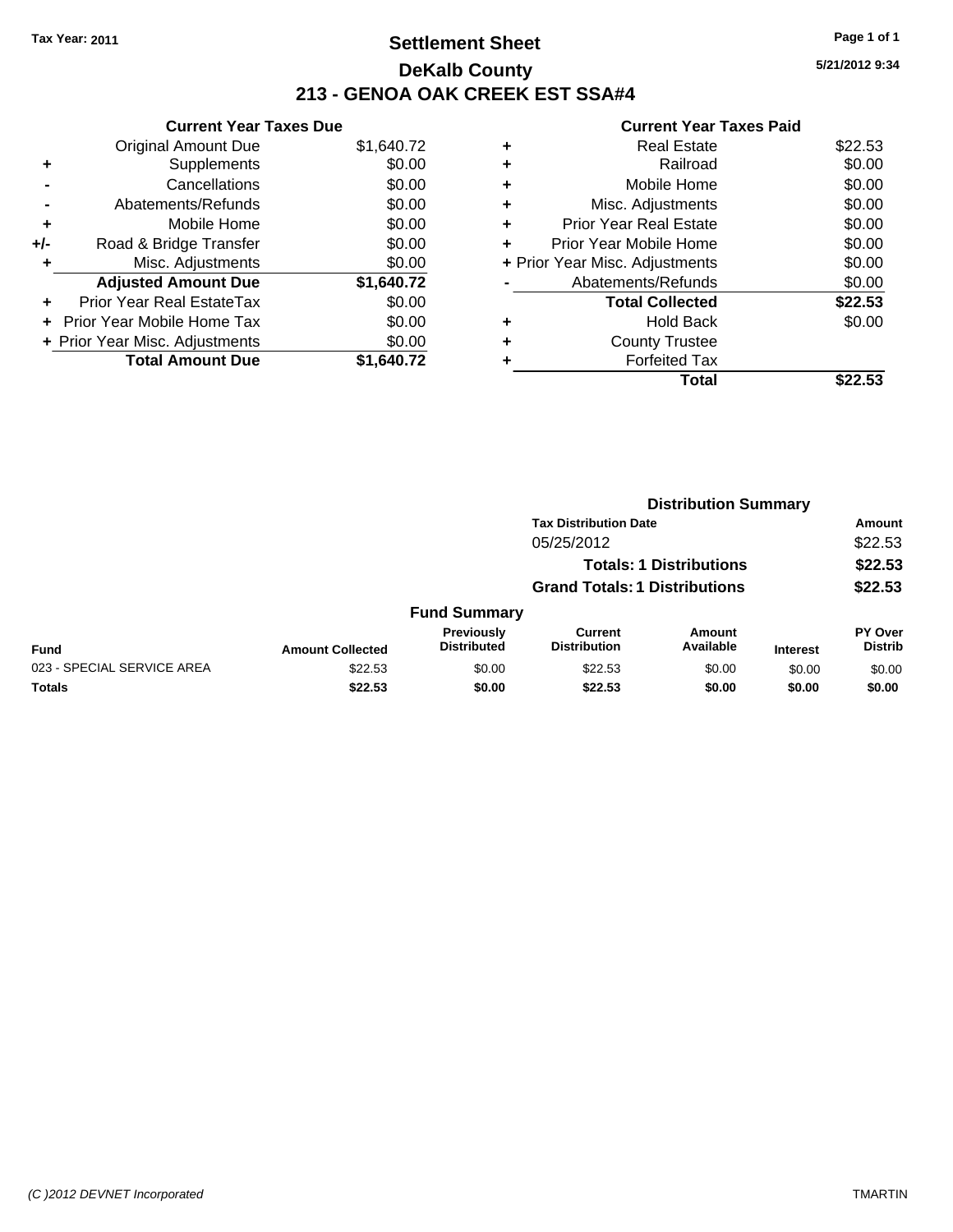Tax Year: 2011

# Settlement Sheet

## DeKalb County

## 213 - GENOA OAK CREEK EST SSA#4

5/21/2012 9:34

### Current Year Taxes Due

| | | |
|---|---|---|
| | Original Amount Due | $1,640.72 |
| + | Supplements | $0.00 |
| - | Cancellations | $0.00 |
| - | Abatements/Refunds | $0.00 |
| + | Mobile Home | $0.00 |
| +/- | Road & Bridge Transfer | $0.00 |
| + | Misc. Adjustments | $0.00 |
| | **Adjusted Amount Due** | **$1,640.72** |
| + | Prior Year Real EstateTax | $0.00 |
| + | Prior Year Mobile Home Tax | $0.00 |
| + | Prior Year Misc. Adjustments | $0.00 |
| | **Total Amount Due** | **$1,640.72** |

### Current Year Taxes Paid

| | | |
|---|---|---|
| + | Real Estate | $22.53 |
| + | Railroad | $0.00 |
| + | Mobile Home | $0.00 |
| + | Misc. Adjustments | $0.00 |
| + | Prior Year Real Estate | $0.00 |
| + | Prior Year Mobile Home | $0.00 |
| + | Prior Year Misc. Adjustments | $0.00 |
| - | Abatements/Refunds | $0.00 |
| | **Total Collected** | **$22.53** |
| + | Hold Back | $0.00 |
| + | County Trustee | |
| + | Forfeited Tax | |
| | **Total** | **$22.53** |

### Distribution Summary

| Tax Distribution Date | Amount |
|---|---|
| 05/25/2012 | $22.53 |
| **Totals: 1 Distributions** | **$22.53** |
| **Grand Totals: 1 Distributions** | **$22.53** |

### Fund Summary

| Fund | Amount Collected | Previously Distributed | Current Distribution | Amount Available | Interest | PY Over Distrib |
|---|---|---|---|---|---|---|
| 023 - SPECIAL SERVICE AREA | $22.53 | $0.00 | $22.53 | $0.00 | $0.00 | $0.00 |
| **Totals** | **$22.53** | **$0.00** | **$22.53** | **$0.00** | **$0.00** | **$0.00** |

(C )2012 DEVNET Incorporated TMARTIN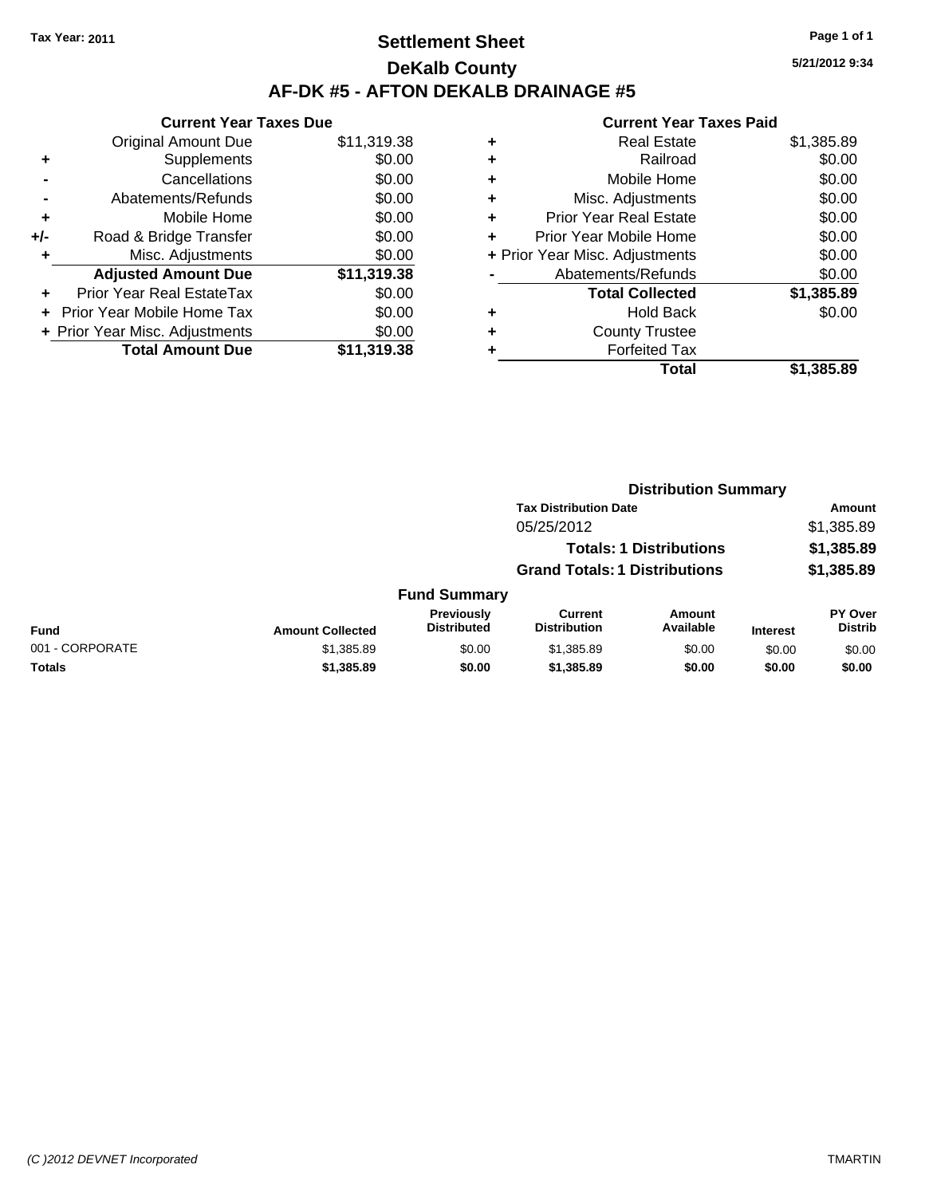**Tax Year: 2011**

# Settlement Sheet
## DeKalb County
## AF-DK #5 - AFTON DEKALB DRAINAGE #5

5/21/2012 9:34

### Current Year Taxes Due

| | | |
|---|---|---|
| | Original Amount Due | $11,319.38 |
| + | Supplements | $0.00 |
| - | Cancellations | $0.00 |
| - | Abatements/Refunds | $0.00 |
| + | Mobile Home | $0.00 |
| +/- | Road & Bridge Transfer | $0.00 |
| + | Misc. Adjustments | $0.00 |
| | **Adjusted Amount Due** | **$11,319.38** |
| + | Prior Year Real EstateTax | $0.00 |
| + | Prior Year Mobile Home Tax | $0.00 |
| + | Prior Year Misc. Adjustments | $0.00 |
| | **Total Amount Due** | **$11,319.38** |

### Current Year Taxes Paid

| | | |
|---|---|---|
| + | Real Estate | $1,385.89 |
| + | Railroad | $0.00 |
| + | Mobile Home | $0.00 |
| + | Misc. Adjustments | $0.00 |
| + | Prior Year Real Estate | $0.00 |
| + | Prior Year Mobile Home | $0.00 |
| + | Prior Year Misc. Adjustments | $0.00 |
| - | Abatements/Refunds | $0.00 |
| | **Total Collected** | **$1,385.89** |
| + | Hold Back | $0.00 |
| + | County Trustee | |
| + | Forfeited Tax | |
| | **Total** | **$1,385.89** |

### Distribution Summary

| Tax Distribution Date | Amount |
|---|---|
| 05/25/2012 | $1,385.89 |
| **Totals: 1 Distributions** | **$1,385.89** |
| **Grand Totals: 1 Distributions** | **$1,385.89** |

### Fund Summary

| Fund | Amount Collected | Previously Distributed | Current Distribution | Amount Available | Interest | PY Over Distrib |
|---|---|---|---|---|---|---|
| 001 - CORPORATE | $1,385.89 | $0.00 | $1,385.89 | $0.00 | $0.00 | $0.00 |
| **Totals** | **$1,385.89** | **$0.00** | **$1,385.89** | **$0.00** | **$0.00** | **$0.00** |

*(C )2012 DEVNET Incorporated* TMARTIN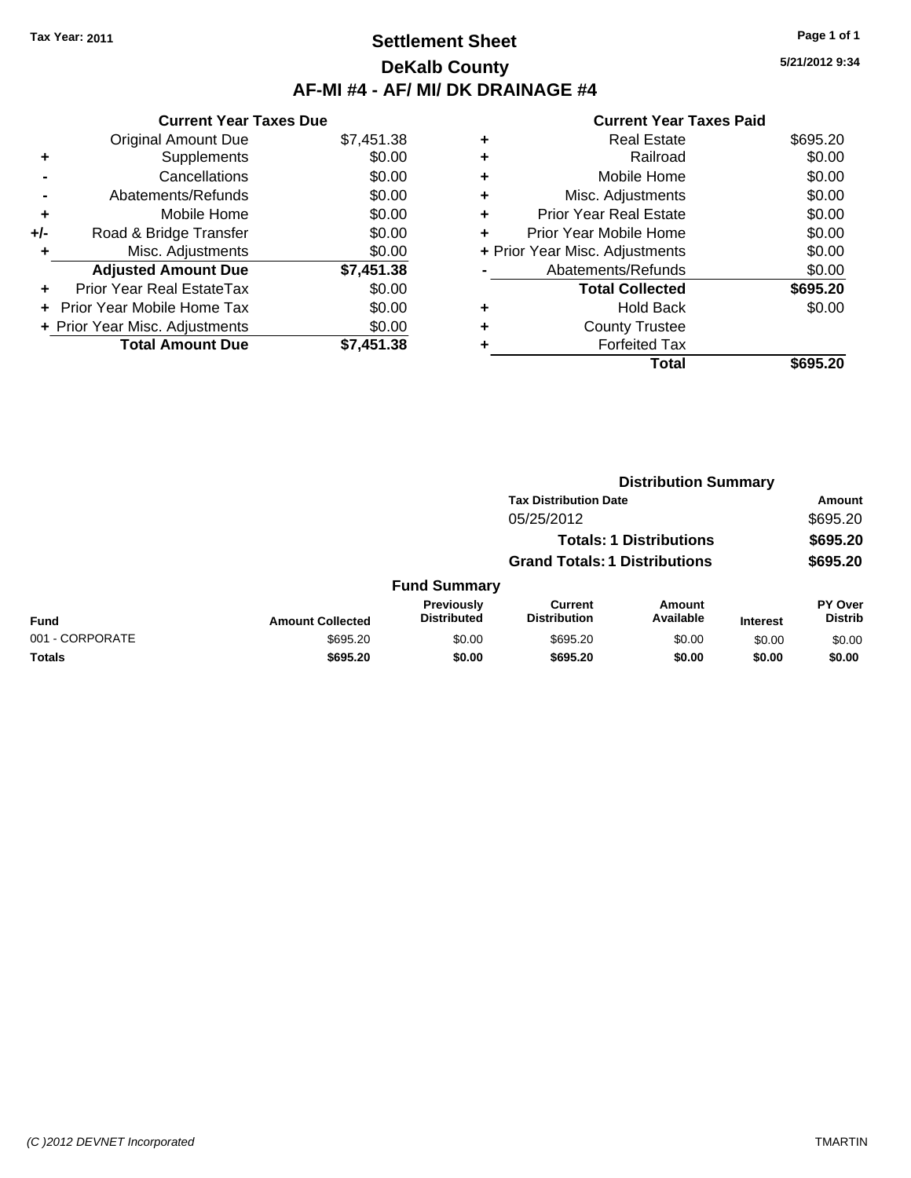Tax Year: 2011

# Settlement Sheet

## DeKalb County

## AF-MI #4 - AF/ MI/ DK DRAINAGE #4

5/21/2012 9:34

### Current Year Taxes Due

| | | |
|---|---|---|
| | Original Amount Due | $7,451.38 |
| + | Supplements | $0.00 |
| - | Cancellations | $0.00 |
| - | Abatements/Refunds | $0.00 |
| + | Mobile Home | $0.00 |
| +/- | Road & Bridge Transfer | $0.00 |
| + | Misc. Adjustments | $0.00 |
| | **Adjusted Amount Due** | **$7,451.38** |
| + | Prior Year Real EstateTax | $0.00 |
| + | Prior Year Mobile Home Tax | $0.00 |
| + | Prior Year Misc. Adjustments | $0.00 |
| | **Total Amount Due** | **$7,451.38** |

### Current Year Taxes Paid

| | | |
|---|---|---|
| + | Real Estate | $695.20 |
| + | Railroad | $0.00 |
| + | Mobile Home | $0.00 |
| + | Misc. Adjustments | $0.00 |
| + | Prior Year Real Estate | $0.00 |
| + | Prior Year Mobile Home | $0.00 |
| + | Prior Year Misc. Adjustments | $0.00 |
| - | Abatements/Refunds | $0.00 |
| | **Total Collected** | **$695.20** |
| + | Hold Back | $0.00 |
| + | County Trustee | |
| + | Forfeited Tax | |
| | **Total** | **$695.20** |

### Distribution Summary

| Tax Distribution Date | Amount |
|---|---|
| 05/25/2012 | $695.20 |
| **Totals: 1 Distributions** | **$695.20** |
| **Grand Totals: 1 Distributions** | **$695.20** |

### Fund Summary

| Fund | Amount Collected | Previously Distributed | Current Distribution | Amount Available | Interest | PY Over Distrib |
|---|---|---|---|---|---|---|
| 001 - CORPORATE | $695.20 | $0.00 | $695.20 | $0.00 | $0.00 | $0.00 |
| **Totals** | **$695.20** | **$0.00** | **$695.20** | **$0.00** | **$0.00** | **$0.00** |

(C )2012 DEVNET Incorporated TMARTIN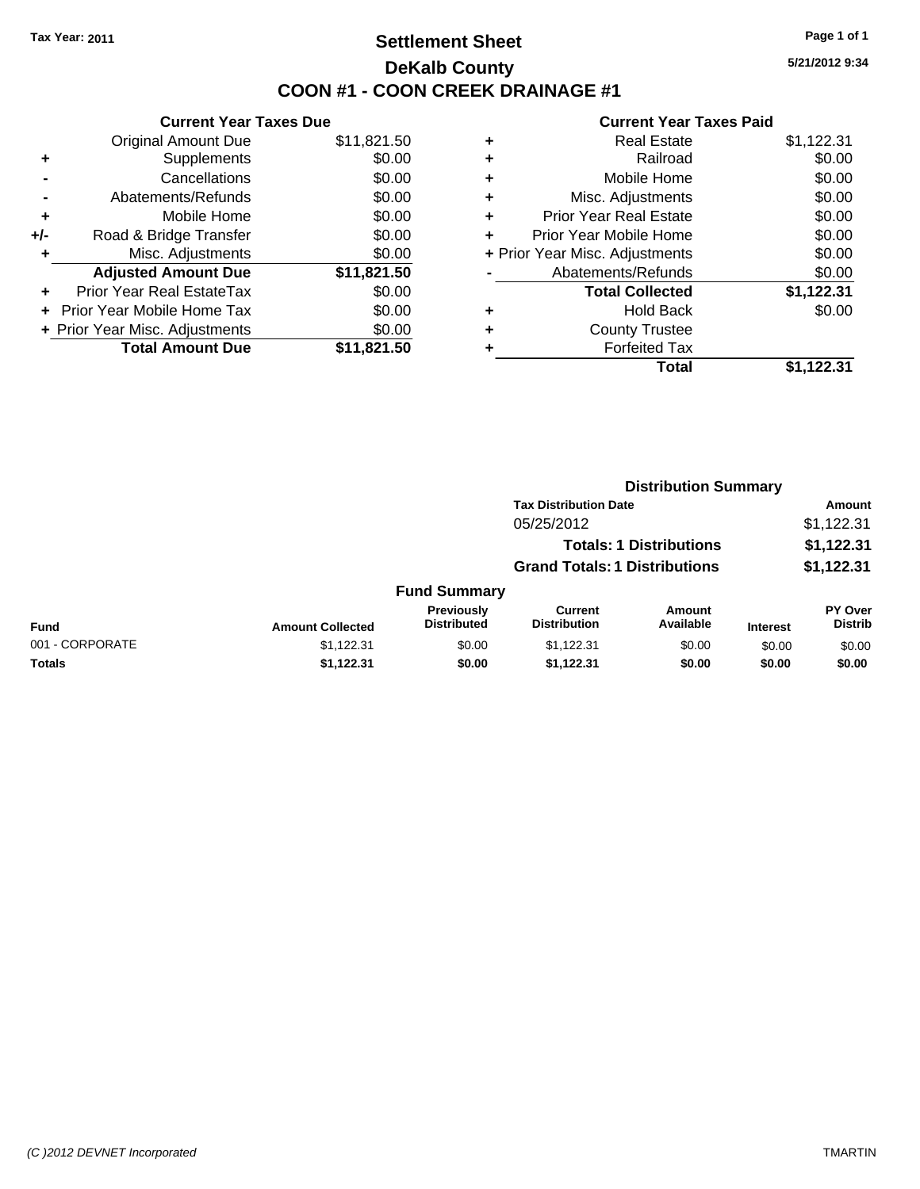**Tax Year: 2011**

# Settlement Sheet

## DeKalb County

## COON #1 - COON CREEK DRAINAGE #1

5/21/2012 9:34

### Current Year Taxes Due

| | | |
|---|---|---|
| | Original Amount Due | $11,821.50 |
| + | Supplements | $0.00 |
| - | Cancellations | $0.00 |
| - | Abatements/Refunds | $0.00 |
| + | Mobile Home | $0.00 |
| +/- | Road & Bridge Transfer | $0.00 |
| + | Misc. Adjustments | $0.00 |
| | **Adjusted Amount Due** | **$11,821.50** |
| + | Prior Year Real EstateTax | $0.00 |
| + | Prior Year Mobile Home Tax | $0.00 |
| + | Prior Year Misc. Adjustments | $0.00 |
| | **Total Amount Due** | **$11,821.50** |

### Current Year Taxes Paid

| | | |
|---|---|---|
| + | Real Estate | $1,122.31 |
| + | Railroad | $0.00 |
| + | Mobile Home | $0.00 |
| + | Misc. Adjustments | $0.00 |
| + | Prior Year Real Estate | $0.00 |
| + | Prior Year Mobile Home | $0.00 |
| + | Prior Year Misc. Adjustments | $0.00 |
| - | Abatements/Refunds | $0.00 |
| | **Total Collected** | **$1,122.31** |
| + | Hold Back | $0.00 |
| + | County Trustee | |
| + | Forfeited Tax | |
| | **Total** | **$1,122.31** |

### Distribution Summary

| Tax Distribution Date | Amount |
|---|---|
| 05/25/2012 | $1,122.31 |
| **Totals: 1 Distributions** | **$1,122.31** |
| **Grand Totals: 1 Distributions** | **$1,122.31** |

### Fund Summary

| Fund | Amount Collected | Previously Distributed | Current Distribution | Amount Available | Interest | PY Over Distrib |
|---|---|---|---|---|---|---|
| 001 - CORPORATE | $1,122.31 | $0.00 | $1,122.31 | $0.00 | $0.00 | $0.00 |
| **Totals** | **$1,122.31** | **$0.00** | **$1,122.31** | **$0.00** | **$0.00** | **$0.00** |

*(C )2012 DEVNET Incorporated*　　TMARTIN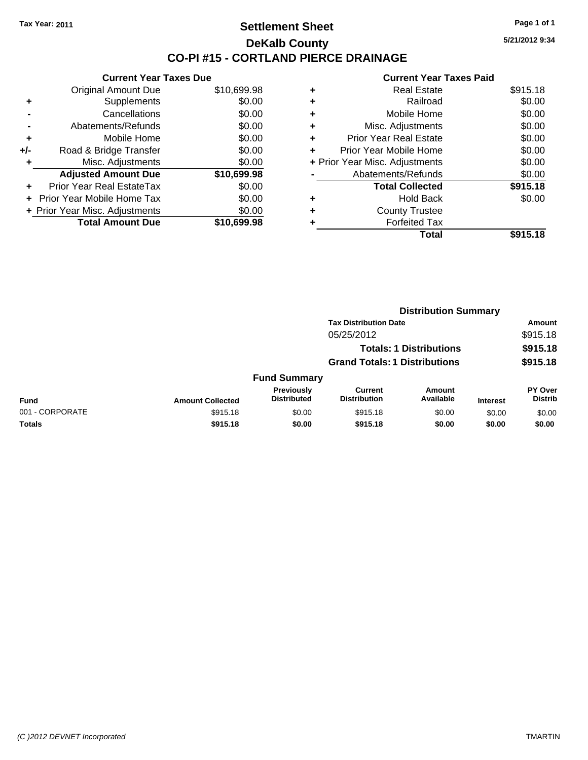Tax Year: 2011

# Settlement Sheet

## DeKalb County

## CO-PI #15 - CORTLAND PIERCE DRAINAGE

5/21/2012 9:34

### Current Year Taxes Due

| | | |
|---|---|---|
| | Original Amount Due | $10,699.98 |
| + | Supplements | $0.00 |
| - | Cancellations | $0.00 |
| - | Abatements/Refunds | $0.00 |
| + | Mobile Home | $0.00 |
| +/- | Road & Bridge Transfer | $0.00 |
| + | Misc. Adjustments | $0.00 |
| | **Adjusted Amount Due** | **$10,699.98** |
| + | Prior Year Real EstateTax | $0.00 |
| + | Prior Year Mobile Home Tax | $0.00 |
| + | Prior Year Misc. Adjustments | $0.00 |
| | **Total Amount Due** | **$10,699.98** |

### Current Year Taxes Paid

| | | |
|---|---|---|
| + | Real Estate | $915.18 |
| + | Railroad | $0.00 |
| + | Mobile Home | $0.00 |
| + | Misc. Adjustments | $0.00 |
| + | Prior Year Real Estate | $0.00 |
| + | Prior Year Mobile Home | $0.00 |
| + | Prior Year Misc. Adjustments | $0.00 |
| - | Abatements/Refunds | $0.00 |
| | **Total Collected** | **$915.18** |
| + | Hold Back | $0.00 |
| + | County Trustee | |
| + | Forfeited Tax | |
| | **Total** | **$915.18** |

### Distribution Summary

| Tax Distribution Date | Amount |
|---|---|
| 05/25/2012 | $915.18 |
| **Totals: 1 Distributions** | **$915.18** |
| **Grand Totals: 1 Distributions** | **$915.18** |

### Fund Summary

| Fund | Amount Collected | Previously Distributed | Current Distribution | Amount Available | Interest | PY Over Distrib |
|---|---|---|---|---|---|---|
| 001 - CORPORATE | $915.18 | $0.00 | $915.18 | $0.00 | $0.00 | $0.00 |
| **Totals** | **$915.18** | **$0.00** | **$915.18** | **$0.00** | **$0.00** | **$0.00** |

(C )2012 DEVNET Incorporated TMARTIN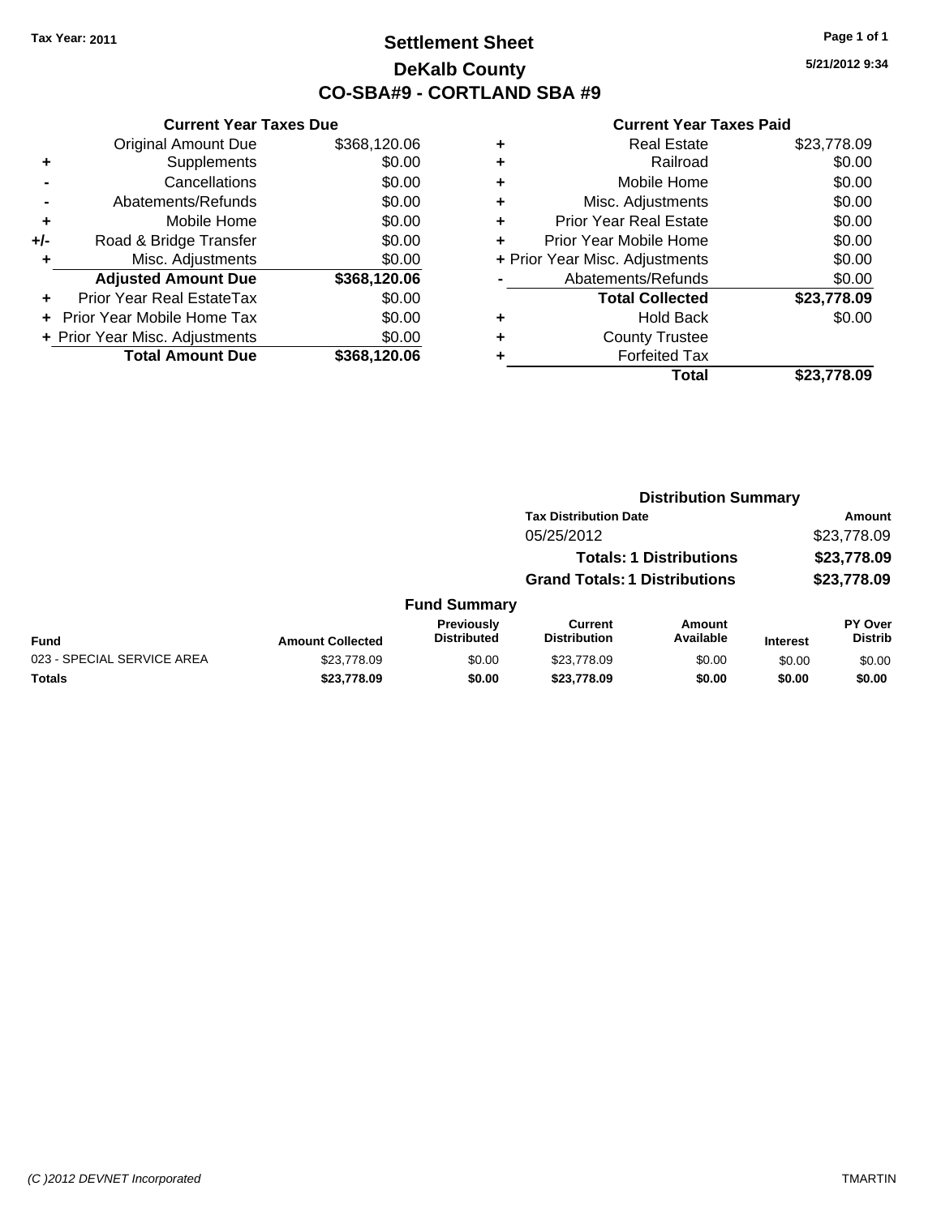Tax Year: 2011

# Settlement Sheet
## DeKalb County
## CO-SBA#9 - CORTLAND SBA #9

5/21/2012 9:34

### Current Year Taxes Due

| | | |
|---|---|---|
| | Original Amount Due | $368,120.06 |
| + | Supplements | $0.00 |
| - | Cancellations | $0.00 |
| - | Abatements/Refunds | $0.00 |
| + | Mobile Home | $0.00 |
| +/- | Road & Bridge Transfer | $0.00 |
| + | Misc. Adjustments | $0.00 |
| | **Adjusted Amount Due** | **$368,120.06** |
| + | Prior Year Real EstateTax | $0.00 |
| + | Prior Year Mobile Home Tax | $0.00 |
| + | Prior Year Misc. Adjustments | $0.00 |
| | **Total Amount Due** | **$368,120.06** |

### Current Year Taxes Paid

| | | |
|---|---|---|
| + | Real Estate | $23,778.09 |
| + | Railroad | $0.00 |
| + | Mobile Home | $0.00 |
| + | Misc. Adjustments | $0.00 |
| + | Prior Year Real Estate | $0.00 |
| + | Prior Year Mobile Home | $0.00 |
| + | Prior Year Misc. Adjustments | $0.00 |
| - | Abatements/Refunds | $0.00 |
| | **Total Collected** | **$23,778.09** |
| + | Hold Back | $0.00 |
| + | County Trustee | |
| + | Forfeited Tax | |
| | **Total** | **$23,778.09** |

### Distribution Summary

| Tax Distribution Date | Amount |
|---|---|
| 05/25/2012 | $23,778.09 |
| **Totals: 1 Distributions** | **$23,778.09** |
| **Grand Totals: 1 Distributions** | **$23,778.09** |

### Fund Summary

| Fund | Amount Collected | Previously Distributed | Current Distribution | Amount Available | Interest | PY Over Distrib |
|---|---|---|---|---|---|---|
| 023 - SPECIAL SERVICE AREA | $23,778.09 | $0.00 | $23,778.09 | $0.00 | $0.00 | $0.00 |
| **Totals** | **$23,778.09** | **$0.00** | **$23,778.09** | **$0.00** | **$0.00** | **$0.00** |

(C )2012 DEVNET Incorporated TMARTIN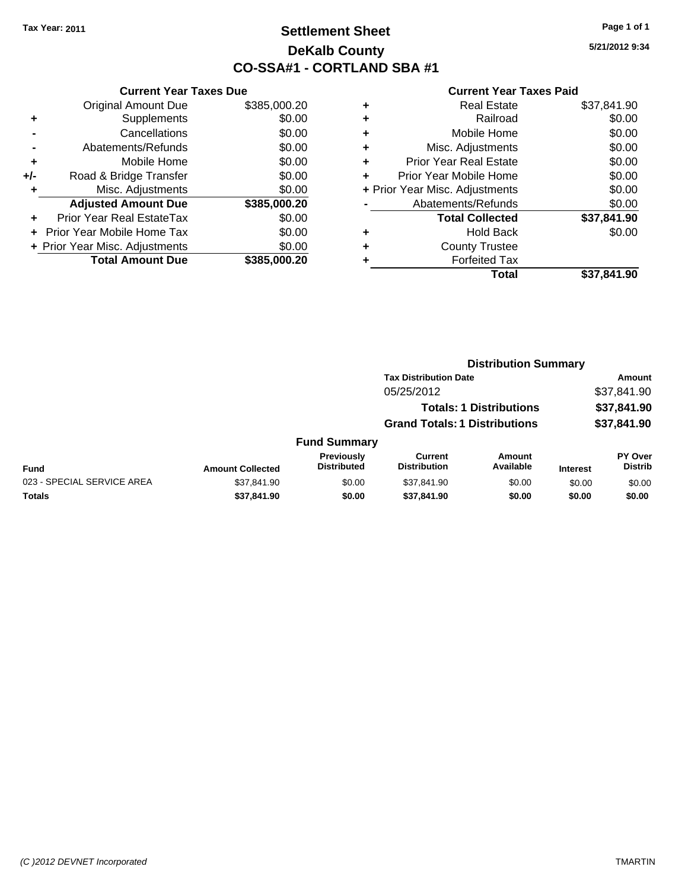Tax Year: 2011

# Settlement Sheet
## DeKalb County
## CO-SSA#1 - CORTLAND SBA #1

5/21/2012 9:34

### Current Year Taxes Due

| | | |
|---|---|---|
| | Original Amount Due | $385,000.20 |
| + | Supplements | $0.00 |
| - | Cancellations | $0.00 |
| - | Abatements/Refunds | $0.00 |
| + | Mobile Home | $0.00 |
| +/- | Road & Bridge Transfer | $0.00 |
| + | Misc. Adjustments | $0.00 |
| | **Adjusted Amount Due** | **$385,000.20** |
| + | Prior Year Real EstateTax | $0.00 |
| + | Prior Year Mobile Home Tax | $0.00 |
| + | Prior Year Misc. Adjustments | $0.00 |
| | **Total Amount Due** | **$385,000.20** |

### Current Year Taxes Paid

| | | |
|---|---|---|
| + | Real Estate | $37,841.90 |
| + | Railroad | $0.00 |
| + | Mobile Home | $0.00 |
| + | Misc. Adjustments | $0.00 |
| + | Prior Year Real Estate | $0.00 |
| + | Prior Year Mobile Home | $0.00 |
| + | Prior Year Misc. Adjustments | $0.00 |
| - | Abatements/Refunds | $0.00 |
| | **Total Collected** | **$37,841.90** |
| + | Hold Back | $0.00 |
| + | County Trustee | |
| + | Forfeited Tax | |
| | **Total** | **$37,841.90** |

### Distribution Summary

| Tax Distribution Date | Amount |
|---|---|
| 05/25/2012 | $37,841.90 |
| **Totals: 1 Distributions** | **$37,841.90** |
| **Grand Totals: 1 Distributions** | **$37,841.90** |

### Fund Summary

| Fund | Amount Collected | Previously Distributed | Current Distribution | Amount Available | Interest | PY Over Distrib |
|---|---|---|---|---|---|---|
| 023 - SPECIAL SERVICE AREA | $37,841.90 | $0.00 | $37,841.90 | $0.00 | $0.00 | $0.00 |
| **Totals** | **$37,841.90** | **$0.00** | **$37,841.90** | **$0.00** | **$0.00** | **$0.00** |

(C )2012 DEVNET Incorporated — TMARTIN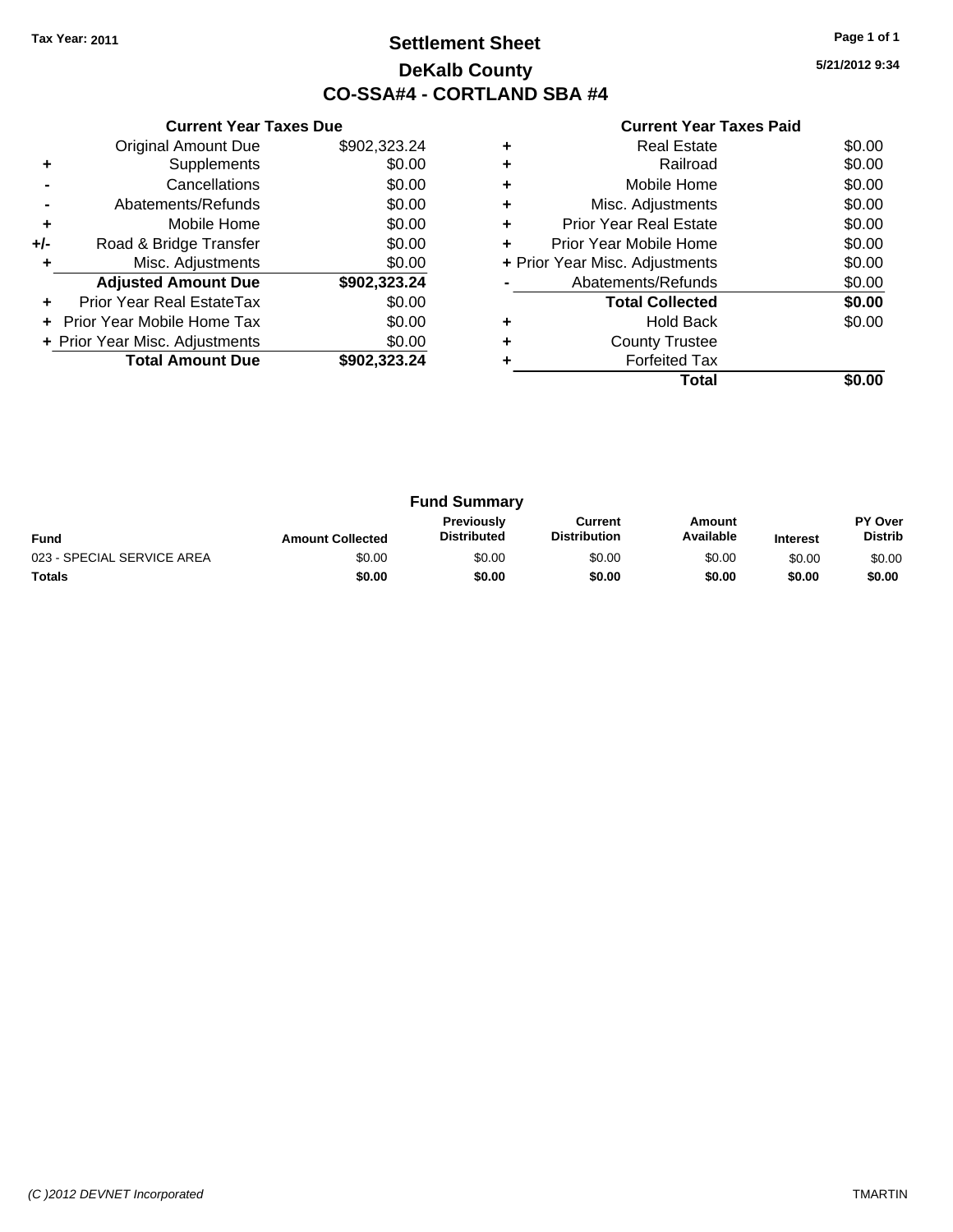Tax Year: 2011

# Settlement Sheet
## DeKalb County
## CO-SSA#4 - CORTLAND SBA #4

5/21/2012 9:34

### Current Year Taxes Due

| | | |
|---|---|---|
| | Original Amount Due | $902,323.24 |
| + | Supplements | $0.00 |
| - | Cancellations | $0.00 |
| - | Abatements/Refunds | $0.00 |
| + | Mobile Home | $0.00 |
| +/- | Road & Bridge Transfer | $0.00 |
| + | Misc. Adjustments | $0.00 |
| | **Adjusted Amount Due** | **$902,323.24** |
| + | Prior Year Real EstateTax | $0.00 |
| + | Prior Year Mobile Home Tax | $0.00 |
| + | Prior Year Misc. Adjustments | $0.00 |
| | **Total Amount Due** | **$902,323.24** |

### Current Year Taxes Paid

| | | |
|---|---|---|
| + | Real Estate | $0.00 |
| + | Railroad | $0.00 |
| + | Mobile Home | $0.00 |
| + | Misc. Adjustments | $0.00 |
| + | Prior Year Real Estate | $0.00 |
| + | Prior Year Mobile Home | $0.00 |
| + | Prior Year Misc. Adjustments | $0.00 |
| - | Abatements/Refunds | $0.00 |
| | **Total Collected** | **$0.00** |
| + | Hold Back | $0.00 |
| + | County Trustee | |
| + | Forfeited Tax | |
| | **Total** | **$0.00** |

### Fund Summary

| Fund | Amount Collected | Previously Distributed | Current Distribution | Amount Available | Interest | PY Over Distrib |
|---|---|---|---|---|---|---|
| 023 - SPECIAL SERVICE AREA | $0.00 | $0.00 | $0.00 | $0.00 | $0.00 | $0.00 |
| **Totals** | **$0.00** | **$0.00** | **$0.00** | **$0.00** | **$0.00** | **$0.00** |

(C )2012 DEVNET Incorporated

TMARTIN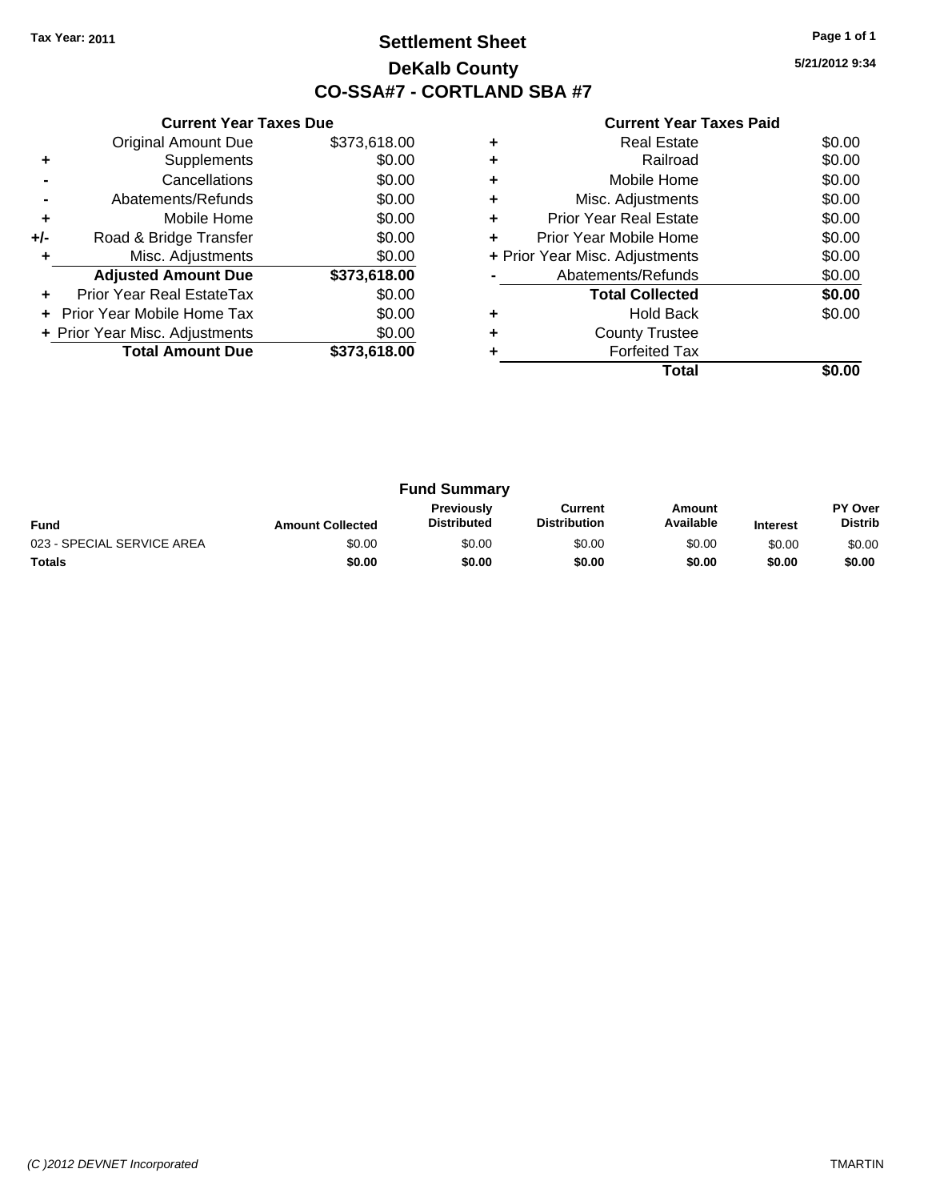Tax Year: 2011

# Settlement Sheet

## DeKalb County

## CO-SSA#7 - CORTLAND SBA #7

5/21/2012 9:34

### Current Year Taxes Due

| | | |
|---|---|---|
| | Original Amount Due | $373,618.00 |
| + | Supplements | $0.00 |
| - | Cancellations | $0.00 |
| - | Abatements/Refunds | $0.00 |
| + | Mobile Home | $0.00 |
| +/- | Road & Bridge Transfer | $0.00 |
| + | Misc. Adjustments | $0.00 |
| | **Adjusted Amount Due** | **$373,618.00** |
| + | Prior Year Real EstateTax | $0.00 |
| + | Prior Year Mobile Home Tax | $0.00 |
| + | Prior Year Misc. Adjustments | $0.00 |
| | **Total Amount Due** | **$373,618.00** |

### Current Year Taxes Paid

| | | |
|---|---|---|
| + | Real Estate | $0.00 |
| + | Railroad | $0.00 |
| + | Mobile Home | $0.00 |
| + | Misc. Adjustments | $0.00 |
| + | Prior Year Real Estate | $0.00 |
| + | Prior Year Mobile Home | $0.00 |
| + | Prior Year Misc. Adjustments | $0.00 |
| - | Abatements/Refunds | $0.00 |
| | **Total Collected** | **$0.00** |
| + | Hold Back | $0.00 |
| + | County Trustee | |
| + | Forfeited Tax | |
| | **Total** | **$0.00** |

### Fund Summary

| Fund | Amount Collected | Previously Distributed | Current Distribution | Amount Available | Interest | PY Over Distrib |
|---|---|---|---|---|---|---|
| 023 - SPECIAL SERVICE AREA | $0.00 | $0.00 | $0.00 | $0.00 | $0.00 | $0.00 |
| **Totals** | **$0.00** | **$0.00** | **$0.00** | **$0.00** | **$0.00** | **$0.00** |

(C )2012 DEVNET Incorporated TMARTIN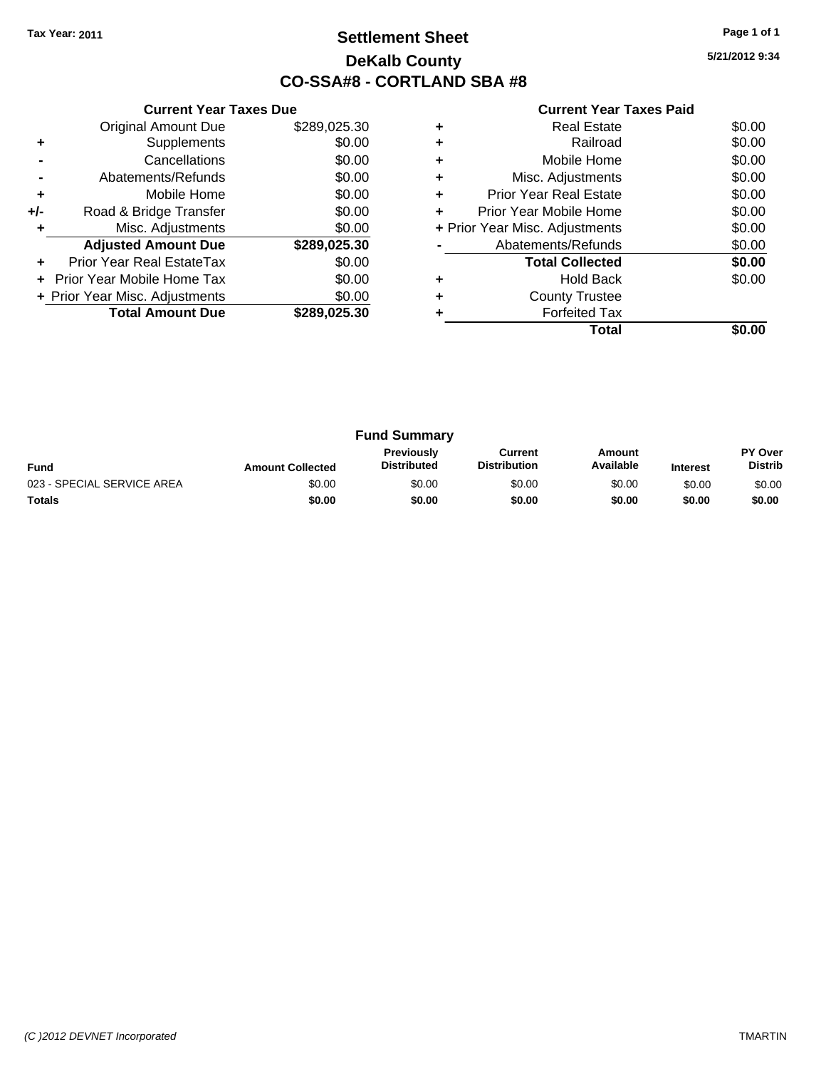Tax Year: 2011

# Settlement Sheet

## DeKalb County

## CO-SSA#8 - CORTLAND SBA #8

5/21/2012 9:34

### Current Year Taxes Due

| | | |
|---|---|---|
| | Original Amount Due | $289,025.30 |
| + | Supplements | $0.00 |
| - | Cancellations | $0.00 |
| - | Abatements/Refunds | $0.00 |
| + | Mobile Home | $0.00 |
| +/- | Road & Bridge Transfer | $0.00 |
| + | Misc. Adjustments | $0.00 |
| | **Adjusted Amount Due** | **$289,025.30** |
| + | Prior Year Real EstateTax | $0.00 |
| + | Prior Year Mobile Home Tax | $0.00 |
| + | Prior Year Misc. Adjustments | $0.00 |
| | **Total Amount Due** | **$289,025.30** |

### Current Year Taxes Paid

| | | |
|---|---|---|
| + | Real Estate | $0.00 |
| + | Railroad | $0.00 |
| + | Mobile Home | $0.00 |
| + | Misc. Adjustments | $0.00 |
| + | Prior Year Real Estate | $0.00 |
| + | Prior Year Mobile Home | $0.00 |
| + | Prior Year Misc. Adjustments | $0.00 |
| - | Abatements/Refunds | $0.00 |
| | **Total Collected** | **$0.00** |
| + | Hold Back | $0.00 |
| + | County Trustee | |
| + | Forfeited Tax | |
| | **Total** | **$0.00** |

### Fund Summary

| Fund | Amount Collected | Previously Distributed | Current Distribution | Amount Available | Interest | PY Over Distrib |
|---|---|---|---|---|---|---|
| 023 - SPECIAL SERVICE AREA | $0.00 | $0.00 | $0.00 | $0.00 | $0.00 | $0.00 |
| **Totals** | **$0.00** | **$0.00** | **$0.00** | **$0.00** | **$0.00** | **$0.00** |

*(C )2012 DEVNET Incorporated* TMARTIN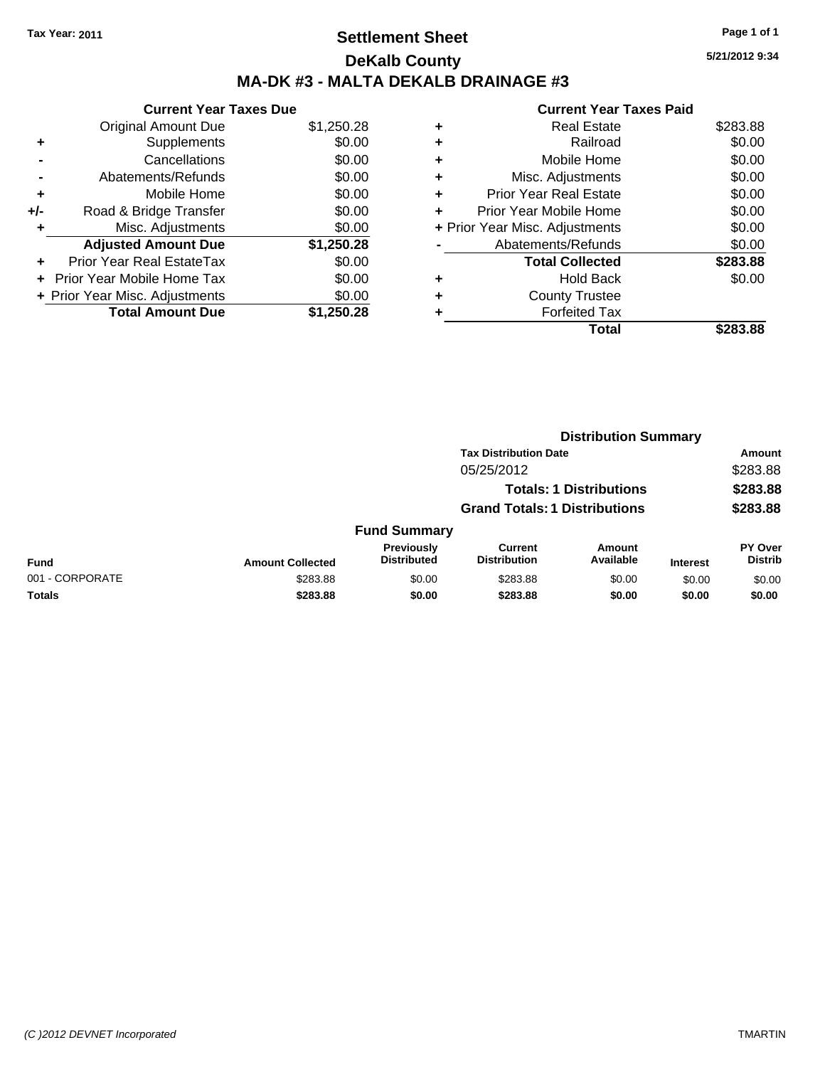**Tax Year: 2011**

# Settlement Sheet

## DeKalb County

## MA-DK #3 - MALTA DEKALB DRAINAGE #3

5/21/2012 9:34

### Current Year Taxes Due

| | | |
|---|---|---|
| | Original Amount Due | $1,250.28 |
| + | Supplements | $0.00 |
| - | Cancellations | $0.00 |
| - | Abatements/Refunds | $0.00 |
| + | Mobile Home | $0.00 |
| +/- | Road & Bridge Transfer | $0.00 |
| + | Misc. Adjustments | $0.00 |
| | **Adjusted Amount Due** | **$1,250.28** |
| + | Prior Year Real EstateTax | $0.00 |
| + | Prior Year Mobile Home Tax | $0.00 |
| + | Prior Year Misc. Adjustments | $0.00 |
| | **Total Amount Due** | **$1,250.28** |

### Current Year Taxes Paid

| | | |
|---|---|---|
| + | Real Estate | $283.88 |
| + | Railroad | $0.00 |
| + | Mobile Home | $0.00 |
| + | Misc. Adjustments | $0.00 |
| + | Prior Year Real Estate | $0.00 |
| + | Prior Year Mobile Home | $0.00 |
| + | Prior Year Misc. Adjustments | $0.00 |
| - | Abatements/Refunds | $0.00 |
| | **Total Collected** | **$283.88** |
| + | Hold Back | $0.00 |
| + | County Trustee | |
| + | Forfeited Tax | |
| | **Total** | **$283.88** |

### Distribution Summary

| Tax Distribution Date | Amount |
|---|---|
| 05/25/2012 | $283.88 |
| **Totals: 1 Distributions** | **$283.88** |
| **Grand Totals: 1 Distributions** | **$283.88** |

### Fund Summary

| Fund | Amount Collected | Previously Distributed | Current Distribution | Amount Available | Interest | PY Over Distrib |
|---|---|---|---|---|---|---|
| 001 - CORPORATE | $283.88 | $0.00 | $283.88 | $0.00 | $0.00 | $0.00 |
| **Totals** | **$283.88** | **$0.00** | **$283.88** | **$0.00** | **$0.00** | **$0.00** |

*(C )2012 DEVNET Incorporated* TMARTIN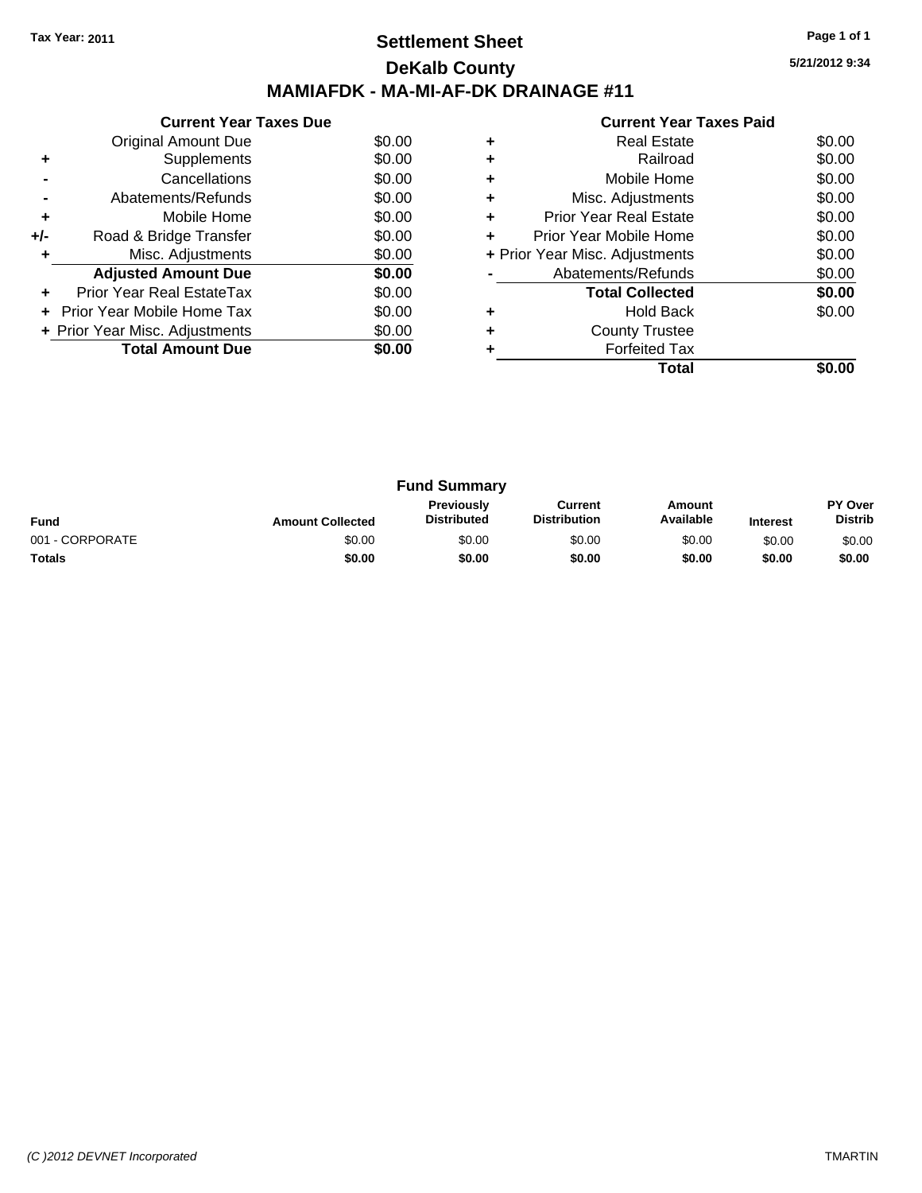Tax Year: 2011

# Settlement Sheet

## DeKalb County

## MAMIAFDK - MA-MI-AF-DK DRAINAGE #11

5/21/2012 9:34

### Current Year Taxes Due

| | | |
|---|---|---|
| | Original Amount Due | $0.00 |
| + | Supplements | $0.00 |
| - | Cancellations | $0.00 |
| - | Abatements/Refunds | $0.00 |
| + | Mobile Home | $0.00 |
| +/- | Road & Bridge Transfer | $0.00 |
| + | Misc. Adjustments | $0.00 |
| | **Adjusted Amount Due** | **$0.00** |
| + | Prior Year Real EstateTax | $0.00 |
| + | Prior Year Mobile Home Tax | $0.00 |
| + | Prior Year Misc. Adjustments | $0.00 |
| | **Total Amount Due** | **$0.00** |

### Current Year Taxes Paid

| | | |
|---|---|---|
| + | Real Estate | $0.00 |
| + | Railroad | $0.00 |
| + | Mobile Home | $0.00 |
| + | Misc. Adjustments | $0.00 |
| + | Prior Year Real Estate | $0.00 |
| + | Prior Year Mobile Home | $0.00 |
| + | Prior Year Misc. Adjustments | $0.00 |
| - | Abatements/Refunds | $0.00 |
| | **Total Collected** | **$0.00** |
| + | Hold Back | $0.00 |
| + | County Trustee | |
| + | Forfeited Tax | |
| | **Total** | **$0.00** |

### Fund Summary

| Fund | Amount Collected | Previously Distributed | Current Distribution | Amount Available | Interest | PY Over Distrib |
|---|---|---|---|---|---|---|
| 001 - CORPORATE | $0.00 | $0.00 | $0.00 | $0.00 | $0.00 | $0.00 |
| **Totals** | **$0.00** | **$0.00** | **$0.00** | **$0.00** | **$0.00** | **$0.00** |

(C )2012 DEVNET Incorporated — TMARTIN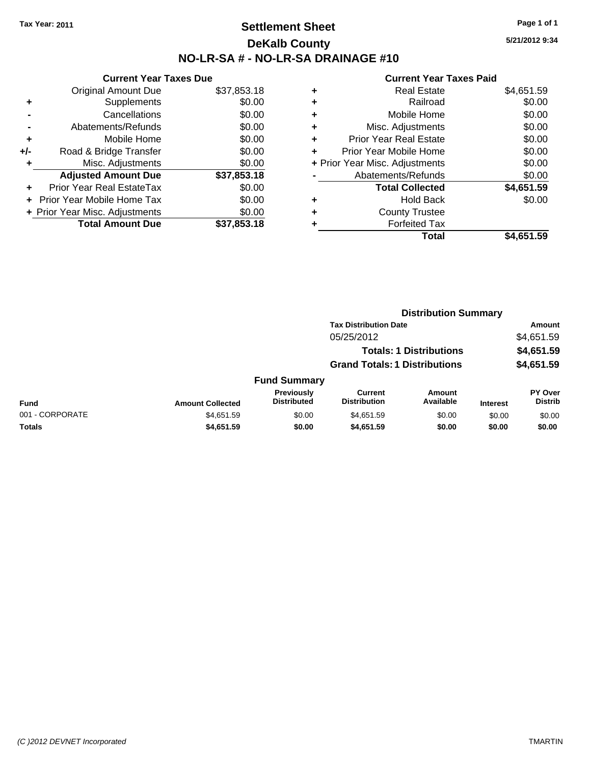**Tax Year: 2011**

# Settlement Sheet

## DeKalb County

## NO-LR-SA # - NO-LR-SA DRAINAGE #10

**5/21/2012 9:34**

### Current Year Taxes Due

| | | |
|---|---|---|
| | Original Amount Due | $37,853.18 |
| + | Supplements | $0.00 |
| - | Cancellations | $0.00 |
| - | Abatements/Refunds | $0.00 |
| + | Mobile Home | $0.00 |
| +/- | Road & Bridge Transfer | $0.00 |
| + | Misc. Adjustments | $0.00 |
| | **Adjusted Amount Due** | **$37,853.18** |
| + | Prior Year Real EstateTax | $0.00 |
| + | Prior Year Mobile Home Tax | $0.00 |
| + | Prior Year Misc. Adjustments | $0.00 |
| | **Total Amount Due** | **$37,853.18** |

### Current Year Taxes Paid

| | | |
|---|---|---|
| + | Real Estate | $4,651.59 |
| + | Railroad | $0.00 |
| + | Mobile Home | $0.00 |
| + | Misc. Adjustments | $0.00 |
| + | Prior Year Real Estate | $0.00 |
| + | Prior Year Mobile Home | $0.00 |
| + | Prior Year Misc. Adjustments | $0.00 |
| - | Abatements/Refunds | $0.00 |
| | **Total Collected** | **$4,651.59** |
| + | Hold Back | $0.00 |
| + | County Trustee | |
| + | Forfeited Tax | |
| | **Total** | **$4,651.59** |

### Distribution Summary

| Tax Distribution Date | Amount |
|---|---|
| 05/25/2012 | $4,651.59 |
| **Totals: 1 Distributions** | **$4,651.59** |
| **Grand Totals: 1 Distributions** | **$4,651.59** |

### Fund Summary

| Fund | Amount Collected | Previously Distributed | Current Distribution | Amount Available | Interest | PY Over Distrib |
|---|---|---|---|---|---|---|
| 001 - CORPORATE | $4,651.59 | $0.00 | $4,651.59 | $0.00 | $0.00 | $0.00 |
| **Totals** | **$4,651.59** | **$0.00** | **$4,651.59** | **$0.00** | **$0.00** | **$0.00** |

*(C )2012 DEVNET Incorporated* TMARTIN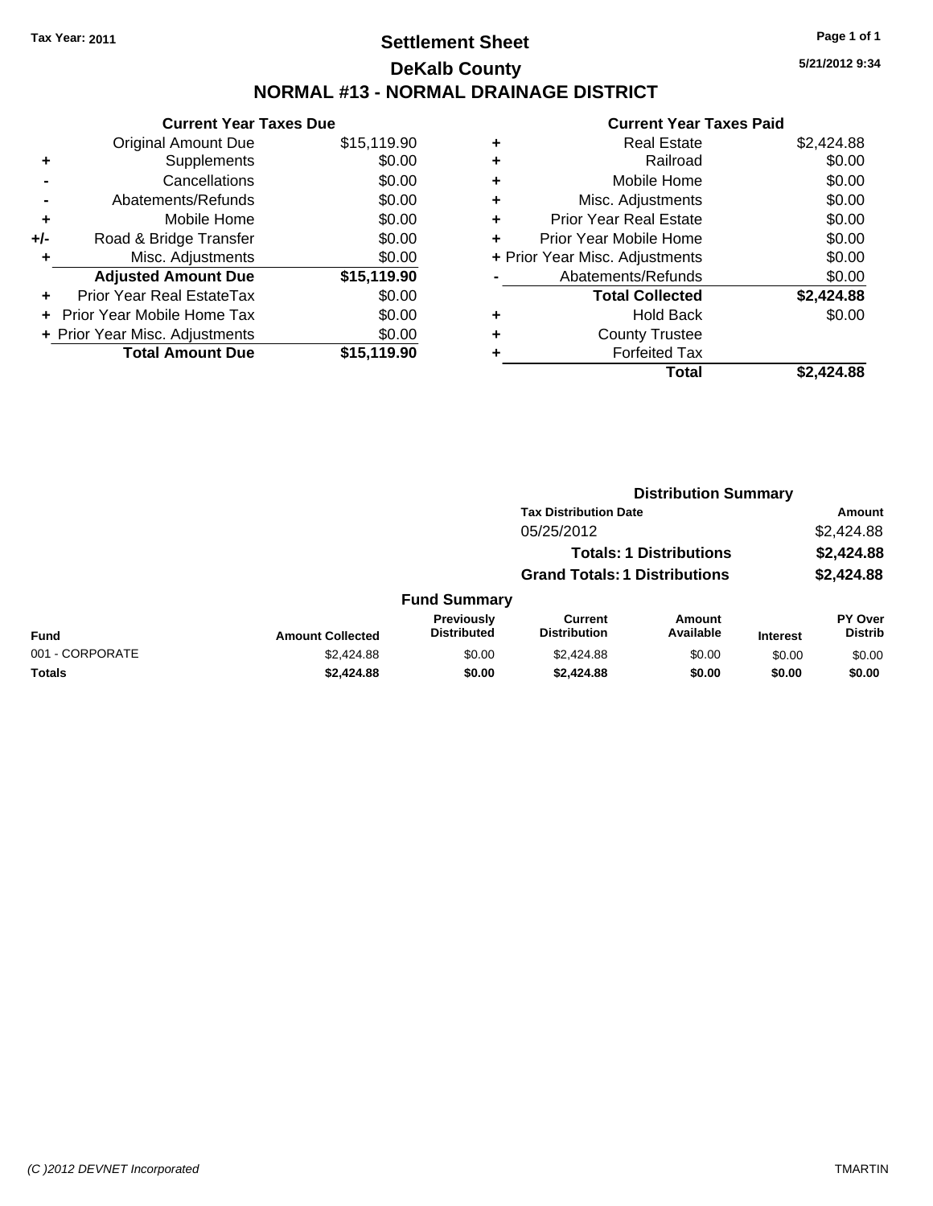Tax Year: 2011

# Settlement Sheet

## DeKalb County

## NORMAL #13 - NORMAL DRAINAGE DISTRICT

5/21/2012 9:34

### Current Year Taxes Due

| | | |
|---|---|---|
| | Original Amount Due | $15,119.90 |
| + | Supplements | $0.00 |
| - | Cancellations | $0.00 |
| - | Abatements/Refunds | $0.00 |
| + | Mobile Home | $0.00 |
| +/- | Road & Bridge Transfer | $0.00 |
| + | Misc. Adjustments | $0.00 |
| | **Adjusted Amount Due** | **$15,119.90** |
| + | Prior Year Real EstateTax | $0.00 |
| + | Prior Year Mobile Home Tax | $0.00 |
| + | Prior Year Misc. Adjustments | $0.00 |
| | **Total Amount Due** | **$15,119.90** |

### Current Year Taxes Paid

| | | |
|---|---|---|
| + | Real Estate | $2,424.88 |
| + | Railroad | $0.00 |
| + | Mobile Home | $0.00 |
| + | Misc. Adjustments | $0.00 |
| + | Prior Year Real Estate | $0.00 |
| + | Prior Year Mobile Home | $0.00 |
| + | Prior Year Misc. Adjustments | $0.00 |
| - | Abatements/Refunds | $0.00 |
| | **Total Collected** | **$2,424.88** |
| + | Hold Back | $0.00 |
| + | County Trustee | |
| + | Forfeited Tax | |
| | **Total** | **$2,424.88** |

### Distribution Summary

| Tax Distribution Date | Amount |
|---|---|
| 05/25/2012 | $2,424.88 |
| **Totals: 1 Distributions** | **$2,424.88** |
| **Grand Totals: 1 Distributions** | **$2,424.88** |

### Fund Summary

| Fund | Amount Collected | Previously Distributed | Current Distribution | Amount Available | Interest | PY Over Distrib |
|---|---|---|---|---|---|---|
| 001 - CORPORATE | $2,424.88 | $0.00 | $2,424.88 | $0.00 | $0.00 | $0.00 |
| **Totals** | **$2,424.88** | **$0.00** | **$2,424.88** | **$0.00** | **$0.00** | **$0.00** |

(C )2012 DEVNET Incorporated TMARTIN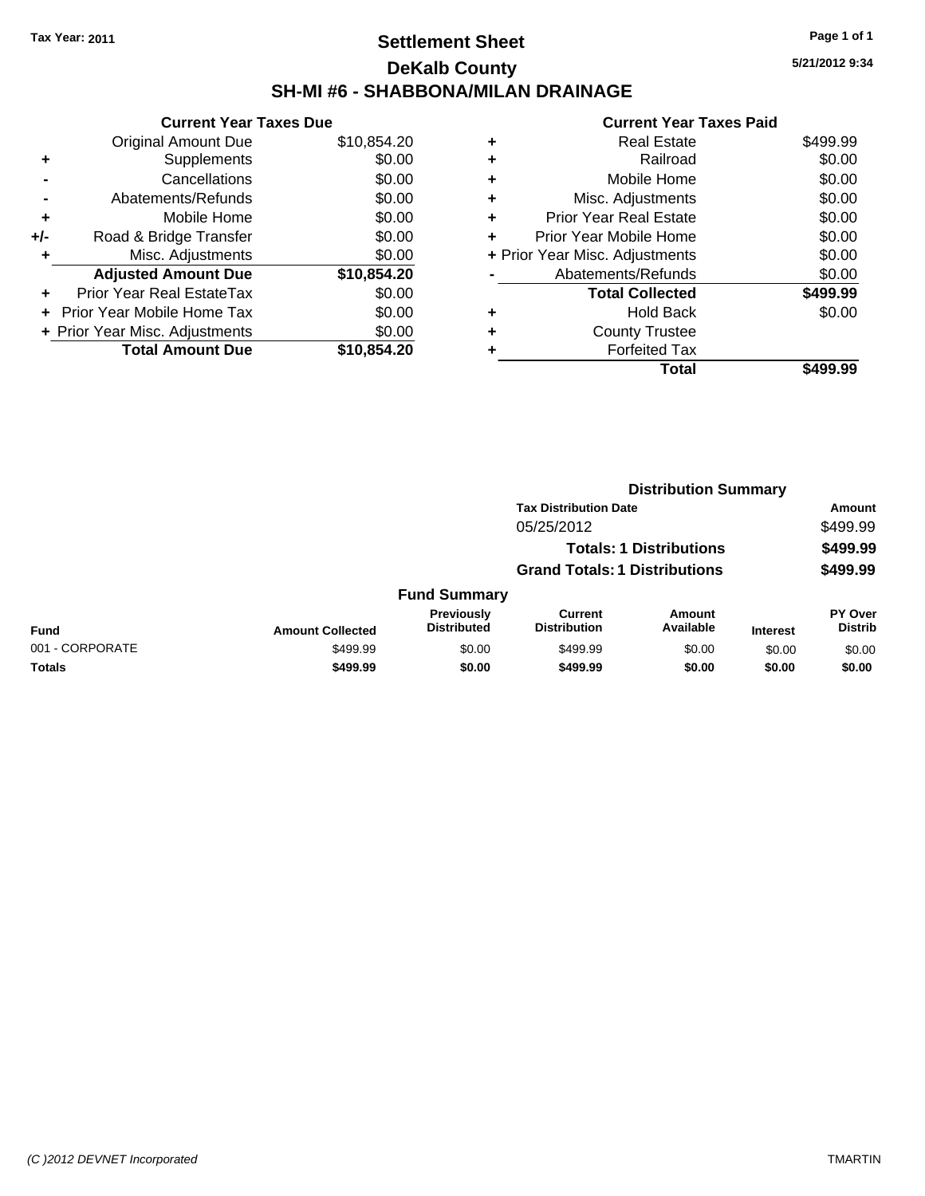Tax Year: 2011

# Settlement Sheet

## DeKalb County

## SH-MI #6 - SHABBONA/MILAN DRAINAGE

5/21/2012 9:34

### Current Year Taxes Due

| | | |
|---|---|---|
| | Original Amount Due | $10,854.20 |
| + | Supplements | $0.00 |
| - | Cancellations | $0.00 |
| - | Abatements/Refunds | $0.00 |
| + | Mobile Home | $0.00 |
| +/- | Road & Bridge Transfer | $0.00 |
| + | Misc. Adjustments | $0.00 |
| | **Adjusted Amount Due** | **$10,854.20** |
| + | Prior Year Real EstateTax | $0.00 |
| + | Prior Year Mobile Home Tax | $0.00 |
| + | Prior Year Misc. Adjustments | $0.00 |
| | **Total Amount Due** | **$10,854.20** |

### Current Year Taxes Paid

| | | |
|---|---|---|
| + | Real Estate | $499.99 |
| + | Railroad | $0.00 |
| + | Mobile Home | $0.00 |
| + | Misc. Adjustments | $0.00 |
| + | Prior Year Real Estate | $0.00 |
| + | Prior Year Mobile Home | $0.00 |
| + | Prior Year Misc. Adjustments | $0.00 |
| - | Abatements/Refunds | $0.00 |
| | **Total Collected** | **$499.99** |
| + | Hold Back | $0.00 |
| + | County Trustee | |
| + | Forfeited Tax | |
| | **Total** | **$499.99** |

### Distribution Summary

| Tax Distribution Date | Amount |
|---|---|
| 05/25/2012 | $499.99 |
| **Totals: 1 Distributions** | **$499.99** |
| **Grand Totals: 1 Distributions** | **$499.99** |

### Fund Summary

| Fund | Amount Collected | Previously Distributed | Current Distribution | Amount Available | Interest | PY Over Distrib |
|---|---|---|---|---|---|---|
| 001 - CORPORATE | $499.99 | $0.00 | $499.99 | $0.00 | $0.00 | $0.00 |
| **Totals** | **$499.99** | **$0.00** | **$499.99** | **$0.00** | **$0.00** | **$0.00** |

(C )2012 DEVNET Incorporated TMARTIN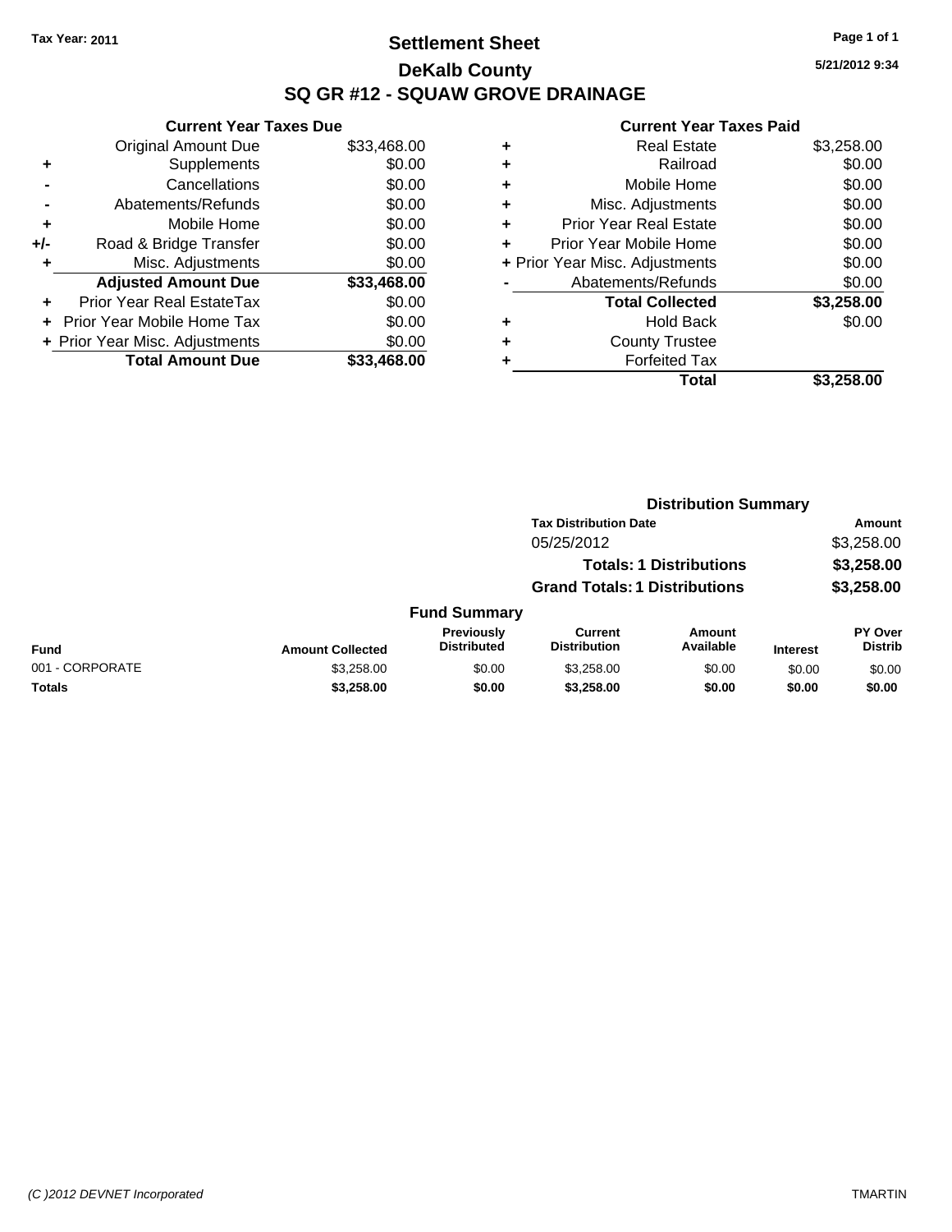**Tax Year: 2011**

# Settlement Sheet
## DeKalb County
## SQ GR #12 - SQUAW GROVE DRAINAGE

5/21/2012 9:34

### Current Year Taxes Due

| | | |
|---|---|---|
| | Original Amount Due | $33,468.00 |
| + | Supplements | $0.00 |
| - | Cancellations | $0.00 |
| - | Abatements/Refunds | $0.00 |
| + | Mobile Home | $0.00 |
| +/- | Road & Bridge Transfer | $0.00 |
| + | Misc. Adjustments | $0.00 |
| | **Adjusted Amount Due** | **$33,468.00** |
| + | Prior Year Real EstateTax | $0.00 |
| + | Prior Year Mobile Home Tax | $0.00 |
| + | Prior Year Misc. Adjustments | $0.00 |
| | **Total Amount Due** | **$33,468.00** |

### Current Year Taxes Paid

| | | |
|---|---|---|
| + | Real Estate | $3,258.00 |
| + | Railroad | $0.00 |
| + | Mobile Home | $0.00 |
| + | Misc. Adjustments | $0.00 |
| + | Prior Year Real Estate | $0.00 |
| + | Prior Year Mobile Home | $0.00 |
| + | Prior Year Misc. Adjustments | $0.00 |
| - | Abatements/Refunds | $0.00 |
| | **Total Collected** | **$3,258.00** |
| + | Hold Back | $0.00 |
| + | County Trustee | |
| + | Forfeited Tax | |
| | **Total** | **$3,258.00** |

### Distribution Summary

| Tax Distribution Date | Amount |
|---|---|
| 05/25/2012 | $3,258.00 |
| **Totals: 1 Distributions** | **$3,258.00** |
| **Grand Totals: 1 Distributions** | **$3,258.00** |

### Fund Summary

| Fund | Amount Collected | Previously Distributed | Current Distribution | Amount Available | Interest | PY Over Distrib |
|---|---|---|---|---|---|---|
| 001 - CORPORATE | $3,258.00 | $0.00 | $3,258.00 | $0.00 | $0.00 | $0.00 |
| **Totals** | **$3,258.00** | **$0.00** | **$3,258.00** | **$0.00** | **$0.00** | **$0.00** |

(C )2012 DEVNET Incorporated

TMARTIN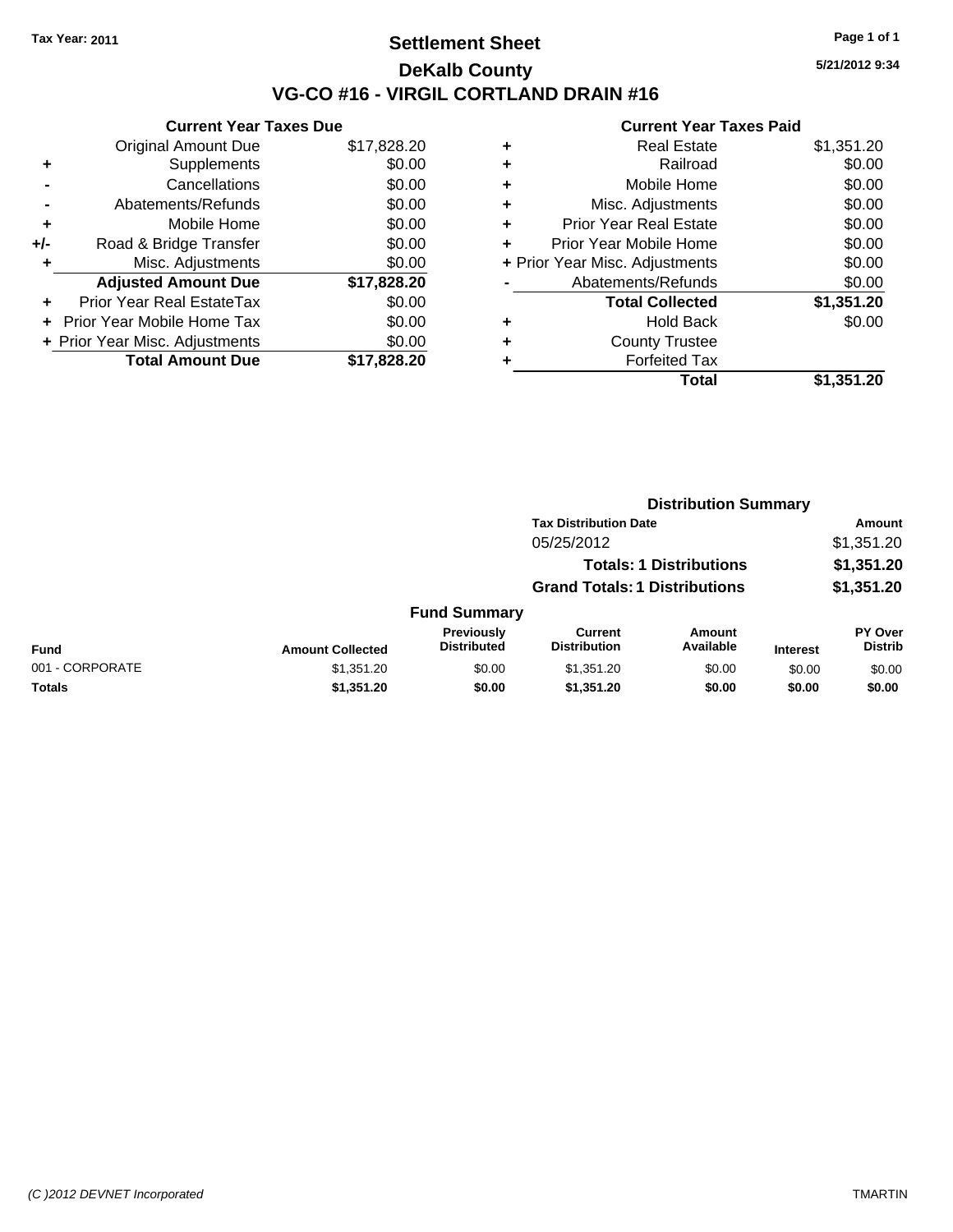Tax Year: 2011

# Settlement Sheet

## DeKalb County

## VG-CO #16 - VIRGIL CORTLAND DRAIN #16

5/21/2012 9:34

### Current Year Taxes Due

| | | |
|---|---|---|
| | Original Amount Due | $17,828.20 |
| + | Supplements | $0.00 |
| - | Cancellations | $0.00 |
| - | Abatements/Refunds | $0.00 |
| + | Mobile Home | $0.00 |
| +/- | Road & Bridge Transfer | $0.00 |
| + | Misc. Adjustments | $0.00 |
| | **Adjusted Amount Due** | **$17,828.20** |
| + | Prior Year Real EstateTax | $0.00 |
| + | Prior Year Mobile Home Tax | $0.00 |
| + | Prior Year Misc. Adjustments | $0.00 |
| | **Total Amount Due** | **$17,828.20** |

### Current Year Taxes Paid

| | | |
|---|---|---|
| + | Real Estate | $1,351.20 |
| + | Railroad | $0.00 |
| + | Mobile Home | $0.00 |
| + | Misc. Adjustments | $0.00 |
| + | Prior Year Real Estate | $0.00 |
| + | Prior Year Mobile Home | $0.00 |
| + | Prior Year Misc. Adjustments | $0.00 |
| - | Abatements/Refunds | $0.00 |
| | **Total Collected** | **$1,351.20** |
| + | Hold Back | $0.00 |
| + | County Trustee | |
| + | Forfeited Tax | |
| | **Total** | **$1,351.20** |

### Distribution Summary

| Tax Distribution Date | Amount |
|---|---|
| 05/25/2012 | $1,351.20 |
| **Totals: 1 Distributions** | **$1,351.20** |
| **Grand Totals: 1 Distributions** | **$1,351.20** |

### Fund Summary

| Fund | Amount Collected | Previously Distributed | Current Distribution | Amount Available | Interest | PY Over Distrib |
|---|---|---|---|---|---|---|
| 001 - CORPORATE | $1,351.20 | $0.00 | $1,351.20 | $0.00 | $0.00 | $0.00 |
| **Totals** | **$1,351.20** | **$0.00** | **$1,351.20** | **$0.00** | **$0.00** | **$0.00** |

(C )2012 DEVNET Incorporated TMARTIN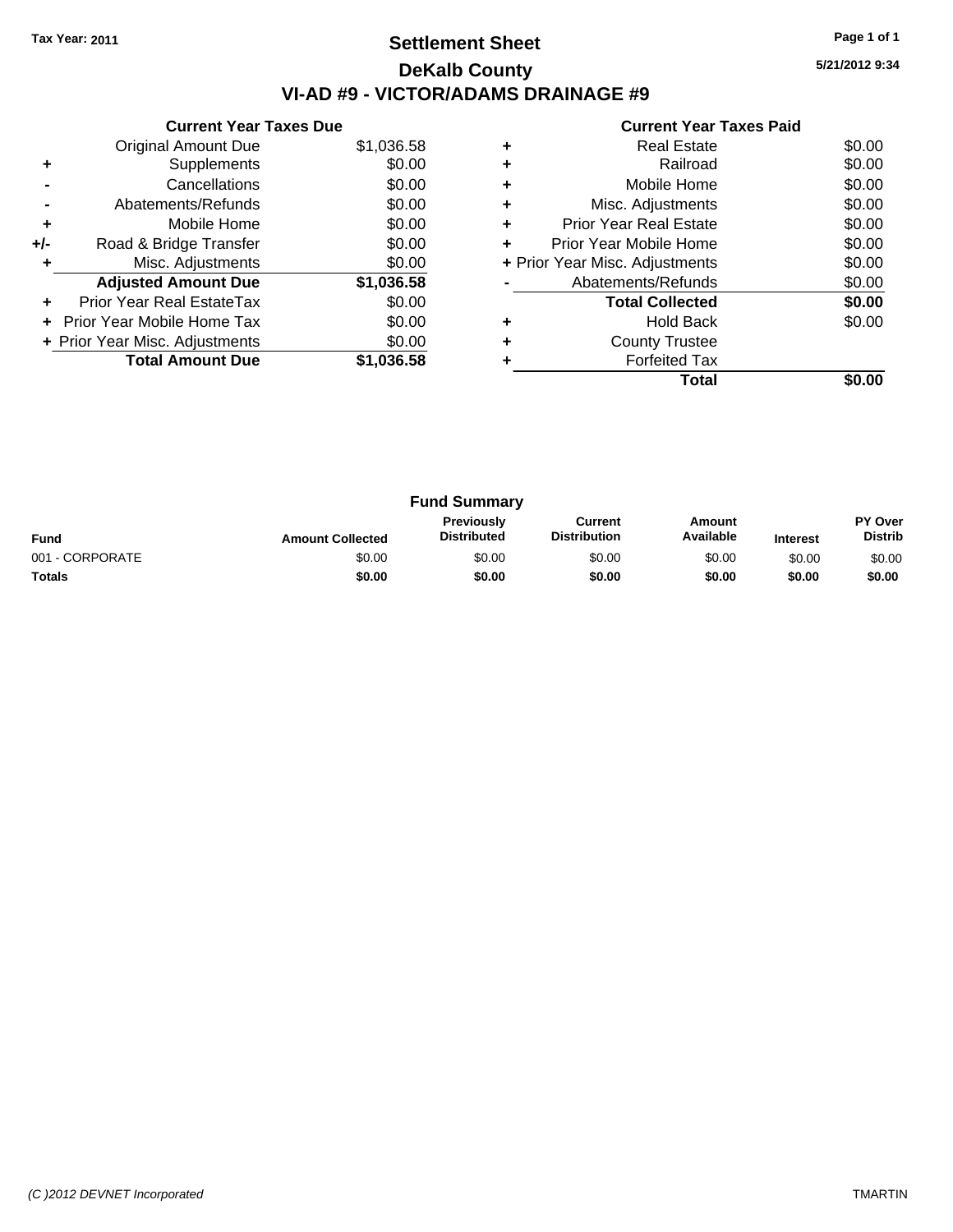**Tax Year: 2011**

# Settlement Sheet

## DeKalb County

## VI-AD #9 - VICTOR/ADAMS DRAINAGE #9

5/21/2012 9:34

### Current Year Taxes Due

| | | |
|---|---|---|
| | Original Amount Due | $1,036.58 |
| + | Supplements | $0.00 |
| - | Cancellations | $0.00 |
| - | Abatements/Refunds | $0.00 |
| + | Mobile Home | $0.00 |
| +/- | Road & Bridge Transfer | $0.00 |
| + | Misc. Adjustments | $0.00 |
| | **Adjusted Amount Due** | **$1,036.58** |
| + | Prior Year Real EstateTax | $0.00 |
| + | Prior Year Mobile Home Tax | $0.00 |
| + | Prior Year Misc. Adjustments | $0.00 |
| | **Total Amount Due** | **$1,036.58** |

### Current Year Taxes Paid

| | | |
|---|---|---|
| + | Real Estate | $0.00 |
| + | Railroad | $0.00 |
| + | Mobile Home | $0.00 |
| + | Misc. Adjustments | $0.00 |
| + | Prior Year Real Estate | $0.00 |
| + | Prior Year Mobile Home | $0.00 |
| + | Prior Year Misc. Adjustments | $0.00 |
| - | Abatements/Refunds | $0.00 |
| | **Total Collected** | **$0.00** |
| + | Hold Back | $0.00 |
| + | County Trustee | |
| + | Forfeited Tax | |
| | **Total** | **$0.00** |

### Fund Summary

| Fund | Amount Collected | Previously Distributed | Current Distribution | Amount Available | Interest | PY Over Distrib |
|---|---|---|---|---|---|---|
| 001 - CORPORATE | $0.00 | $0.00 | $0.00 | $0.00 | $0.00 | $0.00 |
| **Totals** | **$0.00** | **$0.00** | **$0.00** | **$0.00** | **$0.00** | **$0.00** |

(C )2012 DEVNET Incorporated

TMARTIN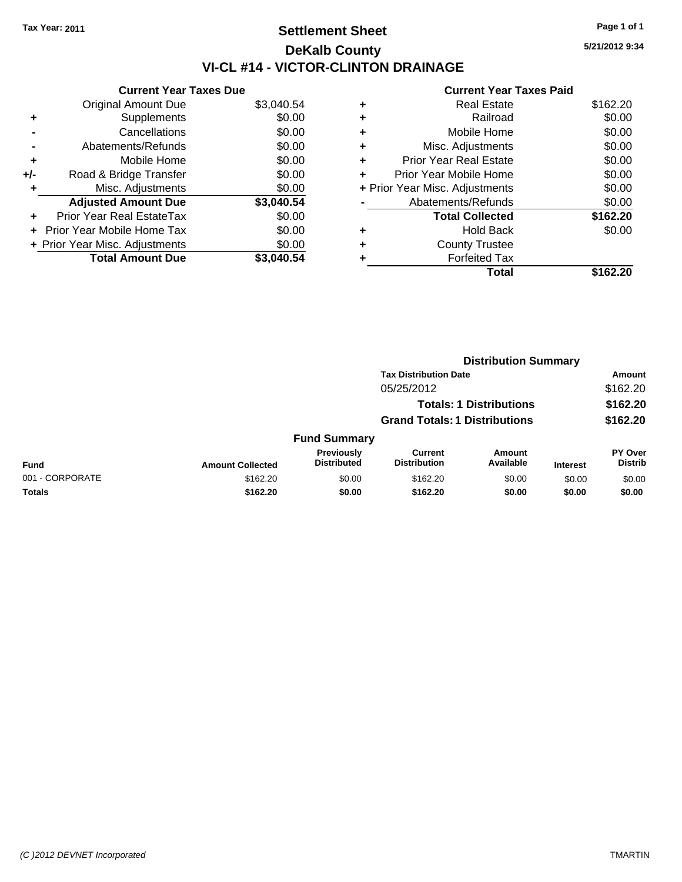Tax Year: 2011

# Settlement Sheet

## DeKalb County

## VI-CL #14 - VICTOR-CLINTON DRAINAGE

5/21/2012 9:34

| | Current Year Taxes Due | |
|---|---|---|
| | Original Amount Due | $3,040.54 |
| + | Supplements | $0.00 |
| - | Cancellations | $0.00 |
| - | Abatements/Refunds | $0.00 |
| + | Mobile Home | $0.00 |
| +/- | Road & Bridge Transfer | $0.00 |
| + | Misc. Adjustments | $0.00 |
| | **Adjusted Amount Due** | **$3,040.54** |
| + | Prior Year Real EstateTax | $0.00 |
| + | Prior Year Mobile Home Tax | $0.00 |
| + | Prior Year Misc. Adjustments | $0.00 |
| | **Total Amount Due** | **$3,040.54** |

| | Current Year Taxes Paid | |
|---|---|---|
| + | Real Estate | $162.20 |
| + | Railroad | $0.00 |
| + | Mobile Home | $0.00 |
| + | Misc. Adjustments | $0.00 |
| + | Prior Year Real Estate | $0.00 |
| + | Prior Year Mobile Home | $0.00 |
| + | Prior Year Misc. Adjustments | $0.00 |
| - | Abatements/Refunds | $0.00 |
| | **Total Collected** | **$162.20** |
| + | Hold Back | $0.00 |
| + | County Trustee | |
| + | Forfeited Tax | |
| | **Total** | **$162.20** |

### Distribution Summary

| Tax Distribution Date | Amount |
|---|---|
| 05/25/2012 | $162.20 |
| **Totals: 1 Distributions** | **$162.20** |
| **Grand Totals: 1 Distributions** | **$162.20** |

### Fund Summary

| Fund | Amount Collected | Previously Distributed | Current Distribution | Amount Available | Interest | PY Over Distrib |
|---|---|---|---|---|---|---|
| 001 - CORPORATE | $162.20 | $0.00 | $162.20 | $0.00 | $0.00 | $0.00 |
| **Totals** | **$162.20** | **$0.00** | **$162.20** | **$0.00** | **$0.00** | **$0.00** |

(C )2012 DEVNET Incorporated TMARTIN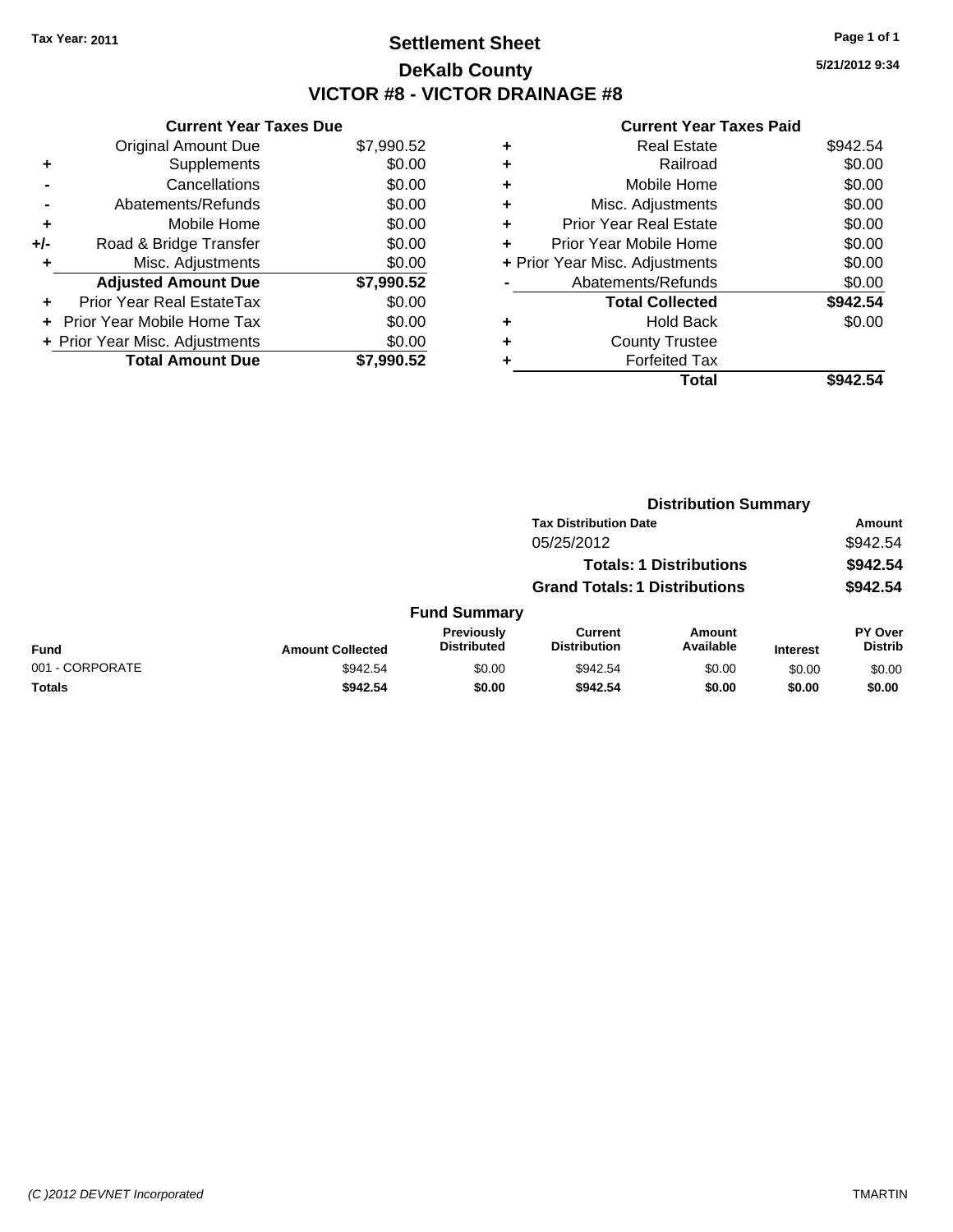Tax Year: 2011

# Settlement Sheet

## DeKalb County

## VICTOR #8 - VICTOR DRAINAGE #8

5/21/2012 9:34

### Current Year Taxes Due

| | | |
|---|---|---|
| | Original Amount Due | $7,990.52 |
| + | Supplements | $0.00 |
| - | Cancellations | $0.00 |
| - | Abatements/Refunds | $0.00 |
| + | Mobile Home | $0.00 |
| +/- | Road & Bridge Transfer | $0.00 |
| + | Misc. Adjustments | $0.00 |
| | **Adjusted Amount Due** | **$7,990.52** |
| + | Prior Year Real EstateTax | $0.00 |
| + | Prior Year Mobile Home Tax | $0.00 |
| + | Prior Year Misc. Adjustments | $0.00 |
| | **Total Amount Due** | **$7,990.52** |

### Current Year Taxes Paid

| | | |
|---|---|---|
| + | Real Estate | $942.54 |
| + | Railroad | $0.00 |
| + | Mobile Home | $0.00 |
| + | Misc. Adjustments | $0.00 |
| + | Prior Year Real Estate | $0.00 |
| + | Prior Year Mobile Home | $0.00 |
| + | Prior Year Misc. Adjustments | $0.00 |
| - | Abatements/Refunds | $0.00 |
| | **Total Collected** | **$942.54** |
| + | Hold Back | $0.00 |
| + | County Trustee | |
| + | Forfeited Tax | |
| | **Total** | **$942.54** |

### Distribution Summary

| Tax Distribution Date | Amount |
|---|---|
| 05/25/2012 | $942.54 |
| **Totals: 1 Distributions** | **$942.54** |
| **Grand Totals: 1 Distributions** | **$942.54** |

### Fund Summary

| Fund | Amount Collected | Previously Distributed | Current Distribution | Amount Available | Interest | PY Over Distrib |
|---|---|---|---|---|---|---|
| 001 - CORPORATE | $942.54 | $0.00 | $942.54 | $0.00 | $0.00 | $0.00 |
| **Totals** | **$942.54** | **$0.00** | **$942.54** | **$0.00** | **$0.00** | **$0.00** |

(C )2012 DEVNET Incorporated TMARTIN